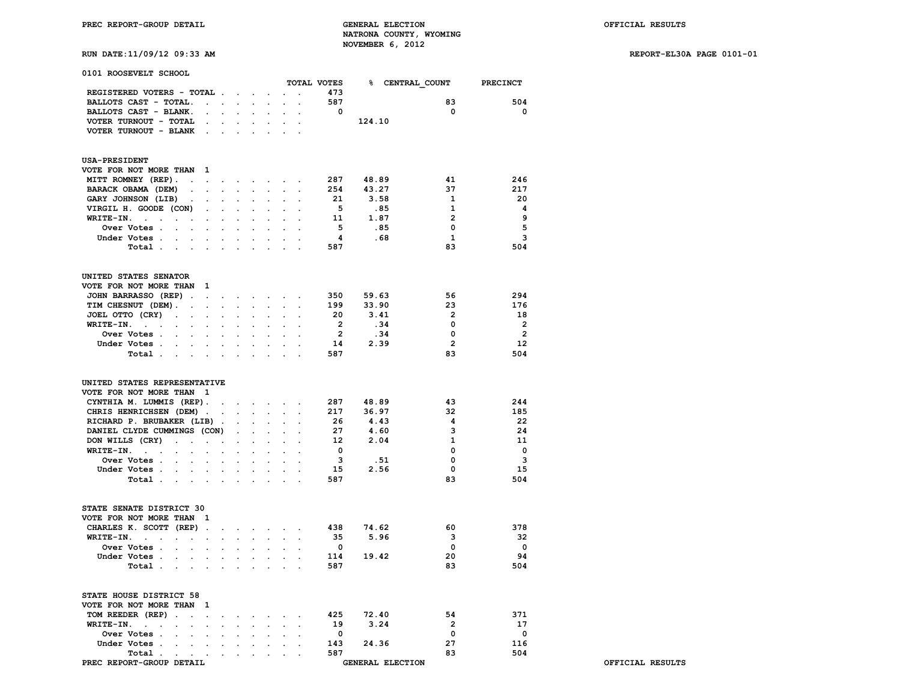PREC REPORT-GROUP DETAIL

GENERAL ELECTION
NATRONA COUNTY, WYOMING
NOVEMBER 6, 2012

OFFICIAL RESULTS

RUN DATE:11/09/12 09:33 AM

REPORT-EL30A PAGE 0101-01

## 0101 ROOSEVELT SCHOOL

| | TOTAL VOTES | % | CENTRAL_COUNT | PRECINCT |
|---|---|---|---|---|
| REGISTERED VOTERS - TOTAL | 473 | | | |
| BALLOTS CAST - TOTAL | 587 | | 83 | 504 |
| BALLOTS CAST - BLANK | 0 | | 0 | 0 |
| VOTER TURNOUT - TOTAL | | 124.10 | | |
| VOTER TURNOUT - BLANK | | | | |

### USA-PRESIDENT
VOTE FOR NOT MORE THAN 1

| | TOTAL VOTES | % | CENTRAL_COUNT | PRECINCT |
|---|---|---|---|---|
| MITT ROMNEY (REP) | 287 | 48.89 | 41 | 246 |
| BARACK OBAMA (DEM) | 254 | 43.27 | 37 | 217 |
| GARY JOHNSON (LIB) | 21 | 3.58 | 1 | 20 |
| VIRGIL H. GOODE (CON) | 5 | .85 | 1 | 4 |
| WRITE-IN. | 11 | 1.87 | 2 | 9 |
| Over Votes | 5 | .85 | 0 | 5 |
| Under Votes | 4 | .68 | 1 | 3 |
| Total | 587 | | 83 | 504 |

### UNITED STATES SENATOR
VOTE FOR NOT MORE THAN 1

| | TOTAL VOTES | % | CENTRAL_COUNT | PRECINCT |
|---|---|---|---|---|
| JOHN BARRASSO (REP) | 350 | 59.63 | 56 | 294 |
| TIM CHESNUT (DEM) | 199 | 33.90 | 23 | 176 |
| JOEL OTTO (CRY) | 20 | 3.41 | 2 | 18 |
| WRITE-IN. | 2 | .34 | 0 | 2 |
| Over Votes | 2 | .34 | 0 | 2 |
| Under Votes | 14 | 2.39 | 2 | 12 |
| Total | 587 | | 83 | 504 |

### UNITED STATES REPRESENTATIVE
VOTE FOR NOT MORE THAN 1

| | TOTAL VOTES | % | CENTRAL_COUNT | PRECINCT |
|---|---|---|---|---|
| CYNTHIA M. LUMMIS (REP) | 287 | 48.89 | 43 | 244 |
| CHRIS HENRICHSEN (DEM) | 217 | 36.97 | 32 | 185 |
| RICHARD P. BRUBAKER (LIB) | 26 | 4.43 | 4 | 22 |
| DANIEL CLYDE CUMMINGS (CON) | 27 | 4.60 | 3 | 24 |
| DON WILLS (CRY) | 12 | 2.04 | 1 | 11 |
| WRITE-IN. | 0 | | 0 | 0 |
| Over Votes | 3 | .51 | 0 | 3 |
| Under Votes | 15 | 2.56 | 0 | 15 |
| Total | 587 | | 83 | 504 |

### STATE SENATE DISTRICT 30
VOTE FOR NOT MORE THAN 1

| | TOTAL VOTES | % | CENTRAL_COUNT | PRECINCT |
|---|---|---|---|---|
| CHARLES K. SCOTT (REP) | 438 | 74.62 | 60 | 378 |
| WRITE-IN. | 35 | 5.96 | 3 | 32 |
| Over Votes | 0 | | 0 | 0 |
| Under Votes | 114 | 19.42 | 20 | 94 |
| Total | 587 | | 83 | 504 |

### STATE HOUSE DISTRICT 58
VOTE FOR NOT MORE THAN 1

| | TOTAL VOTES | % | CENTRAL_COUNT | PRECINCT |
|---|---|---|---|---|
| TOM REEDER (REP) | 425 | 72.40 | 54 | 371 |
| WRITE-IN. | 19 | 3.24 | 2 | 17 |
| Over Votes | 0 | | 0 | 0 |
| Under Votes | 143 | 24.36 | 27 | 116 |
| Total | 587 | | 83 | 504 |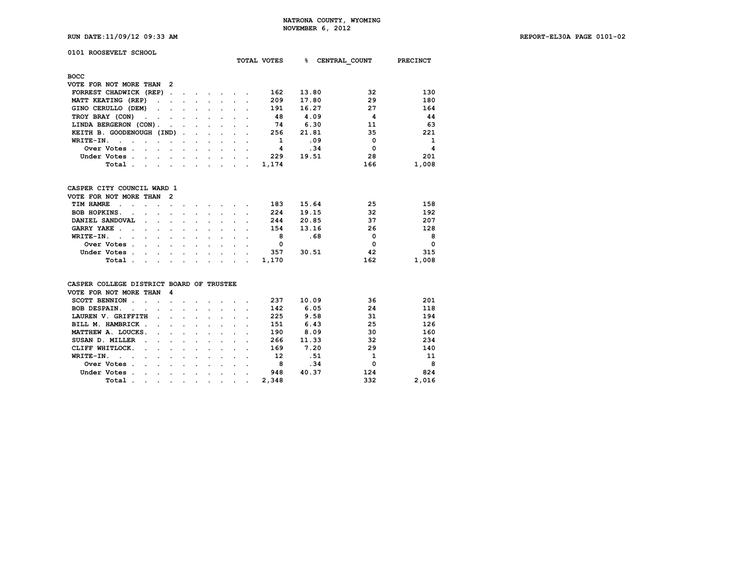NATRONA COUNTY, WYOMING
NOVEMBER 6, 2012

RUN DATE:11/09/12 09:33 AM

REPORT-EL30A PAGE 0101-02

0101 ROOSEVELT SCHOOL

## BOCC

VOTE FOR NOT MORE THAN 2

| | TOTAL VOTES | % | CENTRAL_COUNT | PRECINCT |
|---|---|---|---|---|
| FORREST CHADWICK (REP) | 162 | 13.80 | 32 | 130 |
| MATT KEATING (REP) | 209 | 17.80 | 29 | 180 |
| GINO CERULLO (DEM) | 191 | 16.27 | 27 | 164 |
| TROY BRAY (CON) | 48 | 4.09 | 4 | 44 |
| LINDA BERGERON (CON) | 74 | 6.30 | 11 | 63 |
| KEITH B. GOODENOUGH (IND) | 256 | 21.81 | 35 | 221 |
| WRITE-IN. | 1 | .09 | 0 | 1 |
| Over Votes | 4 | .34 | 0 | 4 |
| Under Votes | 229 | 19.51 | 28 | 201 |
| Total | 1,174 | | 166 | 1,008 |

## CASPER CITY COUNCIL WARD 1

VOTE FOR NOT MORE THAN 2

| | TOTAL VOTES | % | CENTRAL_COUNT | PRECINCT |
|---|---|---|---|---|
| TIM HAMRE | 183 | 15.64 | 25 | 158 |
| BOB HOPKINS. | 224 | 19.15 | 32 | 192 |
| DANIEL SANDOVAL | 244 | 20.85 | 37 | 207 |
| GARRY YAKE | 154 | 13.16 | 26 | 128 |
| WRITE-IN. | 8 | .68 | 0 | 8 |
| Over Votes | 0 | | 0 | 0 |
| Under Votes | 357 | 30.51 | 42 | 315 |
| Total | 1,170 | | 162 | 1,008 |

## CASPER COLLEGE DISTRICT BOARD OF TRUSTEE

VOTE FOR NOT MORE THAN 4

| | TOTAL VOTES | % | CENTRAL_COUNT | PRECINCT |
|---|---|---|---|---|
| SCOTT BENNION | 237 | 10.09 | 36 | 201 |
| BOB DESPAIN. | 142 | 6.05 | 24 | 118 |
| LAUREN V. GRIFFITH | 225 | 9.58 | 31 | 194 |
| BILL M. HAMBRICK | 151 | 6.43 | 25 | 126 |
| MATTHEW A. LOUCKS. | 190 | 8.09 | 30 | 160 |
| SUSAN D. MILLER | 266 | 11.33 | 32 | 234 |
| CLIFF WHITLOCK. | 169 | 7.20 | 29 | 140 |
| WRITE-IN. | 12 | .51 | 1 | 11 |
| Over Votes | 8 | .34 | 0 | 8 |
| Under Votes | 948 | 40.37 | 124 | 824 |
| Total | 2,348 | | 332 | 2,016 |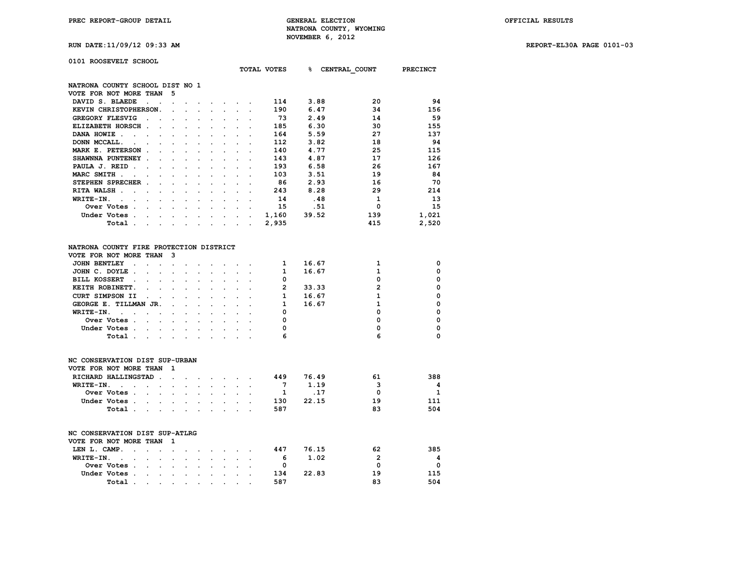## 0101 ROOSEVELT SCHOOL

### NATRONA COUNTY SCHOOL DIST NO 1
VOTE FOR NOT MORE THAN 5

| | TOTAL VOTES | % | CENTRAL_COUNT | PRECINCT |
|---|---|---|---|---|
| DAVID S. BLAEDE | 114 | 3.88 | 20 | 94 |
| KEVIN CHRISTOPHERSON | 190 | 6.47 | 34 | 156 |
| GREGORY FLESVIG | 73 | 2.49 | 14 | 59 |
| ELIZABETH HORSCH | 185 | 6.30 | 30 | 155 |
| DANA HOWIE | 164 | 5.59 | 27 | 137 |
| DONN MCCALL | 112 | 3.82 | 18 | 94 |
| MARK E. PETERSON | 140 | 4.77 | 25 | 115 |
| SHAWNNA PUNTENEY | 143 | 4.87 | 17 | 126 |
| PAULA J. REID | 193 | 6.58 | 26 | 167 |
| MARC SMITH | 103 | 3.51 | 19 | 84 |
| STEPHEN SPRECHER | 86 | 2.93 | 16 | 70 |
| RITA WALSH | 243 | 8.28 | 29 | 214 |
| WRITE-IN | 14 | .48 | 1 | 13 |
| Over Votes | 15 | .51 | 0 | 15 |
| Under Votes | 1,160 | 39.52 | 139 | 1,021 |
| Total | 2,935 | | 415 | 2,520 |

### NATRONA COUNTY FIRE PROTECTION DISTRICT
VOTE FOR NOT MORE THAN 3

| | TOTAL VOTES | % | CENTRAL_COUNT | PRECINCT |
|---|---|---|---|---|
| JOHN BENTLEY | 1 | 16.67 | 1 | 0 |
| JOHN C. DOYLE | 1 | 16.67 | 1 | 0 |
| BILL KOSSERT | 0 | | 0 | 0 |
| KEITH ROBINETT | 2 | 33.33 | 2 | 0 |
| CURT SIMPSON II | 1 | 16.67 | 1 | 0 |
| GEORGE E. TILLMAN JR. | 1 | 16.67 | 1 | 0 |
| WRITE-IN | 0 | | 0 | 0 |
| Over Votes | 0 | | 0 | 0 |
| Under Votes | 0 | | 0 | 0 |
| Total | 6 | | 6 | 0 |

### NC CONSERVATION DIST SUP-URBAN
VOTE FOR NOT MORE THAN 1

| | TOTAL VOTES | % | CENTRAL_COUNT | PRECINCT |
|---|---|---|---|---|
| RICHARD HALLINGSTAD | 449 | 76.49 | 61 | 388 |
| WRITE-IN | 7 | 1.19 | 3 | 4 |
| Over Votes | 1 | .17 | 0 | 1 |
| Under Votes | 130 | 22.15 | 19 | 111 |
| Total | 587 | | 83 | 504 |

### NC CONSERVATION DIST SUP-ATLRG
VOTE FOR NOT MORE THAN 1

| | TOTAL VOTES | % | CENTRAL_COUNT | PRECINCT |
|---|---|---|---|---|
| LEN L. CAMP | 447 | 76.15 | 62 | 385 |
| WRITE-IN | 6 | 1.02 | 2 | 4 |
| Over Votes | 0 | | 0 | 0 |
| Under Votes | 134 | 22.83 | 19 | 115 |
| Total | 587 | | 83 | 504 |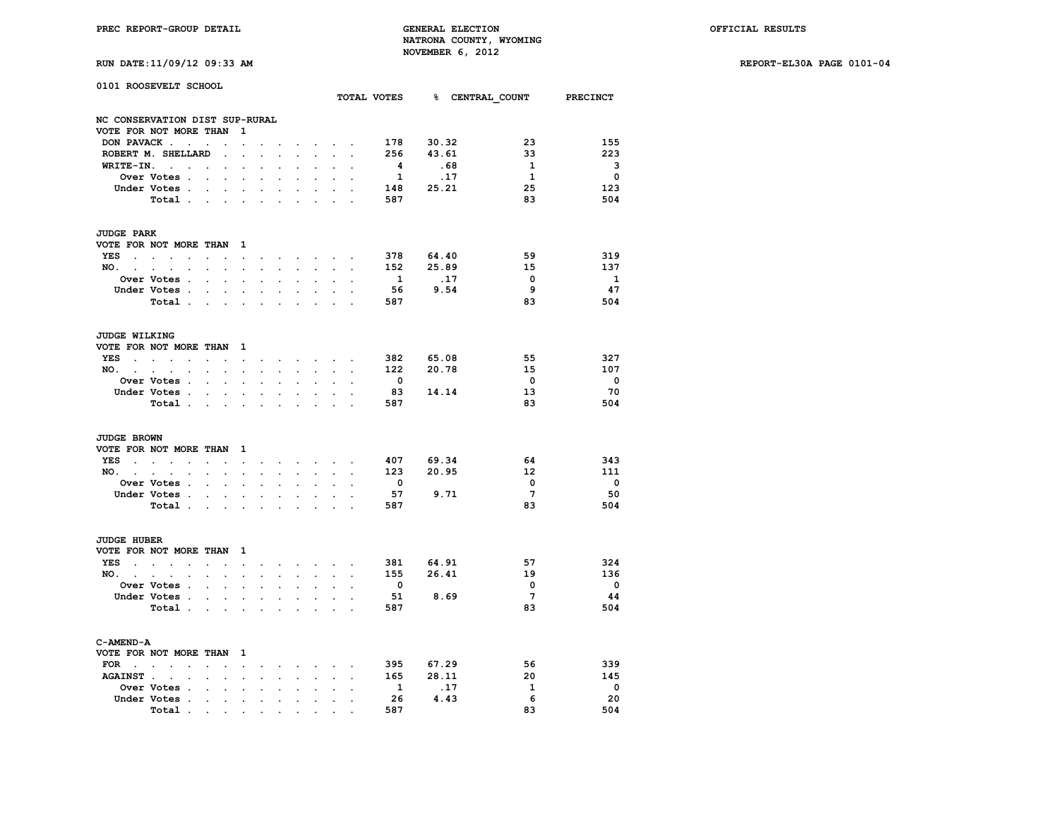0101 ROOSEVELT SCHOOL

### NC CONSERVATION DIST SUP-RURAL

VOTE FOR NOT MORE THAN 1

| | TOTAL VOTES | % | CENTRAL_COUNT | PRECINCT |
|---|---|---|---|---|
| DON PAVACK | 178 | 30.32 | 23 | 155 |
| ROBERT M. SHELLARD | 256 | 43.61 | 33 | 223 |
| WRITE-IN. | 4 | .68 | 1 | 3 |
| Over Votes | 1 | .17 | 1 | 0 |
| Under Votes | 148 | 25.21 | 25 | 123 |
| Total | 587 | | 83 | 504 |

### JUDGE PARK

VOTE FOR NOT MORE THAN 1

| | TOTAL VOTES | % | CENTRAL_COUNT | PRECINCT |
|---|---|---|---|---|
| YES | 378 | 64.40 | 59 | 319 |
| NO. | 152 | 25.89 | 15 | 137 |
| Over Votes | 1 | .17 | 0 | 1 |
| Under Votes | 56 | 9.54 | 9 | 47 |
| Total | 587 | | 83 | 504 |

### JUDGE WILKING

VOTE FOR NOT MORE THAN 1

| | TOTAL VOTES | % | CENTRAL_COUNT | PRECINCT |
|---|---|---|---|---|
| YES | 382 | 65.08 | 55 | 327 |
| NO. | 122 | 20.78 | 15 | 107 |
| Over Votes | 0 | | 0 | 0 |
| Under Votes | 83 | 14.14 | 13 | 70 |
| Total | 587 | | 83 | 504 |

### JUDGE BROWN

VOTE FOR NOT MORE THAN 1

| | TOTAL VOTES | % | CENTRAL_COUNT | PRECINCT |
|---|---|---|---|---|
| YES | 407 | 69.34 | 64 | 343 |
| NO. | 123 | 20.95 | 12 | 111 |
| Over Votes | 0 | | 0 | 0 |
| Under Votes | 57 | 9.71 | 7 | 50 |
| Total | 587 | | 83 | 504 |

### JUDGE HUBER

VOTE FOR NOT MORE THAN 1

| | TOTAL VOTES | % | CENTRAL_COUNT | PRECINCT |
|---|---|---|---|---|
| YES | 381 | 64.91 | 57 | 324 |
| NO. | 155 | 26.41 | 19 | 136 |
| Over Votes | 0 | | 0 | 0 |
| Under Votes | 51 | 8.69 | 7 | 44 |
| Total | 587 | | 83 | 504 |

### C-AMEND-A

VOTE FOR NOT MORE THAN 1

| | TOTAL VOTES | % | CENTRAL_COUNT | PRECINCT |
|---|---|---|---|---|
| FOR | 395 | 67.29 | 56 | 339 |
| AGAINST | 165 | 28.11 | 20 | 145 |
| Over Votes | 1 | .17 | 1 | 0 |
| Under Votes | 26 | 4.43 | 6 | 20 |
| Total | 587 | | 83 | 504 |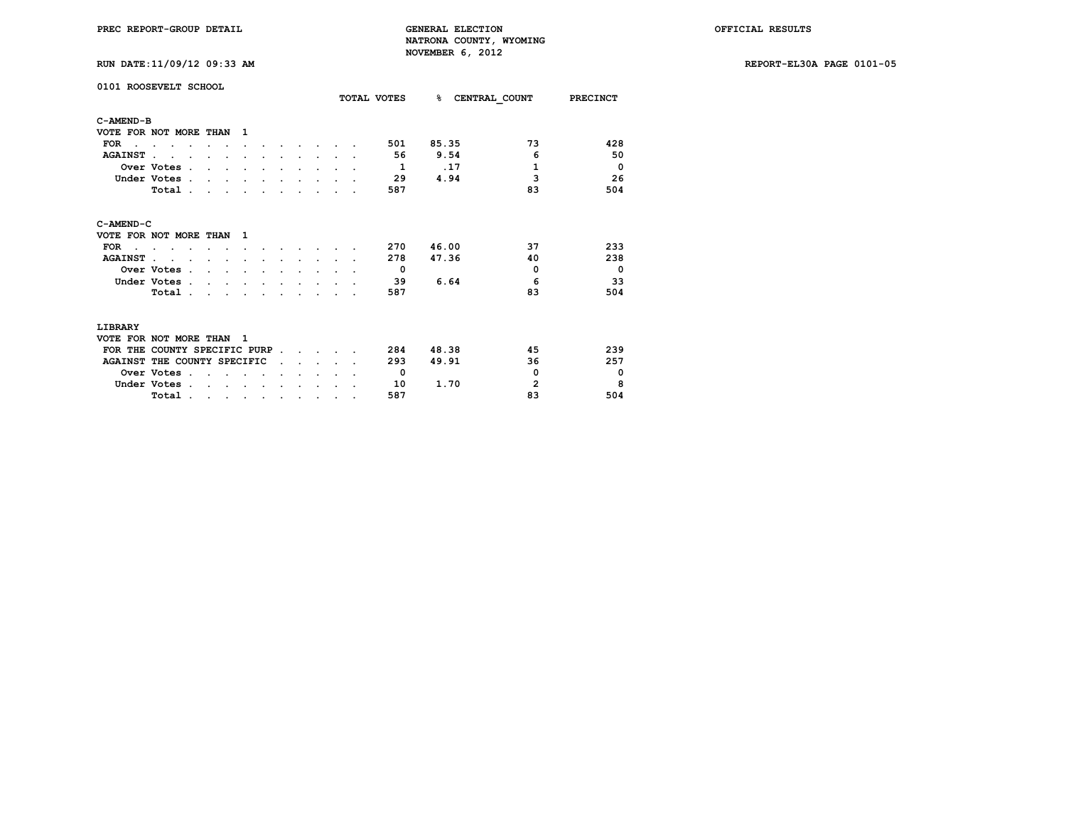PREC REPORT-GROUP DETAIL

GENERAL ELECTION
NATRONA COUNTY, WYOMING
NOVEMBER 6, 2012

OFFICIAL RESULTS

RUN DATE:11/09/12 09:33 AM

REPORT-EL30A PAGE 0101-05

## 0101 ROOSEVELT SCHOOL

### C-AMEND-B

VOTE FOR NOT MORE THAN 1

| | TOTAL VOTES | % | CENTRAL_COUNT | PRECINCT |
|---|---|---|---|---|
| FOR | 501 | 85.35 | 73 | 428 |
| AGAINST | 56 | 9.54 | 6 | 50 |
| Over Votes | 1 | .17 | 1 | 0 |
| Under Votes | 29 | 4.94 | 3 | 26 |
| Total | 587 | | 83 | 504 |

### C-AMEND-C

VOTE FOR NOT MORE THAN 1

| | TOTAL VOTES | % | CENTRAL_COUNT | PRECINCT |
|---|---|---|---|---|
| FOR | 270 | 46.00 | 37 | 233 |
| AGAINST | 278 | 47.36 | 40 | 238 |
| Over Votes | 0 | | 0 | 0 |
| Under Votes | 39 | 6.64 | 6 | 33 |
| Total | 587 | | 83 | 504 |

### LIBRARY

VOTE FOR NOT MORE THAN 1

| | TOTAL VOTES | % | CENTRAL_COUNT | PRECINCT |
|---|---|---|---|---|
| FOR THE COUNTY SPECIFIC PURP | 284 | 48.38 | 45 | 239 |
| AGAINST THE COUNTY SPECIFIC | 293 | 49.91 | 36 | 257 |
| Over Votes | 0 | | 0 | 0 |
| Under Votes | 10 | 1.70 | 2 | 8 |
| Total | 587 | | 83 | 504 |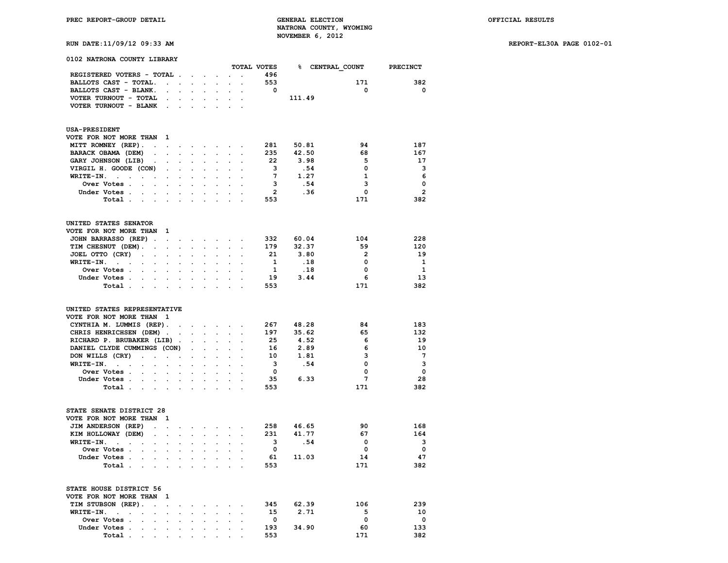PREC REPORT-GROUP DETAIL

GENERAL ELECTION
NATRONA COUNTY, WYOMING
NOVEMBER 6, 2012

OFFICIAL RESULTS

RUN DATE:11/09/12 09:33 AM

REPORT-EL30A PAGE 0102-01

## 0102 NATRONA COUNTY LIBRARY

| | TOTAL VOTES | % | CENTRAL_COUNT | PRECINCT |
|---|---|---|---|---|
| REGISTERED VOTERS - TOTAL | 496 | | | |
| BALLOTS CAST - TOTAL | 553 | | 171 | 382 |
| BALLOTS CAST - BLANK | 0 | | 0 | 0 |
| VOTER TURNOUT - TOTAL | | 111.49 | | |
| VOTER TURNOUT - BLANK | | | | |

### USA-PRESIDENT

VOTE FOR NOT MORE THAN 1

| | TOTAL VOTES | % | CENTRAL_COUNT | PRECINCT |
|---|---|---|---|---|
| MITT ROMNEY (REP) | 281 | 50.81 | 94 | 187 |
| BARACK OBAMA (DEM) | 235 | 42.50 | 68 | 167 |
| GARY JOHNSON (LIB) | 22 | 3.98 | 5 | 17 |
| VIRGIL H. GOODE (CON) | 3 | .54 | 0 | 3 |
| WRITE-IN. | 7 | 1.27 | 1 | 6 |
| Over Votes | 3 | .54 | 3 | 0 |
| Under Votes | 2 | .36 | 0 | 2 |
| Total | 553 | | 171 | 382 |

### UNITED STATES SENATOR

VOTE FOR NOT MORE THAN 1

| | TOTAL VOTES | % | CENTRAL_COUNT | PRECINCT |
|---|---|---|---|---|
| JOHN BARRASSO (REP) | 332 | 60.04 | 104 | 228 |
| TIM CHESNUT (DEM) | 179 | 32.37 | 59 | 120 |
| JOEL OTTO (CRY) | 21 | 3.80 | 2 | 19 |
| WRITE-IN. | 1 | .18 | 0 | 1 |
| Over Votes | 1 | .18 | 0 | 1 |
| Under Votes | 19 | 3.44 | 6 | 13 |
| Total | 553 | | 171 | 382 |

### UNITED STATES REPRESENTATIVE

VOTE FOR NOT MORE THAN 1

| | TOTAL VOTES | % | CENTRAL_COUNT | PRECINCT |
|---|---|---|---|---|
| CYNTHIA M. LUMMIS (REP) | 267 | 48.28 | 84 | 183 |
| CHRIS HENRICHSEN (DEM) | 197 | 35.62 | 65 | 132 |
| RICHARD P. BRUBAKER (LIB) | 25 | 4.52 | 6 | 19 |
| DANIEL CLYDE CUMMINGS (CON) | 16 | 2.89 | 6 | 10 |
| DON WILLS (CRY) | 10 | 1.81 | 3 | 7 |
| WRITE-IN. | 3 | .54 | 0 | 3 |
| Over Votes | 0 | | 0 | 0 |
| Under Votes | 35 | 6.33 | 7 | 28 |
| Total | 553 | | 171 | 382 |

### STATE SENATE DISTRICT 28

VOTE FOR NOT MORE THAN 1

| | TOTAL VOTES | % | CENTRAL_COUNT | PRECINCT |
|---|---|---|---|---|
| JIM ANDERSON (REP) | 258 | 46.65 | 90 | 168 |
| KIM HOLLOWAY (DEM) | 231 | 41.77 | 67 | 164 |
| WRITE-IN. | 3 | .54 | 0 | 3 |
| Over Votes | 0 | | 0 | 0 |
| Under Votes | 61 | 11.03 | 14 | 47 |
| Total | 553 | | 171 | 382 |

### STATE HOUSE DISTRICT 56

VOTE FOR NOT MORE THAN 1

| | TOTAL VOTES | % | CENTRAL_COUNT | PRECINCT |
|---|---|---|---|---|
| TIM STUBSON (REP) | 345 | 62.39 | 106 | 239 |
| WRITE-IN. | 15 | 2.71 | 5 | 10 |
| Over Votes | 0 | | 0 | 0 |
| Under Votes | 193 | 34.90 | 60 | 133 |
| Total | 553 | | 171 | 382 |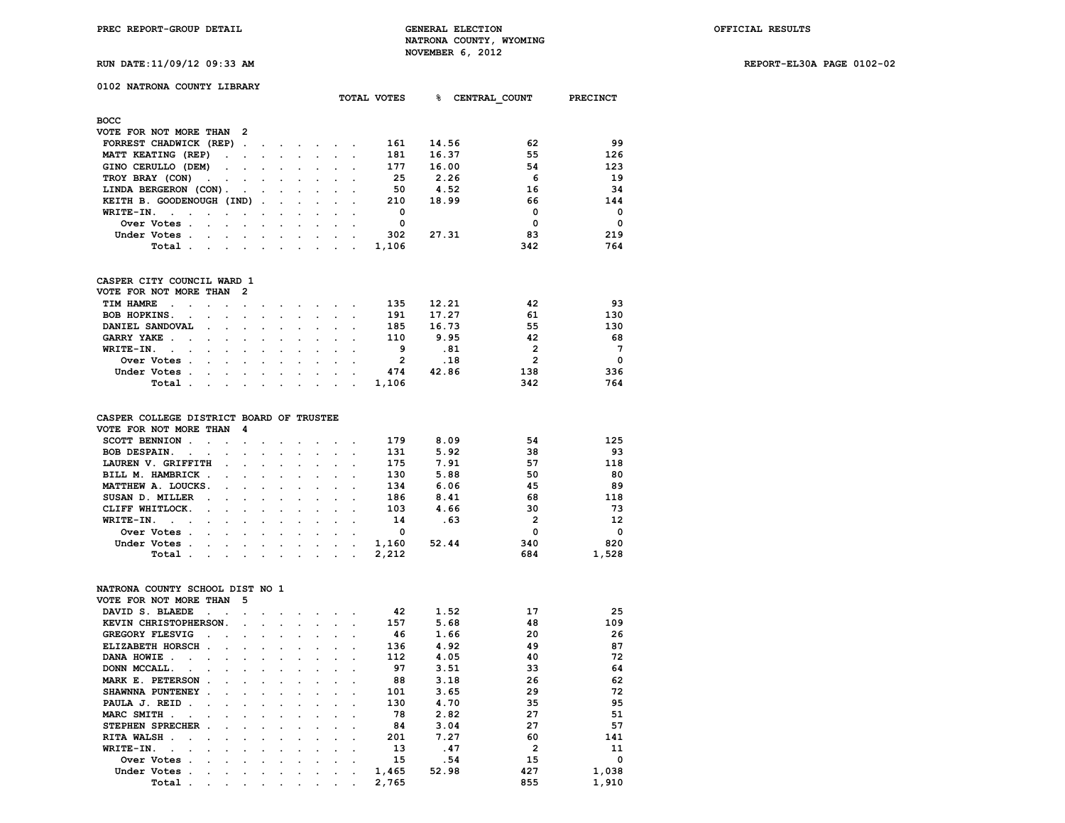PREC REPORT-GROUP DETAIL — GENERAL ELECTION — NATRONA COUNTY, WYOMING — NOVEMBER 6, 2012 — OFFICIAL RESULTS

RUN DATE:11/09/12 09:33 AM — REPORT-EL30A PAGE 0102-02

## 0102 NATRONA COUNTY LIBRARY

### BOCC
VOTE FOR NOT MORE THAN 2

| | TOTAL VOTES | % | CENTRAL_COUNT | PRECINCT |
|---|---|---|---|---|
| FORREST CHADWICK (REP) | 161 | 14.56 | 62 | 99 |
| MATT KEATING (REP) | 181 | 16.37 | 55 | 126 |
| GINO CERULLO (DEM) | 177 | 16.00 | 54 | 123 |
| TROY BRAY (CON) | 25 | 2.26 | 6 | 19 |
| LINDA BERGERON (CON) | 50 | 4.52 | 16 | 34 |
| KEITH B. GOODENOUGH (IND) | 210 | 18.99 | 66 | 144 |
| WRITE-IN. | 0 | | 0 | 0 |
| Over Votes | 0 | | 0 | 0 |
| Under Votes | 302 | 27.31 | 83 | 219 |
| Total | 1,106 | | 342 | 764 |

### CASPER CITY COUNCIL WARD 1
VOTE FOR NOT MORE THAN 2

| | TOTAL VOTES | % | CENTRAL_COUNT | PRECINCT |
|---|---|---|---|---|
| TIM HAMRE | 135 | 12.21 | 42 | 93 |
| BOB HOPKINS. | 191 | 17.27 | 61 | 130 |
| DANIEL SANDOVAL | 185 | 16.73 | 55 | 130 |
| GARRY YAKE | 110 | 9.95 | 42 | 68 |
| WRITE-IN. | 9 | .81 | 2 | 7 |
| Over Votes | 2 | .18 | 2 | 0 |
| Under Votes | 474 | 42.86 | 138 | 336 |
| Total | 1,106 | | 342 | 764 |

### CASPER COLLEGE DISTRICT BOARD OF TRUSTEE
VOTE FOR NOT MORE THAN 4

| | TOTAL VOTES | % | CENTRAL_COUNT | PRECINCT |
|---|---|---|---|---|
| SCOTT BENNION | 179 | 8.09 | 54 | 125 |
| BOB DESPAIN. | 131 | 5.92 | 38 | 93 |
| LAUREN V. GRIFFITH | 175 | 7.91 | 57 | 118 |
| BILL M. HAMBRICK | 130 | 5.88 | 50 | 80 |
| MATTHEW A. LOUCKS. | 134 | 6.06 | 45 | 89 |
| SUSAN D. MILLER | 186 | 8.41 | 68 | 118 |
| CLIFF WHITLOCK. | 103 | 4.66 | 30 | 73 |
| WRITE-IN. | 14 | .63 | 2 | 12 |
| Over Votes | 0 | | 0 | 0 |
| Under Votes | 1,160 | 52.44 | 340 | 820 |
| Total | 2,212 | | 684 | 1,528 |

### NATRONA COUNTY SCHOOL DIST NO 1
VOTE FOR NOT MORE THAN 5

| | TOTAL VOTES | % | CENTRAL_COUNT | PRECINCT |
|---|---|---|---|---|
| DAVID S. BLAEDE | 42 | 1.52 | 17 | 25 |
| KEVIN CHRISTOPHERSON. | 157 | 5.68 | 48 | 109 |
| GREGORY FLESVIG | 46 | 1.66 | 20 | 26 |
| ELIZABETH HORSCH | 136 | 4.92 | 49 | 87 |
| DANA HOWIE | 112 | 4.05 | 40 | 72 |
| DONN MCCALL. | 97 | 3.51 | 33 | 64 |
| MARK E. PETERSON | 88 | 3.18 | 26 | 62 |
| SHAWNNA PUNTENEY | 101 | 3.65 | 29 | 72 |
| PAULA J. REID | 130 | 4.70 | 35 | 95 |
| MARC SMITH | 78 | 2.82 | 27 | 51 |
| STEPHEN SPRECHER | 84 | 3.04 | 27 | 57 |
| RITA WALSH | 201 | 7.27 | 60 | 141 |
| WRITE-IN. | 13 | .47 | 2 | 11 |
| Over Votes | 15 | .54 | 15 | 0 |
| Under Votes | 1,465 | 52.98 | 427 | 1,038 |
| Total | 2,765 | | 855 | 1,910 |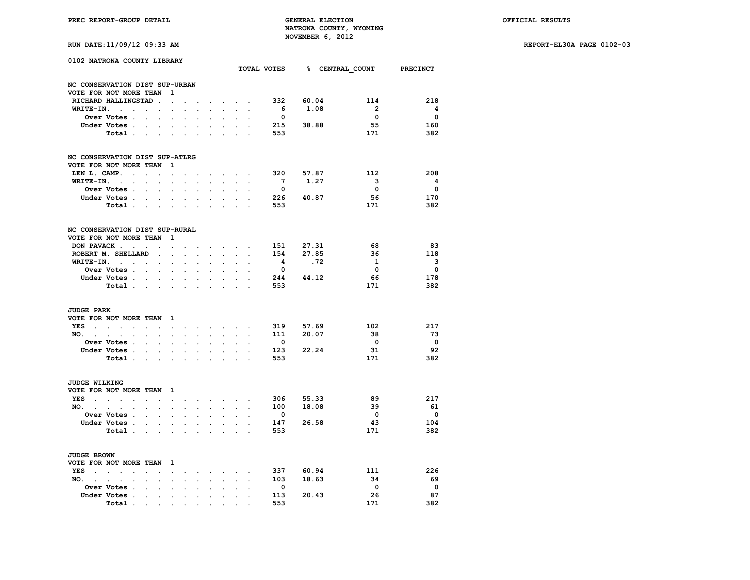PREC REPORT-GROUP DETAIL

GENERAL ELECTION
NATRONA COUNTY, WYOMING
NOVEMBER 6, 2012

OFFICIAL RESULTS

RUN DATE:11/09/12 09:33 AM

REPORT-EL30A PAGE 0102-03

## 0102 NATRONA COUNTY LIBRARY

### NC CONSERVATION DIST SUP-URBAN
VOTE FOR NOT MORE THAN 1

| | TOTAL VOTES | % | CENTRAL_COUNT | PRECINCT |
|---|---|---|---|---|
| RICHARD HALLINGSTAD | 332 | 60.04 | 114 | 218 |
| WRITE-IN. | 6 | 1.08 | 2 | 4 |
| Over Votes | 0 | | 0 | 0 |
| Under Votes | 215 | 38.88 | 55 | 160 |
| Total | 553 | | 171 | 382 |

### NC CONSERVATION DIST SUP-ATLRG
VOTE FOR NOT MORE THAN 1

| | TOTAL VOTES | % | CENTRAL_COUNT | PRECINCT |
|---|---|---|---|---|
| LEN L. CAMP. | 320 | 57.87 | 112 | 208 |
| WRITE-IN. | 7 | 1.27 | 3 | 4 |
| Over Votes | 0 | | 0 | 0 |
| Under Votes | 226 | 40.87 | 56 | 170 |
| Total | 553 | | 171 | 382 |

### NC CONSERVATION DIST SUP-RURAL
VOTE FOR NOT MORE THAN 1

| | TOTAL VOTES | % | CENTRAL_COUNT | PRECINCT |
|---|---|---|---|---|
| DON PAVACK | 151 | 27.31 | 68 | 83 |
| ROBERT M. SHELLARD | 154 | 27.85 | 36 | 118 |
| WRITE-IN. | 4 | .72 | 1 | 3 |
| Over Votes | 0 | | 0 | 0 |
| Under Votes | 244 | 44.12 | 66 | 178 |
| Total | 553 | | 171 | 382 |

### JUDGE PARK
VOTE FOR NOT MORE THAN 1

| | TOTAL VOTES | % | CENTRAL_COUNT | PRECINCT |
|---|---|---|---|---|
| YES | 319 | 57.69 | 102 | 217 |
| NO. | 111 | 20.07 | 38 | 73 |
| Over Votes | 0 | | 0 | 0 |
| Under Votes | 123 | 22.24 | 31 | 92 |
| Total | 553 | | 171 | 382 |

### JUDGE WILKING
VOTE FOR NOT MORE THAN 1

| | TOTAL VOTES | % | CENTRAL_COUNT | PRECINCT |
|---|---|---|---|---|
| YES | 306 | 55.33 | 89 | 217 |
| NO. | 100 | 18.08 | 39 | 61 |
| Over Votes | 0 | | 0 | 0 |
| Under Votes | 147 | 26.58 | 43 | 104 |
| Total | 553 | | 171 | 382 |

### JUDGE BROWN
VOTE FOR NOT MORE THAN 1

| | TOTAL VOTES | % | CENTRAL_COUNT | PRECINCT |
|---|---|---|---|---|
| YES | 337 | 60.94 | 111 | 226 |
| NO. | 103 | 18.63 | 34 | 69 |
| Over Votes | 0 | | 0 | 0 |
| Under Votes | 113 | 20.43 | 26 | 87 |
| Total | 553 | | 171 | 382 |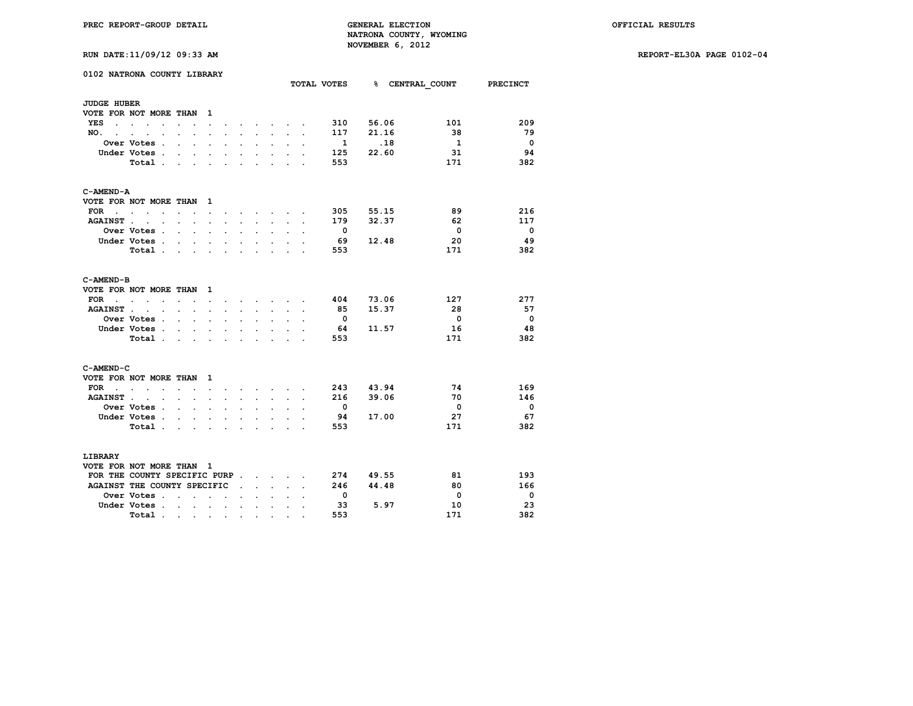PREC REPORT-GROUP DETAIL

GENERAL ELECTION
NATRONA COUNTY, WYOMING
NOVEMBER 6, 2012

OFFICIAL RESULTS

RUN DATE:11/09/12 09:33 AM

REPORT-EL30A PAGE 0102-04

## 0102 NATRONA COUNTY LIBRARY

### JUDGE HUBER
VOTE FOR NOT MORE THAN 1

| | TOTAL VOTES | % | CENTRAL_COUNT | PRECINCT |
|---|---|---|---|---|
| YES | 310 | 56.06 | 101 | 209 |
| NO. | 117 | 21.16 | 38 | 79 |
| Over Votes | 1 | .18 | 1 | 0 |
| Under Votes | 125 | 22.60 | 31 | 94 |
| Total | 553 | | 171 | 382 |

### C-AMEND-A
VOTE FOR NOT MORE THAN 1

| | TOTAL VOTES | % | CENTRAL_COUNT | PRECINCT |
|---|---|---|---|---|
| FOR | 305 | 55.15 | 89 | 216 |
| AGAINST | 179 | 32.37 | 62 | 117 |
| Over Votes | 0 | | 0 | 0 |
| Under Votes | 69 | 12.48 | 20 | 49 |
| Total | 553 | | 171 | 382 |

### C-AMEND-B
VOTE FOR NOT MORE THAN 1

| | TOTAL VOTES | % | CENTRAL_COUNT | PRECINCT |
|---|---|---|---|---|
| FOR | 404 | 73.06 | 127 | 277 |
| AGAINST | 85 | 15.37 | 28 | 57 |
| Over Votes | 0 | | 0 | 0 |
| Under Votes | 64 | 11.57 | 16 | 48 |
| Total | 553 | | 171 | 382 |

### C-AMEND-C
VOTE FOR NOT MORE THAN 1

| | TOTAL VOTES | % | CENTRAL_COUNT | PRECINCT |
|---|---|---|---|---|
| FOR | 243 | 43.94 | 74 | 169 |
| AGAINST | 216 | 39.06 | 70 | 146 |
| Over Votes | 0 | | 0 | 0 |
| Under Votes | 94 | 17.00 | 27 | 67 |
| Total | 553 | | 171 | 382 |

### LIBRARY
VOTE FOR NOT MORE THAN 1

| | TOTAL VOTES | % | CENTRAL_COUNT | PRECINCT |
|---|---|---|---|---|
| FOR THE COUNTY SPECIFIC PURP | 274 | 49.55 | 81 | 193 |
| AGAINST THE COUNTY SPECIFIC | 246 | 44.48 | 80 | 166 |
| Over Votes | 0 | | 0 | 0 |
| Under Votes | 33 | 5.97 | 10 | 23 |
| Total | 553 | | 171 | 382 |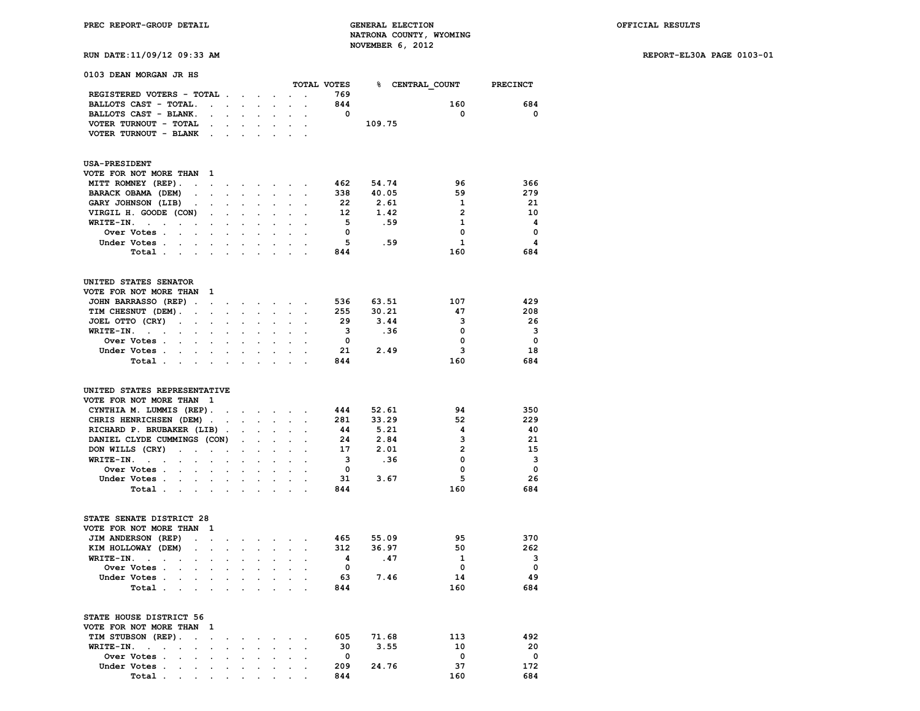PREC REPORT-GROUP DETAIL

GENERAL ELECTION
NATRONA COUNTY, WYOMING
NOVEMBER 6, 2012

OFFICIAL RESULTS

RUN DATE:11/09/12 09:33 AM

REPORT-EL30A PAGE 0103-01

## 0103 DEAN MORGAN JR HS

| | TOTAL VOTES | % | CENTRAL_COUNT | PRECINCT |
|---|---|---|---|---|
| REGISTERED VOTERS - TOTAL | 769 | | | |
| BALLOTS CAST - TOTAL. | 844 | | 160 | 684 |
| BALLOTS CAST - BLANK. | 0 | | 0 | 0 |
| VOTER TURNOUT - TOTAL | | 109.75 | | |
| VOTER TURNOUT - BLANK | | | | |

### USA-PRESIDENT
VOTE FOR NOT MORE THAN 1

| | TOTAL VOTES | % | CENTRAL_COUNT | PRECINCT |
|---|---|---|---|---|
| MITT ROMNEY (REP) | 462 | 54.74 | 96 | 366 |
| BARACK OBAMA (DEM) | 338 | 40.05 | 59 | 279 |
| GARY JOHNSON (LIB) | 22 | 2.61 | 1 | 21 |
| VIRGIL H. GOODE (CON) | 12 | 1.42 | 2 | 10 |
| WRITE-IN. | 5 | .59 | 1 | 4 |
| Over Votes | 0 | | 0 | 0 |
| Under Votes | 5 | .59 | 1 | 4 |
| Total | 844 | | 160 | 684 |

### UNITED STATES SENATOR
VOTE FOR NOT MORE THAN 1

| | TOTAL VOTES | % | CENTRAL_COUNT | PRECINCT |
|---|---|---|---|---|
| JOHN BARRASSO (REP) | 536 | 63.51 | 107 | 429 |
| TIM CHESNUT (DEM) | 255 | 30.21 | 47 | 208 |
| JOEL OTTO (CRY) | 29 | 3.44 | 3 | 26 |
| WRITE-IN. | 3 | .36 | 0 | 3 |
| Over Votes | 0 | | 0 | 0 |
| Under Votes | 21 | 2.49 | 3 | 18 |
| Total | 844 | | 160 | 684 |

### UNITED STATES REPRESENTATIVE
VOTE FOR NOT MORE THAN 1

| | TOTAL VOTES | % | CENTRAL_COUNT | PRECINCT |
|---|---|---|---|---|
| CYNTHIA M. LUMMIS (REP) | 444 | 52.61 | 94 | 350 |
| CHRIS HENRICHSEN (DEM) | 281 | 33.29 | 52 | 229 |
| RICHARD P. BRUBAKER (LIB) | 44 | 5.21 | 4 | 40 |
| DANIEL CLYDE CUMMINGS (CON) | 24 | 2.84 | 3 | 21 |
| DON WILLS (CRY) | 17 | 2.01 | 2 | 15 |
| WRITE-IN. | 3 | .36 | 0 | 3 |
| Over Votes | 0 | | 0 | 0 |
| Under Votes | 31 | 3.67 | 5 | 26 |
| Total | 844 | | 160 | 684 |

### STATE SENATE DISTRICT 28
VOTE FOR NOT MORE THAN 1

| | TOTAL VOTES | % | CENTRAL_COUNT | PRECINCT |
|---|---|---|---|---|
| JIM ANDERSON (REP) | 465 | 55.09 | 95 | 370 |
| KIM HOLLOWAY (DEM) | 312 | 36.97 | 50 | 262 |
| WRITE-IN. | 4 | .47 | 1 | 3 |
| Over Votes | 0 | | 0 | 0 |
| Under Votes | 63 | 7.46 | 14 | 49 |
| Total | 844 | | 160 | 684 |

### STATE HOUSE DISTRICT 56
VOTE FOR NOT MORE THAN 1

| | TOTAL VOTES | % | CENTRAL_COUNT | PRECINCT |
|---|---|---|---|---|
| TIM STUBSON (REP) | 605 | 71.68 | 113 | 492 |
| WRITE-IN. | 30 | 3.55 | 10 | 20 |
| Over Votes | 0 | | 0 | 0 |
| Under Votes | 209 | 24.76 | 37 | 172 |
| Total | 844 | | 160 | 684 |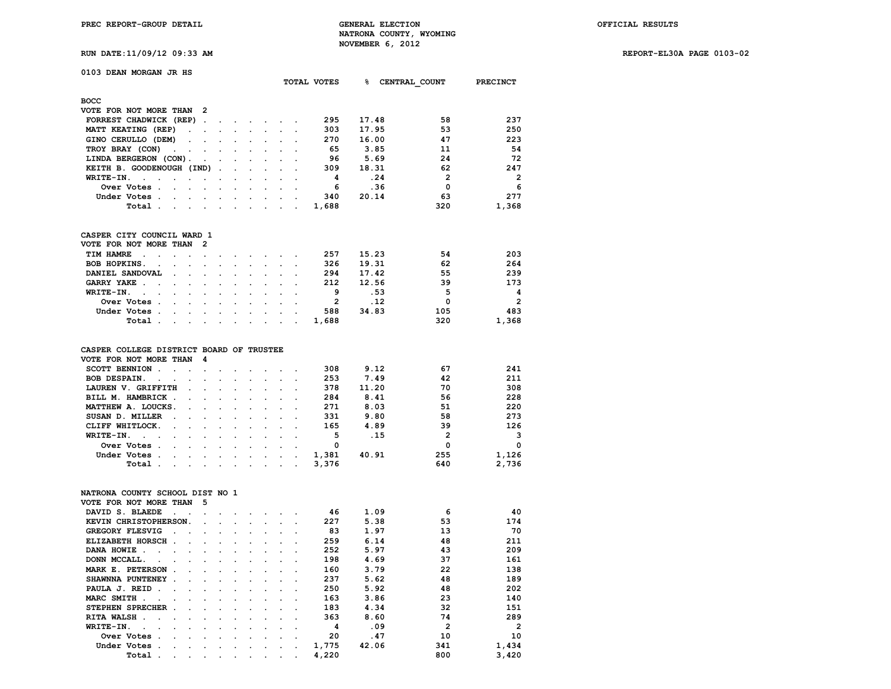PREC REPORT-GROUP DETAIL

GENERAL ELECTION
NATRONA COUNTY, WYOMING
NOVEMBER 6, 2012

OFFICIAL RESULTS

RUN DATE:11/09/12 09:33 AM

REPORT-EL30A PAGE 0103-02

## 0103 DEAN MORGAN JR HS

### BOCC
VOTE FOR NOT MORE THAN 2

| | TOTAL VOTES | % | CENTRAL_COUNT | PRECINCT |
|---|---|---|---|---|
| FORREST CHADWICK (REP) | 295 | 17.48 | 58 | 237 |
| MATT KEATING (REP) | 303 | 17.95 | 53 | 250 |
| GINO CERULLO (DEM) | 270 | 16.00 | 47 | 223 |
| TROY BRAY (CON) | 65 | 3.85 | 11 | 54 |
| LINDA BERGERON (CON) | 96 | 5.69 | 24 | 72 |
| KEITH B. GOODENOUGH (IND) | 309 | 18.31 | 62 | 247 |
| WRITE-IN. | 4 | .24 | 2 | 2 |
| Over Votes | 6 | .36 | 0 | 6 |
| Under Votes | 340 | 20.14 | 63 | 277 |
| Total | 1,688 | | 320 | 1,368 |

### CASPER CITY COUNCIL WARD 1
VOTE FOR NOT MORE THAN 2

| | TOTAL VOTES | % | CENTRAL_COUNT | PRECINCT |
|---|---|---|---|---|
| TIM HAMRE | 257 | 15.23 | 54 | 203 |
| BOB HOPKINS. | 326 | 19.31 | 62 | 264 |
| DANIEL SANDOVAL | 294 | 17.42 | 55 | 239 |
| GARRY YAKE | 212 | 12.56 | 39 | 173 |
| WRITE-IN. | 9 | .53 | 5 | 4 |
| Over Votes | 2 | .12 | 0 | 2 |
| Under Votes | 588 | 34.83 | 105 | 483 |
| Total | 1,688 | | 320 | 1,368 |

### CASPER COLLEGE DISTRICT BOARD OF TRUSTEE
VOTE FOR NOT MORE THAN 4

| | TOTAL VOTES | % | CENTRAL_COUNT | PRECINCT |
|---|---|---|---|---|
| SCOTT BENNION | 308 | 9.12 | 67 | 241 |
| BOB DESPAIN. | 253 | 7.49 | 42 | 211 |
| LAUREN V. GRIFFITH | 378 | 11.20 | 70 | 308 |
| BILL M. HAMBRICK | 284 | 8.41 | 56 | 228 |
| MATTHEW A. LOUCKS. | 271 | 8.03 | 51 | 220 |
| SUSAN D. MILLER | 331 | 9.80 | 58 | 273 |
| CLIFF WHITLOCK. | 165 | 4.89 | 39 | 126 |
| WRITE-IN. | 5 | .15 | 2 | 3 |
| Over Votes | 0 | | 0 | 0 |
| Under Votes | 1,381 | 40.91 | 255 | 1,126 |
| Total | 3,376 | | 640 | 2,736 |

### NATRONA COUNTY SCHOOL DIST NO 1
VOTE FOR NOT MORE THAN 5

| | TOTAL VOTES | % | CENTRAL_COUNT | PRECINCT |
|---|---|---|---|---|
| DAVID S. BLAEDE | 46 | 1.09 | 6 | 40 |
| KEVIN CHRISTOPHERSON. | 227 | 5.38 | 53 | 174 |
| GREGORY FLESVIG | 83 | 1.97 | 13 | 70 |
| ELIZABETH HORSCH | 259 | 6.14 | 48 | 211 |
| DANA HOWIE | 252 | 5.97 | 43 | 209 |
| DONN MCCALL. | 198 | 4.69 | 37 | 161 |
| MARK E. PETERSON | 160 | 3.79 | 22 | 138 |
| SHAWNNA PUNTENEY | 237 | 5.62 | 48 | 189 |
| PAULA J. REID | 250 | 5.92 | 48 | 202 |
| MARC SMITH | 163 | 3.86 | 23 | 140 |
| STEPHEN SPRECHER | 183 | 4.34 | 32 | 151 |
| RITA WALSH | 363 | 8.60 | 74 | 289 |
| WRITE-IN. | 4 | .09 | 2 | 2 |
| Over Votes | 20 | .47 | 10 | 10 |
| Under Votes | 1,775 | 42.06 | 341 | 1,434 |
| Total | 4,220 | | 800 | 3,420 |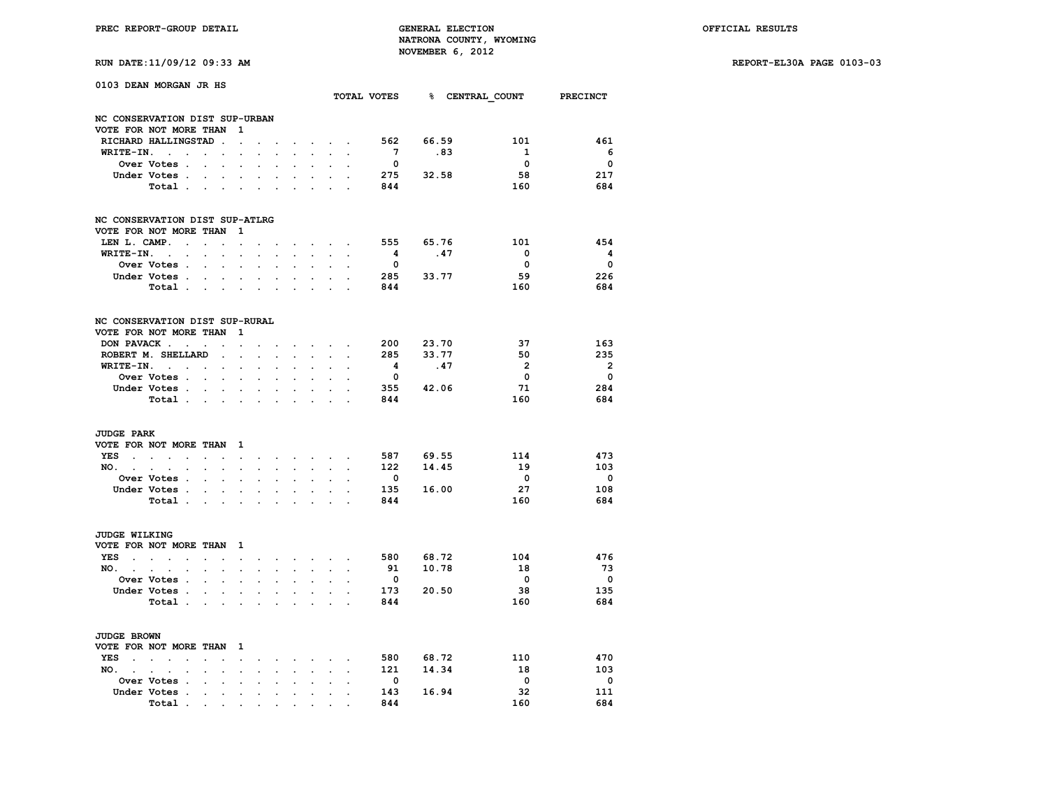PREC REPORT-GROUP DETAIL

GENERAL ELECTION
NATRONA COUNTY, WYOMING
NOVEMBER 6, 2012

OFFICIAL RESULTS

RUN DATE:11/09/12 09:33 AM

REPORT-EL30A PAGE 0103-03

## 0103 DEAN MORGAN JR HS

### NC CONSERVATION DIST SUP-URBAN
VOTE FOR NOT MORE THAN 1

| | TOTAL VOTES | % | CENTRAL_COUNT | PRECINCT |
|---|---|---|---|---|
| RICHARD HALLINGSTAD | 562 | 66.59 | 101 | 461 |
| WRITE-IN. | 7 | .83 | 1 | 6 |
| Over Votes | 0 | | 0 | 0 |
| Under Votes | 275 | 32.58 | 58 | 217 |
| Total | 844 | | 160 | 684 |

### NC CONSERVATION DIST SUP-ATLRG
VOTE FOR NOT MORE THAN 1

| | TOTAL VOTES | % | CENTRAL_COUNT | PRECINCT |
|---|---|---|---|---|
| LEN L. CAMP. | 555 | 65.76 | 101 | 454 |
| WRITE-IN. | 4 | .47 | 0 | 4 |
| Over Votes | 0 | | 0 | 0 |
| Under Votes | 285 | 33.77 | 59 | 226 |
| Total | 844 | | 160 | 684 |

### NC CONSERVATION DIST SUP-RURAL
VOTE FOR NOT MORE THAN 1

| | TOTAL VOTES | % | CENTRAL_COUNT | PRECINCT |
|---|---|---|---|---|
| DON PAVACK | 200 | 23.70 | 37 | 163 |
| ROBERT M. SHELLARD | 285 | 33.77 | 50 | 235 |
| WRITE-IN. | 4 | .47 | 2 | 2 |
| Over Votes | 0 | | 0 | 0 |
| Under Votes | 355 | 42.06 | 71 | 284 |
| Total | 844 | | 160 | 684 |

### JUDGE PARK
VOTE FOR NOT MORE THAN 1

| | TOTAL VOTES | % | CENTRAL_COUNT | PRECINCT |
|---|---|---|---|---|
| YES | 587 | 69.55 | 114 | 473 |
| NO. | 122 | 14.45 | 19 | 103 |
| Over Votes | 0 | | 0 | 0 |
| Under Votes | 135 | 16.00 | 27 | 108 |
| Total | 844 | | 160 | 684 |

### JUDGE WILKING
VOTE FOR NOT MORE THAN 1

| | TOTAL VOTES | % | CENTRAL_COUNT | PRECINCT |
|---|---|---|---|---|
| YES | 580 | 68.72 | 104 | 476 |
| NO. | 91 | 10.78 | 18 | 73 |
| Over Votes | 0 | | 0 | 0 |
| Under Votes | 173 | 20.50 | 38 | 135 |
| Total | 844 | | 160 | 684 |

### JUDGE BROWN
VOTE FOR NOT MORE THAN 1

| | TOTAL VOTES | % | CENTRAL_COUNT | PRECINCT |
|---|---|---|---|---|
| YES | 580 | 68.72 | 110 | 470 |
| NO. | 121 | 14.34 | 18 | 103 |
| Over Votes | 0 | | 0 | 0 |
| Under Votes | 143 | 16.94 | 32 | 111 |
| Total | 844 | | 160 | 684 |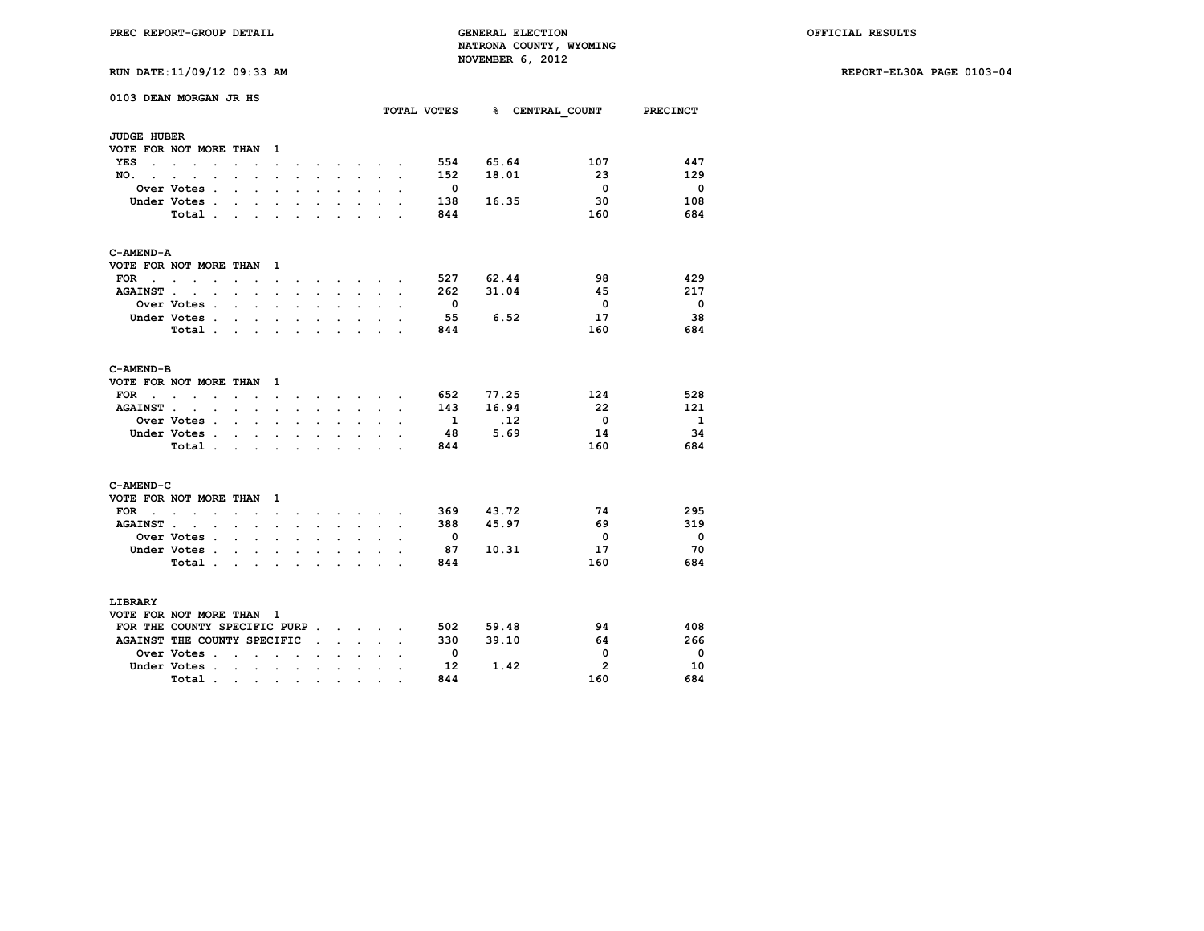PREC REPORT-GROUP DETAIL

GENERAL ELECTION
NATRONA COUNTY, WYOMING
NOVEMBER 6, 2012

OFFICIAL RESULTS

RUN DATE:11/09/12 09:33 AM

REPORT-EL30A PAGE 0103-04

## 0103 DEAN MORGAN JR HS

### JUDGE HUBER

VOTE FOR NOT MORE THAN 1

| | TOTAL VOTES | % | CENTRAL_COUNT | PRECINCT |
|---|---|---|---|---|
| YES | 554 | 65.64 | 107 | 447 |
| NO. | 152 | 18.01 | 23 | 129 |
| Over Votes | 0 | | 0 | 0 |
| Under Votes | 138 | 16.35 | 30 | 108 |
| Total | 844 | | 160 | 684 |

### C-AMEND-A

VOTE FOR NOT MORE THAN 1

| | TOTAL VOTES | % | CENTRAL_COUNT | PRECINCT |
|---|---|---|---|---|
| FOR | 527 | 62.44 | 98 | 429 |
| AGAINST | 262 | 31.04 | 45 | 217 |
| Over Votes | 0 | | 0 | 0 |
| Under Votes | 55 | 6.52 | 17 | 38 |
| Total | 844 | | 160 | 684 |

### C-AMEND-B

VOTE FOR NOT MORE THAN 1

| | TOTAL VOTES | % | CENTRAL_COUNT | PRECINCT |
|---|---|---|---|---|
| FOR | 652 | 77.25 | 124 | 528 |
| AGAINST | 143 | 16.94 | 22 | 121 |
| Over Votes | 1 | .12 | 0 | 1 |
| Under Votes | 48 | 5.69 | 14 | 34 |
| Total | 844 | | 160 | 684 |

### C-AMEND-C

VOTE FOR NOT MORE THAN 1

| | TOTAL VOTES | % | CENTRAL_COUNT | PRECINCT |
|---|---|---|---|---|
| FOR | 369 | 43.72 | 74 | 295 |
| AGAINST | 388 | 45.97 | 69 | 319 |
| Over Votes | 0 | | 0 | 0 |
| Under Votes | 87 | 10.31 | 17 | 70 |
| Total | 844 | | 160 | 684 |

### LIBRARY

VOTE FOR NOT MORE THAN 1

| | TOTAL VOTES | % | CENTRAL_COUNT | PRECINCT |
|---|---|---|---|---|
| FOR THE COUNTY SPECIFIC PURP | 502 | 59.48 | 94 | 408 |
| AGAINST THE COUNTY SPECIFIC | 330 | 39.10 | 64 | 266 |
| Over Votes | 0 | | 0 | 0 |
| Under Votes | 12 | 1.42 | 2 | 10 |
| Total | 844 | | 160 | 684 |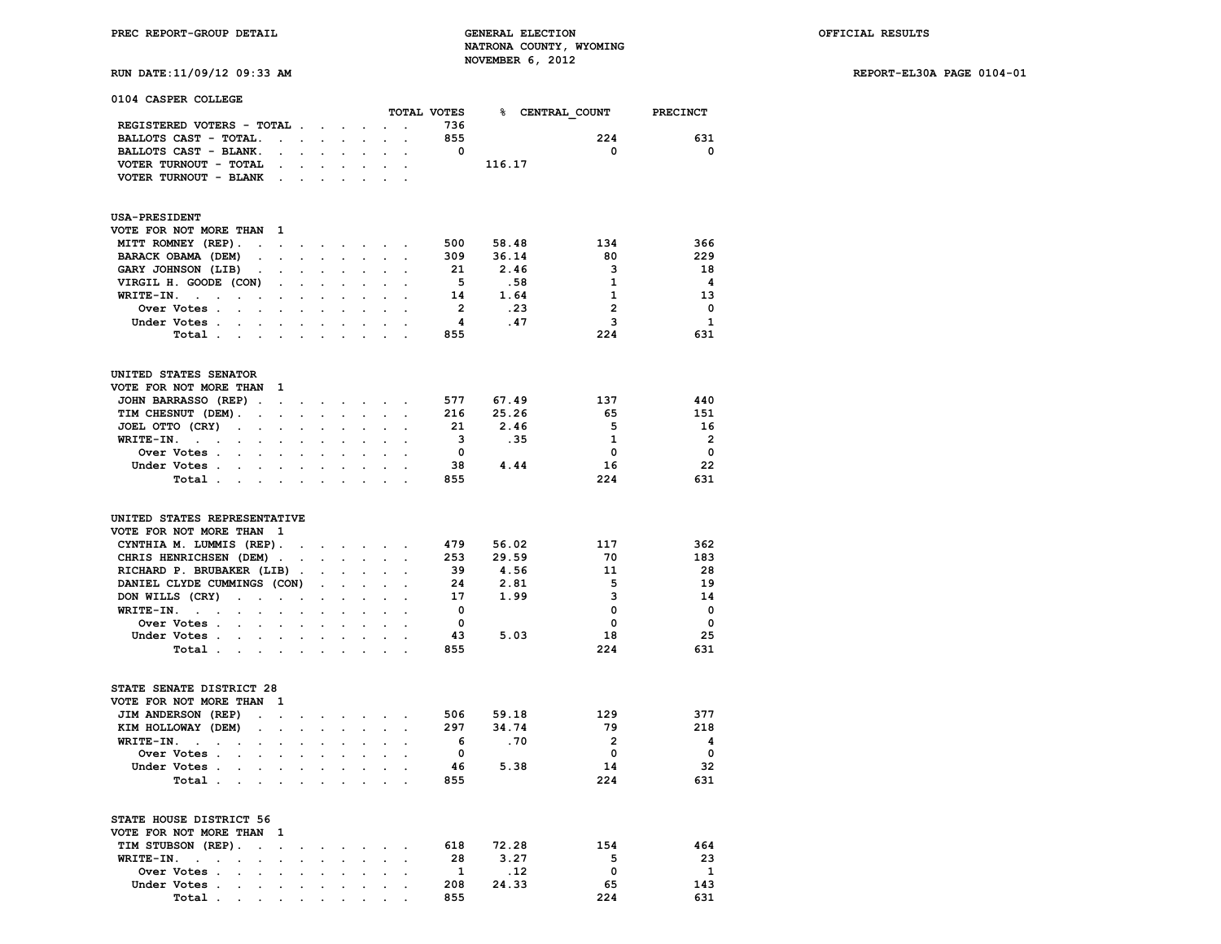PREC REPORT-GROUP DETAIL

GENERAL ELECTION
NATRONA COUNTY, WYOMING
NOVEMBER 6, 2012

OFFICIAL RESULTS

RUN DATE:11/09/12 09:33 AM

REPORT-EL30A PAGE 0104-01

## 0104 CASPER COLLEGE

| | TOTAL VOTES | % | CENTRAL_COUNT | PRECINCT |
|---|---|---|---|---|
| REGISTERED VOTERS - TOTAL | 736 | | | |
| BALLOTS CAST - TOTAL. | 855 | | 224 | 631 |
| BALLOTS CAST - BLANK. | 0 | | 0 | 0 |
| VOTER TURNOUT - TOTAL | | 116.17 | | |
| VOTER TURNOUT - BLANK | | | | |

### USA-PRESIDENT

VOTE FOR NOT MORE THAN 1

| | TOTAL VOTES | % | CENTRAL_COUNT | PRECINCT |
|---|---|---|---|---|
| MITT ROMNEY (REP). | 500 | 58.48 | 134 | 366 |
| BARACK OBAMA (DEM) | 309 | 36.14 | 80 | 229 |
| GARY JOHNSON (LIB) | 21 | 2.46 | 3 | 18 |
| VIRGIL H. GOODE (CON) | 5 | .58 | 1 | 4 |
| WRITE-IN. | 14 | 1.64 | 1 | 13 |
| Over Votes | 2 | .23 | 2 | 0 |
| Under Votes | 4 | .47 | 3 | 1 |
| Total | 855 | | 224 | 631 |

### UNITED STATES SENATOR

VOTE FOR NOT MORE THAN 1

| | TOTAL VOTES | % | CENTRAL_COUNT | PRECINCT |
|---|---|---|---|---|
| JOHN BARRASSO (REP) | 577 | 67.49 | 137 | 440 |
| TIM CHESNUT (DEM). | 216 | 25.26 | 65 | 151 |
| JOEL OTTO (CRY) | 21 | 2.46 | 5 | 16 |
| WRITE-IN. | 3 | .35 | 1 | 2 |
| Over Votes | 0 | | 0 | 0 |
| Under Votes | 38 | 4.44 | 16 | 22 |
| Total | 855 | | 224 | 631 |

### UNITED STATES REPRESENTATIVE

VOTE FOR NOT MORE THAN 1

| | TOTAL VOTES | % | CENTRAL_COUNT | PRECINCT |
|---|---|---|---|---|
| CYNTHIA M. LUMMIS (REP). | 479 | 56.02 | 117 | 362 |
| CHRIS HENRICHSEN (DEM) | 253 | 29.59 | 70 | 183 |
| RICHARD P. BRUBAKER (LIB) | 39 | 4.56 | 11 | 28 |
| DANIEL CLYDE CUMMINGS (CON) | 24 | 2.81 | 5 | 19 |
| DON WILLS (CRY) | 17 | 1.99 | 3 | 14 |
| WRITE-IN. | 0 | | 0 | 0 |
| Over Votes | 0 | | 0 | 0 |
| Under Votes | 43 | 5.03 | 18 | 25 |
| Total | 855 | | 224 | 631 |

### STATE SENATE DISTRICT 28

VOTE FOR NOT MORE THAN 1

| | TOTAL VOTES | % | CENTRAL_COUNT | PRECINCT |
|---|---|---|---|---|
| JIM ANDERSON (REP) | 506 | 59.18 | 129 | 377 |
| KIM HOLLOWAY (DEM) | 297 | 34.74 | 79 | 218 |
| WRITE-IN. | 6 | .70 | 2 | 4 |
| Over Votes | 0 | | 0 | 0 |
| Under Votes | 46 | 5.38 | 14 | 32 |
| Total | 855 | | 224 | 631 |

### STATE HOUSE DISTRICT 56

VOTE FOR NOT MORE THAN 1

| | TOTAL VOTES | % | CENTRAL_COUNT | PRECINCT |
|---|---|---|---|---|
| TIM STUBSON (REP). | 618 | 72.28 | 154 | 464 |
| WRITE-IN. | 28 | 3.27 | 5 | 23 |
| Over Votes | 1 | .12 | 0 | 1 |
| Under Votes | 208 | 24.33 | 65 | 143 |
| Total | 855 | | 224 | 631 |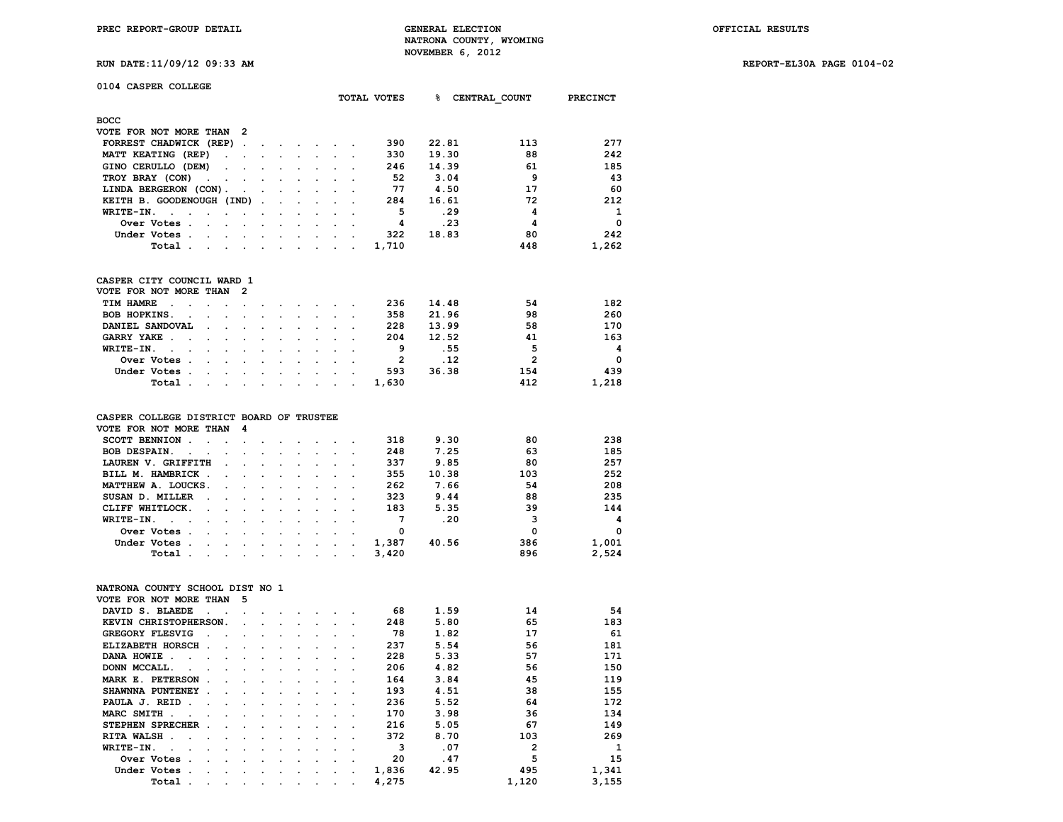PREC REPORT-GROUP DETAIL

GENERAL ELECTION
NATRONA COUNTY, WYOMING
NOVEMBER 6, 2012

OFFICIAL RESULTS

RUN DATE:11/09/12 09:33 AM

REPORT-EL30A PAGE 0104-02

## 0104 CASPER COLLEGE

### BOCC

VOTE FOR NOT MORE THAN 2

| | TOTAL VOTES | % | CENTRAL_COUNT | PRECINCT |
|---|---|---|---|---|
| FORREST CHADWICK (REP) | 390 | 22.81 | 113 | 277 |
| MATT KEATING (REP) | 330 | 19.30 | 88 | 242 |
| GINO CERULLO (DEM) | 246 | 14.39 | 61 | 185 |
| TROY BRAY (CON) | 52 | 3.04 | 9 | 43 |
| LINDA BERGERON (CON) | 77 | 4.50 | 17 | 60 |
| KEITH B. GOODENOUGH (IND) | 284 | 16.61 | 72 | 212 |
| WRITE-IN. | 5 | .29 | 4 | 1 |
| Over Votes | 4 | .23 | 4 | 0 |
| Under Votes | 322 | 18.83 | 80 | 242 |
| Total | 1,710 | | 448 | 1,262 |

### CASPER CITY COUNCIL WARD 1

VOTE FOR NOT MORE THAN 2

| | TOTAL VOTES | % | CENTRAL_COUNT | PRECINCT |
|---|---|---|---|---|
| TIM HAMRE | 236 | 14.48 | 54 | 182 |
| BOB HOPKINS. | 358 | 21.96 | 98 | 260 |
| DANIEL SANDOVAL | 228 | 13.99 | 58 | 170 |
| GARRY YAKE | 204 | 12.52 | 41 | 163 |
| WRITE-IN. | 9 | .55 | 5 | 4 |
| Over Votes | 2 | .12 | 2 | 0 |
| Under Votes | 593 | 36.38 | 154 | 439 |
| Total | 1,630 | | 412 | 1,218 |

### CASPER COLLEGE DISTRICT BOARD OF TRUSTEE

VOTE FOR NOT MORE THAN 4

| | TOTAL VOTES | % | CENTRAL_COUNT | PRECINCT |
|---|---|---|---|---|
| SCOTT BENNION | 318 | 9.30 | 80 | 238 |
| BOB DESPAIN. | 248 | 7.25 | 63 | 185 |
| LAUREN V. GRIFFITH | 337 | 9.85 | 80 | 257 |
| BILL M. HAMBRICK | 355 | 10.38 | 103 | 252 |
| MATTHEW A. LOUCKS. | 262 | 7.66 | 54 | 208 |
| SUSAN D. MILLER | 323 | 9.44 | 88 | 235 |
| CLIFF WHITLOCK. | 183 | 5.35 | 39 | 144 |
| WRITE-IN. | 7 | .20 | 3 | 4 |
| Over Votes | 0 | | 0 | 0 |
| Under Votes | 1,387 | 40.56 | 386 | 1,001 |
| Total | 3,420 | | 896 | 2,524 |

### NATRONA COUNTY SCHOOL DIST NO 1

VOTE FOR NOT MORE THAN 5

| | TOTAL VOTES | % | CENTRAL_COUNT | PRECINCT |
|---|---|---|---|---|
| DAVID S. BLAEDE | 68 | 1.59 | 14 | 54 |
| KEVIN CHRISTOPHERSON. | 248 | 5.80 | 65 | 183 |
| GREGORY FLESVIG | 78 | 1.82 | 17 | 61 |
| ELIZABETH HORSCH | 237 | 5.54 | 56 | 181 |
| DANA HOWIE | 228 | 5.33 | 57 | 171 |
| DONN MCCALL. | 206 | 4.82 | 56 | 150 |
| MARK E. PETERSON | 164 | 3.84 | 45 | 119 |
| SHAWNNA PUNTENEY | 193 | 4.51 | 38 | 155 |
| PAULA J. REID | 236 | 5.52 | 64 | 172 |
| MARC SMITH | 170 | 3.98 | 36 | 134 |
| STEPHEN SPRECHER | 216 | 5.05 | 67 | 149 |
| RITA WALSH | 372 | 8.70 | 103 | 269 |
| WRITE-IN. | 3 | .07 | 2 | 1 |
| Over Votes | 20 | .47 | 5 | 15 |
| Under Votes | 1,836 | 42.95 | 495 | 1,341 |
| Total | 4,275 | | 1,120 | 3,155 |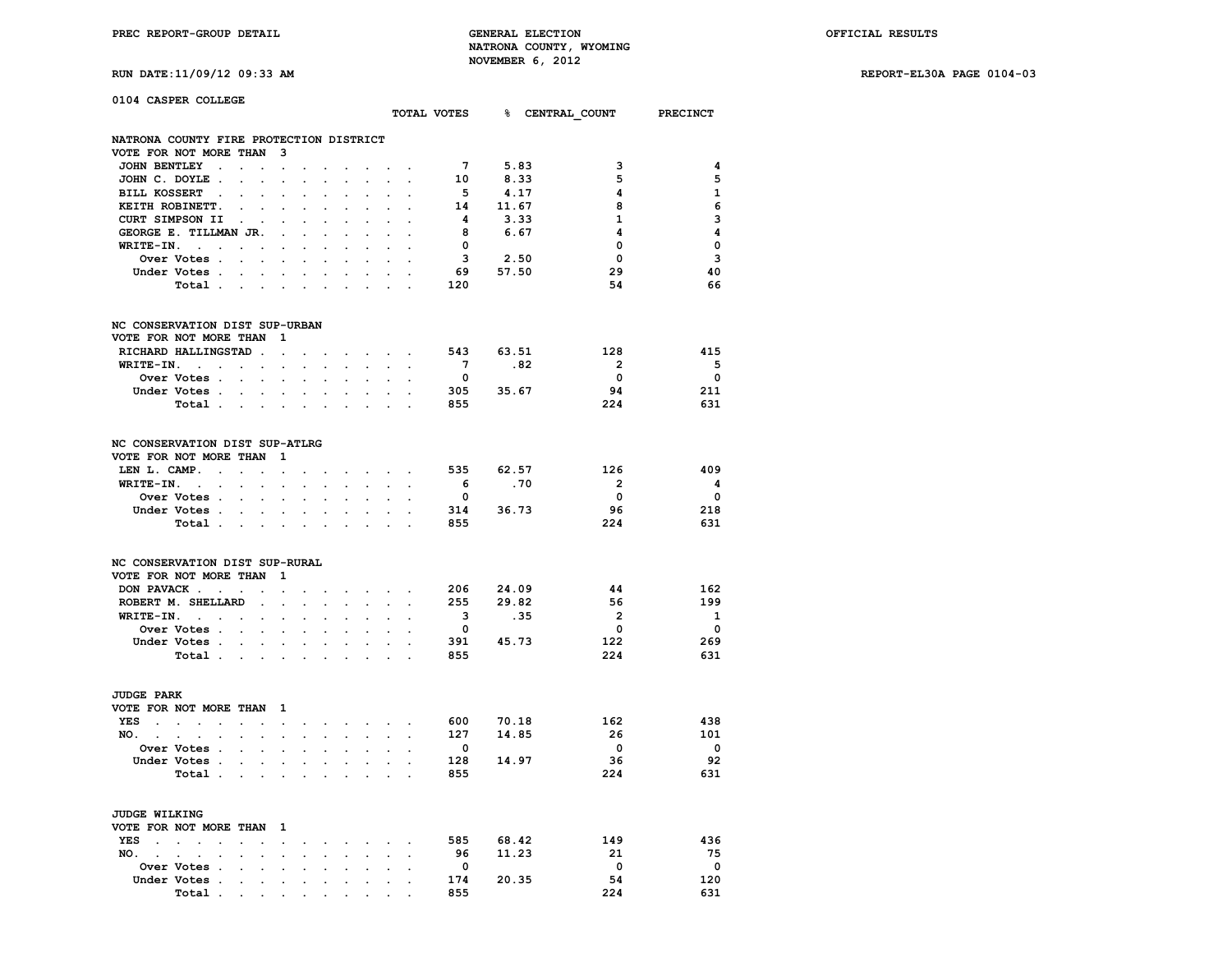PREC REPORT-GROUP DETAIL

GENERAL ELECTION
NATRONA COUNTY, WYOMING
NOVEMBER 6, 2012

OFFICIAL RESULTS

RUN DATE:11/09/12 09:33 AM

REPORT-EL30A PAGE 0104-03

## 0104 CASPER COLLEGE

### NATRONA COUNTY FIRE PROTECTION DISTRICT
VOTE FOR NOT MORE THAN 3

| | TOTAL VOTES | % | CENTRAL_COUNT | PRECINCT |
|---|---|---|---|---|
| JOHN BENTLEY | 7 | 5.83 | 3 | 4 |
| JOHN C. DOYLE | 10 | 8.33 | 5 | 5 |
| BILL KOSSERT | 5 | 4.17 | 4 | 1 |
| KEITH ROBINETT. | 14 | 11.67 | 8 | 6 |
| CURT SIMPSON II | 4 | 3.33 | 1 | 3 |
| GEORGE E. TILLMAN JR. | 8 | 6.67 | 4 | 4 |
| WRITE-IN. | 0 | | 0 | 0 |
| Over Votes | 3 | 2.50 | 0 | 3 |
| Under Votes | 69 | 57.50 | 29 | 40 |
| Total | 120 | | 54 | 66 |

### NC CONSERVATION DIST SUP-URBAN
VOTE FOR NOT MORE THAN 1

| | TOTAL VOTES | % | CENTRAL_COUNT | PRECINCT |
|---|---|---|---|---|
| RICHARD HALLINGSTAD | 543 | 63.51 | 128 | 415 |
| WRITE-IN. | 7 | .82 | 2 | 5 |
| Over Votes | 0 | | 0 | 0 |
| Under Votes | 305 | 35.67 | 94 | 211 |
| Total | 855 | | 224 | 631 |

### NC CONSERVATION DIST SUP-ATLRG
VOTE FOR NOT MORE THAN 1

| | TOTAL VOTES | % | CENTRAL_COUNT | PRECINCT |
|---|---|---|---|---|
| LEN L. CAMP. | 535 | 62.57 | 126 | 409 |
| WRITE-IN. | 6 | .70 | 2 | 4 |
| Over Votes | 0 | | 0 | 0 |
| Under Votes | 314 | 36.73 | 96 | 218 |
| Total | 855 | | 224 | 631 |

### NC CONSERVATION DIST SUP-RURAL
VOTE FOR NOT MORE THAN 1

| | TOTAL VOTES | % | CENTRAL_COUNT | PRECINCT |
|---|---|---|---|---|
| DON PAVACK | 206 | 24.09 | 44 | 162 |
| ROBERT M. SHELLARD | 255 | 29.82 | 56 | 199 |
| WRITE-IN. | 3 | .35 | 2 | 1 |
| Over Votes | 0 | | 0 | 0 |
| Under Votes | 391 | 45.73 | 122 | 269 |
| Total | 855 | | 224 | 631 |

### JUDGE PARK
VOTE FOR NOT MORE THAN 1

| | TOTAL VOTES | % | CENTRAL_COUNT | PRECINCT |
|---|---|---|---|---|
| YES | 600 | 70.18 | 162 | 438 |
| NO. | 127 | 14.85 | 26 | 101 |
| Over Votes | 0 | | 0 | 0 |
| Under Votes | 128 | 14.97 | 36 | 92 |
| Total | 855 | | 224 | 631 |

### JUDGE WILKING
VOTE FOR NOT MORE THAN 1

| | TOTAL VOTES | % | CENTRAL_COUNT | PRECINCT |
|---|---|---|---|---|
| YES | 585 | 68.42 | 149 | 436 |
| NO. | 96 | 11.23 | 21 | 75 |
| Over Votes | 0 | | 0 | 0 |
| Under Votes | 174 | 20.35 | 54 | 120 |
| Total | 855 | | 224 | 631 |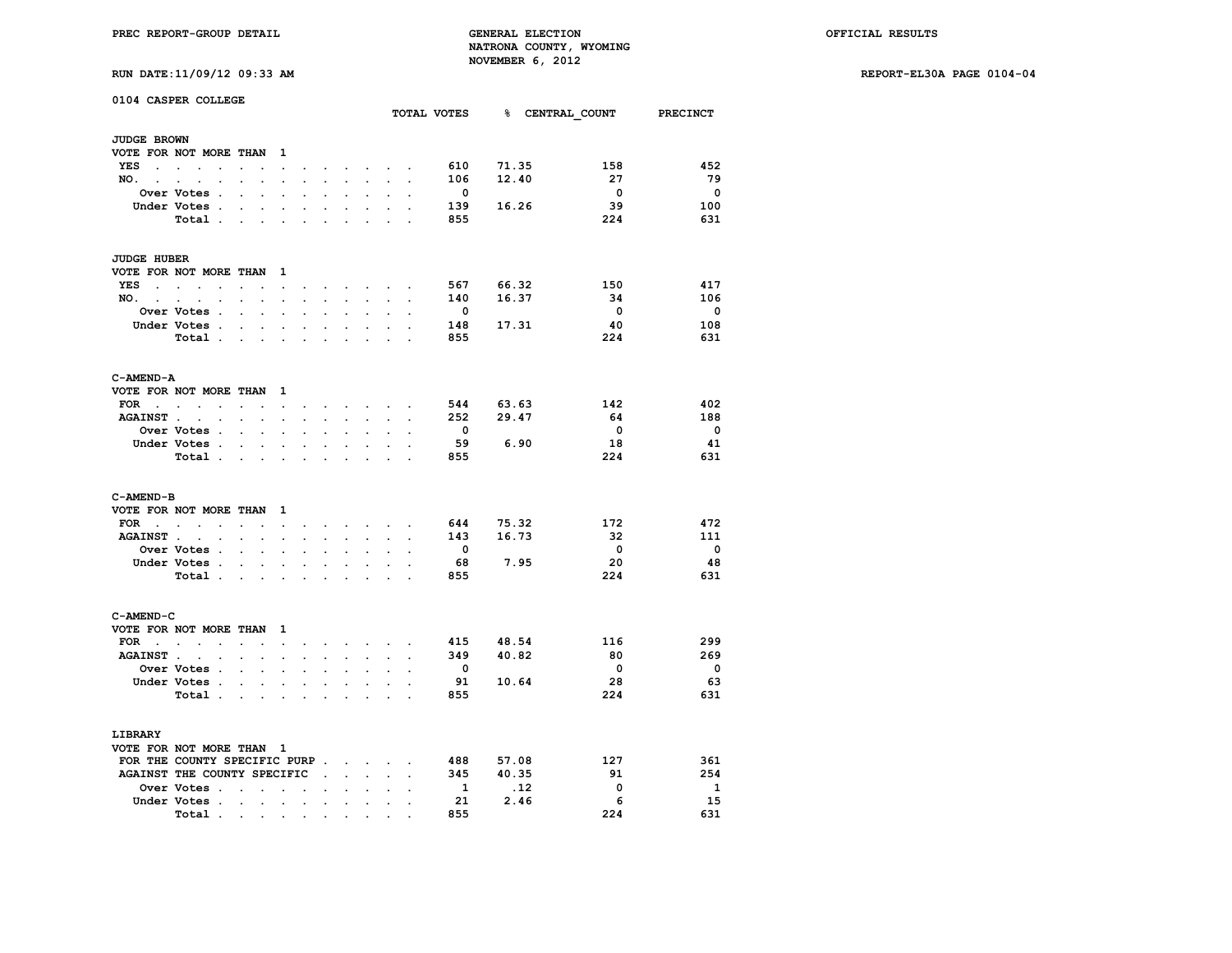PREC REPORT-GROUP DETAIL

GENERAL ELECTION
NATRONA COUNTY, WYOMING
NOVEMBER 6, 2012

OFFICIAL RESULTS

RUN DATE:11/09/12 09:33 AM

REPORT-EL30A PAGE 0104-04

## 0104 CASPER COLLEGE

| | TOTAL VOTES | % | CENTRAL_COUNT | PRECINCT |
|---|---|---|---|---|
| **JUDGE BROWN** | | | | |
| VOTE FOR NOT MORE THAN 1 | | | | |
| YES | 610 | 71.35 | 158 | 452 |
| NO. | 106 | 12.40 | 27 | 79 |
| Over Votes | 0 | | 0 | 0 |
| Under Votes | 139 | 16.26 | 39 | 100 |
| Total | 855 | | 224 | 631 |
| **JUDGE HUBER** | | | | |
| VOTE FOR NOT MORE THAN 1 | | | | |
| YES | 567 | 66.32 | 150 | 417 |
| NO. | 140 | 16.37 | 34 | 106 |
| Over Votes | 0 | | 0 | 0 |
| Under Votes | 148 | 17.31 | 40 | 108 |
| Total | 855 | | 224 | 631 |
| **C-AMEND-A** | | | | |
| VOTE FOR NOT MORE THAN 1 | | | | |
| FOR | 544 | 63.63 | 142 | 402 |
| AGAINST | 252 | 29.47 | 64 | 188 |
| Over Votes | 0 | | 0 | 0 |
| Under Votes | 59 | 6.90 | 18 | 41 |
| Total | 855 | | 224 | 631 |
| **C-AMEND-B** | | | | |
| VOTE FOR NOT MORE THAN 1 | | | | |
| FOR | 644 | 75.32 | 172 | 472 |
| AGAINST | 143 | 16.73 | 32 | 111 |
| Over Votes | 0 | | 0 | 0 |
| Under Votes | 68 | 7.95 | 20 | 48 |
| Total | 855 | | 224 | 631 |
| **C-AMEND-C** | | | | |
| VOTE FOR NOT MORE THAN 1 | | | | |
| FOR | 415 | 48.54 | 116 | 299 |
| AGAINST | 349 | 40.82 | 80 | 269 |
| Over Votes | 0 | | 0 | 0 |
| Under Votes | 91 | 10.64 | 28 | 63 |
| Total | 855 | | 224 | 631 |
| **LIBRARY** | | | | |
| VOTE FOR NOT MORE THAN 1 | | | | |
| FOR THE COUNTY SPECIFIC PURP | 488 | 57.08 | 127 | 361 |
| AGAINST THE COUNTY SPECIFIC | 345 | 40.35 | 91 | 254 |
| Over Votes | 1 | .12 | 0 | 1 |
| Under Votes | 21 | 2.46 | 6 | 15 |
| Total | 855 | | 224 | 631 |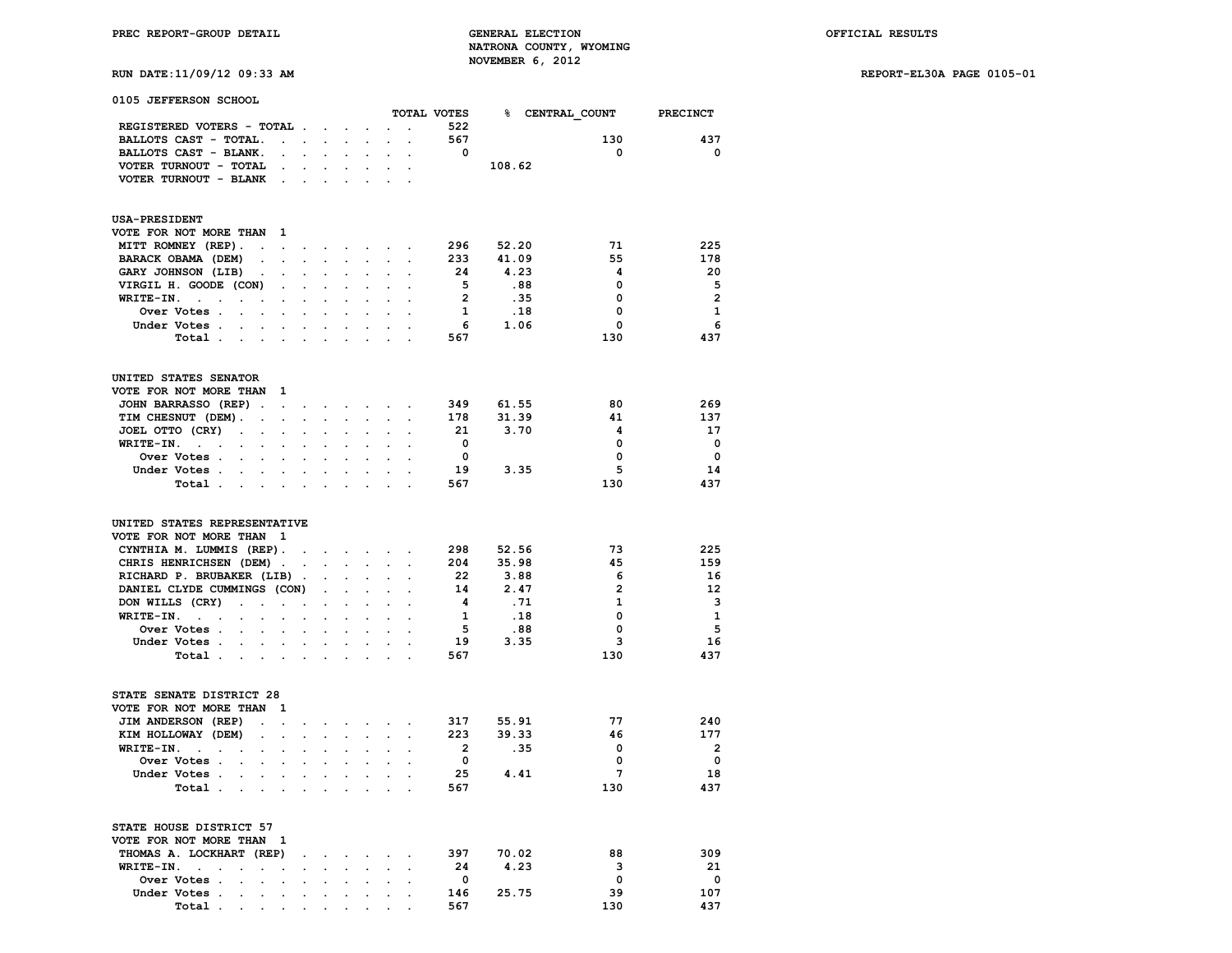PREC REPORT-GROUP DETAIL

GENERAL ELECTION
NATRONA COUNTY, WYOMING
NOVEMBER 6, 2012

OFFICIAL RESULTS

RUN DATE:11/09/12 09:33 AM

REPORT-EL30A PAGE 0105-01

## 0105 JEFFERSON SCHOOL

| | TOTAL VOTES | % | CENTRAL_COUNT | PRECINCT |
|---|---|---|---|---|
| REGISTERED VOTERS - TOTAL | 522 | | | |
| BALLOTS CAST - TOTAL | 567 | | 130 | 437 |
| BALLOTS CAST - BLANK | 0 | | 0 | 0 |
| VOTER TURNOUT - TOTAL | | 108.62 | | |
| VOTER TURNOUT - BLANK | | | | |

### USA-PRESIDENT

VOTE FOR NOT MORE THAN 1

| | TOTAL VOTES | % | CENTRAL_COUNT | PRECINCT |
|---|---|---|---|---|
| MITT ROMNEY (REP) | 296 | 52.20 | 71 | 225 |
| BARACK OBAMA (DEM) | 233 | 41.09 | 55 | 178 |
| GARY JOHNSON (LIB) | 24 | 4.23 | 4 | 20 |
| VIRGIL H. GOODE (CON) | 5 | .88 | 0 | 5 |
| WRITE-IN. | 2 | .35 | 0 | 2 |
| Over Votes | 1 | .18 | 0 | 1 |
| Under Votes | 6 | 1.06 | 0 | 6 |
| Total | 567 | | 130 | 437 |

### UNITED STATES SENATOR

VOTE FOR NOT MORE THAN 1

| | TOTAL VOTES | % | CENTRAL_COUNT | PRECINCT |
|---|---|---|---|---|
| JOHN BARRASSO (REP) | 349 | 61.55 | 80 | 269 |
| TIM CHESNUT (DEM) | 178 | 31.39 | 41 | 137 |
| JOEL OTTO (CRY) | 21 | 3.70 | 4 | 17 |
| WRITE-IN. | 0 | | 0 | 0 |
| Over Votes | 0 | | 0 | 0 |
| Under Votes | 19 | 3.35 | 5 | 14 |
| Total | 567 | | 130 | 437 |

### UNITED STATES REPRESENTATIVE

VOTE FOR NOT MORE THAN 1

| | TOTAL VOTES | % | CENTRAL_COUNT | PRECINCT |
|---|---|---|---|---|
| CYNTHIA M. LUMMIS (REP) | 298 | 52.56 | 73 | 225 |
| CHRIS HENRICHSEN (DEM) | 204 | 35.98 | 45 | 159 |
| RICHARD P. BRUBAKER (LIB) | 22 | 3.88 | 6 | 16 |
| DANIEL CLYDE CUMMINGS (CON) | 14 | 2.47 | 2 | 12 |
| DON WILLS (CRY) | 4 | .71 | 1 | 3 |
| WRITE-IN. | 1 | .18 | 0 | 1 |
| Over Votes | 5 | .88 | 0 | 5 |
| Under Votes | 19 | 3.35 | 3 | 16 |
| Total | 567 | | 130 | 437 |

### STATE SENATE DISTRICT 28

VOTE FOR NOT MORE THAN 1

| | TOTAL VOTES | % | CENTRAL_COUNT | PRECINCT |
|---|---|---|---|---|
| JIM ANDERSON (REP) | 317 | 55.91 | 77 | 240 |
| KIM HOLLOWAY (DEM) | 223 | 39.33 | 46 | 177 |
| WRITE-IN. | 2 | .35 | 0 | 2 |
| Over Votes | 0 | | 0 | 0 |
| Under Votes | 25 | 4.41 | 7 | 18 |
| Total | 567 | | 130 | 437 |

### STATE HOUSE DISTRICT 57

VOTE FOR NOT MORE THAN 1

| | TOTAL VOTES | % | CENTRAL_COUNT | PRECINCT |
|---|---|---|---|---|
| THOMAS A. LOCKHART (REP) | 397 | 70.02 | 88 | 309 |
| WRITE-IN. | 24 | 4.23 | 3 | 21 |
| Over Votes | 0 | | 0 | 0 |
| Under Votes | 146 | 25.75 | 39 | 107 |
| Total | 567 | | 130 | 437 |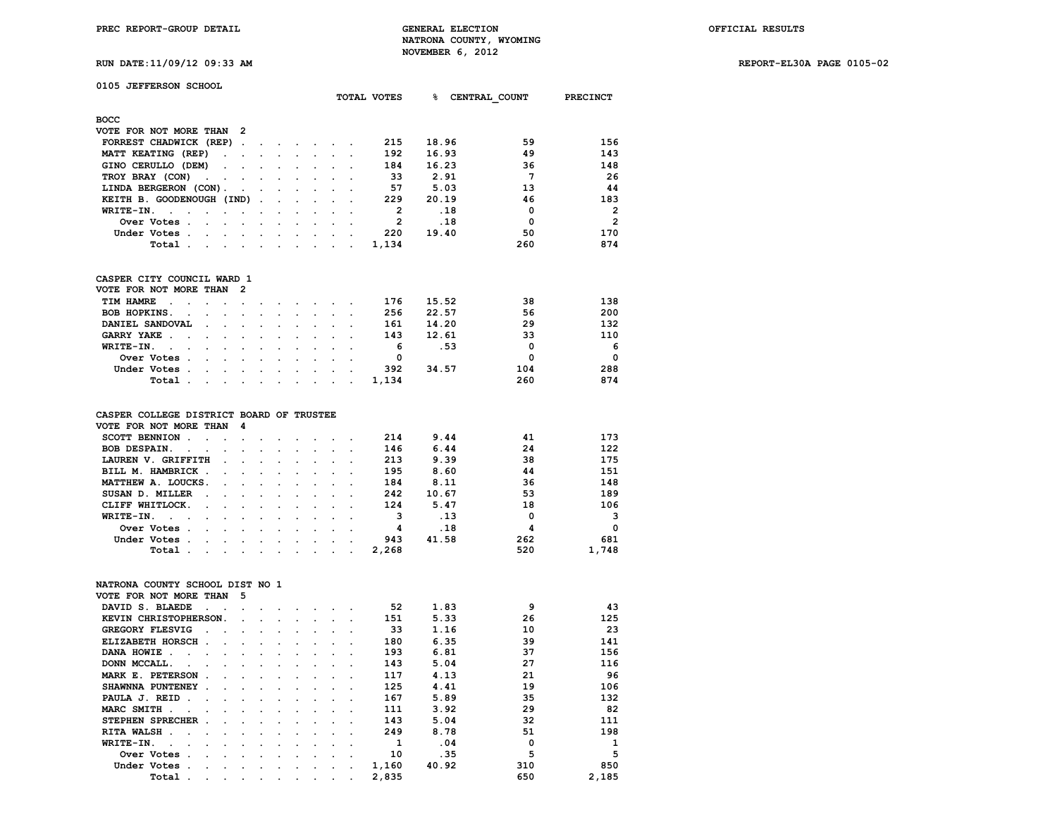PREC REPORT-GROUP DETAIL

GENERAL ELECTION
NATRONA COUNTY, WYOMING
NOVEMBER 6, 2012

OFFICIAL RESULTS

RUN DATE:11/09/12 09:33 AM

REPORT-EL30A PAGE 0105-02

## 0105 JEFFERSON SCHOOL

### BOCC
VOTE FOR NOT MORE THAN 2

| | TOTAL VOTES | % | CENTRAL_COUNT | PRECINCT |
|---|---|---|---|---|
| FORREST CHADWICK (REP) | 215 | 18.96 | 59 | 156 |
| MATT KEATING (REP) | 192 | 16.93 | 49 | 143 |
| GINO CERULLO (DEM) | 184 | 16.23 | 36 | 148 |
| TROY BRAY (CON) | 33 | 2.91 | 7 | 26 |
| LINDA BERGERON (CON) | 57 | 5.03 | 13 | 44 |
| KEITH B. GOODENOUGH (IND) | 229 | 20.19 | 46 | 183 |
| WRITE-IN. | 2 | .18 | 0 | 2 |
| Over Votes | 2 | .18 | 0 | 2 |
| Under Votes | 220 | 19.40 | 50 | 170 |
| Total | 1,134 | | 260 | 874 |

### CASPER CITY COUNCIL WARD 1
VOTE FOR NOT MORE THAN 2

| | TOTAL VOTES | % | CENTRAL_COUNT | PRECINCT |
|---|---|---|---|---|
| TIM HAMRE | 176 | 15.52 | 38 | 138 |
| BOB HOPKINS. | 256 | 22.57 | 56 | 200 |
| DANIEL SANDOVAL | 161 | 14.20 | 29 | 132 |
| GARRY YAKE | 143 | 12.61 | 33 | 110 |
| WRITE-IN. | 6 | .53 | 0 | 6 |
| Over Votes | 0 | | 0 | 0 |
| Under Votes | 392 | 34.57 | 104 | 288 |
| Total | 1,134 | | 260 | 874 |

### CASPER COLLEGE DISTRICT BOARD OF TRUSTEE
VOTE FOR NOT MORE THAN 4

| | TOTAL VOTES | % | CENTRAL_COUNT | PRECINCT |
|---|---|---|---|---|
| SCOTT BENNION | 214 | 9.44 | 41 | 173 |
| BOB DESPAIN. | 146 | 6.44 | 24 | 122 |
| LAUREN V. GRIFFITH | 213 | 9.39 | 38 | 175 |
| BILL M. HAMBRICK | 195 | 8.60 | 44 | 151 |
| MATTHEW A. LOUCKS. | 184 | 8.11 | 36 | 148 |
| SUSAN D. MILLER | 242 | 10.67 | 53 | 189 |
| CLIFF WHITLOCK. | 124 | 5.47 | 18 | 106 |
| WRITE-IN. | 3 | .13 | 0 | 3 |
| Over Votes | 4 | .18 | 4 | 0 |
| Under Votes | 943 | 41.58 | 262 | 681 |
| Total | 2,268 | | 520 | 1,748 |

### NATRONA COUNTY SCHOOL DIST NO 1
VOTE FOR NOT MORE THAN 5

| | TOTAL VOTES | % | CENTRAL_COUNT | PRECINCT |
|---|---|---|---|---|
| DAVID S. BLAEDE | 52 | 1.83 | 9 | 43 |
| KEVIN CHRISTOPHERSON. | 151 | 5.33 | 26 | 125 |
| GREGORY FLESVIG | 33 | 1.16 | 10 | 23 |
| ELIZABETH HORSCH | 180 | 6.35 | 39 | 141 |
| DANA HOWIE | 193 | 6.81 | 37 | 156 |
| DONN MCCALL. | 143 | 5.04 | 27 | 116 |
| MARK E. PETERSON | 117 | 4.13 | 21 | 96 |
| SHAWNNA PUNTENEY | 125 | 4.41 | 19 | 106 |
| PAULA J. REID | 167 | 5.89 | 35 | 132 |
| MARC SMITH | 111 | 3.92 | 29 | 82 |
| STEPHEN SPRECHER | 143 | 5.04 | 32 | 111 |
| RITA WALSH | 249 | 8.78 | 51 | 198 |
| WRITE-IN. | 1 | .04 | 0 | 1 |
| Over Votes | 10 | .35 | 5 | 5 |
| Under Votes | 1,160 | 40.92 | 310 | 850 |
| Total | 2,835 | | 650 | 2,185 |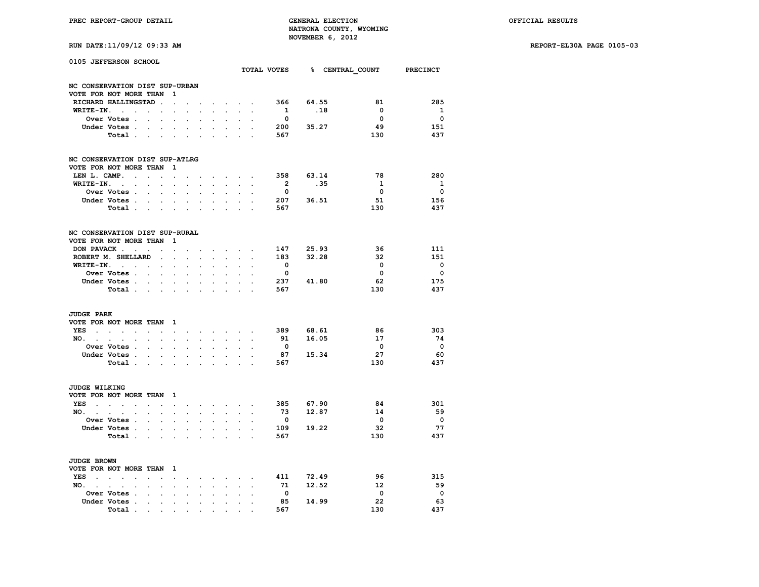PREC REPORT-GROUP DETAIL — GENERAL ELECTION — NATRONA COUNTY, WYOMING — NOVEMBER 6, 2012 — OFFICIAL RESULTS

RUN DATE:11/09/12 09:33 AM — REPORT-EL30A PAGE 0105-03

## 0105 JEFFERSON SCHOOL

### NC CONSERVATION DIST SUP-URBAN
VOTE FOR NOT MORE THAN 1

| | TOTAL VOTES | % | CENTRAL_COUNT | PRECINCT |
|---|---|---|---|---|
| RICHARD HALLINGSTAD | 366 | 64.55 | 81 | 285 |
| WRITE-IN. | 1 | .18 | 0 | 1 |
| Over Votes | 0 | | 0 | 0 |
| Under Votes | 200 | 35.27 | 49 | 151 |
| Total | 567 | | 130 | 437 |

### NC CONSERVATION DIST SUP-ATLRG
VOTE FOR NOT MORE THAN 1

| | TOTAL VOTES | % | CENTRAL_COUNT | PRECINCT |
|---|---|---|---|---|
| LEN L. CAMP. | 358 | 63.14 | 78 | 280 |
| WRITE-IN. | 2 | .35 | 1 | 1 |
| Over Votes | 0 | | 0 | 0 |
| Under Votes | 207 | 36.51 | 51 | 156 |
| Total | 567 | | 130 | 437 |

### NC CONSERVATION DIST SUP-RURAL
VOTE FOR NOT MORE THAN 1

| | TOTAL VOTES | % | CENTRAL_COUNT | PRECINCT |
|---|---|---|---|---|
| DON PAVACK | 147 | 25.93 | 36 | 111 |
| ROBERT M. SHELLARD | 183 | 32.28 | 32 | 151 |
| WRITE-IN. | 0 | | 0 | 0 |
| Over Votes | 0 | | 0 | 0 |
| Under Votes | 237 | 41.80 | 62 | 175 |
| Total | 567 | | 130 | 437 |

### JUDGE PARK
VOTE FOR NOT MORE THAN 1

| | TOTAL VOTES | % | CENTRAL_COUNT | PRECINCT |
|---|---|---|---|---|
| YES | 389 | 68.61 | 86 | 303 |
| NO. | 91 | 16.05 | 17 | 74 |
| Over Votes | 0 | | 0 | 0 |
| Under Votes | 87 | 15.34 | 27 | 60 |
| Total | 567 | | 130 | 437 |

### JUDGE WILKING
VOTE FOR NOT MORE THAN 1

| | TOTAL VOTES | % | CENTRAL_COUNT | PRECINCT |
|---|---|---|---|---|
| YES | 385 | 67.90 | 84 | 301 |
| NO. | 73 | 12.87 | 14 | 59 |
| Over Votes | 0 | | 0 | 0 |
| Under Votes | 109 | 19.22 | 32 | 77 |
| Total | 567 | | 130 | 437 |

### JUDGE BROWN
VOTE FOR NOT MORE THAN 1

| | TOTAL VOTES | % | CENTRAL_COUNT | PRECINCT |
|---|---|---|---|---|
| YES | 411 | 72.49 | 96 | 315 |
| NO. | 71 | 12.52 | 12 | 59 |
| Over Votes | 0 | | 0 | 0 |
| Under Votes | 85 | 14.99 | 22 | 63 |
| Total | 567 | | 130 | 437 |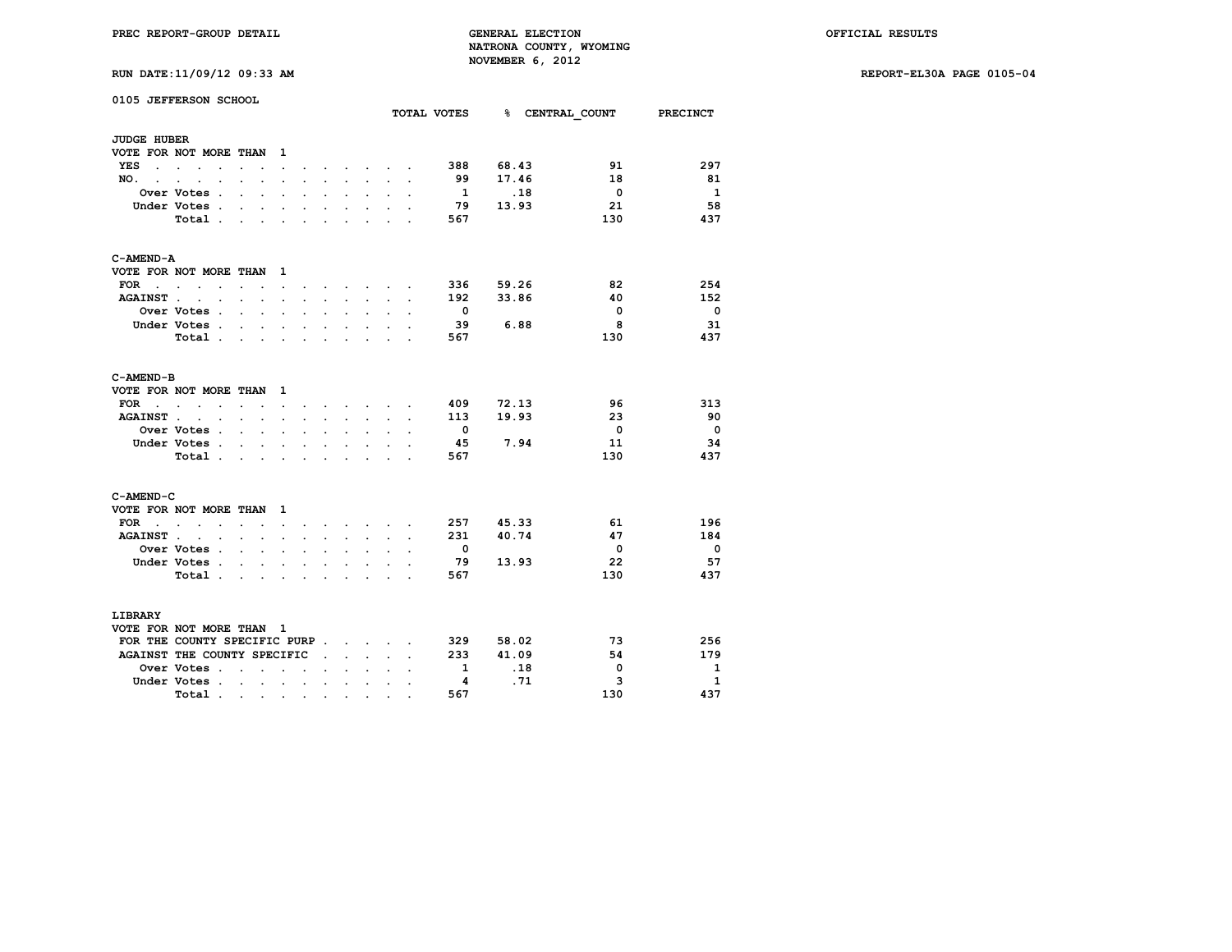PREC REPORT-GROUP DETAIL

GENERAL ELECTION
NATRONA COUNTY, WYOMING
NOVEMBER 6, 2012

OFFICIAL RESULTS

RUN DATE:11/09/12 09:33 AM

REPORT-EL30A PAGE 0105-04

## 0105 JEFFERSON SCHOOL

### JUDGE HUBER

VOTE FOR NOT MORE THAN 1

| | TOTAL VOTES | % | CENTRAL_COUNT | PRECINCT |
|---|---|---|---|---|
| YES | 388 | 68.43 | 91 | 297 |
| NO. | 99 | 17.46 | 18 | 81 |
| Over Votes | 1 | .18 | 0 | 1 |
| Under Votes | 79 | 13.93 | 21 | 58 |
| Total | 567 | | 130 | 437 |

### C-AMEND-A

VOTE FOR NOT MORE THAN 1

| | TOTAL VOTES | % | CENTRAL_COUNT | PRECINCT |
|---|---|---|---|---|
| FOR | 336 | 59.26 | 82 | 254 |
| AGAINST | 192 | 33.86 | 40 | 152 |
| Over Votes | 0 | | 0 | 0 |
| Under Votes | 39 | 6.88 | 8 | 31 |
| Total | 567 | | 130 | 437 |

### C-AMEND-B

VOTE FOR NOT MORE THAN 1

| | TOTAL VOTES | % | CENTRAL_COUNT | PRECINCT |
|---|---|---|---|---|
| FOR | 409 | 72.13 | 96 | 313 |
| AGAINST | 113 | 19.93 | 23 | 90 |
| Over Votes | 0 | | 0 | 0 |
| Under Votes | 45 | 7.94 | 11 | 34 |
| Total | 567 | | 130 | 437 |

### C-AMEND-C

VOTE FOR NOT MORE THAN 1

| | TOTAL VOTES | % | CENTRAL_COUNT | PRECINCT |
|---|---|---|---|---|
| FOR | 257 | 45.33 | 61 | 196 |
| AGAINST | 231 | 40.74 | 47 | 184 |
| Over Votes | 0 | | 0 | 0 |
| Under Votes | 79 | 13.93 | 22 | 57 |
| Total | 567 | | 130 | 437 |

### LIBRARY

VOTE FOR NOT MORE THAN 1

| | TOTAL VOTES | % | CENTRAL_COUNT | PRECINCT |
|---|---|---|---|---|
| FOR THE COUNTY SPECIFIC PURP | 329 | 58.02 | 73 | 256 |
| AGAINST THE COUNTY SPECIFIC | 233 | 41.09 | 54 | 179 |
| Over Votes | 1 | .18 | 0 | 1 |
| Under Votes | 4 | .71 | 3 | 1 |
| Total | 567 | | 130 | 437 |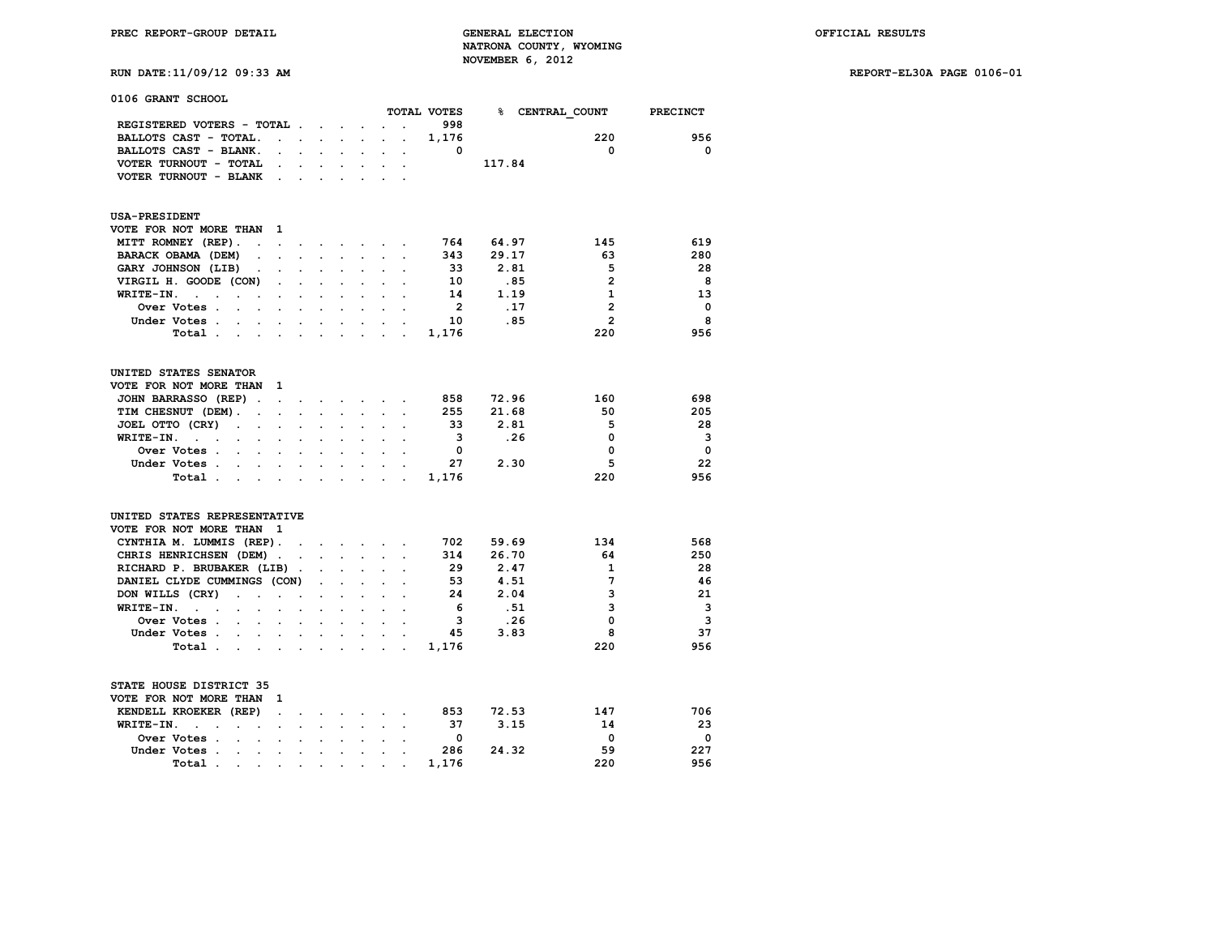PREC REPORT-GROUP DETAIL

GENERAL ELECTION
NATRONA COUNTY, WYOMING
NOVEMBER 6, 2012

OFFICIAL RESULTS

RUN DATE:11/09/12 09:33 AM

REPORT-EL30A PAGE 0106-01

## 0106 GRANT SCHOOL

| | TOTAL VOTES | % | CENTRAL_COUNT | PRECINCT |
|---|---|---|---|---|
| REGISTERED VOTERS - TOTAL | 998 | | | |
| BALLOTS CAST - TOTAL. | 1,176 | | 220 | 956 |
| BALLOTS CAST - BLANK. | 0 | | 0 | 0 |
| VOTER TURNOUT - TOTAL | | 117.84 | | |
| VOTER TURNOUT - BLANK | | | | |

### USA-PRESIDENT
VOTE FOR NOT MORE THAN 1

| | TOTAL VOTES | % | CENTRAL_COUNT | PRECINCT |
|---|---|---|---|---|
| MITT ROMNEY (REP). | 764 | 64.97 | 145 | 619 |
| BARACK OBAMA (DEM) | 343 | 29.17 | 63 | 280 |
| GARY JOHNSON (LIB) | 33 | 2.81 | 5 | 28 |
| VIRGIL H. GOODE (CON) | 10 | .85 | 2 | 8 |
| WRITE-IN. | 14 | 1.19 | 1 | 13 |
| Over Votes | 2 | .17 | 2 | 0 |
| Under Votes | 10 | .85 | 2 | 8 |
| Total | 1,176 | | 220 | 956 |

### UNITED STATES SENATOR
VOTE FOR NOT MORE THAN 1

| | TOTAL VOTES | % | CENTRAL_COUNT | PRECINCT |
|---|---|---|---|---|
| JOHN BARRASSO (REP) | 858 | 72.96 | 160 | 698 |
| TIM CHESNUT (DEM). | 255 | 21.68 | 50 | 205 |
| JOEL OTTO (CRY) | 33 | 2.81 | 5 | 28 |
| WRITE-IN. | 3 | .26 | 0 | 3 |
| Over Votes | 0 | | 0 | 0 |
| Under Votes | 27 | 2.30 | 5 | 22 |
| Total | 1,176 | | 220 | 956 |

### UNITED STATES REPRESENTATIVE
VOTE FOR NOT MORE THAN 1

| | TOTAL VOTES | % | CENTRAL_COUNT | PRECINCT |
|---|---|---|---|---|
| CYNTHIA M. LUMMIS (REP). | 702 | 59.69 | 134 | 568 |
| CHRIS HENRICHSEN (DEM) | 314 | 26.70 | 64 | 250 |
| RICHARD P. BRUBAKER (LIB) | 29 | 2.47 | 1 | 28 |
| DANIEL CLYDE CUMMINGS (CON) | 53 | 4.51 | 7 | 46 |
| DON WILLS (CRY) | 24 | 2.04 | 3 | 21 |
| WRITE-IN. | 6 | .51 | 3 | 3 |
| Over Votes | 3 | .26 | 0 | 3 |
| Under Votes | 45 | 3.83 | 8 | 37 |
| Total | 1,176 | | 220 | 956 |

### STATE HOUSE DISTRICT 35
VOTE FOR NOT MORE THAN 1

| | TOTAL VOTES | % | CENTRAL_COUNT | PRECINCT |
|---|---|---|---|---|
| KENDELL KROEKER (REP) | 853 | 72.53 | 147 | 706 |
| WRITE-IN. | 37 | 3.15 | 14 | 23 |
| Over Votes | 0 | | 0 | 0 |
| Under Votes | 286 | 24.32 | 59 | 227 |
| Total | 1,176 | | 220 | 956 |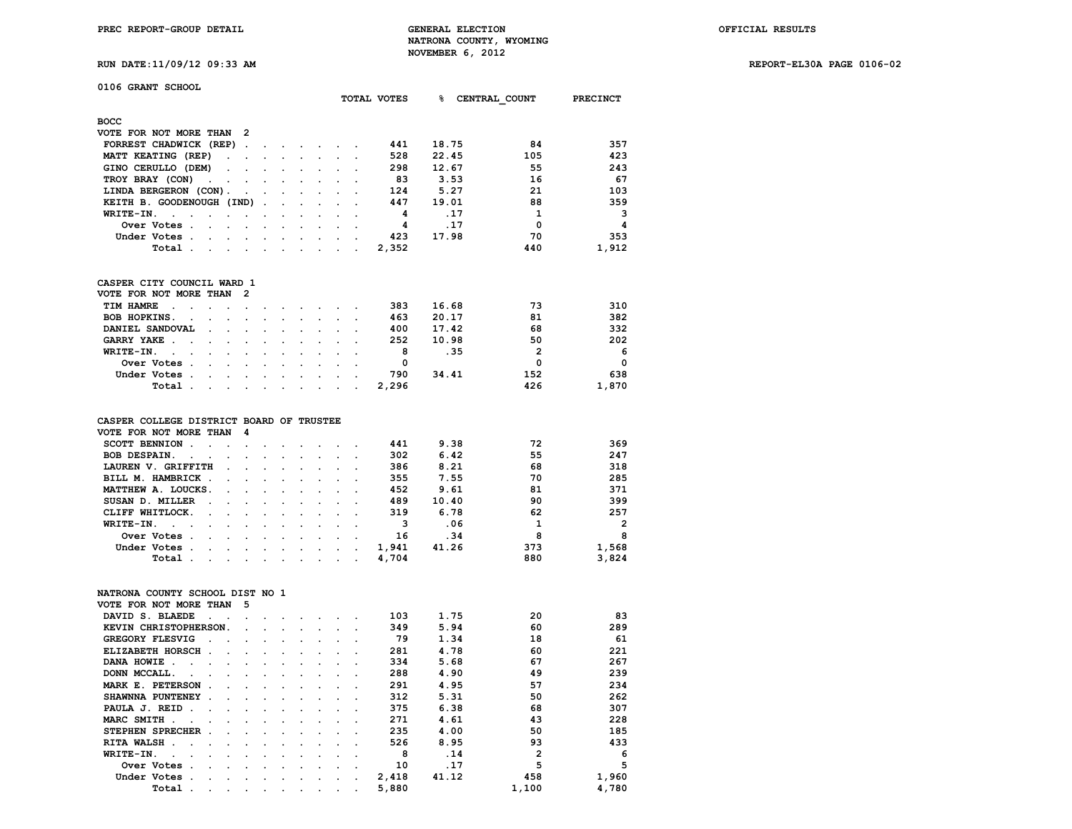PREC REPORT-GROUP DETAIL

GENERAL ELECTION
NATRONA COUNTY, WYOMING
NOVEMBER 6, 2012

OFFICIAL RESULTS

RUN DATE:11/09/12 09:33 AM

REPORT-EL30A PAGE 0106-02

## 0106 GRANT SCHOOL

### BOCC
VOTE FOR NOT MORE THAN 2

| | TOTAL VOTES | % | CENTRAL_COUNT | PRECINCT |
|---|---|---|---|---|
| FORREST CHADWICK (REP) | 441 | 18.75 | 84 | 357 |
| MATT KEATING (REP) | 528 | 22.45 | 105 | 423 |
| GINO CERULLO (DEM) | 298 | 12.67 | 55 | 243 |
| TROY BRAY (CON) | 83 | 3.53 | 16 | 67 |
| LINDA BERGERON (CON) | 124 | 5.27 | 21 | 103 |
| KEITH B. GOODENOUGH (IND) | 447 | 19.01 | 88 | 359 |
| WRITE-IN. | 4 | .17 | 1 | 3 |
| Over Votes | 4 | .17 | 0 | 4 |
| Under Votes | 423 | 17.98 | 70 | 353 |
| Total | 2,352 | | 440 | 1,912 |

### CASPER CITY COUNCIL WARD 1
VOTE FOR NOT MORE THAN 2

| | TOTAL VOTES | % | CENTRAL_COUNT | PRECINCT |
|---|---|---|---|---|
| TIM HAMRE | 383 | 16.68 | 73 | 310 |
| BOB HOPKINS. | 463 | 20.17 | 81 | 382 |
| DANIEL SANDOVAL | 400 | 17.42 | 68 | 332 |
| GARRY YAKE | 252 | 10.98 | 50 | 202 |
| WRITE-IN. | 8 | .35 | 2 | 6 |
| Over Votes | 0 | | 0 | 0 |
| Under Votes | 790 | 34.41 | 152 | 638 |
| Total | 2,296 | | 426 | 1,870 |

### CASPER COLLEGE DISTRICT BOARD OF TRUSTEE
VOTE FOR NOT MORE THAN 4

| | TOTAL VOTES | % | CENTRAL_COUNT | PRECINCT |
|---|---|---|---|---|
| SCOTT BENNION | 441 | 9.38 | 72 | 369 |
| BOB DESPAIN. | 302 | 6.42 | 55 | 247 |
| LAUREN V. GRIFFITH | 386 | 8.21 | 68 | 318 |
| BILL M. HAMBRICK | 355 | 7.55 | 70 | 285 |
| MATTHEW A. LOUCKS. | 452 | 9.61 | 81 | 371 |
| SUSAN D. MILLER | 489 | 10.40 | 90 | 399 |
| CLIFF WHITLOCK. | 319 | 6.78 | 62 | 257 |
| WRITE-IN. | 3 | .06 | 1 | 2 |
| Over Votes | 16 | .34 | 8 | 8 |
| Under Votes | 1,941 | 41.26 | 373 | 1,568 |
| Total | 4,704 | | 880 | 3,824 |

### NATRONA COUNTY SCHOOL DIST NO 1
VOTE FOR NOT MORE THAN 5

| | TOTAL VOTES | % | CENTRAL_COUNT | PRECINCT |
|---|---|---|---|---|
| DAVID S. BLAEDE | 103 | 1.75 | 20 | 83 |
| KEVIN CHRISTOPHERSON. | 349 | 5.94 | 60 | 289 |
| GREGORY FLESVIG | 79 | 1.34 | 18 | 61 |
| ELIZABETH HORSCH | 281 | 4.78 | 60 | 221 |
| DANA HOWIE | 334 | 5.68 | 67 | 267 |
| DONN MCCALL. | 288 | 4.90 | 49 | 239 |
| MARK E. PETERSON | 291 | 4.95 | 57 | 234 |
| SHAWNNA PUNTENEY | 312 | 5.31 | 50 | 262 |
| PAULA J. REID | 375 | 6.38 | 68 | 307 |
| MARC SMITH | 271 | 4.61 | 43 | 228 |
| STEPHEN SPRECHER | 235 | 4.00 | 50 | 185 |
| RITA WALSH | 526 | 8.95 | 93 | 433 |
| WRITE-IN. | 8 | .14 | 2 | 6 |
| Over Votes | 10 | .17 | 5 | 5 |
| Under Votes | 2,418 | 41.12 | 458 | 1,960 |
| Total | 5,880 | | 1,100 | 4,780 |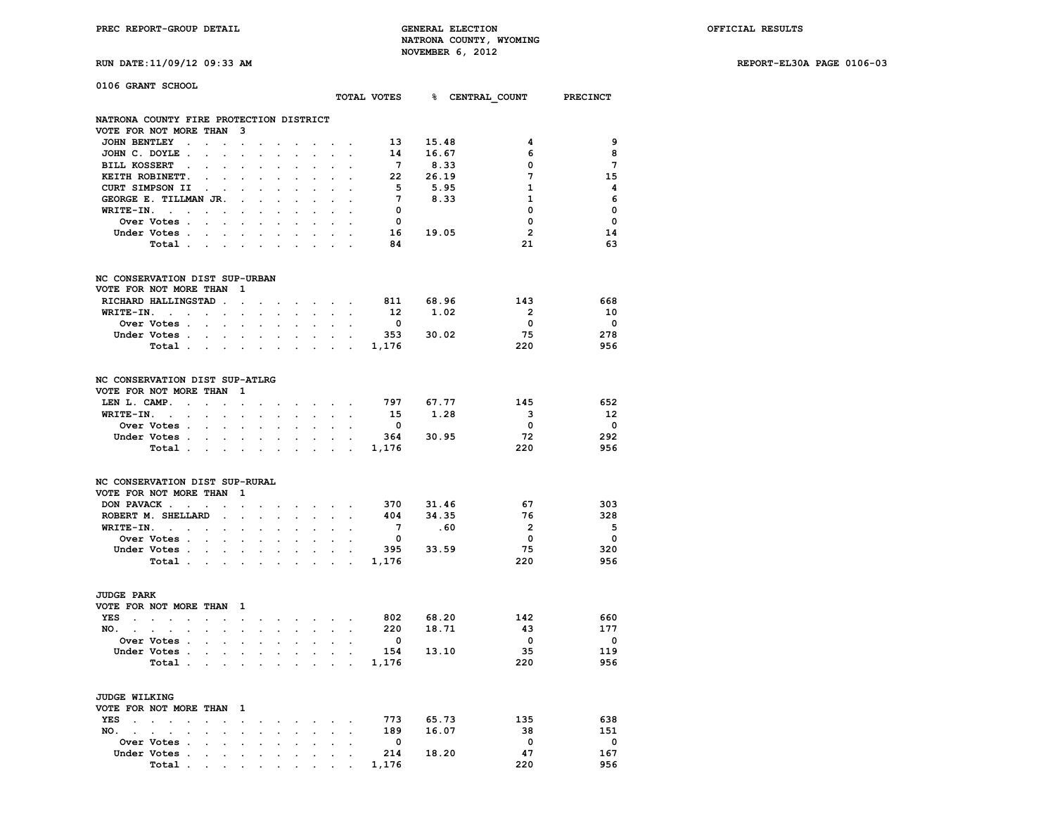PREC REPORT-GROUP DETAIL

GENERAL ELECTION
NATRONA COUNTY, WYOMING
NOVEMBER 6, 2012

OFFICIAL RESULTS

RUN DATE:11/09/12 09:33 AM

REPORT-EL30A PAGE 0106-03

0106 GRANT SCHOOL

**NATRONA COUNTY FIRE PROTECTION DISTRICT**
VOTE FOR NOT MORE THAN 3

| | TOTAL VOTES | % | CENTRAL_COUNT | PRECINCT |
|---|---|---|---|---|
| JOHN BENTLEY | 13 | 15.48 | 4 | 9 |
| JOHN C. DOYLE | 14 | 16.67 | 6 | 8 |
| BILL KOSSERT | 7 | 8.33 | 0 | 7 |
| KEITH ROBINETT. | 22 | 26.19 | 7 | 15 |
| CURT SIMPSON II | 5 | 5.95 | 1 | 4 |
| GEORGE E. TILLMAN JR. | 7 | 8.33 | 1 | 6 |
| WRITE-IN. | 0 | | 0 | 0 |
| Over Votes | 0 | | 0 | 0 |
| Under Votes | 16 | 19.05 | 2 | 14 |
| Total | 84 | | 21 | 63 |

**NC CONSERVATION DIST SUP-URBAN**
VOTE FOR NOT MORE THAN 1

| | TOTAL VOTES | % | CENTRAL_COUNT | PRECINCT |
|---|---|---|---|---|
| RICHARD HALLINGSTAD | 811 | 68.96 | 143 | 668 |
| WRITE-IN. | 12 | 1.02 | 2 | 10 |
| Over Votes | 0 | | 0 | 0 |
| Under Votes | 353 | 30.02 | 75 | 278 |
| Total | 1,176 | | 220 | 956 |

**NC CONSERVATION DIST SUP-ATLRG**
VOTE FOR NOT MORE THAN 1

| | TOTAL VOTES | % | CENTRAL_COUNT | PRECINCT |
|---|---|---|---|---|
| LEN L. CAMP. | 797 | 67.77 | 145 | 652 |
| WRITE-IN. | 15 | 1.28 | 3 | 12 |
| Over Votes | 0 | | 0 | 0 |
| Under Votes | 364 | 30.95 | 72 | 292 |
| Total | 1,176 | | 220 | 956 |

**NC CONSERVATION DIST SUP-RURAL**
VOTE FOR NOT MORE THAN 1

| | TOTAL VOTES | % | CENTRAL_COUNT | PRECINCT |
|---|---|---|---|---|
| DON PAVACK | 370 | 31.46 | 67 | 303 |
| ROBERT M. SHELLARD | 404 | 34.35 | 76 | 328 |
| WRITE-IN. | 7 | .60 | 2 | 5 |
| Over Votes | 0 | | 0 | 0 |
| Under Votes | 395 | 33.59 | 75 | 320 |
| Total | 1,176 | | 220 | 956 |

**JUDGE PARK**
VOTE FOR NOT MORE THAN 1

| | TOTAL VOTES | % | CENTRAL_COUNT | PRECINCT |
|---|---|---|---|---|
| YES | 802 | 68.20 | 142 | 660 |
| NO. | 220 | 18.71 | 43 | 177 |
| Over Votes | 0 | | 0 | 0 |
| Under Votes | 154 | 13.10 | 35 | 119 |
| Total | 1,176 | | 220 | 956 |

**JUDGE WILKING**
VOTE FOR NOT MORE THAN 1

| | TOTAL VOTES | % | CENTRAL_COUNT | PRECINCT |
|---|---|---|---|---|
| YES | 773 | 65.73 | 135 | 638 |
| NO. | 189 | 16.07 | 38 | 151 |
| Over Votes | 0 | | 0 | 0 |
| Under Votes | 214 | 18.20 | 47 | 167 |
| Total | 1,176 | | 220 | 956 |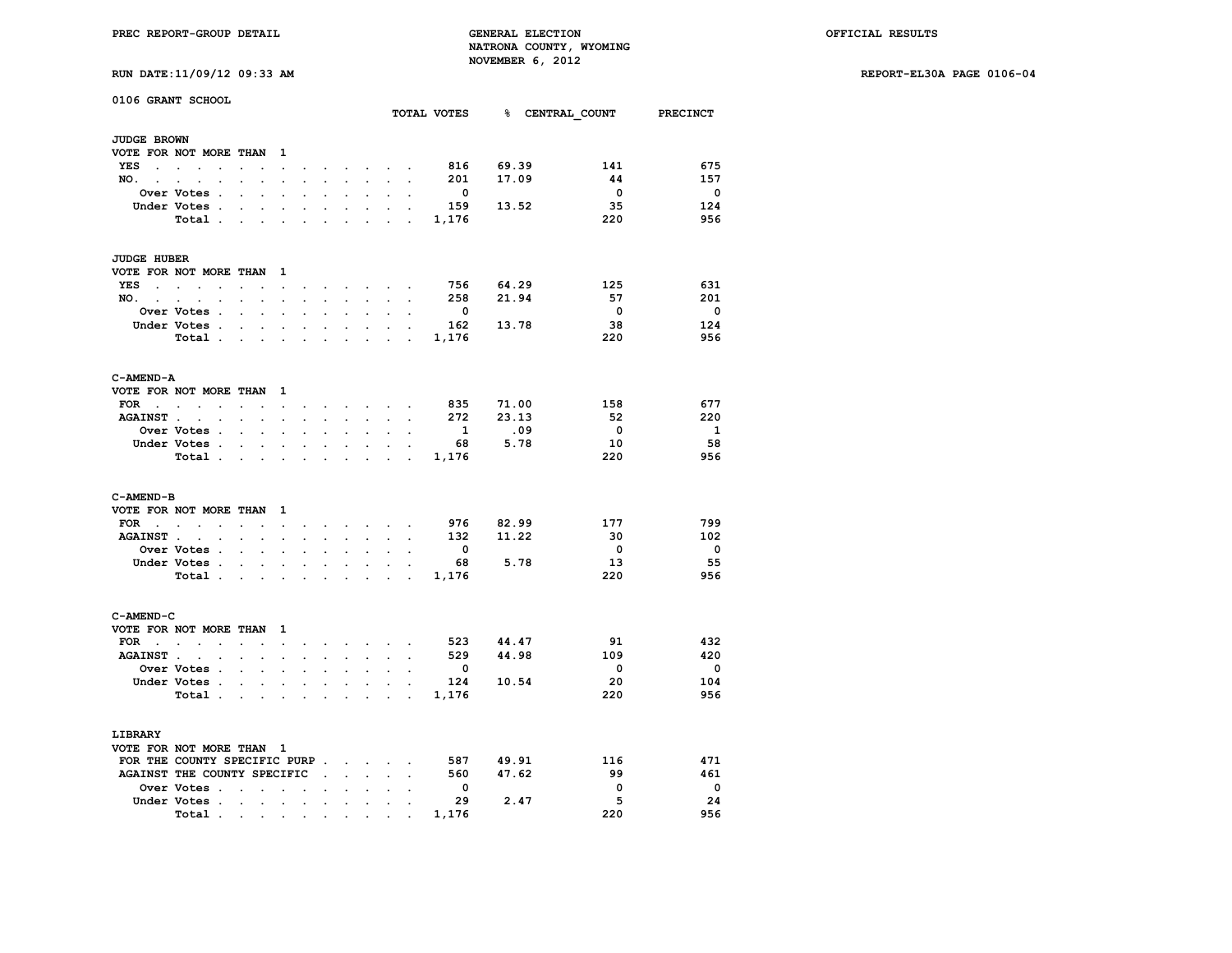PREC REPORT-GROUP DETAIL — GENERAL ELECTION — NATRONA COUNTY, WYOMING — NOVEMBER 6, 2012 — OFFICIAL RESULTS

RUN DATE:11/09/12 09:33 AM — REPORT-EL30A PAGE 0106-04

## 0106 GRANT SCHOOL

### JUDGE BROWN
VOTE FOR NOT MORE THAN 1

| | TOTAL VOTES | % | CENTRAL_COUNT | PRECINCT |
|---|---|---|---|---|
| YES | 816 | 69.39 | 141 | 675 |
| NO. | 201 | 17.09 | 44 | 157 |
| Over Votes | 0 | | 0 | 0 |
| Under Votes | 159 | 13.52 | 35 | 124 |
| Total | 1,176 | | 220 | 956 |

### JUDGE HUBER
VOTE FOR NOT MORE THAN 1

| | TOTAL VOTES | % | CENTRAL_COUNT | PRECINCT |
|---|---|---|---|---|
| YES | 756 | 64.29 | 125 | 631 |
| NO. | 258 | 21.94 | 57 | 201 |
| Over Votes | 0 | | 0 | 0 |
| Under Votes | 162 | 13.78 | 38 | 124 |
| Total | 1,176 | | 220 | 956 |

### C-AMEND-A
VOTE FOR NOT MORE THAN 1

| | TOTAL VOTES | % | CENTRAL_COUNT | PRECINCT |
|---|---|---|---|---|
| FOR | 835 | 71.00 | 158 | 677 |
| AGAINST | 272 | 23.13 | 52 | 220 |
| Over Votes | 1 | .09 | 0 | 1 |
| Under Votes | 68 | 5.78 | 10 | 58 |
| Total | 1,176 | | 220 | 956 |

### C-AMEND-B
VOTE FOR NOT MORE THAN 1

| | TOTAL VOTES | % | CENTRAL_COUNT | PRECINCT |
|---|---|---|---|---|
| FOR | 976 | 82.99 | 177 | 799 |
| AGAINST | 132 | 11.22 | 30 | 102 |
| Over Votes | 0 | | 0 | 0 |
| Under Votes | 68 | 5.78 | 13 | 55 |
| Total | 1,176 | | 220 | 956 |

### C-AMEND-C
VOTE FOR NOT MORE THAN 1

| | TOTAL VOTES | % | CENTRAL_COUNT | PRECINCT |
|---|---|---|---|---|
| FOR | 523 | 44.47 | 91 | 432 |
| AGAINST | 529 | 44.98 | 109 | 420 |
| Over Votes | 0 | | 0 | 0 |
| Under Votes | 124 | 10.54 | 20 | 104 |
| Total | 1,176 | | 220 | 956 |

### LIBRARY
VOTE FOR NOT MORE THAN 1

| | TOTAL VOTES | % | CENTRAL_COUNT | PRECINCT |
|---|---|---|---|---|
| FOR THE COUNTY SPECIFIC PURP | 587 | 49.91 | 116 | 471 |
| AGAINST THE COUNTY SPECIFIC | 560 | 47.62 | 99 | 461 |
| Over Votes | 0 | | 0 | 0 |
| Under Votes | 29 | 2.47 | 5 | 24 |
| Total | 1,176 | | 220 | 956 |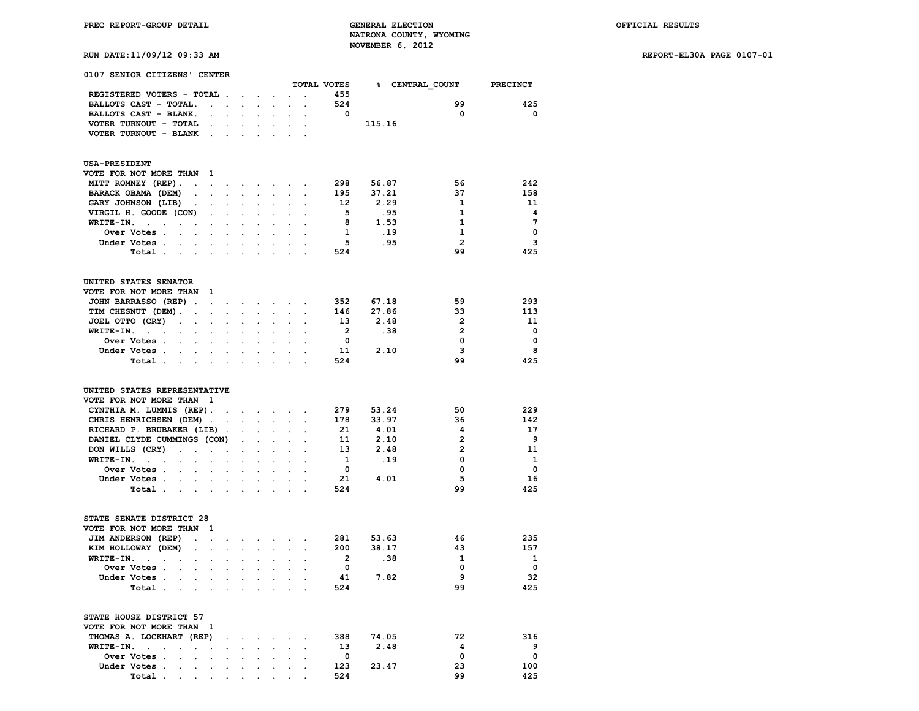PREC REPORT-GROUP DETAIL

GENERAL ELECTION
NATRONA COUNTY, WYOMING
NOVEMBER 6, 2012

OFFICIAL RESULTS

RUN DATE:11/09/12 09:33 AM

REPORT-EL30A PAGE 0107-01

## 0107 SENIOR CITIZENS' CENTER

| | TOTAL VOTES | % | CENTRAL_COUNT | PRECINCT |
|---|---|---|---|---|
| REGISTERED VOTERS - TOTAL | 455 | | | |
| BALLOTS CAST - TOTAL. | 524 | | 99 | 425 |
| BALLOTS CAST - BLANK. | 0 | | 0 | 0 |
| VOTER TURNOUT - TOTAL | | 115.16 | | |
| VOTER TURNOUT - BLANK | | | | |

### USA-PRESIDENT

VOTE FOR NOT MORE THAN 1

| | TOTAL VOTES | % | CENTRAL_COUNT | PRECINCT |
|---|---|---|---|---|
| MITT ROMNEY (REP). | 298 | 56.87 | 56 | 242 |
| BARACK OBAMA (DEM) | 195 | 37.21 | 37 | 158 |
| GARY JOHNSON (LIB) | 12 | 2.29 | 1 | 11 |
| VIRGIL H. GOODE (CON) | 5 | .95 | 1 | 4 |
| WRITE-IN. | 8 | 1.53 | 1 | 7 |
| Over Votes | 1 | .19 | 1 | 0 |
| Under Votes | 5 | .95 | 2 | 3 |
| Total | 524 | | 99 | 425 |

### UNITED STATES SENATOR

VOTE FOR NOT MORE THAN 1

| | TOTAL VOTES | % | CENTRAL_COUNT | PRECINCT |
|---|---|---|---|---|
| JOHN BARRASSO (REP) | 352 | 67.18 | 59 | 293 |
| TIM CHESNUT (DEM). | 146 | 27.86 | 33 | 113 |
| JOEL OTTO (CRY) | 13 | 2.48 | 2 | 11 |
| WRITE-IN. | 2 | .38 | 2 | 0 |
| Over Votes | 0 | | 0 | 0 |
| Under Votes | 11 | 2.10 | 3 | 8 |
| Total | 524 | | 99 | 425 |

### UNITED STATES REPRESENTATIVE

VOTE FOR NOT MORE THAN 1

| | TOTAL VOTES | % | CENTRAL_COUNT | PRECINCT |
|---|---|---|---|---|
| CYNTHIA M. LUMMIS (REP). | 279 | 53.24 | 50 | 229 |
| CHRIS HENRICHSEN (DEM) | 178 | 33.97 | 36 | 142 |
| RICHARD P. BRUBAKER (LIB) | 21 | 4.01 | 4 | 17 |
| DANIEL CLYDE CUMMINGS (CON) | 11 | 2.10 | 2 | 9 |
| DON WILLS (CRY) | 13 | 2.48 | 2 | 11 |
| WRITE-IN. | 1 | .19 | 0 | 1 |
| Over Votes | 0 | | 0 | 0 |
| Under Votes | 21 | 4.01 | 5 | 16 |
| Total | 524 | | 99 | 425 |

### STATE SENATE DISTRICT 28

VOTE FOR NOT MORE THAN 1

| | TOTAL VOTES | % | CENTRAL_COUNT | PRECINCT |
|---|---|---|---|---|
| JIM ANDERSON (REP) | 281 | 53.63 | 46 | 235 |
| KIM HOLLOWAY (DEM) | 200 | 38.17 | 43 | 157 |
| WRITE-IN. | 2 | .38 | 1 | 1 |
| Over Votes | 0 | | 0 | 0 |
| Under Votes | 41 | 7.82 | 9 | 32 |
| Total | 524 | | 99 | 425 |

### STATE HOUSE DISTRICT 57

VOTE FOR NOT MORE THAN 1

| | TOTAL VOTES | % | CENTRAL_COUNT | PRECINCT |
|---|---|---|---|---|
| THOMAS A. LOCKHART (REP) | 388 | 74.05 | 72 | 316 |
| WRITE-IN. | 13 | 2.48 | 4 | 9 |
| Over Votes | 0 | | 0 | 0 |
| Under Votes | 123 | 23.47 | 23 | 100 |
| Total | 524 | | 99 | 425 |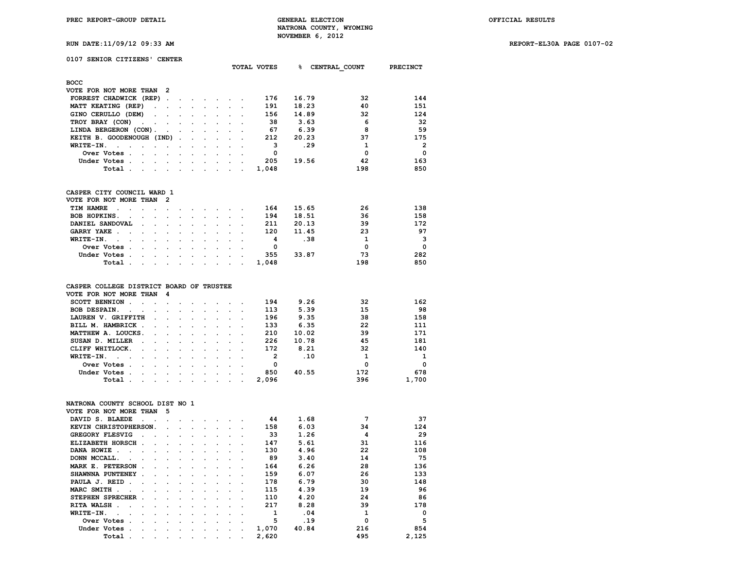PREC REPORT-GROUP DETAIL — GENERAL ELECTION — NATRONA COUNTY, WYOMING — NOVEMBER 6, 2012 — OFFICIAL RESULTS

RUN DATE:11/09/12 09:33 AM — REPORT-EL30A PAGE 0107-02

## 0107 SENIOR CITIZENS' CENTER

### BOCC

VOTE FOR NOT MORE THAN 2

| | TOTAL VOTES | % | CENTRAL_COUNT | PRECINCT |
|---|---|---|---|---|
| FORREST CHADWICK (REP) | 176 | 16.79 | 32 | 144 |
| MATT KEATING (REP) | 191 | 18.23 | 40 | 151 |
| GINO CERULLO (DEM) | 156 | 14.89 | 32 | 124 |
| TROY BRAY (CON) | 38 | 3.63 | 6 | 32 |
| LINDA BERGERON (CON) | 67 | 6.39 | 8 | 59 |
| KEITH B. GOODENOUGH (IND) | 212 | 20.23 | 37 | 175 |
| WRITE-IN. | 3 | .29 | 1 | 2 |
| Over Votes | 0 | | 0 | 0 |
| Under Votes | 205 | 19.56 | 42 | 163 |
| Total | 1,048 | | 198 | 850 |

### CASPER CITY COUNCIL WARD 1

VOTE FOR NOT MORE THAN 2

| | TOTAL VOTES | % | CENTRAL_COUNT | PRECINCT |
|---|---|---|---|---|
| TIM HAMRE | 164 | 15.65 | 26 | 138 |
| BOB HOPKINS. | 194 | 18.51 | 36 | 158 |
| DANIEL SANDOVAL | 211 | 20.13 | 39 | 172 |
| GARRY YAKE | 120 | 11.45 | 23 | 97 |
| WRITE-IN. | 4 | .38 | 1 | 3 |
| Over Votes | 0 | | 0 | 0 |
| Under Votes | 355 | 33.87 | 73 | 282 |
| Total | 1,048 | | 198 | 850 |

### CASPER COLLEGE DISTRICT BOARD OF TRUSTEE

VOTE FOR NOT MORE THAN 4

| | TOTAL VOTES | % | CENTRAL_COUNT | PRECINCT |
|---|---|---|---|---|
| SCOTT BENNION | 194 | 9.26 | 32 | 162 |
| BOB DESPAIN. | 113 | 5.39 | 15 | 98 |
| LAUREN V. GRIFFITH | 196 | 9.35 | 38 | 158 |
| BILL M. HAMBRICK | 133 | 6.35 | 22 | 111 |
| MATTHEW A. LOUCKS. | 210 | 10.02 | 39 | 171 |
| SUSAN D. MILLER | 226 | 10.78 | 45 | 181 |
| CLIFF WHITLOCK. | 172 | 8.21 | 32 | 140 |
| WRITE-IN. | 2 | .10 | 1 | 1 |
| Over Votes | 0 | | 0 | 0 |
| Under Votes | 850 | 40.55 | 172 | 678 |
| Total | 2,096 | | 396 | 1,700 |

### NATRONA COUNTY SCHOOL DIST NO 1

VOTE FOR NOT MORE THAN 5

| | TOTAL VOTES | % | CENTRAL_COUNT | PRECINCT |
|---|---|---|---|---|
| DAVID S. BLAEDE | 44 | 1.68 | 7 | 37 |
| KEVIN CHRISTOPHERSON. | 158 | 6.03 | 34 | 124 |
| GREGORY FLESVIG | 33 | 1.26 | 4 | 29 |
| ELIZABETH HORSCH | 147 | 5.61 | 31 | 116 |
| DANA HOWIE | 130 | 4.96 | 22 | 108 |
| DONN MCCALL. | 89 | 3.40 | 14 | 75 |
| MARK E. PETERSON | 164 | 6.26 | 28 | 136 |
| SHAWNNA PUNTENEY | 159 | 6.07 | 26 | 133 |
| PAULA J. REID | 178 | 6.79 | 30 | 148 |
| MARC SMITH | 115 | 4.39 | 19 | 96 |
| STEPHEN SPRECHER | 110 | 4.20 | 24 | 86 |
| RITA WALSH | 217 | 8.28 | 39 | 178 |
| WRITE-IN. | 1 | .04 | 1 | 0 |
| Over Votes | 5 | .19 | 0 | 5 |
| Under Votes | 1,070 | 40.84 | 216 | 854 |
| Total | 2,620 | | 495 | 2,125 |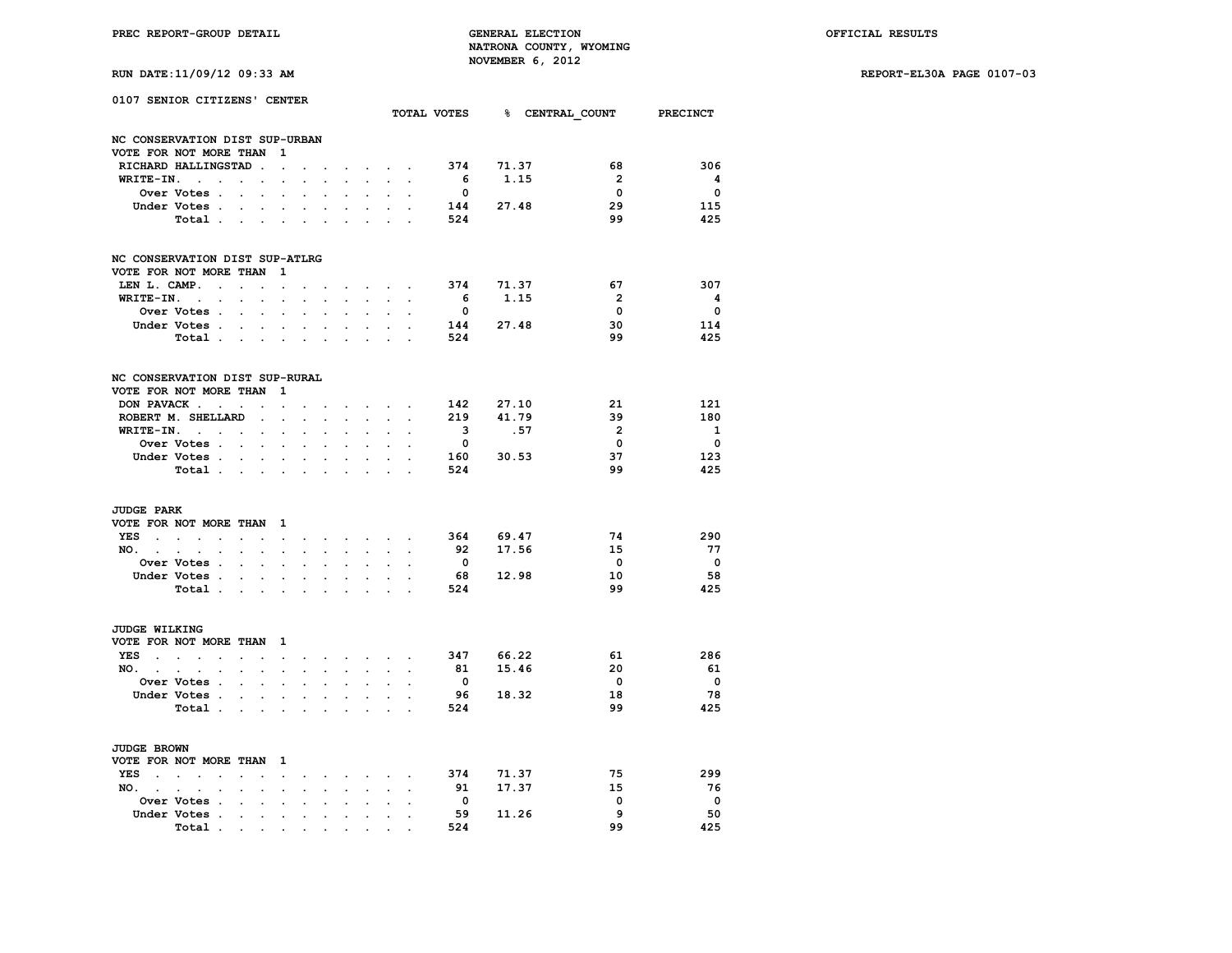PREC REPORT-GROUP DETAIL — GENERAL ELECTION — NATRONA COUNTY, WYOMING — NOVEMBER 6, 2012 — OFFICIAL RESULTS

RUN DATE:11/09/12 09:33 AM — REPORT-EL30A PAGE 0107-03

## 0107 SENIOR CITIZENS' CENTER

### NC CONSERVATION DIST SUP-URBAN
VOTE FOR NOT MORE THAN 1

| | TOTAL VOTES | % | CENTRAL_COUNT | PRECINCT |
|---|---|---|---|---|
| RICHARD HALLINGSTAD | 374 | 71.37 | 68 | 306 |
| WRITE-IN. | 6 | 1.15 | 2 | 4 |
| Over Votes | 0 | | 0 | 0 |
| Under Votes | 144 | 27.48 | 29 | 115 |
| Total | 524 | | 99 | 425 |

### NC CONSERVATION DIST SUP-ATLRG
VOTE FOR NOT MORE THAN 1

| | TOTAL VOTES | % | CENTRAL_COUNT | PRECINCT |
|---|---|---|---|---|
| LEN L. CAMP. | 374 | 71.37 | 67 | 307 |
| WRITE-IN. | 6 | 1.15 | 2 | 4 |
| Over Votes | 0 | | 0 | 0 |
| Under Votes | 144 | 27.48 | 30 | 114 |
| Total | 524 | | 99 | 425 |

### NC CONSERVATION DIST SUP-RURAL
VOTE FOR NOT MORE THAN 1

| | TOTAL VOTES | % | CENTRAL_COUNT | PRECINCT |
|---|---|---|---|---|
| DON PAVACK | 142 | 27.10 | 21 | 121 |
| ROBERT M. SHELLARD | 219 | 41.79 | 39 | 180 |
| WRITE-IN. | 3 | .57 | 2 | 1 |
| Over Votes | 0 | | 0 | 0 |
| Under Votes | 160 | 30.53 | 37 | 123 |
| Total | 524 | | 99 | 425 |

### JUDGE PARK
VOTE FOR NOT MORE THAN 1

| | TOTAL VOTES | % | CENTRAL_COUNT | PRECINCT |
|---|---|---|---|---|
| YES | 364 | 69.47 | 74 | 290 |
| NO. | 92 | 17.56 | 15 | 77 |
| Over Votes | 0 | | 0 | 0 |
| Under Votes | 68 | 12.98 | 10 | 58 |
| Total | 524 | | 99 | 425 |

### JUDGE WILKING
VOTE FOR NOT MORE THAN 1

| | TOTAL VOTES | % | CENTRAL_COUNT | PRECINCT |
|---|---|---|---|---|
| YES | 347 | 66.22 | 61 | 286 |
| NO. | 81 | 15.46 | 20 | 61 |
| Over Votes | 0 | | 0 | 0 |
| Under Votes | 96 | 18.32 | 18 | 78 |
| Total | 524 | | 99 | 425 |

### JUDGE BROWN
VOTE FOR NOT MORE THAN 1

| | TOTAL VOTES | % | CENTRAL_COUNT | PRECINCT |
|---|---|---|---|---|
| YES | 374 | 71.37 | 75 | 299 |
| NO. | 91 | 17.37 | 15 | 76 |
| Over Votes | 0 | | 0 | 0 |
| Under Votes | 59 | 11.26 | 9 | 50 |
| Total | 524 | | 99 | 425 |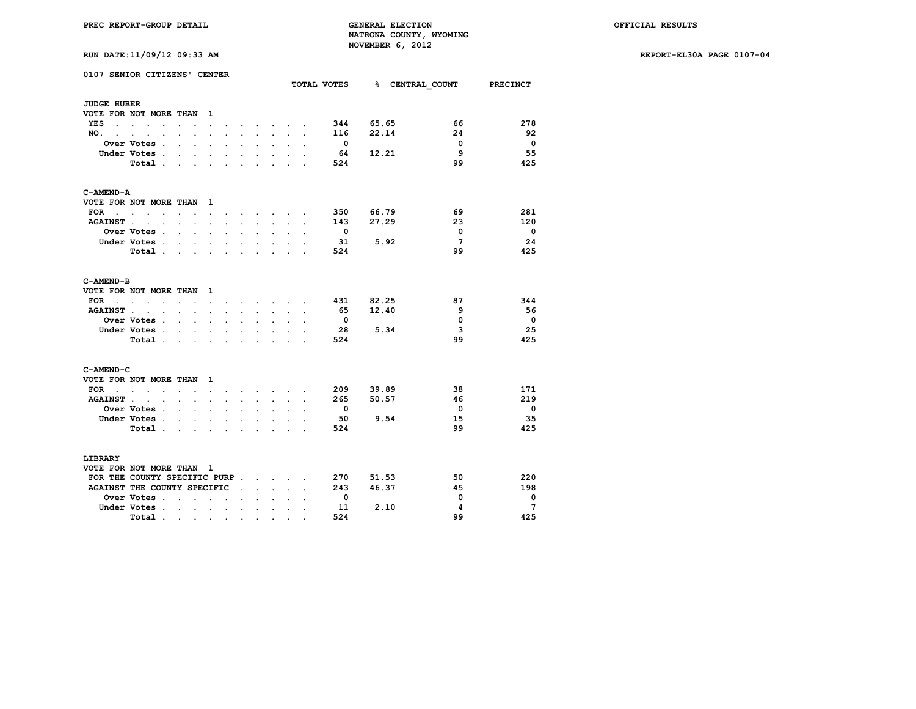PREC REPORT-GROUP DETAIL

GENERAL ELECTION
NATRONA COUNTY, WYOMING
NOVEMBER 6, 2012

OFFICIAL RESULTS

RUN DATE:11/09/12 09:33 AM

REPORT-EL30A PAGE 0107-04

## 0107 SENIOR CITIZENS' CENTER

### JUDGE HUBER

VOTE FOR NOT MORE THAN 1

| | TOTAL VOTES | % | CENTRAL_COUNT | PRECINCT |
|---|---|---|---|---|
| YES | 344 | 65.65 | 66 | 278 |
| NO. | 116 | 22.14 | 24 | 92 |
| Over Votes | 0 | | 0 | 0 |
| Under Votes | 64 | 12.21 | 9 | 55 |
| Total | 524 | | 99 | 425 |

### C-AMEND-A

VOTE FOR NOT MORE THAN 1

| | TOTAL VOTES | % | CENTRAL_COUNT | PRECINCT |
|---|---|---|---|---|
| FOR | 350 | 66.79 | 69 | 281 |
| AGAINST | 143 | 27.29 | 23 | 120 |
| Over Votes | 0 | | 0 | 0 |
| Under Votes | 31 | 5.92 | 7 | 24 |
| Total | 524 | | 99 | 425 |

### C-AMEND-B

VOTE FOR NOT MORE THAN 1

| | TOTAL VOTES | % | CENTRAL_COUNT | PRECINCT |
|---|---|---|---|---|
| FOR | 431 | 82.25 | 87 | 344 |
| AGAINST | 65 | 12.40 | 9 | 56 |
| Over Votes | 0 | | 0 | 0 |
| Under Votes | 28 | 5.34 | 3 | 25 |
| Total | 524 | | 99 | 425 |

### C-AMEND-C

VOTE FOR NOT MORE THAN 1

| | TOTAL VOTES | % | CENTRAL_COUNT | PRECINCT |
|---|---|---|---|---|
| FOR | 209 | 39.89 | 38 | 171 |
| AGAINST | 265 | 50.57 | 46 | 219 |
| Over Votes | 0 | | 0 | 0 |
| Under Votes | 50 | 9.54 | 15 | 35 |
| Total | 524 | | 99 | 425 |

### LIBRARY

VOTE FOR NOT MORE THAN 1

| | TOTAL VOTES | % | CENTRAL_COUNT | PRECINCT |
|---|---|---|---|---|
| FOR THE COUNTY SPECIFIC PURP | 270 | 51.53 | 50 | 220 |
| AGAINST THE COUNTY SPECIFIC | 243 | 46.37 | 45 | 198 |
| Over Votes | 0 | | 0 | 0 |
| Under Votes | 11 | 2.10 | 4 | 7 |
| Total | 524 | | 99 | 425 |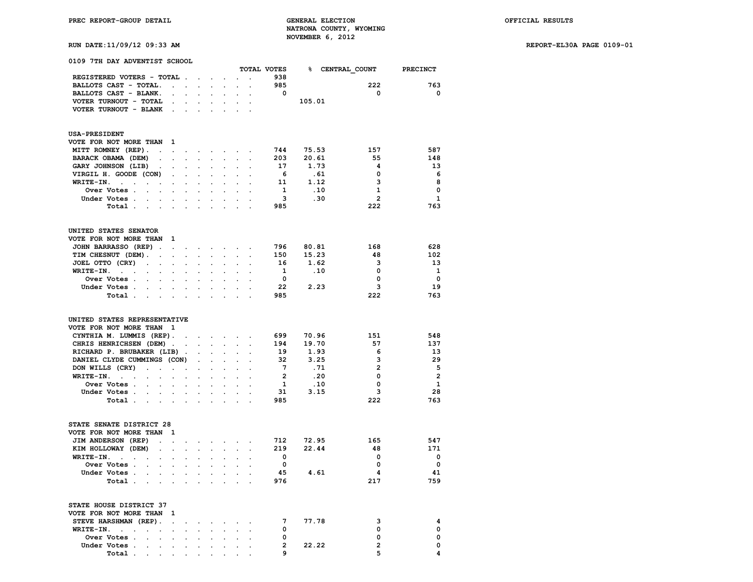PREC REPORT-GROUP DETAIL

GENERAL ELECTION
NATRONA COUNTY, WYOMING
NOVEMBER 6, 2012

OFFICIAL RESULTS

RUN DATE:11/09/12 09:33 AM

REPORT-EL30A PAGE 0109-01

## 0109 7TH DAY ADVENTIST SCHOOL

| | TOTAL VOTES | % | CENTRAL_COUNT | PRECINCT |
|---|---|---|---|---|
| REGISTERED VOTERS - TOTAL | 938 | | | |
| BALLOTS CAST - TOTAL | 985 | | 222 | 763 |
| BALLOTS CAST - BLANK | 0 | | 0 | 0 |
| VOTER TURNOUT - TOTAL | | 105.01 | | |
| VOTER TURNOUT - BLANK | | | | |

### USA-PRESIDENT
VOTE FOR NOT MORE THAN 1

| | TOTAL VOTES | % | CENTRAL_COUNT | PRECINCT |
|---|---|---|---|---|
| MITT ROMNEY (REP) | 744 | 75.53 | 157 | 587 |
| BARACK OBAMA (DEM) | 203 | 20.61 | 55 | 148 |
| GARY JOHNSON (LIB) | 17 | 1.73 | 4 | 13 |
| VIRGIL H. GOODE (CON) | 6 | .61 | 0 | 6 |
| WRITE-IN. | 11 | 1.12 | 3 | 8 |
| Over Votes | 1 | .10 | 1 | 0 |
| Under Votes | 3 | .30 | 2 | 1 |
| Total | 985 | | 222 | 763 |

### UNITED STATES SENATOR
VOTE FOR NOT MORE THAN 1

| | TOTAL VOTES | % | CENTRAL_COUNT | PRECINCT |
|---|---|---|---|---|
| JOHN BARRASSO (REP) | 796 | 80.81 | 168 | 628 |
| TIM CHESNUT (DEM) | 150 | 15.23 | 48 | 102 |
| JOEL OTTO (CRY) | 16 | 1.62 | 3 | 13 |
| WRITE-IN. | 1 | .10 | 0 | 1 |
| Over Votes | 0 | | 0 | 0 |
| Under Votes | 22 | 2.23 | 3 | 19 |
| Total | 985 | | 222 | 763 |

### UNITED STATES REPRESENTATIVE
VOTE FOR NOT MORE THAN 1

| | TOTAL VOTES | % | CENTRAL_COUNT | PRECINCT |
|---|---|---|---|---|
| CYNTHIA M. LUMMIS (REP) | 699 | 70.96 | 151 | 548 |
| CHRIS HENRICHSEN (DEM) | 194 | 19.70 | 57 | 137 |
| RICHARD P. BRUBAKER (LIB) | 19 | 1.93 | 6 | 13 |
| DANIEL CLYDE CUMMINGS (CON) | 32 | 3.25 | 3 | 29 |
| DON WILLS (CRY) | 7 | .71 | 2 | 5 |
| WRITE-IN. | 2 | .20 | 0 | 2 |
| Over Votes | 1 | .10 | 0 | 1 |
| Under Votes | 31 | 3.15 | 3 | 28 |
| Total | 985 | | 222 | 763 |

### STATE SENATE DISTRICT 28
VOTE FOR NOT MORE THAN 1

| | TOTAL VOTES | % | CENTRAL_COUNT | PRECINCT |
|---|---|---|---|---|
| JIM ANDERSON (REP) | 712 | 72.95 | 165 | 547 |
| KIM HOLLOWAY (DEM) | 219 | 22.44 | 48 | 171 |
| WRITE-IN. | 0 | | 0 | 0 |
| Over Votes | 0 | | 0 | 0 |
| Under Votes | 45 | 4.61 | 4 | 41 |
| Total | 976 | | 217 | 759 |

### STATE HOUSE DISTRICT 37
VOTE FOR NOT MORE THAN 1

| | TOTAL VOTES | % | CENTRAL_COUNT | PRECINCT |
|---|---|---|---|---|
| STEVE HARSHMAN (REP) | 7 | 77.78 | 3 | 4 |
| WRITE-IN. | 0 | | 0 | 0 |
| Over Votes | 0 | | 0 | 0 |
| Under Votes | 2 | 22.22 | 2 | 0 |
| Total | 9 | | 5 | 4 |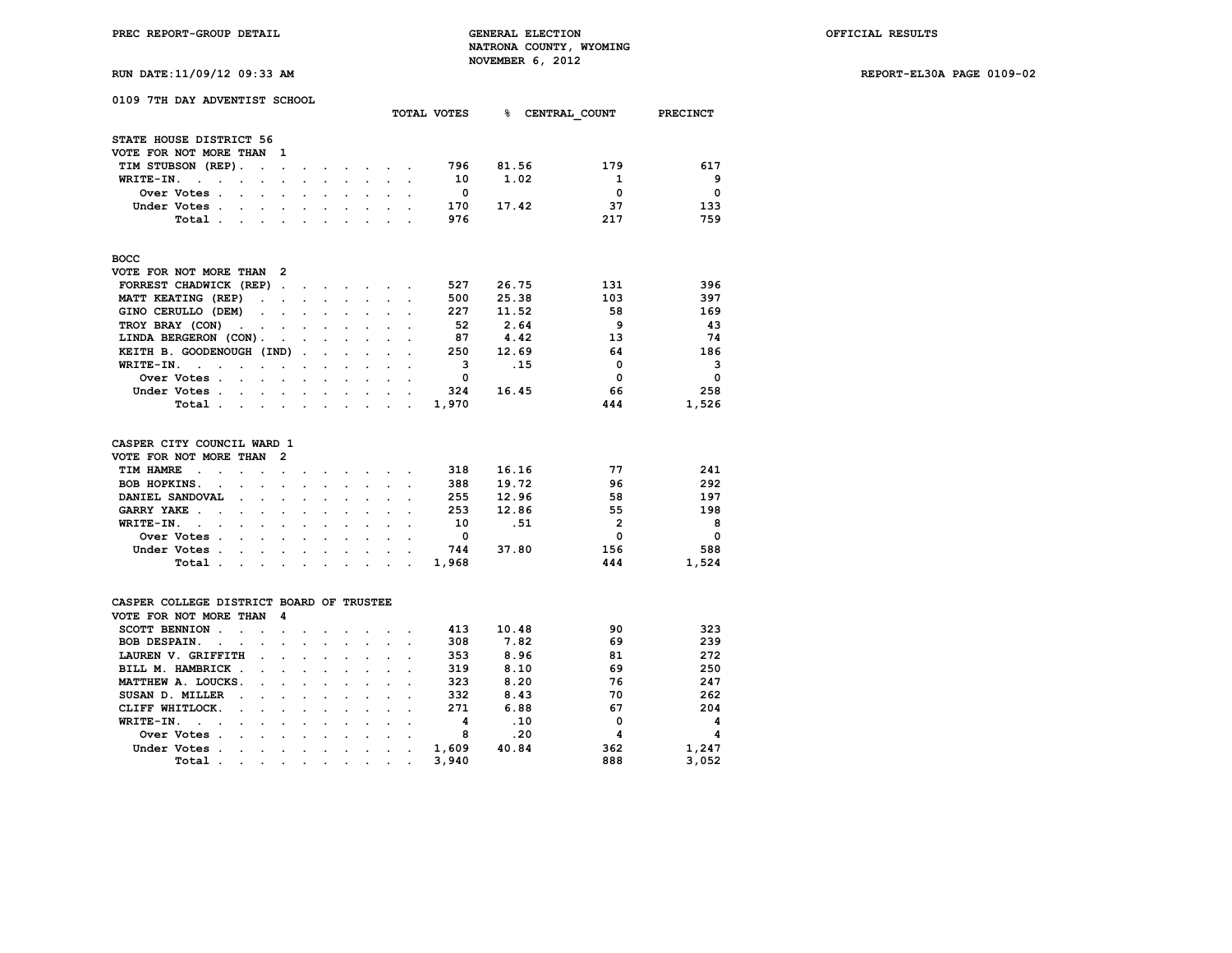PREC REPORT-GROUP DETAIL — GENERAL ELECTION — NATRONA COUNTY, WYOMING — NOVEMBER 6, 2012 — OFFICIAL RESULTS

RUN DATE:11/09/12 09:33 AM — REPORT-EL30A PAGE 0109-02

## 0109 7TH DAY ADVENTIST SCHOOL

### STATE HOUSE DISTRICT 56
VOTE FOR NOT MORE THAN 1

| | TOTAL VOTES | % | CENTRAL_COUNT | PRECINCT |
|---|---|---|---|---|
| TIM STUBSON (REP) | 796 | 81.56 | 179 | 617 |
| WRITE-IN. | 10 | 1.02 | 1 | 9 |
| Over Votes | 0 | | 0 | 0 |
| Under Votes | 170 | 17.42 | 37 | 133 |
| Total | 976 | | 217 | 759 |

### BOCC
VOTE FOR NOT MORE THAN 2

| | TOTAL VOTES | % | CENTRAL_COUNT | PRECINCT |
|---|---|---|---|---|
| FORREST CHADWICK (REP) | 527 | 26.75 | 131 | 396 |
| MATT KEATING (REP) | 500 | 25.38 | 103 | 397 |
| GINO CERULLO (DEM) | 227 | 11.52 | 58 | 169 |
| TROY BRAY (CON) | 52 | 2.64 | 9 | 43 |
| LINDA BERGERON (CON) | 87 | 4.42 | 13 | 74 |
| KEITH B. GOODENOUGH (IND) | 250 | 12.69 | 64 | 186 |
| WRITE-IN. | 3 | .15 | 0 | 3 |
| Over Votes | 0 | | 0 | 0 |
| Under Votes | 324 | 16.45 | 66 | 258 |
| Total | 1,970 | | 444 | 1,526 |

### CASPER CITY COUNCIL WARD 1
VOTE FOR NOT MORE THAN 2

| | TOTAL VOTES | % | CENTRAL_COUNT | PRECINCT |
|---|---|---|---|---|
| TIM HAMRE | 318 | 16.16 | 77 | 241 |
| BOB HOPKINS. | 388 | 19.72 | 96 | 292 |
| DANIEL SANDOVAL | 255 | 12.96 | 58 | 197 |
| GARRY YAKE | 253 | 12.86 | 55 | 198 |
| WRITE-IN. | 10 | .51 | 2 | 8 |
| Over Votes | 0 | | 0 | 0 |
| Under Votes | 744 | 37.80 | 156 | 588 |
| Total | 1,968 | | 444 | 1,524 |

### CASPER COLLEGE DISTRICT BOARD OF TRUSTEE
VOTE FOR NOT MORE THAN 4

| | TOTAL VOTES | % | CENTRAL_COUNT | PRECINCT |
|---|---|---|---|---|
| SCOTT BENNION | 413 | 10.48 | 90 | 323 |
| BOB DESPAIN. | 308 | 7.82 | 69 | 239 |
| LAUREN V. GRIFFITH | 353 | 8.96 | 81 | 272 |
| BILL M. HAMBRICK | 319 | 8.10 | 69 | 250 |
| MATTHEW A. LOUCKS. | 323 | 8.20 | 76 | 247 |
| SUSAN D. MILLER | 332 | 8.43 | 70 | 262 |
| CLIFF WHITLOCK. | 271 | 6.88 | 67 | 204 |
| WRITE-IN. | 4 | .10 | 0 | 4 |
| Over Votes | 8 | .20 | 4 | 4 |
| Under Votes | 1,609 | 40.84 | 362 | 1,247 |
| Total | 3,940 | | 888 | 3,052 |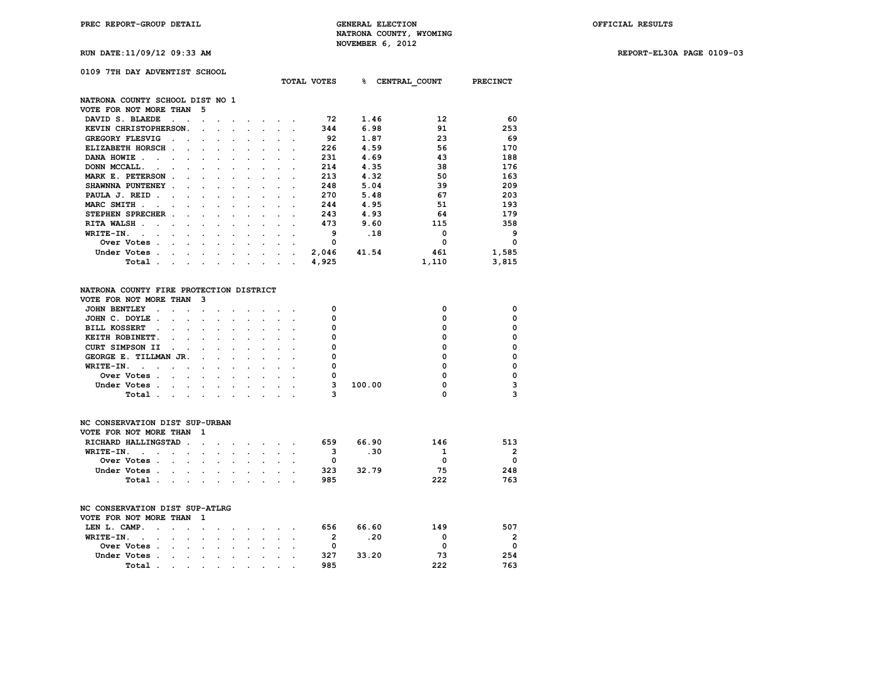PREC REPORT-GROUP DETAIL — GENERAL ELECTION — NATRONA COUNTY, WYOMING — NOVEMBER 6, 2012 — OFFICIAL RESULTS

RUN DATE:11/09/12 09:33 AM — REPORT-EL30A PAGE 0109-03

## 0109 7TH DAY ADVENTIST SCHOOL

### NATRONA COUNTY SCHOOL DIST NO 1
VOTE FOR NOT MORE THAN 5

| | TOTAL VOTES | % | CENTRAL_COUNT | PRECINCT |
|---|---|---|---|---|
| DAVID S. BLAEDE | 72 | 1.46 | 12 | 60 |
| KEVIN CHRISTOPHERSON | 344 | 6.98 | 91 | 253 |
| GREGORY FLESVIG | 92 | 1.87 | 23 | 69 |
| ELIZABETH HORSCH | 226 | 4.59 | 56 | 170 |
| DANA HOWIE | 231 | 4.69 | 43 | 188 |
| DONN MCCALL | 214 | 4.35 | 38 | 176 |
| MARK E. PETERSON | 213 | 4.32 | 50 | 163 |
| SHAWNNA PUNTENEY | 248 | 5.04 | 39 | 209 |
| PAULA J. REID | 270 | 5.48 | 67 | 203 |
| MARC SMITH | 244 | 4.95 | 51 | 193 |
| STEPHEN SPRECHER | 243 | 4.93 | 64 | 179 |
| RITA WALSH | 473 | 9.60 | 115 | 358 |
| WRITE-IN | 9 | .18 | 0 | 9 |
| Over Votes | 0 | | 0 | 0 |
| Under Votes | 2,046 | 41.54 | 461 | 1,585 |
| Total | 4,925 | | 1,110 | 3,815 |

### NATRONA COUNTY FIRE PROTECTION DISTRICT
VOTE FOR NOT MORE THAN 3

| | TOTAL VOTES | % | CENTRAL_COUNT | PRECINCT |
|---|---|---|---|---|
| JOHN BENTLEY | 0 | | 0 | 0 |
| JOHN C. DOYLE | 0 | | 0 | 0 |
| BILL KOSSERT | 0 | | 0 | 0 |
| KEITH ROBINETT | 0 | | 0 | 0 |
| CURT SIMPSON II | 0 | | 0 | 0 |
| GEORGE E. TILLMAN JR. | 0 | | 0 | 0 |
| WRITE-IN | 0 | | 0 | 0 |
| Over Votes | 0 | | 0 | 0 |
| Under Votes | 3 | 100.00 | 0 | 3 |
| Total | 3 | | 0 | 3 |

### NC CONSERVATION DIST SUP-URBAN
VOTE FOR NOT MORE THAN 1

| | TOTAL VOTES | % | CENTRAL_COUNT | PRECINCT |
|---|---|---|---|---|
| RICHARD HALLINGSTAD | 659 | 66.90 | 146 | 513 |
| WRITE-IN | 3 | .30 | 1 | 2 |
| Over Votes | 0 | | 0 | 0 |
| Under Votes | 323 | 32.79 | 75 | 248 |
| Total | 985 | | 222 | 763 |

### NC CONSERVATION DIST SUP-ATLRG
VOTE FOR NOT MORE THAN 1

| | TOTAL VOTES | % | CENTRAL_COUNT | PRECINCT |
|---|---|---|---|---|
| LEN L. CAMP | 656 | 66.60 | 149 | 507 |
| WRITE-IN | 2 | .20 | 0 | 2 |
| Over Votes | 0 | | 0 | 0 |
| Under Votes | 327 | 33.20 | 73 | 254 |
| Total | 985 | | 222 | 763 |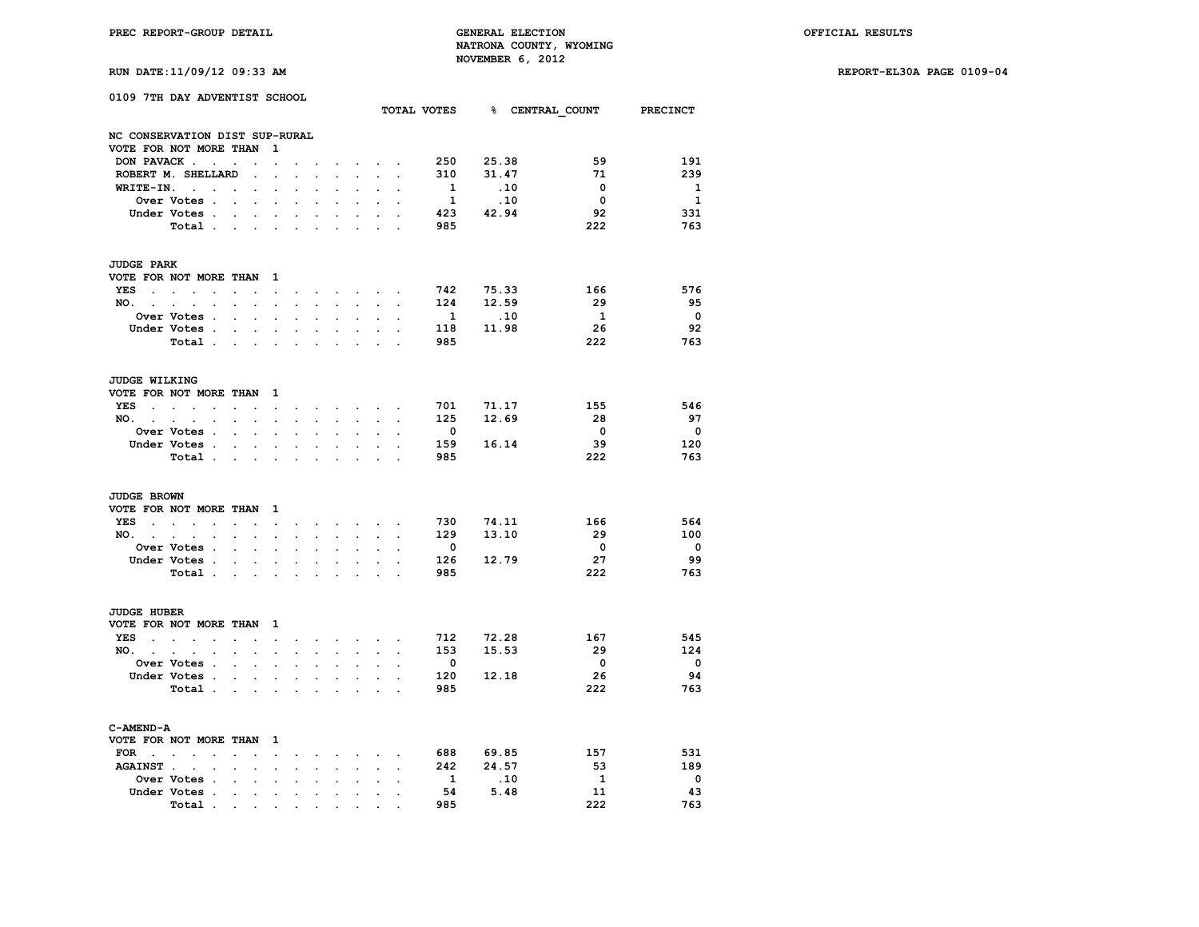## 0109 7TH DAY ADVENTIST SCHOOL

### NC CONSERVATION DIST SUP-RURAL

VOTE FOR NOT MORE THAN 1

| | TOTAL VOTES | % | CENTRAL_COUNT | PRECINCT |
|---|---|---|---|---|
| DON PAVACK | 250 | 25.38 | 59 | 191 |
| ROBERT M. SHELLARD | 310 | 31.47 | 71 | 239 |
| WRITE-IN. | 1 | .10 | 0 | 1 |
| Over Votes | 1 | .10 | 0 | 1 |
| Under Votes | 423 | 42.94 | 92 | 331 |
| Total | 985 | | 222 | 763 |

### JUDGE PARK

VOTE FOR NOT MORE THAN 1

| | TOTAL VOTES | % | CENTRAL_COUNT | PRECINCT |
|---|---|---|---|---|
| YES | 742 | 75.33 | 166 | 576 |
| NO. | 124 | 12.59 | 29 | 95 |
| Over Votes | 1 | .10 | 1 | 0 |
| Under Votes | 118 | 11.98 | 26 | 92 |
| Total | 985 | | 222 | 763 |

### JUDGE WILKING

VOTE FOR NOT MORE THAN 1

| | TOTAL VOTES | % | CENTRAL_COUNT | PRECINCT |
|---|---|---|---|---|
| YES | 701 | 71.17 | 155 | 546 |
| NO. | 125 | 12.69 | 28 | 97 |
| Over Votes | 0 | | 0 | 0 |
| Under Votes | 159 | 16.14 | 39 | 120 |
| Total | 985 | | 222 | 763 |

### JUDGE BROWN

VOTE FOR NOT MORE THAN 1

| | TOTAL VOTES | % | CENTRAL_COUNT | PRECINCT |
|---|---|---|---|---|
| YES | 730 | 74.11 | 166 | 564 |
| NO. | 129 | 13.10 | 29 | 100 |
| Over Votes | 0 | | 0 | 0 |
| Under Votes | 126 | 12.79 | 27 | 99 |
| Total | 985 | | 222 | 763 |

### JUDGE HUBER

VOTE FOR NOT MORE THAN 1

| | TOTAL VOTES | % | CENTRAL_COUNT | PRECINCT |
|---|---|---|---|---|
| YES | 712 | 72.28 | 167 | 545 |
| NO. | 153 | 15.53 | 29 | 124 |
| Over Votes | 0 | | 0 | 0 |
| Under Votes | 120 | 12.18 | 26 | 94 |
| Total | 985 | | 222 | 763 |

### C-AMEND-A

VOTE FOR NOT MORE THAN 1

| | TOTAL VOTES | % | CENTRAL_COUNT | PRECINCT |
|---|---|---|---|---|
| FOR | 688 | 69.85 | 157 | 531 |
| AGAINST | 242 | 24.57 | 53 | 189 |
| Over Votes | 1 | .10 | 1 | 0 |
| Under Votes | 54 | 5.48 | 11 | 43 |
| Total | 985 | | 222 | 763 |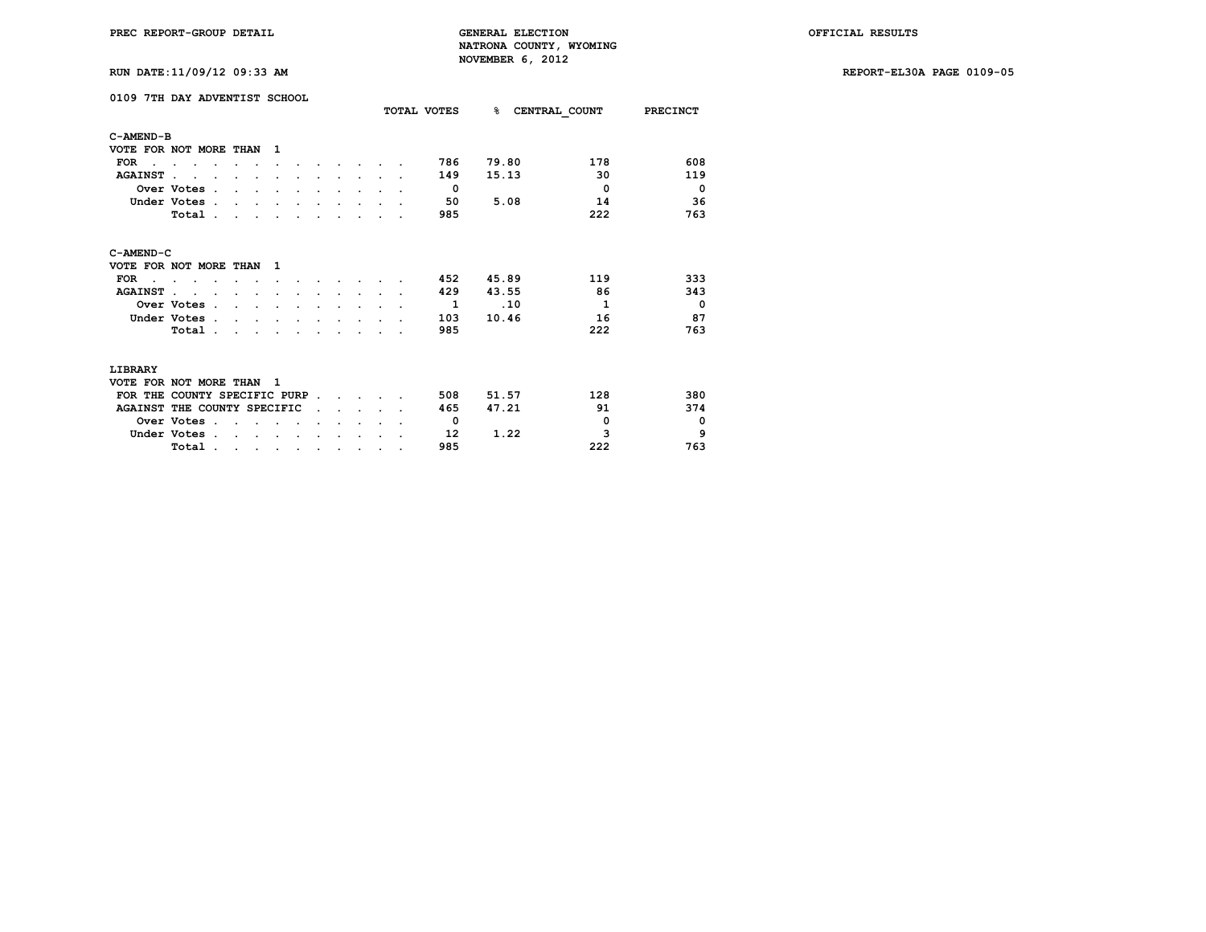PREC REPORT-GROUP DETAIL

GENERAL ELECTION
NATRONA COUNTY, WYOMING
NOVEMBER 6, 2012

OFFICIAL RESULTS

RUN DATE:11/09/12 09:33 AM

REPORT-EL30A PAGE 0109-05

## 0109 7TH DAY ADVENTIST SCHOOL

### C-AMEND-B

VOTE FOR NOT MORE THAN 1

| | TOTAL VOTES | % | CENTRAL_COUNT | PRECINCT |
|---|---|---|---|---|
| FOR | 786 | 79.80 | 178 | 608 |
| AGAINST | 149 | 15.13 | 30 | 119 |
| Over Votes | 0 | | 0 | 0 |
| Under Votes | 50 | 5.08 | 14 | 36 |
| Total | 985 | | 222 | 763 |

### C-AMEND-C

VOTE FOR NOT MORE THAN 1

| | TOTAL VOTES | % | CENTRAL_COUNT | PRECINCT |
|---|---|---|---|---|
| FOR | 452 | 45.89 | 119 | 333 |
| AGAINST | 429 | 43.55 | 86 | 343 |
| Over Votes | 1 | .10 | 1 | 0 |
| Under Votes | 103 | 10.46 | 16 | 87 |
| Total | 985 | | 222 | 763 |

### LIBRARY

VOTE FOR NOT MORE THAN 1

| | TOTAL VOTES | % | CENTRAL_COUNT | PRECINCT |
|---|---|---|---|---|
| FOR THE COUNTY SPECIFIC PURP | 508 | 51.57 | 128 | 380 |
| AGAINST THE COUNTY SPECIFIC | 465 | 47.21 | 91 | 374 |
| Over Votes | 0 | | 0 | 0 |
| Under Votes | 12 | 1.22 | 3 | 9 |
| Total | 985 | | 222 | 763 |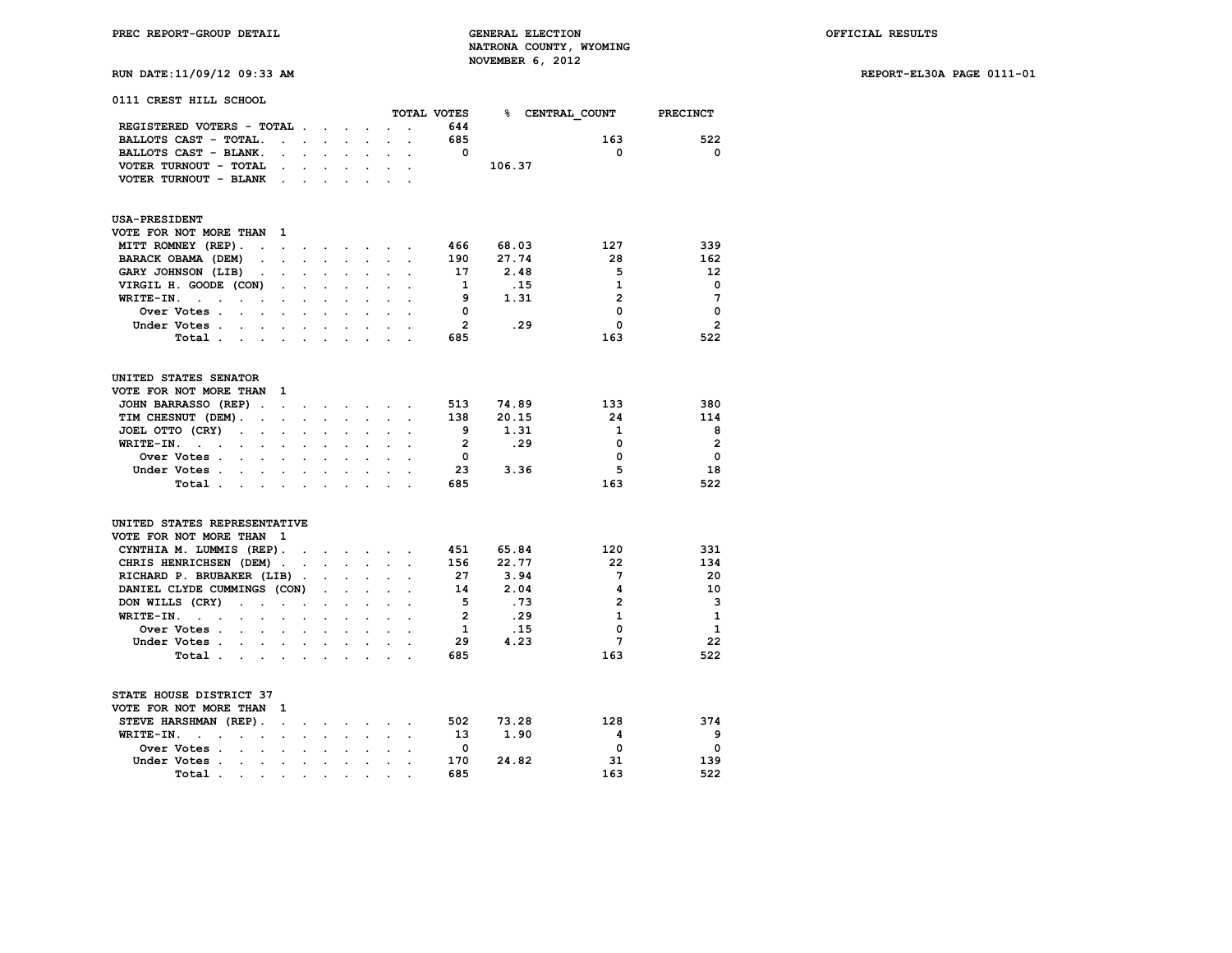PREC REPORT-GROUP DETAIL | GENERAL ELECTION | OFFICIAL RESULTS

NATRONA COUNTY, WYOMING

NOVEMBER 6, 2012

RUN DATE:11/09/12 09:33 AM | REPORT-EL30A PAGE 0111-01

## 0111 CREST HILL SCHOOL

| | TOTAL VOTES | % | CENTRAL_COUNT | PRECINCT |
|---|---|---|---|---|
| REGISTERED VOTERS - TOTAL | 644 | | | |
| BALLOTS CAST - TOTAL | 685 | | 163 | 522 |
| BALLOTS CAST - BLANK | 0 | | 0 | 0 |
| VOTER TURNOUT - TOTAL | | 106.37 | | |
| VOTER TURNOUT - BLANK | | | | |

### USA-PRESIDENT

VOTE FOR NOT MORE THAN 1

| | TOTAL VOTES | % | CENTRAL_COUNT | PRECINCT |
|---|---|---|---|---|
| MITT ROMNEY (REP) | 466 | 68.03 | 127 | 339 |
| BARACK OBAMA (DEM) | 190 | 27.74 | 28 | 162 |
| GARY JOHNSON (LIB) | 17 | 2.48 | 5 | 12 |
| VIRGIL H. GOODE (CON) | 1 | .15 | 1 | 0 |
| WRITE-IN | 9 | 1.31 | 2 | 7 |
| Over Votes | 0 | | 0 | 0 |
| Under Votes | 2 | .29 | 0 | 2 |
| Total | 685 | | 163 | 522 |

### UNITED STATES SENATOR

VOTE FOR NOT MORE THAN 1

| | TOTAL VOTES | % | CENTRAL_COUNT | PRECINCT |
|---|---|---|---|---|
| JOHN BARRASSO (REP) | 513 | 74.89 | 133 | 380 |
| TIM CHESNUT (DEM) | 138 | 20.15 | 24 | 114 |
| JOEL OTTO (CRY) | 9 | 1.31 | 1 | 8 |
| WRITE-IN | 2 | .29 | 0 | 2 |
| Over Votes | 0 | | 0 | 0 |
| Under Votes | 23 | 3.36 | 5 | 18 |
| Total | 685 | | 163 | 522 |

### UNITED STATES REPRESENTATIVE

VOTE FOR NOT MORE THAN 1

| | TOTAL VOTES | % | CENTRAL_COUNT | PRECINCT |
|---|---|---|---|---|
| CYNTHIA M. LUMMIS (REP) | 451 | 65.84 | 120 | 331 |
| CHRIS HENRICHSEN (DEM) | 156 | 22.77 | 22 | 134 |
| RICHARD P. BRUBAKER (LIB) | 27 | 3.94 | 7 | 20 |
| DANIEL CLYDE CUMMINGS (CON) | 14 | 2.04 | 4 | 10 |
| DON WILLS (CRY) | 5 | .73 | 2 | 3 |
| WRITE-IN | 2 | .29 | 1 | 1 |
| Over Votes | 1 | .15 | 0 | 1 |
| Under Votes | 29 | 4.23 | 7 | 22 |
| Total | 685 | | 163 | 522 |

### STATE HOUSE DISTRICT 37

VOTE FOR NOT MORE THAN 1

| | TOTAL VOTES | % | CENTRAL_COUNT | PRECINCT |
|---|---|---|---|---|
| STEVE HARSHMAN (REP) | 502 | 73.28 | 128 | 374 |
| WRITE-IN | 13 | 1.90 | 4 | 9 |
| Over Votes | 0 | | 0 | 0 |
| Under Votes | 170 | 24.82 | 31 | 139 |
| Total | 685 | | 163 | 522 |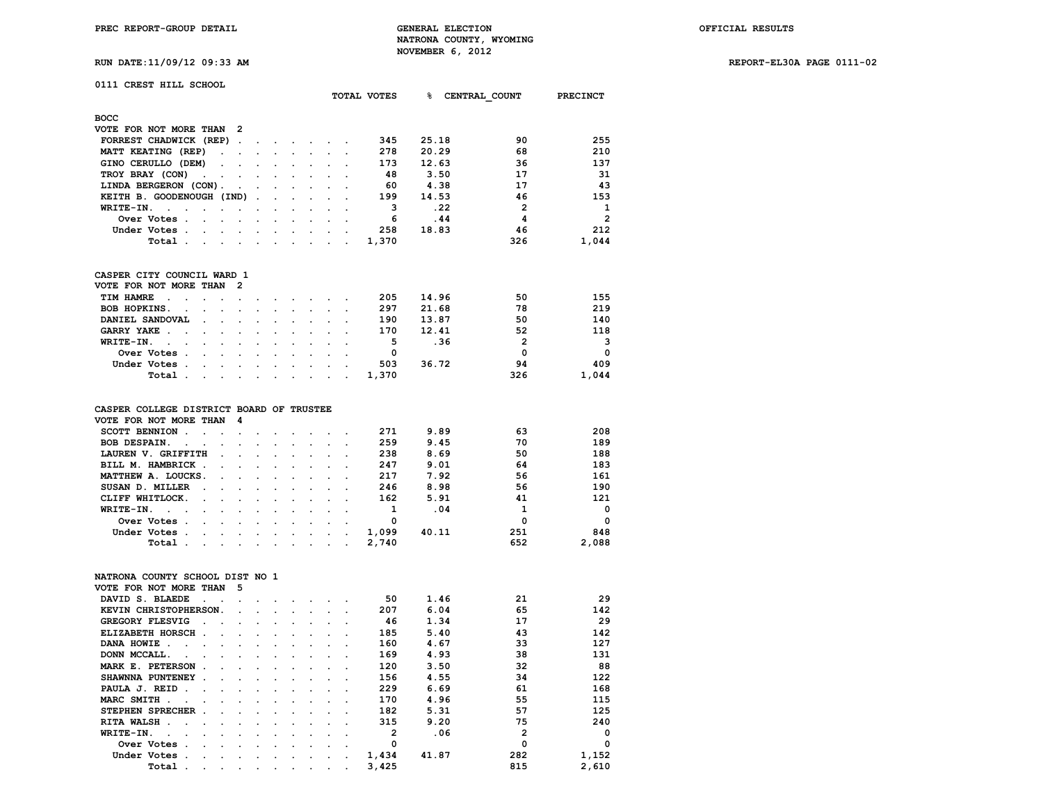PREC REPORT-GROUP DETAIL | GENERAL ELECTION | OFFICIAL RESULTS

NATRONA COUNTY, WYOMING

NOVEMBER 6, 2012

RUN DATE:11/09/12 09:33 AM | REPORT-EL30A PAGE 0111-02

## 0111 CREST HILL SCHOOL

### BOCC

VOTE FOR NOT MORE THAN 2

| | TOTAL VOTES | % | CENTRAL_COUNT | PRECINCT |
|---|---|---|---|---|
| FORREST CHADWICK (REP) | 345 | 25.18 | 90 | 255 |
| MATT KEATING (REP) | 278 | 20.29 | 68 | 210 |
| GINO CERULLO (DEM) | 173 | 12.63 | 36 | 137 |
| TROY BRAY (CON) | 48 | 3.50 | 17 | 31 |
| LINDA BERGERON (CON) | 60 | 4.38 | 17 | 43 |
| KEITH B. GOODENOUGH (IND) | 199 | 14.53 | 46 | 153 |
| WRITE-IN. | 3 | .22 | 2 | 1 |
| Over Votes | 6 | .44 | 4 | 2 |
| Under Votes | 258 | 18.83 | 46 | 212 |
| Total | 1,370 | | 326 | 1,044 |

### CASPER CITY COUNCIL WARD 1

VOTE FOR NOT MORE THAN 2

| | TOTAL VOTES | % | CENTRAL_COUNT | PRECINCT |
|---|---|---|---|---|
| TIM HAMRE | 205 | 14.96 | 50 | 155 |
| BOB HOPKINS. | 297 | 21.68 | 78 | 219 |
| DANIEL SANDOVAL | 190 | 13.87 | 50 | 140 |
| GARRY YAKE | 170 | 12.41 | 52 | 118 |
| WRITE-IN. | 5 | .36 | 2 | 3 |
| Over Votes | 0 | | 0 | 0 |
| Under Votes | 503 | 36.72 | 94 | 409 |
| Total | 1,370 | | 326 | 1,044 |

### CASPER COLLEGE DISTRICT BOARD OF TRUSTEE

VOTE FOR NOT MORE THAN 4

| | TOTAL VOTES | % | CENTRAL_COUNT | PRECINCT |
|---|---|---|---|---|
| SCOTT BENNION | 271 | 9.89 | 63 | 208 |
| BOB DESPAIN. | 259 | 9.45 | 70 | 189 |
| LAUREN V. GRIFFITH | 238 | 8.69 | 50 | 188 |
| BILL M. HAMBRICK | 247 | 9.01 | 64 | 183 |
| MATTHEW A. LOUCKS. | 217 | 7.92 | 56 | 161 |
| SUSAN D. MILLER | 246 | 8.98 | 56 | 190 |
| CLIFF WHITLOCK. | 162 | 5.91 | 41 | 121 |
| WRITE-IN. | 1 | .04 | 1 | 0 |
| Over Votes | 0 | | 0 | 0 |
| Under Votes | 1,099 | 40.11 | 251 | 848 |
| Total | 2,740 | | 652 | 2,088 |

### NATRONA COUNTY SCHOOL DIST NO 1

VOTE FOR NOT MORE THAN 5

| | TOTAL VOTES | % | CENTRAL_COUNT | PRECINCT |
|---|---|---|---|---|
| DAVID S. BLAEDE | 50 | 1.46 | 21 | 29 |
| KEVIN CHRISTOPHERSON. | 207 | 6.04 | 65 | 142 |
| GREGORY FLESVIG | 46 | 1.34 | 17 | 29 |
| ELIZABETH HORSCH | 185 | 5.40 | 43 | 142 |
| DANA HOWIE | 160 | 4.67 | 33 | 127 |
| DONN MCCALL. | 169 | 4.93 | 38 | 131 |
| MARK E. PETERSON | 120 | 3.50 | 32 | 88 |
| SHAWNNA PUNTENEY | 156 | 4.55 | 34 | 122 |
| PAULA J. REID | 229 | 6.69 | 61 | 168 |
| MARC SMITH | 170 | 4.96 | 55 | 115 |
| STEPHEN SPRECHER | 182 | 5.31 | 57 | 125 |
| RITA WALSH | 315 | 9.20 | 75 | 240 |
| WRITE-IN. | 2 | .06 | 2 | 0 |
| Over Votes | 0 | | 0 | 0 |
| Under Votes | 1,434 | 41.87 | 282 | 1,152 |
| Total | 3,425 | | 815 | 2,610 |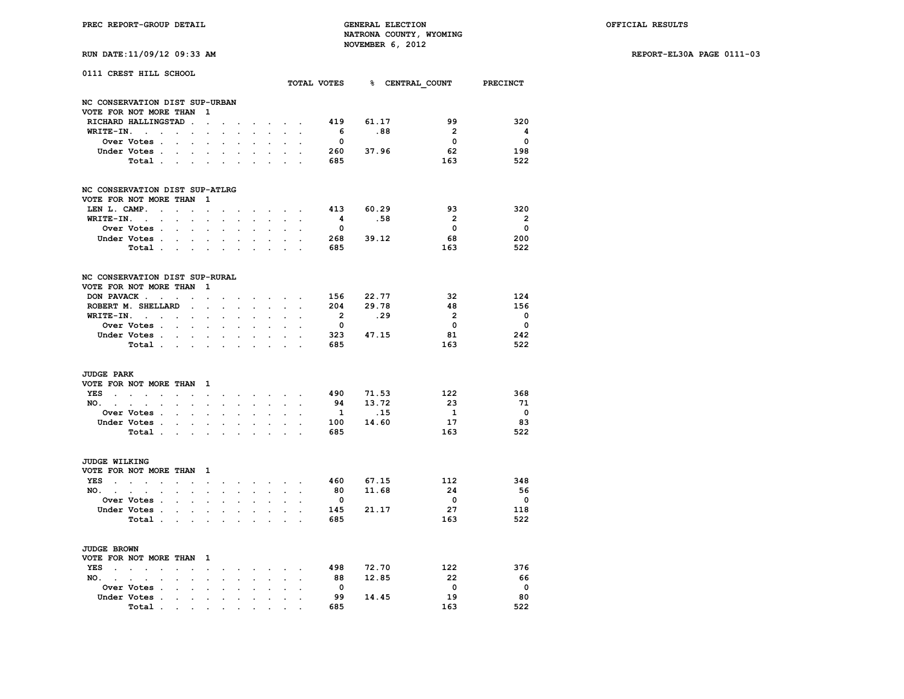PREC REPORT-GROUP DETAIL

GENERAL ELECTION
NATRONA COUNTY, WYOMING
NOVEMBER 6, 2012

OFFICIAL RESULTS

RUN DATE:11/09/12 09:33 AM

REPORT-EL30A PAGE 0111-03

## 0111 CREST HILL SCHOOL

### NC CONSERVATION DIST SUP-URBAN
VOTE FOR NOT MORE THAN 1

| | TOTAL VOTES | % | CENTRAL_COUNT | PRECINCT |
|---|---|---|---|---|
| RICHARD HALLINGSTAD | 419 | 61.17 | 99 | 320 |
| WRITE-IN. | 6 | .88 | 2 | 4 |
| Over Votes | 0 | | 0 | 0 |
| Under Votes | 260 | 37.96 | 62 | 198 |
| Total | 685 | | 163 | 522 |

### NC CONSERVATION DIST SUP-ATLRG
VOTE FOR NOT MORE THAN 1

| | TOTAL VOTES | % | CENTRAL_COUNT | PRECINCT |
|---|---|---|---|---|
| LEN L. CAMP. | 413 | 60.29 | 93 | 320 |
| WRITE-IN. | 4 | .58 | 2 | 2 |
| Over Votes | 0 | | 0 | 0 |
| Under Votes | 268 | 39.12 | 68 | 200 |
| Total | 685 | | 163 | 522 |

### NC CONSERVATION DIST SUP-RURAL
VOTE FOR NOT MORE THAN 1

| | TOTAL VOTES | % | CENTRAL_COUNT | PRECINCT |
|---|---|---|---|---|
| DON PAVACK | 156 | 22.77 | 32 | 124 |
| ROBERT M. SHELLARD | 204 | 29.78 | 48 | 156 |
| WRITE-IN. | 2 | .29 | 2 | 0 |
| Over Votes | 0 | | 0 | 0 |
| Under Votes | 323 | 47.15 | 81 | 242 |
| Total | 685 | | 163 | 522 |

### JUDGE PARK
VOTE FOR NOT MORE THAN 1

| | TOTAL VOTES | % | CENTRAL_COUNT | PRECINCT |
|---|---|---|---|---|
| YES | 490 | 71.53 | 122 | 368 |
| NO. | 94 | 13.72 | 23 | 71 |
| Over Votes | 1 | .15 | 1 | 0 |
| Under Votes | 100 | 14.60 | 17 | 83 |
| Total | 685 | | 163 | 522 |

### JUDGE WILKING
VOTE FOR NOT MORE THAN 1

| | TOTAL VOTES | % | CENTRAL_COUNT | PRECINCT |
|---|---|---|---|---|
| YES | 460 | 67.15 | 112 | 348 |
| NO. | 80 | 11.68 | 24 | 56 |
| Over Votes | 0 | | 0 | 0 |
| Under Votes | 145 | 21.17 | 27 | 118 |
| Total | 685 | | 163 | 522 |

### JUDGE BROWN
VOTE FOR NOT MORE THAN 1

| | TOTAL VOTES | % | CENTRAL_COUNT | PRECINCT |
|---|---|---|---|---|
| YES | 498 | 72.70 | 122 | 376 |
| NO. | 88 | 12.85 | 22 | 66 |
| Over Votes | 0 | | 0 | 0 |
| Under Votes | 99 | 14.45 | 19 | 80 |
| Total | 685 | | 163 | 522 |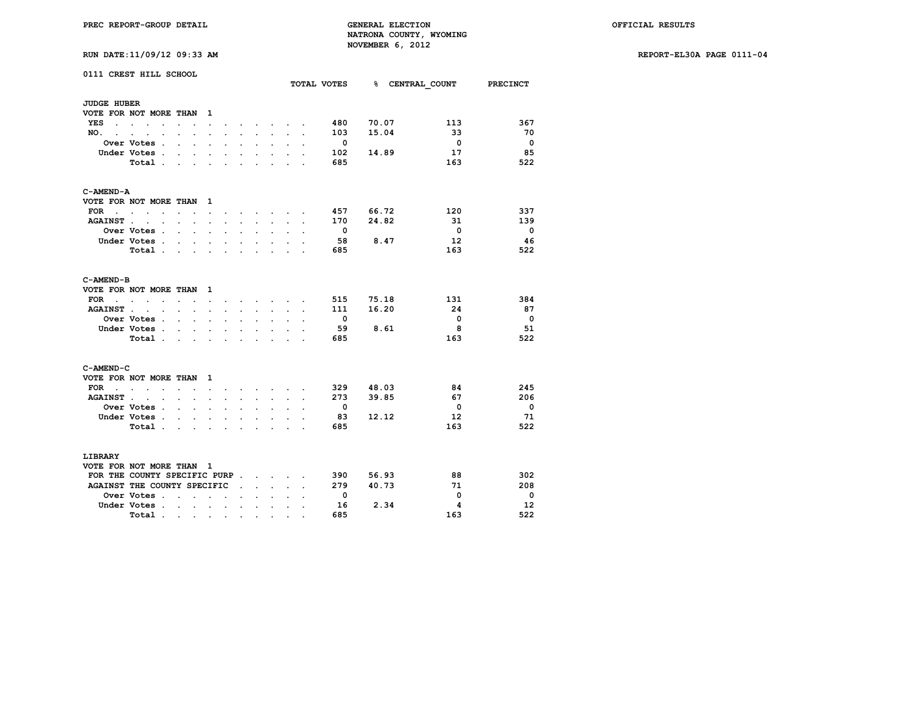PREC REPORT-GROUP DETAIL

GENERAL ELECTION
NATRONA COUNTY, WYOMING
NOVEMBER 6, 2012

OFFICIAL RESULTS

RUN DATE:11/09/12 09:33 AM

REPORT-EL30A PAGE 0111-04

## 0111 CREST HILL SCHOOL

### JUDGE HUBER

VOTE FOR NOT MORE THAN 1

| | TOTAL VOTES | % | CENTRAL_COUNT | PRECINCT |
|---|---|---|---|---|
| YES | 480 | 70.07 | 113 | 367 |
| NO. | 103 | 15.04 | 33 | 70 |
| Over Votes | 0 | | 0 | 0 |
| Under Votes | 102 | 14.89 | 17 | 85 |
| Total | 685 | | 163 | 522 |

### C-AMEND-A

VOTE FOR NOT MORE THAN 1

| | TOTAL VOTES | % | CENTRAL_COUNT | PRECINCT |
|---|---|---|---|---|
| FOR | 457 | 66.72 | 120 | 337 |
| AGAINST | 170 | 24.82 | 31 | 139 |
| Over Votes | 0 | | 0 | 0 |
| Under Votes | 58 | 8.47 | 12 | 46 |
| Total | 685 | | 163 | 522 |

### C-AMEND-B

VOTE FOR NOT MORE THAN 1

| | TOTAL VOTES | % | CENTRAL_COUNT | PRECINCT |
|---|---|---|---|---|
| FOR | 515 | 75.18 | 131 | 384 |
| AGAINST | 111 | 16.20 | 24 | 87 |
| Over Votes | 0 | | 0 | 0 |
| Under Votes | 59 | 8.61 | 8 | 51 |
| Total | 685 | | 163 | 522 |

### C-AMEND-C

VOTE FOR NOT MORE THAN 1

| | TOTAL VOTES | % | CENTRAL_COUNT | PRECINCT |
|---|---|---|---|---|
| FOR | 329 | 48.03 | 84 | 245 |
| AGAINST | 273 | 39.85 | 67 | 206 |
| Over Votes | 0 | | 0 | 0 |
| Under Votes | 83 | 12.12 | 12 | 71 |
| Total | 685 | | 163 | 522 |

### LIBRARY

VOTE FOR NOT MORE THAN 1

| | TOTAL VOTES | % | CENTRAL_COUNT | PRECINCT |
|---|---|---|---|---|
| FOR THE COUNTY SPECIFIC PURP | 390 | 56.93 | 88 | 302 |
| AGAINST THE COUNTY SPECIFIC | 279 | 40.73 | 71 | 208 |
| Over Votes | 0 | | 0 | 0 |
| Under Votes | 16 | 2.34 | 4 | 12 |
| Total | 685 | | 163 | 522 |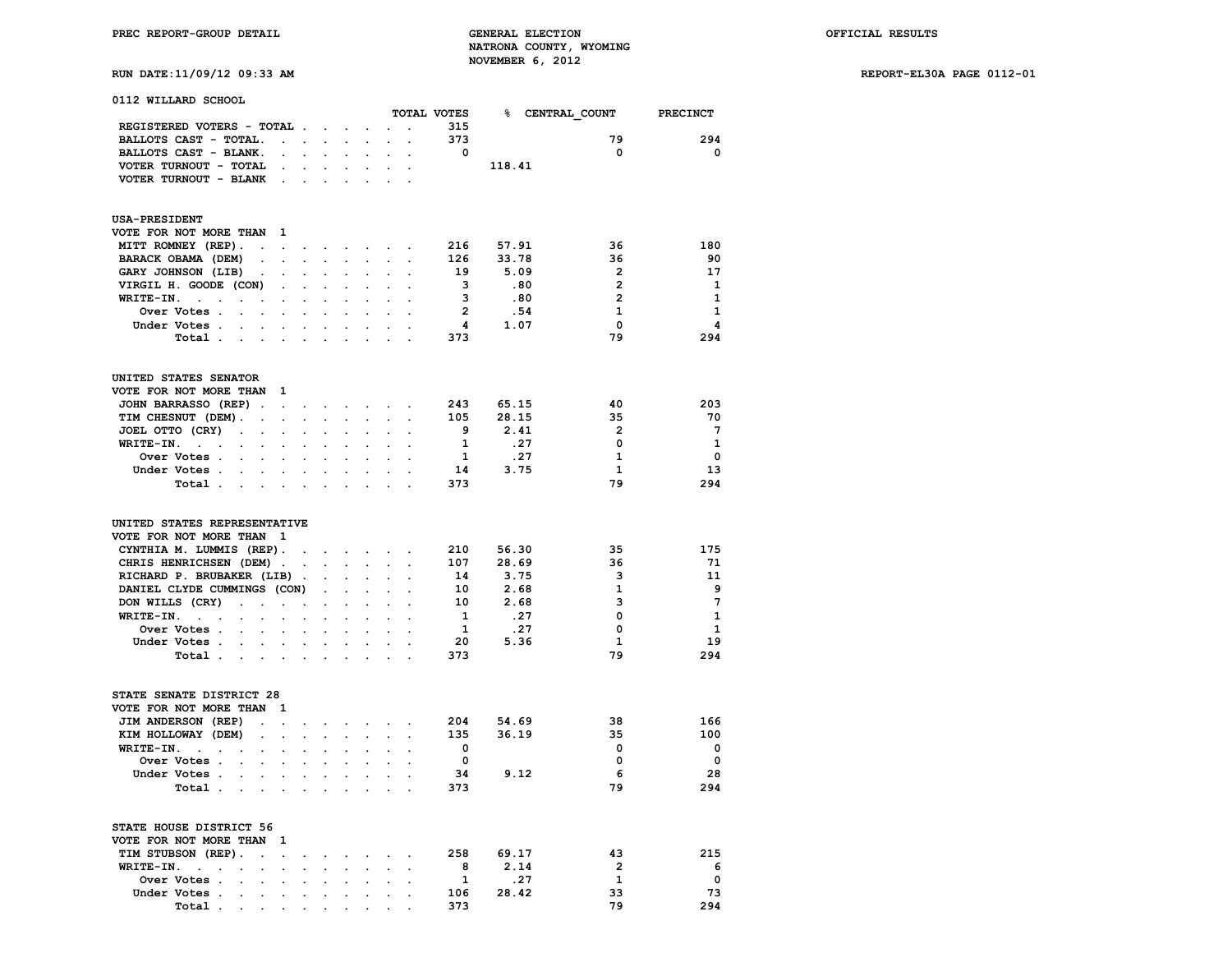PREC REPORT-GROUP DETAIL

GENERAL ELECTION
NATRONA COUNTY, WYOMING
NOVEMBER 6, 2012

OFFICIAL RESULTS

RUN DATE:11/09/12 09:33 AM

REPORT-EL30A PAGE 0112-01

## 0112 WILLARD SCHOOL

| | TOTAL VOTES | % | CENTRAL_COUNT | PRECINCT |
|---|---|---|---|---|
| REGISTERED VOTERS - TOTAL | 315 | | | |
| BALLOTS CAST - TOTAL. | 373 | | 79 | 294 |
| BALLOTS CAST - BLANK. | 0 | | 0 | 0 |
| VOTER TURNOUT - TOTAL | | 118.41 | | |
| VOTER TURNOUT - BLANK | | | | |

### USA-PRESIDENT
VOTE FOR NOT MORE THAN 1

| | TOTAL VOTES | % | CENTRAL_COUNT | PRECINCT |
|---|---|---|---|---|
| MITT ROMNEY (REP) | 216 | 57.91 | 36 | 180 |
| BARACK OBAMA (DEM) | 126 | 33.78 | 36 | 90 |
| GARY JOHNSON (LIB) | 19 | 5.09 | 2 | 17 |
| VIRGIL H. GOODE (CON) | 3 | .80 | 2 | 1 |
| WRITE-IN. | 3 | .80 | 2 | 1 |
| Over Votes | 2 | .54 | 1 | 1 |
| Under Votes | 4 | 1.07 | 0 | 4 |
| Total | 373 | | 79 | 294 |

### UNITED STATES SENATOR
VOTE FOR NOT MORE THAN 1

| | TOTAL VOTES | % | CENTRAL_COUNT | PRECINCT |
|---|---|---|---|---|
| JOHN BARRASSO (REP) | 243 | 65.15 | 40 | 203 |
| TIM CHESNUT (DEM) | 105 | 28.15 | 35 | 70 |
| JOEL OTTO (CRY) | 9 | 2.41 | 2 | 7 |
| WRITE-IN. | 1 | .27 | 0 | 1 |
| Over Votes | 1 | .27 | 1 | 0 |
| Under Votes | 14 | 3.75 | 1 | 13 |
| Total | 373 | | 79 | 294 |

### UNITED STATES REPRESENTATIVE
VOTE FOR NOT MORE THAN 1

| | TOTAL VOTES | % | CENTRAL_COUNT | PRECINCT |
|---|---|---|---|---|
| CYNTHIA M. LUMMIS (REP) | 210 | 56.30 | 35 | 175 |
| CHRIS HENRICHSEN (DEM) | 107 | 28.69 | 36 | 71 |
| RICHARD P. BRUBAKER (LIB) | 14 | 3.75 | 3 | 11 |
| DANIEL CLYDE CUMMINGS (CON) | 10 | 2.68 | 1 | 9 |
| DON WILLS (CRY) | 10 | 2.68 | 3 | 7 |
| WRITE-IN. | 1 | .27 | 0 | 1 |
| Over Votes | 1 | .27 | 0 | 1 |
| Under Votes | 20 | 5.36 | 1 | 19 |
| Total | 373 | | 79 | 294 |

### STATE SENATE DISTRICT 28
VOTE FOR NOT MORE THAN 1

| | TOTAL VOTES | % | CENTRAL_COUNT | PRECINCT |
|---|---|---|---|---|
| JIM ANDERSON (REP) | 204 | 54.69 | 38 | 166 |
| KIM HOLLOWAY (DEM) | 135 | 36.19 | 35 | 100 |
| WRITE-IN. | 0 | | 0 | 0 |
| Over Votes | 0 | | 0 | 0 |
| Under Votes | 34 | 9.12 | 6 | 28 |
| Total | 373 | | 79 | 294 |

### STATE HOUSE DISTRICT 56
VOTE FOR NOT MORE THAN 1

| | TOTAL VOTES | % | CENTRAL_COUNT | PRECINCT |
|---|---|---|---|---|
| TIM STUBSON (REP) | 258 | 69.17 | 43 | 215 |
| WRITE-IN. | 8 | 2.14 | 2 | 6 |
| Over Votes | 1 | .27 | 1 | 0 |
| Under Votes | 106 | 28.42 | 33 | 73 |
| Total | 373 | | 79 | 294 |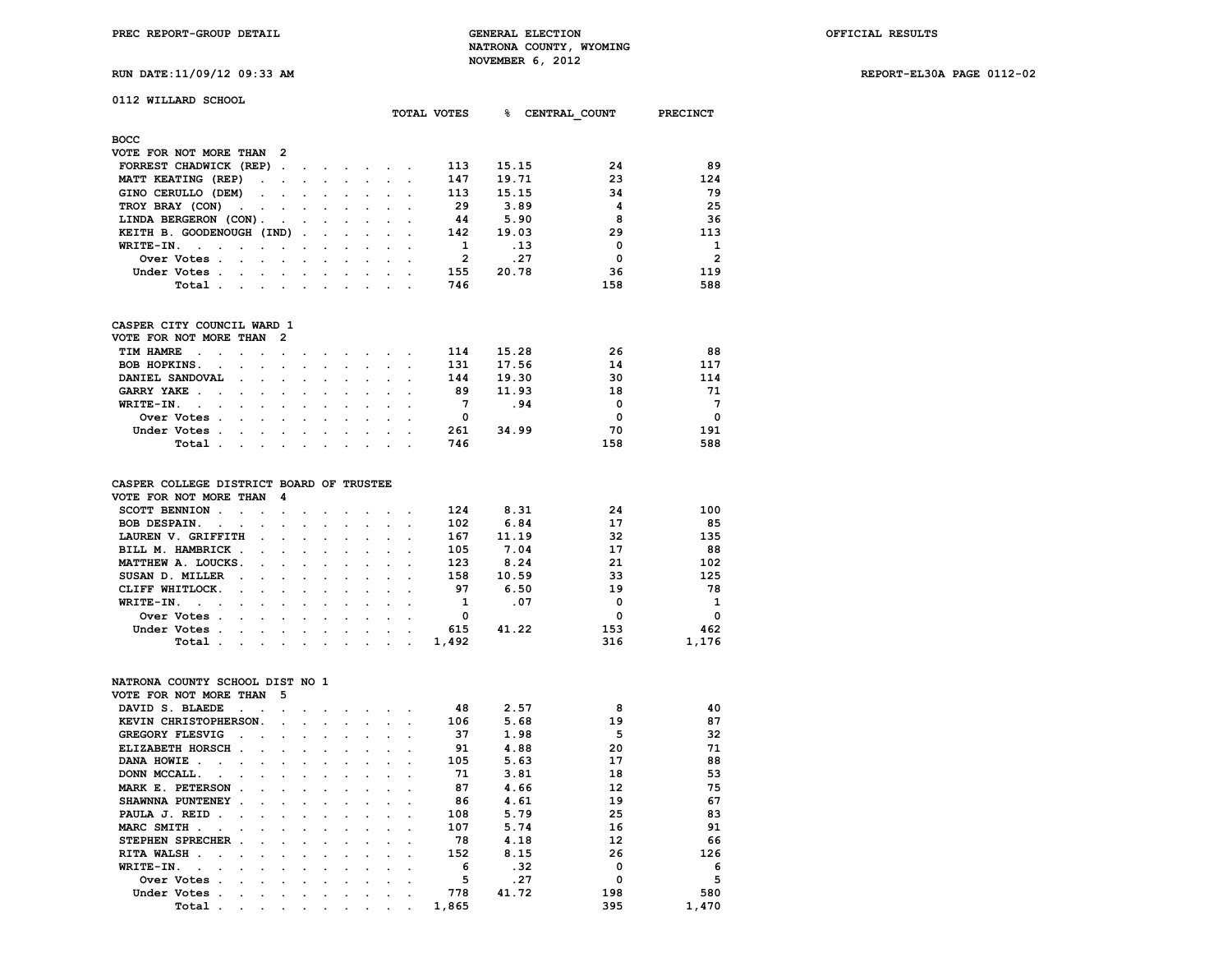PREC REPORT-GROUP DETAIL

GENERAL ELECTION
NATRONA COUNTY, WYOMING
NOVEMBER 6, 2012

OFFICIAL RESULTS

RUN DATE:11/09/12 09:33 AM

REPORT-EL30A PAGE 0112-02

## 0112 WILLARD SCHOOL

### BOCC
VOTE FOR NOT MORE THAN 2

| | TOTAL VOTES | % | CENTRAL_COUNT | PRECINCT |
|---|---|---|---|---|
| FORREST CHADWICK (REP) | 113 | 15.15 | 24 | 89 |
| MATT KEATING (REP) | 147 | 19.71 | 23 | 124 |
| GINO CERULLO (DEM) | 113 | 15.15 | 34 | 79 |
| TROY BRAY (CON) | 29 | 3.89 | 4 | 25 |
| LINDA BERGERON (CON) | 44 | 5.90 | 8 | 36 |
| KEITH B. GOODENOUGH (IND) | 142 | 19.03 | 29 | 113 |
| WRITE-IN. | 1 | .13 | 0 | 1 |
| Over Votes | 2 | .27 | 0 | 2 |
| Under Votes | 155 | 20.78 | 36 | 119 |
| Total | 746 | | 158 | 588 |

### CASPER CITY COUNCIL WARD 1
VOTE FOR NOT MORE THAN 2

| | TOTAL VOTES | % | CENTRAL_COUNT | PRECINCT |
|---|---|---|---|---|
| TIM HAMRE | 114 | 15.28 | 26 | 88 |
| BOB HOPKINS. | 131 | 17.56 | 14 | 117 |
| DANIEL SANDOVAL | 144 | 19.30 | 30 | 114 |
| GARRY YAKE | 89 | 11.93 | 18 | 71 |
| WRITE-IN. | 7 | .94 | 0 | 7 |
| Over Votes | 0 | | 0 | 0 |
| Under Votes | 261 | 34.99 | 70 | 191 |
| Total | 746 | | 158 | 588 |

### CASPER COLLEGE DISTRICT BOARD OF TRUSTEE
VOTE FOR NOT MORE THAN 4

| | TOTAL VOTES | % | CENTRAL_COUNT | PRECINCT |
|---|---|---|---|---|
| SCOTT BENNION | 124 | 8.31 | 24 | 100 |
| BOB DESPAIN. | 102 | 6.84 | 17 | 85 |
| LAUREN V. GRIFFITH | 167 | 11.19 | 32 | 135 |
| BILL M. HAMBRICK | 105 | 7.04 | 17 | 88 |
| MATTHEW A. LOUCKS. | 123 | 8.24 | 21 | 102 |
| SUSAN D. MILLER | 158 | 10.59 | 33 | 125 |
| CLIFF WHITLOCK. | 97 | 6.50 | 19 | 78 |
| WRITE-IN. | 1 | .07 | 0 | 1 |
| Over Votes | 0 | | 0 | 0 |
| Under Votes | 615 | 41.22 | 153 | 462 |
| Total | 1,492 | | 316 | 1,176 |

### NATRONA COUNTY SCHOOL DIST NO 1
VOTE FOR NOT MORE THAN 5

| | TOTAL VOTES | % | CENTRAL_COUNT | PRECINCT |
|---|---|---|---|---|
| DAVID S. BLAEDE | 48 | 2.57 | 8 | 40 |
| KEVIN CHRISTOPHERSON. | 106 | 5.68 | 19 | 87 |
| GREGORY FLESVIG | 37 | 1.98 | 5 | 32 |
| ELIZABETH HORSCH | 91 | 4.88 | 20 | 71 |
| DANA HOWIE | 105 | 5.63 | 17 | 88 |
| DONN MCCALL. | 71 | 3.81 | 18 | 53 |
| MARK E. PETERSON | 87 | 4.66 | 12 | 75 |
| SHAWNNA PUNTENEY | 86 | 4.61 | 19 | 67 |
| PAULA J. REID | 108 | 5.79 | 25 | 83 |
| MARC SMITH | 107 | 5.74 | 16 | 91 |
| STEPHEN SPRECHER | 78 | 4.18 | 12 | 66 |
| RITA WALSH | 152 | 8.15 | 26 | 126 |
| WRITE-IN. | 6 | .32 | 0 | 6 |
| Over Votes | 5 | .27 | 0 | 5 |
| Under Votes | 778 | 41.72 | 198 | 580 |
| Total | 1,865 | | 395 | 1,470 |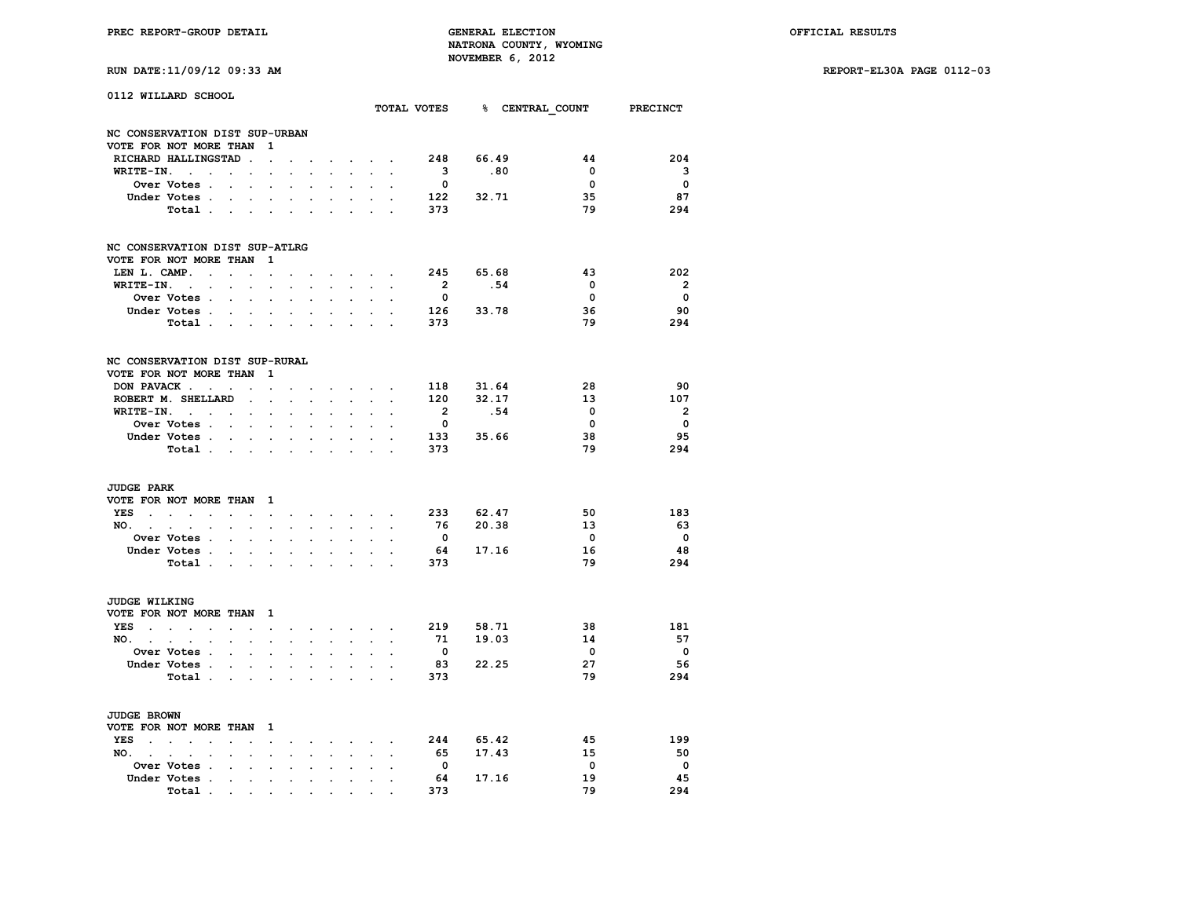PREC REPORT-GROUP DETAIL

GENERAL ELECTION
NATRONA COUNTY, WYOMING
NOVEMBER 6, 2012

OFFICIAL RESULTS

RUN DATE:11/09/12 09:33 AM

REPORT-EL30A PAGE 0112-03

## 0112 WILLARD SCHOOL

### NC CONSERVATION DIST SUP-URBAN
VOTE FOR NOT MORE THAN 1

| | TOTAL VOTES | % | CENTRAL_COUNT | PRECINCT |
|---|---|---|---|---|
| RICHARD HALLINGSTAD | 248 | 66.49 | 44 | 204 |
| WRITE-IN. | 3 | .80 | 0 | 3 |
| Over Votes | 0 | | 0 | 0 |
| Under Votes | 122 | 32.71 | 35 | 87 |
| Total | 373 | | 79 | 294 |

### NC CONSERVATION DIST SUP-ATLRG
VOTE FOR NOT MORE THAN 1

| | TOTAL VOTES | % | CENTRAL_COUNT | PRECINCT |
|---|---|---|---|---|
| LEN L. CAMP. | 245 | 65.68 | 43 | 202 |
| WRITE-IN. | 2 | .54 | 0 | 2 |
| Over Votes | 0 | | 0 | 0 |
| Under Votes | 126 | 33.78 | 36 | 90 |
| Total | 373 | | 79 | 294 |

### NC CONSERVATION DIST SUP-RURAL
VOTE FOR NOT MORE THAN 1

| | TOTAL VOTES | % | CENTRAL_COUNT | PRECINCT |
|---|---|---|---|---|
| DON PAVACK | 118 | 31.64 | 28 | 90 |
| ROBERT M. SHELLARD | 120 | 32.17 | 13 | 107 |
| WRITE-IN. | 2 | .54 | 0 | 2 |
| Over Votes | 0 | | 0 | 0 |
| Under Votes | 133 | 35.66 | 38 | 95 |
| Total | 373 | | 79 | 294 |

### JUDGE PARK
VOTE FOR NOT MORE THAN 1

| | TOTAL VOTES | % | CENTRAL_COUNT | PRECINCT |
|---|---|---|---|---|
| YES | 233 | 62.47 | 50 | 183 |
| NO. | 76 | 20.38 | 13 | 63 |
| Over Votes | 0 | | 0 | 0 |
| Under Votes | 64 | 17.16 | 16 | 48 |
| Total | 373 | | 79 | 294 |

### JUDGE WILKING
VOTE FOR NOT MORE THAN 1

| | TOTAL VOTES | % | CENTRAL_COUNT | PRECINCT |
|---|---|---|---|---|
| YES | 219 | 58.71 | 38 | 181 |
| NO. | 71 | 19.03 | 14 | 57 |
| Over Votes | 0 | | 0 | 0 |
| Under Votes | 83 | 22.25 | 27 | 56 |
| Total | 373 | | 79 | 294 |

### JUDGE BROWN
VOTE FOR NOT MORE THAN 1

| | TOTAL VOTES | % | CENTRAL_COUNT | PRECINCT |
|---|---|---|---|---|
| YES | 244 | 65.42 | 45 | 199 |
| NO. | 65 | 17.43 | 15 | 50 |
| Over Votes | 0 | | 0 | 0 |
| Under Votes | 64 | 17.16 | 19 | 45 |
| Total | 373 | | 79 | 294 |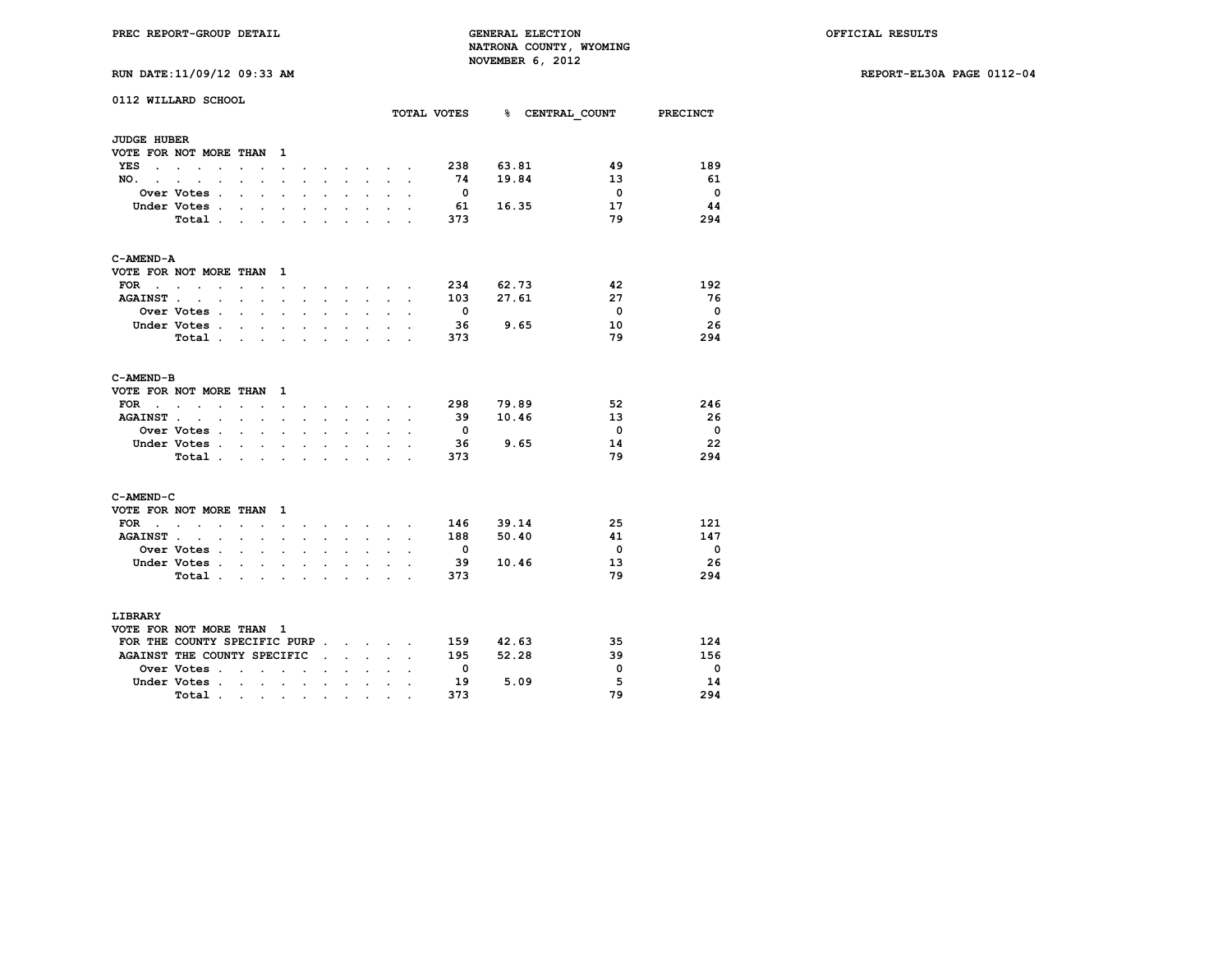PREC REPORT-GROUP DETAIL — GENERAL ELECTION — NATRONA COUNTY, WYOMING — NOVEMBER 6, 2012 — OFFICIAL RESULTS

RUN DATE:11/09/12 09:33 AM — REPORT-EL30A PAGE 0112-04

## 0112 WILLARD SCHOOL

### JUDGE HUBER

VOTE FOR NOT MORE THAN 1

| | TOTAL VOTES | % | CENTRAL_COUNT | PRECINCT |
|---|---|---|---|---|
| YES | 238 | 63.81 | 49 | 189 |
| NO. | 74 | 19.84 | 13 | 61 |
| Over Votes | 0 | | 0 | 0 |
| Under Votes | 61 | 16.35 | 17 | 44 |
| Total | 373 | | 79 | 294 |

### C-AMEND-A

VOTE FOR NOT MORE THAN 1

| | TOTAL VOTES | % | CENTRAL_COUNT | PRECINCT |
|---|---|---|---|---|
| FOR | 234 | 62.73 | 42 | 192 |
| AGAINST | 103 | 27.61 | 27 | 76 |
| Over Votes | 0 | | 0 | 0 |
| Under Votes | 36 | 9.65 | 10 | 26 |
| Total | 373 | | 79 | 294 |

### C-AMEND-B

VOTE FOR NOT MORE THAN 1

| | TOTAL VOTES | % | CENTRAL_COUNT | PRECINCT |
|---|---|---|---|---|
| FOR | 298 | 79.89 | 52 | 246 |
| AGAINST | 39 | 10.46 | 13 | 26 |
| Over Votes | 0 | | 0 | 0 |
| Under Votes | 36 | 9.65 | 14 | 22 |
| Total | 373 | | 79 | 294 |

### C-AMEND-C

VOTE FOR NOT MORE THAN 1

| | TOTAL VOTES | % | CENTRAL_COUNT | PRECINCT |
|---|---|---|---|---|
| FOR | 146 | 39.14 | 25 | 121 |
| AGAINST | 188 | 50.40 | 41 | 147 |
| Over Votes | 0 | | 0 | 0 |
| Under Votes | 39 | 10.46 | 13 | 26 |
| Total | 373 | | 79 | 294 |

### LIBRARY

VOTE FOR NOT MORE THAN 1

| | TOTAL VOTES | % | CENTRAL_COUNT | PRECINCT |
|---|---|---|---|---|
| FOR THE COUNTY SPECIFIC PURP | 159 | 42.63 | 35 | 124 |
| AGAINST THE COUNTY SPECIFIC | 195 | 52.28 | 39 | 156 |
| Over Votes | 0 | | 0 | 0 |
| Under Votes | 19 | 5.09 | 5 | 14 |
| Total | 373 | | 79 | 294 |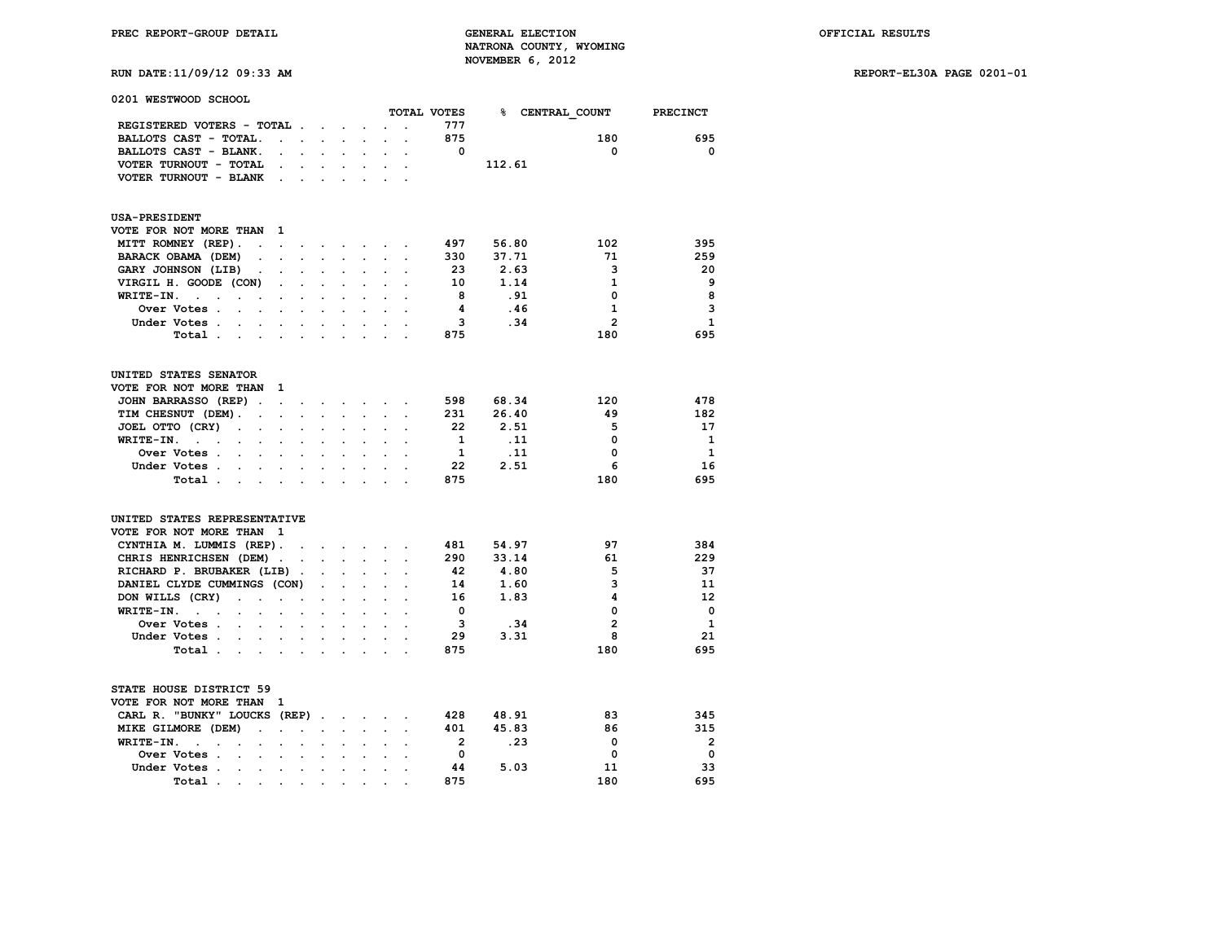PREC REPORT-GROUP DETAIL

GENERAL ELECTION
NATRONA COUNTY, WYOMING
NOVEMBER 6, 2012

OFFICIAL RESULTS

RUN DATE:11/09/12 09:33 AM

REPORT-EL30A PAGE 0201-01

## 0201 WESTWOOD SCHOOL

| | TOTAL VOTES | % | CENTRAL_COUNT | PRECINCT |
|---|---|---|---|---|
| REGISTERED VOTERS - TOTAL | 777 | | | |
| BALLOTS CAST - TOTAL | 875 | | 180 | 695 |
| BALLOTS CAST - BLANK | 0 | | 0 | 0 |
| VOTER TURNOUT - TOTAL | | 112.61 | | |
| VOTER TURNOUT - BLANK | | | | |

### USA-PRESIDENT

VOTE FOR NOT MORE THAN 1

| | TOTAL VOTES | % | CENTRAL_COUNT | PRECINCT |
|---|---|---|---|---|
| MITT ROMNEY (REP) | 497 | 56.80 | 102 | 395 |
| BARACK OBAMA (DEM) | 330 | 37.71 | 71 | 259 |
| GARY JOHNSON (LIB) | 23 | 2.63 | 3 | 20 |
| VIRGIL H. GOODE (CON) | 10 | 1.14 | 1 | 9 |
| WRITE-IN | 8 | .91 | 0 | 8 |
| Over Votes | 4 | .46 | 1 | 3 |
| Under Votes | 3 | .34 | 2 | 1 |
| Total | 875 | | 180 | 695 |

### UNITED STATES SENATOR

VOTE FOR NOT MORE THAN 1

| | TOTAL VOTES | % | CENTRAL_COUNT | PRECINCT |
|---|---|---|---|---|
| JOHN BARRASSO (REP) | 598 | 68.34 | 120 | 478 |
| TIM CHESNUT (DEM) | 231 | 26.40 | 49 | 182 |
| JOEL OTTO (CRY) | 22 | 2.51 | 5 | 17 |
| WRITE-IN | 1 | .11 | 0 | 1 |
| Over Votes | 1 | .11 | 0 | 1 |
| Under Votes | 22 | 2.51 | 6 | 16 |
| Total | 875 | | 180 | 695 |

### UNITED STATES REPRESENTATIVE

VOTE FOR NOT MORE THAN 1

| | TOTAL VOTES | % | CENTRAL_COUNT | PRECINCT |
|---|---|---|---|---|
| CYNTHIA M. LUMMIS (REP) | 481 | 54.97 | 97 | 384 |
| CHRIS HENRICHSEN (DEM) | 290 | 33.14 | 61 | 229 |
| RICHARD P. BRUBAKER (LIB) | 42 | 4.80 | 5 | 37 |
| DANIEL CLYDE CUMMINGS (CON) | 14 | 1.60 | 3 | 11 |
| DON WILLS (CRY) | 16 | 1.83 | 4 | 12 |
| WRITE-IN | 0 | | 0 | 0 |
| Over Votes | 3 | .34 | 2 | 1 |
| Under Votes | 29 | 3.31 | 8 | 21 |
| Total | 875 | | 180 | 695 |

### STATE HOUSE DISTRICT 59

VOTE FOR NOT MORE THAN 1

| | TOTAL VOTES | % | CENTRAL_COUNT | PRECINCT |
|---|---|---|---|---|
| CARL R. "BUNKY" LOUCKS (REP) | 428 | 48.91 | 83 | 345 |
| MIKE GILMORE (DEM) | 401 | 45.83 | 86 | 315 |
| WRITE-IN | 2 | .23 | 0 | 2 |
| Over Votes | 0 | | 0 | 0 |
| Under Votes | 44 | 5.03 | 11 | 33 |
| Total | 875 | | 180 | 695 |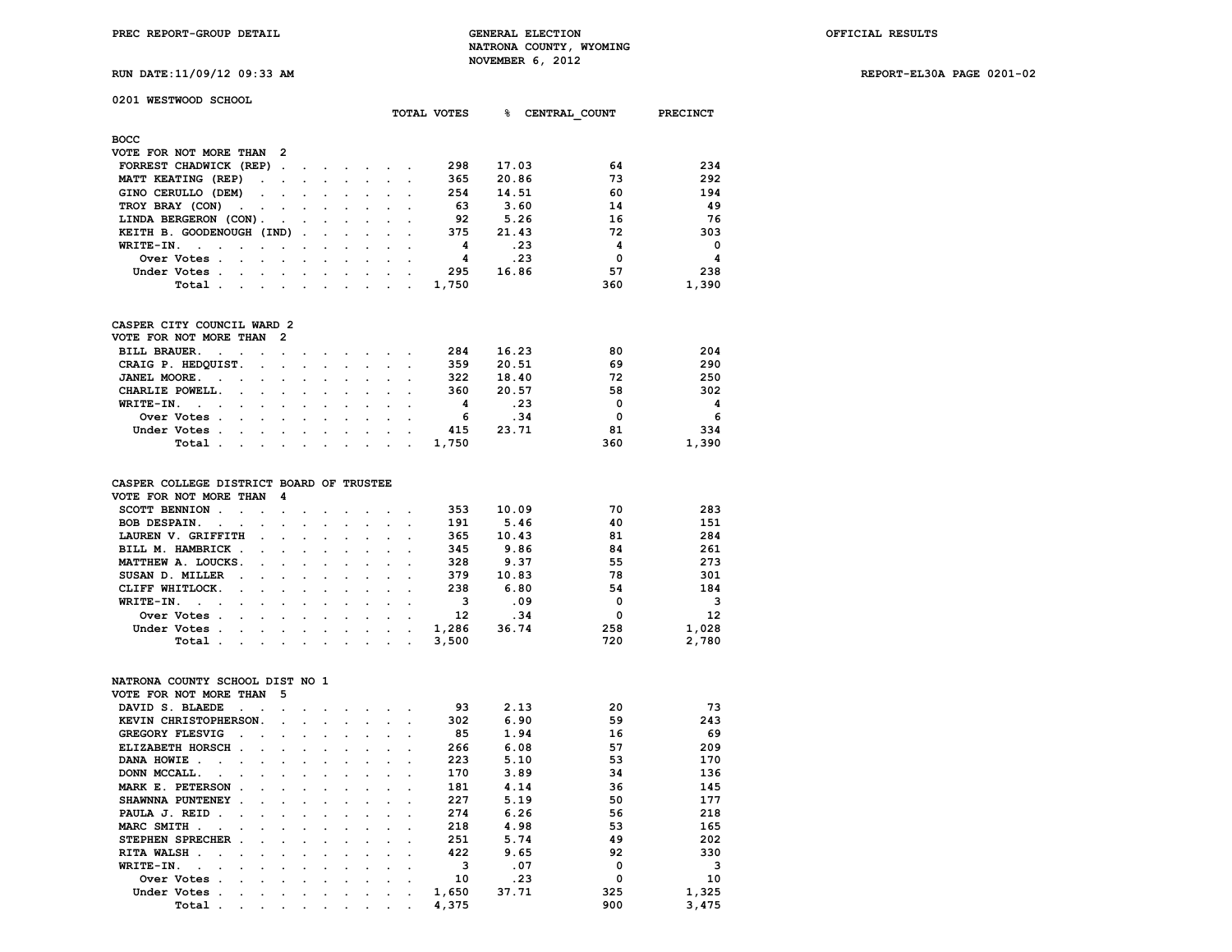PREC REPORT-GROUP DETAIL

GENERAL ELECTION
NATRONA COUNTY, WYOMING
NOVEMBER 6, 2012

OFFICIAL RESULTS

RUN DATE:11/09/12 09:33 AM

REPORT-EL30A PAGE 0201-02

## 0201 WESTWOOD SCHOOL

### BOCC
VOTE FOR NOT MORE THAN 2

| | TOTAL VOTES | % | CENTRAL_COUNT | PRECINCT |
|---|---|---|---|---|
| FORREST CHADWICK (REP) | 298 | 17.03 | 64 | 234 |
| MATT KEATING (REP) | 365 | 20.86 | 73 | 292 |
| GINO CERULLO (DEM) | 254 | 14.51 | 60 | 194 |
| TROY BRAY (CON) | 63 | 3.60 | 14 | 49 |
| LINDA BERGERON (CON) | 92 | 5.26 | 16 | 76 |
| KEITH B. GOODENOUGH (IND) | 375 | 21.43 | 72 | 303 |
| WRITE-IN. | 4 | .23 | 4 | 0 |
| Over Votes | 4 | .23 | 0 | 4 |
| Under Votes | 295 | 16.86 | 57 | 238 |
| Total | 1,750 | | 360 | 1,390 |

### CASPER CITY COUNCIL WARD 2
VOTE FOR NOT MORE THAN 2

| | TOTAL VOTES | % | CENTRAL_COUNT | PRECINCT |
|---|---|---|---|---|
| BILL BRAUER. | 284 | 16.23 | 80 | 204 |
| CRAIG P. HEDQUIST. | 359 | 20.51 | 69 | 290 |
| JANEL MOORE. | 322 | 18.40 | 72 | 250 |
| CHARLIE POWELL. | 360 | 20.57 | 58 | 302 |
| WRITE-IN. | 4 | .23 | 0 | 4 |
| Over Votes | 6 | .34 | 0 | 6 |
| Under Votes | 415 | 23.71 | 81 | 334 |
| Total | 1,750 | | 360 | 1,390 |

### CASPER COLLEGE DISTRICT BOARD OF TRUSTEE
VOTE FOR NOT MORE THAN 4

| | TOTAL VOTES | % | CENTRAL_COUNT | PRECINCT |
|---|---|---|---|---|
| SCOTT BENNION | 353 | 10.09 | 70 | 283 |
| BOB DESPAIN. | 191 | 5.46 | 40 | 151 |
| LAUREN V. GRIFFITH | 365 | 10.43 | 81 | 284 |
| BILL M. HAMBRICK | 345 | 9.86 | 84 | 261 |
| MATTHEW A. LOUCKS. | 328 | 9.37 | 55 | 273 |
| SUSAN D. MILLER | 379 | 10.83 | 78 | 301 |
| CLIFF WHITLOCK. | 238 | 6.80 | 54 | 184 |
| WRITE-IN. | 3 | .09 | 0 | 3 |
| Over Votes | 12 | .34 | 0 | 12 |
| Under Votes | 1,286 | 36.74 | 258 | 1,028 |
| Total | 3,500 | | 720 | 2,780 |

### NATRONA COUNTY SCHOOL DIST NO 1
VOTE FOR NOT MORE THAN 5

| | TOTAL VOTES | % | CENTRAL_COUNT | PRECINCT |
|---|---|---|---|---|
| DAVID S. BLAEDE | 93 | 2.13 | 20 | 73 |
| KEVIN CHRISTOPHERSON. | 302 | 6.90 | 59 | 243 |
| GREGORY FLESVIG | 85 | 1.94 | 16 | 69 |
| ELIZABETH HORSCH | 266 | 6.08 | 57 | 209 |
| DANA HOWIE | 223 | 5.10 | 53 | 170 |
| DONN MCCALL. | 170 | 3.89 | 34 | 136 |
| MARK E. PETERSON | 181 | 4.14 | 36 | 145 |
| SHAWNNA PUNTENEY | 227 | 5.19 | 50 | 177 |
| PAULA J. REID | 274 | 6.26 | 56 | 218 |
| MARC SMITH | 218 | 4.98 | 53 | 165 |
| STEPHEN SPRECHER | 251 | 5.74 | 49 | 202 |
| RITA WALSH | 422 | 9.65 | 92 | 330 |
| WRITE-IN. | 3 | .07 | 0 | 3 |
| Over Votes | 10 | .23 | 0 | 10 |
| Under Votes | 1,650 | 37.71 | 325 | 1,325 |
| Total | 4,375 | | 900 | 3,475 |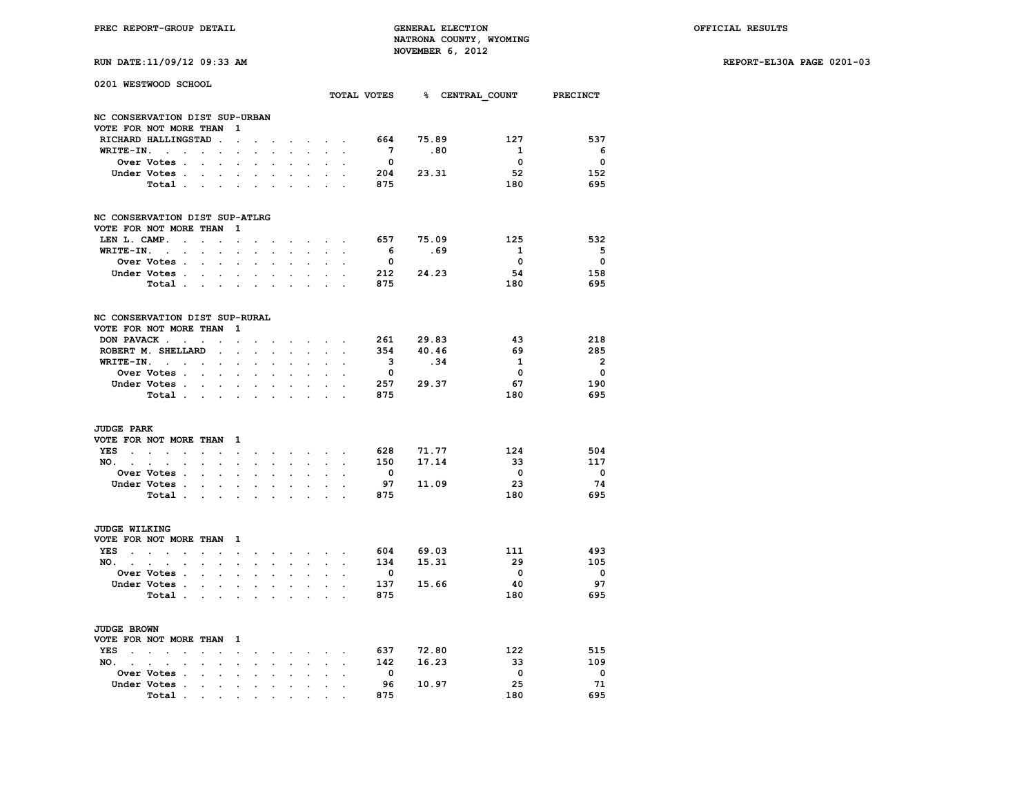## 0201 WESTWOOD SCHOOL

### NC CONSERVATION DIST SUP-URBAN
VOTE FOR NOT MORE THAN 1

| | TOTAL VOTES | % | CENTRAL_COUNT | PRECINCT |
|---|---|---|---|---|
| RICHARD HALLINGSTAD | 664 | 75.89 | 127 | 537 |
| WRITE-IN. | 7 | .80 | 1 | 6 |
| Over Votes | 0 | | 0 | 0 |
| Under Votes | 204 | 23.31 | 52 | 152 |
| Total | 875 | | 180 | 695 |

### NC CONSERVATION DIST SUP-ATLRG
VOTE FOR NOT MORE THAN 1

| | TOTAL VOTES | % | CENTRAL_COUNT | PRECINCT |
|---|---|---|---|---|
| LEN L. CAMP. | 657 | 75.09 | 125 | 532 |
| WRITE-IN. | 6 | .69 | 1 | 5 |
| Over Votes | 0 | | 0 | 0 |
| Under Votes | 212 | 24.23 | 54 | 158 |
| Total | 875 | | 180 | 695 |

### NC CONSERVATION DIST SUP-RURAL
VOTE FOR NOT MORE THAN 1

| | TOTAL VOTES | % | CENTRAL_COUNT | PRECINCT |
|---|---|---|---|---|
| DON PAVACK | 261 | 29.83 | 43 | 218 |
| ROBERT M. SHELLARD | 354 | 40.46 | 69 | 285 |
| WRITE-IN. | 3 | .34 | 1 | 2 |
| Over Votes | 0 | | 0 | 0 |
| Under Votes | 257 | 29.37 | 67 | 190 |
| Total | 875 | | 180 | 695 |

### JUDGE PARK
VOTE FOR NOT MORE THAN 1

| | TOTAL VOTES | % | CENTRAL_COUNT | PRECINCT |
|---|---|---|---|---|
| YES | 628 | 71.77 | 124 | 504 |
| NO. | 150 | 17.14 | 33 | 117 |
| Over Votes | 0 | | 0 | 0 |
| Under Votes | 97 | 11.09 | 23 | 74 |
| Total | 875 | | 180 | 695 |

### JUDGE WILKING
VOTE FOR NOT MORE THAN 1

| | TOTAL VOTES | % | CENTRAL_COUNT | PRECINCT |
|---|---|---|---|---|
| YES | 604 | 69.03 | 111 | 493 |
| NO. | 134 | 15.31 | 29 | 105 |
| Over Votes | 0 | | 0 | 0 |
| Under Votes | 137 | 15.66 | 40 | 97 |
| Total | 875 | | 180 | 695 |

### JUDGE BROWN
VOTE FOR NOT MORE THAN 1

| | TOTAL VOTES | % | CENTRAL_COUNT | PRECINCT |
|---|---|---|---|---|
| YES | 637 | 72.80 | 122 | 515 |
| NO. | 142 | 16.23 | 33 | 109 |
| Over Votes | 0 | | 0 | 0 |
| Under Votes | 96 | 10.97 | 25 | 71 |
| Total | 875 | | 180 | 695 |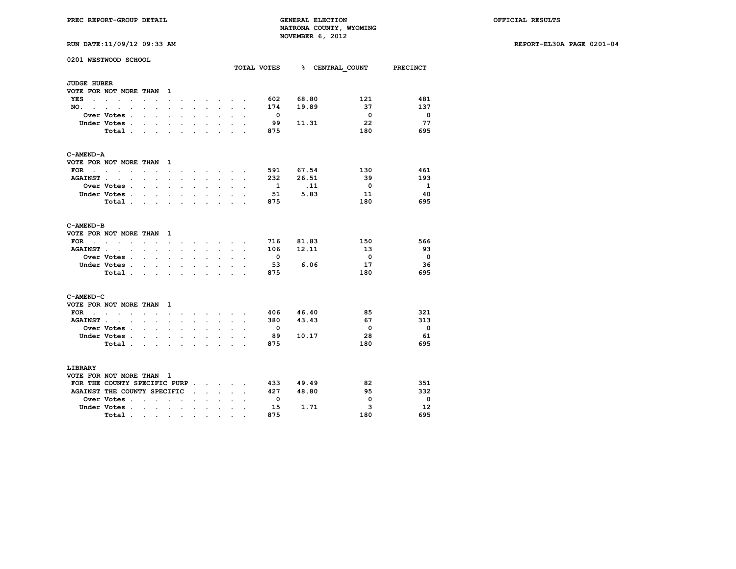PREC REPORT-GROUP DETAIL

GENERAL ELECTION
NATRONA COUNTY, WYOMING
NOVEMBER 6, 2012

OFFICIAL RESULTS

RUN DATE:11/09/12 09:33 AM

REPORT-EL30A PAGE 0201-04

## 0201 WESTWOOD SCHOOL

### JUDGE HUBER

VOTE FOR NOT MORE THAN 1

| | TOTAL VOTES | % | CENTRAL_COUNT | PRECINCT |
|---|---|---|---|---|
| YES | 602 | 68.80 | 121 | 481 |
| NO. | 174 | 19.89 | 37 | 137 |
| Over Votes | 0 | | 0 | 0 |
| Under Votes | 99 | 11.31 | 22 | 77 |
| Total | 875 | | 180 | 695 |

### C-AMEND-A

VOTE FOR NOT MORE THAN 1

| | TOTAL VOTES | % | CENTRAL_COUNT | PRECINCT |
|---|---|---|---|---|
| FOR | 591 | 67.54 | 130 | 461 |
| AGAINST | 232 | 26.51 | 39 | 193 |
| Over Votes | 1 | .11 | 0 | 1 |
| Under Votes | 51 | 5.83 | 11 | 40 |
| Total | 875 | | 180 | 695 |

### C-AMEND-B

VOTE FOR NOT MORE THAN 1

| | TOTAL VOTES | % | CENTRAL_COUNT | PRECINCT |
|---|---|---|---|---|
| FOR | 716 | 81.83 | 150 | 566 |
| AGAINST | 106 | 12.11 | 13 | 93 |
| Over Votes | 0 | | 0 | 0 |
| Under Votes | 53 | 6.06 | 17 | 36 |
| Total | 875 | | 180 | 695 |

### C-AMEND-C

VOTE FOR NOT MORE THAN 1

| | TOTAL VOTES | % | CENTRAL_COUNT | PRECINCT |
|---|---|---|---|---|
| FOR | 406 | 46.40 | 85 | 321 |
| AGAINST | 380 | 43.43 | 67 | 313 |
| Over Votes | 0 | | 0 | 0 |
| Under Votes | 89 | 10.17 | 28 | 61 |
| Total | 875 | | 180 | 695 |

### LIBRARY

VOTE FOR NOT MORE THAN 1

| | TOTAL VOTES | % | CENTRAL_COUNT | PRECINCT |
|---|---|---|---|---|
| FOR THE COUNTY SPECIFIC PURP | 433 | 49.49 | 82 | 351 |
| AGAINST THE COUNTY SPECIFIC | 427 | 48.80 | 95 | 332 |
| Over Votes | 0 | | 0 | 0 |
| Under Votes | 15 | 1.71 | 3 | 12 |
| Total | 875 | | 180 | 695 |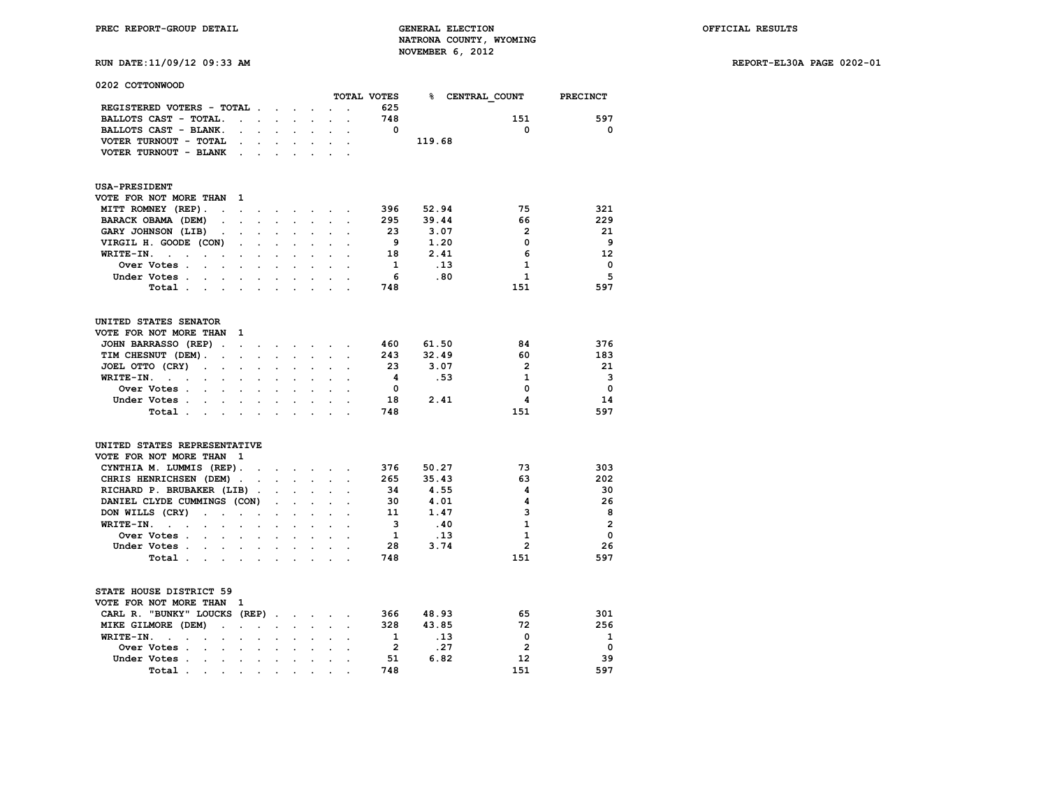PREC REPORT-GROUP DETAIL

GENERAL ELECTION
NATRONA COUNTY, WYOMING
NOVEMBER 6, 2012

OFFICIAL RESULTS

RUN DATE:11/09/12 09:33 AM

REPORT-EL30A PAGE 0202-01

## 0202 COTTONWOOD

| | TOTAL VOTES | % | CENTRAL_COUNT | PRECINCT |
|---|---|---|---|---|
| REGISTERED VOTERS - TOTAL | 625 | | | |
| BALLOTS CAST - TOTAL. | 748 | | 151 | 597 |
| BALLOTS CAST - BLANK. | 0 | | 0 | 0 |
| VOTER TURNOUT - TOTAL | | 119.68 | | |
| VOTER TURNOUT - BLANK | | | | |

### USA-PRESIDENT

VOTE FOR NOT MORE THAN 1

| | TOTAL VOTES | % | CENTRAL_COUNT | PRECINCT |
|---|---|---|---|---|
| MITT ROMNEY (REP). | 396 | 52.94 | 75 | 321 |
| BARACK OBAMA (DEM) | 295 | 39.44 | 66 | 229 |
| GARY JOHNSON (LIB) | 23 | 3.07 | 2 | 21 |
| VIRGIL H. GOODE (CON) | 9 | 1.20 | 0 | 9 |
| WRITE-IN. | 18 | 2.41 | 6 | 12 |
| Over Votes | 1 | .13 | 1 | 0 |
| Under Votes | 6 | .80 | 1 | 5 |
| Total | 748 | | 151 | 597 |

### UNITED STATES SENATOR

VOTE FOR NOT MORE THAN 1

| | TOTAL VOTES | % | CENTRAL_COUNT | PRECINCT |
|---|---|---|---|---|
| JOHN BARRASSO (REP) | 460 | 61.50 | 84 | 376 |
| TIM CHESNUT (DEM). | 243 | 32.49 | 60 | 183 |
| JOEL OTTO (CRY) | 23 | 3.07 | 2 | 21 |
| WRITE-IN. | 4 | .53 | 1 | 3 |
| Over Votes | 0 | | 0 | 0 |
| Under Votes | 18 | 2.41 | 4 | 14 |
| Total | 748 | | 151 | 597 |

### UNITED STATES REPRESENTATIVE

VOTE FOR NOT MORE THAN 1

| | TOTAL VOTES | % | CENTRAL_COUNT | PRECINCT |
|---|---|---|---|---|
| CYNTHIA M. LUMMIS (REP). | 376 | 50.27 | 73 | 303 |
| CHRIS HENRICHSEN (DEM) | 265 | 35.43 | 63 | 202 |
| RICHARD P. BRUBAKER (LIB) | 34 | 4.55 | 4 | 30 |
| DANIEL CLYDE CUMMINGS (CON) | 30 | 4.01 | 4 | 26 |
| DON WILLS (CRY) | 11 | 1.47 | 3 | 8 |
| WRITE-IN. | 3 | .40 | 1 | 2 |
| Over Votes | 1 | .13 | 1 | 0 |
| Under Votes | 28 | 3.74 | 2 | 26 |
| Total | 748 | | 151 | 597 |

### STATE HOUSE DISTRICT 59

VOTE FOR NOT MORE THAN 1

| | TOTAL VOTES | % | CENTRAL_COUNT | PRECINCT |
|---|---|---|---|---|
| CARL R. "BUNKY" LOUCKS (REP) | 366 | 48.93 | 65 | 301 |
| MIKE GILMORE (DEM) | 328 | 43.85 | 72 | 256 |
| WRITE-IN. | 1 | .13 | 0 | 1 |
| Over Votes | 2 | .27 | 2 | 0 |
| Under Votes | 51 | 6.82 | 12 | 39 |
| Total | 748 | | 151 | 597 |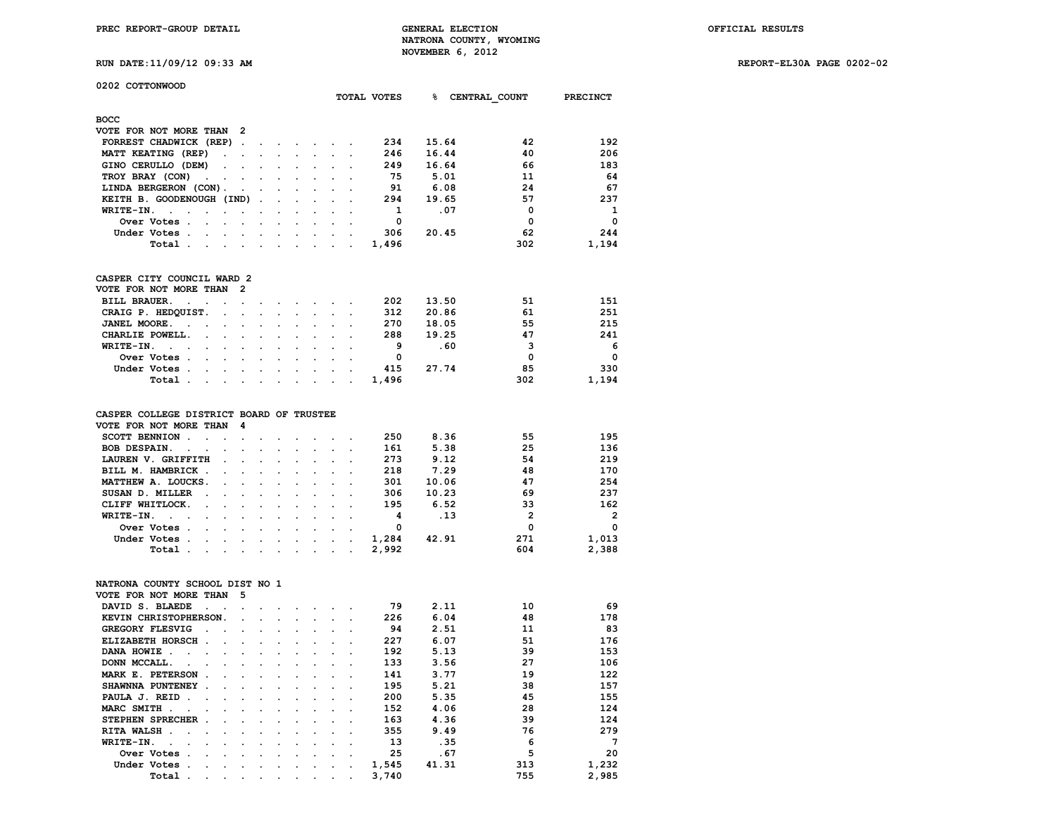PREC REPORT-GROUP DETAIL

GENERAL ELECTION
NATRONA COUNTY, WYOMING
NOVEMBER 6, 2012

OFFICIAL RESULTS

RUN DATE:11/09/12 09:33 AM

REPORT-EL30A PAGE 0202-02

## 0202 COTTONWOOD

### BOCC
VOTE FOR NOT MORE THAN 2

| | TOTAL VOTES | % | CENTRAL_COUNT | PRECINCT |
|---|---|---|---|---|
| FORREST CHADWICK (REP) | 234 | 15.64 | 42 | 192 |
| MATT KEATING (REP) | 246 | 16.44 | 40 | 206 |
| GINO CERULLO (DEM) | 249 | 16.64 | 66 | 183 |
| TROY BRAY (CON) | 75 | 5.01 | 11 | 64 |
| LINDA BERGERON (CON) | 91 | 6.08 | 24 | 67 |
| KEITH B. GOODENOUGH (IND) | 294 | 19.65 | 57 | 237 |
| WRITE-IN | 1 | .07 | 0 | 1 |
| Over Votes | 0 | | 0 | 0 |
| Under Votes | 306 | 20.45 | 62 | 244 |
| Total | 1,496 | | 302 | 1,194 |

### CASPER CITY COUNCIL WARD 2
VOTE FOR NOT MORE THAN 2

| | TOTAL VOTES | % | CENTRAL_COUNT | PRECINCT |
|---|---|---|---|---|
| BILL BRAUER | 202 | 13.50 | 51 | 151 |
| CRAIG P. HEDQUIST | 312 | 20.86 | 61 | 251 |
| JANEL MOORE | 270 | 18.05 | 55 | 215 |
| CHARLIE POWELL | 288 | 19.25 | 47 | 241 |
| WRITE-IN | 9 | .60 | 3 | 6 |
| Over Votes | 0 | | 0 | 0 |
| Under Votes | 415 | 27.74 | 85 | 330 |
| Total | 1,496 | | 302 | 1,194 |

### CASPER COLLEGE DISTRICT BOARD OF TRUSTEE
VOTE FOR NOT MORE THAN 4

| | TOTAL VOTES | % | CENTRAL_COUNT | PRECINCT |
|---|---|---|---|---|
| SCOTT BENNION | 250 | 8.36 | 55 | 195 |
| BOB DESPAIN | 161 | 5.38 | 25 | 136 |
| LAUREN V. GRIFFITH | 273 | 9.12 | 54 | 219 |
| BILL M. HAMBRICK | 218 | 7.29 | 48 | 170 |
| MATTHEW A. LOUCKS | 301 | 10.06 | 47 | 254 |
| SUSAN D. MILLER | 306 | 10.23 | 69 | 237 |
| CLIFF WHITLOCK | 195 | 6.52 | 33 | 162 |
| WRITE-IN | 4 | .13 | 2 | 2 |
| Over Votes | 0 | | 0 | 0 |
| Under Votes | 1,284 | 42.91 | 271 | 1,013 |
| Total | 2,992 | | 604 | 2,388 |

### NATRONA COUNTY SCHOOL DIST NO 1
VOTE FOR NOT MORE THAN 5

| | TOTAL VOTES | % | CENTRAL_COUNT | PRECINCT |
|---|---|---|---|---|
| DAVID S. BLAEDE | 79 | 2.11 | 10 | 69 |
| KEVIN CHRISTOPHERSON | 226 | 6.04 | 48 | 178 |
| GREGORY FLESVIG | 94 | 2.51 | 11 | 83 |
| ELIZABETH HORSCH | 227 | 6.07 | 51 | 176 |
| DANA HOWIE | 192 | 5.13 | 39 | 153 |
| DONN MCCALL | 133 | 3.56 | 27 | 106 |
| MARK E. PETERSON | 141 | 3.77 | 19 | 122 |
| SHAWNNA PUNTENEY | 195 | 5.21 | 38 | 157 |
| PAULA J. REID | 200 | 5.35 | 45 | 155 |
| MARC SMITH | 152 | 4.06 | 28 | 124 |
| STEPHEN SPRECHER | 163 | 4.36 | 39 | 124 |
| RITA WALSH | 355 | 9.49 | 76 | 279 |
| WRITE-IN | 13 | .35 | 6 | 7 |
| Over Votes | 25 | .67 | 5 | 20 |
| Under Votes | 1,545 | 41.31 | 313 | 1,232 |
| Total | 3,740 | | 755 | 2,985 |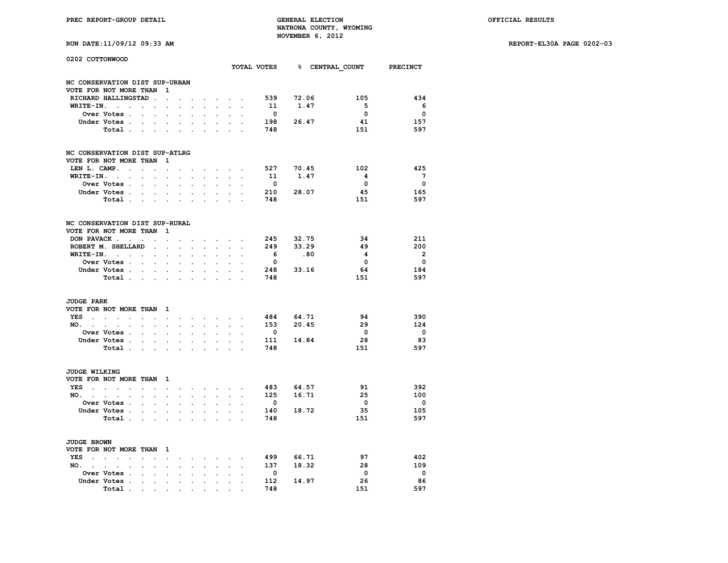PREC REPORT-GROUP DETAIL

GENERAL ELECTION
NATRONA COUNTY, WYOMING
NOVEMBER 6, 2012

OFFICIAL RESULTS

RUN DATE:11/09/12 09:33 AM

REPORT-EL30A PAGE 0202-03

0202 COTTONWOOD

### NC CONSERVATION DIST SUP-URBAN
VOTE FOR NOT MORE THAN 1

| | TOTAL VOTES | % | CENTRAL_COUNT | PRECINCT |
|---|---|---|---|---|
| RICHARD HALLINGSTAD | 539 | 72.06 | 105 | 434 |
| WRITE-IN. | 11 | 1.47 | 5 | 6 |
| Over Votes | 0 | | 0 | 0 |
| Under Votes | 198 | 26.47 | 41 | 157 |
| Total | 748 | | 151 | 597 |

### NC CONSERVATION DIST SUP-ATLRG
VOTE FOR NOT MORE THAN 1

| | TOTAL VOTES | % | CENTRAL_COUNT | PRECINCT |
|---|---|---|---|---|
| LEN L. CAMP. | 527 | 70.45 | 102 | 425 |
| WRITE-IN. | 11 | 1.47 | 4 | 7 |
| Over Votes | 0 | | 0 | 0 |
| Under Votes | 210 | 28.07 | 45 | 165 |
| Total | 748 | | 151 | 597 |

### NC CONSERVATION DIST SUP-RURAL
VOTE FOR NOT MORE THAN 1

| | TOTAL VOTES | % | CENTRAL_COUNT | PRECINCT |
|---|---|---|---|---|
| DON PAVACK | 245 | 32.75 | 34 | 211 |
| ROBERT M. SHELLARD | 249 | 33.29 | 49 | 200 |
| WRITE-IN. | 6 | .80 | 4 | 2 |
| Over Votes | 0 | | 0 | 0 |
| Under Votes | 248 | 33.16 | 64 | 184 |
| Total | 748 | | 151 | 597 |

### JUDGE PARK
VOTE FOR NOT MORE THAN 1

| | TOTAL VOTES | % | CENTRAL_COUNT | PRECINCT |
|---|---|---|---|---|
| YES | 484 | 64.71 | 94 | 390 |
| NO. | 153 | 20.45 | 29 | 124 |
| Over Votes | 0 | | 0 | 0 |
| Under Votes | 111 | 14.84 | 28 | 83 |
| Total | 748 | | 151 | 597 |

### JUDGE WILKING
VOTE FOR NOT MORE THAN 1

| | TOTAL VOTES | % | CENTRAL_COUNT | PRECINCT |
|---|---|---|---|---|
| YES | 483 | 64.57 | 91 | 392 |
| NO. | 125 | 16.71 | 25 | 100 |
| Over Votes | 0 | | 0 | 0 |
| Under Votes | 140 | 18.72 | 35 | 105 |
| Total | 748 | | 151 | 597 |

### JUDGE BROWN
VOTE FOR NOT MORE THAN 1

| | TOTAL VOTES | % | CENTRAL_COUNT | PRECINCT |
|---|---|---|---|---|
| YES | 499 | 66.71 | 97 | 402 |
| NO. | 137 | 18.32 | 28 | 109 |
| Over Votes | 0 | | 0 | 0 |
| Under Votes | 112 | 14.97 | 26 | 86 |
| Total | 748 | | 151 | 597 |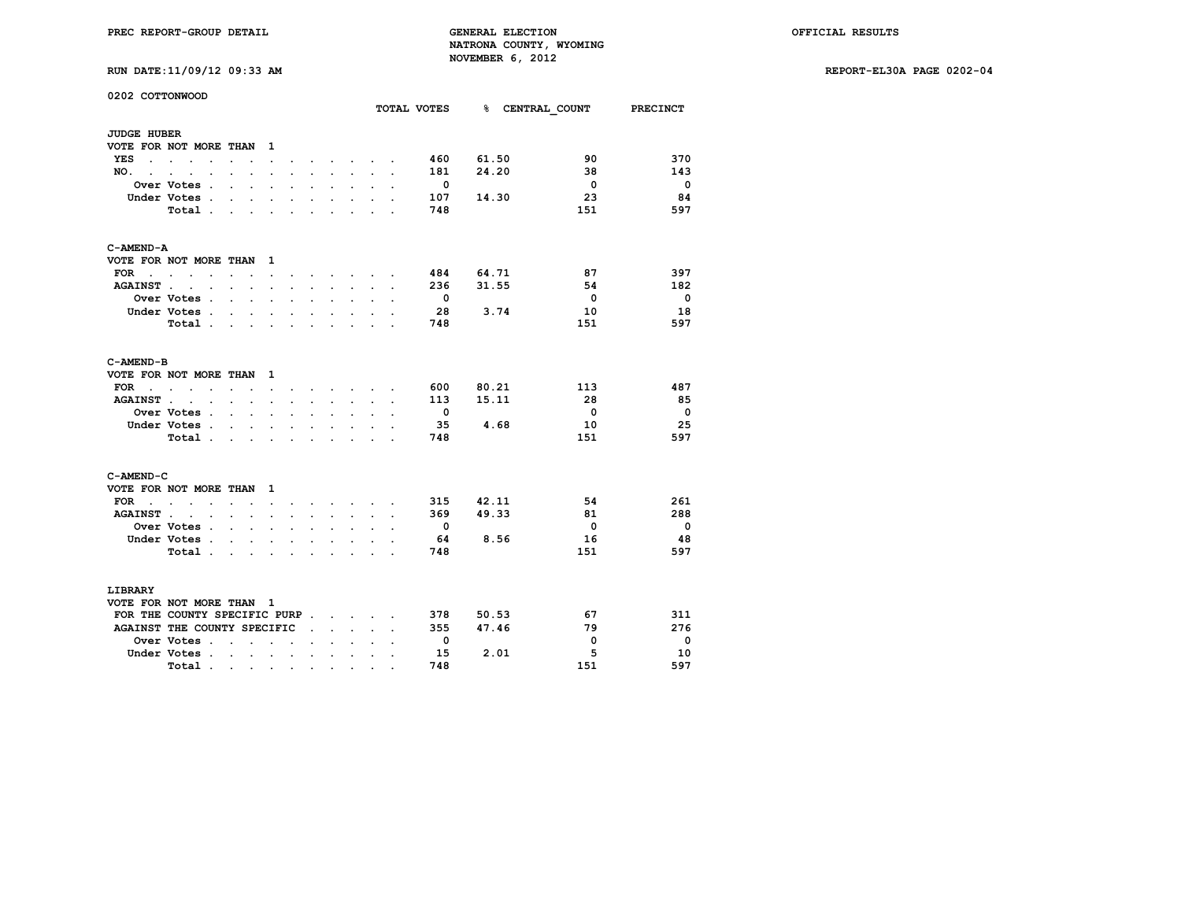PREC REPORT-GROUP DETAIL

GENERAL ELECTION
NATRONA COUNTY, WYOMING
NOVEMBER 6, 2012

OFFICIAL RESULTS

RUN DATE:11/09/12 09:33 AM

REPORT-EL30A PAGE 0202-04

## 0202 COTTONWOOD

### JUDGE HUBER

VOTE FOR NOT MORE THAN 1

| | TOTAL VOTES | % | CENTRAL_COUNT | PRECINCT |
|---|---|---|---|---|
| YES | 460 | 61.50 | 90 | 370 |
| NO. | 181 | 24.20 | 38 | 143 |
| Over Votes | 0 | | 0 | 0 |
| Under Votes | 107 | 14.30 | 23 | 84 |
| Total | 748 | | 151 | 597 |

### C-AMEND-A

VOTE FOR NOT MORE THAN 1

| | TOTAL VOTES | % | CENTRAL_COUNT | PRECINCT |
|---|---|---|---|---|
| FOR | 484 | 64.71 | 87 | 397 |
| AGAINST | 236 | 31.55 | 54 | 182 |
| Over Votes | 0 | | 0 | 0 |
| Under Votes | 28 | 3.74 | 10 | 18 |
| Total | 748 | | 151 | 597 |

### C-AMEND-B

VOTE FOR NOT MORE THAN 1

| | TOTAL VOTES | % | CENTRAL_COUNT | PRECINCT |
|---|---|---|---|---|
| FOR | 600 | 80.21 | 113 | 487 |
| AGAINST | 113 | 15.11 | 28 | 85 |
| Over Votes | 0 | | 0 | 0 |
| Under Votes | 35 | 4.68 | 10 | 25 |
| Total | 748 | | 151 | 597 |

### C-AMEND-C

VOTE FOR NOT MORE THAN 1

| | TOTAL VOTES | % | CENTRAL_COUNT | PRECINCT |
|---|---|---|---|---|
| FOR | 315 | 42.11 | 54 | 261 |
| AGAINST | 369 | 49.33 | 81 | 288 |
| Over Votes | 0 | | 0 | 0 |
| Under Votes | 64 | 8.56 | 16 | 48 |
| Total | 748 | | 151 | 597 |

### LIBRARY

VOTE FOR NOT MORE THAN 1

| | TOTAL VOTES | % | CENTRAL_COUNT | PRECINCT |
|---|---|---|---|---|
| FOR THE COUNTY SPECIFIC PURP | 378 | 50.53 | 67 | 311 |
| AGAINST THE COUNTY SPECIFIC | 355 | 47.46 | 79 | 276 |
| Over Votes | 0 | | 0 | 0 |
| Under Votes | 15 | 2.01 | 5 | 10 |
| Total | 748 | | 151 | 597 |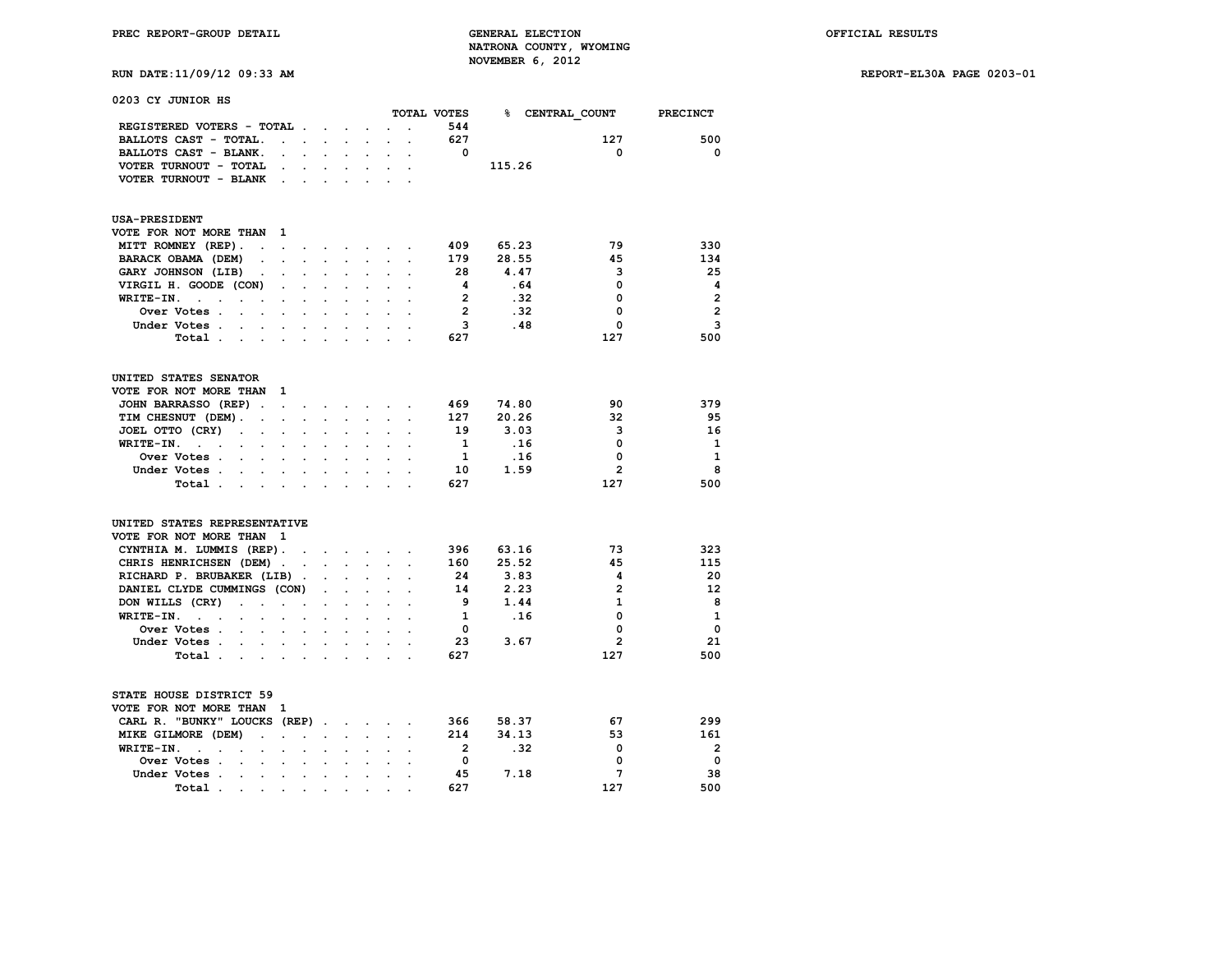PREC REPORT-GROUP DETAIL

GENERAL ELECTION
NATRONA COUNTY, WYOMING
NOVEMBER 6, 2012

OFFICIAL RESULTS

RUN DATE:11/09/12 09:33 AM

REPORT-EL30A PAGE 0203-01

## 0203 CY JUNIOR HS

| | TOTAL VOTES | % | CENTRAL_COUNT | PRECINCT |
|---|---|---|---|---|
| REGISTERED VOTERS - TOTAL | 544 | | | |
| BALLOTS CAST - TOTAL. | 627 | | 127 | 500 |
| BALLOTS CAST - BLANK. | 0 | | 0 | 0 |
| VOTER TURNOUT - TOTAL | | 115.26 | | |
| VOTER TURNOUT - BLANK | | | | |

### USA-PRESIDENT

VOTE FOR NOT MORE THAN 1

| | TOTAL VOTES | % | CENTRAL_COUNT | PRECINCT |
|---|---|---|---|---|
| MITT ROMNEY (REP). | 409 | 65.23 | 79 | 330 |
| BARACK OBAMA (DEM) | 179 | 28.55 | 45 | 134 |
| GARY JOHNSON (LIB) | 28 | 4.47 | 3 | 25 |
| VIRGIL H. GOODE (CON) | 4 | .64 | 0 | 4 |
| WRITE-IN. | 2 | .32 | 0 | 2 |
| Over Votes | 2 | .32 | 0 | 2 |
| Under Votes | 3 | .48 | 0 | 3 |
| Total | 627 | | 127 | 500 |

### UNITED STATES SENATOR

VOTE FOR NOT MORE THAN 1

| | TOTAL VOTES | % | CENTRAL_COUNT | PRECINCT |
|---|---|---|---|---|
| JOHN BARRASSO (REP) | 469 | 74.80 | 90 | 379 |
| TIM CHESNUT (DEM). | 127 | 20.26 | 32 | 95 |
| JOEL OTTO (CRY) | 19 | 3.03 | 3 | 16 |
| WRITE-IN. | 1 | .16 | 0 | 1 |
| Over Votes | 1 | .16 | 0 | 1 |
| Under Votes | 10 | 1.59 | 2 | 8 |
| Total | 627 | | 127 | 500 |

### UNITED STATES REPRESENTATIVE

VOTE FOR NOT MORE THAN 1

| | TOTAL VOTES | % | CENTRAL_COUNT | PRECINCT |
|---|---|---|---|---|
| CYNTHIA M. LUMMIS (REP). | 396 | 63.16 | 73 | 323 |
| CHRIS HENRICHSEN (DEM) | 160 | 25.52 | 45 | 115 |
| RICHARD P. BRUBAKER (LIB) | 24 | 3.83 | 4 | 20 |
| DANIEL CLYDE CUMMINGS (CON) | 14 | 2.23 | 2 | 12 |
| DON WILLS (CRY) | 9 | 1.44 | 1 | 8 |
| WRITE-IN. | 1 | .16 | 0 | 1 |
| Over Votes | 0 | | 0 | 0 |
| Under Votes | 23 | 3.67 | 2 | 21 |
| Total | 627 | | 127 | 500 |

### STATE HOUSE DISTRICT 59

VOTE FOR NOT MORE THAN 1

| | TOTAL VOTES | % | CENTRAL_COUNT | PRECINCT |
|---|---|---|---|---|
| CARL R. "BUNKY" LOUCKS (REP) | 366 | 58.37 | 67 | 299 |
| MIKE GILMORE (DEM) | 214 | 34.13 | 53 | 161 |
| WRITE-IN. | 2 | .32 | 0 | 2 |
| Over Votes | 0 | | 0 | 0 |
| Under Votes | 45 | 7.18 | 7 | 38 |
| Total | 627 | | 127 | 500 |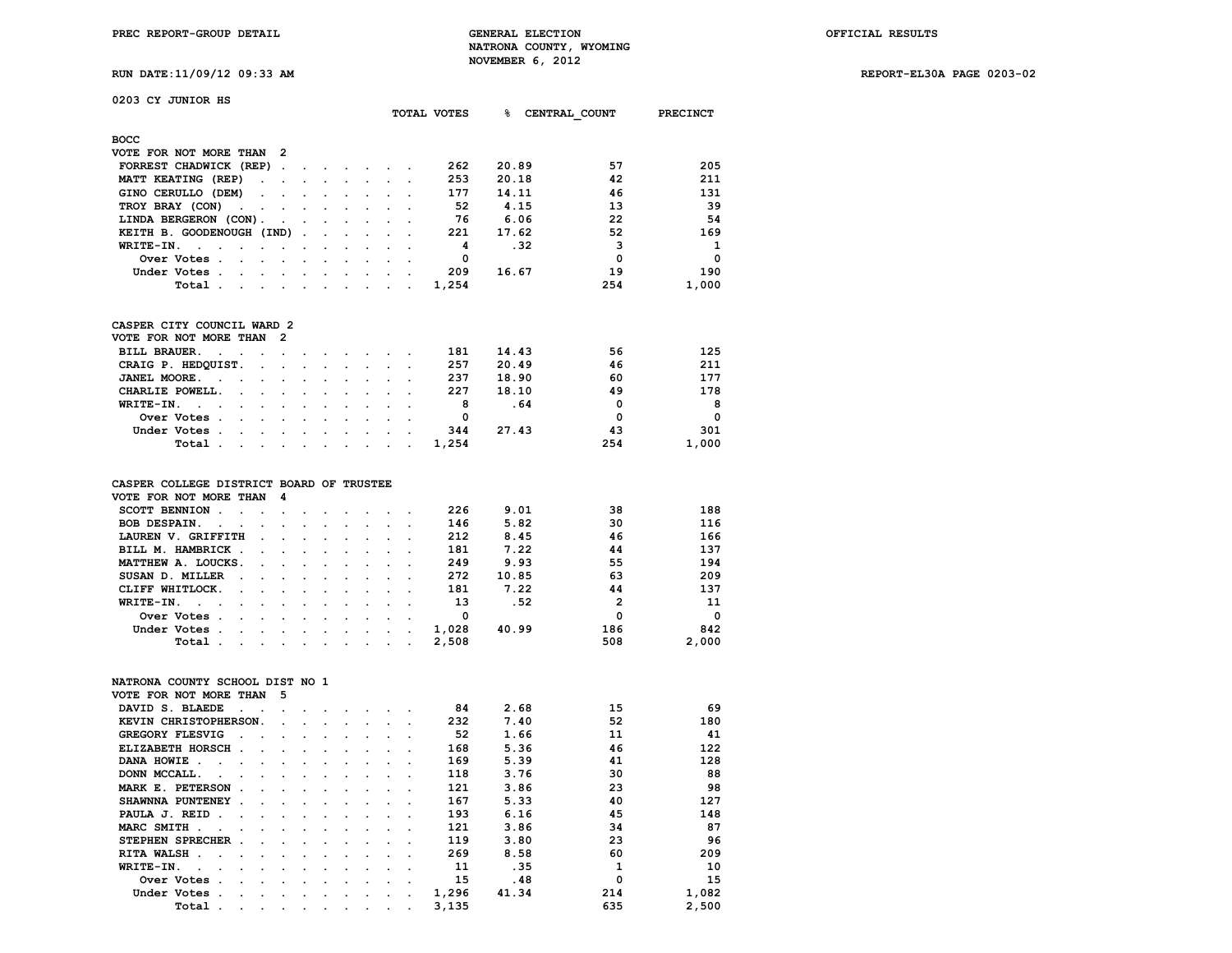PREC REPORT-GROUP DETAIL

GENERAL ELECTION
NATRONA COUNTY, WYOMING
NOVEMBER 6, 2012

OFFICIAL RESULTS

RUN DATE:11/09/12 09:33 AM

REPORT-EL30A PAGE 0203-02

## 0203 CY JUNIOR HS

### BOCC
VOTE FOR NOT MORE THAN 2

| | TOTAL VOTES | % | CENTRAL_COUNT | PRECINCT |
|---|---|---|---|---|
| FORREST CHADWICK (REP) | 262 | 20.89 | 57 | 205 |
| MATT KEATING (REP) | 253 | 20.18 | 42 | 211 |
| GINO CERULLO (DEM) | 177 | 14.11 | 46 | 131 |
| TROY BRAY (CON) | 52 | 4.15 | 13 | 39 |
| LINDA BERGERON (CON) | 76 | 6.06 | 22 | 54 |
| KEITH B. GOODENOUGH (IND) | 221 | 17.62 | 52 | 169 |
| WRITE-IN. | 4 | .32 | 3 | 1 |
| Over Votes | 0 | | 0 | 0 |
| Under Votes | 209 | 16.67 | 19 | 190 |
| Total | 1,254 | | 254 | 1,000 |

### CASPER CITY COUNCIL WARD 2
VOTE FOR NOT MORE THAN 2

| | TOTAL VOTES | % | CENTRAL_COUNT | PRECINCT |
|---|---|---|---|---|
| BILL BRAUER. | 181 | 14.43 | 56 | 125 |
| CRAIG P. HEDQUIST. | 257 | 20.49 | 46 | 211 |
| JANEL MOORE. | 237 | 18.90 | 60 | 177 |
| CHARLIE POWELL. | 227 | 18.10 | 49 | 178 |
| WRITE-IN. | 8 | .64 | 0 | 8 |
| Over Votes | 0 | | 0 | 0 |
| Under Votes | 344 | 27.43 | 43 | 301 |
| Total | 1,254 | | 254 | 1,000 |

### CASPER COLLEGE DISTRICT BOARD OF TRUSTEE
VOTE FOR NOT MORE THAN 4

| | TOTAL VOTES | % | CENTRAL_COUNT | PRECINCT |
|---|---|---|---|---|
| SCOTT BENNION | 226 | 9.01 | 38 | 188 |
| BOB DESPAIN. | 146 | 5.82 | 30 | 116 |
| LAUREN V. GRIFFITH | 212 | 8.45 | 46 | 166 |
| BILL M. HAMBRICK | 181 | 7.22 | 44 | 137 |
| MATTHEW A. LOUCKS. | 249 | 9.93 | 55 | 194 |
| SUSAN D. MILLER | 272 | 10.85 | 63 | 209 |
| CLIFF WHITLOCK. | 181 | 7.22 | 44 | 137 |
| WRITE-IN. | 13 | .52 | 2 | 11 |
| Over Votes | 0 | | 0 | 0 |
| Under Votes | 1,028 | 40.99 | 186 | 842 |
| Total | 2,508 | | 508 | 2,000 |

### NATRONA COUNTY SCHOOL DIST NO 1
VOTE FOR NOT MORE THAN 5

| | TOTAL VOTES | % | CENTRAL_COUNT | PRECINCT |
|---|---|---|---|---|
| DAVID S. BLAEDE | 84 | 2.68 | 15 | 69 |
| KEVIN CHRISTOPHERSON. | 232 | 7.40 | 52 | 180 |
| GREGORY FLESVIG | 52 | 1.66 | 11 | 41 |
| ELIZABETH HORSCH | 168 | 5.36 | 46 | 122 |
| DANA HOWIE | 169 | 5.39 | 41 | 128 |
| DONN MCCALL. | 118 | 3.76 | 30 | 88 |
| MARK E. PETERSON | 121 | 3.86 | 23 | 98 |
| SHAWNNA PUNTENEY | 167 | 5.33 | 40 | 127 |
| PAULA J. REID | 193 | 6.16 | 45 | 148 |
| MARC SMITH | 121 | 3.86 | 34 | 87 |
| STEPHEN SPRECHER | 119 | 3.80 | 23 | 96 |
| RITA WALSH | 269 | 8.58 | 60 | 209 |
| WRITE-IN. | 11 | .35 | 1 | 10 |
| Over Votes | 15 | .48 | 0 | 15 |
| Under Votes | 1,296 | 41.34 | 214 | 1,082 |
| Total | 3,135 | | 635 | 2,500 |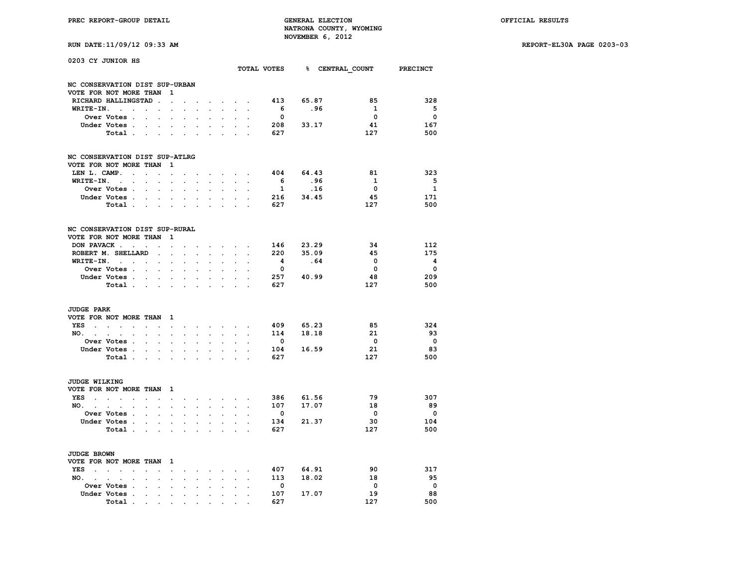PREC REPORT-GROUP DETAIL

GENERAL ELECTION
NATRONA COUNTY, WYOMING
NOVEMBER 6, 2012

OFFICIAL RESULTS

RUN DATE:11/09/12 09:33 AM

REPORT-EL30A PAGE 0203-03

## 0203 CY JUNIOR HS

### NC CONSERVATION DIST SUP-URBAN
VOTE FOR NOT MORE THAN 1

| | TOTAL VOTES | % | CENTRAL_COUNT | PRECINCT |
|---|---|---|---|---|
| RICHARD HALLINGSTAD | 413 | 65.87 | 85 | 328 |
| WRITE-IN. | 6 | .96 | 1 | 5 |
| Over Votes | 0 | | 0 | 0 |
| Under Votes | 208 | 33.17 | 41 | 167 |
| Total | 627 | | 127 | 500 |

### NC CONSERVATION DIST SUP-ATLRG
VOTE FOR NOT MORE THAN 1

| | TOTAL VOTES | % | CENTRAL_COUNT | PRECINCT |
|---|---|---|---|---|
| LEN L. CAMP. | 404 | 64.43 | 81 | 323 |
| WRITE-IN. | 6 | .96 | 1 | 5 |
| Over Votes | 1 | .16 | 0 | 1 |
| Under Votes | 216 | 34.45 | 45 | 171 |
| Total | 627 | | 127 | 500 |

### NC CONSERVATION DIST SUP-RURAL
VOTE FOR NOT MORE THAN 1

| | TOTAL VOTES | % | CENTRAL_COUNT | PRECINCT |
|---|---|---|---|---|
| DON PAVACK | 146 | 23.29 | 34 | 112 |
| ROBERT M. SHELLARD | 220 | 35.09 | 45 | 175 |
| WRITE-IN. | 4 | .64 | 0 | 4 |
| Over Votes | 0 | | 0 | 0 |
| Under Votes | 257 | 40.99 | 48 | 209 |
| Total | 627 | | 127 | 500 |

### JUDGE PARK
VOTE FOR NOT MORE THAN 1

| | TOTAL VOTES | % | CENTRAL_COUNT | PRECINCT |
|---|---|---|---|---|
| YES | 409 | 65.23 | 85 | 324 |
| NO. | 114 | 18.18 | 21 | 93 |
| Over Votes | 0 | | 0 | 0 |
| Under Votes | 104 | 16.59 | 21 | 83 |
| Total | 627 | | 127 | 500 |

### JUDGE WILKING
VOTE FOR NOT MORE THAN 1

| | TOTAL VOTES | % | CENTRAL_COUNT | PRECINCT |
|---|---|---|---|---|
| YES | 386 | 61.56 | 79 | 307 |
| NO. | 107 | 17.07 | 18 | 89 |
| Over Votes | 0 | | 0 | 0 |
| Under Votes | 134 | 21.37 | 30 | 104 |
| Total | 627 | | 127 | 500 |

### JUDGE BROWN
VOTE FOR NOT MORE THAN 1

| | TOTAL VOTES | % | CENTRAL_COUNT | PRECINCT |
|---|---|---|---|---|
| YES | 407 | 64.91 | 90 | 317 |
| NO. | 113 | 18.02 | 18 | 95 |
| Over Votes | 0 | | 0 | 0 |
| Under Votes | 107 | 17.07 | 19 | 88 |
| Total | 627 | | 127 | 500 |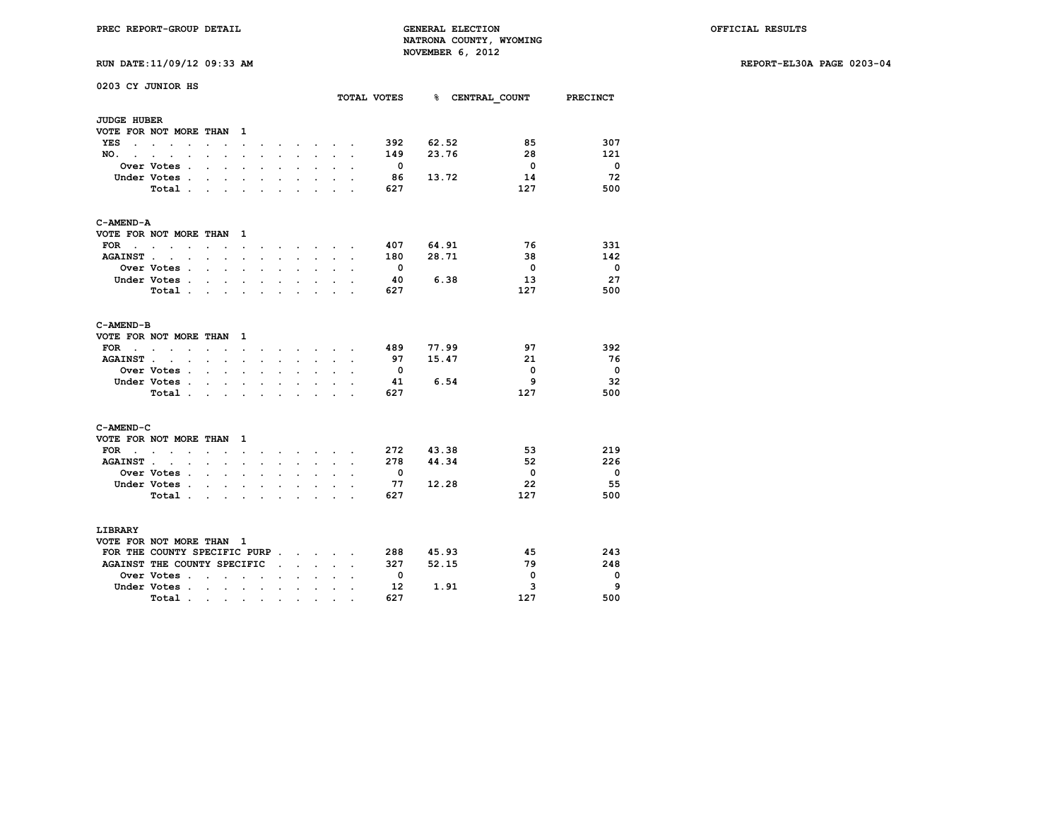PREC REPORT-GROUP DETAIL

GENERAL ELECTION
NATRONA COUNTY, WYOMING
NOVEMBER 6, 2012

OFFICIAL RESULTS

RUN DATE:11/09/12 09:33 AM

REPORT-EL30A PAGE 0203-04

0203 CY JUNIOR HS

**JUDGE HUBER**
VOTE FOR NOT MORE THAN 1

| | TOTAL VOTES | % | CENTRAL_COUNT | PRECINCT |
|---|---|---|---|---|
| YES | 392 | 62.52 | 85 | 307 |
| NO. | 149 | 23.76 | 28 | 121 |
| Over Votes | 0 | | 0 | 0 |
| Under Votes | 86 | 13.72 | 14 | 72 |
| Total | 627 | | 127 | 500 |

**C-AMEND-A**
VOTE FOR NOT MORE THAN 1

| | TOTAL VOTES | % | CENTRAL_COUNT | PRECINCT |
|---|---|---|---|---|
| FOR | 407 | 64.91 | 76 | 331 |
| AGAINST | 180 | 28.71 | 38 | 142 |
| Over Votes | 0 | | 0 | 0 |
| Under Votes | 40 | 6.38 | 13 | 27 |
| Total | 627 | | 127 | 500 |

**C-AMEND-B**
VOTE FOR NOT MORE THAN 1

| | TOTAL VOTES | % | CENTRAL_COUNT | PRECINCT |
|---|---|---|---|---|
| FOR | 489 | 77.99 | 97 | 392 |
| AGAINST | 97 | 15.47 | 21 | 76 |
| Over Votes | 0 | | 0 | 0 |
| Under Votes | 41 | 6.54 | 9 | 32 |
| Total | 627 | | 127 | 500 |

**C-AMEND-C**
VOTE FOR NOT MORE THAN 1

| | TOTAL VOTES | % | CENTRAL_COUNT | PRECINCT |
|---|---|---|---|---|
| FOR | 272 | 43.38 | 53 | 219 |
| AGAINST | 278 | 44.34 | 52 | 226 |
| Over Votes | 0 | | 0 | 0 |
| Under Votes | 77 | 12.28 | 22 | 55 |
| Total | 627 | | 127 | 500 |

**LIBRARY**
VOTE FOR NOT MORE THAN 1

| | TOTAL VOTES | % | CENTRAL_COUNT | PRECINCT |
|---|---|---|---|---|
| FOR THE COUNTY SPECIFIC PURP | 288 | 45.93 | 45 | 243 |
| AGAINST THE COUNTY SPECIFIC | 327 | 52.15 | 79 | 248 |
| Over Votes | 0 | | 0 | 0 |
| Under Votes | 12 | 1.91 | 3 | 9 |
| Total | 627 | | 127 | 500 |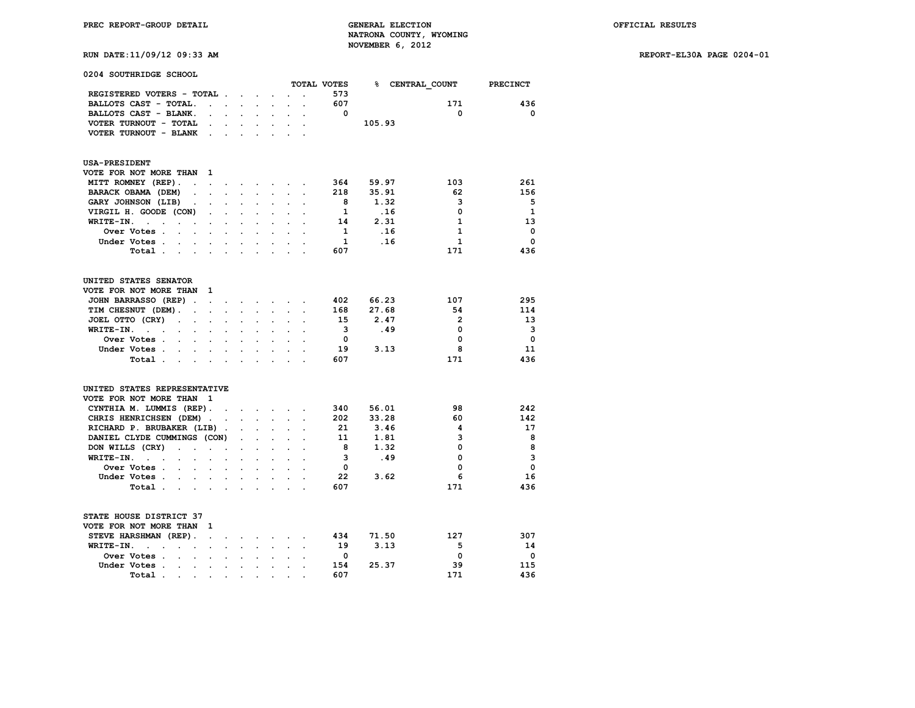# 0204 SOUTHRIDGE SCHOOL

| | TOTAL VOTES | % | CENTRAL_COUNT | PRECINCT |
|---|---|---|---|---|
| REGISTERED VOTERS - TOTAL | 573 | | | |
| BALLOTS CAST - TOTAL | 607 | | 171 | 436 |
| BALLOTS CAST - BLANK | 0 | | 0 | 0 |
| VOTER TURNOUT - TOTAL | | 105.93 | | |
| VOTER TURNOUT - BLANK | | | | |

## USA-PRESIDENT

VOTE FOR NOT MORE THAN 1

| | TOTAL VOTES | % | CENTRAL_COUNT | PRECINCT |
|---|---|---|---|---|
| MITT ROMNEY (REP) | 364 | 59.97 | 103 | 261 |
| BARACK OBAMA (DEM) | 218 | 35.91 | 62 | 156 |
| GARY JOHNSON (LIB) | 8 | 1.32 | 3 | 5 |
| VIRGIL H. GOODE (CON) | 1 | .16 | 0 | 1 |
| WRITE-IN. | 14 | 2.31 | 1 | 13 |
| Over Votes | 1 | .16 | 1 | 0 |
| Under Votes | 1 | .16 | 1 | 0 |
| Total | 607 | | 171 | 436 |

## UNITED STATES SENATOR

VOTE FOR NOT MORE THAN 1

| | TOTAL VOTES | % | CENTRAL_COUNT | PRECINCT |
|---|---|---|---|---|
| JOHN BARRASSO (REP) | 402 | 66.23 | 107 | 295 |
| TIM CHESNUT (DEM) | 168 | 27.68 | 54 | 114 |
| JOEL OTTO (CRY) | 15 | 2.47 | 2 | 13 |
| WRITE-IN. | 3 | .49 | 0 | 3 |
| Over Votes | 0 | | 0 | 0 |
| Under Votes | 19 | 3.13 | 8 | 11 |
| Total | 607 | | 171 | 436 |

## UNITED STATES REPRESENTATIVE

VOTE FOR NOT MORE THAN 1

| | TOTAL VOTES | % | CENTRAL_COUNT | PRECINCT |
|---|---|---|---|---|
| CYNTHIA M. LUMMIS (REP) | 340 | 56.01 | 98 | 242 |
| CHRIS HENRICHSEN (DEM) | 202 | 33.28 | 60 | 142 |
| RICHARD P. BRUBAKER (LIB) | 21 | 3.46 | 4 | 17 |
| DANIEL CLYDE CUMMINGS (CON) | 11 | 1.81 | 3 | 8 |
| DON WILLS (CRY) | 8 | 1.32 | 0 | 8 |
| WRITE-IN. | 3 | .49 | 0 | 3 |
| Over Votes | 0 | | 0 | 0 |
| Under Votes | 22 | 3.62 | 6 | 16 |
| Total | 607 | | 171 | 436 |

## STATE HOUSE DISTRICT 37

VOTE FOR NOT MORE THAN 1

| | TOTAL VOTES | % | CENTRAL_COUNT | PRECINCT |
|---|---|---|---|---|
| STEVE HARSHMAN (REP) | 434 | 71.50 | 127 | 307 |
| WRITE-IN. | 19 | 3.13 | 5 | 14 |
| Over Votes | 0 | | 0 | 0 |
| Under Votes | 154 | 25.37 | 39 | 115 |
| Total | 607 | | 171 | 436 |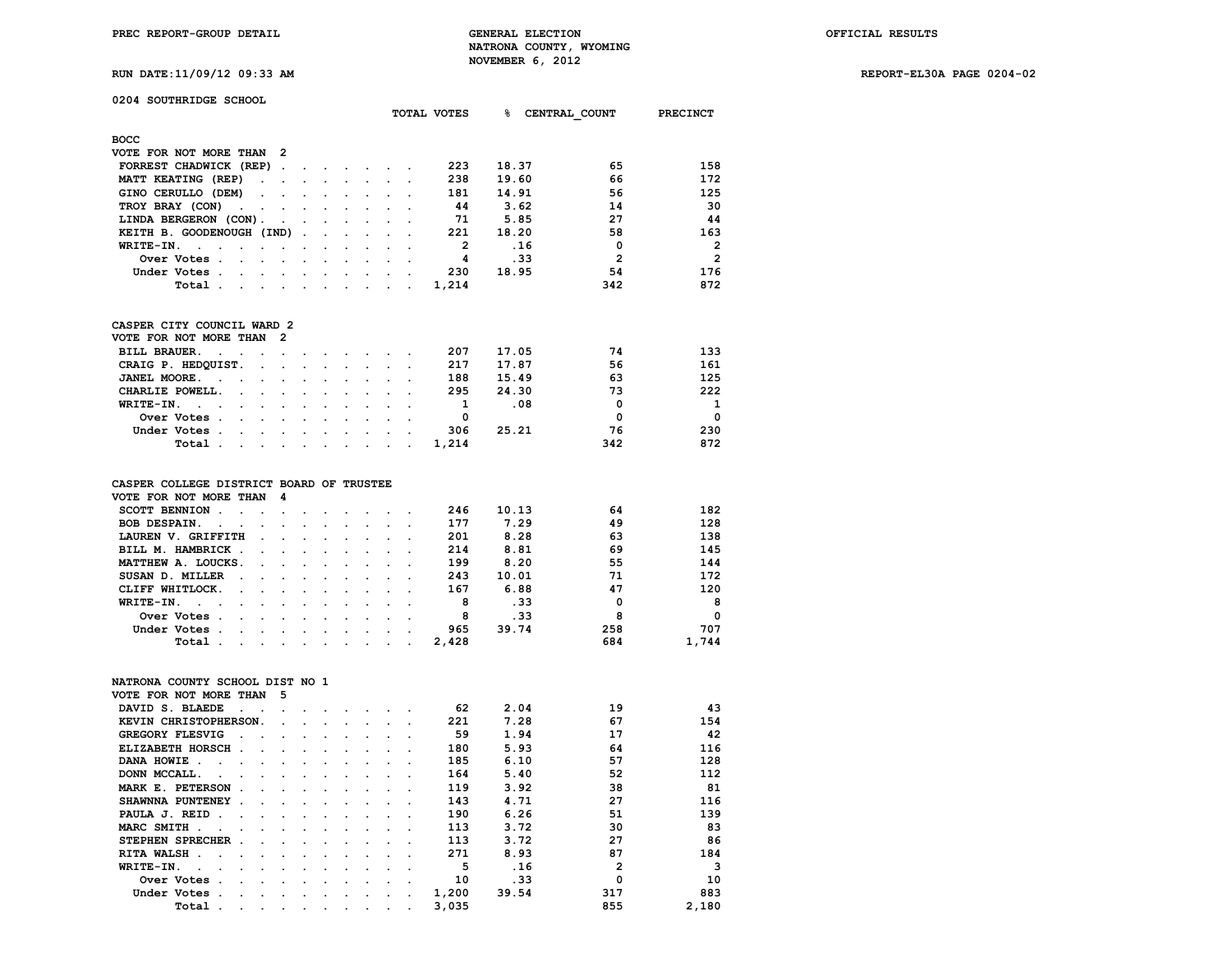PREC REPORT-GROUP DETAIL

GENERAL ELECTION
NATRONA COUNTY, WYOMING
NOVEMBER 6, 2012

OFFICIAL RESULTS

RUN DATE:11/09/12 09:33 AM

REPORT-EL30A PAGE 0204-02

## 0204 SOUTHRIDGE SCHOOL

### BOCC
VOTE FOR NOT MORE THAN 2

| | TOTAL VOTES | % | CENTRAL_COUNT | PRECINCT |
|---|---|---|---|---|
| FORREST CHADWICK (REP) | 223 | 18.37 | 65 | 158 |
| MATT KEATING (REP) | 238 | 19.60 | 66 | 172 |
| GINO CERULLO (DEM) | 181 | 14.91 | 56 | 125 |
| TROY BRAY (CON) | 44 | 3.62 | 14 | 30 |
| LINDA BERGERON (CON) | 71 | 5.85 | 27 | 44 |
| KEITH B. GOODENOUGH (IND) | 221 | 18.20 | 58 | 163 |
| WRITE-IN. | 2 | .16 | 0 | 2 |
| Over Votes | 4 | .33 | 2 | 2 |
| Under Votes | 230 | 18.95 | 54 | 176 |
| Total | 1,214 | | 342 | 872 |

### CASPER CITY COUNCIL WARD 2
VOTE FOR NOT MORE THAN 2

| | TOTAL VOTES | % | CENTRAL_COUNT | PRECINCT |
|---|---|---|---|---|
| BILL BRAUER. | 207 | 17.05 | 74 | 133 |
| CRAIG P. HEDQUIST. | 217 | 17.87 | 56 | 161 |
| JANEL MOORE. | 188 | 15.49 | 63 | 125 |
| CHARLIE POWELL. | 295 | 24.30 | 73 | 222 |
| WRITE-IN. | 1 | .08 | 0 | 1 |
| Over Votes | 0 | | 0 | 0 |
| Under Votes | 306 | 25.21 | 76 | 230 |
| Total | 1,214 | | 342 | 872 |

### CASPER COLLEGE DISTRICT BOARD OF TRUSTEE
VOTE FOR NOT MORE THAN 4

| | TOTAL VOTES | % | CENTRAL_COUNT | PRECINCT |
|---|---|---|---|---|
| SCOTT BENNION | 246 | 10.13 | 64 | 182 |
| BOB DESPAIN. | 177 | 7.29 | 49 | 128 |
| LAUREN V. GRIFFITH | 201 | 8.28 | 63 | 138 |
| BILL M. HAMBRICK | 214 | 8.81 | 69 | 145 |
| MATTHEW A. LOUCKS. | 199 | 8.20 | 55 | 144 |
| SUSAN D. MILLER | 243 | 10.01 | 71 | 172 |
| CLIFF WHITLOCK. | 167 | 6.88 | 47 | 120 |
| WRITE-IN. | 8 | .33 | 0 | 8 |
| Over Votes | 8 | .33 | 8 | 0 |
| Under Votes | 965 | 39.74 | 258 | 707 |
| Total | 2,428 | | 684 | 1,744 |

### NATRONA COUNTY SCHOOL DIST NO 1
VOTE FOR NOT MORE THAN 5

| | TOTAL VOTES | % | CENTRAL_COUNT | PRECINCT |
|---|---|---|---|---|
| DAVID S. BLAEDE | 62 | 2.04 | 19 | 43 |
| KEVIN CHRISTOPHERSON. | 221 | 7.28 | 67 | 154 |
| GREGORY FLESVIG | 59 | 1.94 | 17 | 42 |
| ELIZABETH HORSCH | 180 | 5.93 | 64 | 116 |
| DANA HOWIE | 185 | 6.10 | 57 | 128 |
| DONN MCCALL. | 164 | 5.40 | 52 | 112 |
| MARK E. PETERSON | 119 | 3.92 | 38 | 81 |
| SHAWNNA PUNTENEY | 143 | 4.71 | 27 | 116 |
| PAULA J. REID | 190 | 6.26 | 51 | 139 |
| MARC SMITH | 113 | 3.72 | 30 | 83 |
| STEPHEN SPRECHER | 113 | 3.72 | 27 | 86 |
| RITA WALSH | 271 | 8.93 | 87 | 184 |
| WRITE-IN. | 5 | .16 | 2 | 3 |
| Over Votes | 10 | .33 | 0 | 10 |
| Under Votes | 1,200 | 39.54 | 317 | 883 |
| Total | 3,035 | | 855 | 2,180 |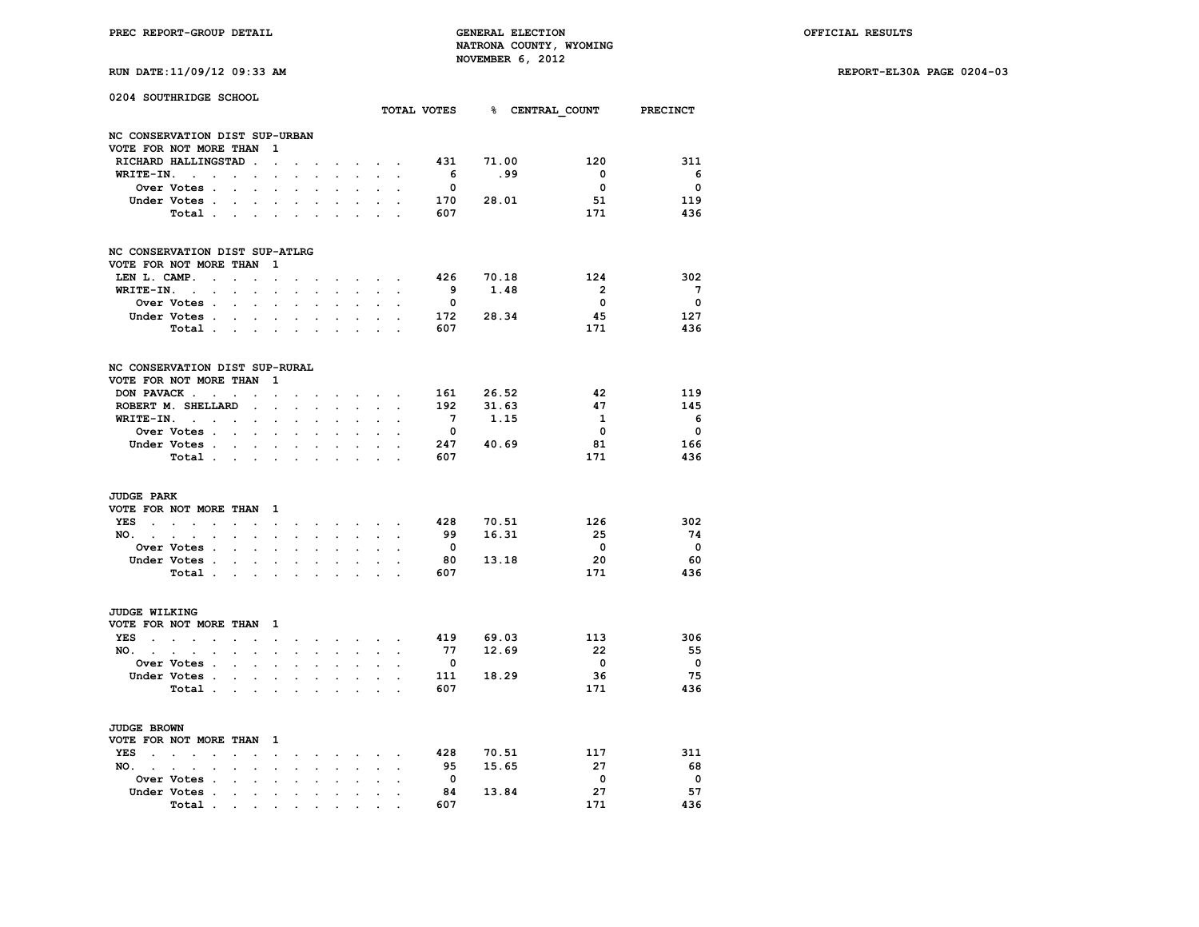PREC REPORT-GROUP DETAIL

GENERAL ELECTION
NATRONA COUNTY, WYOMING
NOVEMBER 6, 2012

OFFICIAL RESULTS

RUN DATE:11/09/12 09:33 AM

REPORT-EL30A PAGE 0204-03

## 0204 SOUTHRIDGE SCHOOL

### NC CONSERVATION DIST SUP-URBAN
VOTE FOR NOT MORE THAN 1

| | TOTAL VOTES | % | CENTRAL_COUNT | PRECINCT |
|---|---|---|---|---|
| RICHARD HALLINGSTAD | 431 | 71.00 | 120 | 311 |
| WRITE-IN. | 6 | .99 | 0 | 6 |
| Over Votes | 0 | | 0 | 0 |
| Under Votes | 170 | 28.01 | 51 | 119 |
| Total | 607 | | 171 | 436 |

### NC CONSERVATION DIST SUP-ATLRG
VOTE FOR NOT MORE THAN 1

| | TOTAL VOTES | % | CENTRAL_COUNT | PRECINCT |
|---|---|---|---|---|
| LEN L. CAMP. | 426 | 70.18 | 124 | 302 |
| WRITE-IN. | 9 | 1.48 | 2 | 7 |
| Over Votes | 0 | | 0 | 0 |
| Under Votes | 172 | 28.34 | 45 | 127 |
| Total | 607 | | 171 | 436 |

### NC CONSERVATION DIST SUP-RURAL
VOTE FOR NOT MORE THAN 1

| | TOTAL VOTES | % | CENTRAL_COUNT | PRECINCT |
|---|---|---|---|---|
| DON PAVACK | 161 | 26.52 | 42 | 119 |
| ROBERT M. SHELLARD | 192 | 31.63 | 47 | 145 |
| WRITE-IN. | 7 | 1.15 | 1 | 6 |
| Over Votes | 0 | | 0 | 0 |
| Under Votes | 247 | 40.69 | 81 | 166 |
| Total | 607 | | 171 | 436 |

### JUDGE PARK
VOTE FOR NOT MORE THAN 1

| | TOTAL VOTES | % | CENTRAL_COUNT | PRECINCT |
|---|---|---|---|---|
| YES | 428 | 70.51 | 126 | 302 |
| NO. | 99 | 16.31 | 25 | 74 |
| Over Votes | 0 | | 0 | 0 |
| Under Votes | 80 | 13.18 | 20 | 60 |
| Total | 607 | | 171 | 436 |

### JUDGE WILKING
VOTE FOR NOT MORE THAN 1

| | TOTAL VOTES | % | CENTRAL_COUNT | PRECINCT |
|---|---|---|---|---|
| YES | 419 | 69.03 | 113 | 306 |
| NO. | 77 | 12.69 | 22 | 55 |
| Over Votes | 0 | | 0 | 0 |
| Under Votes | 111 | 18.29 | 36 | 75 |
| Total | 607 | | 171 | 436 |

### JUDGE BROWN
VOTE FOR NOT MORE THAN 1

| | TOTAL VOTES | % | CENTRAL_COUNT | PRECINCT |
|---|---|---|---|---|
| YES | 428 | 70.51 | 117 | 311 |
| NO. | 95 | 15.65 | 27 | 68 |
| Over Votes | 0 | | 0 | 0 |
| Under Votes | 84 | 13.84 | 27 | 57 |
| Total | 607 | | 171 | 436 |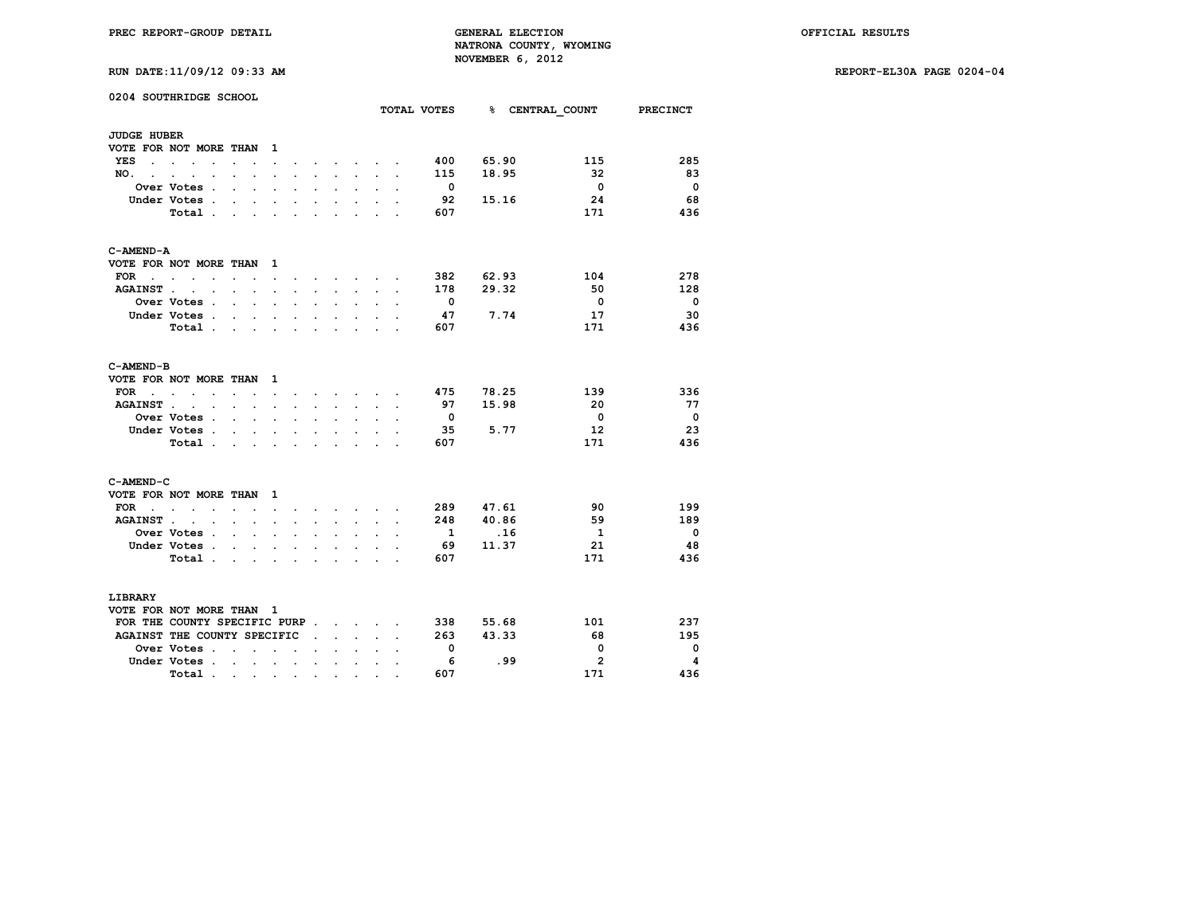PREC REPORT-GROUP DETAIL

GENERAL ELECTION
NATRONA COUNTY, WYOMING
NOVEMBER 6, 2012

OFFICIAL RESULTS

RUN DATE:11/09/12 09:33 AM

REPORT-EL30A PAGE 0204-04

## 0204 SOUTHRIDGE SCHOOL

### JUDGE HUBER
VOTE FOR NOT MORE THAN 1

| | TOTAL VOTES | % | CENTRAL_COUNT | PRECINCT |
|---|---|---|---|---|
| YES | 400 | 65.90 | 115 | 285 |
| NO. | 115 | 18.95 | 32 | 83 |
| Over Votes | 0 | | 0 | 0 |
| Under Votes | 92 | 15.16 | 24 | 68 |
| Total | 607 | | 171 | 436 |

### C-AMEND-A
VOTE FOR NOT MORE THAN 1

| | TOTAL VOTES | % | CENTRAL_COUNT | PRECINCT |
|---|---|---|---|---|
| FOR | 382 | 62.93 | 104 | 278 |
| AGAINST | 178 | 29.32 | 50 | 128 |
| Over Votes | 0 | | 0 | 0 |
| Under Votes | 47 | 7.74 | 17 | 30 |
| Total | 607 | | 171 | 436 |

### C-AMEND-B
VOTE FOR NOT MORE THAN 1

| | TOTAL VOTES | % | CENTRAL_COUNT | PRECINCT |
|---|---|---|---|---|
| FOR | 475 | 78.25 | 139 | 336 |
| AGAINST | 97 | 15.98 | 20 | 77 |
| Over Votes | 0 | | 0 | 0 |
| Under Votes | 35 | 5.77 | 12 | 23 |
| Total | 607 | | 171 | 436 |

### C-AMEND-C
VOTE FOR NOT MORE THAN 1

| | TOTAL VOTES | % | CENTRAL_COUNT | PRECINCT |
|---|---|---|---|---|
| FOR | 289 | 47.61 | 90 | 199 |
| AGAINST | 248 | 40.86 | 59 | 189 |
| Over Votes | 1 | .16 | 1 | 0 |
| Under Votes | 69 | 11.37 | 21 | 48 |
| Total | 607 | | 171 | 436 |

### LIBRARY
VOTE FOR NOT MORE THAN 1

| | TOTAL VOTES | % | CENTRAL_COUNT | PRECINCT |
|---|---|---|---|---|
| FOR THE COUNTY SPECIFIC PURP | 338 | 55.68 | 101 | 237 |
| AGAINST THE COUNTY SPECIFIC | 263 | 43.33 | 68 | 195 |
| Over Votes | 0 | | 0 | 0 |
| Under Votes | 6 | .99 | 2 | 4 |
| Total | 607 | | 171 | 436 |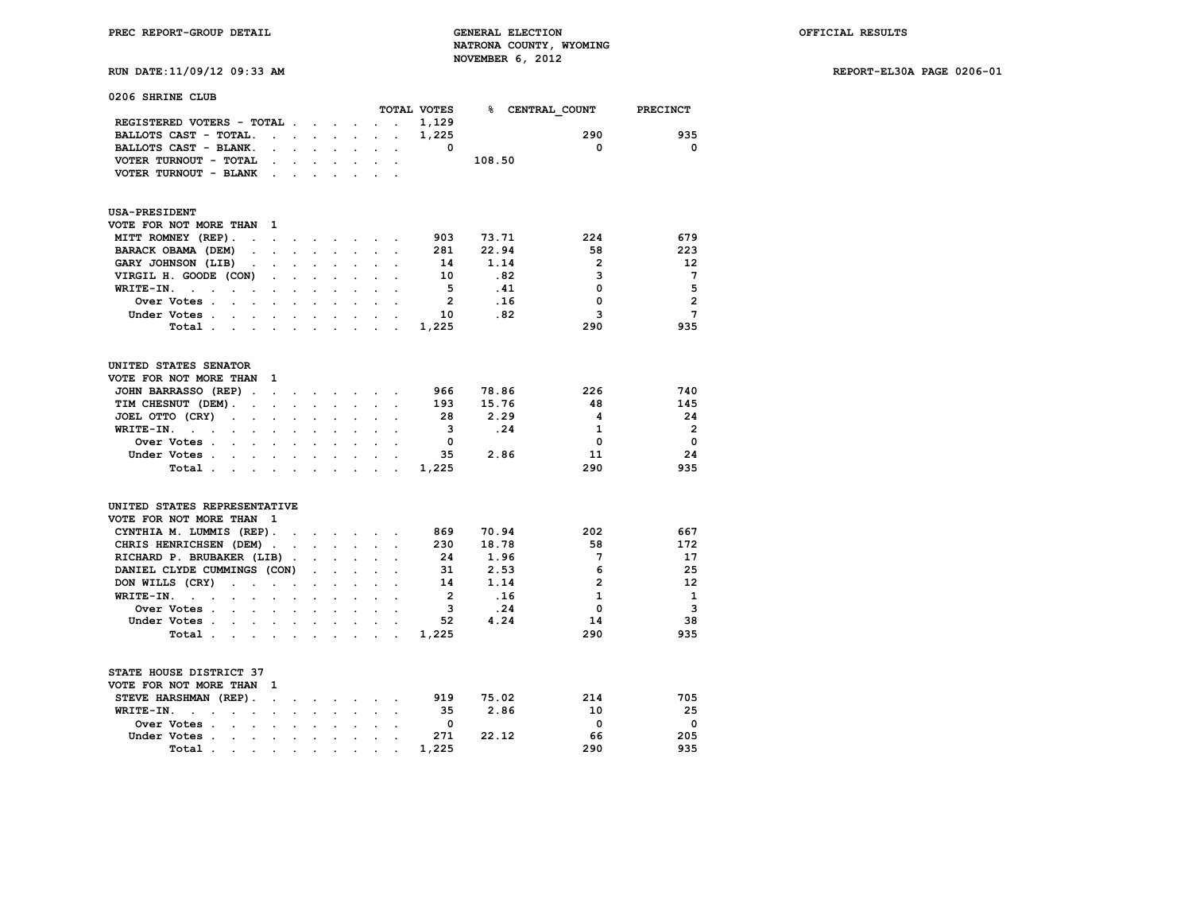PREC REPORT-GROUP DETAIL

GENERAL ELECTION
NATRONA COUNTY, WYOMING
NOVEMBER 6, 2012

OFFICIAL RESULTS

RUN DATE:11/09/12 09:33 AM

REPORT-EL30A PAGE 0206-01

## 0206 SHRINE CLUB

| | TOTAL VOTES | % | CENTRAL_COUNT | PRECINCT |
|---|---|---|---|---|
| REGISTERED VOTERS - TOTAL | 1,129 | | | |
| BALLOTS CAST - TOTAL | 1,225 | | 290 | 935 |
| BALLOTS CAST - BLANK | 0 | | 0 | 0 |
| VOTER TURNOUT - TOTAL | | 108.50 | | |
| VOTER TURNOUT - BLANK | | | | |

### USA-PRESIDENT

VOTE FOR NOT MORE THAN 1

| | TOTAL VOTES | % | CENTRAL_COUNT | PRECINCT |
|---|---|---|---|---|
| MITT ROMNEY (REP) | 903 | 73.71 | 224 | 679 |
| BARACK OBAMA (DEM) | 281 | 22.94 | 58 | 223 |
| GARY JOHNSON (LIB) | 14 | 1.14 | 2 | 12 |
| VIRGIL H. GOODE (CON) | 10 | .82 | 3 | 7 |
| WRITE-IN. | 5 | .41 | 0 | 5 |
| Over Votes | 2 | .16 | 0 | 2 |
| Under Votes | 10 | .82 | 3 | 7 |
| Total | 1,225 | | 290 | 935 |

### UNITED STATES SENATOR

VOTE FOR NOT MORE THAN 1

| | TOTAL VOTES | % | CENTRAL_COUNT | PRECINCT |
|---|---|---|---|---|
| JOHN BARRASSO (REP) | 966 | 78.86 | 226 | 740 |
| TIM CHESNUT (DEM) | 193 | 15.76 | 48 | 145 |
| JOEL OTTO (CRY) | 28 | 2.29 | 4 | 24 |
| WRITE-IN. | 3 | .24 | 1 | 2 |
| Over Votes | 0 | | 0 | 0 |
| Under Votes | 35 | 2.86 | 11 | 24 |
| Total | 1,225 | | 290 | 935 |

### UNITED STATES REPRESENTATIVE

VOTE FOR NOT MORE THAN 1

| | TOTAL VOTES | % | CENTRAL_COUNT | PRECINCT |
|---|---|---|---|---|
| CYNTHIA M. LUMMIS (REP) | 869 | 70.94 | 202 | 667 |
| CHRIS HENRICHSEN (DEM) | 230 | 18.78 | 58 | 172 |
| RICHARD P. BRUBAKER (LIB) | 24 | 1.96 | 7 | 17 |
| DANIEL CLYDE CUMMINGS (CON) | 31 | 2.53 | 6 | 25 |
| DON WILLS (CRY) | 14 | 1.14 | 2 | 12 |
| WRITE-IN. | 2 | .16 | 1 | 1 |
| Over Votes | 3 | .24 | 0 | 3 |
| Under Votes | 52 | 4.24 | 14 | 38 |
| Total | 1,225 | | 290 | 935 |

### STATE HOUSE DISTRICT 37

VOTE FOR NOT MORE THAN 1

| | TOTAL VOTES | % | CENTRAL_COUNT | PRECINCT |
|---|---|---|---|---|
| STEVE HARSHMAN (REP) | 919 | 75.02 | 214 | 705 |
| WRITE-IN. | 35 | 2.86 | 10 | 25 |
| Over Votes | 0 | | 0 | 0 |
| Under Votes | 271 | 22.12 | 66 | 205 |
| Total | 1,225 | | 290 | 935 |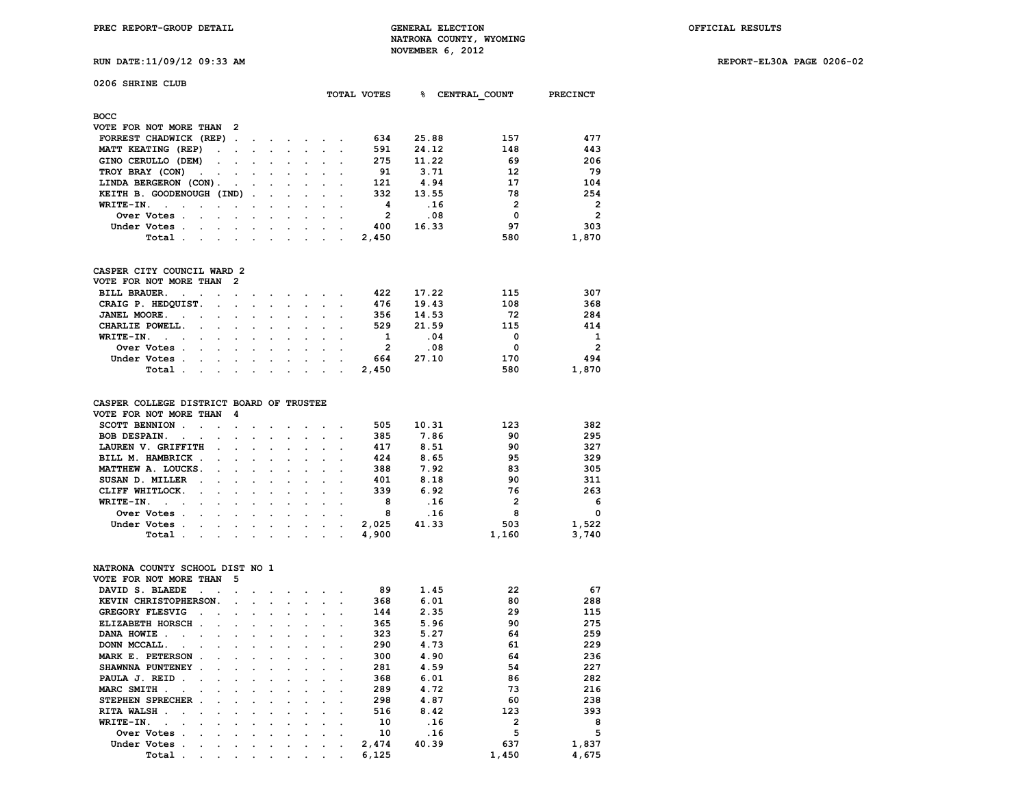PREC REPORT-GROUP DETAIL

GENERAL ELECTION
NATRONA COUNTY, WYOMING
NOVEMBER 6, 2012

OFFICIAL RESULTS

RUN DATE:11/09/12 09:33 AM

REPORT-EL30A PAGE 0206-02

## 0206 SHRINE CLUB

### BOCC
VOTE FOR NOT MORE THAN 2

| | TOTAL VOTES | % | CENTRAL_COUNT | PRECINCT |
|---|---|---|---|---|
| FORREST CHADWICK (REP) | 634 | 25.88 | 157 | 477 |
| MATT KEATING (REP) | 591 | 24.12 | 148 | 443 |
| GINO CERULLO (DEM) | 275 | 11.22 | 69 | 206 |
| TROY BRAY (CON) | 91 | 3.71 | 12 | 79 |
| LINDA BERGERON (CON) | 121 | 4.94 | 17 | 104 |
| KEITH B. GOODENOUGH (IND) | 332 | 13.55 | 78 | 254 |
| WRITE-IN | 4 | .16 | 2 | 2 |
| Over Votes | 2 | .08 | 0 | 2 |
| Under Votes | 400 | 16.33 | 97 | 303 |
| Total | 2,450 | | 580 | 1,870 |

### CASPER CITY COUNCIL WARD 2
VOTE FOR NOT MORE THAN 2

| | TOTAL VOTES | % | CENTRAL_COUNT | PRECINCT |
|---|---|---|---|---|
| BILL BRAUER | 422 | 17.22 | 115 | 307 |
| CRAIG P. HEDQUIST | 476 | 19.43 | 108 | 368 |
| JANEL MOORE | 356 | 14.53 | 72 | 284 |
| CHARLIE POWELL | 529 | 21.59 | 115 | 414 |
| WRITE-IN | 1 | .04 | 0 | 1 |
| Over Votes | 2 | .08 | 0 | 2 |
| Under Votes | 664 | 27.10 | 170 | 494 |
| Total | 2,450 | | 580 | 1,870 |

### CASPER COLLEGE DISTRICT BOARD OF TRUSTEE
VOTE FOR NOT MORE THAN 4

| | TOTAL VOTES | % | CENTRAL_COUNT | PRECINCT |
|---|---|---|---|---|
| SCOTT BENNION | 505 | 10.31 | 123 | 382 |
| BOB DESPAIN | 385 | 7.86 | 90 | 295 |
| LAUREN V. GRIFFITH | 417 | 8.51 | 90 | 327 |
| BILL M. HAMBRICK | 424 | 8.65 | 95 | 329 |
| MATTHEW A. LOUCKS | 388 | 7.92 | 83 | 305 |
| SUSAN D. MILLER | 401 | 8.18 | 90 | 311 |
| CLIFF WHITLOCK | 339 | 6.92 | 76 | 263 |
| WRITE-IN | 8 | .16 | 2 | 6 |
| Over Votes | 8 | .16 | 8 | 0 |
| Under Votes | 2,025 | 41.33 | 503 | 1,522 |
| Total | 4,900 | | 1,160 | 3,740 |

### NATRONA COUNTY SCHOOL DIST NO 1
VOTE FOR NOT MORE THAN 5

| | TOTAL VOTES | % | CENTRAL_COUNT | PRECINCT |
|---|---|---|---|---|
| DAVID S. BLAEDE | 89 | 1.45 | 22 | 67 |
| KEVIN CHRISTOPHERSON | 368 | 6.01 | 80 | 288 |
| GREGORY FLESVIG | 144 | 2.35 | 29 | 115 |
| ELIZABETH HORSCH | 365 | 5.96 | 90 | 275 |
| DANA HOWIE | 323 | 5.27 | 64 | 259 |
| DONN MCCALL | 290 | 4.73 | 61 | 229 |
| MARK E. PETERSON | 300 | 4.90 | 64 | 236 |
| SHAWNNA PUNTENEY | 281 | 4.59 | 54 | 227 |
| PAULA J. REID | 368 | 6.01 | 86 | 282 |
| MARC SMITH | 289 | 4.72 | 73 | 216 |
| STEPHEN SPRECHER | 298 | 4.87 | 60 | 238 |
| RITA WALSH | 516 | 8.42 | 123 | 393 |
| WRITE-IN | 10 | .16 | 2 | 8 |
| Over Votes | 10 | .16 | 5 | 5 |
| Under Votes | 2,474 | 40.39 | 637 | 1,837 |
| Total | 6,125 | | 1,450 | 4,675 |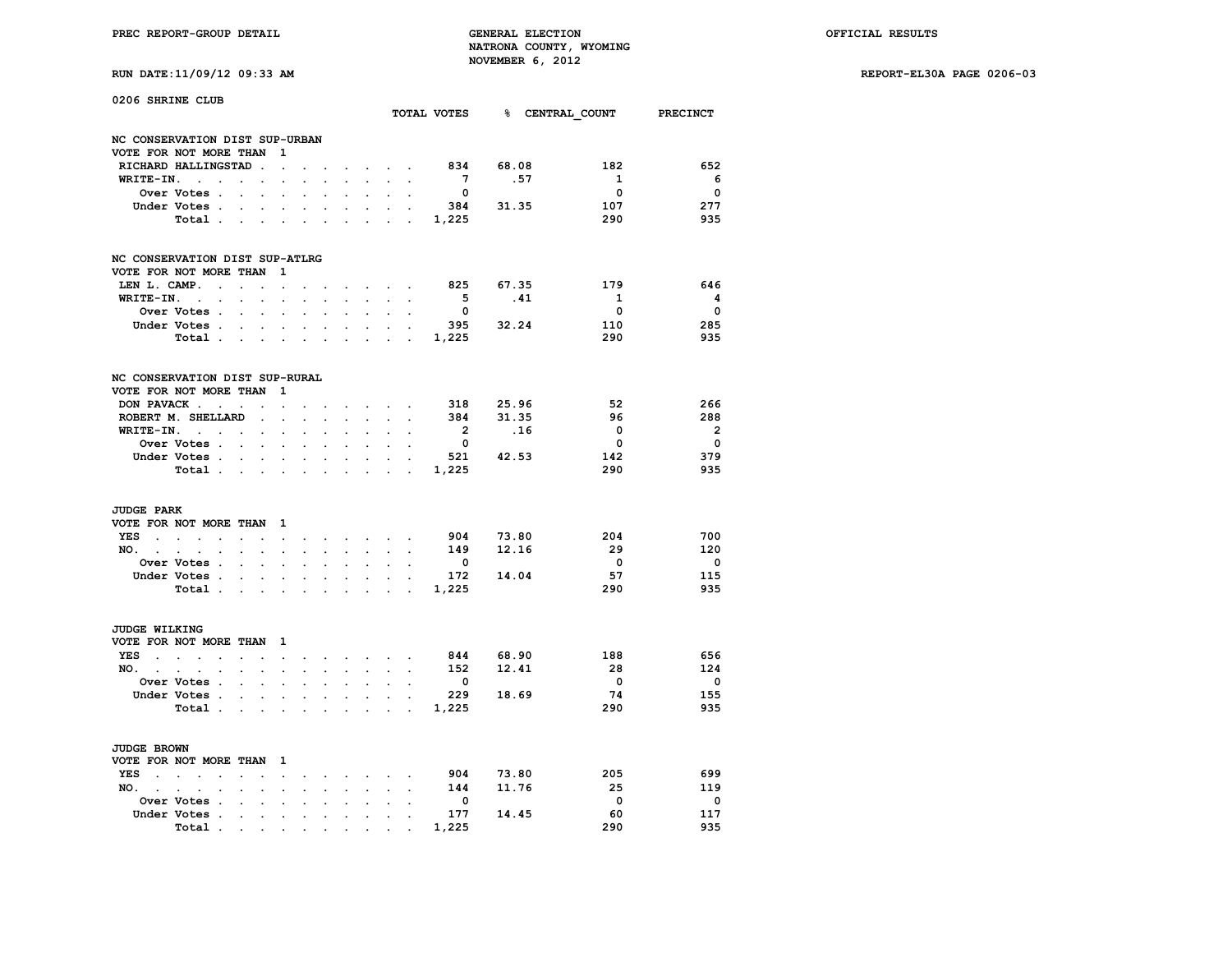## 0206 SHRINE CLUB

### NC CONSERVATION DIST SUP-URBAN
VOTE FOR NOT MORE THAN 1

| | TOTAL VOTES | % | CENTRAL_COUNT | PRECINCT |
|---|---|---|---|---|
| RICHARD HALLINGSTAD | 834 | 68.08 | 182 | 652 |
| WRITE-IN. | 7 | .57 | 1 | 6 |
| Over Votes | 0 | | 0 | 0 |
| Under Votes | 384 | 31.35 | 107 | 277 |
| Total | 1,225 | | 290 | 935 |

### NC CONSERVATION DIST SUP-ATLRG
VOTE FOR NOT MORE THAN 1

| | TOTAL VOTES | % | CENTRAL_COUNT | PRECINCT |
|---|---|---|---|---|
| LEN L. CAMP. | 825 | 67.35 | 179 | 646 |
| WRITE-IN. | 5 | .41 | 1 | 4 |
| Over Votes | 0 | | 0 | 0 |
| Under Votes | 395 | 32.24 | 110 | 285 |
| Total | 1,225 | | 290 | 935 |

### NC CONSERVATION DIST SUP-RURAL
VOTE FOR NOT MORE THAN 1

| | TOTAL VOTES | % | CENTRAL_COUNT | PRECINCT |
|---|---|---|---|---|
| DON PAVACK | 318 | 25.96 | 52 | 266 |
| ROBERT M. SHELLARD | 384 | 31.35 | 96 | 288 |
| WRITE-IN. | 2 | .16 | 0 | 2 |
| Over Votes | 0 | | 0 | 0 |
| Under Votes | 521 | 42.53 | 142 | 379 |
| Total | 1,225 | | 290 | 935 |

### JUDGE PARK
VOTE FOR NOT MORE THAN 1

| | TOTAL VOTES | % | CENTRAL_COUNT | PRECINCT |
|---|---|---|---|---|
| YES | 904 | 73.80 | 204 | 700 |
| NO. | 149 | 12.16 | 29 | 120 |
| Over Votes | 0 | | 0 | 0 |
| Under Votes | 172 | 14.04 | 57 | 115 |
| Total | 1,225 | | 290 | 935 |

### JUDGE WILKING
VOTE FOR NOT MORE THAN 1

| | TOTAL VOTES | % | CENTRAL_COUNT | PRECINCT |
|---|---|---|---|---|
| YES | 844 | 68.90 | 188 | 656 |
| NO. | 152 | 12.41 | 28 | 124 |
| Over Votes | 0 | | 0 | 0 |
| Under Votes | 229 | 18.69 | 74 | 155 |
| Total | 1,225 | | 290 | 935 |

### JUDGE BROWN
VOTE FOR NOT MORE THAN 1

| | TOTAL VOTES | % | CENTRAL_COUNT | PRECINCT |
|---|---|---|---|---|
| YES | 904 | 73.80 | 205 | 699 |
| NO. | 144 | 11.76 | 25 | 119 |
| Over Votes | 0 | | 0 | 0 |
| Under Votes | 177 | 14.45 | 60 | 117 |
| Total | 1,225 | | 290 | 935 |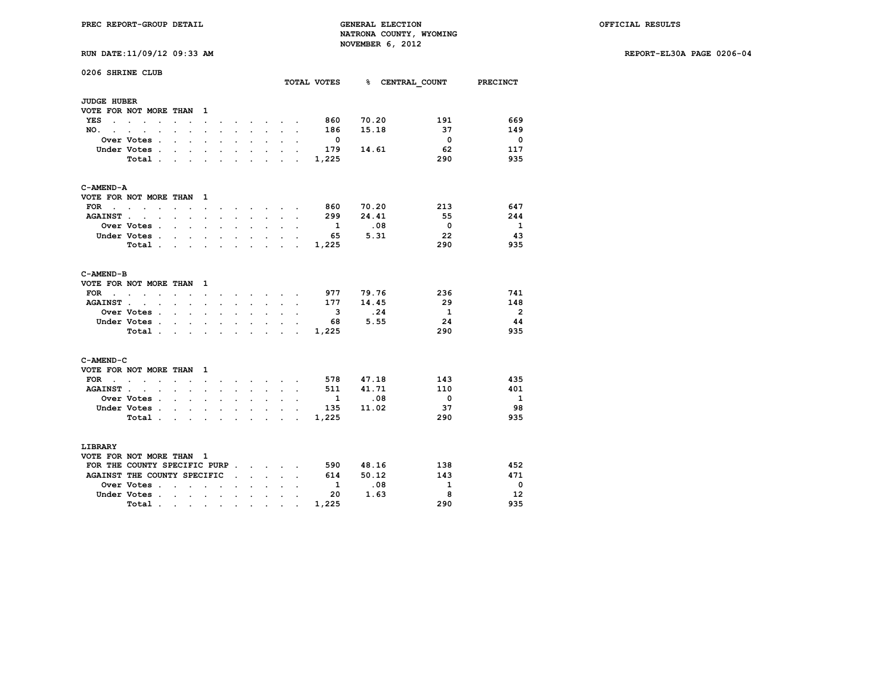PREC REPORT-GROUP DETAIL

GENERAL ELECTION
NATRONA COUNTY, WYOMING
NOVEMBER 6, 2012

OFFICIAL RESULTS

RUN DATE:11/09/12 09:33 AM

REPORT-EL30A PAGE 0206-04

## 0206 SHRINE CLUB

### JUDGE HUBER

VOTE FOR NOT MORE THAN 1

| | TOTAL VOTES | % | CENTRAL_COUNT | PRECINCT |
|---|---|---|---|---|
| YES | 860 | 70.20 | 191 | 669 |
| NO. | 186 | 15.18 | 37 | 149 |
| Over Votes | 0 | | 0 | 0 |
| Under Votes | 179 | 14.61 | 62 | 117 |
| Total | 1,225 | | 290 | 935 |

### C-AMEND-A

VOTE FOR NOT MORE THAN 1

| | TOTAL VOTES | % | CENTRAL_COUNT | PRECINCT |
|---|---|---|---|---|
| FOR | 860 | 70.20 | 213 | 647 |
| AGAINST | 299 | 24.41 | 55 | 244 |
| Over Votes | 1 | .08 | 0 | 1 |
| Under Votes | 65 | 5.31 | 22 | 43 |
| Total | 1,225 | | 290 | 935 |

### C-AMEND-B

VOTE FOR NOT MORE THAN 1

| | TOTAL VOTES | % | CENTRAL_COUNT | PRECINCT |
|---|---|---|---|---|
| FOR | 977 | 79.76 | 236 | 741 |
| AGAINST | 177 | 14.45 | 29 | 148 |
| Over Votes | 3 | .24 | 1 | 2 |
| Under Votes | 68 | 5.55 | 24 | 44 |
| Total | 1,225 | | 290 | 935 |

### C-AMEND-C

VOTE FOR NOT MORE THAN 1

| | TOTAL VOTES | % | CENTRAL_COUNT | PRECINCT |
|---|---|---|---|---|
| FOR | 578 | 47.18 | 143 | 435 |
| AGAINST | 511 | 41.71 | 110 | 401 |
| Over Votes | 1 | .08 | 0 | 1 |
| Under Votes | 135 | 11.02 | 37 | 98 |
| Total | 1,225 | | 290 | 935 |

### LIBRARY

VOTE FOR NOT MORE THAN 1

| | TOTAL VOTES | % | CENTRAL_COUNT | PRECINCT |
|---|---|---|---|---|
| FOR THE COUNTY SPECIFIC PURP | 590 | 48.16 | 138 | 452 |
| AGAINST THE COUNTY SPECIFIC | 614 | 50.12 | 143 | 471 |
| Over Votes | 1 | .08 | 1 | 0 |
| Under Votes | 20 | 1.63 | 8 | 12 |
| Total | 1,225 | | 290 | 935 |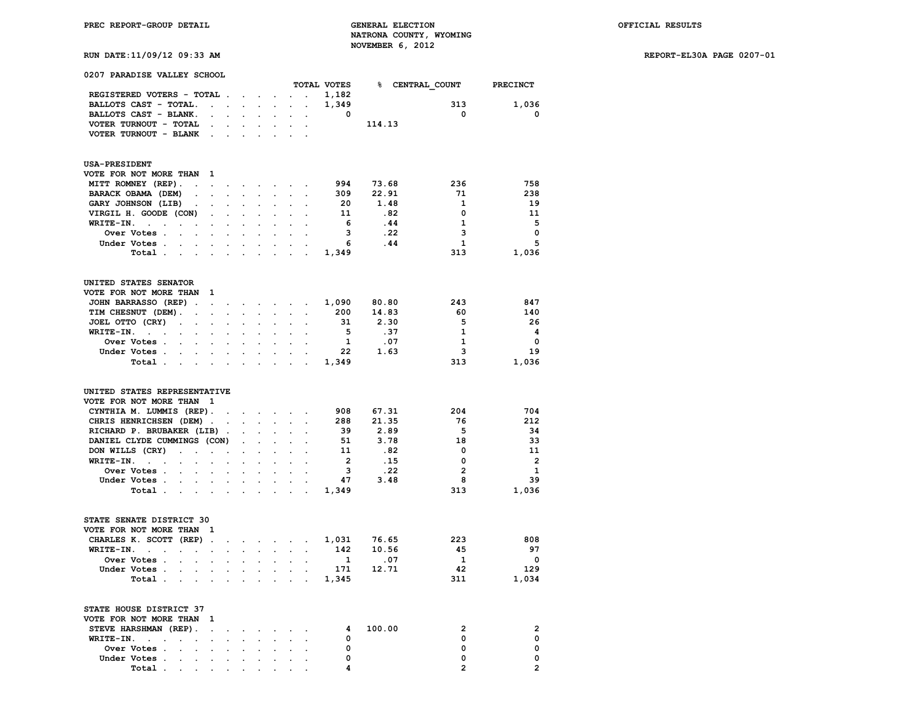PREC REPORT-GROUP DETAIL

GENERAL ELECTION
NATRONA COUNTY, WYOMING
NOVEMBER 6, 2012

OFFICIAL RESULTS

RUN DATE:11/09/12 09:33 AM

REPORT-EL30A PAGE 0207-01

## 0207 PARADISE VALLEY SCHOOL

| | TOTAL VOTES | % | CENTRAL_COUNT | PRECINCT |
|---|---|---|---|---|
| REGISTERED VOTERS - TOTAL | 1,182 | | | |
| BALLOTS CAST - TOTAL. | 1,349 | | 313 | 1,036 |
| BALLOTS CAST - BLANK. | 0 | | 0 | 0 |
| VOTER TURNOUT - TOTAL | | 114.13 | | |
| VOTER TURNOUT - BLANK | | | | |

### USA-PRESIDENT
VOTE FOR NOT MORE THAN 1

| | TOTAL VOTES | % | CENTRAL_COUNT | PRECINCT |
|---|---|---|---|---|
| MITT ROMNEY (REP). | 994 | 73.68 | 236 | 758 |
| BARACK OBAMA (DEM) | 309 | 22.91 | 71 | 238 |
| GARY JOHNSON (LIB) | 20 | 1.48 | 1 | 19 |
| VIRGIL H. GOODE (CON) | 11 | .82 | 0 | 11 |
| WRITE-IN. | 6 | .44 | 1 | 5 |
| Over Votes | 3 | .22 | 3 | 0 |
| Under Votes | 6 | .44 | 1 | 5 |
| Total | 1,349 | | 313 | 1,036 |

### UNITED STATES SENATOR
VOTE FOR NOT MORE THAN 1

| | TOTAL VOTES | % | CENTRAL_COUNT | PRECINCT |
|---|---|---|---|---|
| JOHN BARRASSO (REP) | 1,090 | 80.80 | 243 | 847 |
| TIM CHESNUT (DEM). | 200 | 14.83 | 60 | 140 |
| JOEL OTTO (CRY) | 31 | 2.30 | 5 | 26 |
| WRITE-IN. | 5 | .37 | 1 | 4 |
| Over Votes | 1 | .07 | 1 | 0 |
| Under Votes | 22 | 1.63 | 3 | 19 |
| Total | 1,349 | | 313 | 1,036 |

### UNITED STATES REPRESENTATIVE
VOTE FOR NOT MORE THAN 1

| | TOTAL VOTES | % | CENTRAL_COUNT | PRECINCT |
|---|---|---|---|---|
| CYNTHIA M. LUMMIS (REP). | 908 | 67.31 | 204 | 704 |
| CHRIS HENRICHSEN (DEM) | 288 | 21.35 | 76 | 212 |
| RICHARD P. BRUBAKER (LIB) | 39 | 2.89 | 5 | 34 |
| DANIEL CLYDE CUMMINGS (CON) | 51 | 3.78 | 18 | 33 |
| DON WILLS (CRY) | 11 | .82 | 0 | 11 |
| WRITE-IN. | 2 | .15 | 0 | 2 |
| Over Votes | 3 | .22 | 2 | 1 |
| Under Votes | 47 | 3.48 | 8 | 39 |
| Total | 1,349 | | 313 | 1,036 |

### STATE SENATE DISTRICT 30
VOTE FOR NOT MORE THAN 1

| | TOTAL VOTES | % | CENTRAL_COUNT | PRECINCT |
|---|---|---|---|---|
| CHARLES K. SCOTT (REP) | 1,031 | 76.65 | 223 | 808 |
| WRITE-IN. | 142 | 10.56 | 45 | 97 |
| Over Votes | 1 | .07 | 1 | 0 |
| Under Votes | 171 | 12.71 | 42 | 129 |
| Total | 1,345 | | 311 | 1,034 |

### STATE HOUSE DISTRICT 37
VOTE FOR NOT MORE THAN 1

| | TOTAL VOTES | % | CENTRAL_COUNT | PRECINCT |
|---|---|---|---|---|
| STEVE HARSHMAN (REP). | 4 | 100.00 | 2 | 2 |
| WRITE-IN. | 0 | | 0 | 0 |
| Over Votes | 0 | | 0 | 0 |
| Under Votes | 0 | | 0 | 0 |
| Total | 4 | | 2 | 2 |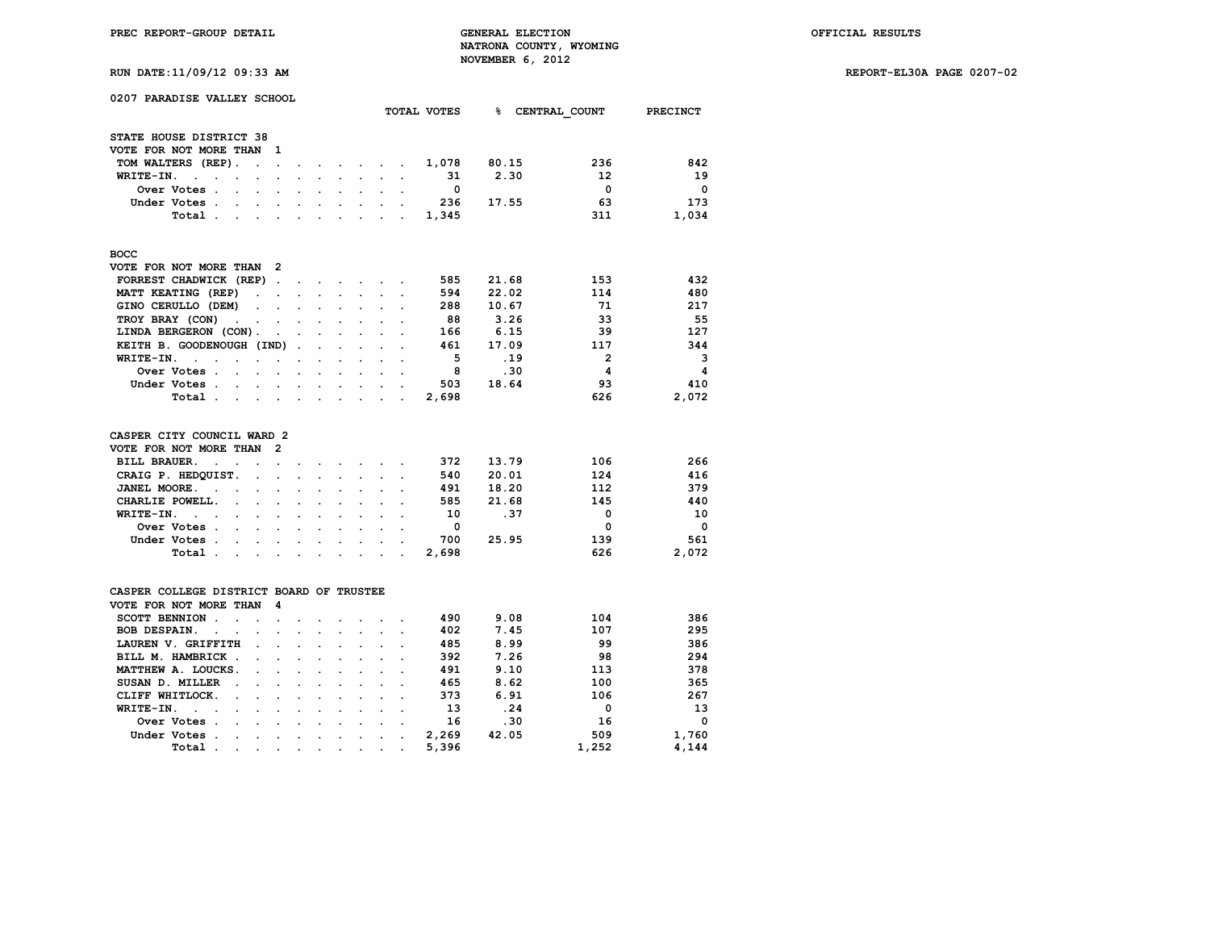PREC REPORT-GROUP DETAIL

GENERAL ELECTION
NATRONA COUNTY, WYOMING
NOVEMBER 6, 2012

OFFICIAL RESULTS

RUN DATE:11/09/12 09:33 AM

REPORT-EL30A PAGE 0207-02

## 0207 PARADISE VALLEY SCHOOL

### STATE HOUSE DISTRICT 38
VOTE FOR NOT MORE THAN 1

| | TOTAL VOTES | % | CENTRAL_COUNT | PRECINCT |
|---|---|---|---|---|
| TOM WALTERS (REP) | 1,078 | 80.15 | 236 | 842 |
| WRITE-IN. | 31 | 2.30 | 12 | 19 |
| Over Votes | 0 | | 0 | 0 |
| Under Votes | 236 | 17.55 | 63 | 173 |
| Total | 1,345 | | 311 | 1,034 |

### BOCC
VOTE FOR NOT MORE THAN 2

| | TOTAL VOTES | % | CENTRAL_COUNT | PRECINCT |
|---|---|---|---|---|
| FORREST CHADWICK (REP) | 585 | 21.68 | 153 | 432 |
| MATT KEATING (REP) | 594 | 22.02 | 114 | 480 |
| GINO CERULLO (DEM) | 288 | 10.67 | 71 | 217 |
| TROY BRAY (CON) | 88 | 3.26 | 33 | 55 |
| LINDA BERGERON (CON) | 166 | 6.15 | 39 | 127 |
| KEITH B. GOODENOUGH (IND) | 461 | 17.09 | 117 | 344 |
| WRITE-IN. | 5 | .19 | 2 | 3 |
| Over Votes | 8 | .30 | 4 | 4 |
| Under Votes | 503 | 18.64 | 93 | 410 |
| Total | 2,698 | | 626 | 2,072 |

### CASPER CITY COUNCIL WARD 2
VOTE FOR NOT MORE THAN 2

| | TOTAL VOTES | % | CENTRAL_COUNT | PRECINCT |
|---|---|---|---|---|
| BILL BRAUER. | 372 | 13.79 | 106 | 266 |
| CRAIG P. HEDQUIST. | 540 | 20.01 | 124 | 416 |
| JANEL MOORE. | 491 | 18.20 | 112 | 379 |
| CHARLIE POWELL. | 585 | 21.68 | 145 | 440 |
| WRITE-IN. | 10 | .37 | 0 | 10 |
| Over Votes | 0 | | 0 | 0 |
| Under Votes | 700 | 25.95 | 139 | 561 |
| Total | 2,698 | | 626 | 2,072 |

### CASPER COLLEGE DISTRICT BOARD OF TRUSTEE
VOTE FOR NOT MORE THAN 4

| | TOTAL VOTES | % | CENTRAL_COUNT | PRECINCT |
|---|---|---|---|---|
| SCOTT BENNION | 490 | 9.08 | 104 | 386 |
| BOB DESPAIN. | 402 | 7.45 | 107 | 295 |
| LAUREN V. GRIFFITH | 485 | 8.99 | 99 | 386 |
| BILL M. HAMBRICK | 392 | 7.26 | 98 | 294 |
| MATTHEW A. LOUCKS. | 491 | 9.10 | 113 | 378 |
| SUSAN D. MILLER | 465 | 8.62 | 100 | 365 |
| CLIFF WHITLOCK. | 373 | 6.91 | 106 | 267 |
| WRITE-IN. | 13 | .24 | 0 | 13 |
| Over Votes | 16 | .30 | 16 | 0 |
| Under Votes | 2,269 | 42.05 | 509 | 1,760 |
| Total | 5,396 | | 1,252 | 4,144 |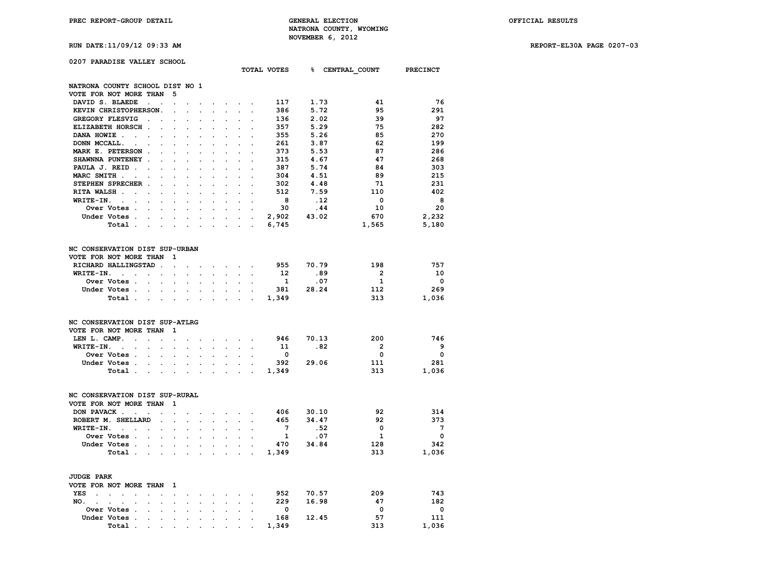PREC REPORT-GROUP DETAIL

GENERAL ELECTION
NATRONA COUNTY, WYOMING
NOVEMBER 6, 2012

OFFICIAL RESULTS

RUN DATE:11/09/12 09:33 AM

REPORT-EL30A PAGE 0207-03

## 0207 PARADISE VALLEY SCHOOL

### NATRONA COUNTY SCHOOL DIST NO 1
VOTE FOR NOT MORE THAN 5

| | TOTAL VOTES | % | CENTRAL_COUNT | PRECINCT |
|---|---|---|---|---|
| DAVID S. BLAEDE | 117 | 1.73 | 41 | 76 |
| KEVIN CHRISTOPHERSON | 386 | 5.72 | 95 | 291 |
| GREGORY FLESVIG | 136 | 2.02 | 39 | 97 |
| ELIZABETH HORSCH | 357 | 5.29 | 75 | 282 |
| DANA HOWIE | 355 | 5.26 | 85 | 270 |
| DONN MCCALL | 261 | 3.87 | 62 | 199 |
| MARK E. PETERSON | 373 | 5.53 | 87 | 286 |
| SHAWNNA PUNTENEY | 315 | 4.67 | 47 | 268 |
| PAULA J. REID | 387 | 5.74 | 84 | 303 |
| MARC SMITH | 304 | 4.51 | 89 | 215 |
| STEPHEN SPRECHER | 302 | 4.48 | 71 | 231 |
| RITA WALSH | 512 | 7.59 | 110 | 402 |
| WRITE-IN | 8 | .12 | 0 | 8 |
| Over Votes | 30 | .44 | 10 | 20 |
| Under Votes | 2,902 | 43.02 | 670 | 2,232 |
| Total | 6,745 | | 1,565 | 5,180 |

### NC CONSERVATION DIST SUP-URBAN
VOTE FOR NOT MORE THAN 1

| | TOTAL VOTES | % | CENTRAL_COUNT | PRECINCT |
|---|---|---|---|---|
| RICHARD HALLINGSTAD | 955 | 70.79 | 198 | 757 |
| WRITE-IN | 12 | .89 | 2 | 10 |
| Over Votes | 1 | .07 | 1 | 0 |
| Under Votes | 381 | 28.24 | 112 | 269 |
| Total | 1,349 | | 313 | 1,036 |

### NC CONSERVATION DIST SUP-ATLRG
VOTE FOR NOT MORE THAN 1

| | TOTAL VOTES | % | CENTRAL_COUNT | PRECINCT |
|---|---|---|---|---|
| LEN L. CAMP | 946 | 70.13 | 200 | 746 |
| WRITE-IN | 11 | .82 | 2 | 9 |
| Over Votes | 0 | | 0 | 0 |
| Under Votes | 392 | 29.06 | 111 | 281 |
| Total | 1,349 | | 313 | 1,036 |

### NC CONSERVATION DIST SUP-RURAL
VOTE FOR NOT MORE THAN 1

| | TOTAL VOTES | % | CENTRAL_COUNT | PRECINCT |
|---|---|---|---|---|
| DON PAVACK | 406 | 30.10 | 92 | 314 |
| ROBERT M. SHELLARD | 465 | 34.47 | 92 | 373 |
| WRITE-IN | 7 | .52 | 0 | 7 |
| Over Votes | 1 | .07 | 1 | 0 |
| Under Votes | 470 | 34.84 | 128 | 342 |
| Total | 1,349 | | 313 | 1,036 |

### JUDGE PARK
VOTE FOR NOT MORE THAN 1

| | TOTAL VOTES | % | CENTRAL_COUNT | PRECINCT |
|---|---|---|---|---|
| YES | 952 | 70.57 | 209 | 743 |
| NO | 229 | 16.98 | 47 | 182 |
| Over Votes | 0 | | 0 | 0 |
| Under Votes | 168 | 12.45 | 57 | 111 |
| Total | 1,349 | | 313 | 1,036 |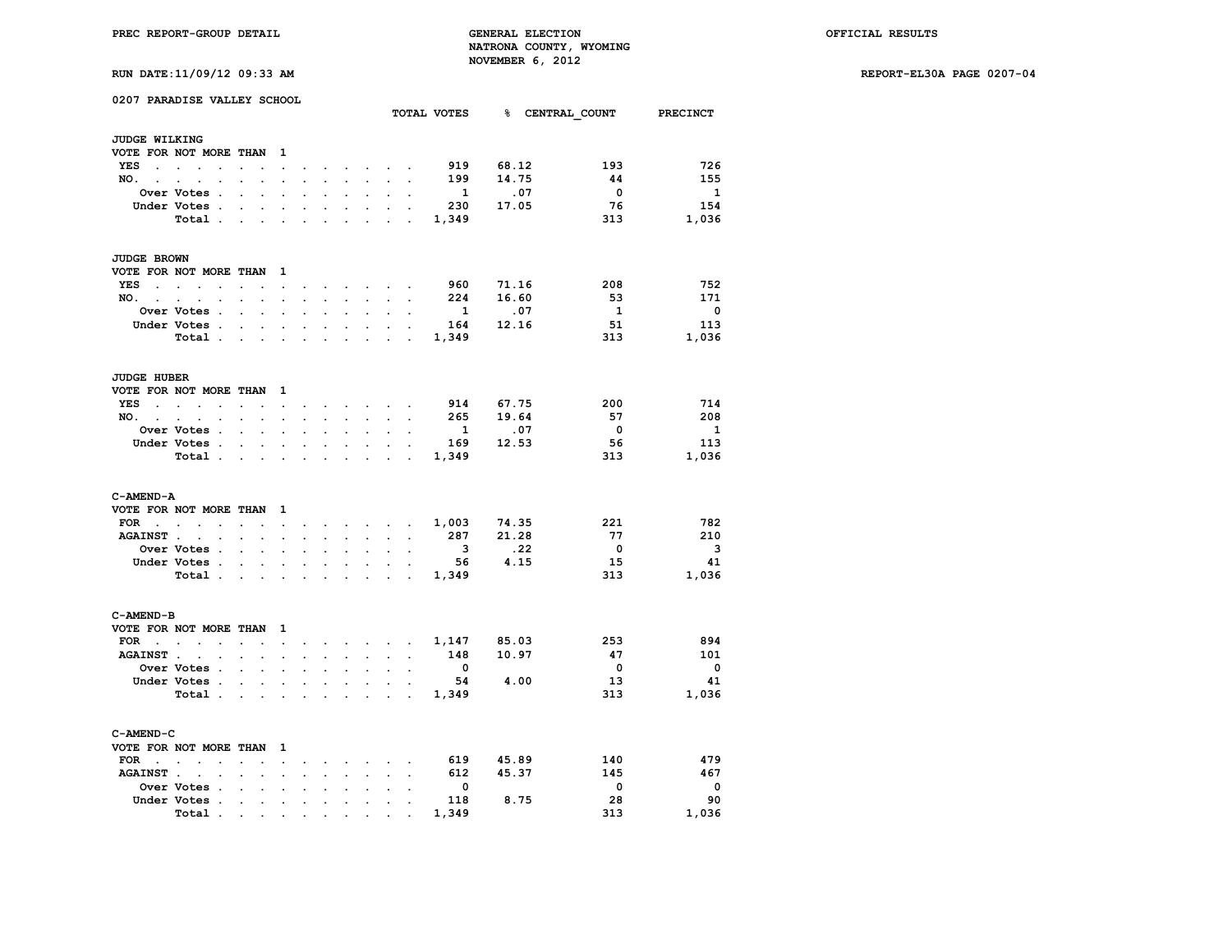PREC REPORT-GROUP DETAIL | GENERAL ELECTION | OFFICIAL RESULTS

NATRONA COUNTY, WYOMING

NOVEMBER 6, 2012

RUN DATE:11/09/12 09:33 AM | REPORT-EL30A PAGE 0207-04

## 0207 PARADISE VALLEY SCHOOL

### JUDGE WILKING

VOTE FOR NOT MORE THAN 1

| | TOTAL VOTES | % | CENTRAL_COUNT | PRECINCT |
|---|---|---|---|---|
| YES | 919 | 68.12 | 193 | 726 |
| NO. | 199 | 14.75 | 44 | 155 |
| Over Votes | 1 | .07 | 0 | 1 |
| Under Votes | 230 | 17.05 | 76 | 154 |
| Total | 1,349 | | 313 | 1,036 |

### JUDGE BROWN

VOTE FOR NOT MORE THAN 1

| | TOTAL VOTES | % | CENTRAL_COUNT | PRECINCT |
|---|---|---|---|---|
| YES | 960 | 71.16 | 208 | 752 |
| NO. | 224 | 16.60 | 53 | 171 |
| Over Votes | 1 | .07 | 1 | 0 |
| Under Votes | 164 | 12.16 | 51 | 113 |
| Total | 1,349 | | 313 | 1,036 |

### JUDGE HUBER

VOTE FOR NOT MORE THAN 1

| | TOTAL VOTES | % | CENTRAL_COUNT | PRECINCT |
|---|---|---|---|---|
| YES | 914 | 67.75 | 200 | 714 |
| NO. | 265 | 19.64 | 57 | 208 |
| Over Votes | 1 | .07 | 0 | 1 |
| Under Votes | 169 | 12.53 | 56 | 113 |
| Total | 1,349 | | 313 | 1,036 |

### C-AMEND-A

VOTE FOR NOT MORE THAN 1

| | TOTAL VOTES | % | CENTRAL_COUNT | PRECINCT |
|---|---|---|---|---|
| FOR | 1,003 | 74.35 | 221 | 782 |
| AGAINST | 287 | 21.28 | 77 | 210 |
| Over Votes | 3 | .22 | 0 | 3 |
| Under Votes | 56 | 4.15 | 15 | 41 |
| Total | 1,349 | | 313 | 1,036 |

### C-AMEND-B

VOTE FOR NOT MORE THAN 1

| | TOTAL VOTES | % | CENTRAL_COUNT | PRECINCT |
|---|---|---|---|---|
| FOR | 1,147 | 85.03 | 253 | 894 |
| AGAINST | 148 | 10.97 | 47 | 101 |
| Over Votes | 0 | | 0 | 0 |
| Under Votes | 54 | 4.00 | 13 | 41 |
| Total | 1,349 | | 313 | 1,036 |

### C-AMEND-C

VOTE FOR NOT MORE THAN 1

| | TOTAL VOTES | % | CENTRAL_COUNT | PRECINCT |
|---|---|---|---|---|
| FOR | 619 | 45.89 | 140 | 479 |
| AGAINST | 612 | 45.37 | 145 | 467 |
| Over Votes | 0 | | 0 | 0 |
| Under Votes | 118 | 8.75 | 28 | 90 |
| Total | 1,349 | | 313 | 1,036 |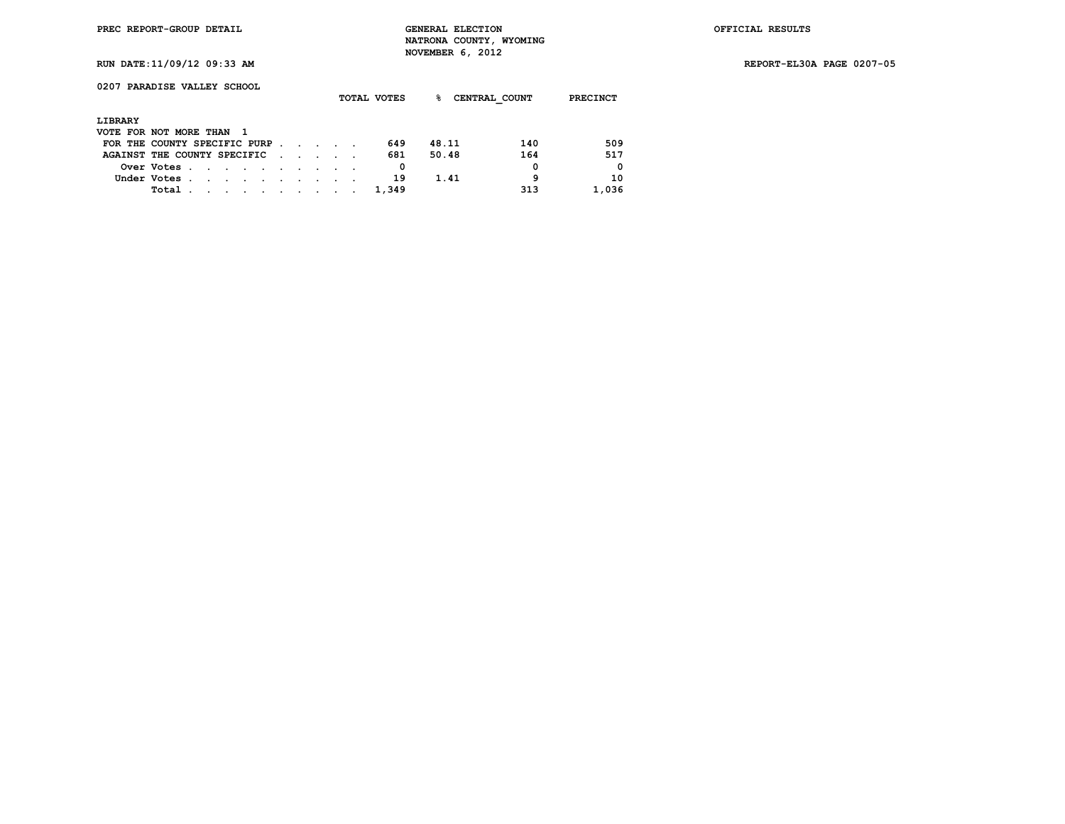PREC REPORT-GROUP DETAIL

GENERAL ELECTION
NATRONA COUNTY, WYOMING
NOVEMBER 6, 2012

OFFICIAL RESULTS

RUN DATE:11/09/12 09:33 AM

REPORT-EL30A PAGE 0207-05

## 0207 PARADISE VALLEY SCHOOL

**LIBRARY**
VOTE FOR NOT MORE THAN 1

| | TOTAL VOTES | % | CENTRAL_COUNT | PRECINCT |
|---|---|---|---|---|
| FOR THE COUNTY SPECIFIC PURP | 649 | 48.11 | 140 | 509 |
| AGAINST THE COUNTY SPECIFIC | 681 | 50.48 | 164 | 517 |
| Over Votes | 0 | | 0 | 0 |
| Under Votes | 19 | 1.41 | 9 | 10 |
| Total | 1,349 | | 313 | 1,036 |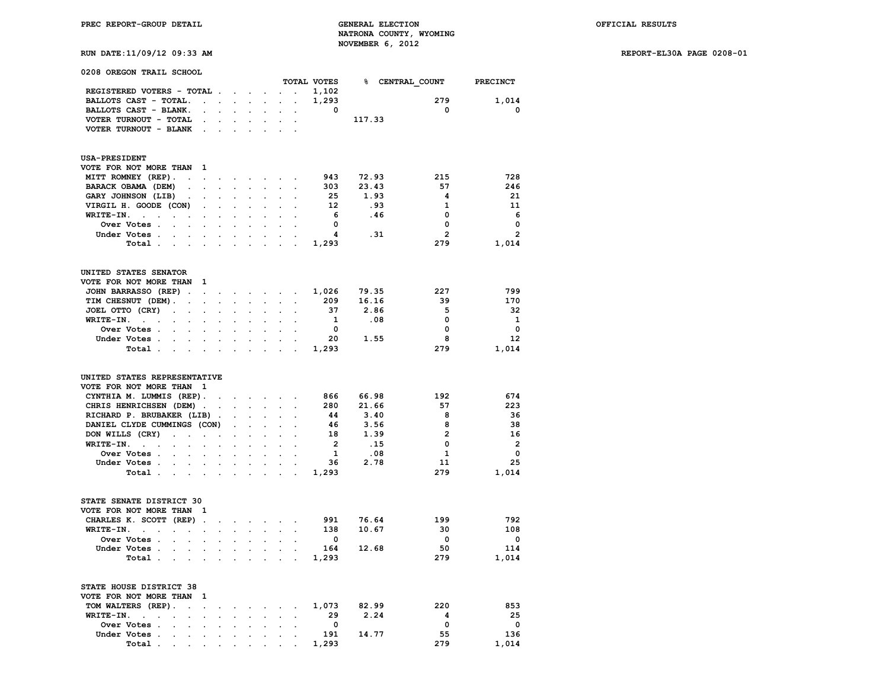PREC REPORT-GROUP DETAIL

GENERAL ELECTION
NATRONA COUNTY, WYOMING
NOVEMBER 6, 2012

OFFICIAL RESULTS

RUN DATE:11/09/12 09:33 AM

REPORT-EL30A PAGE 0208-01

## 0208 OREGON TRAIL SCHOOL

| | TOTAL VOTES | % | CENTRAL_COUNT | PRECINCT |
|---|---|---|---|---|
| REGISTERED VOTERS - TOTAL | 1,102 | | | |
| BALLOTS CAST - TOTAL. | 1,293 | | 279 | 1,014 |
| BALLOTS CAST - BLANK. | 0 | | 0 | 0 |
| VOTER TURNOUT - TOTAL | | 117.33 | | |
| VOTER TURNOUT - BLANK | | | | |

### USA-PRESIDENT
VOTE FOR NOT MORE THAN 1

| | TOTAL VOTES | % | CENTRAL_COUNT | PRECINCT |
|---|---|---|---|---|
| MITT ROMNEY (REP) | 943 | 72.93 | 215 | 728 |
| BARACK OBAMA (DEM) | 303 | 23.43 | 57 | 246 |
| GARY JOHNSON (LIB) | 25 | 1.93 | 4 | 21 |
| VIRGIL H. GOODE (CON) | 12 | .93 | 1 | 11 |
| WRITE-IN. | 6 | .46 | 0 | 6 |
| Over Votes | 0 | | 0 | 0 |
| Under Votes | 4 | .31 | 2 | 2 |
| Total | 1,293 | | 279 | 1,014 |

### UNITED STATES SENATOR
VOTE FOR NOT MORE THAN 1

| | TOTAL VOTES | % | CENTRAL_COUNT | PRECINCT |
|---|---|---|---|---|
| JOHN BARRASSO (REP) | 1,026 | 79.35 | 227 | 799 |
| TIM CHESNUT (DEM) | 209 | 16.16 | 39 | 170 |
| JOEL OTTO (CRY) | 37 | 2.86 | 5 | 32 |
| WRITE-IN. | 1 | .08 | 0 | 1 |
| Over Votes | 0 | | 0 | 0 |
| Under Votes | 20 | 1.55 | 8 | 12 |
| Total | 1,293 | | 279 | 1,014 |

### UNITED STATES REPRESENTATIVE
VOTE FOR NOT MORE THAN 1

| | TOTAL VOTES | % | CENTRAL_COUNT | PRECINCT |
|---|---|---|---|---|
| CYNTHIA M. LUMMIS (REP) | 866 | 66.98 | 192 | 674 |
| CHRIS HENRICHSEN (DEM) | 280 | 21.66 | 57 | 223 |
| RICHARD P. BRUBAKER (LIB) | 44 | 3.40 | 8 | 36 |
| DANIEL CLYDE CUMMINGS (CON) | 46 | 3.56 | 8 | 38 |
| DON WILLS (CRY) | 18 | 1.39 | 2 | 16 |
| WRITE-IN. | 2 | .15 | 0 | 2 |
| Over Votes | 1 | .08 | 1 | 0 |
| Under Votes | 36 | 2.78 | 11 | 25 |
| Total | 1,293 | | 279 | 1,014 |

### STATE SENATE DISTRICT 30
VOTE FOR NOT MORE THAN 1

| | TOTAL VOTES | % | CENTRAL_COUNT | PRECINCT |
|---|---|---|---|---|
| CHARLES K. SCOTT (REP) | 991 | 76.64 | 199 | 792 |
| WRITE-IN. | 138 | 10.67 | 30 | 108 |
| Over Votes | 0 | | 0 | 0 |
| Under Votes | 164 | 12.68 | 50 | 114 |
| Total | 1,293 | | 279 | 1,014 |

### STATE HOUSE DISTRICT 38
VOTE FOR NOT MORE THAN 1

| | TOTAL VOTES | % | CENTRAL_COUNT | PRECINCT |
|---|---|---|---|---|
| TOM WALTERS (REP) | 1,073 | 82.99 | 220 | 853 |
| WRITE-IN. | 29 | 2.24 | 4 | 25 |
| Over Votes | 0 | | 0 | 0 |
| Under Votes | 191 | 14.77 | 55 | 136 |
| Total | 1,293 | | 279 | 1,014 |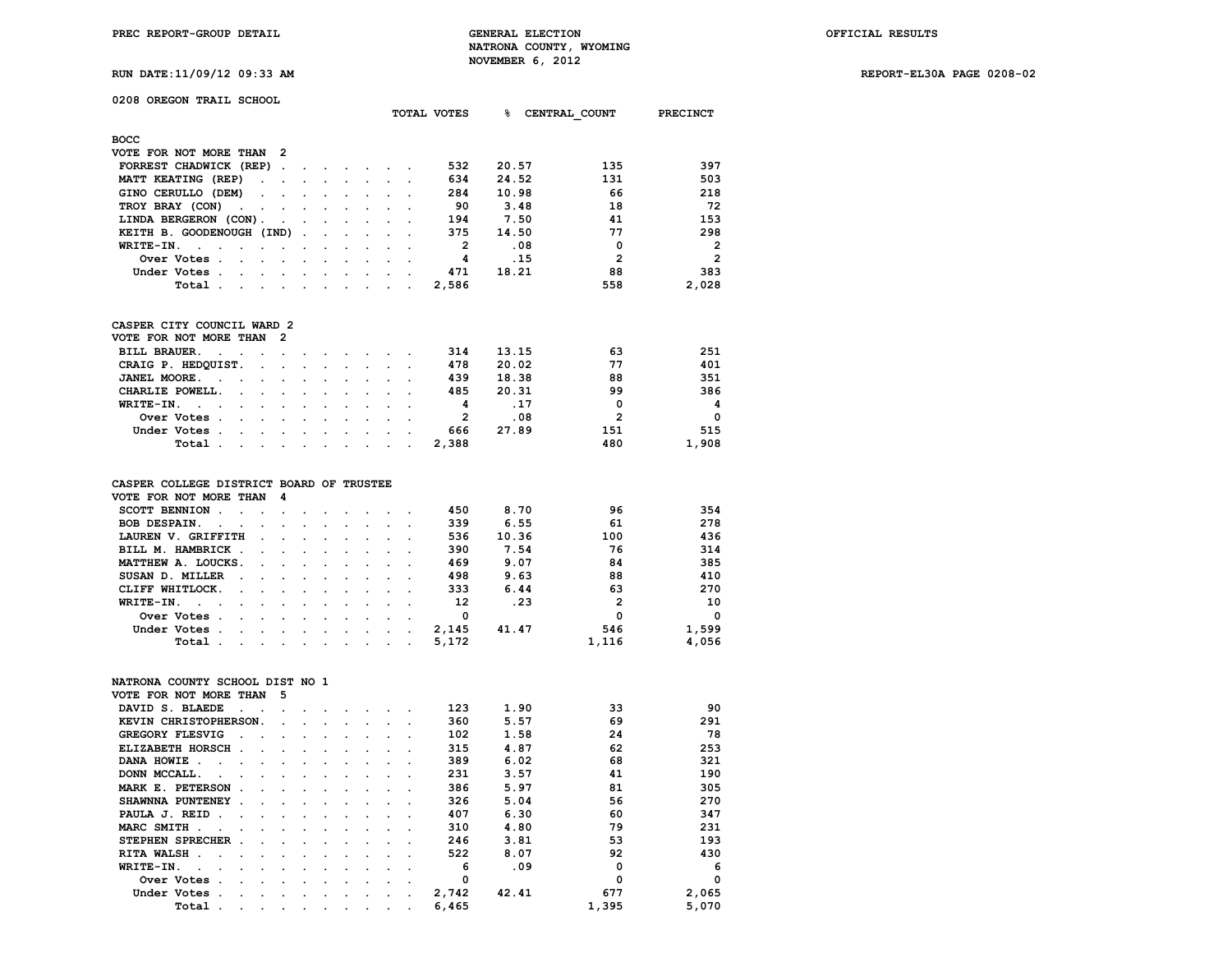PREC REPORT-GROUP DETAIL

GENERAL ELECTION
NATRONA COUNTY, WYOMING
NOVEMBER 6, 2012

OFFICIAL RESULTS

RUN DATE:11/09/12 09:33 AM

REPORT-EL30A PAGE 0208-02

## 0208 OREGON TRAIL SCHOOL

### BOCC
VOTE FOR NOT MORE THAN 2

| | TOTAL VOTES | % | CENTRAL_COUNT | PRECINCT |
|---|---|---|---|---|
| FORREST CHADWICK (REP) | 532 | 20.57 | 135 | 397 |
| MATT KEATING (REP) | 634 | 24.52 | 131 | 503 |
| GINO CERULLO (DEM) | 284 | 10.98 | 66 | 218 |
| TROY BRAY (CON) | 90 | 3.48 | 18 | 72 |
| LINDA BERGERON (CON) | 194 | 7.50 | 41 | 153 |
| KEITH B. GOODENOUGH (IND) | 375 | 14.50 | 77 | 298 |
| WRITE-IN. | 2 | .08 | 0 | 2 |
| Over Votes | 4 | .15 | 2 | 2 |
| Under Votes | 471 | 18.21 | 88 | 383 |
| Total | 2,586 | | 558 | 2,028 |

### CASPER CITY COUNCIL WARD 2
VOTE FOR NOT MORE THAN 2

| | TOTAL VOTES | % | CENTRAL_COUNT | PRECINCT |
|---|---|---|---|---|
| BILL BRAUER. | 314 | 13.15 | 63 | 251 |
| CRAIG P. HEDQUIST. | 478 | 20.02 | 77 | 401 |
| JANEL MOORE. | 439 | 18.38 | 88 | 351 |
| CHARLIE POWELL. | 485 | 20.31 | 99 | 386 |
| WRITE-IN. | 4 | .17 | 0 | 4 |
| Over Votes | 2 | .08 | 2 | 0 |
| Under Votes | 666 | 27.89 | 151 | 515 |
| Total | 2,388 | | 480 | 1,908 |

### CASPER COLLEGE DISTRICT BOARD OF TRUSTEE
VOTE FOR NOT MORE THAN 4

| | TOTAL VOTES | % | CENTRAL_COUNT | PRECINCT |
|---|---|---|---|---|
| SCOTT BENNION | 450 | 8.70 | 96 | 354 |
| BOB DESPAIN. | 339 | 6.55 | 61 | 278 |
| LAUREN V. GRIFFITH | 536 | 10.36 | 100 | 436 |
| BILL M. HAMBRICK | 390 | 7.54 | 76 | 314 |
| MATTHEW A. LOUCKS. | 469 | 9.07 | 84 | 385 |
| SUSAN D. MILLER | 498 | 9.63 | 88 | 410 |
| CLIFF WHITLOCK. | 333 | 6.44 | 63 | 270 |
| WRITE-IN. | 12 | .23 | 2 | 10 |
| Over Votes | 0 | | 0 | 0 |
| Under Votes | 2,145 | 41.47 | 546 | 1,599 |
| Total | 5,172 | | 1,116 | 4,056 |

### NATRONA COUNTY SCHOOL DIST NO 1
VOTE FOR NOT MORE THAN 5

| | TOTAL VOTES | % | CENTRAL_COUNT | PRECINCT |
|---|---|---|---|---|
| DAVID S. BLAEDE | 123 | 1.90 | 33 | 90 |
| KEVIN CHRISTOPHERSON. | 360 | 5.57 | 69 | 291 |
| GREGORY FLESVIG | 102 | 1.58 | 24 | 78 |
| ELIZABETH HORSCH | 315 | 4.87 | 62 | 253 |
| DANA HOWIE | 389 | 6.02 | 68 | 321 |
| DONN MCCALL. | 231 | 3.57 | 41 | 190 |
| MARK E. PETERSON | 386 | 5.97 | 81 | 305 |
| SHAWNNA PUNTENEY | 326 | 5.04 | 56 | 270 |
| PAULA J. REID | 407 | 6.30 | 60 | 347 |
| MARC SMITH | 310 | 4.80 | 79 | 231 |
| STEPHEN SPRECHER | 246 | 3.81 | 53 | 193 |
| RITA WALSH | 522 | 8.07 | 92 | 430 |
| WRITE-IN. | 6 | .09 | 0 | 6 |
| Over Votes | 0 | | 0 | 0 |
| Under Votes | 2,742 | 42.41 | 677 | 2,065 |
| Total | 6,465 | | 1,395 | 5,070 |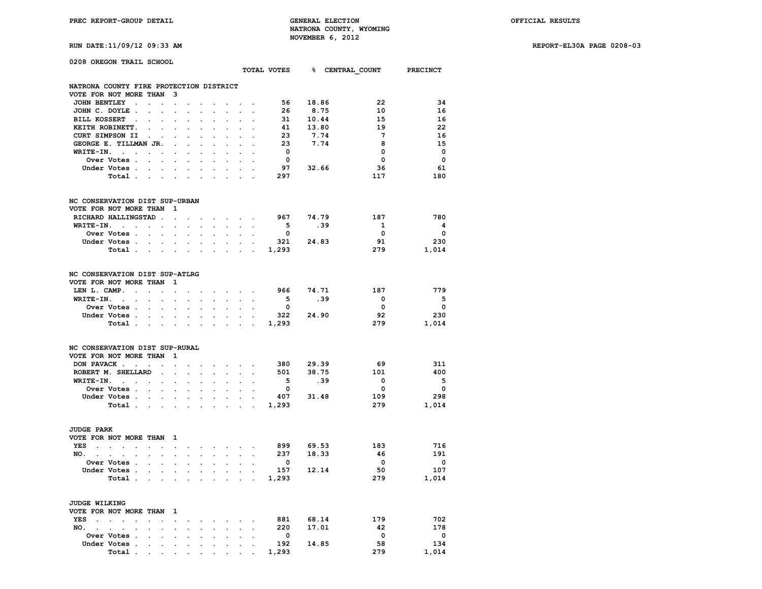PREC REPORT-GROUP DETAIL

GENERAL ELECTION
NATRONA COUNTY, WYOMING
NOVEMBER 6, 2012

OFFICIAL RESULTS

RUN DATE:11/09/12 09:33 AM

REPORT-EL30A PAGE 0208-03

## 0208 OREGON TRAIL SCHOOL

### NATRONA COUNTY FIRE PROTECTION DISTRICT
VOTE FOR NOT MORE THAN 3

| | TOTAL VOTES | % | CENTRAL_COUNT | PRECINCT |
|---|---|---|---|---|
| JOHN BENTLEY | 56 | 18.86 | 22 | 34 |
| JOHN C. DOYLE | 26 | 8.75 | 10 | 16 |
| BILL KOSSERT | 31 | 10.44 | 15 | 16 |
| KEITH ROBINETT. | 41 | 13.80 | 19 | 22 |
| CURT SIMPSON II | 23 | 7.74 | 7 | 16 |
| GEORGE E. TILLMAN JR. | 23 | 7.74 | 8 | 15 |
| WRITE-IN. | 0 | | 0 | 0 |
| Over Votes | 0 | | 0 | 0 |
| Under Votes | 97 | 32.66 | 36 | 61 |
| Total | 297 | | 117 | 180 |

### NC CONSERVATION DIST SUP-URBAN
VOTE FOR NOT MORE THAN 1

| | TOTAL VOTES | % | CENTRAL_COUNT | PRECINCT |
|---|---|---|---|---|
| RICHARD HALLINGSTAD | 967 | 74.79 | 187 | 780 |
| WRITE-IN. | 5 | .39 | 1 | 4 |
| Over Votes | 0 | | 0 | 0 |
| Under Votes | 321 | 24.83 | 91 | 230 |
| Total | 1,293 | | 279 | 1,014 |

### NC CONSERVATION DIST SUP-ATLRG
VOTE FOR NOT MORE THAN 1

| | TOTAL VOTES | % | CENTRAL_COUNT | PRECINCT |
|---|---|---|---|---|
| LEN L. CAMP. | 966 | 74.71 | 187 | 779 |
| WRITE-IN. | 5 | .39 | 0 | 5 |
| Over Votes | 0 | | 0 | 0 |
| Under Votes | 322 | 24.90 | 92 | 230 |
| Total | 1,293 | | 279 | 1,014 |

### NC CONSERVATION DIST SUP-RURAL
VOTE FOR NOT MORE THAN 1

| | TOTAL VOTES | % | CENTRAL_COUNT | PRECINCT |
|---|---|---|---|---|
| DON PAVACK | 380 | 29.39 | 69 | 311 |
| ROBERT M. SHELLARD | 501 | 38.75 | 101 | 400 |
| WRITE-IN. | 5 | .39 | 0 | 5 |
| Over Votes | 0 | | 0 | 0 |
| Under Votes | 407 | 31.48 | 109 | 298 |
| Total | 1,293 | | 279 | 1,014 |

### JUDGE PARK
VOTE FOR NOT MORE THAN 1

| | TOTAL VOTES | % | CENTRAL_COUNT | PRECINCT |
|---|---|---|---|---|
| YES | 899 | 69.53 | 183 | 716 |
| NO. | 237 | 18.33 | 46 | 191 |
| Over Votes | 0 | | 0 | 0 |
| Under Votes | 157 | 12.14 | 50 | 107 |
| Total | 1,293 | | 279 | 1,014 |

### JUDGE WILKING
VOTE FOR NOT MORE THAN 1

| | TOTAL VOTES | % | CENTRAL_COUNT | PRECINCT |
|---|---|---|---|---|
| YES | 881 | 68.14 | 179 | 702 |
| NO. | 220 | 17.01 | 42 | 178 |
| Over Votes | 0 | | 0 | 0 |
| Under Votes | 192 | 14.85 | 58 | 134 |
| Total | 1,293 | | 279 | 1,014 |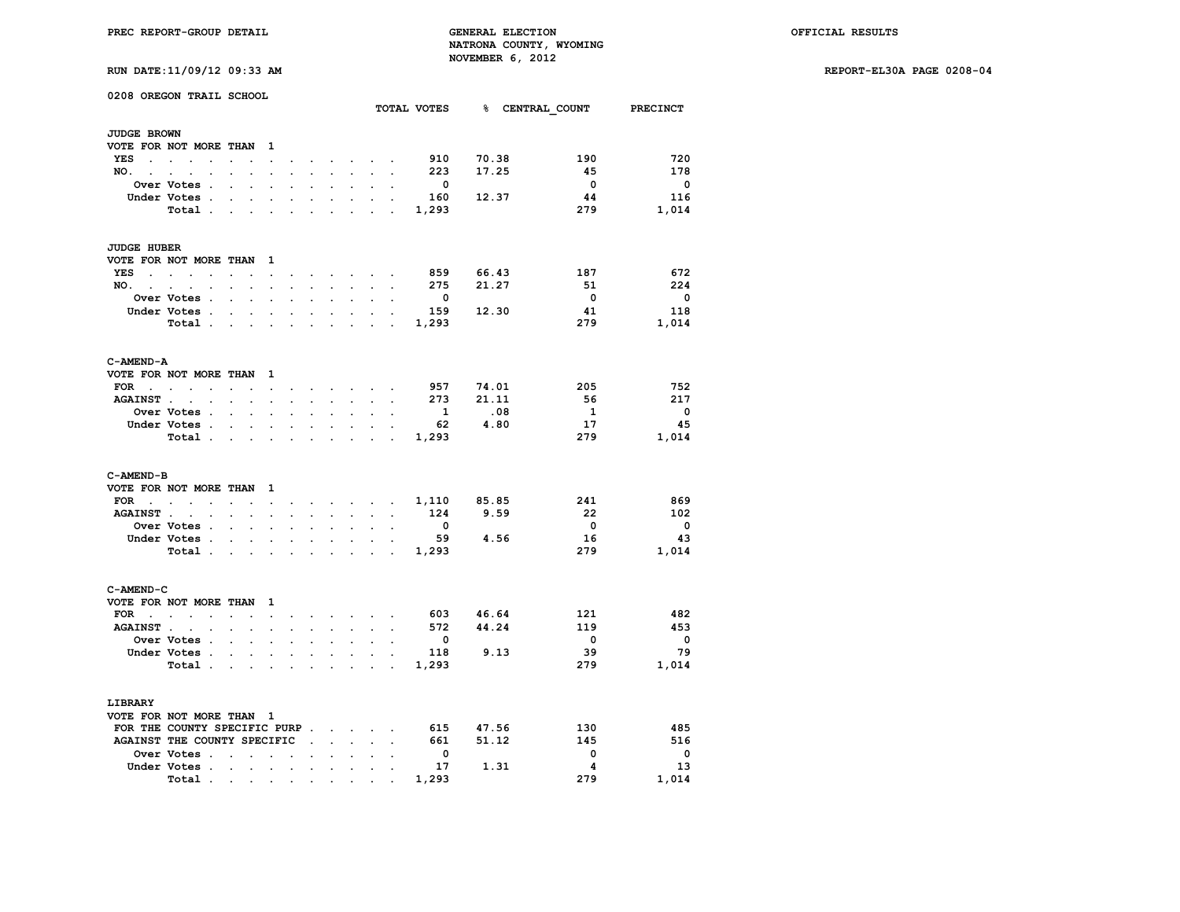PREC REPORT-GROUP DETAIL — GENERAL ELECTION — NATRONA COUNTY, WYOMING — NOVEMBER 6, 2012 — OFFICIAL RESULTS

RUN DATE:11/09/12 09:33 AM — REPORT-EL30A PAGE 0208-04

## 0208 OREGON TRAIL SCHOOL

### JUDGE BROWN

VOTE FOR NOT MORE THAN 1

| | TOTAL VOTES | % | CENTRAL_COUNT | PRECINCT |
|---|---|---|---|---|
| YES | 910 | 70.38 | 190 | 720 |
| NO. | 223 | 17.25 | 45 | 178 |
| Over Votes | 0 | | 0 | 0 |
| Under Votes | 160 | 12.37 | 44 | 116 |
| Total | 1,293 | | 279 | 1,014 |

### JUDGE HUBER

VOTE FOR NOT MORE THAN 1

| | TOTAL VOTES | % | CENTRAL_COUNT | PRECINCT |
|---|---|---|---|---|
| YES | 859 | 66.43 | 187 | 672 |
| NO. | 275 | 21.27 | 51 | 224 |
| Over Votes | 0 | | 0 | 0 |
| Under Votes | 159 | 12.30 | 41 | 118 |
| Total | 1,293 | | 279 | 1,014 |

### C-AMEND-A

VOTE FOR NOT MORE THAN 1

| | TOTAL VOTES | % | CENTRAL_COUNT | PRECINCT |
|---|---|---|---|---|
| FOR | 957 | 74.01 | 205 | 752 |
| AGAINST | 273 | 21.11 | 56 | 217 |
| Over Votes | 1 | .08 | 1 | 0 |
| Under Votes | 62 | 4.80 | 17 | 45 |
| Total | 1,293 | | 279 | 1,014 |

### C-AMEND-B

VOTE FOR NOT MORE THAN 1

| | TOTAL VOTES | % | CENTRAL_COUNT | PRECINCT |
|---|---|---|---|---|
| FOR | 1,110 | 85.85 | 241 | 869 |
| AGAINST | 124 | 9.59 | 22 | 102 |
| Over Votes | 0 | | 0 | 0 |
| Under Votes | 59 | 4.56 | 16 | 43 |
| Total | 1,293 | | 279 | 1,014 |

### C-AMEND-C

VOTE FOR NOT MORE THAN 1

| | TOTAL VOTES | % | CENTRAL_COUNT | PRECINCT |
|---|---|---|---|---|
| FOR | 603 | 46.64 | 121 | 482 |
| AGAINST | 572 | 44.24 | 119 | 453 |
| Over Votes | 0 | | 0 | 0 |
| Under Votes | 118 | 9.13 | 39 | 79 |
| Total | 1,293 | | 279 | 1,014 |

### LIBRARY

VOTE FOR NOT MORE THAN 1

| | TOTAL VOTES | % | CENTRAL_COUNT | PRECINCT |
|---|---|---|---|---|
| FOR THE COUNTY SPECIFIC PURP | 615 | 47.56 | 130 | 485 |
| AGAINST THE COUNTY SPECIFIC | 661 | 51.12 | 145 | 516 |
| Over Votes | 0 | | 0 | 0 |
| Under Votes | 17 | 1.31 | 4 | 13 |
| Total | 1,293 | | 279 | 1,014 |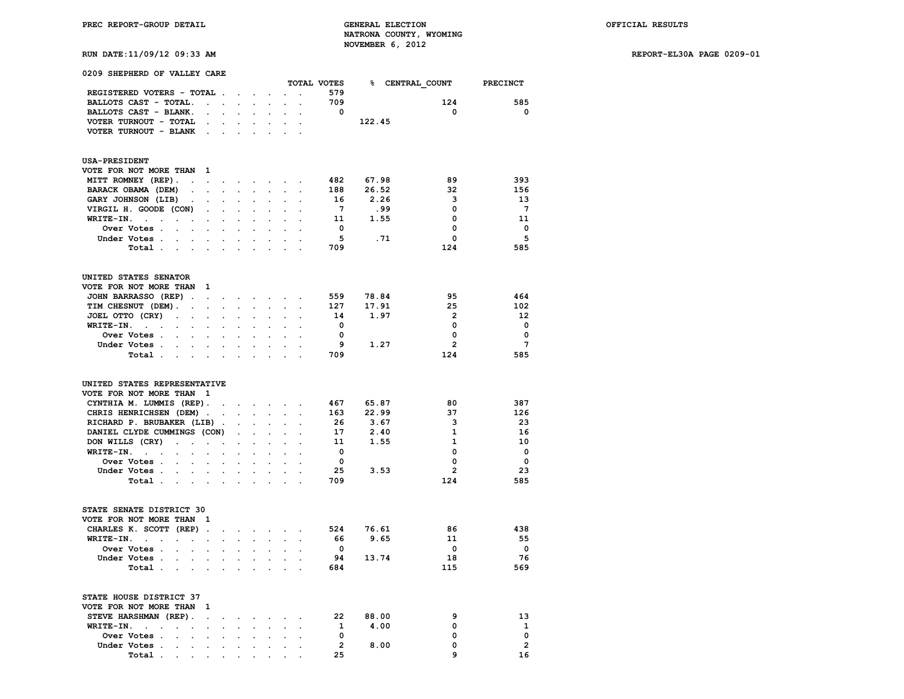PREC REPORT-GROUP DETAIL — GENERAL ELECTION — NATRONA COUNTY, WYOMING — NOVEMBER 6, 2012 — OFFICIAL RESULTS

RUN DATE:11/09/12 09:33 AM — REPORT-EL30A PAGE 0209-01

## 0209 SHEPHERD OF VALLEY CARE

| | TOTAL VOTES | % | CENTRAL_COUNT | PRECINCT |
|---|---|---|---|---|
| REGISTERED VOTERS - TOTAL | 579 | | | |
| BALLOTS CAST - TOTAL | 709 | | 124 | 585 |
| BALLOTS CAST - BLANK | 0 | | 0 | 0 |
| VOTER TURNOUT - TOTAL | | 122.45 | | |
| VOTER TURNOUT - BLANK | | | | |

### USA-PRESIDENT
VOTE FOR NOT MORE THAN 1

| | TOTAL VOTES | % | CENTRAL_COUNT | PRECINCT |
|---|---|---|---|---|
| MITT ROMNEY (REP) | 482 | 67.98 | 89 | 393 |
| BARACK OBAMA (DEM) | 188 | 26.52 | 32 | 156 |
| GARY JOHNSON (LIB) | 16 | 2.26 | 3 | 13 |
| VIRGIL H. GOODE (CON) | 7 | .99 | 0 | 7 |
| WRITE-IN. | 11 | 1.55 | 0 | 11 |
| Over Votes | 0 | | 0 | 0 |
| Under Votes | 5 | .71 | 0 | 5 |
| Total | 709 | | 124 | 585 |

### UNITED STATES SENATOR
VOTE FOR NOT MORE THAN 1

| | TOTAL VOTES | % | CENTRAL_COUNT | PRECINCT |
|---|---|---|---|---|
| JOHN BARRASSO (REP) | 559 | 78.84 | 95 | 464 |
| TIM CHESNUT (DEM) | 127 | 17.91 | 25 | 102 |
| JOEL OTTO (CRY) | 14 | 1.97 | 2 | 12 |
| WRITE-IN. | 0 | | 0 | 0 |
| Over Votes | 0 | | 0 | 0 |
| Under Votes | 9 | 1.27 | 2 | 7 |
| Total | 709 | | 124 | 585 |

### UNITED STATES REPRESENTATIVE
VOTE FOR NOT MORE THAN 1

| | TOTAL VOTES | % | CENTRAL_COUNT | PRECINCT |
|---|---|---|---|---|
| CYNTHIA M. LUMMIS (REP) | 467 | 65.87 | 80 | 387 |
| CHRIS HENRICHSEN (DEM) | 163 | 22.99 | 37 | 126 |
| RICHARD P. BRUBAKER (LIB) | 26 | 3.67 | 3 | 23 |
| DANIEL CLYDE CUMMINGS (CON) | 17 | 2.40 | 1 | 16 |
| DON WILLS (CRY) | 11 | 1.55 | 1 | 10 |
| WRITE-IN. | 0 | | 0 | 0 |
| Over Votes | 0 | | 0 | 0 |
| Under Votes | 25 | 3.53 | 2 | 23 |
| Total | 709 | | 124 | 585 |

### STATE SENATE DISTRICT 30
VOTE FOR NOT MORE THAN 1

| | TOTAL VOTES | % | CENTRAL_COUNT | PRECINCT |
|---|---|---|---|---|
| CHARLES K. SCOTT (REP) | 524 | 76.61 | 86 | 438 |
| WRITE-IN. | 66 | 9.65 | 11 | 55 |
| Over Votes | 0 | | 0 | 0 |
| Under Votes | 94 | 13.74 | 18 | 76 |
| Total | 684 | | 115 | 569 |

### STATE HOUSE DISTRICT 37
VOTE FOR NOT MORE THAN 1

| | TOTAL VOTES | % | CENTRAL_COUNT | PRECINCT |
|---|---|---|---|---|
| STEVE HARSHMAN (REP) | 22 | 88.00 | 9 | 13 |
| WRITE-IN. | 1 | 4.00 | 0 | 1 |
| Over Votes | 0 | | 0 | 0 |
| Under Votes | 2 | 8.00 | 0 | 2 |
| Total | 25 | | 9 | 16 |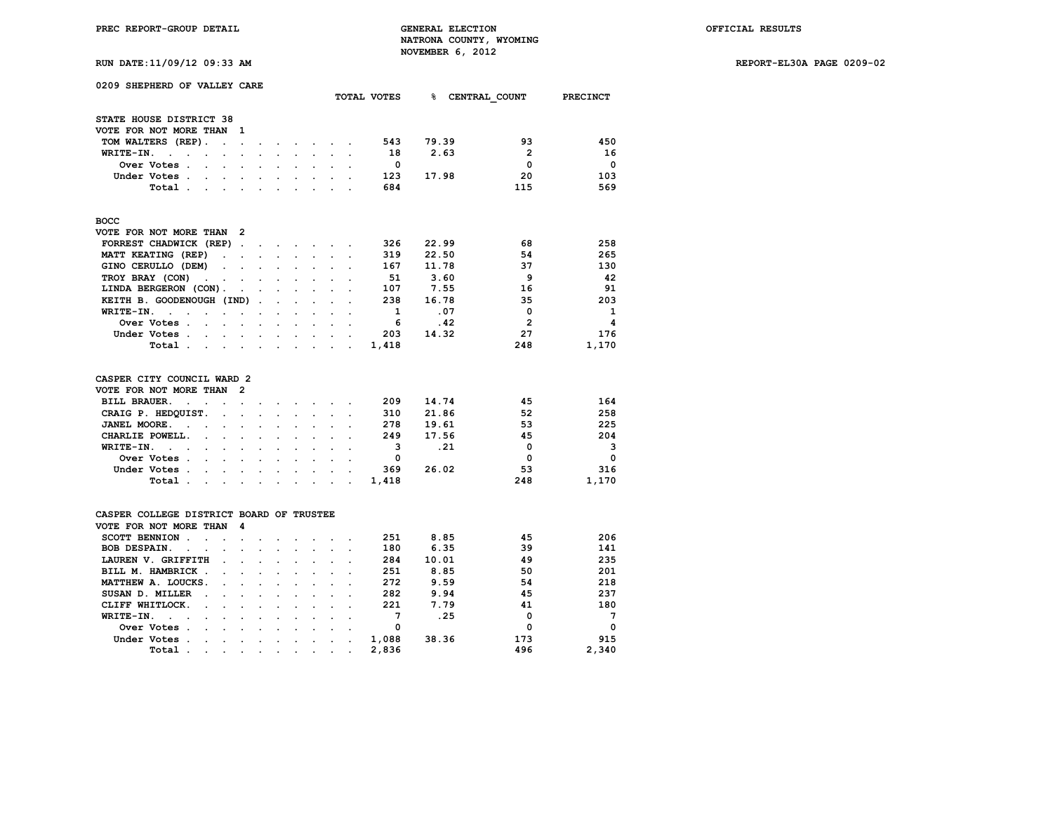PREC REPORT-GROUP DETAIL — GENERAL ELECTION — NATRONA COUNTY, WYOMING — NOVEMBER 6, 2012 — OFFICIAL RESULTS

RUN DATE:11/09/12 09:33 AM — REPORT-EL30A PAGE 0209-02

## 0209 SHEPHERD OF VALLEY CARE

### STATE HOUSE DISTRICT 38
VOTE FOR NOT MORE THAN 1

| | TOTAL VOTES | % | CENTRAL_COUNT | PRECINCT |
|---|---|---|---|---|
| TOM WALTERS (REP) | 543 | 79.39 | 93 | 450 |
| WRITE-IN. | 18 | 2.63 | 2 | 16 |
| Over Votes | 0 | | 0 | 0 |
| Under Votes | 123 | 17.98 | 20 | 103 |
| Total | 684 | | 115 | 569 |

### BOCC
VOTE FOR NOT MORE THAN 2

| | TOTAL VOTES | % | CENTRAL_COUNT | PRECINCT |
|---|---|---|---|---|
| FORREST CHADWICK (REP) | 326 | 22.99 | 68 | 258 |
| MATT KEATING (REP) | 319 | 22.50 | 54 | 265 |
| GINO CERULLO (DEM) | 167 | 11.78 | 37 | 130 |
| TROY BRAY (CON) | 51 | 3.60 | 9 | 42 |
| LINDA BERGERON (CON) | 107 | 7.55 | 16 | 91 |
| KEITH B. GOODENOUGH (IND) | 238 | 16.78 | 35 | 203 |
| WRITE-IN. | 1 | .07 | 0 | 1 |
| Over Votes | 6 | .42 | 2 | 4 |
| Under Votes | 203 | 14.32 | 27 | 176 |
| Total | 1,418 | | 248 | 1,170 |

### CASPER CITY COUNCIL WARD 2
VOTE FOR NOT MORE THAN 2

| | TOTAL VOTES | % | CENTRAL_COUNT | PRECINCT |
|---|---|---|---|---|
| BILL BRAUER. | 209 | 14.74 | 45 | 164 |
| CRAIG P. HEDQUIST. | 310 | 21.86 | 52 | 258 |
| JANEL MOORE. | 278 | 19.61 | 53 | 225 |
| CHARLIE POWELL. | 249 | 17.56 | 45 | 204 |
| WRITE-IN. | 3 | .21 | 0 | 3 |
| Over Votes | 0 | | 0 | 0 |
| Under Votes | 369 | 26.02 | 53 | 316 |
| Total | 1,418 | | 248 | 1,170 |

### CASPER COLLEGE DISTRICT BOARD OF TRUSTEE
VOTE FOR NOT MORE THAN 4

| | TOTAL VOTES | % | CENTRAL_COUNT | PRECINCT |
|---|---|---|---|---|
| SCOTT BENNION | 251 | 8.85 | 45 | 206 |
| BOB DESPAIN. | 180 | 6.35 | 39 | 141 |
| LAUREN V. GRIFFITH | 284 | 10.01 | 49 | 235 |
| BILL M. HAMBRICK | 251 | 8.85 | 50 | 201 |
| MATTHEW A. LOUCKS. | 272 | 9.59 | 54 | 218 |
| SUSAN D. MILLER | 282 | 9.94 | 45 | 237 |
| CLIFF WHITLOCK. | 221 | 7.79 | 41 | 180 |
| WRITE-IN. | 7 | .25 | 0 | 7 |
| Over Votes | 0 | | 0 | 0 |
| Under Votes | 1,088 | 38.36 | 173 | 915 |
| Total | 2,836 | | 496 | 2,340 |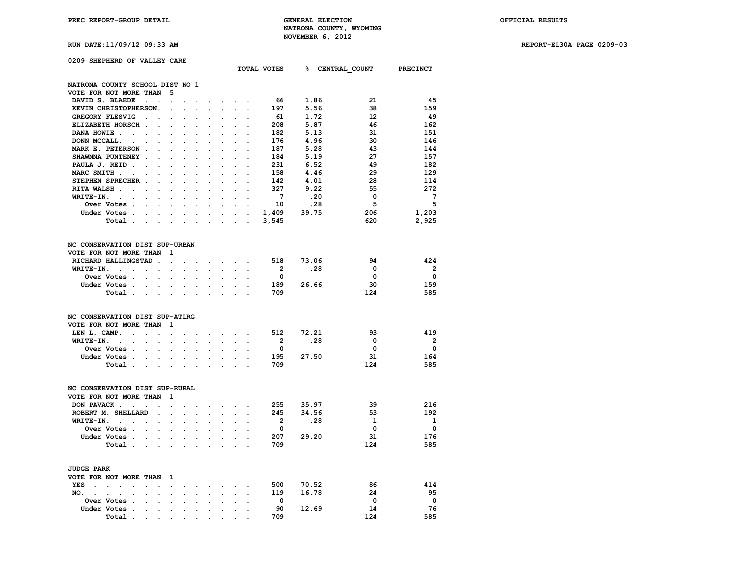PREC REPORT-GROUP DETAIL — GENERAL ELECTION — NATRONA COUNTY, WYOMING — NOVEMBER 6, 2012 — OFFICIAL RESULTS

RUN DATE:11/09/12 09:33 AM — REPORT-EL30A PAGE 0209-03

## 0209 SHEPHERD OF VALLEY CARE

### NATRONA COUNTY SCHOOL DIST NO 1
VOTE FOR NOT MORE THAN 5

| | TOTAL VOTES | % | CENTRAL_COUNT | PRECINCT |
|---|---|---|---|---|
| DAVID S. BLAEDE | 66 | 1.86 | 21 | 45 |
| KEVIN CHRISTOPHERSON | 197 | 5.56 | 38 | 159 |
| GREGORY FLESVIG | 61 | 1.72 | 12 | 49 |
| ELIZABETH HORSCH | 208 | 5.87 | 46 | 162 |
| DANA HOWIE | 182 | 5.13 | 31 | 151 |
| DONN MCCALL | 176 | 4.96 | 30 | 146 |
| MARK E. PETERSON | 187 | 5.28 | 43 | 144 |
| SHAWNNA PUNTENEY | 184 | 5.19 | 27 | 157 |
| PAULA J. REID | 231 | 6.52 | 49 | 182 |
| MARC SMITH | 158 | 4.46 | 29 | 129 |
| STEPHEN SPRECHER | 142 | 4.01 | 28 | 114 |
| RITA WALSH | 327 | 9.22 | 55 | 272 |
| WRITE-IN. | 7 | .20 | 0 | 7 |
| Over Votes | 10 | .28 | 5 | 5 |
| Under Votes | 1,409 | 39.75 | 206 | 1,203 |
| Total | 3,545 | | 620 | 2,925 |

### NC CONSERVATION DIST SUP-URBAN
VOTE FOR NOT MORE THAN 1

| | TOTAL VOTES | % | CENTRAL_COUNT | PRECINCT |
|---|---|---|---|---|
| RICHARD HALLINGSTAD | 518 | 73.06 | 94 | 424 |
| WRITE-IN. | 2 | .28 | 0 | 2 |
| Over Votes | 0 | | 0 | 0 |
| Under Votes | 189 | 26.66 | 30 | 159 |
| Total | 709 | | 124 | 585 |

### NC CONSERVATION DIST SUP-ATLRG
VOTE FOR NOT MORE THAN 1

| | TOTAL VOTES | % | CENTRAL_COUNT | PRECINCT |
|---|---|---|---|---|
| LEN L. CAMP. | 512 | 72.21 | 93 | 419 |
| WRITE-IN. | 2 | .28 | 0 | 2 |
| Over Votes | 0 | | 0 | 0 |
| Under Votes | 195 | 27.50 | 31 | 164 |
| Total | 709 | | 124 | 585 |

### NC CONSERVATION DIST SUP-RURAL
VOTE FOR NOT MORE THAN 1

| | TOTAL VOTES | % | CENTRAL_COUNT | PRECINCT |
|---|---|---|---|---|
| DON PAVACK | 255 | 35.97 | 39 | 216 |
| ROBERT M. SHELLARD | 245 | 34.56 | 53 | 192 |
| WRITE-IN. | 2 | .28 | 1 | 1 |
| Over Votes | 0 | | 0 | 0 |
| Under Votes | 207 | 29.20 | 31 | 176 |
| Total | 709 | | 124 | 585 |

### JUDGE PARK
VOTE FOR NOT MORE THAN 1

| | TOTAL VOTES | % | CENTRAL_COUNT | PRECINCT |
|---|---|---|---|---|
| YES | 500 | 70.52 | 86 | 414 |
| NO. | 119 | 16.78 | 24 | 95 |
| Over Votes | 0 | | 0 | 0 |
| Under Votes | 90 | 12.69 | 14 | 76 |
| Total | 709 | | 124 | 585 |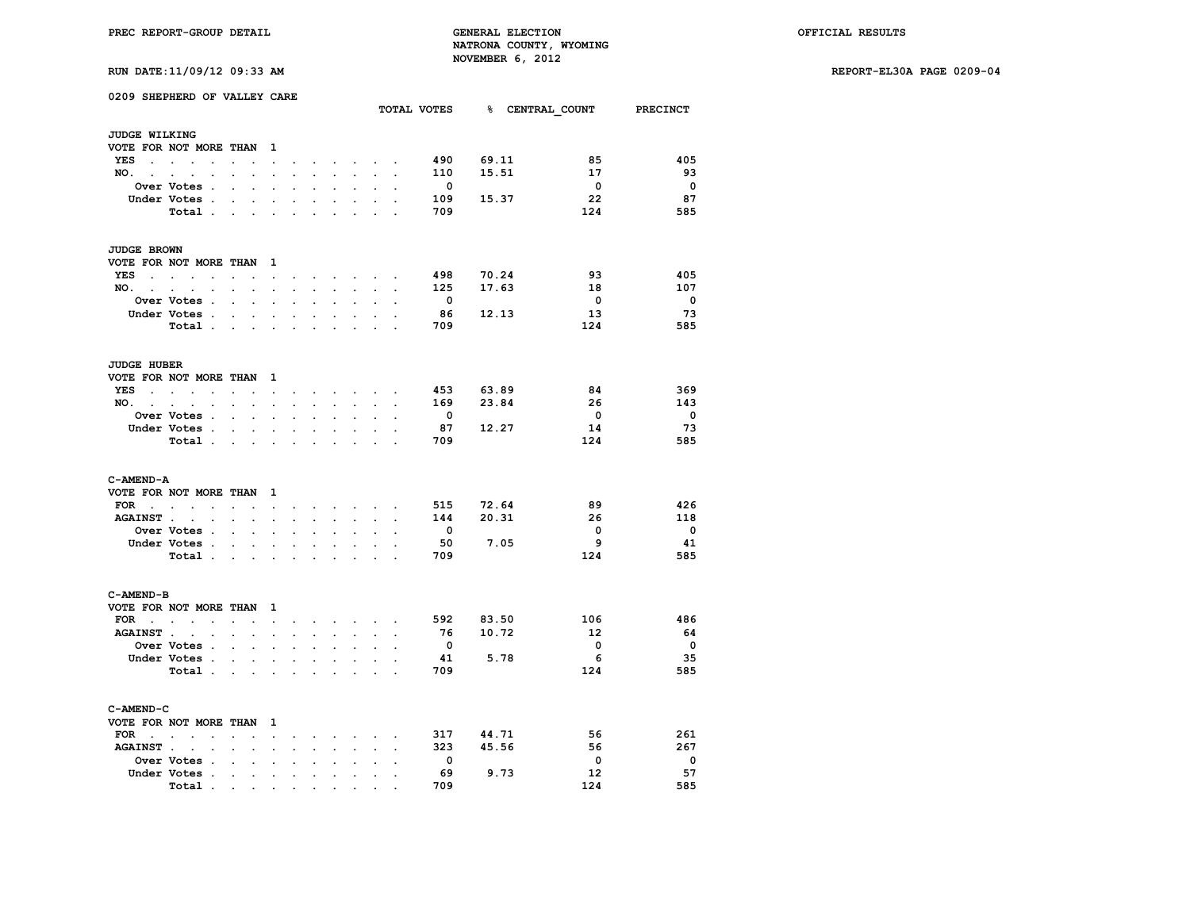PREC REPORT-GROUP DETAIL

GENERAL ELECTION
NATRONA COUNTY, WYOMING
NOVEMBER 6, 2012

OFFICIAL RESULTS

RUN DATE:11/09/12 09:33 AM

REPORT-EL30A PAGE 0209-04

## 0209 SHEPHERD OF VALLEY CARE

### JUDGE WILKING
VOTE FOR NOT MORE THAN 1

| | TOTAL VOTES | % | CENTRAL_COUNT | PRECINCT |
|---|---|---|---|---|
| YES | 490 | 69.11 | 85 | 405 |
| NO. | 110 | 15.51 | 17 | 93 |
| Over Votes | 0 | | 0 | 0 |
| Under Votes | 109 | 15.37 | 22 | 87 |
| Total | 709 | | 124 | 585 |

### JUDGE BROWN
VOTE FOR NOT MORE THAN 1

| | TOTAL VOTES | % | CENTRAL_COUNT | PRECINCT |
|---|---|---|---|---|
| YES | 498 | 70.24 | 93 | 405 |
| NO. | 125 | 17.63 | 18 | 107 |
| Over Votes | 0 | | 0 | 0 |
| Under Votes | 86 | 12.13 | 13 | 73 |
| Total | 709 | | 124 | 585 |

### JUDGE HUBER
VOTE FOR NOT MORE THAN 1

| | TOTAL VOTES | % | CENTRAL_COUNT | PRECINCT |
|---|---|---|---|---|
| YES | 453 | 63.89 | 84 | 369 |
| NO. | 169 | 23.84 | 26 | 143 |
| Over Votes | 0 | | 0 | 0 |
| Under Votes | 87 | 12.27 | 14 | 73 |
| Total | 709 | | 124 | 585 |

### C-AMEND-A
VOTE FOR NOT MORE THAN 1

| | TOTAL VOTES | % | CENTRAL_COUNT | PRECINCT |
|---|---|---|---|---|
| FOR | 515 | 72.64 | 89 | 426 |
| AGAINST | 144 | 20.31 | 26 | 118 |
| Over Votes | 0 | | 0 | 0 |
| Under Votes | 50 | 7.05 | 9 | 41 |
| Total | 709 | | 124 | 585 |

### C-AMEND-B
VOTE FOR NOT MORE THAN 1

| | TOTAL VOTES | % | CENTRAL_COUNT | PRECINCT |
|---|---|---|---|---|
| FOR | 592 | 83.50 | 106 | 486 |
| AGAINST | 76 | 10.72 | 12 | 64 |
| Over Votes | 0 | | 0 | 0 |
| Under Votes | 41 | 5.78 | 6 | 35 |
| Total | 709 | | 124 | 585 |

### C-AMEND-C
VOTE FOR NOT MORE THAN 1

| | TOTAL VOTES | % | CENTRAL_COUNT | PRECINCT |
|---|---|---|---|---|
| FOR | 317 | 44.71 | 56 | 261 |
| AGAINST | 323 | 45.56 | 56 | 267 |
| Over Votes | 0 | | 0 | 0 |
| Under Votes | 69 | 9.73 | 12 | 57 |
| Total | 709 | | 124 | 585 |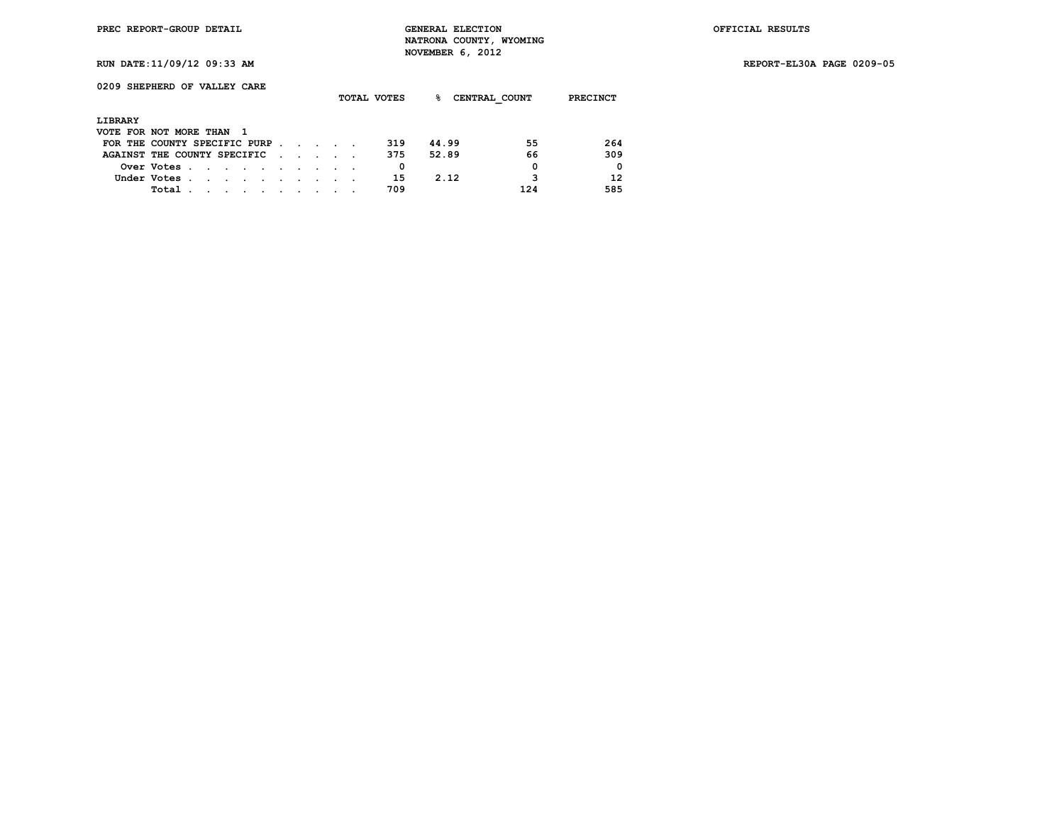PREC REPORT-GROUP DETAIL

GENERAL ELECTION
NATRONA COUNTY, WYOMING
NOVEMBER 6, 2012

OFFICIAL RESULTS

RUN DATE:11/09/12 09:33 AM

REPORT-EL30A PAGE 0209-05

0209 SHEPHERD OF VALLEY CARE

LIBRARY
VOTE FOR NOT MORE THAN 1

| | TOTAL VOTES | % | CENTRAL_COUNT | PRECINCT |
|---|---|---|---|---|
| FOR THE COUNTY SPECIFIC PURP | 319 | 44.99 | 55 | 264 |
| AGAINST THE COUNTY SPECIFIC | 375 | 52.89 | 66 | 309 |
| Over Votes | 0 | | 0 | 0 |
| Under Votes | 15 | 2.12 | 3 | 12 |
| Total | 709 | | 124 | 585 |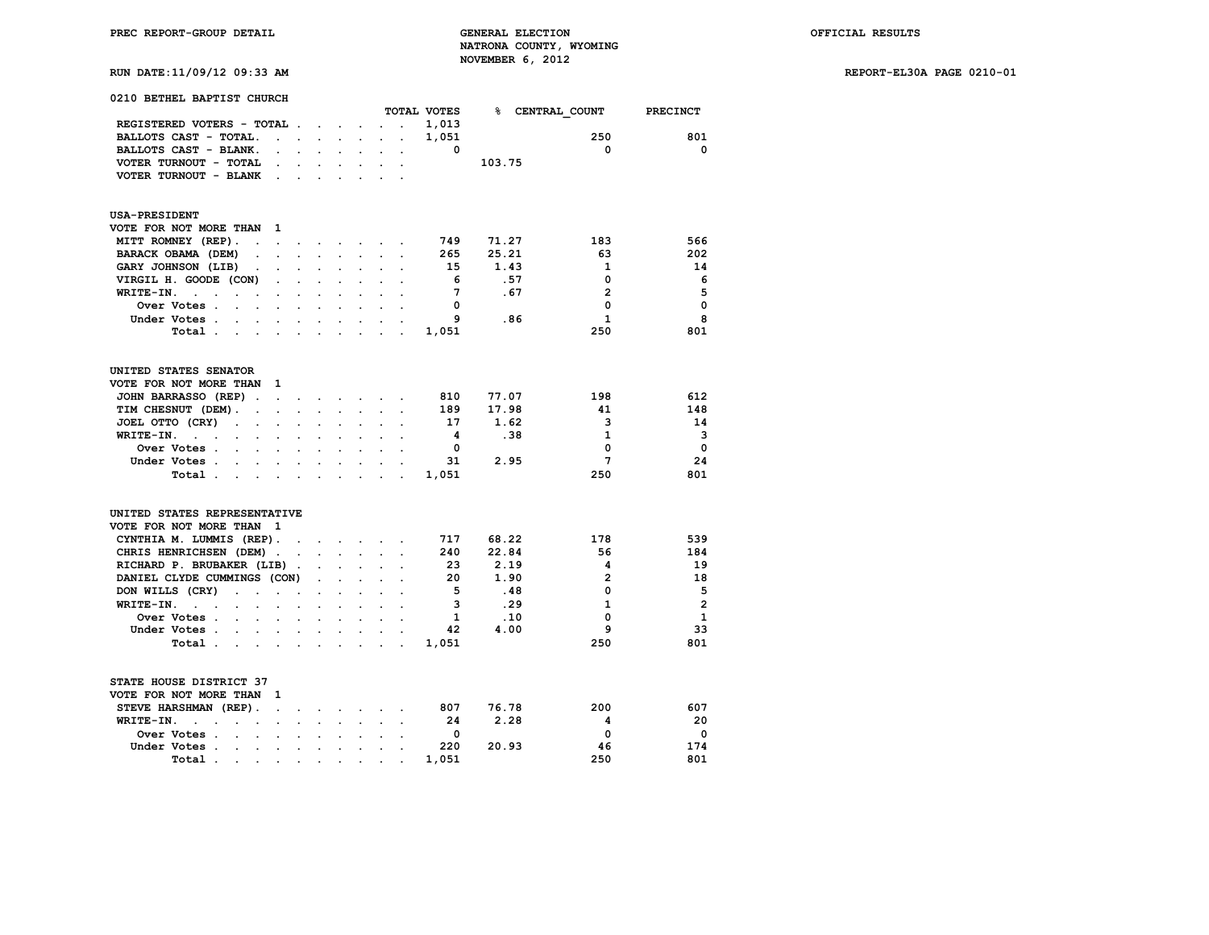PREC REPORT-GROUP DETAIL

GENERAL ELECTION
NATRONA COUNTY, WYOMING
NOVEMBER 6, 2012

OFFICIAL RESULTS

RUN DATE:11/09/12 09:33 AM

REPORT-EL30A PAGE 0210-01

## 0210 BETHEL BAPTIST CHURCH

| | TOTAL VOTES | % | CENTRAL_COUNT | PRECINCT |
|---|---|---|---|---|
| REGISTERED VOTERS - TOTAL | 1,013 | | | |
| BALLOTS CAST - TOTAL. | 1,051 | | 250 | 801 |
| BALLOTS CAST - BLANK. | 0 | | 0 | 0 |
| VOTER TURNOUT - TOTAL | | 103.75 | | |
| VOTER TURNOUT - BLANK | | | | |

### USA-PRESIDENT

VOTE FOR NOT MORE THAN 1

| | TOTAL VOTES | % | CENTRAL_COUNT | PRECINCT |
|---|---|---|---|---|
| MITT ROMNEY (REP). | 749 | 71.27 | 183 | 566 |
| BARACK OBAMA (DEM) | 265 | 25.21 | 63 | 202 |
| GARY JOHNSON (LIB) | 15 | 1.43 | 1 | 14 |
| VIRGIL H. GOODE (CON) | 6 | .57 | 0 | 6 |
| WRITE-IN. | 7 | .67 | 2 | 5 |
| Over Votes | 0 | | 0 | 0 |
| Under Votes | 9 | .86 | 1 | 8 |
| Total | 1,051 | | 250 | 801 |

### UNITED STATES SENATOR

VOTE FOR NOT MORE THAN 1

| | TOTAL VOTES | % | CENTRAL_COUNT | PRECINCT |
|---|---|---|---|---|
| JOHN BARRASSO (REP) | 810 | 77.07 | 198 | 612 |
| TIM CHESNUT (DEM). | 189 | 17.98 | 41 | 148 |
| JOEL OTTO (CRY) | 17 | 1.62 | 3 | 14 |
| WRITE-IN. | 4 | .38 | 1 | 3 |
| Over Votes | 0 | | 0 | 0 |
| Under Votes | 31 | 2.95 | 7 | 24 |
| Total | 1,051 | | 250 | 801 |

### UNITED STATES REPRESENTATIVE

VOTE FOR NOT MORE THAN 1

| | TOTAL VOTES | % | CENTRAL_COUNT | PRECINCT |
|---|---|---|---|---|
| CYNTHIA M. LUMMIS (REP). | 717 | 68.22 | 178 | 539 |
| CHRIS HENRICHSEN (DEM) | 240 | 22.84 | 56 | 184 |
| RICHARD P. BRUBAKER (LIB) | 23 | 2.19 | 4 | 19 |
| DANIEL CLYDE CUMMINGS (CON) | 20 | 1.90 | 2 | 18 |
| DON WILLS (CRY) | 5 | .48 | 0 | 5 |
| WRITE-IN. | 3 | .29 | 1 | 2 |
| Over Votes | 1 | .10 | 0 | 1 |
| Under Votes | 42 | 4.00 | 9 | 33 |
| Total | 1,051 | | 250 | 801 |

### STATE HOUSE DISTRICT 37

VOTE FOR NOT MORE THAN 1

| | TOTAL VOTES | % | CENTRAL_COUNT | PRECINCT |
|---|---|---|---|---|
| STEVE HARSHMAN (REP). | 807 | 76.78 | 200 | 607 |
| WRITE-IN. | 24 | 2.28 | 4 | 20 |
| Over Votes | 0 | | 0 | 0 |
| Under Votes | 220 | 20.93 | 46 | 174 |
| Total | 1,051 | | 250 | 801 |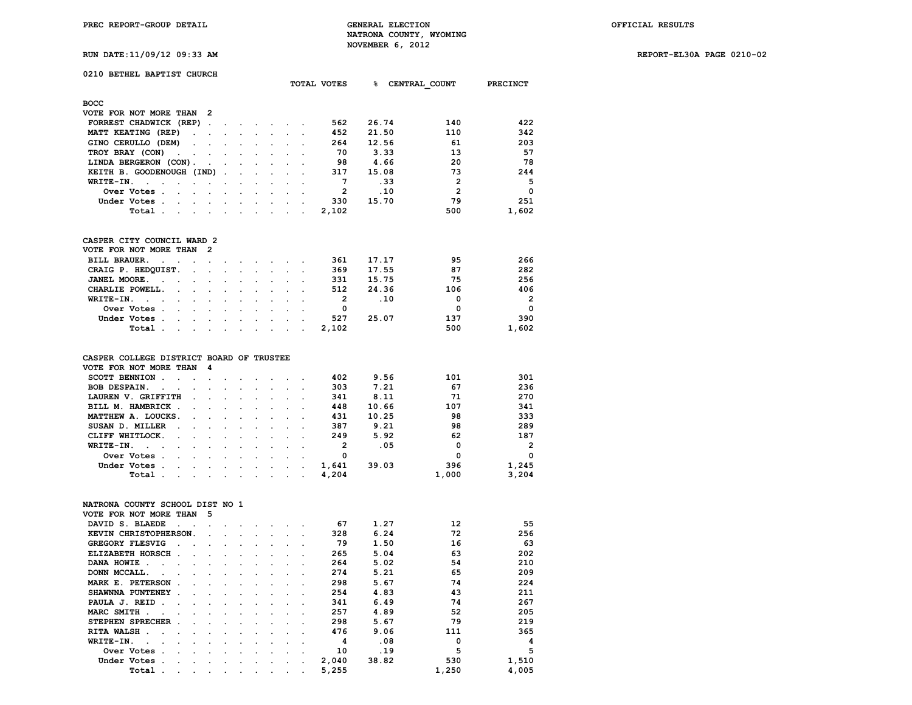PREC REPORT-GROUP DETAIL

GENERAL ELECTION
NATRONA COUNTY, WYOMING
NOVEMBER 6, 2012

OFFICIAL RESULTS

RUN DATE:11/09/12 09:33 AM

REPORT-EL30A PAGE 0210-02

## 0210 BETHEL BAPTIST CHURCH

### BOCC
VOTE FOR NOT MORE THAN 2

| | TOTAL VOTES | % | CENTRAL_COUNT | PRECINCT |
|---|---|---|---|---|
| FORREST CHADWICK (REP) | 562 | 26.74 | 140 | 422 |
| MATT KEATING (REP) | 452 | 21.50 | 110 | 342 |
| GINO CERULLO (DEM) | 264 | 12.56 | 61 | 203 |
| TROY BRAY (CON) | 70 | 3.33 | 13 | 57 |
| LINDA BERGERON (CON) | 98 | 4.66 | 20 | 78 |
| KEITH B. GOODENOUGH (IND) | 317 | 15.08 | 73 | 244 |
| WRITE-IN. | 7 | .33 | 2 | 5 |
| Over Votes | 2 | .10 | 2 | 0 |
| Under Votes | 330 | 15.70 | 79 | 251 |
| Total | 2,102 | | 500 | 1,602 |

### CASPER CITY COUNCIL WARD 2
VOTE FOR NOT MORE THAN 2

| | TOTAL VOTES | % | CENTRAL_COUNT | PRECINCT |
|---|---|---|---|---|
| BILL BRAUER. | 361 | 17.17 | 95 | 266 |
| CRAIG P. HEDQUIST. | 369 | 17.55 | 87 | 282 |
| JANEL MOORE. | 331 | 15.75 | 75 | 256 |
| CHARLIE POWELL. | 512 | 24.36 | 106 | 406 |
| WRITE-IN. | 2 | .10 | 0 | 2 |
| Over Votes | 0 | | 0 | 0 |
| Under Votes | 527 | 25.07 | 137 | 390 |
| Total | 2,102 | | 500 | 1,602 |

### CASPER COLLEGE DISTRICT BOARD OF TRUSTEE
VOTE FOR NOT MORE THAN 4

| | TOTAL VOTES | % | CENTRAL_COUNT | PRECINCT |
|---|---|---|---|---|
| SCOTT BENNION | 402 | 9.56 | 101 | 301 |
| BOB DESPAIN. | 303 | 7.21 | 67 | 236 |
| LAUREN V. GRIFFITH | 341 | 8.11 | 71 | 270 |
| BILL M. HAMBRICK | 448 | 10.66 | 107 | 341 |
| MATTHEW A. LOUCKS. | 431 | 10.25 | 98 | 333 |
| SUSAN D. MILLER | 387 | 9.21 | 98 | 289 |
| CLIFF WHITLOCK. | 249 | 5.92 | 62 | 187 |
| WRITE-IN. | 2 | .05 | 0 | 2 |
| Over Votes | 0 | | 0 | 0 |
| Under Votes | 1,641 | 39.03 | 396 | 1,245 |
| Total | 4,204 | | 1,000 | 3,204 |

### NATRONA COUNTY SCHOOL DIST NO 1
VOTE FOR NOT MORE THAN 5

| | TOTAL VOTES | % | CENTRAL_COUNT | PRECINCT |
|---|---|---|---|---|
| DAVID S. BLAEDE | 67 | 1.27 | 12 | 55 |
| KEVIN CHRISTOPHERSON. | 328 | 6.24 | 72 | 256 |
| GREGORY FLESVIG | 79 | 1.50 | 16 | 63 |
| ELIZABETH HORSCH | 265 | 5.04 | 63 | 202 |
| DANA HOWIE | 264 | 5.02 | 54 | 210 |
| DONN MCCALL. | 274 | 5.21 | 65 | 209 |
| MARK E. PETERSON | 298 | 5.67 | 74 | 224 |
| SHAWNNA PUNTENEY | 254 | 4.83 | 43 | 211 |
| PAULA J. REID | 341 | 6.49 | 74 | 267 |
| MARC SMITH | 257 | 4.89 | 52 | 205 |
| STEPHEN SPRECHER | 298 | 5.67 | 79 | 219 |
| RITA WALSH | 476 | 9.06 | 111 | 365 |
| WRITE-IN. | 4 | .08 | 0 | 4 |
| Over Votes | 10 | .19 | 5 | 5 |
| Under Votes | 2,040 | 38.82 | 530 | 1,510 |
| Total | 5,255 | | 1,250 | 4,005 |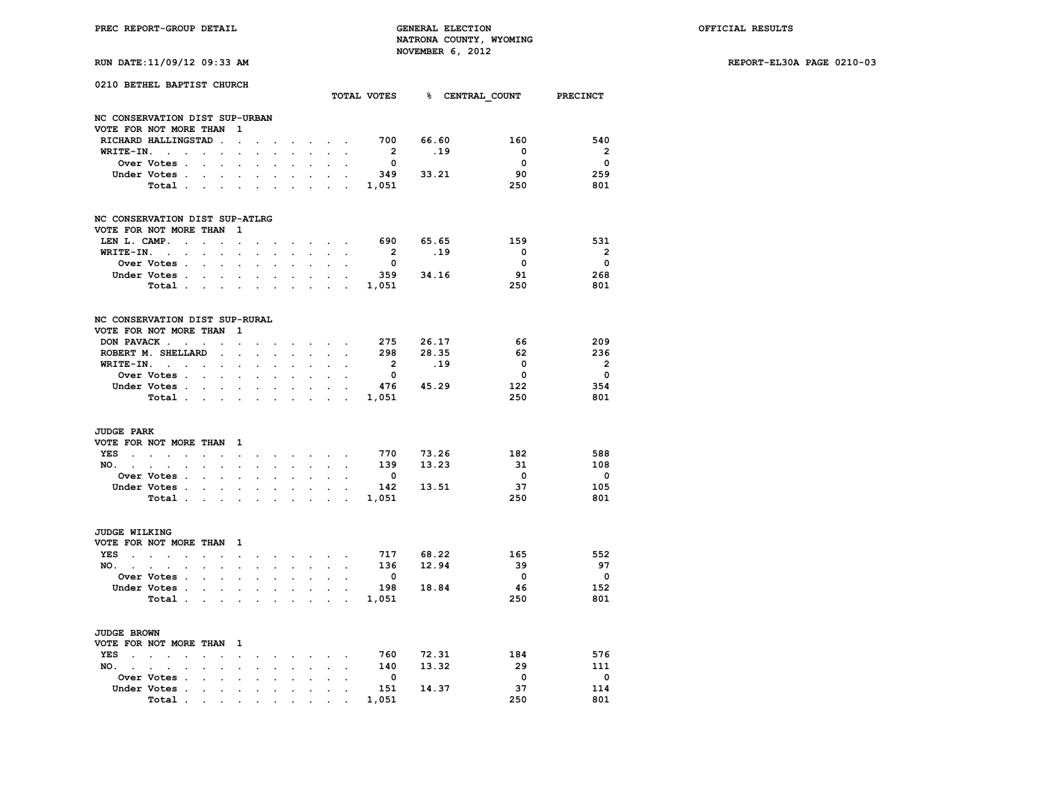**0210 BETHEL BAPTIST CHURCH**

| | TOTAL VOTES | % | CENTRAL_COUNT | PRECINCT |
|---|---|---|---|---|
| **NC CONSERVATION DIST SUP-URBAN** | | | | |
| VOTE FOR NOT MORE THAN 1 | | | | |
| RICHARD HALLINGSTAD | 700 | 66.60 | 160 | 540 |
| WRITE-IN. | 2 | .19 | 0 | 2 |
| Over Votes | 0 | | 0 | 0 |
| Under Votes | 349 | 33.21 | 90 | 259 |
| Total | 1,051 | | 250 | 801 |
| **NC CONSERVATION DIST SUP-ATLRG** | | | | |
| VOTE FOR NOT MORE THAN 1 | | | | |
| LEN L. CAMP. | 690 | 65.65 | 159 | 531 |
| WRITE-IN. | 2 | .19 | 0 | 2 |
| Over Votes | 0 | | 0 | 0 |
| Under Votes | 359 | 34.16 | 91 | 268 |
| Total | 1,051 | | 250 | 801 |
| **NC CONSERVATION DIST SUP-RURAL** | | | | |
| VOTE FOR NOT MORE THAN 1 | | | | |
| DON PAVACK | 275 | 26.17 | 66 | 209 |
| ROBERT M. SHELLARD | 298 | 28.35 | 62 | 236 |
| WRITE-IN. | 2 | .19 | 0 | 2 |
| Over Votes | 0 | | 0 | 0 |
| Under Votes | 476 | 45.29 | 122 | 354 |
| Total | 1,051 | | 250 | 801 |
| **JUDGE PARK** | | | | |
| VOTE FOR NOT MORE THAN 1 | | | | |
| YES | 770 | 73.26 | 182 | 588 |
| NO. | 139 | 13.23 | 31 | 108 |
| Over Votes | 0 | | 0 | 0 |
| Under Votes | 142 | 13.51 | 37 | 105 |
| Total | 1,051 | | 250 | 801 |
| **JUDGE WILKING** | | | | |
| VOTE FOR NOT MORE THAN 1 | | | | |
| YES | 717 | 68.22 | 165 | 552 |
| NO. | 136 | 12.94 | 39 | 97 |
| Over Votes | 0 | | 0 | 0 |
| Under Votes | 198 | 18.84 | 46 | 152 |
| Total | 1,051 | | 250 | 801 |
| **JUDGE BROWN** | | | | |
| VOTE FOR NOT MORE THAN 1 | | | | |
| YES | 760 | 72.31 | 184 | 576 |
| NO. | 140 | 13.32 | 29 | 111 |
| Over Votes | 0 | | 0 | 0 |
| Under Votes | 151 | 14.37 | 37 | 114 |
| Total | 1,051 | | 250 | 801 |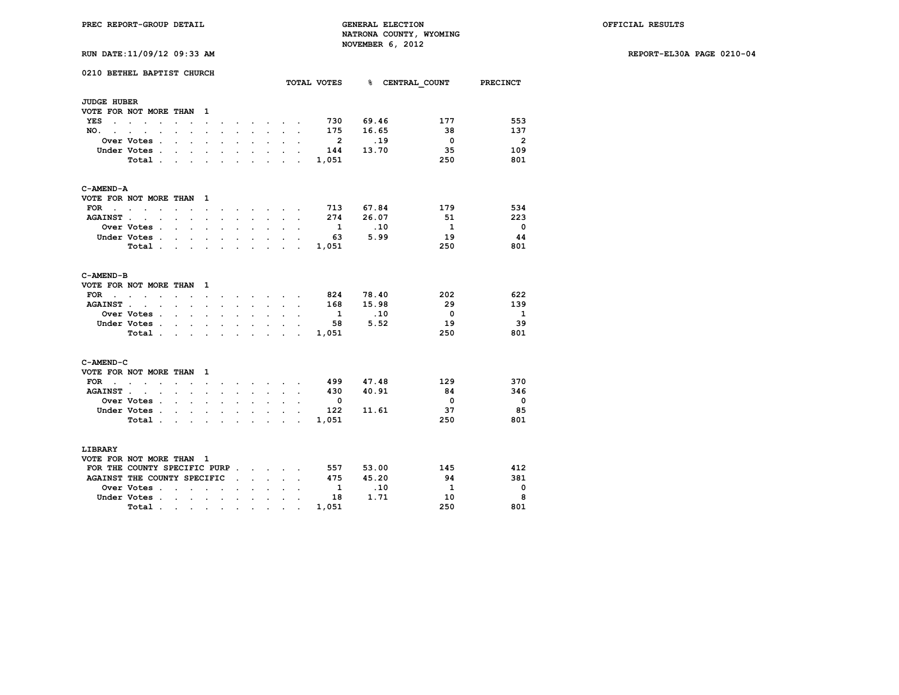PREC REPORT-GROUP DETAIL

GENERAL ELECTION
NATRONA COUNTY, WYOMING
NOVEMBER 6, 2012

OFFICIAL RESULTS

RUN DATE:11/09/12 09:33 AM

REPORT-EL30A PAGE 0210-04

## 0210 BETHEL BAPTIST CHURCH

### JUDGE HUBER

VOTE FOR NOT MORE THAN 1

| | TOTAL VOTES | % | CENTRAL_COUNT | PRECINCT |
|---|---|---|---|---|
| YES | 730 | 69.46 | 177 | 553 |
| NO. | 175 | 16.65 | 38 | 137 |
| Over Votes | 2 | .19 | 0 | 2 |
| Under Votes | 144 | 13.70 | 35 | 109 |
| Total | 1,051 | | 250 | 801 |

### C-AMEND-A

VOTE FOR NOT MORE THAN 1

| | TOTAL VOTES | % | CENTRAL_COUNT | PRECINCT |
|---|---|---|---|---|
| FOR | 713 | 67.84 | 179 | 534 |
| AGAINST | 274 | 26.07 | 51 | 223 |
| Over Votes | 1 | .10 | 1 | 0 |
| Under Votes | 63 | 5.99 | 19 | 44 |
| Total | 1,051 | | 250 | 801 |

### C-AMEND-B

VOTE FOR NOT MORE THAN 1

| | TOTAL VOTES | % | CENTRAL_COUNT | PRECINCT |
|---|---|---|---|---|
| FOR | 824 | 78.40 | 202 | 622 |
| AGAINST | 168 | 15.98 | 29 | 139 |
| Over Votes | 1 | .10 | 0 | 1 |
| Under Votes | 58 | 5.52 | 19 | 39 |
| Total | 1,051 | | 250 | 801 |

### C-AMEND-C

VOTE FOR NOT MORE THAN 1

| | TOTAL VOTES | % | CENTRAL_COUNT | PRECINCT |
|---|---|---|---|---|
| FOR | 499 | 47.48 | 129 | 370 |
| AGAINST | 430 | 40.91 | 84 | 346 |
| Over Votes | 0 | | 0 | 0 |
| Under Votes | 122 | 11.61 | 37 | 85 |
| Total | 1,051 | | 250 | 801 |

### LIBRARY

VOTE FOR NOT MORE THAN 1

| | TOTAL VOTES | % | CENTRAL_COUNT | PRECINCT |
|---|---|---|---|---|
| FOR THE COUNTY SPECIFIC PURP | 557 | 53.00 | 145 | 412 |
| AGAINST THE COUNTY SPECIFIC | 475 | 45.20 | 94 | 381 |
| Over Votes | 1 | .10 | 1 | 0 |
| Under Votes | 18 | 1.71 | 10 | 8 |
| Total | 1,051 | | 250 | 801 |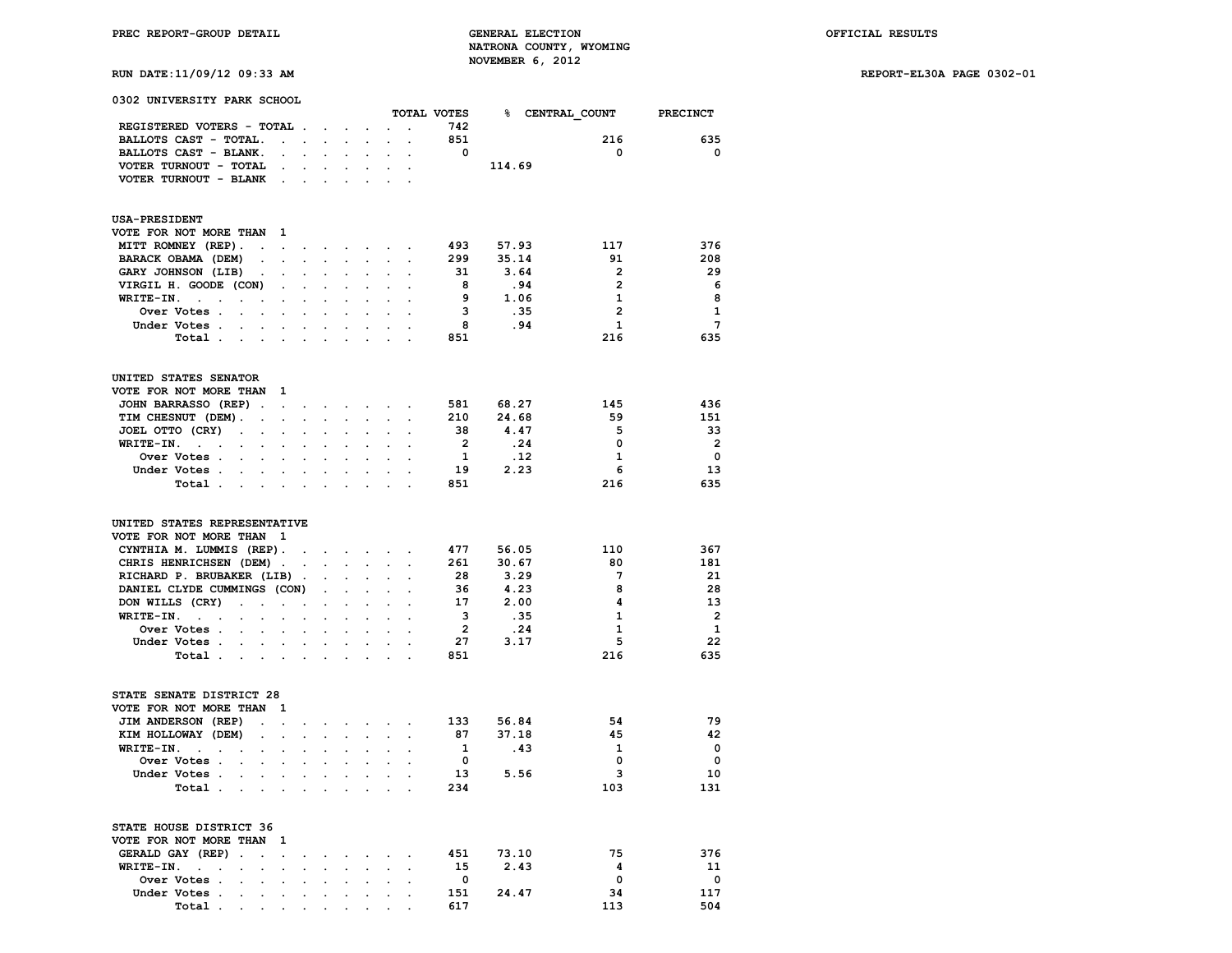PREC REPORT-GROUP DETAIL

GENERAL ELECTION
NATRONA COUNTY, WYOMING
NOVEMBER 6, 2012

OFFICIAL RESULTS

RUN DATE:11/09/12 09:33 AM

REPORT-EL30A PAGE 0302-01

## 0302 UNIVERSITY PARK SCHOOL

| | TOTAL VOTES | % | CENTRAL_COUNT | PRECINCT |
|---|---|---|---|---|
| REGISTERED VOTERS - TOTAL | 742 | | | |
| BALLOTS CAST - TOTAL. | 851 | | 216 | 635 |
| BALLOTS CAST - BLANK. | 0 | | 0 | 0 |
| VOTER TURNOUT - TOTAL | | 114.69 | | |
| VOTER TURNOUT - BLANK | | | | |

### USA-PRESIDENT

VOTE FOR NOT MORE THAN 1

| | TOTAL VOTES | % | CENTRAL_COUNT | PRECINCT |
|---|---|---|---|---|
| MITT ROMNEY (REP). | 493 | 57.93 | 117 | 376 |
| BARACK OBAMA (DEM) | 299 | 35.14 | 91 | 208 |
| GARY JOHNSON (LIB) | 31 | 3.64 | 2 | 29 |
| VIRGIL H. GOODE (CON) | 8 | .94 | 2 | 6 |
| WRITE-IN. | 9 | 1.06 | 1 | 8 |
| Over Votes | 3 | .35 | 2 | 1 |
| Under Votes | 8 | .94 | 1 | 7 |
| Total | 851 | | 216 | 635 |

### UNITED STATES SENATOR

VOTE FOR NOT MORE THAN 1

| | TOTAL VOTES | % | CENTRAL_COUNT | PRECINCT |
|---|---|---|---|---|
| JOHN BARRASSO (REP) | 581 | 68.27 | 145 | 436 |
| TIM CHESNUT (DEM). | 210 | 24.68 | 59 | 151 |
| JOEL OTTO (CRY) | 38 | 4.47 | 5 | 33 |
| WRITE-IN. | 2 | .24 | 0 | 2 |
| Over Votes | 1 | .12 | 1 | 0 |
| Under Votes | 19 | 2.23 | 6 | 13 |
| Total | 851 | | 216 | 635 |

### UNITED STATES REPRESENTATIVE

VOTE FOR NOT MORE THAN 1

| | TOTAL VOTES | % | CENTRAL_COUNT | PRECINCT |
|---|---|---|---|---|
| CYNTHIA M. LUMMIS (REP). | 477 | 56.05 | 110 | 367 |
| CHRIS HENRICHSEN (DEM) | 261 | 30.67 | 80 | 181 |
| RICHARD P. BRUBAKER (LIB) | 28 | 3.29 | 7 | 21 |
| DANIEL CLYDE CUMMINGS (CON) | 36 | 4.23 | 8 | 28 |
| DON WILLS (CRY) | 17 | 2.00 | 4 | 13 |
| WRITE-IN. | 3 | .35 | 1 | 2 |
| Over Votes | 2 | .24 | 1 | 1 |
| Under Votes | 27 | 3.17 | 5 | 22 |
| Total | 851 | | 216 | 635 |

### STATE SENATE DISTRICT 28

VOTE FOR NOT MORE THAN 1

| | TOTAL VOTES | % | CENTRAL_COUNT | PRECINCT |
|---|---|---|---|---|
| JIM ANDERSON (REP) | 133 | 56.84 | 54 | 79 |
| KIM HOLLOWAY (DEM) | 87 | 37.18 | 45 | 42 |
| WRITE-IN. | 1 | .43 | 1 | 0 |
| Over Votes | 0 | | 0 | 0 |
| Under Votes | 13 | 5.56 | 3 | 10 |
| Total | 234 | | 103 | 131 |

### STATE HOUSE DISTRICT 36

VOTE FOR NOT MORE THAN 1

| | TOTAL VOTES | % | CENTRAL_COUNT | PRECINCT |
|---|---|---|---|---|
| GERALD GAY (REP) | 451 | 73.10 | 75 | 376 |
| WRITE-IN. | 15 | 2.43 | 4 | 11 |
| Over Votes | 0 | | 0 | 0 |
| Under Votes | 151 | 24.47 | 34 | 117 |
| Total | 617 | | 113 | 504 |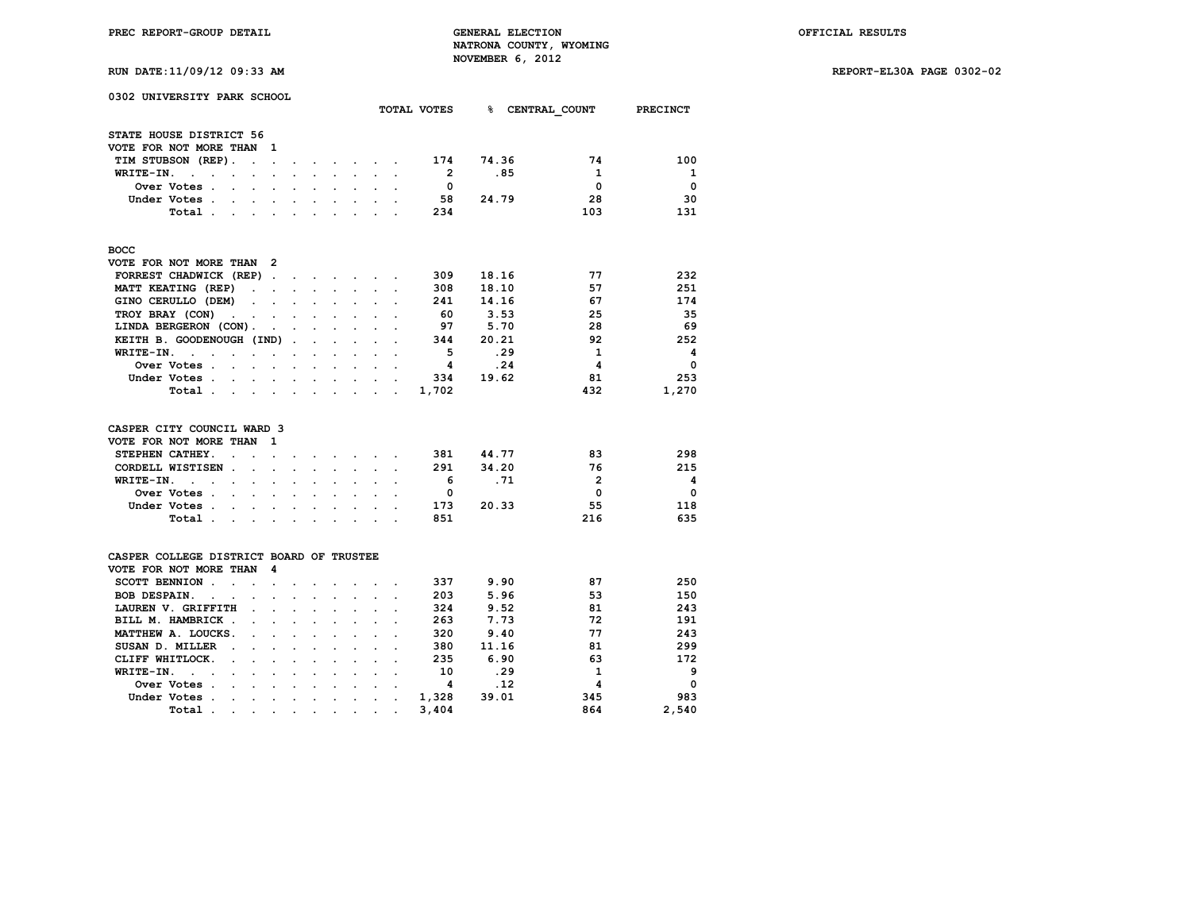PREC REPORT-GROUP DETAIL

GENERAL ELECTION
NATRONA COUNTY, WYOMING
NOVEMBER 6, 2012

OFFICIAL RESULTS

RUN DATE:11/09/12 09:33 AM

REPORT-EL30A PAGE 0302-02

## 0302 UNIVERSITY PARK SCHOOL

### STATE HOUSE DISTRICT 56
VOTE FOR NOT MORE THAN 1

| | TOTAL VOTES | % | CENTRAL_COUNT | PRECINCT |
|---|---|---|---|---|
| TIM STUBSON (REP) | 174 | 74.36 | 74 | 100 |
| WRITE-IN. | 2 | .85 | 1 | 1 |
| Over Votes | 0 | | 0 | 0 |
| Under Votes | 58 | 24.79 | 28 | 30 |
| Total | 234 | | 103 | 131 |

### BOCC
VOTE FOR NOT MORE THAN 2

| | TOTAL VOTES | % | CENTRAL_COUNT | PRECINCT |
|---|---|---|---|---|
| FORREST CHADWICK (REP) | 309 | 18.16 | 77 | 232 |
| MATT KEATING (REP) | 308 | 18.10 | 57 | 251 |
| GINO CERULLO (DEM) | 241 | 14.16 | 67 | 174 |
| TROY BRAY (CON) | 60 | 3.53 | 25 | 35 |
| LINDA BERGERON (CON) | 97 | 5.70 | 28 | 69 |
| KEITH B. GOODENOUGH (IND) | 344 | 20.21 | 92 | 252 |
| WRITE-IN. | 5 | .29 | 1 | 4 |
| Over Votes | 4 | .24 | 4 | 0 |
| Under Votes | 334 | 19.62 | 81 | 253 |
| Total | 1,702 | | 432 | 1,270 |

### CASPER CITY COUNCIL WARD 3
VOTE FOR NOT MORE THAN 1

| | TOTAL VOTES | % | CENTRAL_COUNT | PRECINCT |
|---|---|---|---|---|
| STEPHEN CATHEY. | 381 | 44.77 | 83 | 298 |
| CORDELL WISTISEN | 291 | 34.20 | 76 | 215 |
| WRITE-IN. | 6 | .71 | 2 | 4 |
| Over Votes | 0 | | 0 | 0 |
| Under Votes | 173 | 20.33 | 55 | 118 |
| Total | 851 | | 216 | 635 |

### CASPER COLLEGE DISTRICT BOARD OF TRUSTEE
VOTE FOR NOT MORE THAN 4

| | TOTAL VOTES | % | CENTRAL_COUNT | PRECINCT |
|---|---|---|---|---|
| SCOTT BENNION | 337 | 9.90 | 87 | 250 |
| BOB DESPAIN. | 203 | 5.96 | 53 | 150 |
| LAUREN V. GRIFFITH | 324 | 9.52 | 81 | 243 |
| BILL M. HAMBRICK | 263 | 7.73 | 72 | 191 |
| MATTHEW A. LOUCKS. | 320 | 9.40 | 77 | 243 |
| SUSAN D. MILLER | 380 | 11.16 | 81 | 299 |
| CLIFF WHITLOCK. | 235 | 6.90 | 63 | 172 |
| WRITE-IN. | 10 | .29 | 1 | 9 |
| Over Votes | 4 | .12 | 4 | 0 |
| Under Votes | 1,328 | 39.01 | 345 | 983 |
| Total | 3,404 | | 864 | 2,540 |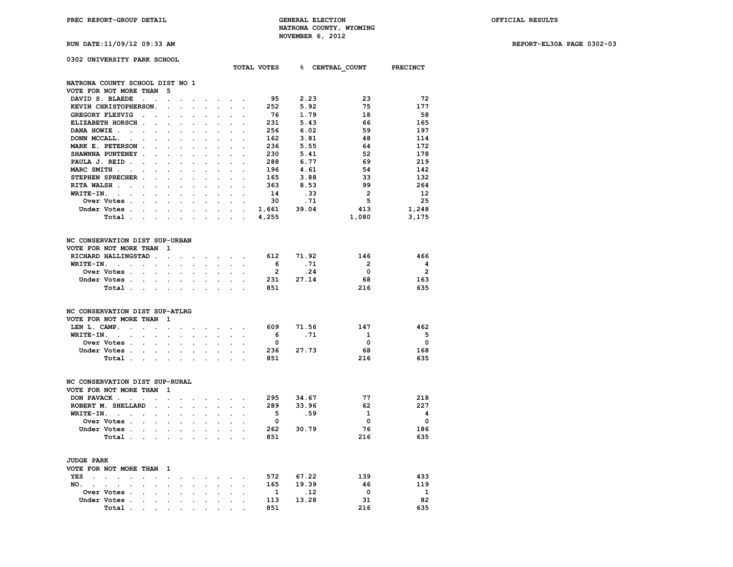PREC REPORT-GROUP DETAIL — GENERAL ELECTION — NATRONA COUNTY, WYOMING — NOVEMBER 6, 2012 — OFFICIAL RESULTS

RUN DATE:11/09/12 09:33 AM — REPORT-EL30A PAGE 0302-03

## 0302 UNIVERSITY PARK SCHOOL

### NATRONA COUNTY SCHOOL DIST NO 1
VOTE FOR NOT MORE THAN 5

| | TOTAL VOTES | % | CENTRAL_COUNT | PRECINCT |
|---|---|---|---|---|
| DAVID S. BLAEDE | 95 | 2.23 | 23 | 72 |
| KEVIN CHRISTOPHERSON | 252 | 5.92 | 75 | 177 |
| GREGORY FLESVIG | 76 | 1.79 | 18 | 58 |
| ELIZABETH HORSCH | 231 | 5.43 | 66 | 165 |
| DANA HOWIE | 256 | 6.02 | 59 | 197 |
| DONN MCCALL | 162 | 3.81 | 48 | 114 |
| MARK E. PETERSON | 236 | 5.55 | 64 | 172 |
| SHAWNNA PUNTENEY | 230 | 5.41 | 52 | 178 |
| PAULA J. REID | 288 | 6.77 | 69 | 219 |
| MARC SMITH | 196 | 4.61 | 54 | 142 |
| STEPHEN SPRECHER | 165 | 3.88 | 33 | 132 |
| RITA WALSH | 363 | 8.53 | 99 | 264 |
| WRITE-IN | 14 | .33 | 2 | 12 |
| Over Votes | 30 | .71 | 5 | 25 |
| Under Votes | 1,661 | 39.04 | 413 | 1,248 |
| Total | 4,255 | | 1,080 | 3,175 |

### NC CONSERVATION DIST SUP-URBAN
VOTE FOR NOT MORE THAN 1

| | TOTAL VOTES | % | CENTRAL_COUNT | PRECINCT |
|---|---|---|---|---|
| RICHARD HALLINGSTAD | 612 | 71.92 | 146 | 466 |
| WRITE-IN | 6 | .71 | 2 | 4 |
| Over Votes | 2 | .24 | 0 | 2 |
| Under Votes | 231 | 27.14 | 68 | 163 |
| Total | 851 | | 216 | 635 |

### NC CONSERVATION DIST SUP-ATLRG
VOTE FOR NOT MORE THAN 1

| | TOTAL VOTES | % | CENTRAL_COUNT | PRECINCT |
|---|---|---|---|---|
| LEN L. CAMP | 609 | 71.56 | 147 | 462 |
| WRITE-IN | 6 | .71 | 1 | 5 |
| Over Votes | 0 | | 0 | 0 |
| Under Votes | 236 | 27.73 | 68 | 168 |
| Total | 851 | | 216 | 635 |

### NC CONSERVATION DIST SUP-RURAL
VOTE FOR NOT MORE THAN 1

| | TOTAL VOTES | % | CENTRAL_COUNT | PRECINCT |
|---|---|---|---|---|
| DON PAVACK | 295 | 34.67 | 77 | 218 |
| ROBERT M. SHELLARD | 289 | 33.96 | 62 | 227 |
| WRITE-IN | 5 | .59 | 1 | 4 |
| Over Votes | 0 | | 0 | 0 |
| Under Votes | 262 | 30.79 | 76 | 186 |
| Total | 851 | | 216 | 635 |

### JUDGE PARK
VOTE FOR NOT MORE THAN 1

| | TOTAL VOTES | % | CENTRAL_COUNT | PRECINCT |
|---|---|---|---|---|
| YES | 572 | 67.22 | 139 | 433 |
| NO | 165 | 19.39 | 46 | 119 |
| Over Votes | 1 | .12 | 0 | 1 |
| Under Votes | 113 | 13.28 | 31 | 82 |
| Total | 851 | | 216 | 635 |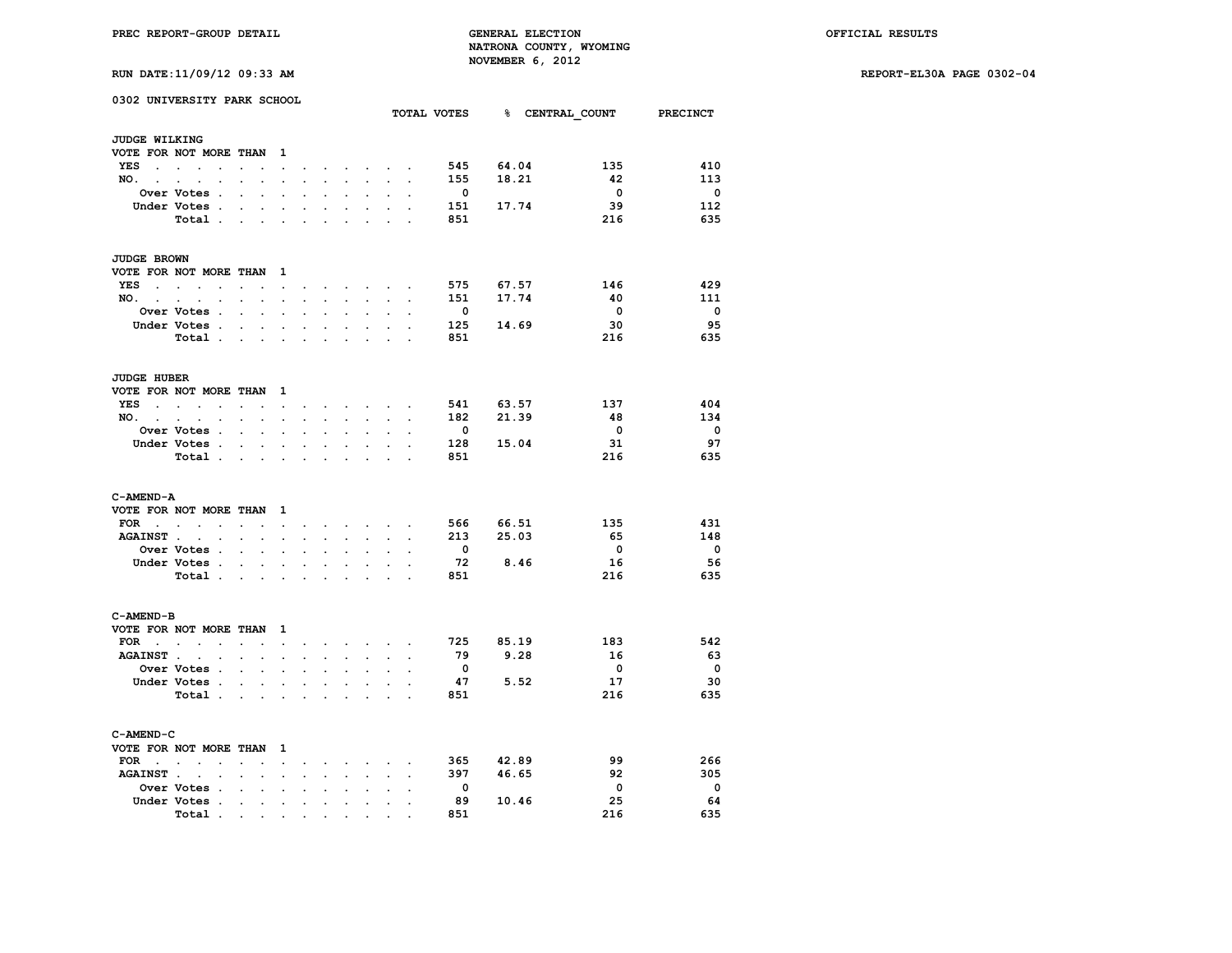## 0302 UNIVERSITY PARK SCHOOL

### JUDGE WILKING

VOTE FOR NOT MORE THAN 1

| | TOTAL VOTES | % | CENTRAL_COUNT | PRECINCT |
|---|---|---|---|---|
| YES | 545 | 64.04 | 135 | 410 |
| NO. | 155 | 18.21 | 42 | 113 |
| Over Votes | 0 | | 0 | 0 |
| Under Votes | 151 | 17.74 | 39 | 112 |
| Total | 851 | | 216 | 635 |

### JUDGE BROWN

VOTE FOR NOT MORE THAN 1

| | TOTAL VOTES | % | CENTRAL_COUNT | PRECINCT |
|---|---|---|---|---|
| YES | 575 | 67.57 | 146 | 429 |
| NO. | 151 | 17.74 | 40 | 111 |
| Over Votes | 0 | | 0 | 0 |
| Under Votes | 125 | 14.69 | 30 | 95 |
| Total | 851 | | 216 | 635 |

### JUDGE HUBER

VOTE FOR NOT MORE THAN 1

| | TOTAL VOTES | % | CENTRAL_COUNT | PRECINCT |
|---|---|---|---|---|
| YES | 541 | 63.57 | 137 | 404 |
| NO. | 182 | 21.39 | 48 | 134 |
| Over Votes | 0 | | 0 | 0 |
| Under Votes | 128 | 15.04 | 31 | 97 |
| Total | 851 | | 216 | 635 |

### C-AMEND-A

VOTE FOR NOT MORE THAN 1

| | TOTAL VOTES | % | CENTRAL_COUNT | PRECINCT |
|---|---|---|---|---|
| FOR | 566 | 66.51 | 135 | 431 |
| AGAINST | 213 | 25.03 | 65 | 148 |
| Over Votes | 0 | | 0 | 0 |
| Under Votes | 72 | 8.46 | 16 | 56 |
| Total | 851 | | 216 | 635 |

### C-AMEND-B

VOTE FOR NOT MORE THAN 1

| | TOTAL VOTES | % | CENTRAL_COUNT | PRECINCT |
|---|---|---|---|---|
| FOR | 725 | 85.19 | 183 | 542 |
| AGAINST | 79 | 9.28 | 16 | 63 |
| Over Votes | 0 | | 0 | 0 |
| Under Votes | 47 | 5.52 | 17 | 30 |
| Total | 851 | | 216 | 635 |

### C-AMEND-C

VOTE FOR NOT MORE THAN 1

| | TOTAL VOTES | % | CENTRAL_COUNT | PRECINCT |
|---|---|---|---|---|
| FOR | 365 | 42.89 | 99 | 266 |
| AGAINST | 397 | 46.65 | 92 | 305 |
| Over Votes | 0 | | 0 | 0 |
| Under Votes | 89 | 10.46 | 25 | 64 |
| Total | 851 | | 216 | 635 |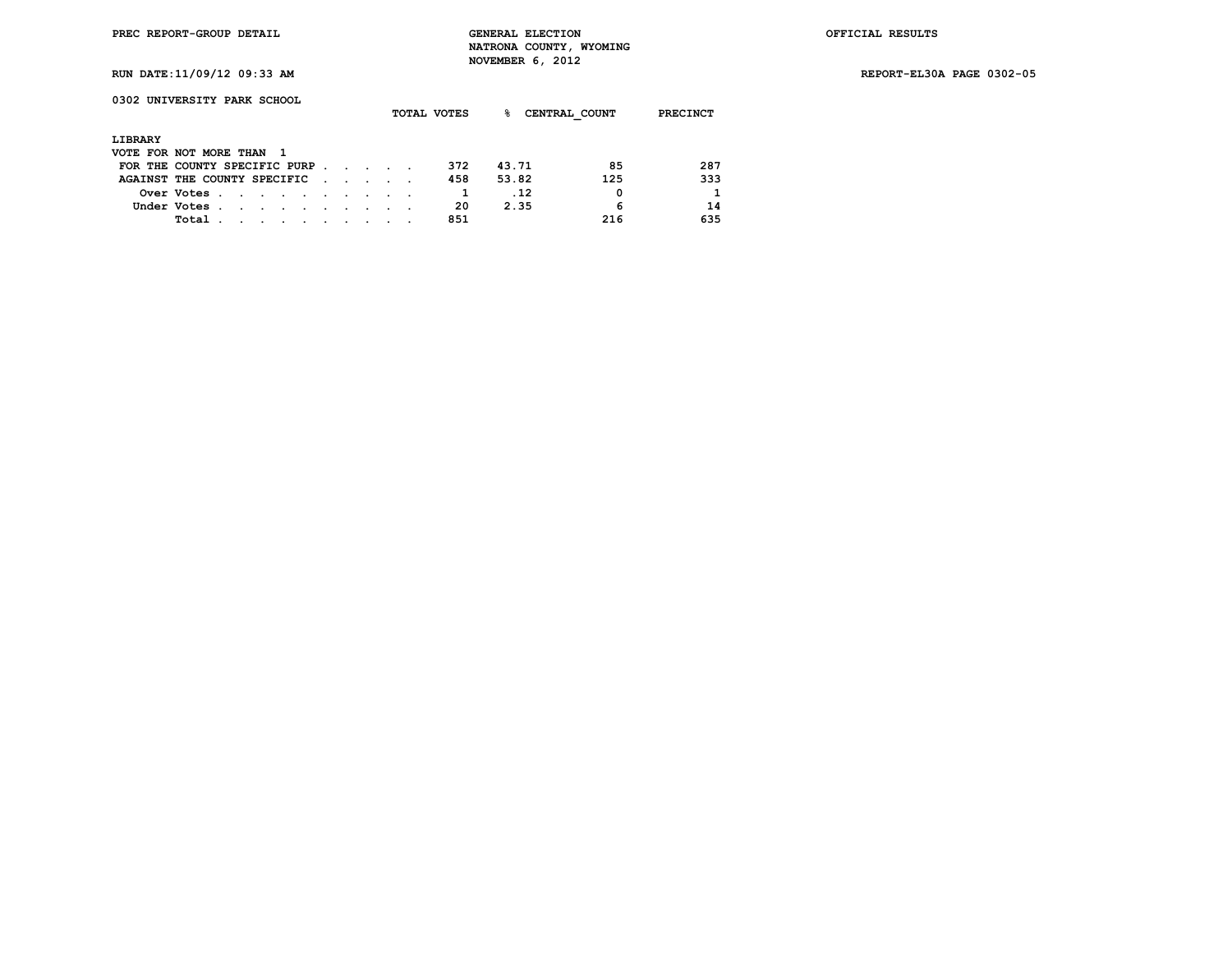PREC REPORT-GROUP DETAIL

GENERAL ELECTION
NATRONA COUNTY, WYOMING
NOVEMBER 6, 2012

OFFICIAL RESULTS

RUN DATE:11/09/12 09:33 AM

REPORT-EL30A PAGE 0302-05

## 0302 UNIVERSITY PARK SCHOOL

**LIBRARY**
VOTE FOR NOT MORE THAN 1

| | TOTAL VOTES | % | CENTRAL_COUNT | PRECINCT |
|---|---|---|---|---|
| FOR THE COUNTY SPECIFIC PURP | 372 | 43.71 | 85 | 287 |
| AGAINST THE COUNTY SPECIFIC | 458 | 53.82 | 125 | 333 |
| Over Votes | 1 | .12 | 0 | 1 |
| Under Votes | 20 | 2.35 | 6 | 14 |
| Total | 851 | | 216 | 635 |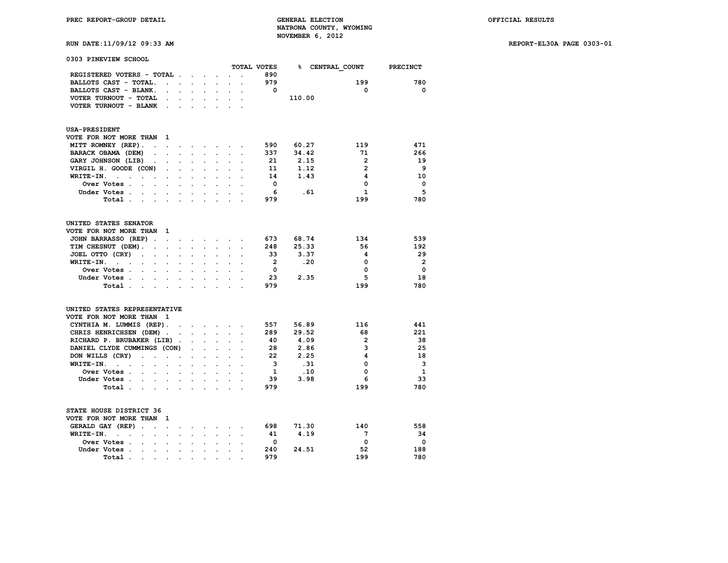PREC REPORT-GROUP DETAIL

GENERAL ELECTION
NATRONA COUNTY, WYOMING
NOVEMBER 6, 2012

OFFICIAL RESULTS

RUN DATE:11/09/12 09:33 AM

REPORT-EL30A PAGE 0303-01

## 0303 PINEVIEW SCHOOL

| | TOTAL VOTES | % | CENTRAL_COUNT | PRECINCT |
|---|---|---|---|---|
| REGISTERED VOTERS - TOTAL | 890 | | | |
| BALLOTS CAST - TOTAL | 979 | | 199 | 780 |
| BALLOTS CAST - BLANK | 0 | | 0 | 0 |
| VOTER TURNOUT - TOTAL | | 110.00 | | |
| VOTER TURNOUT - BLANK | | | | |

### USA-PRESIDENT

VOTE FOR NOT MORE THAN 1

| | TOTAL VOTES | % | CENTRAL_COUNT | PRECINCT |
|---|---|---|---|---|
| MITT ROMNEY (REP) | 590 | 60.27 | 119 | 471 |
| BARACK OBAMA (DEM) | 337 | 34.42 | 71 | 266 |
| GARY JOHNSON (LIB) | 21 | 2.15 | 2 | 19 |
| VIRGIL H. GOODE (CON) | 11 | 1.12 | 2 | 9 |
| WRITE-IN | 14 | 1.43 | 4 | 10 |
| Over Votes | 0 | | 0 | 0 |
| Under Votes | 6 | .61 | 1 | 5 |
| Total | 979 | | 199 | 780 |

### UNITED STATES SENATOR

VOTE FOR NOT MORE THAN 1

| | TOTAL VOTES | % | CENTRAL_COUNT | PRECINCT |
|---|---|---|---|---|
| JOHN BARRASSO (REP) | 673 | 68.74 | 134 | 539 |
| TIM CHESNUT (DEM) | 248 | 25.33 | 56 | 192 |
| JOEL OTTO (CRY) | 33 | 3.37 | 4 | 29 |
| WRITE-IN | 2 | .20 | 0 | 2 |
| Over Votes | 0 | | 0 | 0 |
| Under Votes | 23 | 2.35 | 5 | 18 |
| Total | 979 | | 199 | 780 |

### UNITED STATES REPRESENTATIVE

VOTE FOR NOT MORE THAN 1

| | TOTAL VOTES | % | CENTRAL_COUNT | PRECINCT |
|---|---|---|---|---|
| CYNTHIA M. LUMMIS (REP) | 557 | 56.89 | 116 | 441 |
| CHRIS HENRICHSEN (DEM) | 289 | 29.52 | 68 | 221 |
| RICHARD P. BRUBAKER (LIB) | 40 | 4.09 | 2 | 38 |
| DANIEL CLYDE CUMMINGS (CON) | 28 | 2.86 | 3 | 25 |
| DON WILLS (CRY) | 22 | 2.25 | 4 | 18 |
| WRITE-IN | 3 | .31 | 0 | 3 |
| Over Votes | 1 | .10 | 0 | 1 |
| Under Votes | 39 | 3.98 | 6 | 33 |
| Total | 979 | | 199 | 780 |

### STATE HOUSE DISTRICT 36

VOTE FOR NOT MORE THAN 1

| | TOTAL VOTES | % | CENTRAL_COUNT | PRECINCT |
|---|---|---|---|---|
| GERALD GAY (REP) | 698 | 71.30 | 140 | 558 |
| WRITE-IN | 41 | 4.19 | 7 | 34 |
| Over Votes | 0 | | 0 | 0 |
| Under Votes | 240 | 24.51 | 52 | 188 |
| Total | 979 | | 199 | 780 |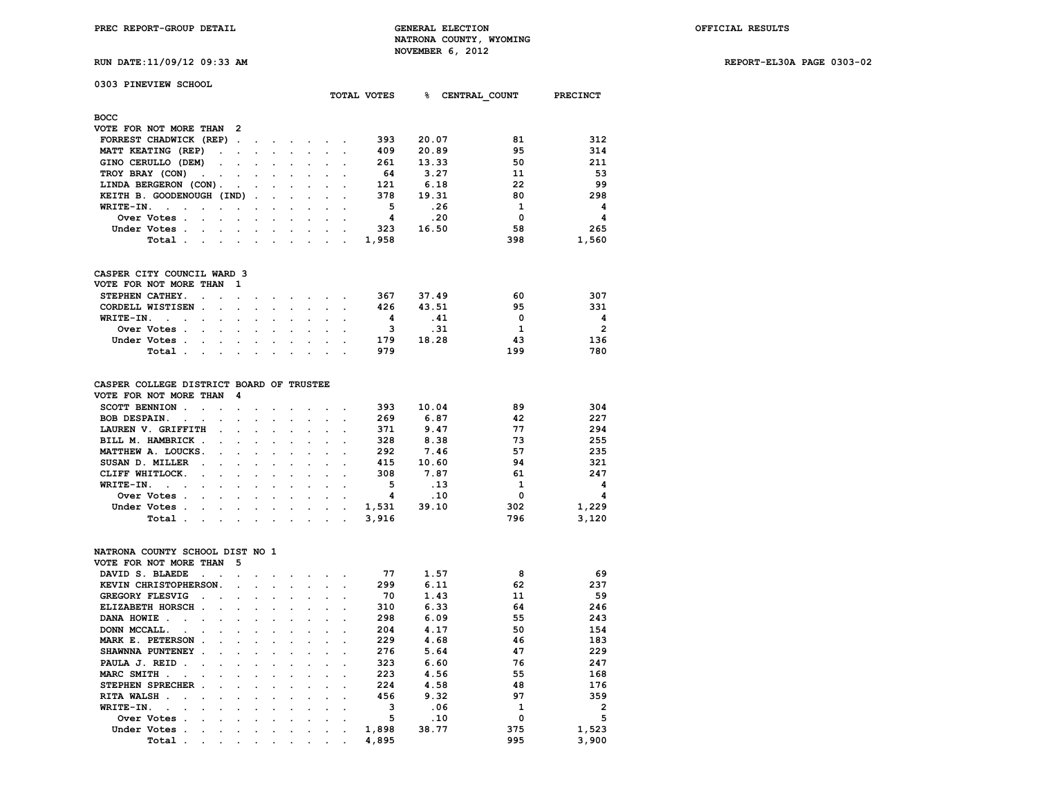PREC REPORT-GROUP DETAIL

GENERAL ELECTION
NATRONA COUNTY, WYOMING
NOVEMBER 6, 2012

OFFICIAL RESULTS

RUN DATE:11/09/12 09:33 AM

REPORT-EL30A PAGE 0303-02

## 0303 PINEVIEW SCHOOL

### BOCC
VOTE FOR NOT MORE THAN 2

| | TOTAL VOTES | % | CENTRAL_COUNT | PRECINCT |
|---|---|---|---|---|
| FORREST CHADWICK (REP) | 393 | 20.07 | 81 | 312 |
| MATT KEATING (REP) | 409 | 20.89 | 95 | 314 |
| GINO CERULLO (DEM) | 261 | 13.33 | 50 | 211 |
| TROY BRAY (CON) | 64 | 3.27 | 11 | 53 |
| LINDA BERGERON (CON) | 121 | 6.18 | 22 | 99 |
| KEITH B. GOODENOUGH (IND) | 378 | 19.31 | 80 | 298 |
| WRITE-IN. | 5 | .26 | 1 | 4 |
| Over Votes | 4 | .20 | 0 | 4 |
| Under Votes | 323 | 16.50 | 58 | 265 |
| Total | 1,958 | | 398 | 1,560 |

### CASPER CITY COUNCIL WARD 3
VOTE FOR NOT MORE THAN 1

| | TOTAL VOTES | % | CENTRAL_COUNT | PRECINCT |
|---|---|---|---|---|
| STEPHEN CATHEY. | 367 | 37.49 | 60 | 307 |
| CORDELL WISTISEN | 426 | 43.51 | 95 | 331 |
| WRITE-IN. | 4 | .41 | 0 | 4 |
| Over Votes | 3 | .31 | 1 | 2 |
| Under Votes | 179 | 18.28 | 43 | 136 |
| Total | 979 | | 199 | 780 |

### CASPER COLLEGE DISTRICT BOARD OF TRUSTEE
VOTE FOR NOT MORE THAN 4

| | TOTAL VOTES | % | CENTRAL_COUNT | PRECINCT |
|---|---|---|---|---|
| SCOTT BENNION | 393 | 10.04 | 89 | 304 |
| BOB DESPAIN. | 269 | 6.87 | 42 | 227 |
| LAUREN V. GRIFFITH | 371 | 9.47 | 77 | 294 |
| BILL M. HAMBRICK | 328 | 8.38 | 73 | 255 |
| MATTHEW A. LOUCKS. | 292 | 7.46 | 57 | 235 |
| SUSAN D. MILLER | 415 | 10.60 | 94 | 321 |
| CLIFF WHITLOCK. | 308 | 7.87 | 61 | 247 |
| WRITE-IN. | 5 | .13 | 1 | 4 |
| Over Votes | 4 | .10 | 0 | 4 |
| Under Votes | 1,531 | 39.10 | 302 | 1,229 |
| Total | 3,916 | | 796 | 3,120 |

### NATRONA COUNTY SCHOOL DIST NO 1
VOTE FOR NOT MORE THAN 5

| | TOTAL VOTES | % | CENTRAL_COUNT | PRECINCT |
|---|---|---|---|---|
| DAVID S. BLAEDE | 77 | 1.57 | 8 | 69 |
| KEVIN CHRISTOPHERSON. | 299 | 6.11 | 62 | 237 |
| GREGORY FLESVIG | 70 | 1.43 | 11 | 59 |
| ELIZABETH HORSCH | 310 | 6.33 | 64 | 246 |
| DANA HOWIE | 298 | 6.09 | 55 | 243 |
| DONN MCCALL. | 204 | 4.17 | 50 | 154 |
| MARK E. PETERSON | 229 | 4.68 | 46 | 183 |
| SHAWNNA PUNTENEY | 276 | 5.64 | 47 | 229 |
| PAULA J. REID | 323 | 6.60 | 76 | 247 |
| MARC SMITH | 223 | 4.56 | 55 | 168 |
| STEPHEN SPRECHER | 224 | 4.58 | 48 | 176 |
| RITA WALSH | 456 | 9.32 | 97 | 359 |
| WRITE-IN. | 3 | .06 | 1 | 2 |
| Over Votes | 5 | .10 | 0 | 5 |
| Under Votes | 1,898 | 38.77 | 375 | 1,523 |
| Total | 4,895 | | 995 | 3,900 |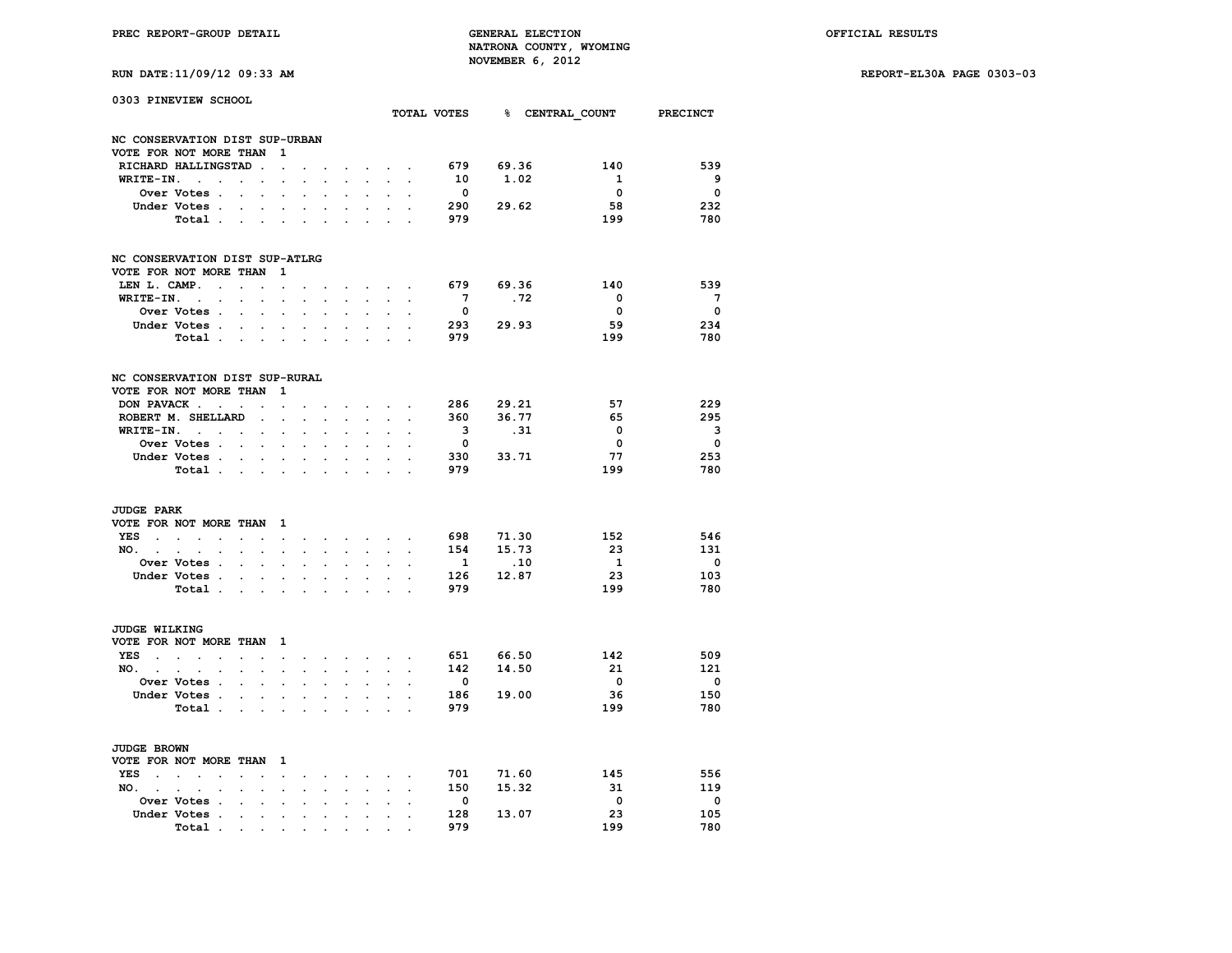PREC REPORT-GROUP DETAIL — GENERAL ELECTION — NATRONA COUNTY, WYOMING — NOVEMBER 6, 2012 — OFFICIAL RESULTS

RUN DATE:11/09/12 09:33 AM — REPORT-EL30A PAGE 0303-03

## 0303 PINEVIEW SCHOOL

### NC CONSERVATION DIST SUP-URBAN
VOTE FOR NOT MORE THAN 1

| | TOTAL VOTES | % | CENTRAL_COUNT | PRECINCT |
|---|---|---|---|---|
| RICHARD HALLINGSTAD | 679 | 69.36 | 140 | 539 |
| WRITE-IN. | 10 | 1.02 | 1 | 9 |
| Over Votes | 0 | | 0 | 0 |
| Under Votes | 290 | 29.62 | 58 | 232 |
| Total | 979 | | 199 | 780 |

### NC CONSERVATION DIST SUP-ATLRG
VOTE FOR NOT MORE THAN 1

| | TOTAL VOTES | % | CENTRAL_COUNT | PRECINCT |
|---|---|---|---|---|
| LEN L. CAMP. | 679 | 69.36 | 140 | 539 |
| WRITE-IN. | 7 | .72 | 0 | 7 |
| Over Votes | 0 | | 0 | 0 |
| Under Votes | 293 | 29.93 | 59 | 234 |
| Total | 979 | | 199 | 780 |

### NC CONSERVATION DIST SUP-RURAL
VOTE FOR NOT MORE THAN 1

| | TOTAL VOTES | % | CENTRAL_COUNT | PRECINCT |
|---|---|---|---|---|
| DON PAVACK | 286 | 29.21 | 57 | 229 |
| ROBERT M. SHELLARD | 360 | 36.77 | 65 | 295 |
| WRITE-IN. | 3 | .31 | 0 | 3 |
| Over Votes | 0 | | 0 | 0 |
| Under Votes | 330 | 33.71 | 77 | 253 |
| Total | 979 | | 199 | 780 |

### JUDGE PARK
VOTE FOR NOT MORE THAN 1

| | TOTAL VOTES | % | CENTRAL_COUNT | PRECINCT |
|---|---|---|---|---|
| YES | 698 | 71.30 | 152 | 546 |
| NO. | 154 | 15.73 | 23 | 131 |
| Over Votes | 1 | .10 | 1 | 0 |
| Under Votes | 126 | 12.87 | 23 | 103 |
| Total | 979 | | 199 | 780 |

### JUDGE WILKING
VOTE FOR NOT MORE THAN 1

| | TOTAL VOTES | % | CENTRAL_COUNT | PRECINCT |
|---|---|---|---|---|
| YES | 651 | 66.50 | 142 | 509 |
| NO. | 142 | 14.50 | 21 | 121 |
| Over Votes | 0 | | 0 | 0 |
| Under Votes | 186 | 19.00 | 36 | 150 |
| Total | 979 | | 199 | 780 |

### JUDGE BROWN
VOTE FOR NOT MORE THAN 1

| | TOTAL VOTES | % | CENTRAL_COUNT | PRECINCT |
|---|---|---|---|---|
| YES | 701 | 71.60 | 145 | 556 |
| NO. | 150 | 15.32 | 31 | 119 |
| Over Votes | 0 | | 0 | 0 |
| Under Votes | 128 | 13.07 | 23 | 105 |
| Total | 979 | | 199 | 780 |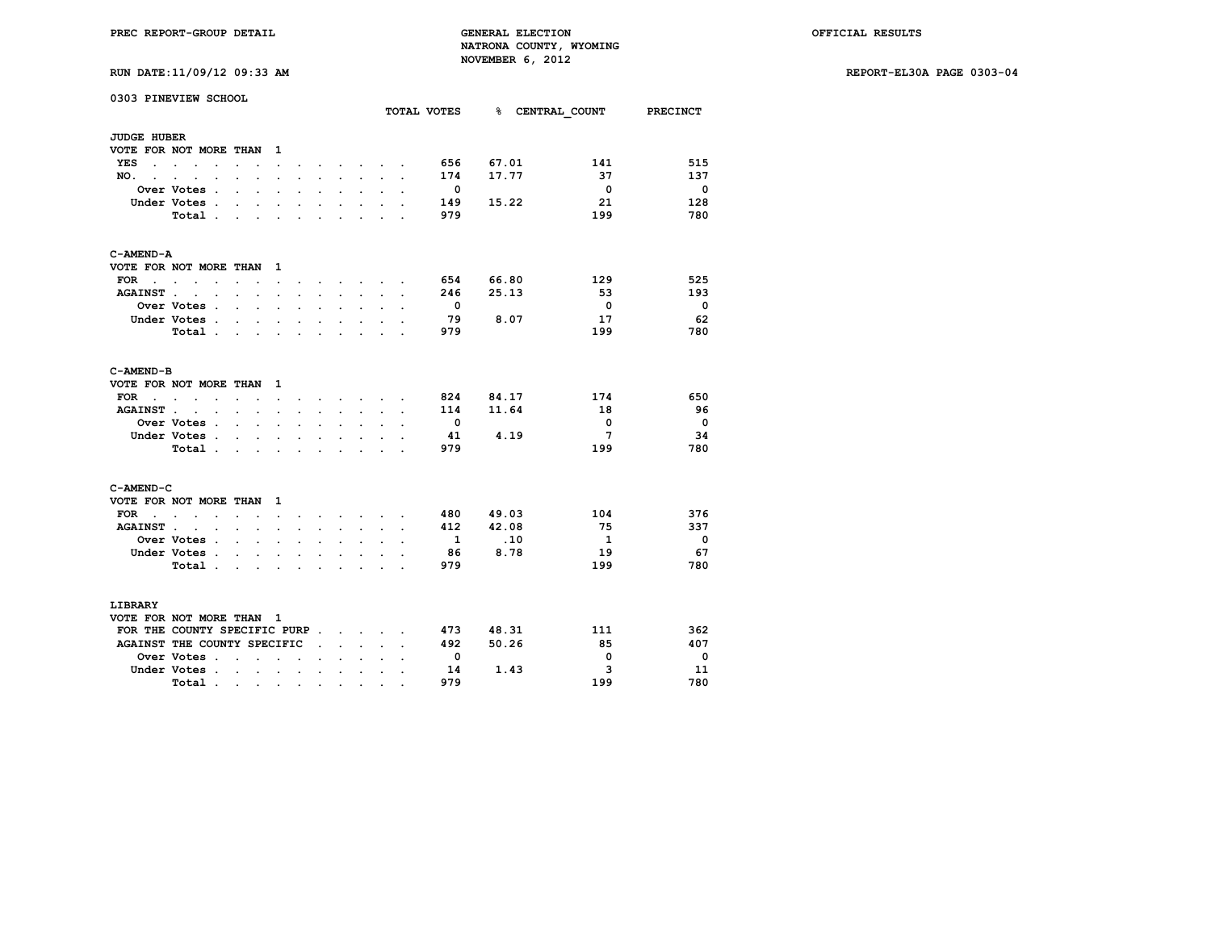PREC REPORT-GROUP DETAIL

GENERAL ELECTION
NATRONA COUNTY, WYOMING
NOVEMBER 6, 2012

OFFICIAL RESULTS

RUN DATE:11/09/12 09:33 AM

REPORT-EL30A PAGE 0303-04

## 0303 PINEVIEW SCHOOL

### JUDGE HUBER

VOTE FOR NOT MORE THAN 1

| | TOTAL VOTES | % | CENTRAL_COUNT | PRECINCT |
|---|---|---|---|---|
| YES | 656 | 67.01 | 141 | 515 |
| NO. | 174 | 17.77 | 37 | 137 |
| Over Votes | 0 | | 0 | 0 |
| Under Votes | 149 | 15.22 | 21 | 128 |
| Total | 979 | | 199 | 780 |

### C-AMEND-A

VOTE FOR NOT MORE THAN 1

| | TOTAL VOTES | % | CENTRAL_COUNT | PRECINCT |
|---|---|---|---|---|
| FOR | 654 | 66.80 | 129 | 525 |
| AGAINST | 246 | 25.13 | 53 | 193 |
| Over Votes | 0 | | 0 | 0 |
| Under Votes | 79 | 8.07 | 17 | 62 |
| Total | 979 | | 199 | 780 |

### C-AMEND-B

VOTE FOR NOT MORE THAN 1

| | TOTAL VOTES | % | CENTRAL_COUNT | PRECINCT |
|---|---|---|---|---|
| FOR | 824 | 84.17 | 174 | 650 |
| AGAINST | 114 | 11.64 | 18 | 96 |
| Over Votes | 0 | | 0 | 0 |
| Under Votes | 41 | 4.19 | 7 | 34 |
| Total | 979 | | 199 | 780 |

### C-AMEND-C

VOTE FOR NOT MORE THAN 1

| | TOTAL VOTES | % | CENTRAL_COUNT | PRECINCT |
|---|---|---|---|---|
| FOR | 480 | 49.03 | 104 | 376 |
| AGAINST | 412 | 42.08 | 75 | 337 |
| Over Votes | 1 | .10 | 1 | 0 |
| Under Votes | 86 | 8.78 | 19 | 67 |
| Total | 979 | | 199 | 780 |

### LIBRARY

VOTE FOR NOT MORE THAN 1

| | TOTAL VOTES | % | CENTRAL_COUNT | PRECINCT |
|---|---|---|---|---|
| FOR THE COUNTY SPECIFIC PURP | 473 | 48.31 | 111 | 362 |
| AGAINST THE COUNTY SPECIFIC | 492 | 50.26 | 85 | 407 |
| Over Votes | 0 | | 0 | 0 |
| Under Votes | 14 | 1.43 | 3 | 11 |
| Total | 979 | | 199 | 780 |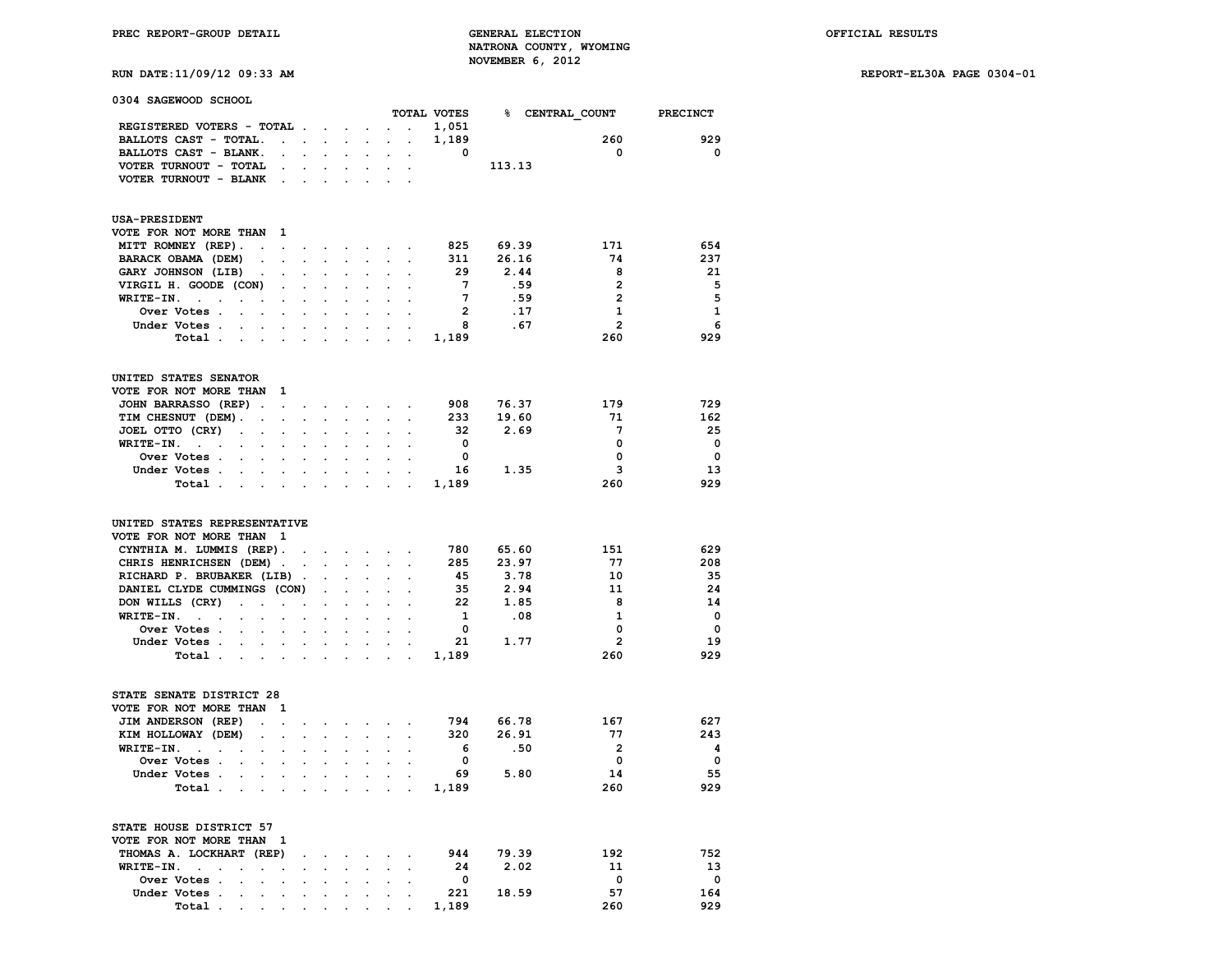PREC REPORT-GROUP DETAIL

GENERAL ELECTION
NATRONA COUNTY, WYOMING
NOVEMBER 6, 2012

OFFICIAL RESULTS

RUN DATE:11/09/12 09:33 AM

REPORT-EL30A PAGE 0304-01

## 0304 SAGEWOOD SCHOOL

| | TOTAL VOTES | % | CENTRAL_COUNT | PRECINCT |
|---|---|---|---|---|
| REGISTERED VOTERS - TOTAL | 1,051 | | | |
| BALLOTS CAST - TOTAL. | 1,189 | | 260 | 929 |
| BALLOTS CAST - BLANK. | 0 | | 0 | 0 |
| VOTER TURNOUT - TOTAL | | 113.13 | | |
| VOTER TURNOUT - BLANK | | | | |

### USA-PRESIDENT
VOTE FOR NOT MORE THAN 1

| | TOTAL VOTES | % | CENTRAL_COUNT | PRECINCT |
|---|---|---|---|---|
| MITT ROMNEY (REP). | 825 | 69.39 | 171 | 654 |
| BARACK OBAMA (DEM) | 311 | 26.16 | 74 | 237 |
| GARY JOHNSON (LIB) | 29 | 2.44 | 8 | 21 |
| VIRGIL H. GOODE (CON) | 7 | .59 | 2 | 5 |
| WRITE-IN. | 7 | .59 | 2 | 5 |
| Over Votes | 2 | .17 | 1 | 1 |
| Under Votes | 8 | .67 | 2 | 6 |
| Total | 1,189 | | 260 | 929 |

### UNITED STATES SENATOR
VOTE FOR NOT MORE THAN 1

| | TOTAL VOTES | % | CENTRAL_COUNT | PRECINCT |
|---|---|---|---|---|
| JOHN BARRASSO (REP) | 908 | 76.37 | 179 | 729 |
| TIM CHESNUT (DEM). | 233 | 19.60 | 71 | 162 |
| JOEL OTTO (CRY) | 32 | 2.69 | 7 | 25 |
| WRITE-IN. | 0 | | 0 | 0 |
| Over Votes | 0 | | 0 | 0 |
| Under Votes | 16 | 1.35 | 3 | 13 |
| Total | 1,189 | | 260 | 929 |

### UNITED STATES REPRESENTATIVE
VOTE FOR NOT MORE THAN 1

| | TOTAL VOTES | % | CENTRAL_COUNT | PRECINCT |
|---|---|---|---|---|
| CYNTHIA M. LUMMIS (REP). | 780 | 65.60 | 151 | 629 |
| CHRIS HENRICHSEN (DEM) | 285 | 23.97 | 77 | 208 |
| RICHARD P. BRUBAKER (LIB) | 45 | 3.78 | 10 | 35 |
| DANIEL CLYDE CUMMINGS (CON) | 35 | 2.94 | 11 | 24 |
| DON WILLS (CRY) | 22 | 1.85 | 8 | 14 |
| WRITE-IN. | 1 | .08 | 1 | 0 |
| Over Votes | 0 | | 0 | 0 |
| Under Votes | 21 | 1.77 | 2 | 19 |
| Total | 1,189 | | 260 | 929 |

### STATE SENATE DISTRICT 28
VOTE FOR NOT MORE THAN 1

| | TOTAL VOTES | % | CENTRAL_COUNT | PRECINCT |
|---|---|---|---|---|
| JIM ANDERSON (REP) | 794 | 66.78 | 167 | 627 |
| KIM HOLLOWAY (DEM) | 320 | 26.91 | 77 | 243 |
| WRITE-IN. | 6 | .50 | 2 | 4 |
| Over Votes | 0 | | 0 | 0 |
| Under Votes | 69 | 5.80 | 14 | 55 |
| Total | 1,189 | | 260 | 929 |

### STATE HOUSE DISTRICT 57
VOTE FOR NOT MORE THAN 1

| | TOTAL VOTES | % | CENTRAL_COUNT | PRECINCT |
|---|---|---|---|---|
| THOMAS A. LOCKHART (REP) | 944 | 79.39 | 192 | 752 |
| WRITE-IN. | 24 | 2.02 | 11 | 13 |
| Over Votes | 0 | | 0 | 0 |
| Under Votes | 221 | 18.59 | 57 | 164 |
| Total | 1,189 | | 260 | 929 |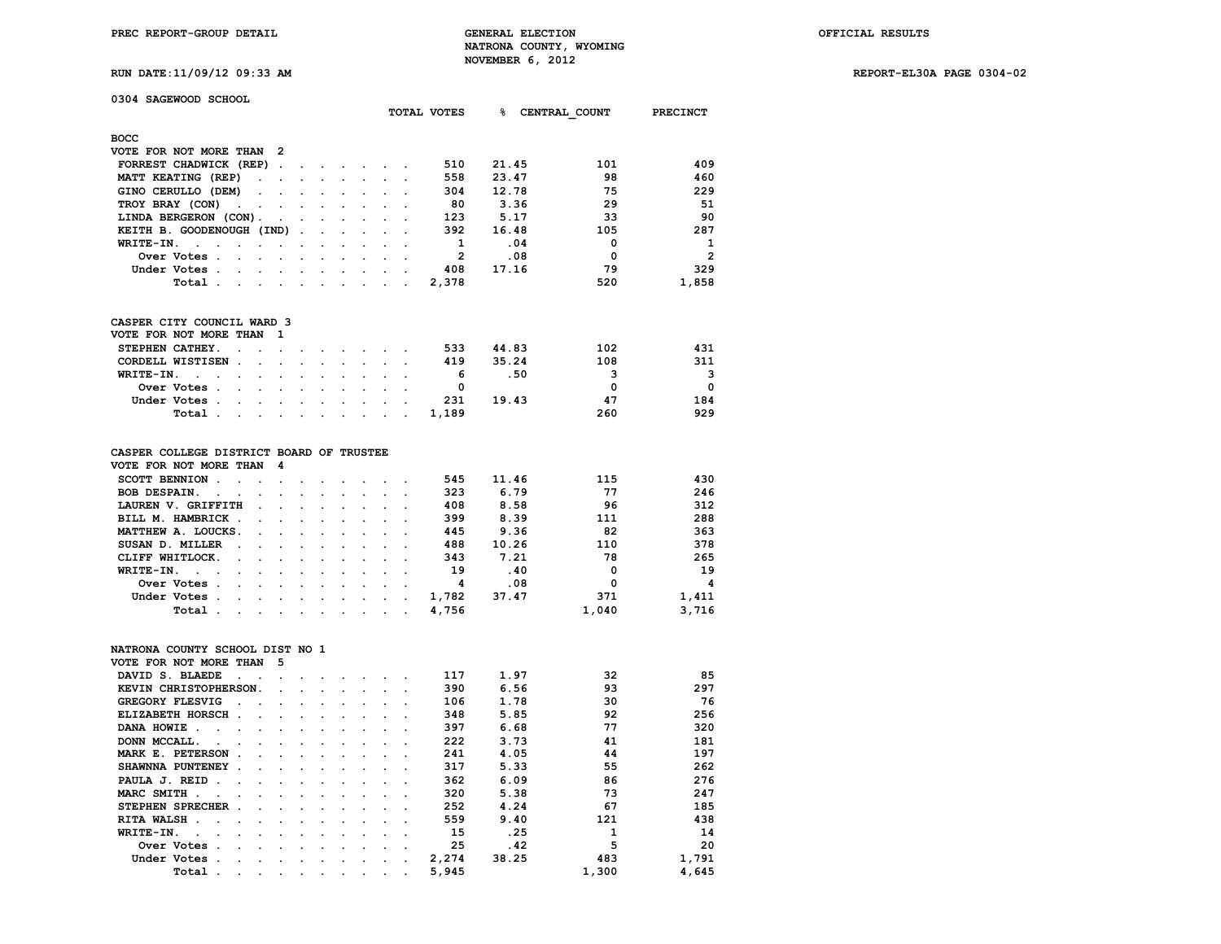PREC REPORT-GROUP DETAIL

GENERAL ELECTION
NATRONA COUNTY, WYOMING
NOVEMBER 6, 2012

OFFICIAL RESULTS

RUN DATE:11/09/12 09:33 AM

REPORT-EL30A PAGE 0304-02

## 0304 SAGEWOOD SCHOOL

### BOCC
VOTE FOR NOT MORE THAN 2

| | TOTAL VOTES | % | CENTRAL_COUNT | PRECINCT |
|---|---|---|---|---|
| FORREST CHADWICK (REP) | 510 | 21.45 | 101 | 409 |
| MATT KEATING (REP) | 558 | 23.47 | 98 | 460 |
| GINO CERULLO (DEM) | 304 | 12.78 | 75 | 229 |
| TROY BRAY (CON) | 80 | 3.36 | 29 | 51 |
| LINDA BERGERON (CON) | 123 | 5.17 | 33 | 90 |
| KEITH B. GOODENOUGH (IND) | 392 | 16.48 | 105 | 287 |
| WRITE-IN | 1 | .04 | 0 | 1 |
| Over Votes | 2 | .08 | 0 | 2 |
| Under Votes | 408 | 17.16 | 79 | 329 |
| Total | 2,378 | | 520 | 1,858 |

### CASPER CITY COUNCIL WARD 3
VOTE FOR NOT MORE THAN 1

| | TOTAL VOTES | % | CENTRAL_COUNT | PRECINCT |
|---|---|---|---|---|
| STEPHEN CATHEY | 533 | 44.83 | 102 | 431 |
| CORDELL WISTISEN | 419 | 35.24 | 108 | 311 |
| WRITE-IN | 6 | .50 | 3 | 3 |
| Over Votes | 0 | | 0 | 0 |
| Under Votes | 231 | 19.43 | 47 | 184 |
| Total | 1,189 | | 260 | 929 |

### CASPER COLLEGE DISTRICT BOARD OF TRUSTEE
VOTE FOR NOT MORE THAN 4

| | TOTAL VOTES | % | CENTRAL_COUNT | PRECINCT |
|---|---|---|---|---|
| SCOTT BENNION | 545 | 11.46 | 115 | 430 |
| BOB DESPAIN | 323 | 6.79 | 77 | 246 |
| LAUREN V. GRIFFITH | 408 | 8.58 | 96 | 312 |
| BILL M. HAMBRICK | 399 | 8.39 | 111 | 288 |
| MATTHEW A. LOUCKS | 445 | 9.36 | 82 | 363 |
| SUSAN D. MILLER | 488 | 10.26 | 110 | 378 |
| CLIFF WHITLOCK | 343 | 7.21 | 78 | 265 |
| WRITE-IN | 19 | .40 | 0 | 19 |
| Over Votes | 4 | .08 | 0 | 4 |
| Under Votes | 1,782 | 37.47 | 371 | 1,411 |
| Total | 4,756 | | 1,040 | 3,716 |

### NATRONA COUNTY SCHOOL DIST NO 1
VOTE FOR NOT MORE THAN 5

| | TOTAL VOTES | % | CENTRAL_COUNT | PRECINCT |
|---|---|---|---|---|
| DAVID S. BLAEDE | 117 | 1.97 | 32 | 85 |
| KEVIN CHRISTOPHERSON | 390 | 6.56 | 93 | 297 |
| GREGORY FLESVIG | 106 | 1.78 | 30 | 76 |
| ELIZABETH HORSCH | 348 | 5.85 | 92 | 256 |
| DANA HOWIE | 397 | 6.68 | 77 | 320 |
| DONN MCCALL | 222 | 3.73 | 41 | 181 |
| MARK E. PETERSON | 241 | 4.05 | 44 | 197 |
| SHAWNNA PUNTENEY | 317 | 5.33 | 55 | 262 |
| PAULA J. REID | 362 | 6.09 | 86 | 276 |
| MARC SMITH | 320 | 5.38 | 73 | 247 |
| STEPHEN SPRECHER | 252 | 4.24 | 67 | 185 |
| RITA WALSH | 559 | 9.40 | 121 | 438 |
| WRITE-IN | 15 | .25 | 1 | 14 |
| Over Votes | 25 | .42 | 5 | 20 |
| Under Votes | 2,274 | 38.25 | 483 | 1,791 |
| Total | 5,945 | | 1,300 | 4,645 |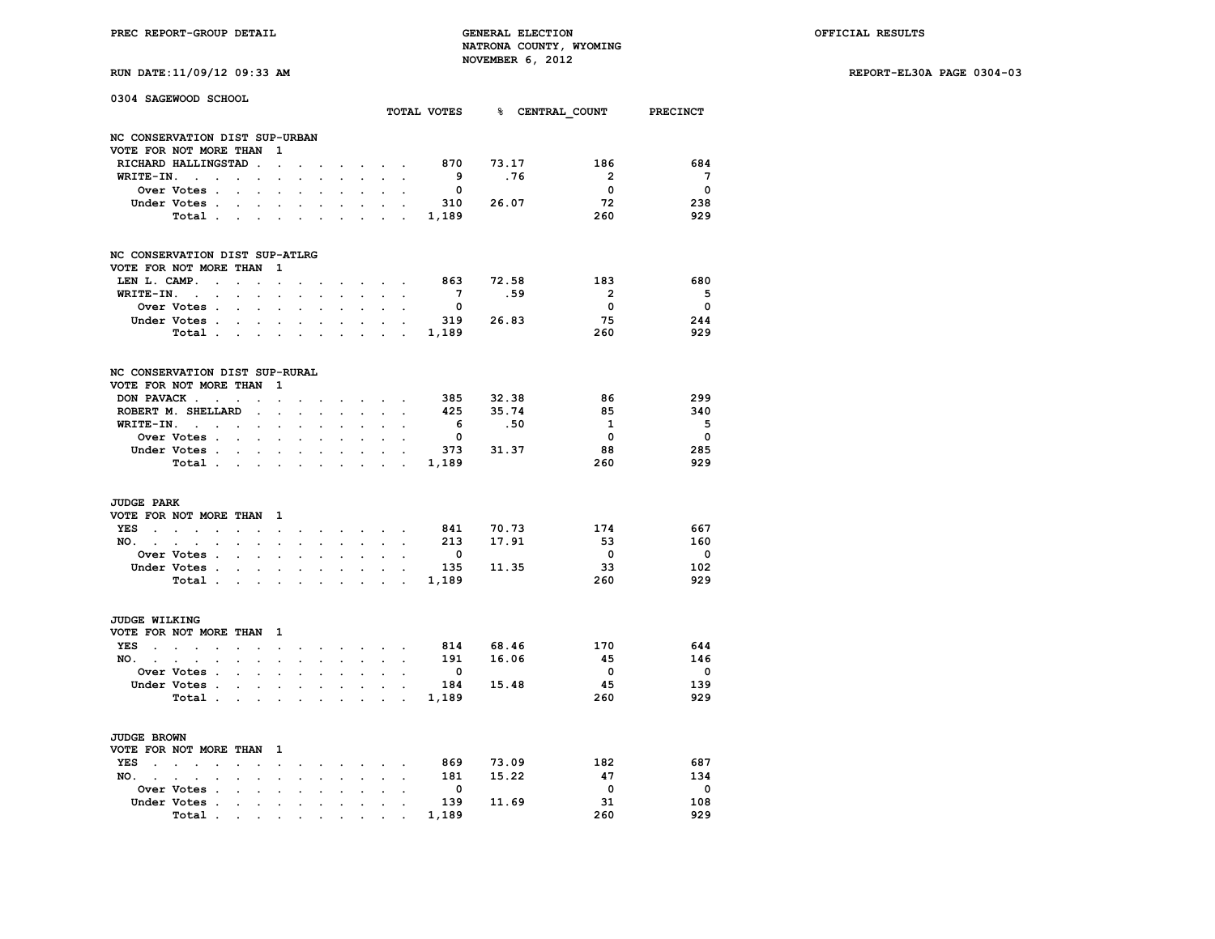PREC REPORT-GROUP DETAIL

GENERAL ELECTION
NATRONA COUNTY, WYOMING
NOVEMBER 6, 2012

OFFICIAL RESULTS

RUN DATE:11/09/12 09:33 AM

REPORT-EL30A PAGE 0304-03

## 0304 SAGEWOOD SCHOOL

### NC CONSERVATION DIST SUP-URBAN
VOTE FOR NOT MORE THAN 1

| | TOTAL VOTES | % | CENTRAL_COUNT | PRECINCT |
|---|---|---|---|---|
| RICHARD HALLINGSTAD | 870 | 73.17 | 186 | 684 |
| WRITE-IN. | 9 | .76 | 2 | 7 |
| Over Votes | 0 | | 0 | 0 |
| Under Votes | 310 | 26.07 | 72 | 238 |
| Total | 1,189 | | 260 | 929 |

### NC CONSERVATION DIST SUP-ATLRG
VOTE FOR NOT MORE THAN 1

| | TOTAL VOTES | % | CENTRAL_COUNT | PRECINCT |
|---|---|---|---|---|
| LEN L. CAMP. | 863 | 72.58 | 183 | 680 |
| WRITE-IN. | 7 | .59 | 2 | 5 |
| Over Votes | 0 | | 0 | 0 |
| Under Votes | 319 | 26.83 | 75 | 244 |
| Total | 1,189 | | 260 | 929 |

### NC CONSERVATION DIST SUP-RURAL
VOTE FOR NOT MORE THAN 1

| | TOTAL VOTES | % | CENTRAL_COUNT | PRECINCT |
|---|---|---|---|---|
| DON PAVACK | 385 | 32.38 | 86 | 299 |
| ROBERT M. SHELLARD | 425 | 35.74 | 85 | 340 |
| WRITE-IN. | 6 | .50 | 1 | 5 |
| Over Votes | 0 | | 0 | 0 |
| Under Votes | 373 | 31.37 | 88 | 285 |
| Total | 1,189 | | 260 | 929 |

### JUDGE PARK
VOTE FOR NOT MORE THAN 1

| | TOTAL VOTES | % | CENTRAL_COUNT | PRECINCT |
|---|---|---|---|---|
| YES | 841 | 70.73 | 174 | 667 |
| NO. | 213 | 17.91 | 53 | 160 |
| Over Votes | 0 | | 0 | 0 |
| Under Votes | 135 | 11.35 | 33 | 102 |
| Total | 1,189 | | 260 | 929 |

### JUDGE WILKING
VOTE FOR NOT MORE THAN 1

| | TOTAL VOTES | % | CENTRAL_COUNT | PRECINCT |
|---|---|---|---|---|
| YES | 814 | 68.46 | 170 | 644 |
| NO. | 191 | 16.06 | 45 | 146 |
| Over Votes | 0 | | 0 | 0 |
| Under Votes | 184 | 15.48 | 45 | 139 |
| Total | 1,189 | | 260 | 929 |

### JUDGE BROWN
VOTE FOR NOT MORE THAN 1

| | TOTAL VOTES | % | CENTRAL_COUNT | PRECINCT |
|---|---|---|---|---|
| YES | 869 | 73.09 | 182 | 687 |
| NO. | 181 | 15.22 | 47 | 134 |
| Over Votes | 0 | | 0 | 0 |
| Under Votes | 139 | 11.69 | 31 | 108 |
| Total | 1,189 | | 260 | 929 |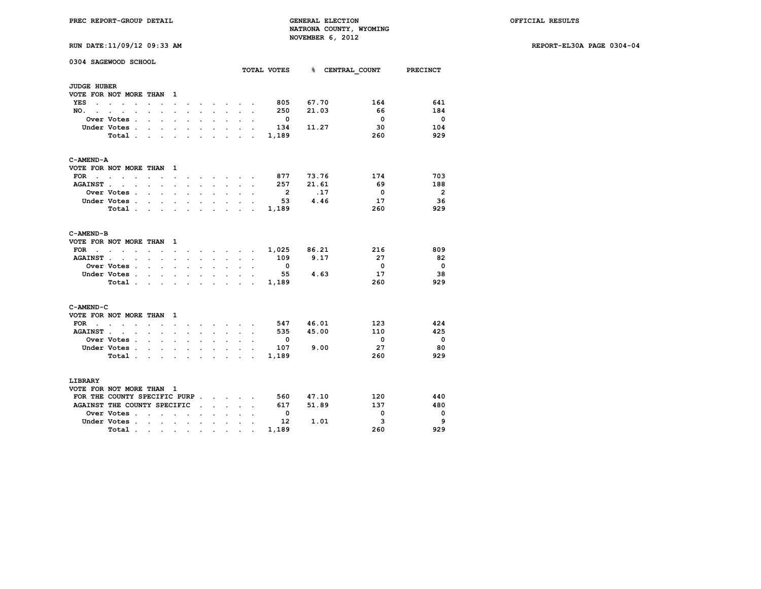PREC REPORT-GROUP DETAIL — GENERAL ELECTION — NATRONA COUNTY, WYOMING — NOVEMBER 6, 2012 — OFFICIAL RESULTS

RUN DATE:11/09/12 09:33 AM — REPORT-EL30A PAGE 0304-04

## 0304 SAGEWOOD SCHOOL

### JUDGE HUBER
VOTE FOR NOT MORE THAN 1

| | TOTAL VOTES | % | CENTRAL_COUNT | PRECINCT |
|---|---|---|---|---|
| YES | 805 | 67.70 | 164 | 641 |
| NO. | 250 | 21.03 | 66 | 184 |
| Over Votes | 0 | | 0 | 0 |
| Under Votes | 134 | 11.27 | 30 | 104 |
| Total | 1,189 | | 260 | 929 |

### C-AMEND-A
VOTE FOR NOT MORE THAN 1

| | TOTAL VOTES | % | CENTRAL_COUNT | PRECINCT |
|---|---|---|---|---|
| FOR | 877 | 73.76 | 174 | 703 |
| AGAINST | 257 | 21.61 | 69 | 188 |
| Over Votes | 2 | .17 | 0 | 2 |
| Under Votes | 53 | 4.46 | 17 | 36 |
| Total | 1,189 | | 260 | 929 |

### C-AMEND-B
VOTE FOR NOT MORE THAN 1

| | TOTAL VOTES | % | CENTRAL_COUNT | PRECINCT |
|---|---|---|---|---|
| FOR | 1,025 | 86.21 | 216 | 809 |
| AGAINST | 109 | 9.17 | 27 | 82 |
| Over Votes | 0 | | 0 | 0 |
| Under Votes | 55 | 4.63 | 17 | 38 |
| Total | 1,189 | | 260 | 929 |

### C-AMEND-C
VOTE FOR NOT MORE THAN 1

| | TOTAL VOTES | % | CENTRAL_COUNT | PRECINCT |
|---|---|---|---|---|
| FOR | 547 | 46.01 | 123 | 424 |
| AGAINST | 535 | 45.00 | 110 | 425 |
| Over Votes | 0 | | 0 | 0 |
| Under Votes | 107 | 9.00 | 27 | 80 |
| Total | 1,189 | | 260 | 929 |

### LIBRARY
VOTE FOR NOT MORE THAN 1

| | TOTAL VOTES | % | CENTRAL_COUNT | PRECINCT |
|---|---|---|---|---|
| FOR THE COUNTY SPECIFIC PURP | 560 | 47.10 | 120 | 440 |
| AGAINST THE COUNTY SPECIFIC | 617 | 51.89 | 137 | 480 |
| Over Votes | 0 | | 0 | 0 |
| Under Votes | 12 | 1.01 | 3 | 9 |
| Total | 1,189 | | 260 | 929 |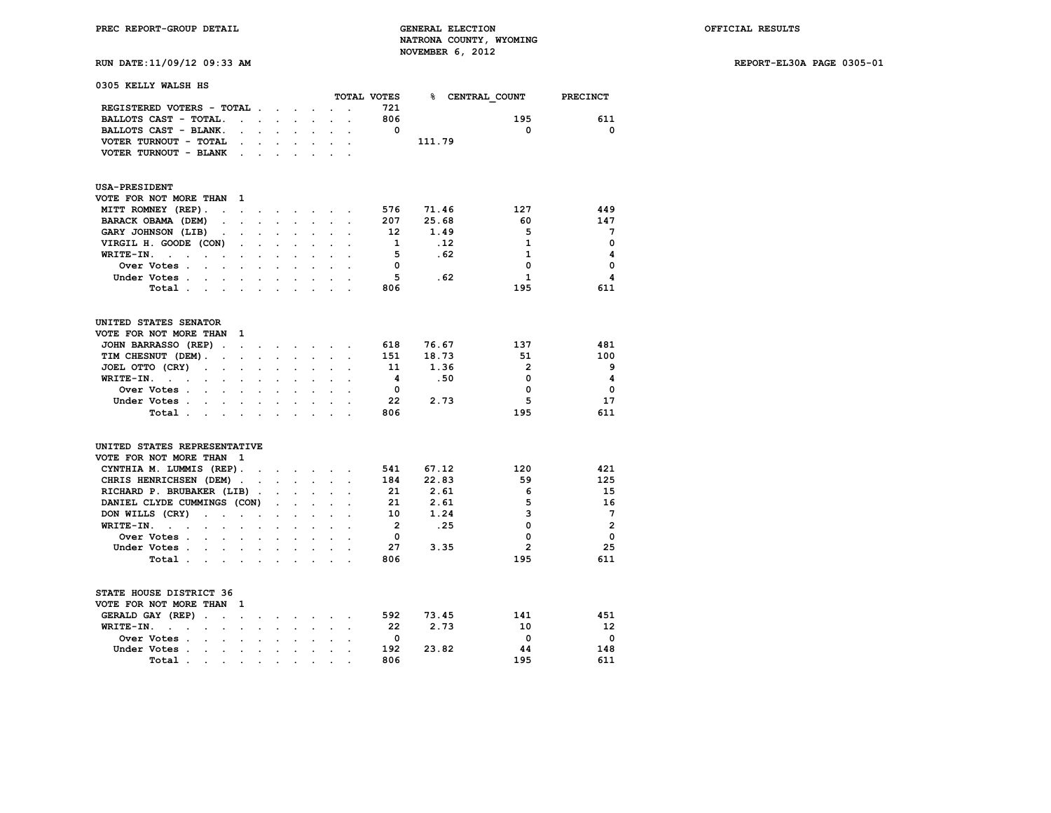PREC REPORT-GROUP DETAIL — GENERAL ELECTION — OFFICIAL RESULTS

NATRONA COUNTY, WYOMING

NOVEMBER 6, 2012

RUN DATE:11/09/12 09:33 AM — REPORT-EL30A PAGE 0305-01

## 0305 KELLY WALSH HS

| | TOTAL VOTES | % | CENTRAL_COUNT | PRECINCT |
|---|---|---|---|---|
| REGISTERED VOTERS - TOTAL | 721 | | | |
| BALLOTS CAST - TOTAL | 806 | | 195 | 611 |
| BALLOTS CAST - BLANK | 0 | | 0 | 0 |
| VOTER TURNOUT - TOTAL | | 111.79 | | |
| VOTER TURNOUT - BLANK | | | | |

### USA-PRESIDENT

VOTE FOR NOT MORE THAN 1

| | TOTAL VOTES | % | CENTRAL_COUNT | PRECINCT |
|---|---|---|---|---|
| MITT ROMNEY (REP) | 576 | 71.46 | 127 | 449 |
| BARACK OBAMA (DEM) | 207 | 25.68 | 60 | 147 |
| GARY JOHNSON (LIB) | 12 | 1.49 | 5 | 7 |
| VIRGIL H. GOODE (CON) | 1 | .12 | 1 | 0 |
| WRITE-IN. | 5 | .62 | 1 | 4 |
| Over Votes | 0 | | 0 | 0 |
| Under Votes | 5 | .62 | 1 | 4 |
| Total | 806 | | 195 | 611 |

### UNITED STATES SENATOR

VOTE FOR NOT MORE THAN 1

| | TOTAL VOTES | % | CENTRAL_COUNT | PRECINCT |
|---|---|---|---|---|
| JOHN BARRASSO (REP) | 618 | 76.67 | 137 | 481 |
| TIM CHESNUT (DEM) | 151 | 18.73 | 51 | 100 |
| JOEL OTTO (CRY) | 11 | 1.36 | 2 | 9 |
| WRITE-IN. | 4 | .50 | 0 | 4 |
| Over Votes | 0 | | 0 | 0 |
| Under Votes | 22 | 2.73 | 5 | 17 |
| Total | 806 | | 195 | 611 |

### UNITED STATES REPRESENTATIVE

VOTE FOR NOT MORE THAN 1

| | TOTAL VOTES | % | CENTRAL_COUNT | PRECINCT |
|---|---|---|---|---|
| CYNTHIA M. LUMMIS (REP) | 541 | 67.12 | 120 | 421 |
| CHRIS HENRICHSEN (DEM) | 184 | 22.83 | 59 | 125 |
| RICHARD P. BRUBAKER (LIB) | 21 | 2.61 | 6 | 15 |
| DANIEL CLYDE CUMMINGS (CON) | 21 | 2.61 | 5 | 16 |
| DON WILLS (CRY) | 10 | 1.24 | 3 | 7 |
| WRITE-IN. | 2 | .25 | 0 | 2 |
| Over Votes | 0 | | 0 | 0 |
| Under Votes | 27 | 3.35 | 2 | 25 |
| Total | 806 | | 195 | 611 |

### STATE HOUSE DISTRICT 36

VOTE FOR NOT MORE THAN 1

| | TOTAL VOTES | % | CENTRAL_COUNT | PRECINCT |
|---|---|---|---|---|
| GERALD GAY (REP) | 592 | 73.45 | 141 | 451 |
| WRITE-IN. | 22 | 2.73 | 10 | 12 |
| Over Votes | 0 | | 0 | 0 |
| Under Votes | 192 | 23.82 | 44 | 148 |
| Total | 806 | | 195 | 611 |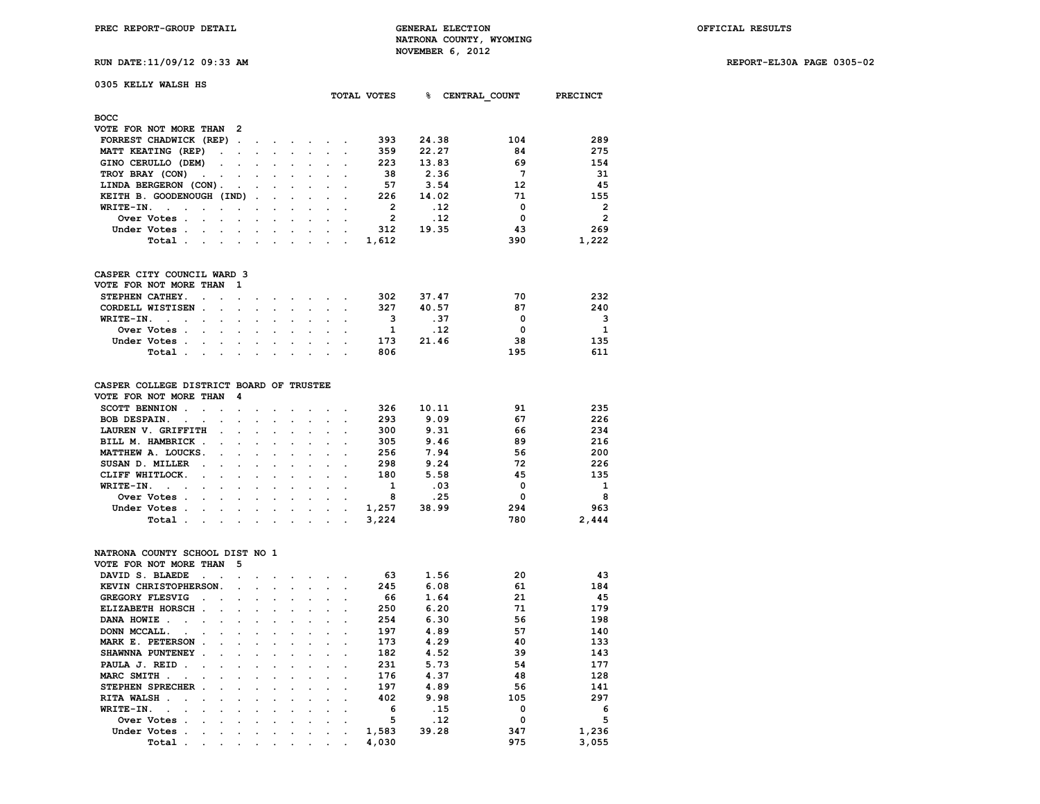PREC REPORT-GROUP DETAIL

GENERAL ELECTION
NATRONA COUNTY, WYOMING
NOVEMBER 6, 2012

OFFICIAL RESULTS

RUN DATE:11/09/12 09:33 AM

REPORT-EL30A PAGE 0305-02

## 0305 KELLY WALSH HS

### BOCC
VOTE FOR NOT MORE THAN 2

| | TOTAL VOTES | % | CENTRAL_COUNT | PRECINCT |
|---|---|---|---|---|
| FORREST CHADWICK (REP) | 393 | 24.38 | 104 | 289 |
| MATT KEATING (REP) | 359 | 22.27 | 84 | 275 |
| GINO CERULLO (DEM) | 223 | 13.83 | 69 | 154 |
| TROY BRAY (CON) | 38 | 2.36 | 7 | 31 |
| LINDA BERGERON (CON) | 57 | 3.54 | 12 | 45 |
| KEITH B. GOODENOUGH (IND) | 226 | 14.02 | 71 | 155 |
| WRITE-IN. | 2 | .12 | 0 | 2 |
| Over Votes | 2 | .12 | 0 | 2 |
| Under Votes | 312 | 19.35 | 43 | 269 |
| Total | 1,612 | | 390 | 1,222 |

### CASPER CITY COUNCIL WARD 3
VOTE FOR NOT MORE THAN 1

| | TOTAL VOTES | % | CENTRAL_COUNT | PRECINCT |
|---|---|---|---|---|
| STEPHEN CATHEY. | 302 | 37.47 | 70 | 232 |
| CORDELL WISTISEN | 327 | 40.57 | 87 | 240 |
| WRITE-IN. | 3 | .37 | 0 | 3 |
| Over Votes | 1 | .12 | 0 | 1 |
| Under Votes | 173 | 21.46 | 38 | 135 |
| Total | 806 | | 195 | 611 |

### CASPER COLLEGE DISTRICT BOARD OF TRUSTEE
VOTE FOR NOT MORE THAN 4

| | TOTAL VOTES | % | CENTRAL_COUNT | PRECINCT |
|---|---|---|---|---|
| SCOTT BENNION | 326 | 10.11 | 91 | 235 |
| BOB DESPAIN. | 293 | 9.09 | 67 | 226 |
| LAUREN V. GRIFFITH | 300 | 9.31 | 66 | 234 |
| BILL M. HAMBRICK | 305 | 9.46 | 89 | 216 |
| MATTHEW A. LOUCKS. | 256 | 7.94 | 56 | 200 |
| SUSAN D. MILLER | 298 | 9.24 | 72 | 226 |
| CLIFF WHITLOCK. | 180 | 5.58 | 45 | 135 |
| WRITE-IN. | 1 | .03 | 0 | 1 |
| Over Votes | 8 | .25 | 0 | 8 |
| Under Votes | 1,257 | 38.99 | 294 | 963 |
| Total | 3,224 | | 780 | 2,444 |

### NATRONA COUNTY SCHOOL DIST NO 1
VOTE FOR NOT MORE THAN 5

| | TOTAL VOTES | % | CENTRAL_COUNT | PRECINCT |
|---|---|---|---|---|
| DAVID S. BLAEDE | 63 | 1.56 | 20 | 43 |
| KEVIN CHRISTOPHERSON. | 245 | 6.08 | 61 | 184 |
| GREGORY FLESVIG | 66 | 1.64 | 21 | 45 |
| ELIZABETH HORSCH | 250 | 6.20 | 71 | 179 |
| DANA HOWIE | 254 | 6.30 | 56 | 198 |
| DONN MCCALL. | 197 | 4.89 | 57 | 140 |
| MARK E. PETERSON | 173 | 4.29 | 40 | 133 |
| SHAWNNA PUNTENEY | 182 | 4.52 | 39 | 143 |
| PAULA J. REID | 231 | 5.73 | 54 | 177 |
| MARC SMITH | 176 | 4.37 | 48 | 128 |
| STEPHEN SPRECHER | 197 | 4.89 | 56 | 141 |
| RITA WALSH | 402 | 9.98 | 105 | 297 |
| WRITE-IN. | 6 | .15 | 0 | 6 |
| Over Votes | 5 | .12 | 0 | 5 |
| Under Votes | 1,583 | 39.28 | 347 | 1,236 |
| Total | 4,030 | | 975 | 3,055 |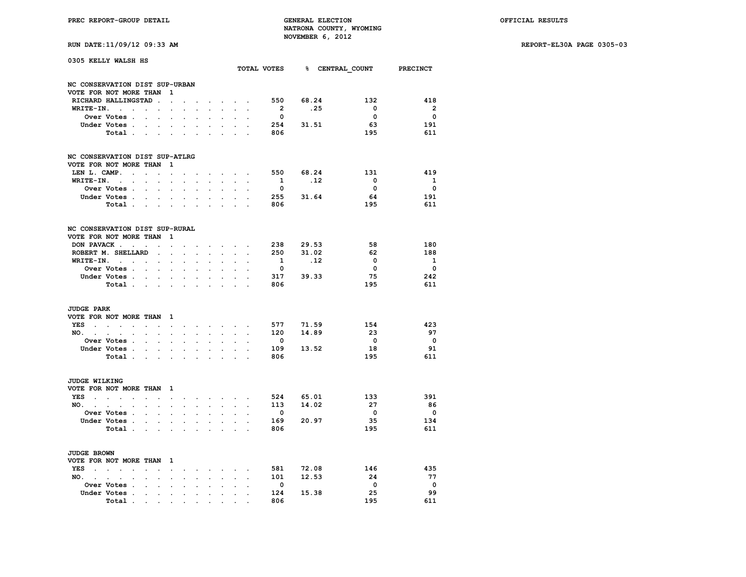PREC REPORT-GROUP DETAIL | GENERAL ELECTION | OFFICIAL RESULTS

NATRONA COUNTY, WYOMING

NOVEMBER 6, 2012

RUN DATE:11/09/12 09:33 AM | REPORT-EL30A PAGE 0305-03

## 0305 KELLY WALSH HS

### NC CONSERVATION DIST SUP-URBAN
VOTE FOR NOT MORE THAN 1

| | TOTAL VOTES | % | CENTRAL_COUNT | PRECINCT |
|---|---|---|---|---|
| RICHARD HALLINGSTAD | 550 | 68.24 | 132 | 418 |
| WRITE-IN. | 2 | .25 | 0 | 2 |
| Over Votes | 0 | | 0 | 0 |
| Under Votes | 254 | 31.51 | 63 | 191 |
| Total | 806 | | 195 | 611 |

### NC CONSERVATION DIST SUP-ATLRG
VOTE FOR NOT MORE THAN 1

| | TOTAL VOTES | % | CENTRAL_COUNT | PRECINCT |
|---|---|---|---|---|
| LEN L. CAMP. | 550 | 68.24 | 131 | 419 |
| WRITE-IN. | 1 | .12 | 0 | 1 |
| Over Votes | 0 | | 0 | 0 |
| Under Votes | 255 | 31.64 | 64 | 191 |
| Total | 806 | | 195 | 611 |

### NC CONSERVATION DIST SUP-RURAL
VOTE FOR NOT MORE THAN 1

| | TOTAL VOTES | % | CENTRAL_COUNT | PRECINCT |
|---|---|---|---|---|
| DON PAVACK | 238 | 29.53 | 58 | 180 |
| ROBERT M. SHELLARD | 250 | 31.02 | 62 | 188 |
| WRITE-IN. | 1 | .12 | 0 | 1 |
| Over Votes | 0 | | 0 | 0 |
| Under Votes | 317 | 39.33 | 75 | 242 |
| Total | 806 | | 195 | 611 |

### JUDGE PARK
VOTE FOR NOT MORE THAN 1

| | TOTAL VOTES | % | CENTRAL_COUNT | PRECINCT |
|---|---|---|---|---|
| YES | 577 | 71.59 | 154 | 423 |
| NO. | 120 | 14.89 | 23 | 97 |
| Over Votes | 0 | | 0 | 0 |
| Under Votes | 109 | 13.52 | 18 | 91 |
| Total | 806 | | 195 | 611 |

### JUDGE WILKING
VOTE FOR NOT MORE THAN 1

| | TOTAL VOTES | % | CENTRAL_COUNT | PRECINCT |
|---|---|---|---|---|
| YES | 524 | 65.01 | 133 | 391 |
| NO. | 113 | 14.02 | 27 | 86 |
| Over Votes | 0 | | 0 | 0 |
| Under Votes | 169 | 20.97 | 35 | 134 |
| Total | 806 | | 195 | 611 |

### JUDGE BROWN
VOTE FOR NOT MORE THAN 1

| | TOTAL VOTES | % | CENTRAL_COUNT | PRECINCT |
|---|---|---|---|---|
| YES | 581 | 72.08 | 146 | 435 |
| NO. | 101 | 12.53 | 24 | 77 |
| Over Votes | 0 | | 0 | 0 |
| Under Votes | 124 | 15.38 | 25 | 99 |
| Total | 806 | | 195 | 611 |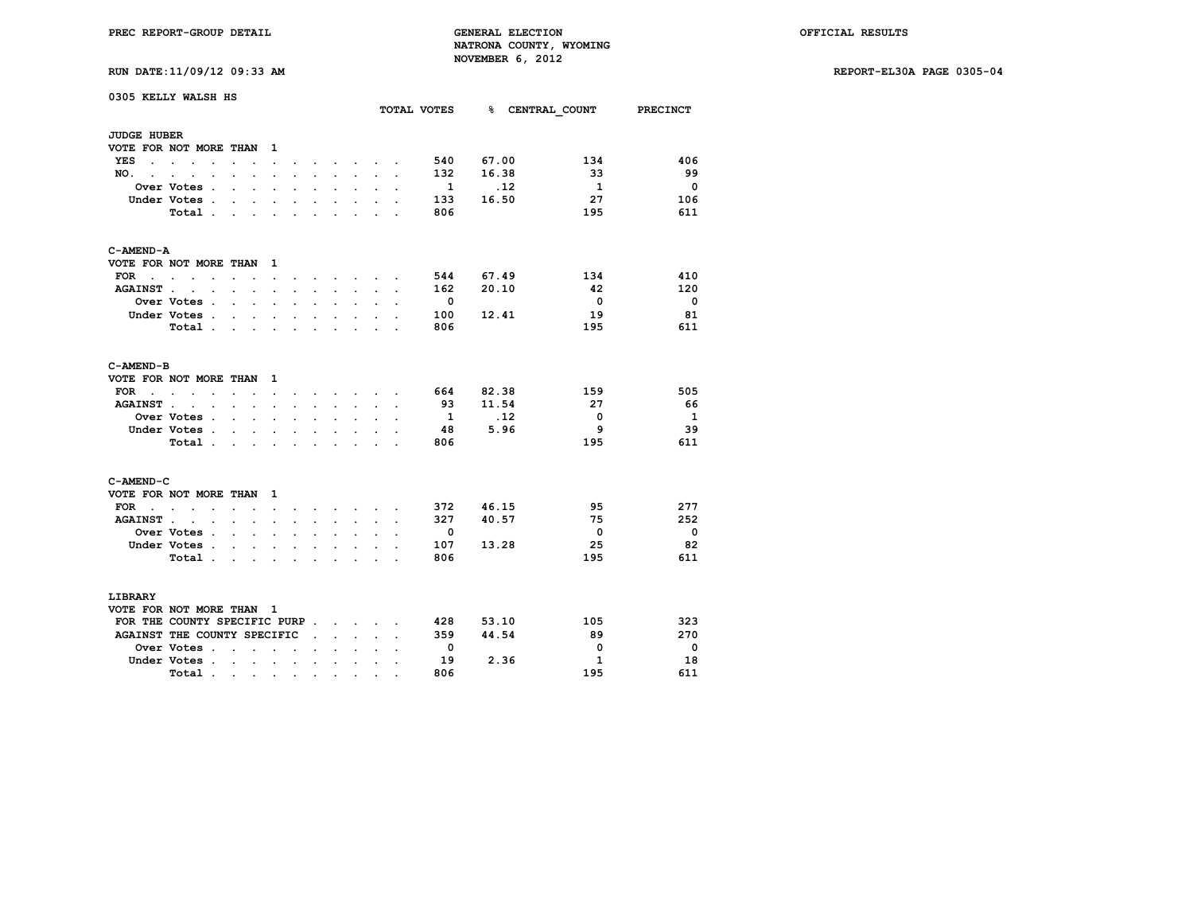PREC REPORT-GROUP DETAIL

GENERAL ELECTION
NATRONA COUNTY, WYOMING
NOVEMBER 6, 2012

OFFICIAL RESULTS

RUN DATE:11/09/12 09:33 AM

REPORT-EL30A PAGE 0305-04

**0305 KELLY WALSH HS**

| | TOTAL VOTES | % | CENTRAL_COUNT | PRECINCT |
|---|---|---|---|---|
| **JUDGE HUBER** | | | | |
| VOTE FOR NOT MORE THAN 1 | | | | |
| YES | 540 | 67.00 | 134 | 406 |
| NO. | 132 | 16.38 | 33 | 99 |
| Over Votes | 1 | .12 | 1 | 0 |
| Under Votes | 133 | 16.50 | 27 | 106 |
| Total | 806 | | 195 | 611 |
| **C-AMEND-A** | | | | |
| VOTE FOR NOT MORE THAN 1 | | | | |
| FOR | 544 | 67.49 | 134 | 410 |
| AGAINST | 162 | 20.10 | 42 | 120 |
| Over Votes | 0 | | 0 | 0 |
| Under Votes | 100 | 12.41 | 19 | 81 |
| Total | 806 | | 195 | 611 |
| **C-AMEND-B** | | | | |
| VOTE FOR NOT MORE THAN 1 | | | | |
| FOR | 664 | 82.38 | 159 | 505 |
| AGAINST | 93 | 11.54 | 27 | 66 |
| Over Votes | 1 | .12 | 0 | 1 |
| Under Votes | 48 | 5.96 | 9 | 39 |
| Total | 806 | | 195 | 611 |
| **C-AMEND-C** | | | | |
| VOTE FOR NOT MORE THAN 1 | | | | |
| FOR | 372 | 46.15 | 95 | 277 |
| AGAINST | 327 | 40.57 | 75 | 252 |
| Over Votes | 0 | | 0 | 0 |
| Under Votes | 107 | 13.28 | 25 | 82 |
| Total | 806 | | 195 | 611 |
| **LIBRARY** | | | | |
| VOTE FOR NOT MORE THAN 1 | | | | |
| FOR THE COUNTY SPECIFIC PURP | 428 | 53.10 | 105 | 323 |
| AGAINST THE COUNTY SPECIFIC | 359 | 44.54 | 89 | 270 |
| Over Votes | 0 | | 0 | 0 |
| Under Votes | 19 | 2.36 | 1 | 18 |
| Total | 806 | | 195 | 611 |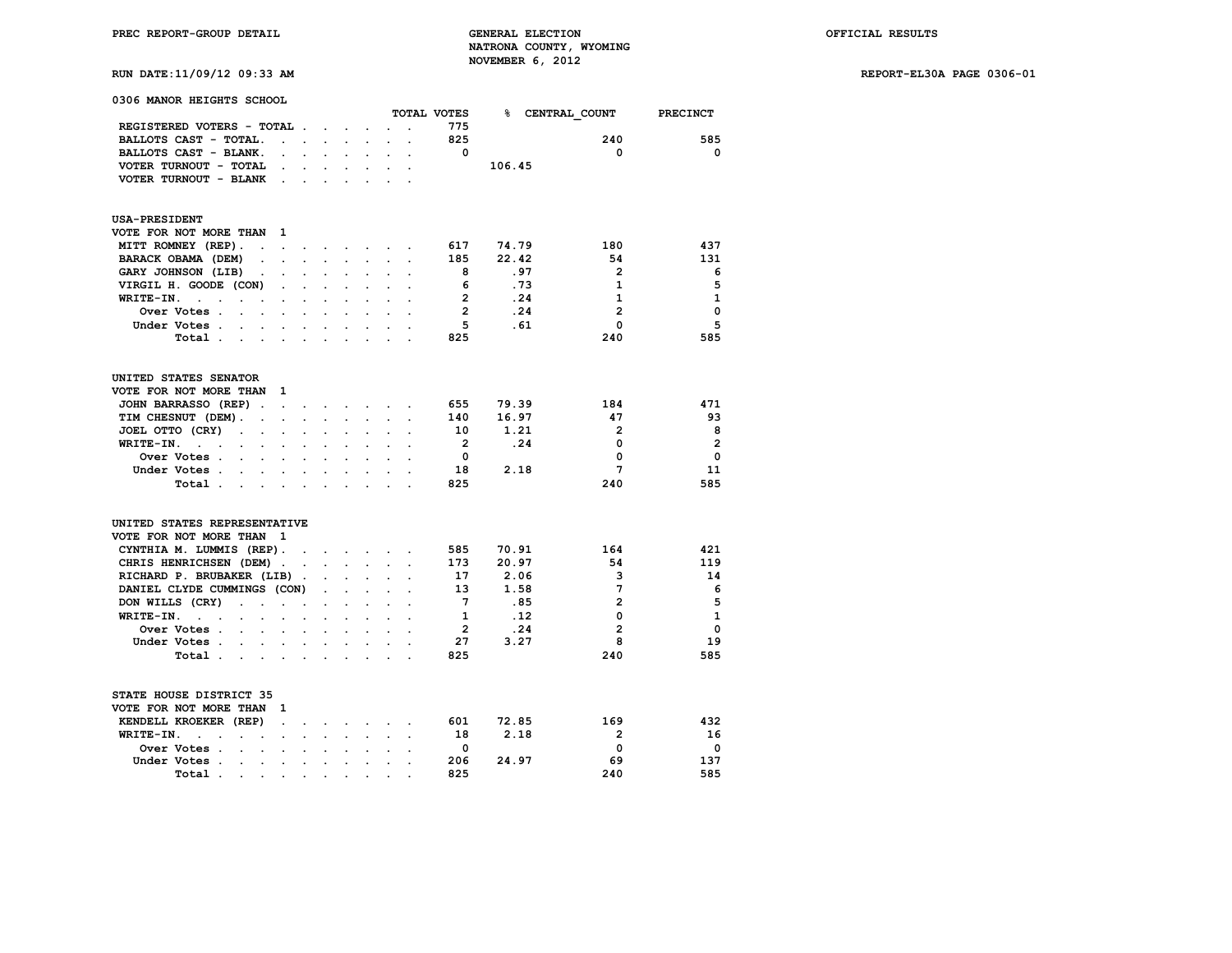PREC REPORT-GROUP DETAIL — GENERAL ELECTION — NATRONA COUNTY, WYOMING — NOVEMBER 6, 2012 — OFFICIAL RESULTS

RUN DATE:11/09/12 09:33 AM — REPORT-EL30A PAGE 0306-01

## 0306 MANOR HEIGHTS SCHOOL

| | TOTAL VOTES | % | CENTRAL_COUNT | PRECINCT |
|---|---|---|---|---|
| REGISTERED VOTERS - TOTAL | 775 | | | |
| BALLOTS CAST - TOTAL | 825 | | 240 | 585 |
| BALLOTS CAST - BLANK | 0 | | 0 | 0 |
| VOTER TURNOUT - TOTAL | | 106.45 | | |
| VOTER TURNOUT - BLANK | | | | |

### USA-PRESIDENT
VOTE FOR NOT MORE THAN 1

| | TOTAL VOTES | % | CENTRAL_COUNT | PRECINCT |
|---|---|---|---|---|
| MITT ROMNEY (REP) | 617 | 74.79 | 180 | 437 |
| BARACK OBAMA (DEM) | 185 | 22.42 | 54 | 131 |
| GARY JOHNSON (LIB) | 8 | .97 | 2 | 6 |
| VIRGIL H. GOODE (CON) | 6 | .73 | 1 | 5 |
| WRITE-IN. | 2 | .24 | 1 | 1 |
| Over Votes | 2 | .24 | 2 | 0 |
| Under Votes | 5 | .61 | 0 | 5 |
| Total | 825 | | 240 | 585 |

### UNITED STATES SENATOR
VOTE FOR NOT MORE THAN 1

| | TOTAL VOTES | % | CENTRAL_COUNT | PRECINCT |
|---|---|---|---|---|
| JOHN BARRASSO (REP) | 655 | 79.39 | 184 | 471 |
| TIM CHESNUT (DEM) | 140 | 16.97 | 47 | 93 |
| JOEL OTTO (CRY) | 10 | 1.21 | 2 | 8 |
| WRITE-IN. | 2 | .24 | 0 | 2 |
| Over Votes | 0 | | 0 | 0 |
| Under Votes | 18 | 2.18 | 7 | 11 |
| Total | 825 | | 240 | 585 |

### UNITED STATES REPRESENTATIVE
VOTE FOR NOT MORE THAN 1

| | TOTAL VOTES | % | CENTRAL_COUNT | PRECINCT |
|---|---|---|---|---|
| CYNTHIA M. LUMMIS (REP) | 585 | 70.91 | 164 | 421 |
| CHRIS HENRICHSEN (DEM) | 173 | 20.97 | 54 | 119 |
| RICHARD P. BRUBAKER (LIB) | 17 | 2.06 | 3 | 14 |
| DANIEL CLYDE CUMMINGS (CON) | 13 | 1.58 | 7 | 6 |
| DON WILLS (CRY) | 7 | .85 | 2 | 5 |
| WRITE-IN. | 1 | .12 | 0 | 1 |
| Over Votes | 2 | .24 | 2 | 0 |
| Under Votes | 27 | 3.27 | 8 | 19 |
| Total | 825 | | 240 | 585 |

### STATE HOUSE DISTRICT 35
VOTE FOR NOT MORE THAN 1

| | TOTAL VOTES | % | CENTRAL_COUNT | PRECINCT |
|---|---|---|---|---|
| KENDELL KROEKER (REP) | 601 | 72.85 | 169 | 432 |
| WRITE-IN. | 18 | 2.18 | 2 | 16 |
| Over Votes | 0 | | 0 | 0 |
| Under Votes | 206 | 24.97 | 69 | 137 |
| Total | 825 | | 240 | 585 |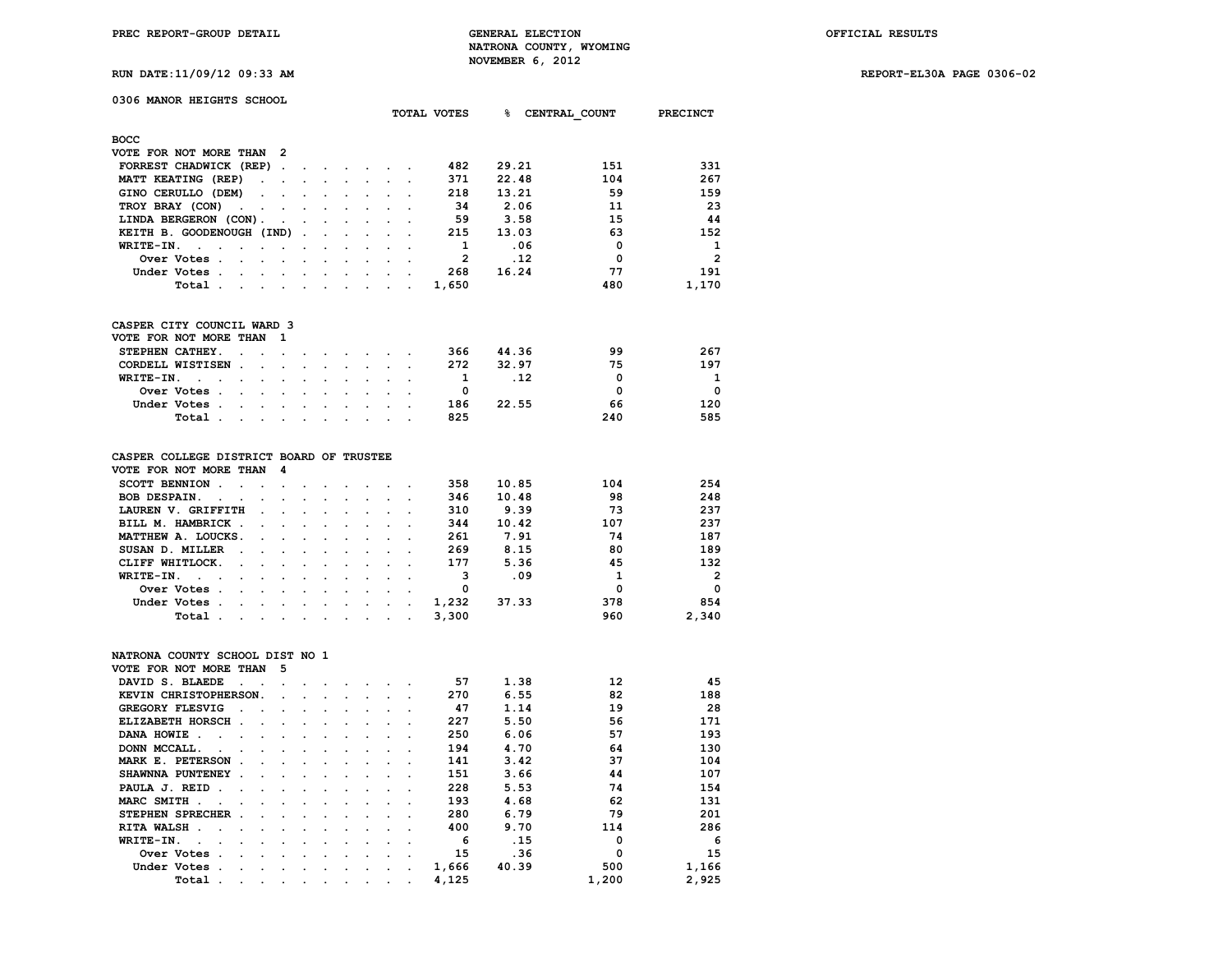PREC REPORT-GROUP DETAIL

GENERAL ELECTION
NATRONA COUNTY, WYOMING
NOVEMBER 6, 2012

OFFICIAL RESULTS

RUN DATE:11/09/12 09:33 AM

REPORT-EL30A PAGE 0306-02

## 0306 MANOR HEIGHTS SCHOOL

### BOCC
VOTE FOR NOT MORE THAN 2

| | TOTAL VOTES | % | CENTRAL_COUNT | PRECINCT |
|---|---|---|---|---|
| FORREST CHADWICK (REP) | 482 | 29.21 | 151 | 331 |
| MATT KEATING (REP) | 371 | 22.48 | 104 | 267 |
| GINO CERULLO (DEM) | 218 | 13.21 | 59 | 159 |
| TROY BRAY (CON) | 34 | 2.06 | 11 | 23 |
| LINDA BERGERON (CON) | 59 | 3.58 | 15 | 44 |
| KEITH B. GOODENOUGH (IND) | 215 | 13.03 | 63 | 152 |
| WRITE-IN. | 1 | .06 | 0 | 1 |
| Over Votes | 2 | .12 | 0 | 2 |
| Under Votes | 268 | 16.24 | 77 | 191 |
| Total | 1,650 | | 480 | 1,170 |

### CASPER CITY COUNCIL WARD 3
VOTE FOR NOT MORE THAN 1

| | TOTAL VOTES | % | CENTRAL_COUNT | PRECINCT |
|---|---|---|---|---|
| STEPHEN CATHEY. | 366 | 44.36 | 99 | 267 |
| CORDELL WISTISEN | 272 | 32.97 | 75 | 197 |
| WRITE-IN. | 1 | .12 | 0 | 1 |
| Over Votes | 0 | | 0 | 0 |
| Under Votes | 186 | 22.55 | 66 | 120 |
| Total | 825 | | 240 | 585 |

### CASPER COLLEGE DISTRICT BOARD OF TRUSTEE
VOTE FOR NOT MORE THAN 4

| | TOTAL VOTES | % | CENTRAL_COUNT | PRECINCT |
|---|---|---|---|---|
| SCOTT BENNION | 358 | 10.85 | 104 | 254 |
| BOB DESPAIN. | 346 | 10.48 | 98 | 248 |
| LAUREN V. GRIFFITH | 310 | 9.39 | 73 | 237 |
| BILL M. HAMBRICK | 344 | 10.42 | 107 | 237 |
| MATTHEW A. LOUCKS. | 261 | 7.91 | 74 | 187 |
| SUSAN D. MILLER | 269 | 8.15 | 80 | 189 |
| CLIFF WHITLOCK. | 177 | 5.36 | 45 | 132 |
| WRITE-IN. | 3 | .09 | 1 | 2 |
| Over Votes | 0 | | 0 | 0 |
| Under Votes | 1,232 | 37.33 | 378 | 854 |
| Total | 3,300 | | 960 | 2,340 |

### NATRONA COUNTY SCHOOL DIST NO 1
VOTE FOR NOT MORE THAN 5

| | TOTAL VOTES | % | CENTRAL_COUNT | PRECINCT |
|---|---|---|---|---|
| DAVID S. BLAEDE | 57 | 1.38 | 12 | 45 |
| KEVIN CHRISTOPHERSON. | 270 | 6.55 | 82 | 188 |
| GREGORY FLESVIG | 47 | 1.14 | 19 | 28 |
| ELIZABETH HORSCH | 227 | 5.50 | 56 | 171 |
| DANA HOWIE | 250 | 6.06 | 57 | 193 |
| DONN MCCALL. | 194 | 4.70 | 64 | 130 |
| MARK E. PETERSON | 141 | 3.42 | 37 | 104 |
| SHAWNNA PUNTENEY | 151 | 3.66 | 44 | 107 |
| PAULA J. REID | 228 | 5.53 | 74 | 154 |
| MARC SMITH | 193 | 4.68 | 62 | 131 |
| STEPHEN SPRECHER | 280 | 6.79 | 79 | 201 |
| RITA WALSH | 400 | 9.70 | 114 | 286 |
| WRITE-IN. | 6 | .15 | 0 | 6 |
| Over Votes | 15 | .36 | 0 | 15 |
| Under Votes | 1,666 | 40.39 | 500 | 1,166 |
| Total | 4,125 | | 1,200 | 2,925 |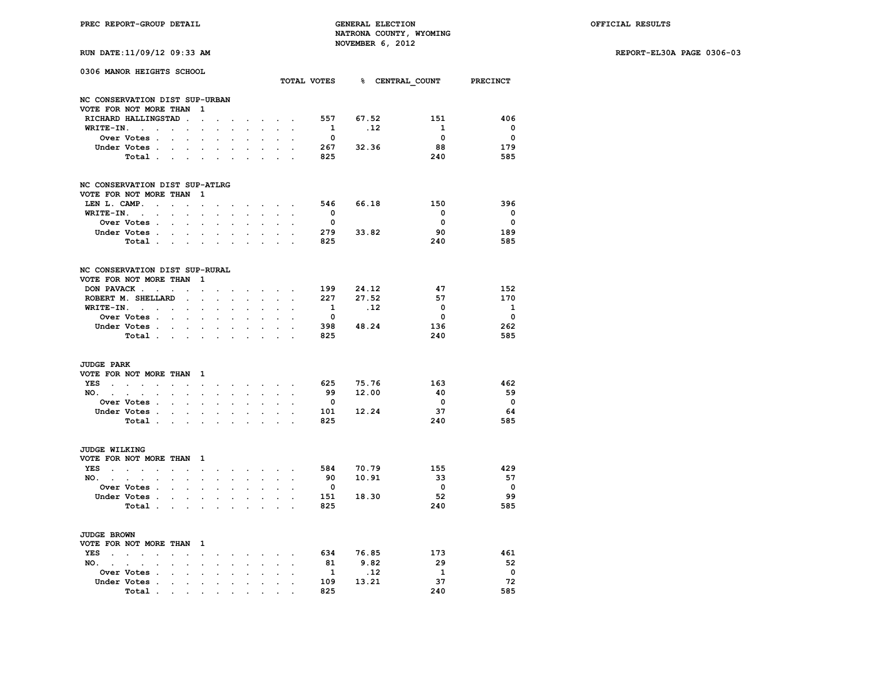PREC REPORT-GROUP DETAIL — GENERAL ELECTION — NATRONA COUNTY, WYOMING — NOVEMBER 6, 2012 — OFFICIAL RESULTS

RUN DATE:11/09/12 09:33 AM — REPORT-EL30A PAGE 0306-03

## 0306 MANOR HEIGHTS SCHOOL

### NC CONSERVATION DIST SUP-URBAN
VOTE FOR NOT MORE THAN 1

| | TOTAL VOTES | % | CENTRAL_COUNT | PRECINCT |
|---|---|---|---|---|
| RICHARD HALLINGSTAD | 557 | 67.52 | 151 | 406 |
| WRITE-IN. | 1 | .12 | 1 | 0 |
| Over Votes | 0 | | 0 | 0 |
| Under Votes | 267 | 32.36 | 88 | 179 |
| Total | 825 | | 240 | 585 |

### NC CONSERVATION DIST SUP-ATLRG
VOTE FOR NOT MORE THAN 1

| | TOTAL VOTES | % | CENTRAL_COUNT | PRECINCT |
|---|---|---|---|---|
| LEN L. CAMP. | 546 | 66.18 | 150 | 396 |
| WRITE-IN. | 0 | | 0 | 0 |
| Over Votes | 0 | | 0 | 0 |
| Under Votes | 279 | 33.82 | 90 | 189 |
| Total | 825 | | 240 | 585 |

### NC CONSERVATION DIST SUP-RURAL
VOTE FOR NOT MORE THAN 1

| | TOTAL VOTES | % | CENTRAL_COUNT | PRECINCT |
|---|---|---|---|---|
| DON PAVACK | 199 | 24.12 | 47 | 152 |
| ROBERT M. SHELLARD | 227 | 27.52 | 57 | 170 |
| WRITE-IN. | 1 | .12 | 0 | 1 |
| Over Votes | 0 | | 0 | 0 |
| Under Votes | 398 | 48.24 | 136 | 262 |
| Total | 825 | | 240 | 585 |

### JUDGE PARK
VOTE FOR NOT MORE THAN 1

| | TOTAL VOTES | % | CENTRAL_COUNT | PRECINCT |
|---|---|---|---|---|
| YES | 625 | 75.76 | 163 | 462 |
| NO. | 99 | 12.00 | 40 | 59 |
| Over Votes | 0 | | 0 | 0 |
| Under Votes | 101 | 12.24 | 37 | 64 |
| Total | 825 | | 240 | 585 |

### JUDGE WILKING
VOTE FOR NOT MORE THAN 1

| | TOTAL VOTES | % | CENTRAL_COUNT | PRECINCT |
|---|---|---|---|---|
| YES | 584 | 70.79 | 155 | 429 |
| NO. | 90 | 10.91 | 33 | 57 |
| Over Votes | 0 | | 0 | 0 |
| Under Votes | 151 | 18.30 | 52 | 99 |
| Total | 825 | | 240 | 585 |

### JUDGE BROWN
VOTE FOR NOT MORE THAN 1

| | TOTAL VOTES | % | CENTRAL_COUNT | PRECINCT |
|---|---|---|---|---|
| YES | 634 | 76.85 | 173 | 461 |
| NO. | 81 | 9.82 | 29 | 52 |
| Over Votes | 1 | .12 | 1 | 0 |
| Under Votes | 109 | 13.21 | 37 | 72 |
| Total | 825 | | 240 | 585 |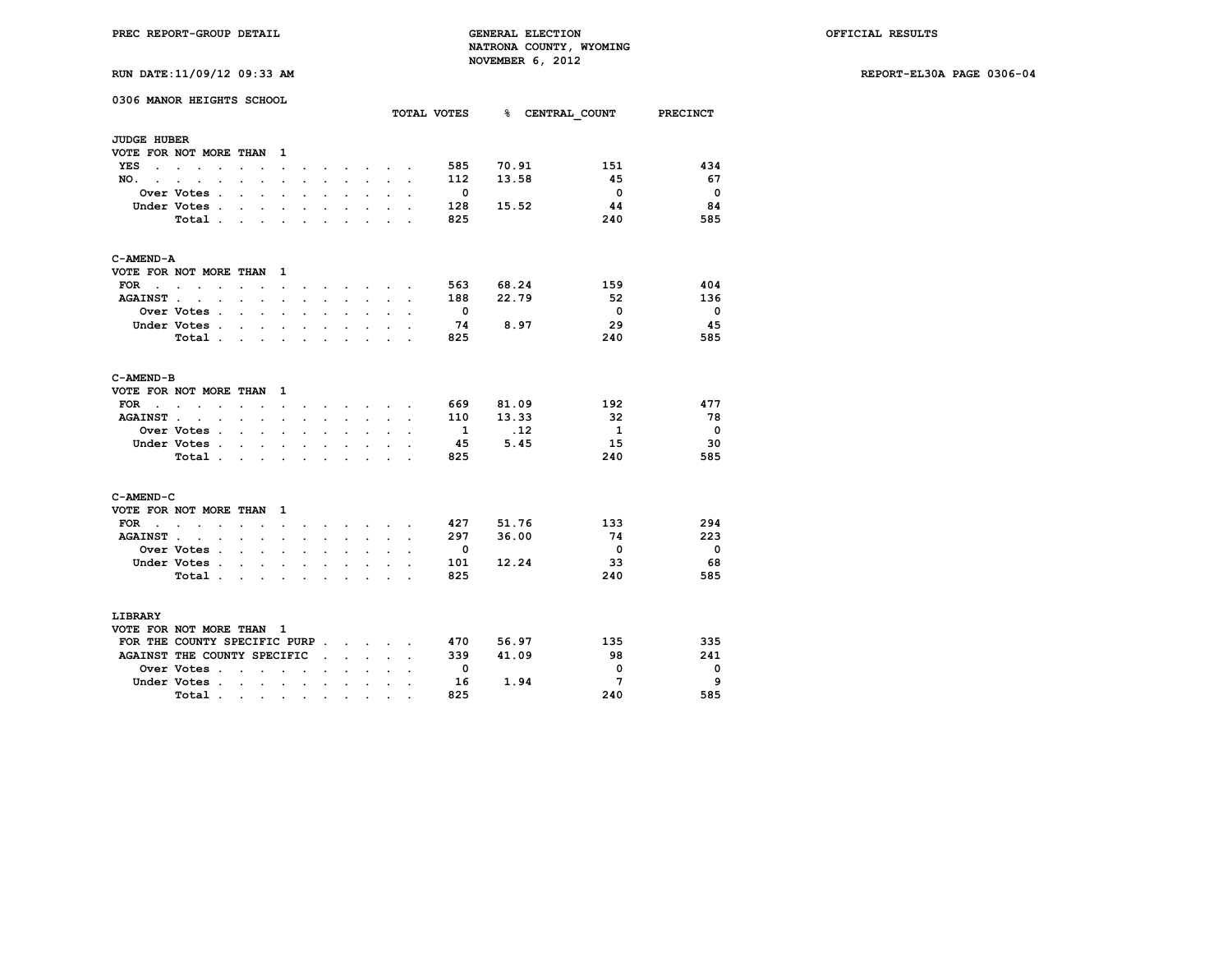PREC REPORT-GROUP DETAIL

GENERAL ELECTION
NATRONA COUNTY, WYOMING
NOVEMBER 6, 2012

OFFICIAL RESULTS

RUN DATE:11/09/12 09:33 AM

REPORT-EL30A PAGE 0306-04

## 0306 MANOR HEIGHTS SCHOOL

### JUDGE HUBER

VOTE FOR NOT MORE THAN 1

| | TOTAL VOTES | % | CENTRAL_COUNT | PRECINCT |
|---|---|---|---|---|
| YES | 585 | 70.91 | 151 | 434 |
| NO. | 112 | 13.58 | 45 | 67 |
| Over Votes | 0 | | 0 | 0 |
| Under Votes | 128 | 15.52 | 44 | 84 |
| Total | 825 | | 240 | 585 |

### C-AMEND-A

VOTE FOR NOT MORE THAN 1

| | TOTAL VOTES | % | CENTRAL_COUNT | PRECINCT |
|---|---|---|---|---|
| FOR | 563 | 68.24 | 159 | 404 |
| AGAINST | 188 | 22.79 | 52 | 136 |
| Over Votes | 0 | | 0 | 0 |
| Under Votes | 74 | 8.97 | 29 | 45 |
| Total | 825 | | 240 | 585 |

### C-AMEND-B

VOTE FOR NOT MORE THAN 1

| | TOTAL VOTES | % | CENTRAL_COUNT | PRECINCT |
|---|---|---|---|---|
| FOR | 669 | 81.09 | 192 | 477 |
| AGAINST | 110 | 13.33 | 32 | 78 |
| Over Votes | 1 | .12 | 1 | 0 |
| Under Votes | 45 | 5.45 | 15 | 30 |
| Total | 825 | | 240 | 585 |

### C-AMEND-C

VOTE FOR NOT MORE THAN 1

| | TOTAL VOTES | % | CENTRAL_COUNT | PRECINCT |
|---|---|---|---|---|
| FOR | 427 | 51.76 | 133 | 294 |
| AGAINST | 297 | 36.00 | 74 | 223 |
| Over Votes | 0 | | 0 | 0 |
| Under Votes | 101 | 12.24 | 33 | 68 |
| Total | 825 | | 240 | 585 |

### LIBRARY

VOTE FOR NOT MORE THAN 1

| | TOTAL VOTES | % | CENTRAL_COUNT | PRECINCT |
|---|---|---|---|---|
| FOR THE COUNTY SPECIFIC PURP | 470 | 56.97 | 135 | 335 |
| AGAINST THE COUNTY SPECIFIC | 339 | 41.09 | 98 | 241 |
| Over Votes | 0 | | 0 | 0 |
| Under Votes | 16 | 1.94 | 7 | 9 |
| Total | 825 | | 240 | 585 |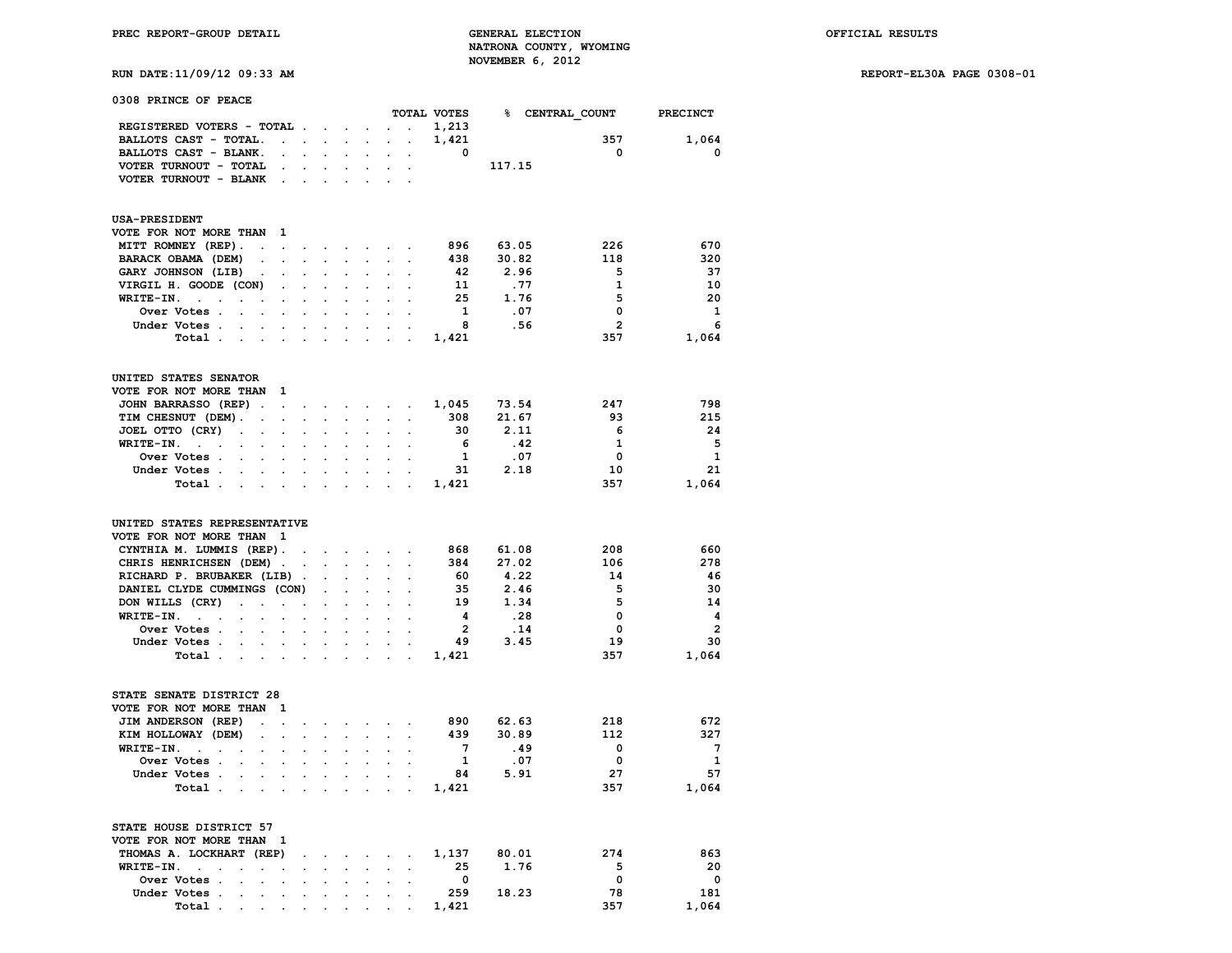PREC REPORT-GROUP DETAIL

GENERAL ELECTION
NATRONA COUNTY, WYOMING
NOVEMBER 6, 2012

OFFICIAL RESULTS

RUN DATE:11/09/12 09:33 AM

REPORT-EL30A PAGE 0308-01

## 0308 PRINCE OF PEACE

| | TOTAL VOTES | % | CENTRAL_COUNT | PRECINCT |
|---|---|---|---|---|
| REGISTERED VOTERS - TOTAL | 1,213 | | | |
| BALLOTS CAST - TOTAL. | 1,421 | | 357 | 1,064 |
| BALLOTS CAST - BLANK. | 0 | | 0 | 0 |
| VOTER TURNOUT - TOTAL | | 117.15 | | |
| VOTER TURNOUT - BLANK | | | | |

### USA-PRESIDENT
VOTE FOR NOT MORE THAN 1

| | TOTAL VOTES | % | CENTRAL_COUNT | PRECINCT |
|---|---|---|---|---|
| MITT ROMNEY (REP) | 896 | 63.05 | 226 | 670 |
| BARACK OBAMA (DEM) | 438 | 30.82 | 118 | 320 |
| GARY JOHNSON (LIB) | 42 | 2.96 | 5 | 37 |
| VIRGIL H. GOODE (CON) | 11 | .77 | 1 | 10 |
| WRITE-IN. | 25 | 1.76 | 5 | 20 |
| Over Votes | 1 | .07 | 0 | 1 |
| Under Votes | 8 | .56 | 2 | 6 |
| Total | 1,421 | | 357 | 1,064 |

### UNITED STATES SENATOR
VOTE FOR NOT MORE THAN 1

| | TOTAL VOTES | % | CENTRAL_COUNT | PRECINCT |
|---|---|---|---|---|
| JOHN BARRASSO (REP) | 1,045 | 73.54 | 247 | 798 |
| TIM CHESNUT (DEM) | 308 | 21.67 | 93 | 215 |
| JOEL OTTO (CRY) | 30 | 2.11 | 6 | 24 |
| WRITE-IN. | 6 | .42 | 1 | 5 |
| Over Votes | 1 | .07 | 0 | 1 |
| Under Votes | 31 | 2.18 | 10 | 21 |
| Total | 1,421 | | 357 | 1,064 |

### UNITED STATES REPRESENTATIVE
VOTE FOR NOT MORE THAN 1

| | TOTAL VOTES | % | CENTRAL_COUNT | PRECINCT |
|---|---|---|---|---|
| CYNTHIA M. LUMMIS (REP) | 868 | 61.08 | 208 | 660 |
| CHRIS HENRICHSEN (DEM) | 384 | 27.02 | 106 | 278 |
| RICHARD P. BRUBAKER (LIB) | 60 | 4.22 | 14 | 46 |
| DANIEL CLYDE CUMMINGS (CON) | 35 | 2.46 | 5 | 30 |
| DON WILLS (CRY) | 19 | 1.34 | 5 | 14 |
| WRITE-IN. | 4 | .28 | 0 | 4 |
| Over Votes | 2 | .14 | 0 | 2 |
| Under Votes | 49 | 3.45 | 19 | 30 |
| Total | 1,421 | | 357 | 1,064 |

### STATE SENATE DISTRICT 28
VOTE FOR NOT MORE THAN 1

| | TOTAL VOTES | % | CENTRAL_COUNT | PRECINCT |
|---|---|---|---|---|
| JIM ANDERSON (REP) | 890 | 62.63 | 218 | 672 |
| KIM HOLLOWAY (DEM) | 439 | 30.89 | 112 | 327 |
| WRITE-IN. | 7 | .49 | 0 | 7 |
| Over Votes | 1 | .07 | 0 | 1 |
| Under Votes | 84 | 5.91 | 27 | 57 |
| Total | 1,421 | | 357 | 1,064 |

### STATE HOUSE DISTRICT 57
VOTE FOR NOT MORE THAN 1

| | TOTAL VOTES | % | CENTRAL_COUNT | PRECINCT |
|---|---|---|---|---|
| THOMAS A. LOCKHART (REP) | 1,137 | 80.01 | 274 | 863 |
| WRITE-IN. | 25 | 1.76 | 5 | 20 |
| Over Votes | 0 | | 0 | 0 |
| Under Votes | 259 | 18.23 | 78 | 181 |
| Total | 1,421 | | 357 | 1,064 |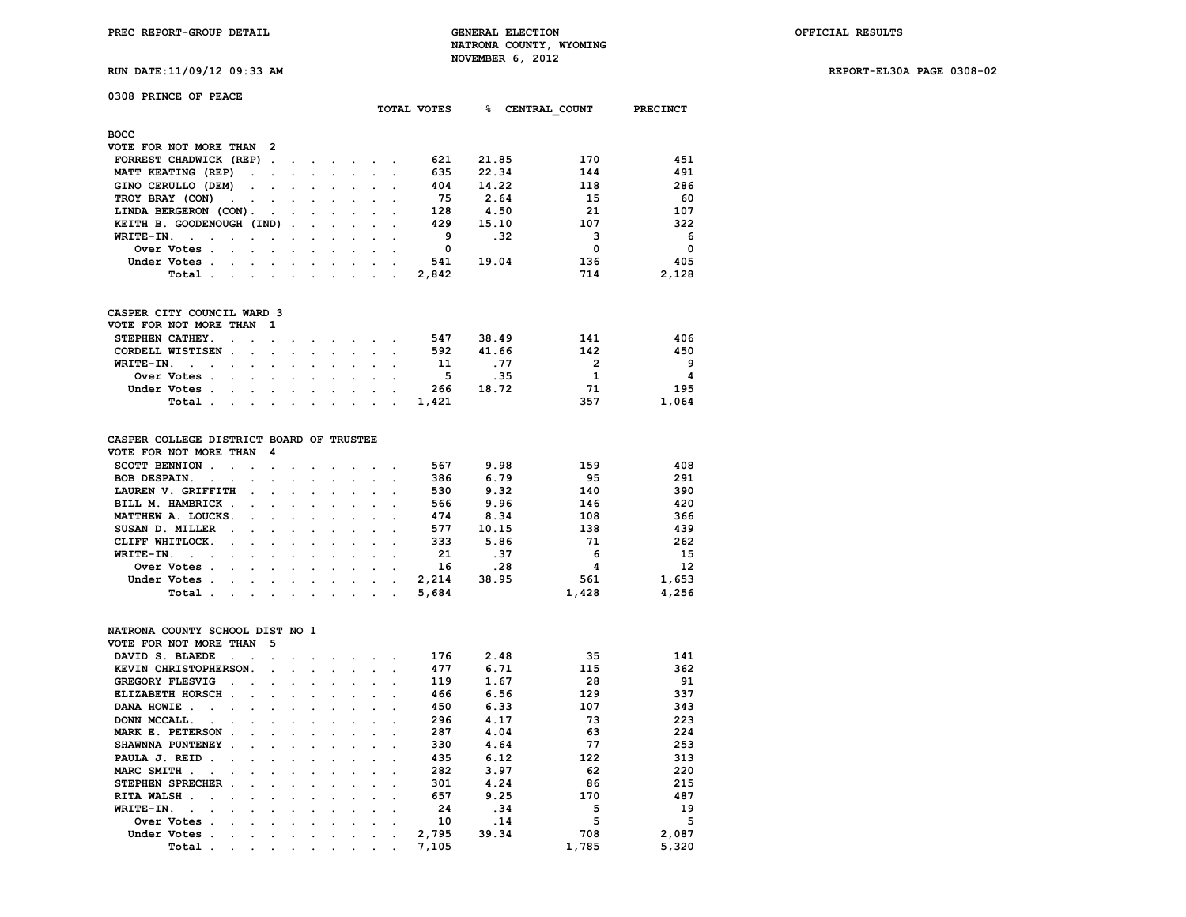PREC REPORT-GROUP DETAIL — GENERAL ELECTION — NATRONA COUNTY, WYOMING — NOVEMBER 6, 2012 — OFFICIAL RESULTS

RUN DATE:11/09/12 09:33 AM — REPORT-EL30A PAGE 0308-02

## 0308 PRINCE OF PEACE

### BOCC

VOTE FOR NOT MORE THAN 2

| | TOTAL VOTES | % | CENTRAL_COUNT | PRECINCT |
|---|---|---|---|---|
| FORREST CHADWICK (REP) | 621 | 21.85 | 170 | 451 |
| MATT KEATING (REP) | 635 | 22.34 | 144 | 491 |
| GINO CERULLO (DEM) | 404 | 14.22 | 118 | 286 |
| TROY BRAY (CON) | 75 | 2.64 | 15 | 60 |
| LINDA BERGERON (CON) | 128 | 4.50 | 21 | 107 |
| KEITH B. GOODENOUGH (IND) | 429 | 15.10 | 107 | 322 |
| WRITE-IN. | 9 | .32 | 3 | 6 |
| Over Votes | 0 | | 0 | 0 |
| Under Votes | 541 | 19.04 | 136 | 405 |
| Total | 2,842 | | 714 | 2,128 |

### CASPER CITY COUNCIL WARD 3

VOTE FOR NOT MORE THAN 1

| | TOTAL VOTES | % | CENTRAL_COUNT | PRECINCT |
|---|---|---|---|---|
| STEPHEN CATHEY. | 547 | 38.49 | 141 | 406 |
| CORDELL WISTISEN | 592 | 41.66 | 142 | 450 |
| WRITE-IN. | 11 | .77 | 2 | 9 |
| Over Votes | 5 | .35 | 1 | 4 |
| Under Votes | 266 | 18.72 | 71 | 195 |
| Total | 1,421 | | 357 | 1,064 |

### CASPER COLLEGE DISTRICT BOARD OF TRUSTEE

VOTE FOR NOT MORE THAN 4

| | TOTAL VOTES | % | CENTRAL_COUNT | PRECINCT |
|---|---|---|---|---|
| SCOTT BENNION | 567 | 9.98 | 159 | 408 |
| BOB DESPAIN. | 386 | 6.79 | 95 | 291 |
| LAUREN V. GRIFFITH | 530 | 9.32 | 140 | 390 |
| BILL M. HAMBRICK | 566 | 9.96 | 146 | 420 |
| MATTHEW A. LOUCKS. | 474 | 8.34 | 108 | 366 |
| SUSAN D. MILLER | 577 | 10.15 | 138 | 439 |
| CLIFF WHITLOCK. | 333 | 5.86 | 71 | 262 |
| WRITE-IN. | 21 | .37 | 6 | 15 |
| Over Votes | 16 | .28 | 4 | 12 |
| Under Votes | 2,214 | 38.95 | 561 | 1,653 |
| Total | 5,684 | | 1,428 | 4,256 |

### NATRONA COUNTY SCHOOL DIST NO 1

VOTE FOR NOT MORE THAN 5

| | TOTAL VOTES | % | CENTRAL_COUNT | PRECINCT |
|---|---|---|---|---|
| DAVID S. BLAEDE | 176 | 2.48 | 35 | 141 |
| KEVIN CHRISTOPHERSON. | 477 | 6.71 | 115 | 362 |
| GREGORY FLESVIG | 119 | 1.67 | 28 | 91 |
| ELIZABETH HORSCH | 466 | 6.56 | 129 | 337 |
| DANA HOWIE | 450 | 6.33 | 107 | 343 |
| DONN MCCALL. | 296 | 4.17 | 73 | 223 |
| MARK E. PETERSON | 287 | 4.04 | 63 | 224 |
| SHAWNNA PUNTENEY | 330 | 4.64 | 77 | 253 |
| PAULA J. REID | 435 | 6.12 | 122 | 313 |
| MARC SMITH | 282 | 3.97 | 62 | 220 |
| STEPHEN SPRECHER | 301 | 4.24 | 86 | 215 |
| RITA WALSH | 657 | 9.25 | 170 | 487 |
| WRITE-IN. | 24 | .34 | 5 | 19 |
| Over Votes | 10 | .14 | 5 | 5 |
| Under Votes | 2,795 | 39.34 | 708 | 2,087 |
| Total | 7,105 | | 1,785 | 5,320 |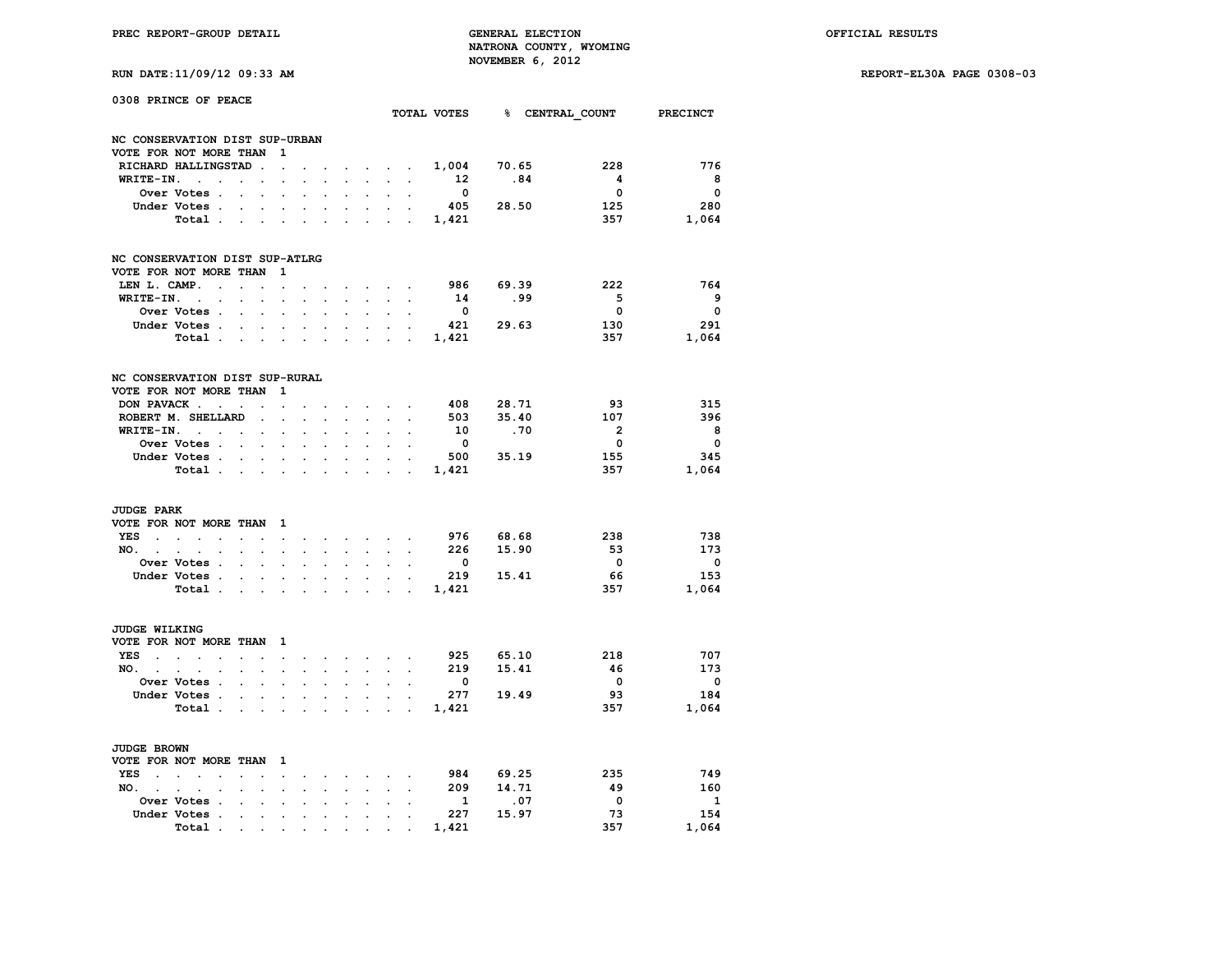PREC REPORT-GROUP DETAIL

GENERAL ELECTION
NATRONA COUNTY, WYOMING
NOVEMBER 6, 2012

OFFICIAL RESULTS

RUN DATE:11/09/12 09:33 AM

REPORT-EL30A PAGE 0308-03

## 0308 PRINCE OF PEACE

### NC CONSERVATION DIST SUP-URBAN
VOTE FOR NOT MORE THAN 1

| | TOTAL VOTES | % | CENTRAL_COUNT | PRECINCT |
|---|---|---|---|---|
| RICHARD HALLINGSTAD | 1,004 | 70.65 | 228 | 776 |
| WRITE-IN. | 12 | .84 | 4 | 8 |
| Over Votes | 0 | | 0 | 0 |
| Under Votes | 405 | 28.50 | 125 | 280 |
| Total | 1,421 | | 357 | 1,064 |

### NC CONSERVATION DIST SUP-ATLRG
VOTE FOR NOT MORE THAN 1

| | TOTAL VOTES | % | CENTRAL_COUNT | PRECINCT |
|---|---|---|---|---|
| LEN L. CAMP. | 986 | 69.39 | 222 | 764 |
| WRITE-IN. | 14 | .99 | 5 | 9 |
| Over Votes | 0 | | 0 | 0 |
| Under Votes | 421 | 29.63 | 130 | 291 |
| Total | 1,421 | | 357 | 1,064 |

### NC CONSERVATION DIST SUP-RURAL
VOTE FOR NOT MORE THAN 1

| | TOTAL VOTES | % | CENTRAL_COUNT | PRECINCT |
|---|---|---|---|---|
| DON PAVACK | 408 | 28.71 | 93 | 315 |
| ROBERT M. SHELLARD | 503 | 35.40 | 107 | 396 |
| WRITE-IN. | 10 | .70 | 2 | 8 |
| Over Votes | 0 | | 0 | 0 |
| Under Votes | 500 | 35.19 | 155 | 345 |
| Total | 1,421 | | 357 | 1,064 |

### JUDGE PARK
VOTE FOR NOT MORE THAN 1

| | TOTAL VOTES | % | CENTRAL_COUNT | PRECINCT |
|---|---|---|---|---|
| YES | 976 | 68.68 | 238 | 738 |
| NO. | 226 | 15.90 | 53 | 173 |
| Over Votes | 0 | | 0 | 0 |
| Under Votes | 219 | 15.41 | 66 | 153 |
| Total | 1,421 | | 357 | 1,064 |

### JUDGE WILKING
VOTE FOR NOT MORE THAN 1

| | TOTAL VOTES | % | CENTRAL_COUNT | PRECINCT |
|---|---|---|---|---|
| YES | 925 | 65.10 | 218 | 707 |
| NO. | 219 | 15.41 | 46 | 173 |
| Over Votes | 0 | | 0 | 0 |
| Under Votes | 277 | 19.49 | 93 | 184 |
| Total | 1,421 | | 357 | 1,064 |

### JUDGE BROWN
VOTE FOR NOT MORE THAN 1

| | TOTAL VOTES | % | CENTRAL_COUNT | PRECINCT |
|---|---|---|---|---|
| YES | 984 | 69.25 | 235 | 749 |
| NO. | 209 | 14.71 | 49 | 160 |
| Over Votes | 1 | .07 | 0 | 1 |
| Under Votes | 227 | 15.97 | 73 | 154 |
| Total | 1,421 | | 357 | 1,064 |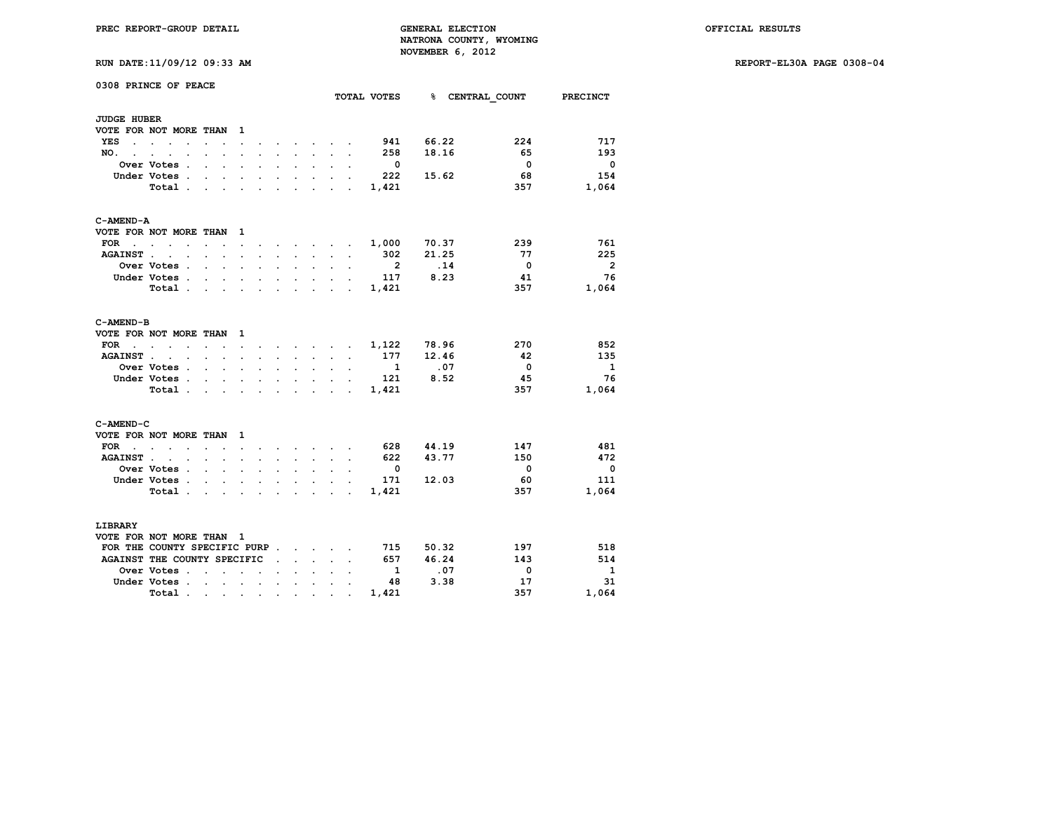PREC REPORT-GROUP DETAIL

GENERAL ELECTION
NATRONA COUNTY, WYOMING
NOVEMBER 6, 2012

OFFICIAL RESULTS

RUN DATE:11/09/12 09:33 AM

REPORT-EL30A PAGE 0308-04

## 0308 PRINCE OF PEACE

### JUDGE HUBER

VOTE FOR NOT MORE THAN 1

| | TOTAL VOTES | % | CENTRAL_COUNT | PRECINCT |
|---|---|---|---|---|
| YES | 941 | 66.22 | 224 | 717 |
| NO. | 258 | 18.16 | 65 | 193 |
| Over Votes | 0 | | 0 | 0 |
| Under Votes | 222 | 15.62 | 68 | 154 |
| Total | 1,421 | | 357 | 1,064 |

### C-AMEND-A

VOTE FOR NOT MORE THAN 1

| | TOTAL VOTES | % | CENTRAL_COUNT | PRECINCT |
|---|---|---|---|---|
| FOR | 1,000 | 70.37 | 239 | 761 |
| AGAINST | 302 | 21.25 | 77 | 225 |
| Over Votes | 2 | .14 | 0 | 2 |
| Under Votes | 117 | 8.23 | 41 | 76 |
| Total | 1,421 | | 357 | 1,064 |

### C-AMEND-B

VOTE FOR NOT MORE THAN 1

| | TOTAL VOTES | % | CENTRAL_COUNT | PRECINCT |
|---|---|---|---|---|
| FOR | 1,122 | 78.96 | 270 | 852 |
| AGAINST | 177 | 12.46 | 42 | 135 |
| Over Votes | 1 | .07 | 0 | 1 |
| Under Votes | 121 | 8.52 | 45 | 76 |
| Total | 1,421 | | 357 | 1,064 |

### C-AMEND-C

VOTE FOR NOT MORE THAN 1

| | TOTAL VOTES | % | CENTRAL_COUNT | PRECINCT |
|---|---|---|---|---|
| FOR | 628 | 44.19 | 147 | 481 |
| AGAINST | 622 | 43.77 | 150 | 472 |
| Over Votes | 0 | | 0 | 0 |
| Under Votes | 171 | 12.03 | 60 | 111 |
| Total | 1,421 | | 357 | 1,064 |

### LIBRARY

VOTE FOR NOT MORE THAN 1

| | TOTAL VOTES | % | CENTRAL_COUNT | PRECINCT |
|---|---|---|---|---|
| FOR THE COUNTY SPECIFIC PURP | 715 | 50.32 | 197 | 518 |
| AGAINST THE COUNTY SPECIFIC | 657 | 46.24 | 143 | 514 |
| Over Votes | 1 | .07 | 0 | 1 |
| Under Votes | 48 | 3.38 | 17 | 31 |
| Total | 1,421 | | 357 | 1,064 |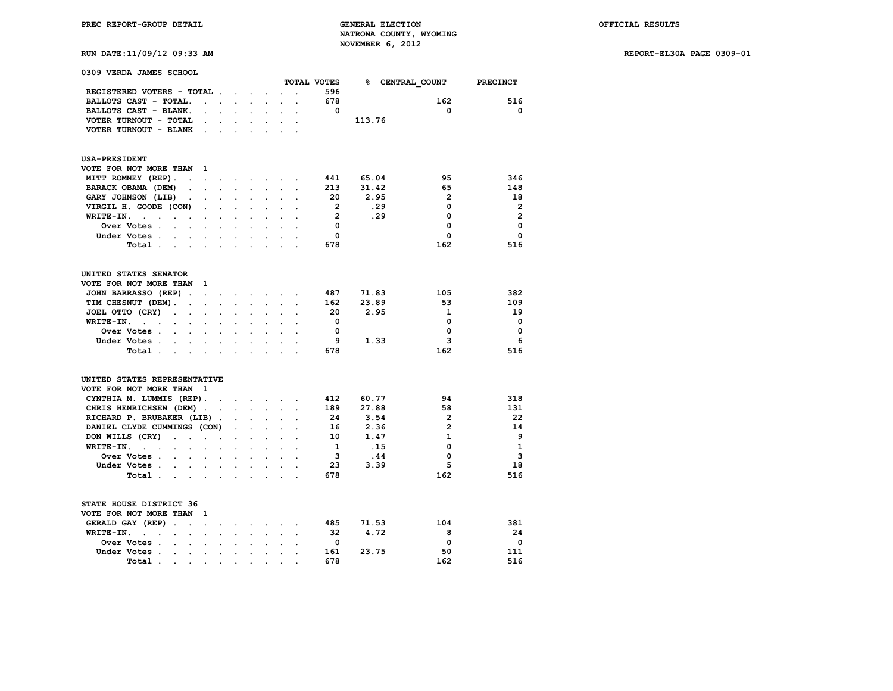# 0309 VERDA JAMES SCHOOL

| | TOTAL VOTES | % | CENTRAL_COUNT | PRECINCT |
|---|---|---|---|---|
| REGISTERED VOTERS - TOTAL | 596 | | | |
| BALLOTS CAST - TOTAL. | 678 | | 162 | 516 |
| BALLOTS CAST - BLANK. | 0 | | 0 | 0 |
| VOTER TURNOUT - TOTAL | | 113.76 | | |
| VOTER TURNOUT - BLANK | | | | |

## USA-PRESIDENT

VOTE FOR NOT MORE THAN 1

| | TOTAL VOTES | % | CENTRAL_COUNT | PRECINCT |
|---|---|---|---|---|
| MITT ROMNEY (REP) | 441 | 65.04 | 95 | 346 |
| BARACK OBAMA (DEM) | 213 | 31.42 | 65 | 148 |
| GARY JOHNSON (LIB) | 20 | 2.95 | 2 | 18 |
| VIRGIL H. GOODE (CON) | 2 | .29 | 0 | 2 |
| WRITE-IN. | 2 | .29 | 0 | 2 |
| Over Votes | 0 | | 0 | 0 |
| Under Votes | 0 | | 0 | 0 |
| Total | 678 | | 162 | 516 |

## UNITED STATES SENATOR

VOTE FOR NOT MORE THAN 1

| | TOTAL VOTES | % | CENTRAL_COUNT | PRECINCT |
|---|---|---|---|---|
| JOHN BARRASSO (REP) | 487 | 71.83 | 105 | 382 |
| TIM CHESNUT (DEM) | 162 | 23.89 | 53 | 109 |
| JOEL OTTO (CRY) | 20 | 2.95 | 1 | 19 |
| WRITE-IN. | 0 | | 0 | 0 |
| Over Votes | 0 | | 0 | 0 |
| Under Votes | 9 | 1.33 | 3 | 6 |
| Total | 678 | | 162 | 516 |

## UNITED STATES REPRESENTATIVE

VOTE FOR NOT MORE THAN 1

| | TOTAL VOTES | % | CENTRAL_COUNT | PRECINCT |
|---|---|---|---|---|
| CYNTHIA M. LUMMIS (REP) | 412 | 60.77 | 94 | 318 |
| CHRIS HENRICHSEN (DEM) | 189 | 27.88 | 58 | 131 |
| RICHARD P. BRUBAKER (LIB) | 24 | 3.54 | 2 | 22 |
| DANIEL CLYDE CUMMINGS (CON) | 16 | 2.36 | 2 | 14 |
| DON WILLS (CRY) | 10 | 1.47 | 1 | 9 |
| WRITE-IN. | 1 | .15 | 0 | 1 |
| Over Votes | 3 | .44 | 0 | 3 |
| Under Votes | 23 | 3.39 | 5 | 18 |
| Total | 678 | | 162 | 516 |

## STATE HOUSE DISTRICT 36

VOTE FOR NOT MORE THAN 1

| | TOTAL VOTES | % | CENTRAL_COUNT | PRECINCT |
|---|---|---|---|---|
| GERALD GAY (REP) | 485 | 71.53 | 104 | 381 |
| WRITE-IN. | 32 | 4.72 | 8 | 24 |
| Over Votes | 0 | | 0 | 0 |
| Under Votes | 161 | 23.75 | 50 | 111 |
| Total | 678 | | 162 | 516 |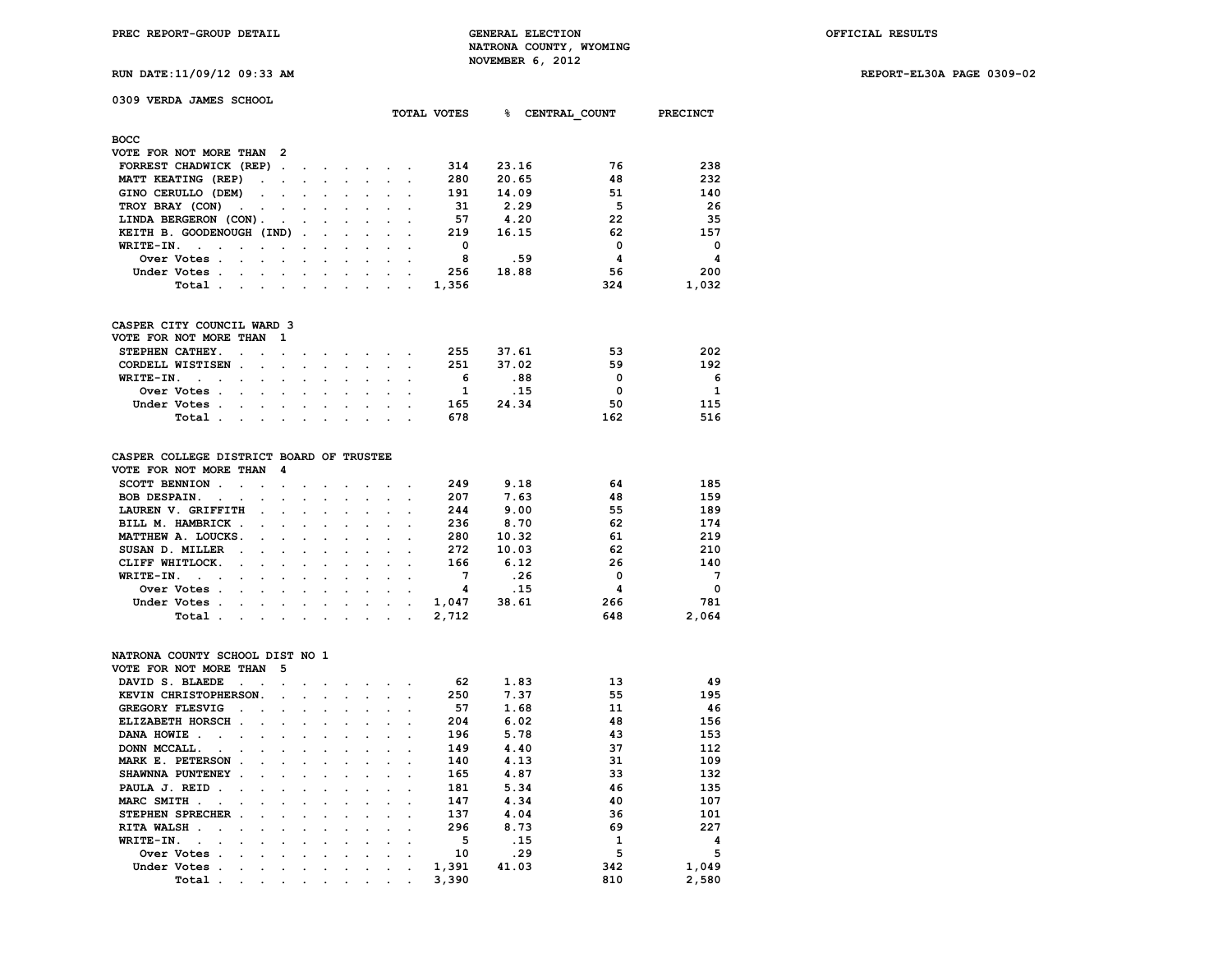# 0309 VERDA JAMES SCHOOL

## BOCC

VOTE FOR NOT MORE THAN 2

| | TOTAL VOTES | % | CENTRAL_COUNT | PRECINCT |
|---|---|---|---|---|
| FORREST CHADWICK (REP) | 314 | 23.16 | 76 | 238 |
| MATT KEATING (REP) | 280 | 20.65 | 48 | 232 |
| GINO CERULLO (DEM) | 191 | 14.09 | 51 | 140 |
| TROY BRAY (CON) | 31 | 2.29 | 5 | 26 |
| LINDA BERGERON (CON) | 57 | 4.20 | 22 | 35 |
| KEITH B. GOODENOUGH (IND) | 219 | 16.15 | 62 | 157 |
| WRITE-IN. | 0 | | 0 | 0 |
| Over Votes | 8 | .59 | 4 | 4 |
| Under Votes | 256 | 18.88 | 56 | 200 |
| Total | 1,356 | | 324 | 1,032 |

## CASPER CITY COUNCIL WARD 3

VOTE FOR NOT MORE THAN 1

| | TOTAL VOTES | % | CENTRAL_COUNT | PRECINCT |
|---|---|---|---|---|
| STEPHEN CATHEY. | 255 | 37.61 | 53 | 202 |
| CORDELL WISTISEN | 251 | 37.02 | 59 | 192 |
| WRITE-IN. | 6 | .88 | 0 | 6 |
| Over Votes | 1 | .15 | 0 | 1 |
| Under Votes | 165 | 24.34 | 50 | 115 |
| Total | 678 | | 162 | 516 |

## CASPER COLLEGE DISTRICT BOARD OF TRUSTEE

VOTE FOR NOT MORE THAN 4

| | TOTAL VOTES | % | CENTRAL_COUNT | PRECINCT |
|---|---|---|---|---|
| SCOTT BENNION | 249 | 9.18 | 64 | 185 |
| BOB DESPAIN. | 207 | 7.63 | 48 | 159 |
| LAUREN V. GRIFFITH | 244 | 9.00 | 55 | 189 |
| BILL M. HAMBRICK | 236 | 8.70 | 62 | 174 |
| MATTHEW A. LOUCKS. | 280 | 10.32 | 61 | 219 |
| SUSAN D. MILLER | 272 | 10.03 | 62 | 210 |
| CLIFF WHITLOCK. | 166 | 6.12 | 26 | 140 |
| WRITE-IN. | 7 | .26 | 0 | 7 |
| Over Votes | 4 | .15 | 4 | 0 |
| Under Votes | 1,047 | 38.61 | 266 | 781 |
| Total | 2,712 | | 648 | 2,064 |

## NATRONA COUNTY SCHOOL DIST NO 1

VOTE FOR NOT MORE THAN 5

| | TOTAL VOTES | % | CENTRAL_COUNT | PRECINCT |
|---|---|---|---|---|
| DAVID S. BLAEDE | 62 | 1.83 | 13 | 49 |
| KEVIN CHRISTOPHERSON. | 250 | 7.37 | 55 | 195 |
| GREGORY FLESVIG | 57 | 1.68 | 11 | 46 |
| ELIZABETH HORSCH | 204 | 6.02 | 48 | 156 |
| DANA HOWIE | 196 | 5.78 | 43 | 153 |
| DONN MCCALL. | 149 | 4.40 | 37 | 112 |
| MARK E. PETERSON | 140 | 4.13 | 31 | 109 |
| SHAWNNA PUNTENEY | 165 | 4.87 | 33 | 132 |
| PAULA J. REID | 181 | 5.34 | 46 | 135 |
| MARC SMITH | 147 | 4.34 | 40 | 107 |
| STEPHEN SPRECHER | 137 | 4.04 | 36 | 101 |
| RITA WALSH | 296 | 8.73 | 69 | 227 |
| WRITE-IN. | 5 | .15 | 1 | 4 |
| Over Votes | 10 | .29 | 5 | 5 |
| Under Votes | 1,391 | 41.03 | 342 | 1,049 |
| Total | 3,390 | | 810 | 2,580 |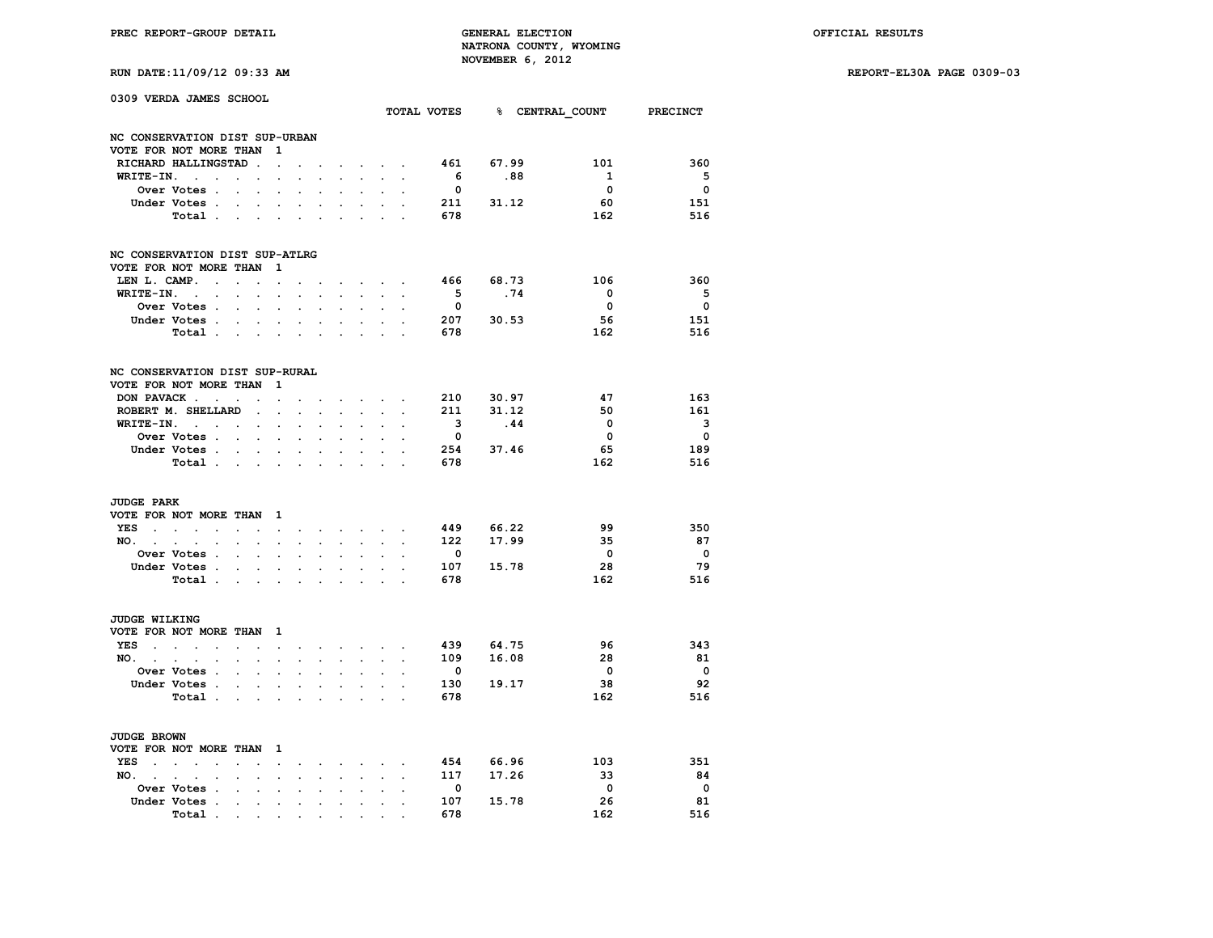PREC REPORT-GROUP DETAIL

GENERAL ELECTION
NATRONA COUNTY, WYOMING
NOVEMBER 6, 2012

OFFICIAL RESULTS

RUN DATE:11/09/12 09:33 AM

REPORT-EL30A PAGE 0309-03

## 0309 VERDA JAMES SCHOOL

### NC CONSERVATION DIST SUP-URBAN
VOTE FOR NOT MORE THAN 1

| | TOTAL VOTES | % | CENTRAL_COUNT | PRECINCT |
|---|---|---|---|---|
| RICHARD HALLINGSTAD | 461 | 67.99 | 101 | 360 |
| WRITE-IN. | 6 | .88 | 1 | 5 |
| Over Votes | 0 | | 0 | 0 |
| Under Votes | 211 | 31.12 | 60 | 151 |
| Total | 678 | | 162 | 516 |

### NC CONSERVATION DIST SUP-ATLRG
VOTE FOR NOT MORE THAN 1

| | TOTAL VOTES | % | CENTRAL_COUNT | PRECINCT |
|---|---|---|---|---|
| LEN L. CAMP. | 466 | 68.73 | 106 | 360 |
| WRITE-IN. | 5 | .74 | 0 | 5 |
| Over Votes | 0 | | 0 | 0 |
| Under Votes | 207 | 30.53 | 56 | 151 |
| Total | 678 | | 162 | 516 |

### NC CONSERVATION DIST SUP-RURAL
VOTE FOR NOT MORE THAN 1

| | TOTAL VOTES | % | CENTRAL_COUNT | PRECINCT |
|---|---|---|---|---|
| DON PAVACK | 210 | 30.97 | 47 | 163 |
| ROBERT M. SHELLARD | 211 | 31.12 | 50 | 161 |
| WRITE-IN. | 3 | .44 | 0 | 3 |
| Over Votes | 0 | | 0 | 0 |
| Under Votes | 254 | 37.46 | 65 | 189 |
| Total | 678 | | 162 | 516 |

### JUDGE PARK
VOTE FOR NOT MORE THAN 1

| | TOTAL VOTES | % | CENTRAL_COUNT | PRECINCT |
|---|---|---|---|---|
| YES | 449 | 66.22 | 99 | 350 |
| NO. | 122 | 17.99 | 35 | 87 |
| Over Votes | 0 | | 0 | 0 |
| Under Votes | 107 | 15.78 | 28 | 79 |
| Total | 678 | | 162 | 516 |

### JUDGE WILKING
VOTE FOR NOT MORE THAN 1

| | TOTAL VOTES | % | CENTRAL_COUNT | PRECINCT |
|---|---|---|---|---|
| YES | 439 | 64.75 | 96 | 343 |
| NO. | 109 | 16.08 | 28 | 81 |
| Over Votes | 0 | | 0 | 0 |
| Under Votes | 130 | 19.17 | 38 | 92 |
| Total | 678 | | 162 | 516 |

### JUDGE BROWN
VOTE FOR NOT MORE THAN 1

| | TOTAL VOTES | % | CENTRAL_COUNT | PRECINCT |
|---|---|---|---|---|
| YES | 454 | 66.96 | 103 | 351 |
| NO. | 117 | 17.26 | 33 | 84 |
| Over Votes | 0 | | 0 | 0 |
| Under Votes | 107 | 15.78 | 26 | 81 |
| Total | 678 | | 162 | 516 |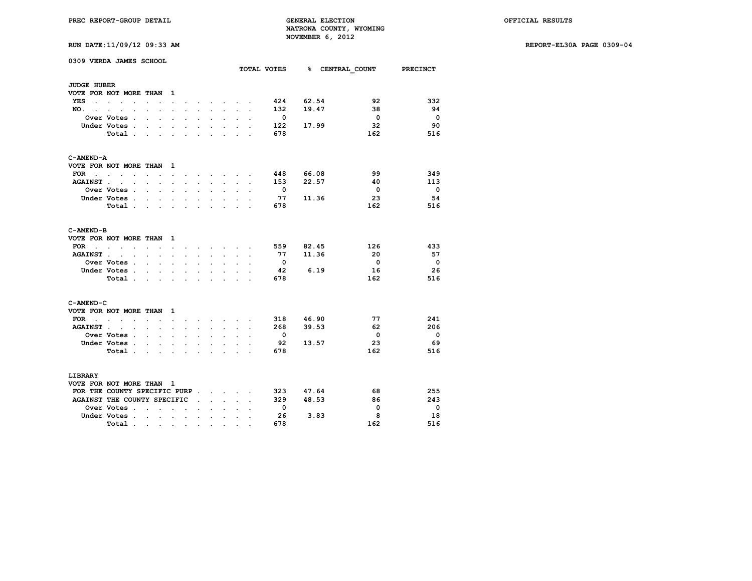# 0309 VERDA JAMES SCHOOL

## JUDGE HUBER

VOTE FOR NOT MORE THAN 1

| | TOTAL VOTES | % | CENTRAL_COUNT | PRECINCT |
|---|---|---|---|---|
| YES | 424 | 62.54 | 92 | 332 |
| NO. | 132 | 19.47 | 38 | 94 |
| Over Votes | 0 | | 0 | 0 |
| Under Votes | 122 | 17.99 | 32 | 90 |
| Total | 678 | | 162 | 516 |

## C-AMEND-A

VOTE FOR NOT MORE THAN 1

| | TOTAL VOTES | % | CENTRAL_COUNT | PRECINCT |
|---|---|---|---|---|
| FOR | 448 | 66.08 | 99 | 349 |
| AGAINST | 153 | 22.57 | 40 | 113 |
| Over Votes | 0 | | 0 | 0 |
| Under Votes | 77 | 11.36 | 23 | 54 |
| Total | 678 | | 162 | 516 |

## C-AMEND-B

VOTE FOR NOT MORE THAN 1

| | TOTAL VOTES | % | CENTRAL_COUNT | PRECINCT |
|---|---|---|---|---|
| FOR | 559 | 82.45 | 126 | 433 |
| AGAINST | 77 | 11.36 | 20 | 57 |
| Over Votes | 0 | | 0 | 0 |
| Under Votes | 42 | 6.19 | 16 | 26 |
| Total | 678 | | 162 | 516 |

## C-AMEND-C

VOTE FOR NOT MORE THAN 1

| | TOTAL VOTES | % | CENTRAL_COUNT | PRECINCT |
|---|---|---|---|---|
| FOR | 318 | 46.90 | 77 | 241 |
| AGAINST | 268 | 39.53 | 62 | 206 |
| Over Votes | 0 | | 0 | 0 |
| Under Votes | 92 | 13.57 | 23 | 69 |
| Total | 678 | | 162 | 516 |

## LIBRARY

VOTE FOR NOT MORE THAN 1

| | TOTAL VOTES | % | CENTRAL_COUNT | PRECINCT |
|---|---|---|---|---|
| FOR THE COUNTY SPECIFIC PURP | 323 | 47.64 | 68 | 255 |
| AGAINST THE COUNTY SPECIFIC | 329 | 48.53 | 86 | 243 |
| Over Votes | 0 | | 0 | 0 |
| Under Votes | 26 | 3.83 | 8 | 18 |
| Total | 678 | | 162 | 516 |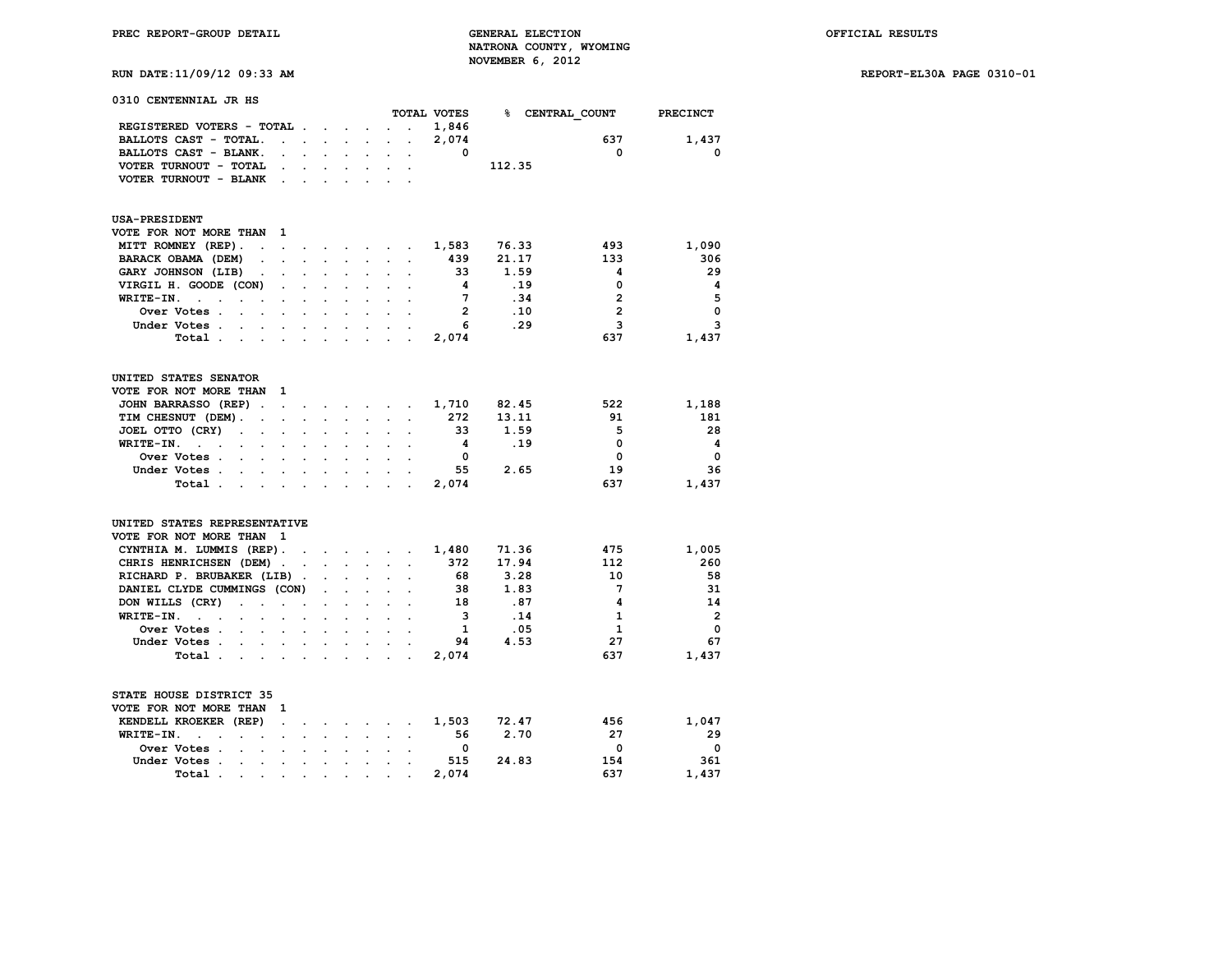PREC REPORT-GROUP DETAIL

GENERAL ELECTION
NATRONA COUNTY, WYOMING
NOVEMBER 6, 2012

OFFICIAL RESULTS

RUN DATE:11/09/12 09:33 AM

REPORT-EL30A PAGE 0310-01

## 0310 CENTENNIAL JR HS

| | TOTAL VOTES | % | CENTRAL_COUNT | PRECINCT |
|---|---|---|---|---|
| REGISTERED VOTERS - TOTAL | 1,846 | | | |
| BALLOTS CAST - TOTAL. | 2,074 | | 637 | 1,437 |
| BALLOTS CAST - BLANK. | 0 | | 0 | 0 |
| VOTER TURNOUT - TOTAL | | 112.35 | | |
| VOTER TURNOUT - BLANK | | | | |

### USA-PRESIDENT
VOTE FOR NOT MORE THAN 1

| | TOTAL VOTES | % | CENTRAL_COUNT | PRECINCT |
|---|---|---|---|---|
| MITT ROMNEY (REP). | 1,583 | 76.33 | 493 | 1,090 |
| BARACK OBAMA (DEM) | 439 | 21.17 | 133 | 306 |
| GARY JOHNSON (LIB) | 33 | 1.59 | 4 | 29 |
| VIRGIL H. GOODE (CON) | 4 | .19 | 0 | 4 |
| WRITE-IN. | 7 | .34 | 2 | 5 |
| Over Votes | 2 | .10 | 2 | 0 |
| Under Votes | 6 | .29 | 3 | 3 |
| Total | 2,074 | | 637 | 1,437 |

### UNITED STATES SENATOR
VOTE FOR NOT MORE THAN 1

| | TOTAL VOTES | % | CENTRAL_COUNT | PRECINCT |
|---|---|---|---|---|
| JOHN BARRASSO (REP) | 1,710 | 82.45 | 522 | 1,188 |
| TIM CHESNUT (DEM). | 272 | 13.11 | 91 | 181 |
| JOEL OTTO (CRY) | 33 | 1.59 | 5 | 28 |
| WRITE-IN. | 4 | .19 | 0 | 4 |
| Over Votes | 0 | | 0 | 0 |
| Under Votes | 55 | 2.65 | 19 | 36 |
| Total | 2,074 | | 637 | 1,437 |

### UNITED STATES REPRESENTATIVE
VOTE FOR NOT MORE THAN 1

| | TOTAL VOTES | % | CENTRAL_COUNT | PRECINCT |
|---|---|---|---|---|
| CYNTHIA M. LUMMIS (REP). | 1,480 | 71.36 | 475 | 1,005 |
| CHRIS HENRICHSEN (DEM) | 372 | 17.94 | 112 | 260 |
| RICHARD P. BRUBAKER (LIB) | 68 | 3.28 | 10 | 58 |
| DANIEL CLYDE CUMMINGS (CON) | 38 | 1.83 | 7 | 31 |
| DON WILLS (CRY) | 18 | .87 | 4 | 14 |
| WRITE-IN. | 3 | .14 | 1 | 2 |
| Over Votes | 1 | .05 | 1 | 0 |
| Under Votes | 94 | 4.53 | 27 | 67 |
| Total | 2,074 | | 637 | 1,437 |

### STATE HOUSE DISTRICT 35
VOTE FOR NOT MORE THAN 1

| | TOTAL VOTES | % | CENTRAL_COUNT | PRECINCT |
|---|---|---|---|---|
| KENDELL KROEKER (REP) | 1,503 | 72.47 | 456 | 1,047 |
| WRITE-IN. | 56 | 2.70 | 27 | 29 |
| Over Votes | 0 | | 0 | 0 |
| Under Votes | 515 | 24.83 | 154 | 361 |
| Total | 2,074 | | 637 | 1,437 |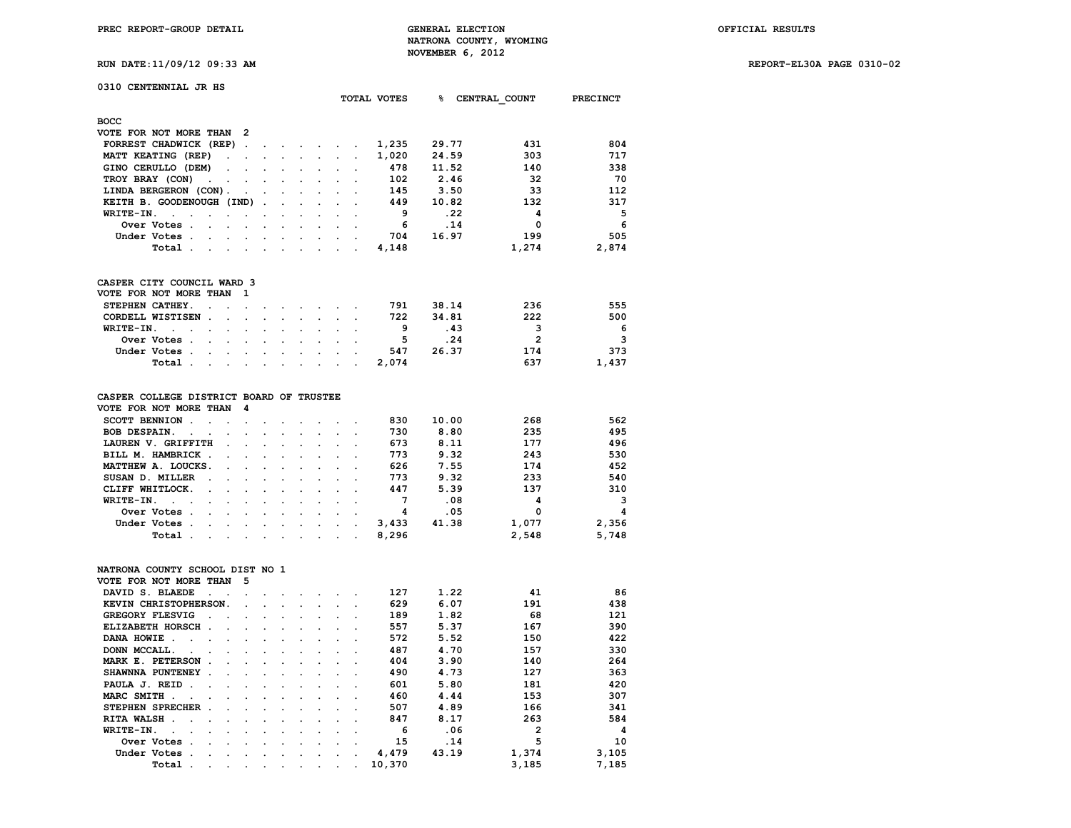PREC REPORT-GROUP DETAIL

GENERAL ELECTION
NATRONA COUNTY, WYOMING
NOVEMBER 6, 2012

OFFICIAL RESULTS

RUN DATE:11/09/12 09:33 AM

REPORT-EL30A PAGE 0310-02

## 0310 CENTENNIAL JR HS

### BOCC
VOTE FOR NOT MORE THAN 2

| | TOTAL VOTES | % | CENTRAL_COUNT | PRECINCT |
|---|---|---|---|---|
| FORREST CHADWICK (REP) | 1,235 | 29.77 | 431 | 804 |
| MATT KEATING (REP) | 1,020 | 24.59 | 303 | 717 |
| GINO CERULLO (DEM) | 478 | 11.52 | 140 | 338 |
| TROY BRAY (CON) | 102 | 2.46 | 32 | 70 |
| LINDA BERGERON (CON) | 145 | 3.50 | 33 | 112 |
| KEITH B. GOODENOUGH (IND) | 449 | 10.82 | 132 | 317 |
| WRITE-IN. | 9 | .22 | 4 | 5 |
| Over Votes | 6 | .14 | 0 | 6 |
| Under Votes | 704 | 16.97 | 199 | 505 |
| Total | 4,148 | | 1,274 | 2,874 |

### CASPER CITY COUNCIL WARD 3
VOTE FOR NOT MORE THAN 1

| | TOTAL VOTES | % | CENTRAL_COUNT | PRECINCT |
|---|---|---|---|---|
| STEPHEN CATHEY. | 791 | 38.14 | 236 | 555 |
| CORDELL WISTISEN | 722 | 34.81 | 222 | 500 |
| WRITE-IN. | 9 | .43 | 3 | 6 |
| Over Votes | 5 | .24 | 2 | 3 |
| Under Votes | 547 | 26.37 | 174 | 373 |
| Total | 2,074 | | 637 | 1,437 |

### CASPER COLLEGE DISTRICT BOARD OF TRUSTEE
VOTE FOR NOT MORE THAN 4

| | TOTAL VOTES | % | CENTRAL_COUNT | PRECINCT |
|---|---|---|---|---|
| SCOTT BENNION | 830 | 10.00 | 268 | 562 |
| BOB DESPAIN. | 730 | 8.80 | 235 | 495 |
| LAUREN V. GRIFFITH | 673 | 8.11 | 177 | 496 |
| BILL M. HAMBRICK | 773 | 9.32 | 243 | 530 |
| MATTHEW A. LOUCKS. | 626 | 7.55 | 174 | 452 |
| SUSAN D. MILLER | 773 | 9.32 | 233 | 540 |
| CLIFF WHITLOCK. | 447 | 5.39 | 137 | 310 |
| WRITE-IN. | 7 | .08 | 4 | 3 |
| Over Votes | 4 | .05 | 0 | 4 |
| Under Votes | 3,433 | 41.38 | 1,077 | 2,356 |
| Total | 8,296 | | 2,548 | 5,748 |

### NATRONA COUNTY SCHOOL DIST NO 1
VOTE FOR NOT MORE THAN 5

| | TOTAL VOTES | % | CENTRAL_COUNT | PRECINCT |
|---|---|---|---|---|
| DAVID S. BLAEDE | 127 | 1.22 | 41 | 86 |
| KEVIN CHRISTOPHERSON. | 629 | 6.07 | 191 | 438 |
| GREGORY FLESVIG | 189 | 1.82 | 68 | 121 |
| ELIZABETH HORSCH | 557 | 5.37 | 167 | 390 |
| DANA HOWIE | 572 | 5.52 | 150 | 422 |
| DONN MCCALL. | 487 | 4.70 | 157 | 330 |
| MARK E. PETERSON | 404 | 3.90 | 140 | 264 |
| SHAWNNA PUNTENEY | 490 | 4.73 | 127 | 363 |
| PAULA J. REID | 601 | 5.80 | 181 | 420 |
| MARC SMITH | 460 | 4.44 | 153 | 307 |
| STEPHEN SPRECHER | 507 | 4.89 | 166 | 341 |
| RITA WALSH | 847 | 8.17 | 263 | 584 |
| WRITE-IN. | 6 | .06 | 2 | 4 |
| Over Votes | 15 | .14 | 5 | 10 |
| Under Votes | 4,479 | 43.19 | 1,374 | 3,105 |
| Total | 10,370 | | 3,185 | 7,185 |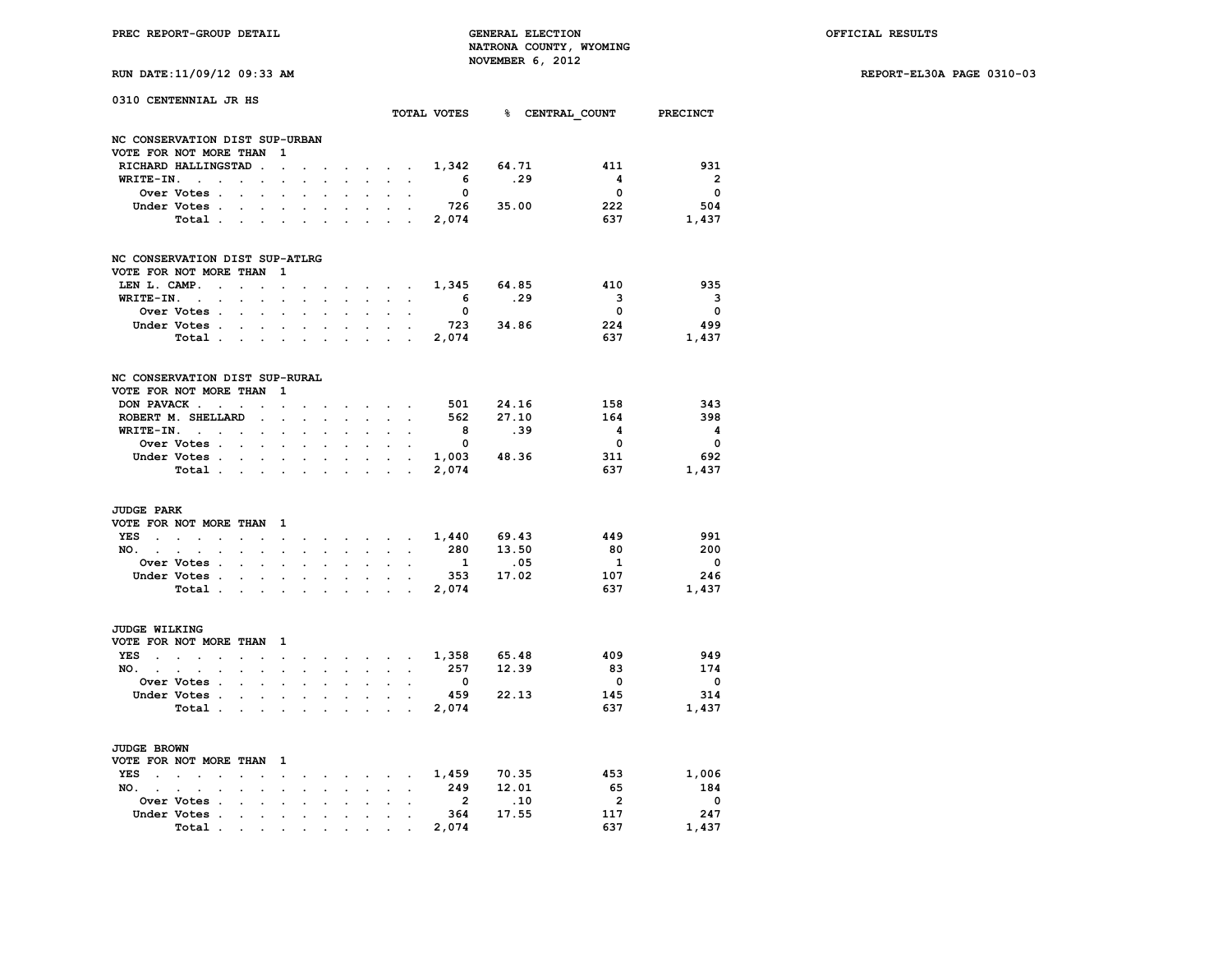PREC REPORT-GROUP DETAIL — GENERAL ELECTION — NATRONA COUNTY, WYOMING — NOVEMBER 6, 2012 — OFFICIAL RESULTS

RUN DATE:11/09/12 09:33 AM — REPORT-EL30A PAGE 0310-03

## 0310 CENTENNIAL JR HS

### NC CONSERVATION DIST SUP-URBAN
VOTE FOR NOT MORE THAN 1

| | TOTAL VOTES | % | CENTRAL_COUNT | PRECINCT |
|---|---|---|---|---|
| RICHARD HALLINGSTAD | 1,342 | 64.71 | 411 | 931 |
| WRITE-IN. | 6 | .29 | 4 | 2 |
| Over Votes | 0 | | 0 | 0 |
| Under Votes | 726 | 35.00 | 222 | 504 |
| Total | 2,074 | | 637 | 1,437 |

### NC CONSERVATION DIST SUP-ATLRG
VOTE FOR NOT MORE THAN 1

| | TOTAL VOTES | % | CENTRAL_COUNT | PRECINCT |
|---|---|---|---|---|
| LEN L. CAMP. | 1,345 | 64.85 | 410 | 935 |
| WRITE-IN. | 6 | .29 | 3 | 3 |
| Over Votes | 0 | | 0 | 0 |
| Under Votes | 723 | 34.86 | 224 | 499 |
| Total | 2,074 | | 637 | 1,437 |

### NC CONSERVATION DIST SUP-RURAL
VOTE FOR NOT MORE THAN 1

| | TOTAL VOTES | % | CENTRAL_COUNT | PRECINCT |
|---|---|---|---|---|
| DON PAVACK | 501 | 24.16 | 158 | 343 |
| ROBERT M. SHELLARD | 562 | 27.10 | 164 | 398 |
| WRITE-IN. | 8 | .39 | 4 | 4 |
| Over Votes | 0 | | 0 | 0 |
| Under Votes | 1,003 | 48.36 | 311 | 692 |
| Total | 2,074 | | 637 | 1,437 |

### JUDGE PARK
VOTE FOR NOT MORE THAN 1

| | TOTAL VOTES | % | CENTRAL_COUNT | PRECINCT |
|---|---|---|---|---|
| YES | 1,440 | 69.43 | 449 | 991 |
| NO. | 280 | 13.50 | 80 | 200 |
| Over Votes | 1 | .05 | 1 | 0 |
| Under Votes | 353 | 17.02 | 107 | 246 |
| Total | 2,074 | | 637 | 1,437 |

### JUDGE WILKING
VOTE FOR NOT MORE THAN 1

| | TOTAL VOTES | % | CENTRAL_COUNT | PRECINCT |
|---|---|---|---|---|
| YES | 1,358 | 65.48 | 409 | 949 |
| NO. | 257 | 12.39 | 83 | 174 |
| Over Votes | 0 | | 0 | 0 |
| Under Votes | 459 | 22.13 | 145 | 314 |
| Total | 2,074 | | 637 | 1,437 |

### JUDGE BROWN
VOTE FOR NOT MORE THAN 1

| | TOTAL VOTES | % | CENTRAL_COUNT | PRECINCT |
|---|---|---|---|---|
| YES | 1,459 | 70.35 | 453 | 1,006 |
| NO. | 249 | 12.01 | 65 | 184 |
| Over Votes | 2 | .10 | 2 | 0 |
| Under Votes | 364 | 17.55 | 117 | 247 |
| Total | 2,074 | | 637 | 1,437 |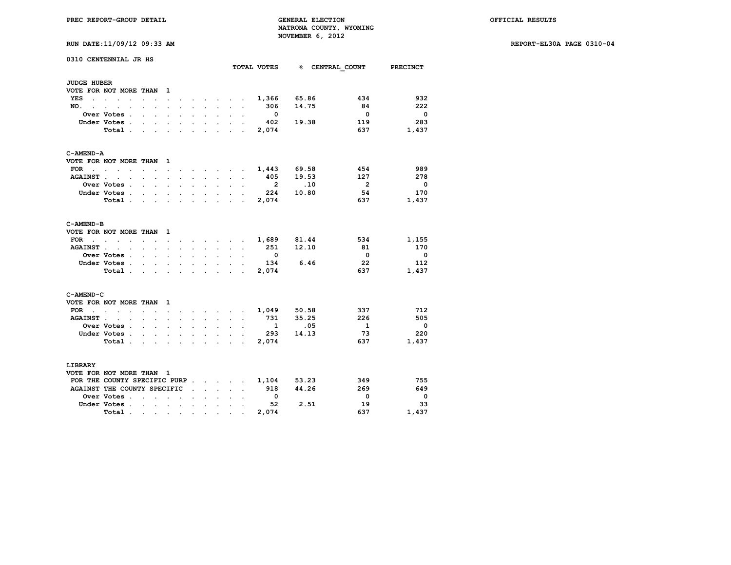PREC REPORT-GROUP DETAIL

GENERAL ELECTION
NATRONA COUNTY, WYOMING
NOVEMBER 6, 2012

OFFICIAL RESULTS

RUN DATE:11/09/12 09:33 AM

REPORT-EL30A PAGE 0310-04

0310 CENTENNIAL JR HS

| | TOTAL VOTES | % | CENTRAL_COUNT | PRECINCT |
|---|---|---|---|---|
| **JUDGE HUBER** | | | | |
| VOTE FOR NOT MORE THAN 1 | | | | |
| YES | 1,366 | 65.86 | 434 | 932 |
| NO. | 306 | 14.75 | 84 | 222 |
| Over Votes | 0 | | 0 | 0 |
| Under Votes | 402 | 19.38 | 119 | 283 |
| Total | 2,074 | | 637 | 1,437 |
| **C-AMEND-A** | | | | |
| VOTE FOR NOT MORE THAN 1 | | | | |
| FOR | 1,443 | 69.58 | 454 | 989 |
| AGAINST | 405 | 19.53 | 127 | 278 |
| Over Votes | 2 | .10 | 2 | 0 |
| Under Votes | 224 | 10.80 | 54 | 170 |
| Total | 2,074 | | 637 | 1,437 |
| **C-AMEND-B** | | | | |
| VOTE FOR NOT MORE THAN 1 | | | | |
| FOR | 1,689 | 81.44 | 534 | 1,155 |
| AGAINST | 251 | 12.10 | 81 | 170 |
| Over Votes | 0 | | 0 | 0 |
| Under Votes | 134 | 6.46 | 22 | 112 |
| Total | 2,074 | | 637 | 1,437 |
| **C-AMEND-C** | | | | |
| VOTE FOR NOT MORE THAN 1 | | | | |
| FOR | 1,049 | 50.58 | 337 | 712 |
| AGAINST | 731 | 35.25 | 226 | 505 |
| Over Votes | 1 | .05 | 1 | 0 |
| Under Votes | 293 | 14.13 | 73 | 220 |
| Total | 2,074 | | 637 | 1,437 |
| **LIBRARY** | | | | |
| VOTE FOR NOT MORE THAN 1 | | | | |
| FOR THE COUNTY SPECIFIC PURP | 1,104 | 53.23 | 349 | 755 |
| AGAINST THE COUNTY SPECIFIC | 918 | 44.26 | 269 | 649 |
| Over Votes | 0 | | 0 | 0 |
| Under Votes | 52 | 2.51 | 19 | 33 |
| Total | 2,074 | | 637 | 1,437 |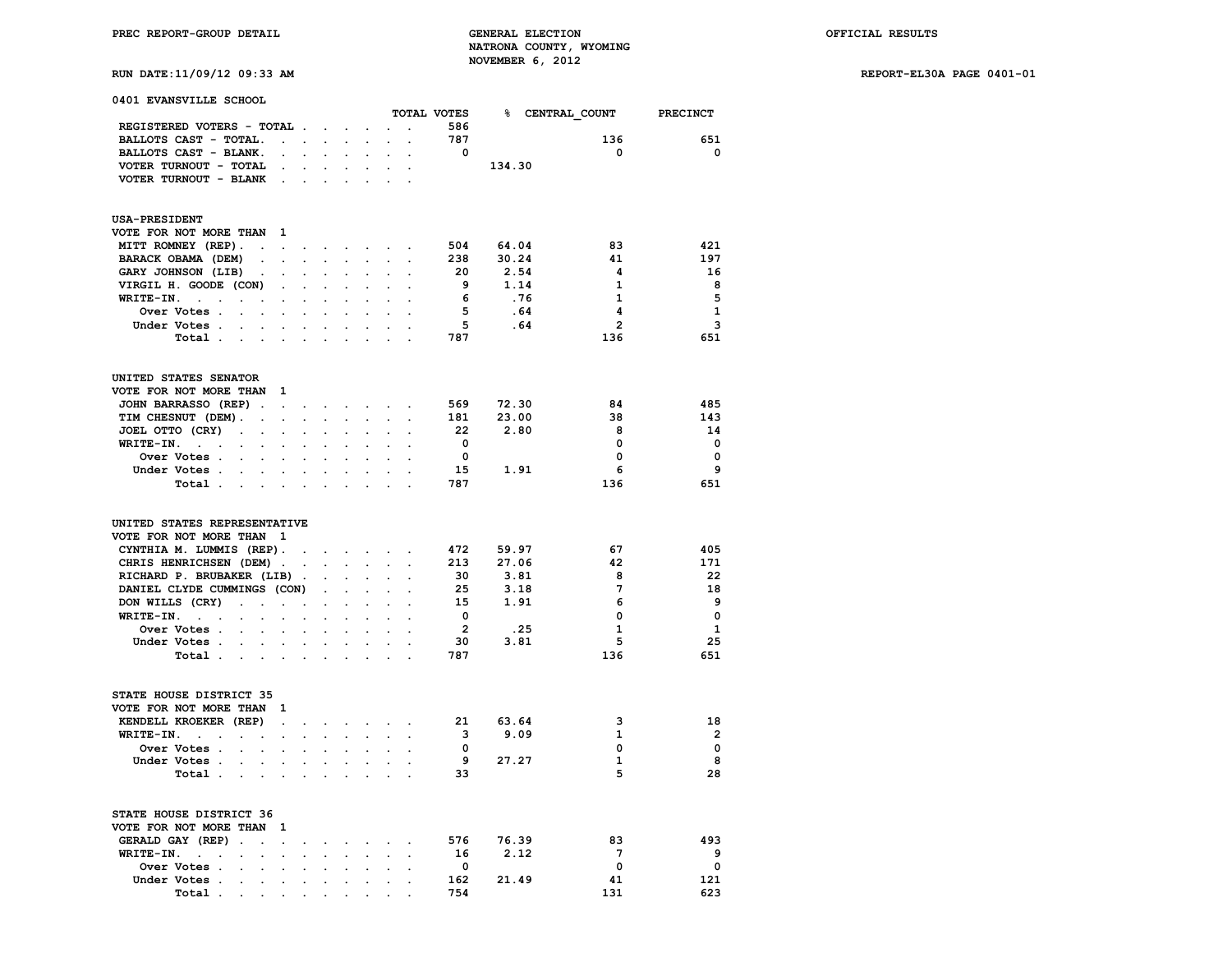PREC REPORT-GROUP DETAIL

GENERAL ELECTION
NATRONA COUNTY, WYOMING
NOVEMBER 6, 2012

OFFICIAL RESULTS

RUN DATE:11/09/12 09:33 AM

REPORT-EL30A PAGE 0401-01

## 0401 EVANSVILLE SCHOOL

| | TOTAL VOTES | % | CENTRAL_COUNT | PRECINCT |
|---|---|---|---|---|
| REGISTERED VOTERS - TOTAL | 586 | | | |
| BALLOTS CAST - TOTAL. | 787 | | 136 | 651 |
| BALLOTS CAST - BLANK. | 0 | | 0 | 0 |
| VOTER TURNOUT - TOTAL | | 134.30 | | |
| VOTER TURNOUT - BLANK | | | | |

### USA-PRESIDENT
VOTE FOR NOT MORE THAN 1

| | TOTAL VOTES | % | CENTRAL_COUNT | PRECINCT |
|---|---|---|---|---|
| MITT ROMNEY (REP). | 504 | 64.04 | 83 | 421 |
| BARACK OBAMA (DEM) | 238 | 30.24 | 41 | 197 |
| GARY JOHNSON (LIB) | 20 | 2.54 | 4 | 16 |
| VIRGIL H. GOODE (CON) | 9 | 1.14 | 1 | 8 |
| WRITE-IN. | 6 | .76 | 1 | 5 |
| Over Votes | 5 | .64 | 4 | 1 |
| Under Votes | 5 | .64 | 2 | 3 |
| Total | 787 | | 136 | 651 |

### UNITED STATES SENATOR
VOTE FOR NOT MORE THAN 1

| | TOTAL VOTES | % | CENTRAL_COUNT | PRECINCT |
|---|---|---|---|---|
| JOHN BARRASSO (REP) | 569 | 72.30 | 84 | 485 |
| TIM CHESNUT (DEM). | 181 | 23.00 | 38 | 143 |
| JOEL OTTO (CRY) | 22 | 2.80 | 8 | 14 |
| WRITE-IN. | 0 | | 0 | 0 |
| Over Votes | 0 | | 0 | 0 |
| Under Votes | 15 | 1.91 | 6 | 9 |
| Total | 787 | | 136 | 651 |

### UNITED STATES REPRESENTATIVE
VOTE FOR NOT MORE THAN 1

| | TOTAL VOTES | % | CENTRAL_COUNT | PRECINCT |
|---|---|---|---|---|
| CYNTHIA M. LUMMIS (REP). | 472 | 59.97 | 67 | 405 |
| CHRIS HENRICHSEN (DEM) | 213 | 27.06 | 42 | 171 |
| RICHARD P. BRUBAKER (LIB) | 30 | 3.81 | 8 | 22 |
| DANIEL CLYDE CUMMINGS (CON) | 25 | 3.18 | 7 | 18 |
| DON WILLS (CRY) | 15 | 1.91 | 6 | 9 |
| WRITE-IN. | 0 | | 0 | 0 |
| Over Votes | 2 | .25 | 1 | 1 |
| Under Votes | 30 | 3.81 | 5 | 25 |
| Total | 787 | | 136 | 651 |

### STATE HOUSE DISTRICT 35
VOTE FOR NOT MORE THAN 1

| | TOTAL VOTES | % | CENTRAL_COUNT | PRECINCT |
|---|---|---|---|---|
| KENDELL KROEKER (REP) | 21 | 63.64 | 3 | 18 |
| WRITE-IN. | 3 | 9.09 | 1 | 2 |
| Over Votes | 0 | | 0 | 0 |
| Under Votes | 9 | 27.27 | 1 | 8 |
| Total | 33 | | 5 | 28 |

### STATE HOUSE DISTRICT 36
VOTE FOR NOT MORE THAN 1

| | TOTAL VOTES | % | CENTRAL_COUNT | PRECINCT |
|---|---|---|---|---|
| GERALD GAY (REP) | 576 | 76.39 | 83 | 493 |
| WRITE-IN. | 16 | 2.12 | 7 | 9 |
| Over Votes | 0 | | 0 | 0 |
| Under Votes | 162 | 21.49 | 41 | 121 |
| Total | 754 | | 131 | 623 |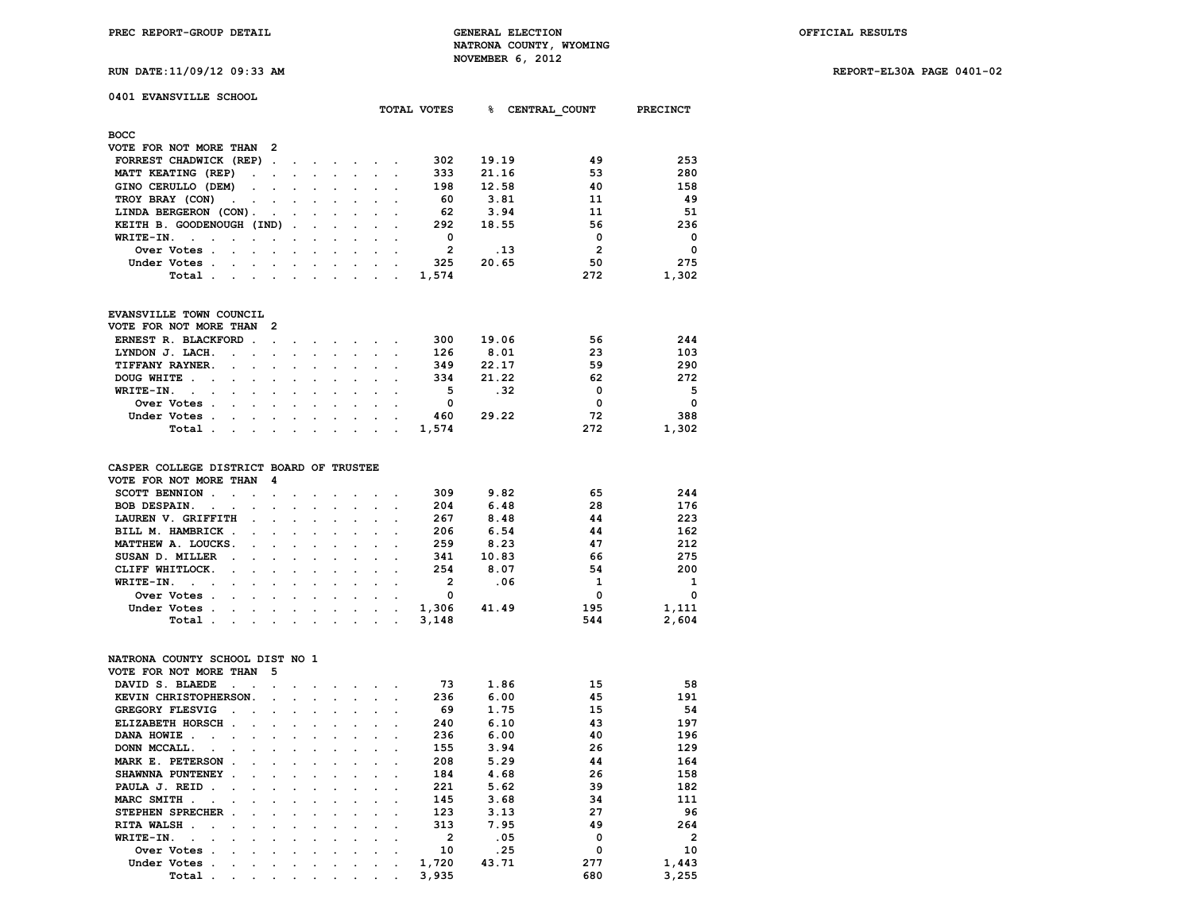PREC REPORT-GROUP DETAIL

GENERAL ELECTION
NATRONA COUNTY, WYOMING
NOVEMBER 6, 2012

OFFICIAL RESULTS

RUN DATE:11/09/12 09:33 AM

REPORT-EL30A PAGE 0401-02

## 0401 EVANSVILLE SCHOOL

### BOCC
VOTE FOR NOT MORE THAN 2

| | TOTAL VOTES | % | CENTRAL_COUNT | PRECINCT |
|---|---|---|---|---|
| FORREST CHADWICK (REP) | 302 | 19.19 | 49 | 253 |
| MATT KEATING (REP) | 333 | 21.16 | 53 | 280 |
| GINO CERULLO (DEM) | 198 | 12.58 | 40 | 158 |
| TROY BRAY (CON) | 60 | 3.81 | 11 | 49 |
| LINDA BERGERON (CON) | 62 | 3.94 | 11 | 51 |
| KEITH B. GOODENOUGH (IND) | 292 | 18.55 | 56 | 236 |
| WRITE-IN. | 0 | | 0 | 0 |
| Over Votes | 2 | .13 | 2 | 0 |
| Under Votes | 325 | 20.65 | 50 | 275 |
| Total | 1,574 | | 272 | 1,302 |

### EVANSVILLE TOWN COUNCIL
VOTE FOR NOT MORE THAN 2

| | TOTAL VOTES | % | CENTRAL_COUNT | PRECINCT |
|---|---|---|---|---|
| ERNEST R. BLACKFORD | 300 | 19.06 | 56 | 244 |
| LYNDON J. LACH. | 126 | 8.01 | 23 | 103 |
| TIFFANY RAYNER. | 349 | 22.17 | 59 | 290 |
| DOUG WHITE | 334 | 21.22 | 62 | 272 |
| WRITE-IN. | 5 | .32 | 0 | 5 |
| Over Votes | 0 | | 0 | 0 |
| Under Votes | 460 | 29.22 | 72 | 388 |
| Total | 1,574 | | 272 | 1,302 |

### CASPER COLLEGE DISTRICT BOARD OF TRUSTEE
VOTE FOR NOT MORE THAN 4

| | TOTAL VOTES | % | CENTRAL_COUNT | PRECINCT |
|---|---|---|---|---|
| SCOTT BENNION | 309 | 9.82 | 65 | 244 |
| BOB DESPAIN. | 204 | 6.48 | 28 | 176 |
| LAUREN V. GRIFFITH | 267 | 8.48 | 44 | 223 |
| BILL M. HAMBRICK | 206 | 6.54 | 44 | 162 |
| MATTHEW A. LOUCKS. | 259 | 8.23 | 47 | 212 |
| SUSAN D. MILLER | 341 | 10.83 | 66 | 275 |
| CLIFF WHITLOCK. | 254 | 8.07 | 54 | 200 |
| WRITE-IN. | 2 | .06 | 1 | 1 |
| Over Votes | 0 | | 0 | 0 |
| Under Votes | 1,306 | 41.49 | 195 | 1,111 |
| Total | 3,148 | | 544 | 2,604 |

### NATRONA COUNTY SCHOOL DIST NO 1
VOTE FOR NOT MORE THAN 5

| | TOTAL VOTES | % | CENTRAL_COUNT | PRECINCT |
|---|---|---|---|---|
| DAVID S. BLAEDE | 73 | 1.86 | 15 | 58 |
| KEVIN CHRISTOPHERSON. | 236 | 6.00 | 45 | 191 |
| GREGORY FLESVIG | 69 | 1.75 | 15 | 54 |
| ELIZABETH HORSCH | 240 | 6.10 | 43 | 197 |
| DANA HOWIE | 236 | 6.00 | 40 | 196 |
| DONN MCCALL. | 155 | 3.94 | 26 | 129 |
| MARK E. PETERSON | 208 | 5.29 | 44 | 164 |
| SHAWNNA PUNTENEY | 184 | 4.68 | 26 | 158 |
| PAULA J. REID | 221 | 5.62 | 39 | 182 |
| MARC SMITH | 145 | 3.68 | 34 | 111 |
| STEPHEN SPRECHER | 123 | 3.13 | 27 | 96 |
| RITA WALSH | 313 | 7.95 | 49 | 264 |
| WRITE-IN. | 2 | .05 | 0 | 2 |
| Over Votes | 10 | .25 | 0 | 10 |
| Under Votes | 1,720 | 43.71 | 277 | 1,443 |
| Total | 3,935 | | 680 | 3,255 |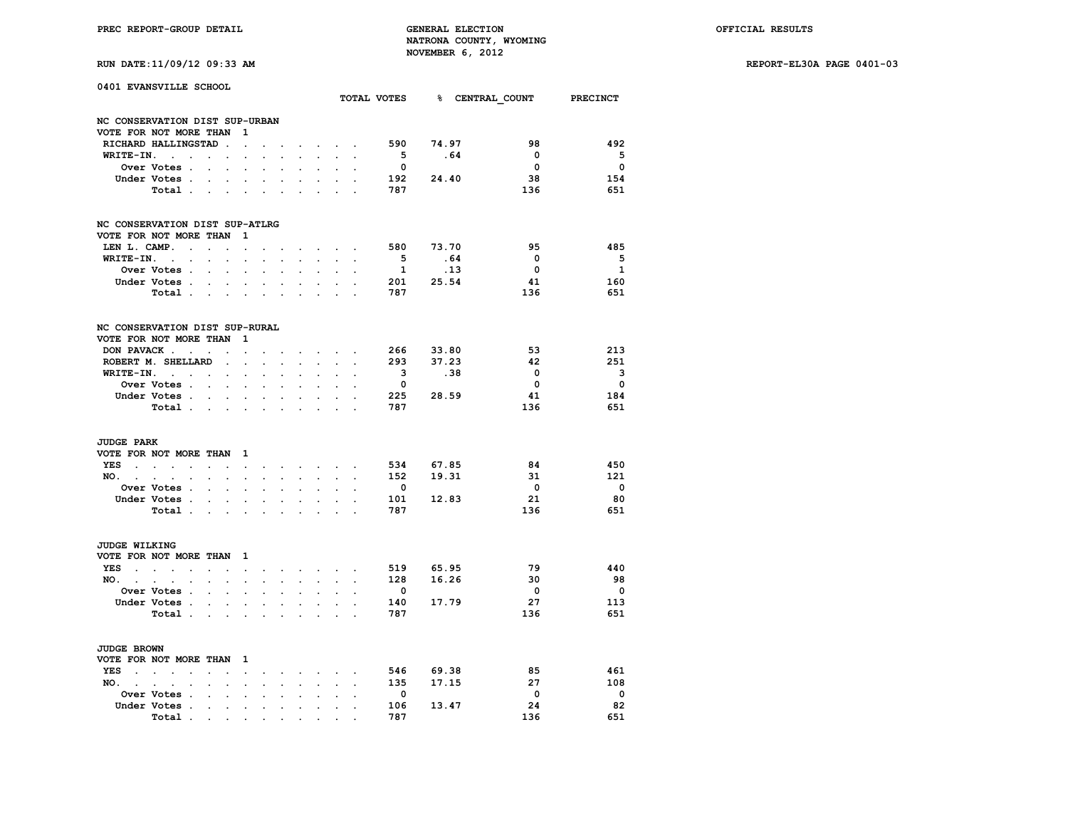**0401 EVANSVILLE SCHOOL**

### NC CONSERVATION DIST SUP-URBAN
VOTE FOR NOT MORE THAN 1

| | TOTAL VOTES | % | CENTRAL_COUNT | PRECINCT |
|---|---|---|---|---|
| RICHARD HALLINGSTAD | 590 | 74.97 | 98 | 492 |
| WRITE-IN. | 5 | .64 | 0 | 5 |
| Over Votes | 0 | | 0 | 0 |
| Under Votes | 192 | 24.40 | 38 | 154 |
| Total | 787 | | 136 | 651 |

### NC CONSERVATION DIST SUP-ATLRG
VOTE FOR NOT MORE THAN 1

| | TOTAL VOTES | % | CENTRAL_COUNT | PRECINCT |
|---|---|---|---|---|
| LEN L. CAMP. | 580 | 73.70 | 95 | 485 |
| WRITE-IN. | 5 | .64 | 0 | 5 |
| Over Votes | 1 | .13 | 0 | 1 |
| Under Votes | 201 | 25.54 | 41 | 160 |
| Total | 787 | | 136 | 651 |

### NC CONSERVATION DIST SUP-RURAL
VOTE FOR NOT MORE THAN 1

| | TOTAL VOTES | % | CENTRAL_COUNT | PRECINCT |
|---|---|---|---|---|
| DON PAVACK | 266 | 33.80 | 53 | 213 |
| ROBERT M. SHELLARD | 293 | 37.23 | 42 | 251 |
| WRITE-IN. | 3 | .38 | 0 | 3 |
| Over Votes | 0 | | 0 | 0 |
| Under Votes | 225 | 28.59 | 41 | 184 |
| Total | 787 | | 136 | 651 |

### JUDGE PARK
VOTE FOR NOT MORE THAN 1

| | TOTAL VOTES | % | CENTRAL_COUNT | PRECINCT |
|---|---|---|---|---|
| YES | 534 | 67.85 | 84 | 450 |
| NO. | 152 | 19.31 | 31 | 121 |
| Over Votes | 0 | | 0 | 0 |
| Under Votes | 101 | 12.83 | 21 | 80 |
| Total | 787 | | 136 | 651 |

### JUDGE WILKING
VOTE FOR NOT MORE THAN 1

| | TOTAL VOTES | % | CENTRAL_COUNT | PRECINCT |
|---|---|---|---|---|
| YES | 519 | 65.95 | 79 | 440 |
| NO. | 128 | 16.26 | 30 | 98 |
| Over Votes | 0 | | 0 | 0 |
| Under Votes | 140 | 17.79 | 27 | 113 |
| Total | 787 | | 136 | 651 |

### JUDGE BROWN
VOTE FOR NOT MORE THAN 1

| | TOTAL VOTES | % | CENTRAL_COUNT | PRECINCT |
|---|---|---|---|---|
| YES | 546 | 69.38 | 85 | 461 |
| NO. | 135 | 17.15 | 27 | 108 |
| Over Votes | 0 | | 0 | 0 |
| Under Votes | 106 | 13.47 | 24 | 82 |
| Total | 787 | | 136 | 651 |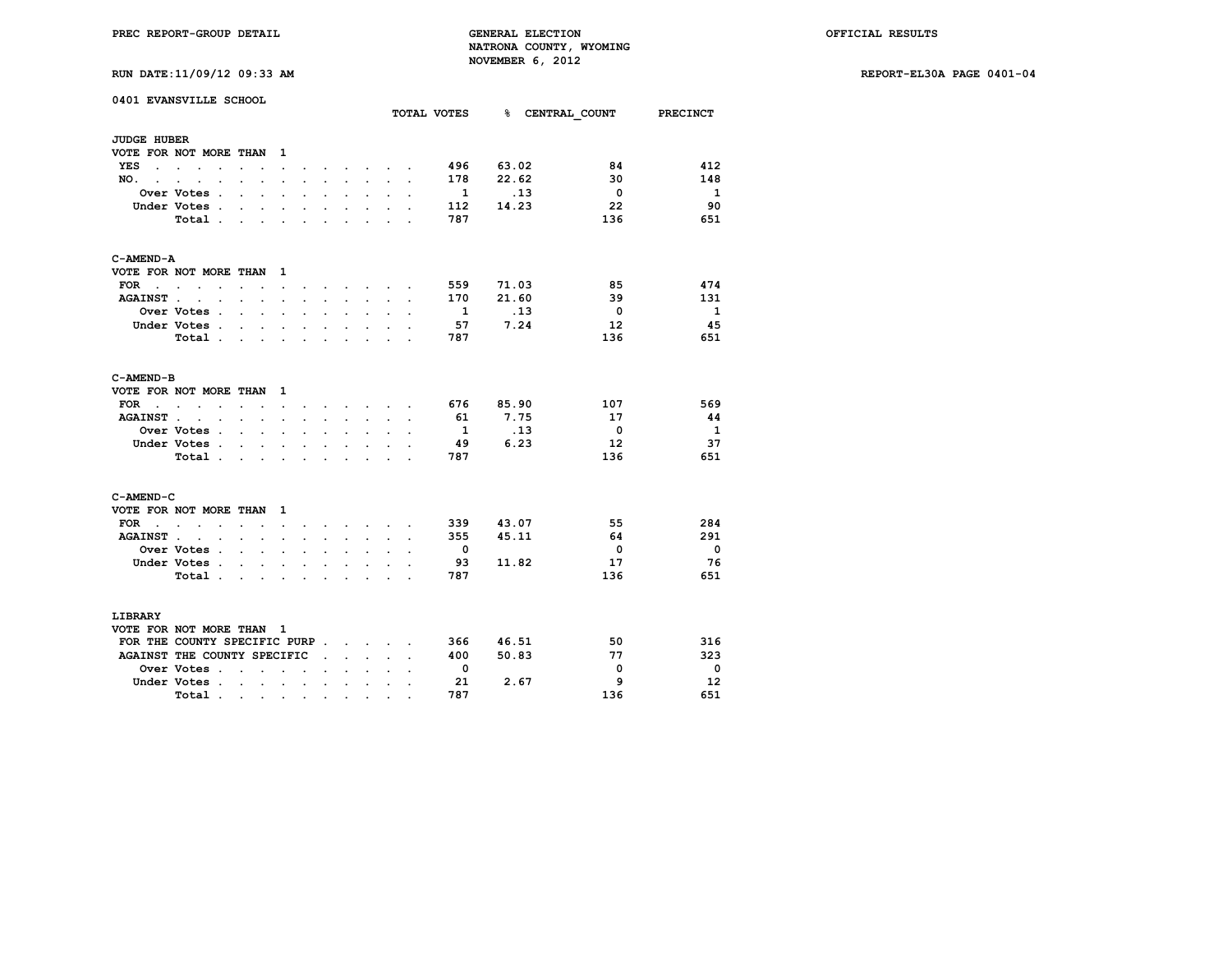PREC REPORT-GROUP DETAIL

GENERAL ELECTION
NATRONA COUNTY, WYOMING
NOVEMBER 6, 2012

OFFICIAL RESULTS

RUN DATE:11/09/12 09:33 AM

REPORT-EL30A PAGE 0401-04

## 0401 EVANSVILLE SCHOOL

### JUDGE HUBER

VOTE FOR NOT MORE THAN 1

| | TOTAL VOTES | % | CENTRAL_COUNT | PRECINCT |
|---|---|---|---|---|
| YES | 496 | 63.02 | 84 | 412 |
| NO. | 178 | 22.62 | 30 | 148 |
| Over Votes | 1 | .13 | 0 | 1 |
| Under Votes | 112 | 14.23 | 22 | 90 |
| Total | 787 | | 136 | 651 |

### C-AMEND-A

VOTE FOR NOT MORE THAN 1

| | TOTAL VOTES | % | CENTRAL_COUNT | PRECINCT |
|---|---|---|---|---|
| FOR | 559 | 71.03 | 85 | 474 |
| AGAINST | 170 | 21.60 | 39 | 131 |
| Over Votes | 1 | .13 | 0 | 1 |
| Under Votes | 57 | 7.24 | 12 | 45 |
| Total | 787 | | 136 | 651 |

### C-AMEND-B

VOTE FOR NOT MORE THAN 1

| | TOTAL VOTES | % | CENTRAL_COUNT | PRECINCT |
|---|---|---|---|---|
| FOR | 676 | 85.90 | 107 | 569 |
| AGAINST | 61 | 7.75 | 17 | 44 |
| Over Votes | 1 | .13 | 0 | 1 |
| Under Votes | 49 | 6.23 | 12 | 37 |
| Total | 787 | | 136 | 651 |

### C-AMEND-C

VOTE FOR NOT MORE THAN 1

| | TOTAL VOTES | % | CENTRAL_COUNT | PRECINCT |
|---|---|---|---|---|
| FOR | 339 | 43.07 | 55 | 284 |
| AGAINST | 355 | 45.11 | 64 | 291 |
| Over Votes | 0 | | 0 | 0 |
| Under Votes | 93 | 11.82 | 17 | 76 |
| Total | 787 | | 136 | 651 |

### LIBRARY

VOTE FOR NOT MORE THAN 1

| | TOTAL VOTES | % | CENTRAL_COUNT | PRECINCT |
|---|---|---|---|---|
| FOR THE COUNTY SPECIFIC PURP | 366 | 46.51 | 50 | 316 |
| AGAINST THE COUNTY SPECIFIC | 400 | 50.83 | 77 | 323 |
| Over Votes | 0 | | 0 | 0 |
| Under Votes | 21 | 2.67 | 9 | 12 |
| Total | 787 | | 136 | 651 |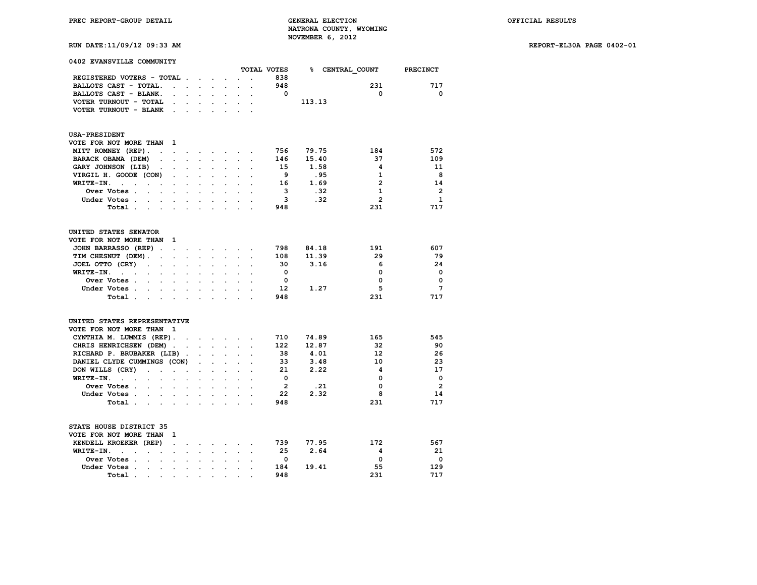PREC REPORT-GROUP DETAIL

GENERAL ELECTION
NATRONA COUNTY, WYOMING
NOVEMBER 6, 2012

OFFICIAL RESULTS

RUN DATE:11/09/12 09:33 AM

REPORT-EL30A PAGE 0402-01

## 0402 EVANSVILLE COMMUNITY

| | TOTAL VOTES | % | CENTRAL_COUNT | PRECINCT |
|---|---|---|---|---|
| REGISTERED VOTERS - TOTAL | 838 | | | |
| BALLOTS CAST - TOTAL | 948 | | 231 | 717 |
| BALLOTS CAST - BLANK | 0 | | 0 | 0 |
| VOTER TURNOUT - TOTAL | | 113.13 | | |
| VOTER TURNOUT - BLANK | | | | |

### USA-PRESIDENT
VOTE FOR NOT MORE THAN 1

| | TOTAL VOTES | % | CENTRAL_COUNT | PRECINCT |
|---|---|---|---|---|
| MITT ROMNEY (REP) | 756 | 79.75 | 184 | 572 |
| BARACK OBAMA (DEM) | 146 | 15.40 | 37 | 109 |
| GARY JOHNSON (LIB) | 15 | 1.58 | 4 | 11 |
| VIRGIL H. GOODE (CON) | 9 | .95 | 1 | 8 |
| WRITE-IN. | 16 | 1.69 | 2 | 14 |
| Over Votes | 3 | .32 | 1 | 2 |
| Under Votes | 3 | .32 | 2 | 1 |
| Total | 948 | | 231 | 717 |

### UNITED STATES SENATOR
VOTE FOR NOT MORE THAN 1

| | TOTAL VOTES | % | CENTRAL_COUNT | PRECINCT |
|---|---|---|---|---|
| JOHN BARRASSO (REP) | 798 | 84.18 | 191 | 607 |
| TIM CHESNUT (DEM) | 108 | 11.39 | 29 | 79 |
| JOEL OTTO (CRY) | 30 | 3.16 | 6 | 24 |
| WRITE-IN. | 0 | | 0 | 0 |
| Over Votes | 0 | | 0 | 0 |
| Under Votes | 12 | 1.27 | 5 | 7 |
| Total | 948 | | 231 | 717 |

### UNITED STATES REPRESENTATIVE
VOTE FOR NOT MORE THAN 1

| | TOTAL VOTES | % | CENTRAL_COUNT | PRECINCT |
|---|---|---|---|---|
| CYNTHIA M. LUMMIS (REP) | 710 | 74.89 | 165 | 545 |
| CHRIS HENRICHSEN (DEM) | 122 | 12.87 | 32 | 90 |
| RICHARD P. BRUBAKER (LIB) | 38 | 4.01 | 12 | 26 |
| DANIEL CLYDE CUMMINGS (CON) | 33 | 3.48 | 10 | 23 |
| DON WILLS (CRY) | 21 | 2.22 | 4 | 17 |
| WRITE-IN. | 0 | | 0 | 0 |
| Over Votes | 2 | .21 | 0 | 2 |
| Under Votes | 22 | 2.32 | 8 | 14 |
| Total | 948 | | 231 | 717 |

### STATE HOUSE DISTRICT 35
VOTE FOR NOT MORE THAN 1

| | TOTAL VOTES | % | CENTRAL_COUNT | PRECINCT |
|---|---|---|---|---|
| KENDELL KROEKER (REP) | 739 | 77.95 | 172 | 567 |
| WRITE-IN. | 25 | 2.64 | 4 | 21 |
| Over Votes | 0 | | 0 | 0 |
| Under Votes | 184 | 19.41 | 55 | 129 |
| Total | 948 | | 231 | 717 |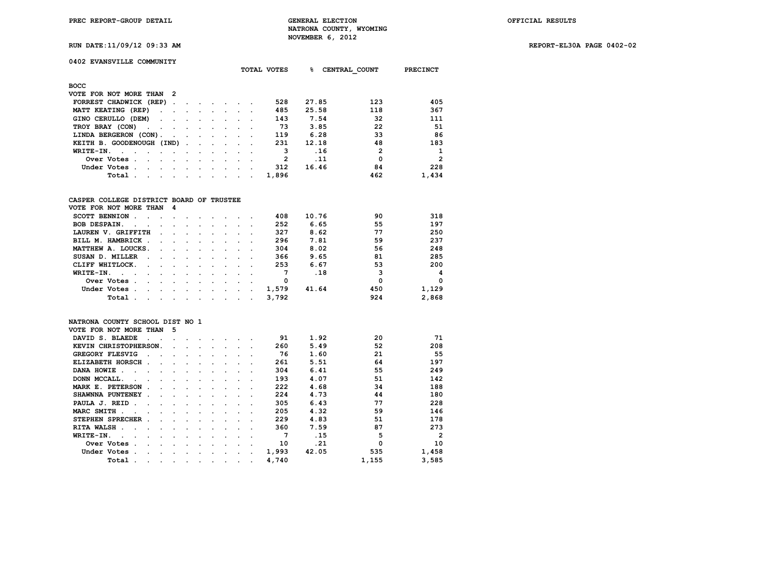PREC REPORT-GROUP DETAIL | GENERAL ELECTION | OFFICIAL RESULTS

NATRONA COUNTY, WYOMING

NOVEMBER 6, 2012

RUN DATE:11/09/12 09:33 AM | REPORT-EL30A PAGE 0402-02

## 0402 EVANSVILLE COMMUNITY

### BOCC

VOTE FOR NOT MORE THAN 2

| | TOTAL VOTES | % | CENTRAL_COUNT | PRECINCT |
|---|---|---|---|---|
| FORREST CHADWICK (REP) | 528 | 27.85 | 123 | 405 |
| MATT KEATING (REP) | 485 | 25.58 | 118 | 367 |
| GINO CERULLO (DEM) | 143 | 7.54 | 32 | 111 |
| TROY BRAY (CON) | 73 | 3.85 | 22 | 51 |
| LINDA BERGERON (CON) | 119 | 6.28 | 33 | 86 |
| KEITH B. GOODENOUGH (IND) | 231 | 12.18 | 48 | 183 |
| WRITE-IN. | 3 | .16 | 2 | 1 |
| Over Votes | 2 | .11 | 0 | 2 |
| Under Votes | 312 | 16.46 | 84 | 228 |
| Total | 1,896 | | 462 | 1,434 |

### CASPER COLLEGE DISTRICT BOARD OF TRUSTEE

VOTE FOR NOT MORE THAN 4

| | TOTAL VOTES | % | CENTRAL_COUNT | PRECINCT |
|---|---|---|---|---|
| SCOTT BENNION | 408 | 10.76 | 90 | 318 |
| BOB DESPAIN. | 252 | 6.65 | 55 | 197 |
| LAUREN V. GRIFFITH | 327 | 8.62 | 77 | 250 |
| BILL M. HAMBRICK | 296 | 7.81 | 59 | 237 |
| MATTHEW A. LOUCKS. | 304 | 8.02 | 56 | 248 |
| SUSAN D. MILLER | 366 | 9.65 | 81 | 285 |
| CLIFF WHITLOCK. | 253 | 6.67 | 53 | 200 |
| WRITE-IN. | 7 | .18 | 3 | 4 |
| Over Votes | 0 | | 0 | 0 |
| Under Votes | 1,579 | 41.64 | 450 | 1,129 |
| Total | 3,792 | | 924 | 2,868 |

### NATRONA COUNTY SCHOOL DIST NO 1

VOTE FOR NOT MORE THAN 5

| | TOTAL VOTES | % | CENTRAL_COUNT | PRECINCT |
|---|---|---|---|---|
| DAVID S. BLAEDE | 91 | 1.92 | 20 | 71 |
| KEVIN CHRISTOPHERSON. | 260 | 5.49 | 52 | 208 |
| GREGORY FLESVIG | 76 | 1.60 | 21 | 55 |
| ELIZABETH HORSCH | 261 | 5.51 | 64 | 197 |
| DANA HOWIE | 304 | 6.41 | 55 | 249 |
| DONN MCCALL. | 193 | 4.07 | 51 | 142 |
| MARK E. PETERSON | 222 | 4.68 | 34 | 188 |
| SHAWNNA PUNTENEY | 224 | 4.73 | 44 | 180 |
| PAULA J. REID | 305 | 6.43 | 77 | 228 |
| MARC SMITH | 205 | 4.32 | 59 | 146 |
| STEPHEN SPRECHER | 229 | 4.83 | 51 | 178 |
| RITA WALSH | 360 | 7.59 | 87 | 273 |
| WRITE-IN. | 7 | .15 | 5 | 2 |
| Over Votes | 10 | .21 | 0 | 10 |
| Under Votes | 1,993 | 42.05 | 535 | 1,458 |
| Total | 4,740 | | 1,155 | 3,585 |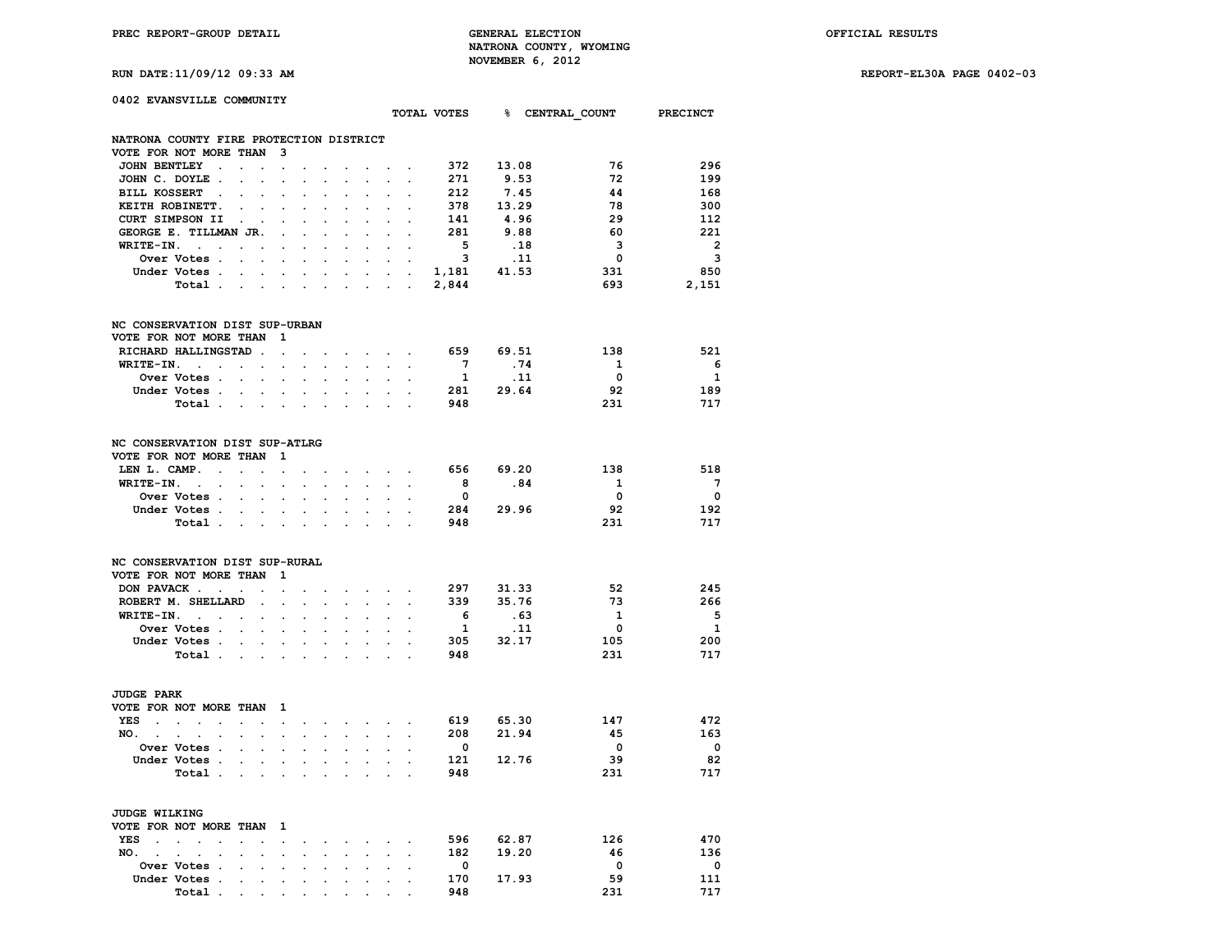PREC REPORT-GROUP DETAIL

GENERAL ELECTION
NATRONA COUNTY, WYOMING
NOVEMBER 6, 2012

OFFICIAL RESULTS

RUN DATE:11/09/12 09:33 AM

REPORT-EL30A PAGE 0402-03

## 0402 EVANSVILLE COMMUNITY

### NATRONA COUNTY FIRE PROTECTION DISTRICT
VOTE FOR NOT MORE THAN 3

| | TOTAL VOTES | % | CENTRAL_COUNT | PRECINCT |
|---|---|---|---|---|
| JOHN BENTLEY | 372 | 13.08 | 76 | 296 |
| JOHN C. DOYLE | 271 | 9.53 | 72 | 199 |
| BILL KOSSERT | 212 | 7.45 | 44 | 168 |
| KEITH ROBINETT. | 378 | 13.29 | 78 | 300 |
| CURT SIMPSON II | 141 | 4.96 | 29 | 112 |
| GEORGE E. TILLMAN JR. | 281 | 9.88 | 60 | 221 |
| WRITE-IN. | 5 | .18 | 3 | 2 |
| Over Votes | 3 | .11 | 0 | 3 |
| Under Votes | 1,181 | 41.53 | 331 | 850 |
| Total | 2,844 | | 693 | 2,151 |

### NC CONSERVATION DIST SUP-URBAN
VOTE FOR NOT MORE THAN 1

| | TOTAL VOTES | % | CENTRAL_COUNT | PRECINCT |
|---|---|---|---|---|
| RICHARD HALLINGSTAD | 659 | 69.51 | 138 | 521 |
| WRITE-IN. | 7 | .74 | 1 | 6 |
| Over Votes | 1 | .11 | 0 | 1 |
| Under Votes | 281 | 29.64 | 92 | 189 |
| Total | 948 | | 231 | 717 |

### NC CONSERVATION DIST SUP-ATLRG
VOTE FOR NOT MORE THAN 1

| | TOTAL VOTES | % | CENTRAL_COUNT | PRECINCT |
|---|---|---|---|---|
| LEN L. CAMP. | 656 | 69.20 | 138 | 518 |
| WRITE-IN. | 8 | .84 | 1 | 7 |
| Over Votes | 0 | | 0 | 0 |
| Under Votes | 284 | 29.96 | 92 | 192 |
| Total | 948 | | 231 | 717 |

### NC CONSERVATION DIST SUP-RURAL
VOTE FOR NOT MORE THAN 1

| | TOTAL VOTES | % | CENTRAL_COUNT | PRECINCT |
|---|---|---|---|---|
| DON PAVACK | 297 | 31.33 | 52 | 245 |
| ROBERT M. SHELLARD | 339 | 35.76 | 73 | 266 |
| WRITE-IN. | 6 | .63 | 1 | 5 |
| Over Votes | 1 | .11 | 0 | 1 |
| Under Votes | 305 | 32.17 | 105 | 200 |
| Total | 948 | | 231 | 717 |

### JUDGE PARK
VOTE FOR NOT MORE THAN 1

| | TOTAL VOTES | % | CENTRAL_COUNT | PRECINCT |
|---|---|---|---|---|
| YES | 619 | 65.30 | 147 | 472 |
| NO. | 208 | 21.94 | 45 | 163 |
| Over Votes | 0 | | 0 | 0 |
| Under Votes | 121 | 12.76 | 39 | 82 |
| Total | 948 | | 231 | 717 |

### JUDGE WILKING
VOTE FOR NOT MORE THAN 1

| | TOTAL VOTES | % | CENTRAL_COUNT | PRECINCT |
|---|---|---|---|---|
| YES | 596 | 62.87 | 126 | 470 |
| NO. | 182 | 19.20 | 46 | 136 |
| Over Votes | 0 | | 0 | 0 |
| Under Votes | 170 | 17.93 | 59 | 111 |
| Total | 948 | | 231 | 717 |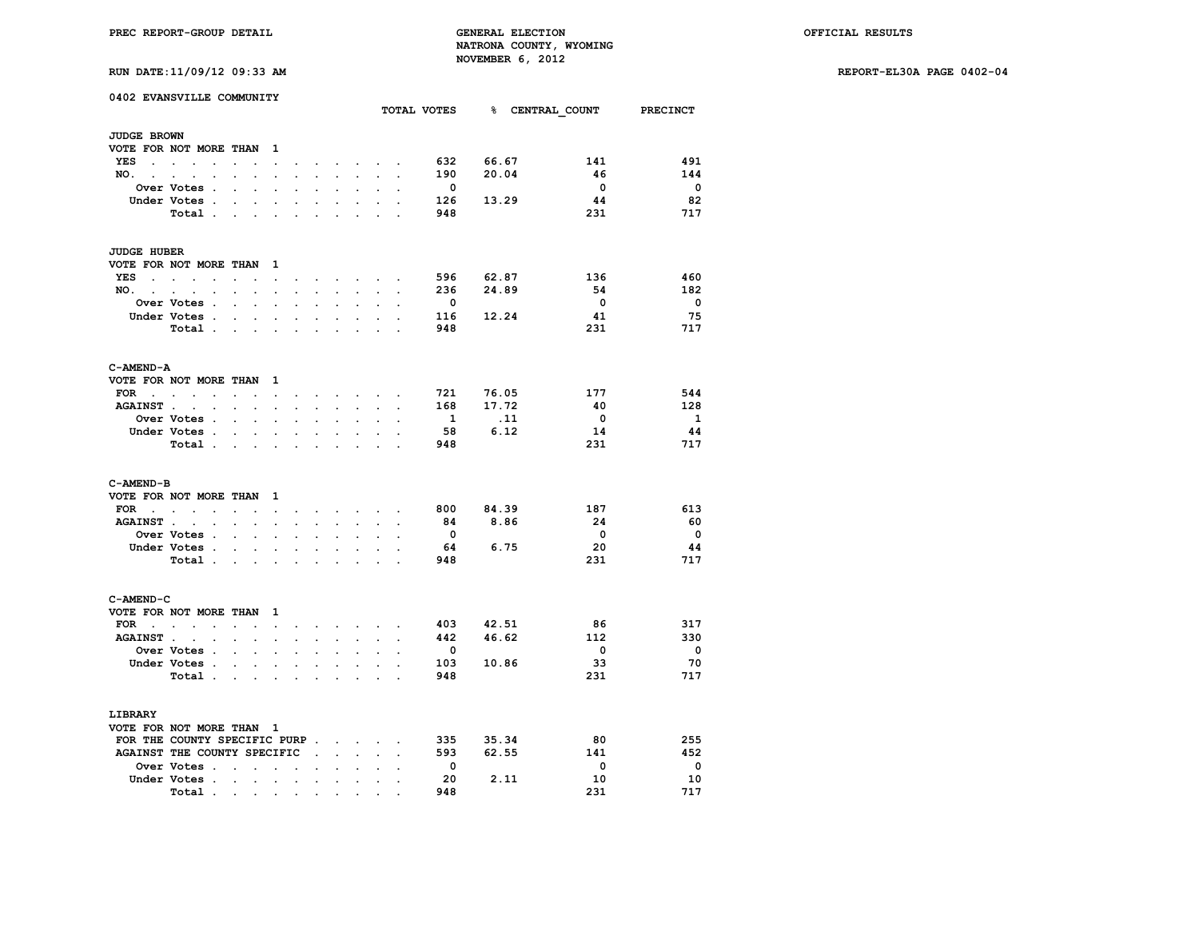PREC REPORT-GROUP DETAIL

GENERAL ELECTION
NATRONA COUNTY, WYOMING
NOVEMBER 6, 2012

OFFICIAL RESULTS

RUN DATE:11/09/12 09:33 AM

REPORT-EL30A PAGE 0402-04

## 0402 EVANSVILLE COMMUNITY

### JUDGE BROWN

VOTE FOR NOT MORE THAN 1

| | TOTAL VOTES | % | CENTRAL_COUNT | PRECINCT |
|---|---|---|---|---|
| YES | 632 | 66.67 | 141 | 491 |
| NO. | 190 | 20.04 | 46 | 144 |
| Over Votes | 0 | | 0 | 0 |
| Under Votes | 126 | 13.29 | 44 | 82 |
| Total | 948 | | 231 | 717 |

### JUDGE HUBER

VOTE FOR NOT MORE THAN 1

| | TOTAL VOTES | % | CENTRAL_COUNT | PRECINCT |
|---|---|---|---|---|
| YES | 596 | 62.87 | 136 | 460 |
| NO. | 236 | 24.89 | 54 | 182 |
| Over Votes | 0 | | 0 | 0 |
| Under Votes | 116 | 12.24 | 41 | 75 |
| Total | 948 | | 231 | 717 |

### C-AMEND-A

VOTE FOR NOT MORE THAN 1

| | TOTAL VOTES | % | CENTRAL_COUNT | PRECINCT |
|---|---|---|---|---|
| FOR | 721 | 76.05 | 177 | 544 |
| AGAINST | 168 | 17.72 | 40 | 128 |
| Over Votes | 1 | .11 | 0 | 1 |
| Under Votes | 58 | 6.12 | 14 | 44 |
| Total | 948 | | 231 | 717 |

### C-AMEND-B

VOTE FOR NOT MORE THAN 1

| | TOTAL VOTES | % | CENTRAL_COUNT | PRECINCT |
|---|---|---|---|---|
| FOR | 800 | 84.39 | 187 | 613 |
| AGAINST | 84 | 8.86 | 24 | 60 |
| Over Votes | 0 | | 0 | 0 |
| Under Votes | 64 | 6.75 | 20 | 44 |
| Total | 948 | | 231 | 717 |

### C-AMEND-C

VOTE FOR NOT MORE THAN 1

| | TOTAL VOTES | % | CENTRAL_COUNT | PRECINCT |
|---|---|---|---|---|
| FOR | 403 | 42.51 | 86 | 317 |
| AGAINST | 442 | 46.62 | 112 | 330 |
| Over Votes | 0 | | 0 | 0 |
| Under Votes | 103 | 10.86 | 33 | 70 |
| Total | 948 | | 231 | 717 |

### LIBRARY

VOTE FOR NOT MORE THAN 1

| | TOTAL VOTES | % | CENTRAL_COUNT | PRECINCT |
|---|---|---|---|---|
| FOR THE COUNTY SPECIFIC PURP | 335 | 35.34 | 80 | 255 |
| AGAINST THE COUNTY SPECIFIC | 593 | 62.55 | 141 | 452 |
| Over Votes | 0 | | 0 | 0 |
| Under Votes | 20 | 2.11 | 10 | 10 |
| Total | 948 | | 231 | 717 |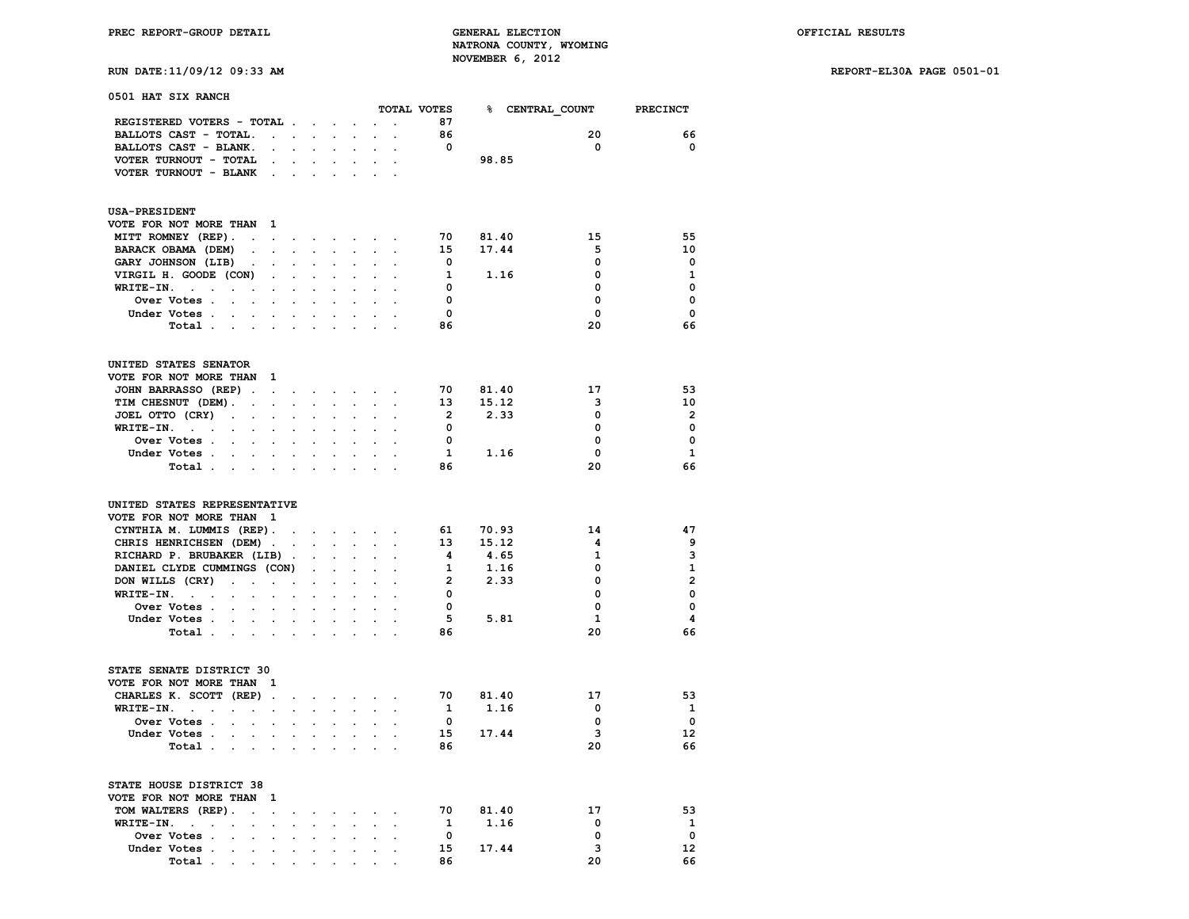PREC REPORT-GROUP DETAIL — GENERAL ELECTION — NATRONA COUNTY, WYOMING — NOVEMBER 6, 2012 — OFFICIAL RESULTS

RUN DATE:11/09/12 09:33 AM — REPORT-EL30A PAGE 0501-01

## 0501 HAT SIX RANCH

| | TOTAL VOTES | % | CENTRAL_COUNT | PRECINCT |
|---|---|---|---|---|
| REGISTERED VOTERS - TOTAL | 87 | | | |
| BALLOTS CAST - TOTAL | 86 | | 20 | 66 |
| BALLOTS CAST - BLANK | 0 | | 0 | 0 |
| VOTER TURNOUT - TOTAL | | 98.85 | | |
| VOTER TURNOUT - BLANK | | | | |

### USA-PRESIDENT
VOTE FOR NOT MORE THAN 1

| | TOTAL VOTES | % | CENTRAL_COUNT | PRECINCT |
|---|---|---|---|---|
| MITT ROMNEY (REP) | 70 | 81.40 | 15 | 55 |
| BARACK OBAMA (DEM) | 15 | 17.44 | 5 | 10 |
| GARY JOHNSON (LIB) | 0 | | 0 | 0 |
| VIRGIL H. GOODE (CON) | 1 | 1.16 | 0 | 1 |
| WRITE-IN. | 0 | | 0 | 0 |
| Over Votes | 0 | | 0 | 0 |
| Under Votes | 0 | | 0 | 0 |
| Total | 86 | | 20 | 66 |

### UNITED STATES SENATOR
VOTE FOR NOT MORE THAN 1

| | TOTAL VOTES | % | CENTRAL_COUNT | PRECINCT |
|---|---|---|---|---|
| JOHN BARRASSO (REP) | 70 | 81.40 | 17 | 53 |
| TIM CHESNUT (DEM) | 13 | 15.12 | 3 | 10 |
| JOEL OTTO (CRY) | 2 | 2.33 | 0 | 2 |
| WRITE-IN. | 0 | | 0 | 0 |
| Over Votes | 0 | | 0 | 0 |
| Under Votes | 1 | 1.16 | 0 | 1 |
| Total | 86 | | 20 | 66 |

### UNITED STATES REPRESENTATIVE
VOTE FOR NOT MORE THAN 1

| | TOTAL VOTES | % | CENTRAL_COUNT | PRECINCT |
|---|---|---|---|---|
| CYNTHIA M. LUMMIS (REP) | 61 | 70.93 | 14 | 47 |
| CHRIS HENRICHSEN (DEM) | 13 | 15.12 | 4 | 9 |
| RICHARD P. BRUBAKER (LIB) | 4 | 4.65 | 1 | 3 |
| DANIEL CLYDE CUMMINGS (CON) | 1 | 1.16 | 0 | 1 |
| DON WILLS (CRY) | 2 | 2.33 | 0 | 2 |
| WRITE-IN. | 0 | | 0 | 0 |
| Over Votes | 0 | | 0 | 0 |
| Under Votes | 5 | 5.81 | 1 | 4 |
| Total | 86 | | 20 | 66 |

### STATE SENATE DISTRICT 30
VOTE FOR NOT MORE THAN 1

| | TOTAL VOTES | % | CENTRAL_COUNT | PRECINCT |
|---|---|---|---|---|
| CHARLES K. SCOTT (REP) | 70 | 81.40 | 17 | 53 |
| WRITE-IN. | 1 | 1.16 | 0 | 1 |
| Over Votes | 0 | | 0 | 0 |
| Under Votes | 15 | 17.44 | 3 | 12 |
| Total | 86 | | 20 | 66 |

### STATE HOUSE DISTRICT 38
VOTE FOR NOT MORE THAN 1

| | TOTAL VOTES | % | CENTRAL_COUNT | PRECINCT |
|---|---|---|---|---|
| TOM WALTERS (REP) | 70 | 81.40 | 17 | 53 |
| WRITE-IN. | 1 | 1.16 | 0 | 1 |
| Over Votes | 0 | | 0 | 0 |
| Under Votes | 15 | 17.44 | 3 | 12 |
| Total | 86 | | 20 | 66 |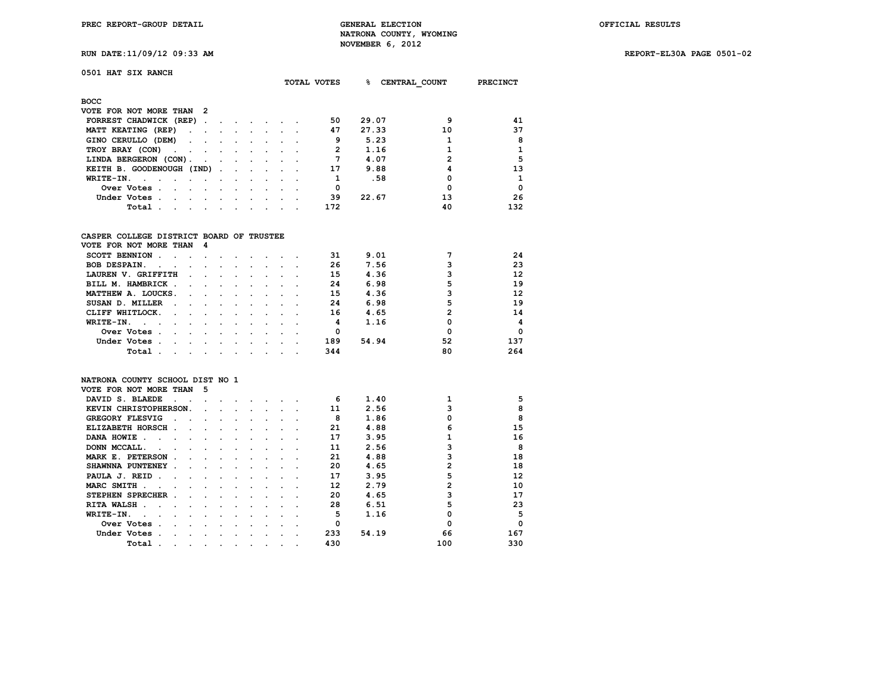PREC REPORT-GROUP DETAIL | GENERAL ELECTION | OFFICIAL RESULTS

NATRONA COUNTY, WYOMING

NOVEMBER 6, 2012

RUN DATE:11/09/12 09:33 AM | REPORT-EL30A PAGE 0501-02

0501 HAT SIX RANCH

**BOCC**

VOTE FOR NOT MORE THAN 2

| | TOTAL VOTES | % | CENTRAL_COUNT | PRECINCT |
|---|---|---|---|---|
| FORREST CHADWICK (REP) | 50 | 29.07 | 9 | 41 |
| MATT KEATING (REP) | 47 | 27.33 | 10 | 37 |
| GINO CERULLO (DEM) | 9 | 5.23 | 1 | 8 |
| TROY BRAY (CON) | 2 | 1.16 | 1 | 1 |
| LINDA BERGERON (CON) | 7 | 4.07 | 2 | 5 |
| KEITH B. GOODENOUGH (IND) | 17 | 9.88 | 4 | 13 |
| WRITE-IN. | 1 | .58 | 0 | 1 |
| Over Votes | 0 | | 0 | 0 |
| Under Votes | 39 | 22.67 | 13 | 26 |
| Total | 172 | | 40 | 132 |

**CASPER COLLEGE DISTRICT BOARD OF TRUSTEE**

VOTE FOR NOT MORE THAN 4

| | TOTAL VOTES | % | CENTRAL_COUNT | PRECINCT |
|---|---|---|---|---|
| SCOTT BENNION | 31 | 9.01 | 7 | 24 |
| BOB DESPAIN. | 26 | 7.56 | 3 | 23 |
| LAUREN V. GRIFFITH | 15 | 4.36 | 3 | 12 |
| BILL M. HAMBRICK | 24 | 6.98 | 5 | 19 |
| MATTHEW A. LOUCKS. | 15 | 4.36 | 3 | 12 |
| SUSAN D. MILLER | 24 | 6.98 | 5 | 19 |
| CLIFF WHITLOCK. | 16 | 4.65 | 2 | 14 |
| WRITE-IN. | 4 | 1.16 | 0 | 4 |
| Over Votes | 0 | | 0 | 0 |
| Under Votes | 189 | 54.94 | 52 | 137 |
| Total | 344 | | 80 | 264 |

**NATRONA COUNTY SCHOOL DIST NO 1**

VOTE FOR NOT MORE THAN 5

| | TOTAL VOTES | % | CENTRAL_COUNT | PRECINCT |
|---|---|---|---|---|
| DAVID S. BLAEDE | 6 | 1.40 | 1 | 5 |
| KEVIN CHRISTOPHERSON. | 11 | 2.56 | 3 | 8 |
| GREGORY FLESVIG | 8 | 1.86 | 0 | 8 |
| ELIZABETH HORSCH | 21 | 4.88 | 6 | 15 |
| DANA HOWIE | 17 | 3.95 | 1 | 16 |
| DONN MCCALL. | 11 | 2.56 | 3 | 8 |
| MARK E. PETERSON | 21 | 4.88 | 3 | 18 |
| SHAWNNA PUNTENEY | 20 | 4.65 | 2 | 18 |
| PAULA J. REID | 17 | 3.95 | 5 | 12 |
| MARC SMITH | 12 | 2.79 | 2 | 10 |
| STEPHEN SPRECHER | 20 | 4.65 | 3 | 17 |
| RITA WALSH | 28 | 6.51 | 5 | 23 |
| WRITE-IN. | 5 | 1.16 | 0 | 5 |
| Over Votes | 0 | | 0 | 0 |
| Under Votes | 233 | 54.19 | 66 | 167 |
| Total | 430 | | 100 | 330 |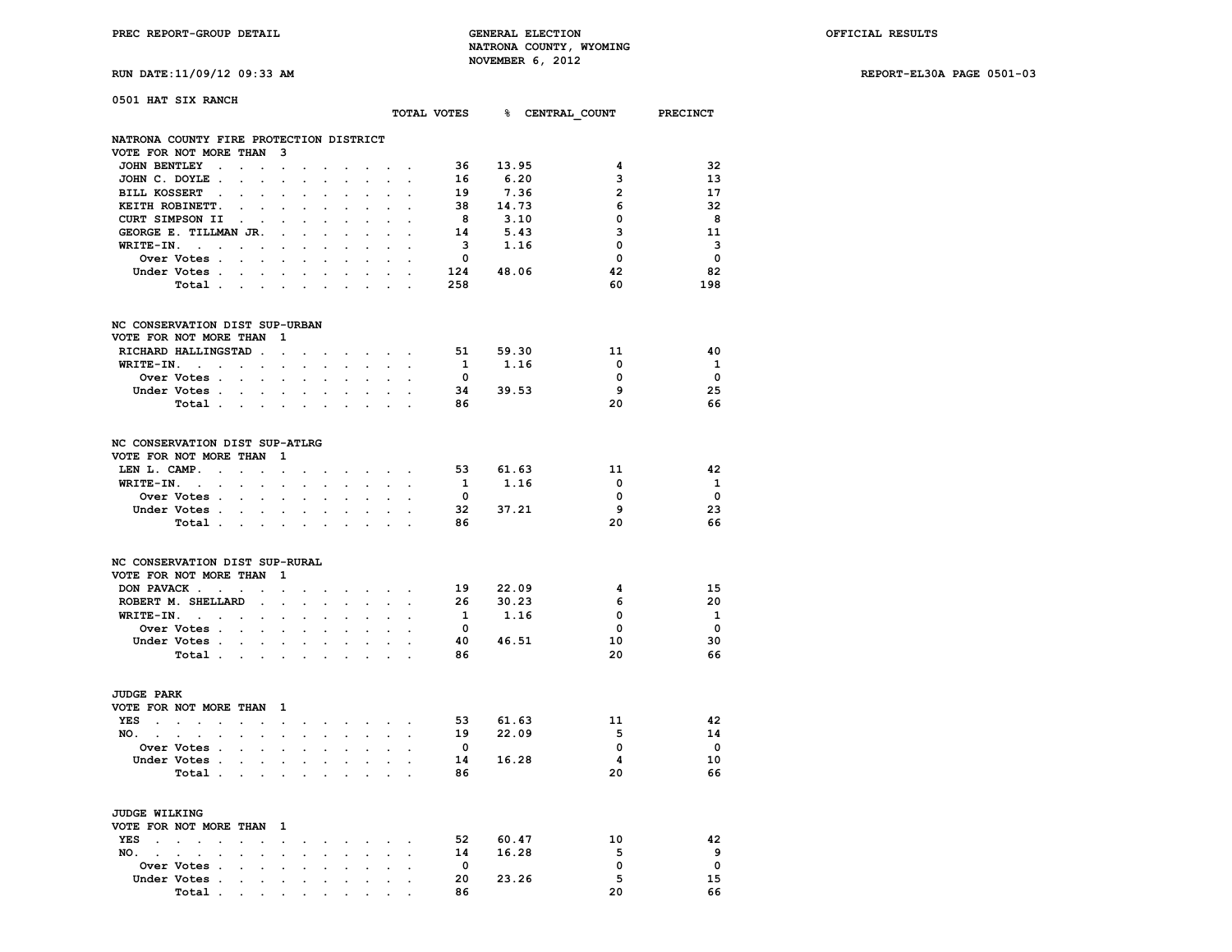PREC REPORT-GROUP DETAIL

GENERAL ELECTION
NATRONA COUNTY, WYOMING
NOVEMBER 6, 2012

OFFICIAL RESULTS

RUN DATE:11/09/12 09:33 AM

REPORT-EL30A PAGE 0501-03

## 0501 HAT SIX RANCH

### NATRONA COUNTY FIRE PROTECTION DISTRICT
VOTE FOR NOT MORE THAN 3

| | TOTAL VOTES | % | CENTRAL_COUNT | PRECINCT |
|---|---|---|---|---|
| JOHN BENTLEY | 36 | 13.95 | 4 | 32 |
| JOHN C. DOYLE | 16 | 6.20 | 3 | 13 |
| BILL KOSSERT | 19 | 7.36 | 2 | 17 |
| KEITH ROBINETT. | 38 | 14.73 | 6 | 32 |
| CURT SIMPSON II | 8 | 3.10 | 0 | 8 |
| GEORGE E. TILLMAN JR. | 14 | 5.43 | 3 | 11 |
| WRITE-IN. | 3 | 1.16 | 0 | 3 |
| Over Votes | 0 | | 0 | 0 |
| Under Votes | 124 | 48.06 | 42 | 82 |
| Total | 258 | | 60 | 198 |

### NC CONSERVATION DIST SUP-URBAN
VOTE FOR NOT MORE THAN 1

| | TOTAL VOTES | % | CENTRAL_COUNT | PRECINCT |
|---|---|---|---|---|
| RICHARD HALLINGSTAD | 51 | 59.30 | 11 | 40 |
| WRITE-IN. | 1 | 1.16 | 0 | 1 |
| Over Votes | 0 | | 0 | 0 |
| Under Votes | 34 | 39.53 | 9 | 25 |
| Total | 86 | | 20 | 66 |

### NC CONSERVATION DIST SUP-ATLRG
VOTE FOR NOT MORE THAN 1

| | TOTAL VOTES | % | CENTRAL_COUNT | PRECINCT |
|---|---|---|---|---|
| LEN L. CAMP. | 53 | 61.63 | 11 | 42 |
| WRITE-IN. | 1 | 1.16 | 0 | 1 |
| Over Votes | 0 | | 0 | 0 |
| Under Votes | 32 | 37.21 | 9 | 23 |
| Total | 86 | | 20 | 66 |

### NC CONSERVATION DIST SUP-RURAL
VOTE FOR NOT MORE THAN 1

| | TOTAL VOTES | % | CENTRAL_COUNT | PRECINCT |
|---|---|---|---|---|
| DON PAVACK | 19 | 22.09 | 4 | 15 |
| ROBERT M. SHELLARD | 26 | 30.23 | 6 | 20 |
| WRITE-IN. | 1 | 1.16 | 0 | 1 |
| Over Votes | 0 | | 0 | 0 |
| Under Votes | 40 | 46.51 | 10 | 30 |
| Total | 86 | | 20 | 66 |

### JUDGE PARK
VOTE FOR NOT MORE THAN 1

| | TOTAL VOTES | % | CENTRAL_COUNT | PRECINCT |
|---|---|---|---|---|
| YES | 53 | 61.63 | 11 | 42 |
| NO. | 19 | 22.09 | 5 | 14 |
| Over Votes | 0 | | 0 | 0 |
| Under Votes | 14 | 16.28 | 4 | 10 |
| Total | 86 | | 20 | 66 |

### JUDGE WILKING
VOTE FOR NOT MORE THAN 1

| | TOTAL VOTES | % | CENTRAL_COUNT | PRECINCT |
|---|---|---|---|---|
| YES | 52 | 60.47 | 10 | 42 |
| NO. | 14 | 16.28 | 5 | 9 |
| Over Votes | 0 | | 0 | 0 |
| Under Votes | 20 | 23.26 | 5 | 15 |
| Total | 86 | | 20 | 66 |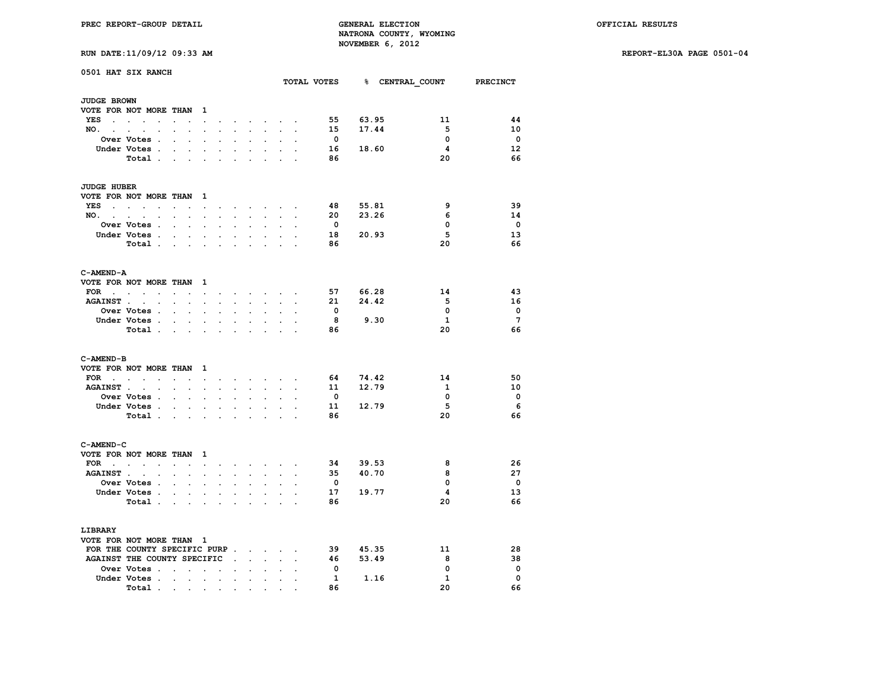PREC REPORT-GROUP DETAIL — GENERAL ELECTION — NATRONA COUNTY, WYOMING — NOVEMBER 6, 2012 — OFFICIAL RESULTS

RUN DATE:11/09/12 09:33 AM — REPORT-EL30A PAGE 0501-04

## 0501 HAT SIX RANCH

### JUDGE BROWN
VOTE FOR NOT MORE THAN 1

| | TOTAL VOTES | % | CENTRAL_COUNT | PRECINCT |
|---|---|---|---|---|
| YES | 55 | 63.95 | 11 | 44 |
| NO. | 15 | 17.44 | 5 | 10 |
| Over Votes | 0 | | 0 | 0 |
| Under Votes | 16 | 18.60 | 4 | 12 |
| Total | 86 | | 20 | 66 |

### JUDGE HUBER
VOTE FOR NOT MORE THAN 1

| | TOTAL VOTES | % | CENTRAL_COUNT | PRECINCT |
|---|---|---|---|---|
| YES | 48 | 55.81 | 9 | 39 |
| NO. | 20 | 23.26 | 6 | 14 |
| Over Votes | 0 | | 0 | 0 |
| Under Votes | 18 | 20.93 | 5 | 13 |
| Total | 86 | | 20 | 66 |

### C-AMEND-A
VOTE FOR NOT MORE THAN 1

| | TOTAL VOTES | % | CENTRAL_COUNT | PRECINCT |
|---|---|---|---|---|
| FOR | 57 | 66.28 | 14 | 43 |
| AGAINST | 21 | 24.42 | 5 | 16 |
| Over Votes | 0 | | 0 | 0 |
| Under Votes | 8 | 9.30 | 1 | 7 |
| Total | 86 | | 20 | 66 |

### C-AMEND-B
VOTE FOR NOT MORE THAN 1

| | TOTAL VOTES | % | CENTRAL_COUNT | PRECINCT |
|---|---|---|---|---|
| FOR | 64 | 74.42 | 14 | 50 |
| AGAINST | 11 | 12.79 | 1 | 10 |
| Over Votes | 0 | | 0 | 0 |
| Under Votes | 11 | 12.79 | 5 | 6 |
| Total | 86 | | 20 | 66 |

### C-AMEND-C
VOTE FOR NOT MORE THAN 1

| | TOTAL VOTES | % | CENTRAL_COUNT | PRECINCT |
|---|---|---|---|---|
| FOR | 34 | 39.53 | 8 | 26 |
| AGAINST | 35 | 40.70 | 8 | 27 |
| Over Votes | 0 | | 0 | 0 |
| Under Votes | 17 | 19.77 | 4 | 13 |
| Total | 86 | | 20 | 66 |

### LIBRARY
VOTE FOR NOT MORE THAN 1

| | TOTAL VOTES | % | CENTRAL_COUNT | PRECINCT |
|---|---|---|---|---|
| FOR THE COUNTY SPECIFIC PURP | 39 | 45.35 | 11 | 28 |
| AGAINST THE COUNTY SPECIFIC | 46 | 53.49 | 8 | 38 |
| Over Votes | 0 | | 0 | 0 |
| Under Votes | 1 | 1.16 | 1 | 0 |
| Total | 86 | | 20 | 66 |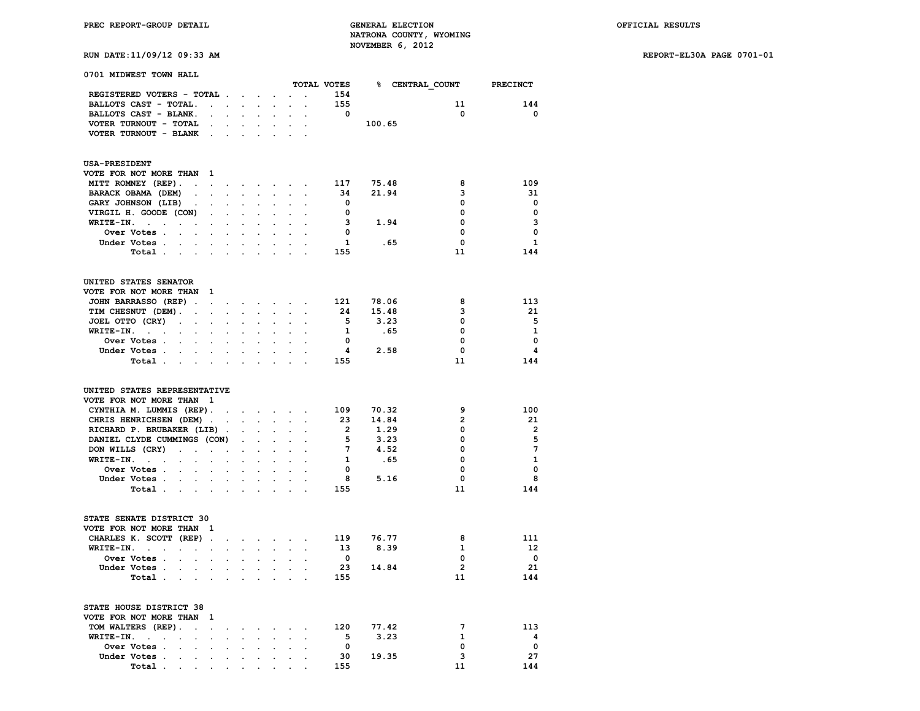PREC REPORT-GROUP DETAIL

GENERAL ELECTION
NATRONA COUNTY, WYOMING
NOVEMBER 6, 2012

OFFICIAL RESULTS

RUN DATE:11/09/12 09:33 AM

REPORT-EL30A PAGE 0701-01

## 0701 MIDWEST TOWN HALL

| | TOTAL VOTES | % | CENTRAL_COUNT | PRECINCT |
|---|---|---|---|---|
| REGISTERED VOTERS - TOTAL | 154 | | | |
| BALLOTS CAST - TOTAL | 155 | | 11 | 144 |
| BALLOTS CAST - BLANK | 0 | | 0 | 0 |
| VOTER TURNOUT - TOTAL | | 100.65 | | |
| VOTER TURNOUT - BLANK | | | | |

### USA-PRESIDENT
VOTE FOR NOT MORE THAN 1

| | TOTAL VOTES | % | CENTRAL_COUNT | PRECINCT |
|---|---|---|---|---|
| MITT ROMNEY (REP) | 117 | 75.48 | 8 | 109 |
| BARACK OBAMA (DEM) | 34 | 21.94 | 3 | 31 |
| GARY JOHNSON (LIB) | 0 | | 0 | 0 |
| VIRGIL H. GOODE (CON) | 0 | | 0 | 0 |
| WRITE-IN. | 3 | 1.94 | 0 | 3 |
| Over Votes | 0 | | 0 | 0 |
| Under Votes | 1 | .65 | 0 | 1 |
| Total | 155 | | 11 | 144 |

### UNITED STATES SENATOR
VOTE FOR NOT MORE THAN 1

| | TOTAL VOTES | % | CENTRAL_COUNT | PRECINCT |
|---|---|---|---|---|
| JOHN BARRASSO (REP) | 121 | 78.06 | 8 | 113 |
| TIM CHESNUT (DEM) | 24 | 15.48 | 3 | 21 |
| JOEL OTTO (CRY) | 5 | 3.23 | 0 | 5 |
| WRITE-IN. | 1 | .65 | 0 | 1 |
| Over Votes | 0 | | 0 | 0 |
| Under Votes | 4 | 2.58 | 0 | 4 |
| Total | 155 | | 11 | 144 |

### UNITED STATES REPRESENTATIVE
VOTE FOR NOT MORE THAN 1

| | TOTAL VOTES | % | CENTRAL_COUNT | PRECINCT |
|---|---|---|---|---|
| CYNTHIA M. LUMMIS (REP) | 109 | 70.32 | 9 | 100 |
| CHRIS HENRICHSEN (DEM) | 23 | 14.84 | 2 | 21 |
| RICHARD P. BRUBAKER (LIB) | 2 | 1.29 | 0 | 2 |
| DANIEL CLYDE CUMMINGS (CON) | 5 | 3.23 | 0 | 5 |
| DON WILLS (CRY) | 7 | 4.52 | 0 | 7 |
| WRITE-IN. | 1 | .65 | 0 | 1 |
| Over Votes | 0 | | 0 | 0 |
| Under Votes | 8 | 5.16 | 0 | 8 |
| Total | 155 | | 11 | 144 |

### STATE SENATE DISTRICT 30
VOTE FOR NOT MORE THAN 1

| | TOTAL VOTES | % | CENTRAL_COUNT | PRECINCT |
|---|---|---|---|---|
| CHARLES K. SCOTT (REP) | 119 | 76.77 | 8 | 111 |
| WRITE-IN. | 13 | 8.39 | 1 | 12 |
| Over Votes | 0 | | 0 | 0 |
| Under Votes | 23 | 14.84 | 2 | 21 |
| Total | 155 | | 11 | 144 |

### STATE HOUSE DISTRICT 38
VOTE FOR NOT MORE THAN 1

| | TOTAL VOTES | % | CENTRAL_COUNT | PRECINCT |
|---|---|---|---|---|
| TOM WALTERS (REP) | 120 | 77.42 | 7 | 113 |
| WRITE-IN. | 5 | 3.23 | 1 | 4 |
| Over Votes | 0 | | 0 | 0 |
| Under Votes | 30 | 19.35 | 3 | 27 |
| Total | 155 | | 11 | 144 |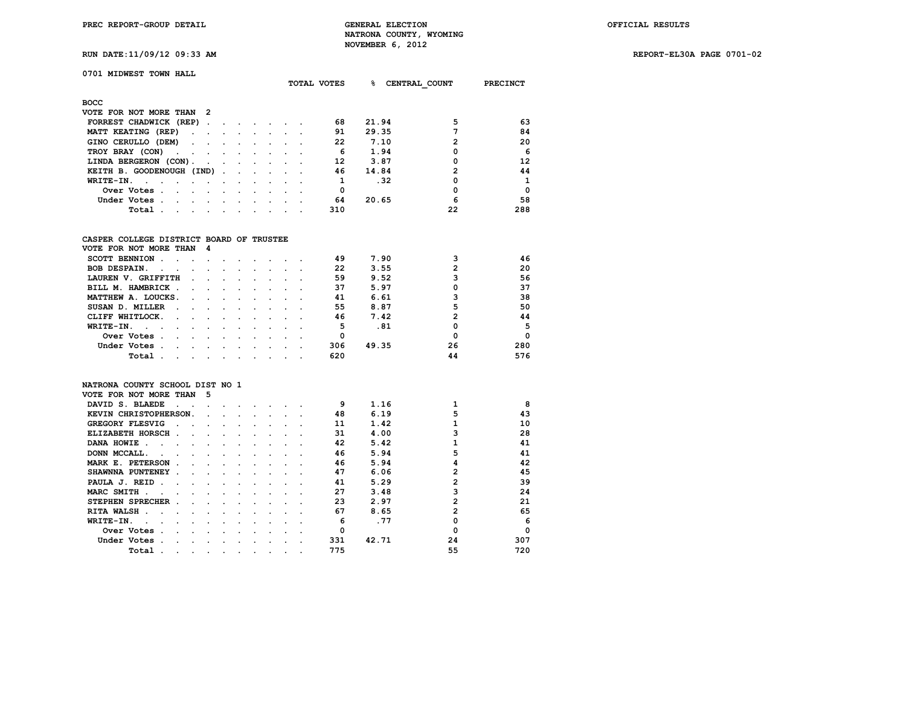PREC REPORT-GROUP DETAIL — GENERAL ELECTION — OFFICIAL RESULTS

NATRONA COUNTY, WYOMING

NOVEMBER 6, 2012

RUN DATE:11/09/12 09:33 AM — REPORT-EL30A PAGE 0701-02

## 0701 MIDWEST TOWN HALL

### BOCC

VOTE FOR NOT MORE THAN 2

| | TOTAL VOTES | % | CENTRAL_COUNT | PRECINCT |
|---|---|---|---|---|
| FORREST CHADWICK (REP) | 68 | 21.94 | 5 | 63 |
| MATT KEATING (REP) | 91 | 29.35 | 7 | 84 |
| GINO CERULLO (DEM) | 22 | 7.10 | 2 | 20 |
| TROY BRAY (CON) | 6 | 1.94 | 0 | 6 |
| LINDA BERGERON (CON) | 12 | 3.87 | 0 | 12 |
| KEITH B. GOODENOUGH (IND) | 46 | 14.84 | 2 | 44 |
| WRITE-IN. | 1 | .32 | 0 | 1 |
| Over Votes | 0 | | 0 | 0 |
| Under Votes | 64 | 20.65 | 6 | 58 |
| Total | 310 | | 22 | 288 |

### CASPER COLLEGE DISTRICT BOARD OF TRUSTEE

VOTE FOR NOT MORE THAN 4

| | TOTAL VOTES | % | CENTRAL_COUNT | PRECINCT |
|---|---|---|---|---|
| SCOTT BENNION | 49 | 7.90 | 3 | 46 |
| BOB DESPAIN. | 22 | 3.55 | 2 | 20 |
| LAUREN V. GRIFFITH | 59 | 9.52 | 3 | 56 |
| BILL M. HAMBRICK | 37 | 5.97 | 0 | 37 |
| MATTHEW A. LOUCKS. | 41 | 6.61 | 3 | 38 |
| SUSAN D. MILLER | 55 | 8.87 | 5 | 50 |
| CLIFF WHITLOCK. | 46 | 7.42 | 2 | 44 |
| WRITE-IN. | 5 | .81 | 0 | 5 |
| Over Votes | 0 | | 0 | 0 |
| Under Votes | 306 | 49.35 | 26 | 280 |
| Total | 620 | | 44 | 576 |

### NATRONA COUNTY SCHOOL DIST NO 1

VOTE FOR NOT MORE THAN 5

| | TOTAL VOTES | % | CENTRAL_COUNT | PRECINCT |
|---|---|---|---|---|
| DAVID S. BLAEDE | 9 | 1.16 | 1 | 8 |
| KEVIN CHRISTOPHERSON. | 48 | 6.19 | 5 | 43 |
| GREGORY FLESVIG | 11 | 1.42 | 1 | 10 |
| ELIZABETH HORSCH | 31 | 4.00 | 3 | 28 |
| DANA HOWIE | 42 | 5.42 | 1 | 41 |
| DONN MCCALL. | 46 | 5.94 | 5 | 41 |
| MARK E. PETERSON | 46 | 5.94 | 4 | 42 |
| SHAWNNA PUNTENEY | 47 | 6.06 | 2 | 45 |
| PAULA J. REID | 41 | 5.29 | 2 | 39 |
| MARC SMITH | 27 | 3.48 | 3 | 24 |
| STEPHEN SPRECHER | 23 | 2.97 | 2 | 21 |
| RITA WALSH | 67 | 8.65 | 2 | 65 |
| WRITE-IN. | 6 | .77 | 0 | 6 |
| Over Votes | 0 | | 0 | 0 |
| Under Votes | 331 | 42.71 | 24 | 307 |
| Total | 775 | | 55 | 720 |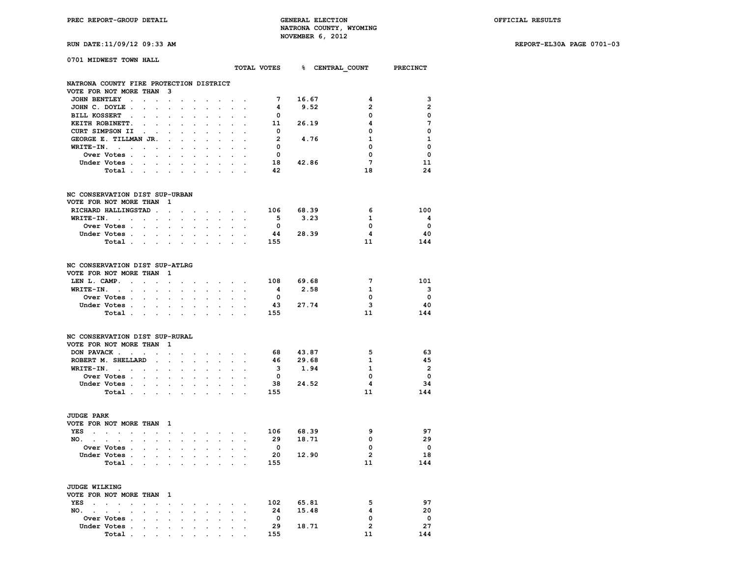PREC REPORT-GROUP DETAIL

GENERAL ELECTION
NATRONA COUNTY, WYOMING
NOVEMBER 6, 2012

OFFICIAL RESULTS

RUN DATE:11/09/12 09:33 AM

REPORT-EL30A PAGE 0701-03

0701 MIDWEST TOWN HALL

## NATRONA COUNTY FIRE PROTECTION DISTRICT
VOTE FOR NOT MORE THAN 3

| | TOTAL VOTES | % | CENTRAL_COUNT | PRECINCT |
|---|---|---|---|---|
| JOHN BENTLEY | 7 | 16.67 | 4 | 3 |
| JOHN C. DOYLE | 4 | 9.52 | 2 | 2 |
| BILL KOSSERT | 0 | | 0 | 0 |
| KEITH ROBINETT. | 11 | 26.19 | 4 | 7 |
| CURT SIMPSON II | 0 | | 0 | 0 |
| GEORGE E. TILLMAN JR. | 2 | 4.76 | 1 | 1 |
| WRITE-IN. | 0 | | 0 | 0 |
| Over Votes | 0 | | 0 | 0 |
| Under Votes | 18 | 42.86 | 7 | 11 |
| Total | 42 | | 18 | 24 |

## NC CONSERVATION DIST SUP-URBAN
VOTE FOR NOT MORE THAN 1

| | TOTAL VOTES | % | CENTRAL_COUNT | PRECINCT |
|---|---|---|---|---|
| RICHARD HALLINGSTAD | 106 | 68.39 | 6 | 100 |
| WRITE-IN. | 5 | 3.23 | 1 | 4 |
| Over Votes | 0 | | 0 | 0 |
| Under Votes | 44 | 28.39 | 4 | 40 |
| Total | 155 | | 11 | 144 |

## NC CONSERVATION DIST SUP-ATLRG
VOTE FOR NOT MORE THAN 1

| | TOTAL VOTES | % | CENTRAL_COUNT | PRECINCT |
|---|---|---|---|---|
| LEN L. CAMP. | 108 | 69.68 | 7 | 101 |
| WRITE-IN. | 4 | 2.58 | 1 | 3 |
| Over Votes | 0 | | 0 | 0 |
| Under Votes | 43 | 27.74 | 3 | 40 |
| Total | 155 | | 11 | 144 |

## NC CONSERVATION DIST SUP-RURAL
VOTE FOR NOT MORE THAN 1

| | TOTAL VOTES | % | CENTRAL_COUNT | PRECINCT |
|---|---|---|---|---|
| DON PAVACK | 68 | 43.87 | 5 | 63 |
| ROBERT M. SHELLARD | 46 | 29.68 | 1 | 45 |
| WRITE-IN. | 3 | 1.94 | 1 | 2 |
| Over Votes | 0 | | 0 | 0 |
| Under Votes | 38 | 24.52 | 4 | 34 |
| Total | 155 | | 11 | 144 |

## JUDGE PARK
VOTE FOR NOT MORE THAN 1

| | TOTAL VOTES | % | CENTRAL_COUNT | PRECINCT |
|---|---|---|---|---|
| YES | 106 | 68.39 | 9 | 97 |
| NO. | 29 | 18.71 | 0 | 29 |
| Over Votes | 0 | | 0 | 0 |
| Under Votes | 20 | 12.90 | 2 | 18 |
| Total | 155 | | 11 | 144 |

## JUDGE WILKING
VOTE FOR NOT MORE THAN 1

| | TOTAL VOTES | % | CENTRAL_COUNT | PRECINCT |
|---|---|---|---|---|
| YES | 102 | 65.81 | 5 | 97 |
| NO. | 24 | 15.48 | 4 | 20 |
| Over Votes | 0 | | 0 | 0 |
| Under Votes | 29 | 18.71 | 2 | 27 |
| Total | 155 | | 11 | 144 |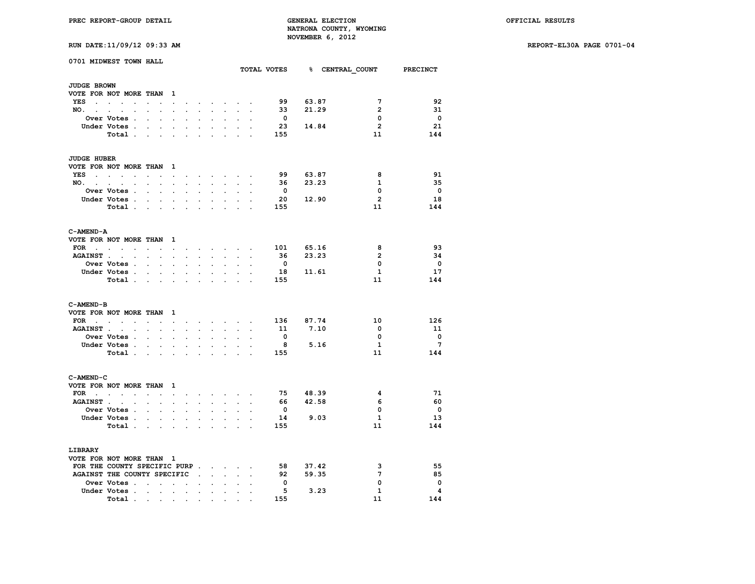PREC REPORT-GROUP DETAIL

GENERAL ELECTION
NATRONA COUNTY, WYOMING
NOVEMBER 6, 2012

OFFICIAL RESULTS

RUN DATE:11/09/12 09:33 AM

REPORT-EL30A PAGE 0701-04

## 0701 MIDWEST TOWN HALL

### JUDGE BROWN

VOTE FOR NOT MORE THAN 1

| | TOTAL VOTES | % | CENTRAL_COUNT | PRECINCT |
|---|---|---|---|---|
| YES | 99 | 63.87 | 7 | 92 |
| NO. | 33 | 21.29 | 2 | 31 |
| Over Votes | 0 | | 0 | 0 |
| Under Votes | 23 | 14.84 | 2 | 21 |
| Total | 155 | | 11 | 144 |

### JUDGE HUBER

VOTE FOR NOT MORE THAN 1

| | TOTAL VOTES | % | CENTRAL_COUNT | PRECINCT |
|---|---|---|---|---|
| YES | 99 | 63.87 | 8 | 91 |
| NO. | 36 | 23.23 | 1 | 35 |
| Over Votes | 0 | | 0 | 0 |
| Under Votes | 20 | 12.90 | 2 | 18 |
| Total | 155 | | 11 | 144 |

### C-AMEND-A

VOTE FOR NOT MORE THAN 1

| | TOTAL VOTES | % | CENTRAL_COUNT | PRECINCT |
|---|---|---|---|---|
| FOR | 101 | 65.16 | 8 | 93 |
| AGAINST | 36 | 23.23 | 2 | 34 |
| Over Votes | 0 | | 0 | 0 |
| Under Votes | 18 | 11.61 | 1 | 17 |
| Total | 155 | | 11 | 144 |

### C-AMEND-B

VOTE FOR NOT MORE THAN 1

| | TOTAL VOTES | % | CENTRAL_COUNT | PRECINCT |
|---|---|---|---|---|
| FOR | 136 | 87.74 | 10 | 126 |
| AGAINST | 11 | 7.10 | 0 | 11 |
| Over Votes | 0 | | 0 | 0 |
| Under Votes | 8 | 5.16 | 1 | 7 |
| Total | 155 | | 11 | 144 |

### C-AMEND-C

VOTE FOR NOT MORE THAN 1

| | TOTAL VOTES | % | CENTRAL_COUNT | PRECINCT |
|---|---|---|---|---|
| FOR | 75 | 48.39 | 4 | 71 |
| AGAINST | 66 | 42.58 | 6 | 60 |
| Over Votes | 0 | | 0 | 0 |
| Under Votes | 14 | 9.03 | 1 | 13 |
| Total | 155 | | 11 | 144 |

### LIBRARY

VOTE FOR NOT MORE THAN 1

| | TOTAL VOTES | % | CENTRAL_COUNT | PRECINCT |
|---|---|---|---|---|
| FOR THE COUNTY SPECIFIC PURP | 58 | 37.42 | 3 | 55 |
| AGAINST THE COUNTY SPECIFIC | 92 | 59.35 | 7 | 85 |
| Over Votes | 0 | | 0 | 0 |
| Under Votes | 5 | 3.23 | 1 | 4 |
| Total | 155 | | 11 | 144 |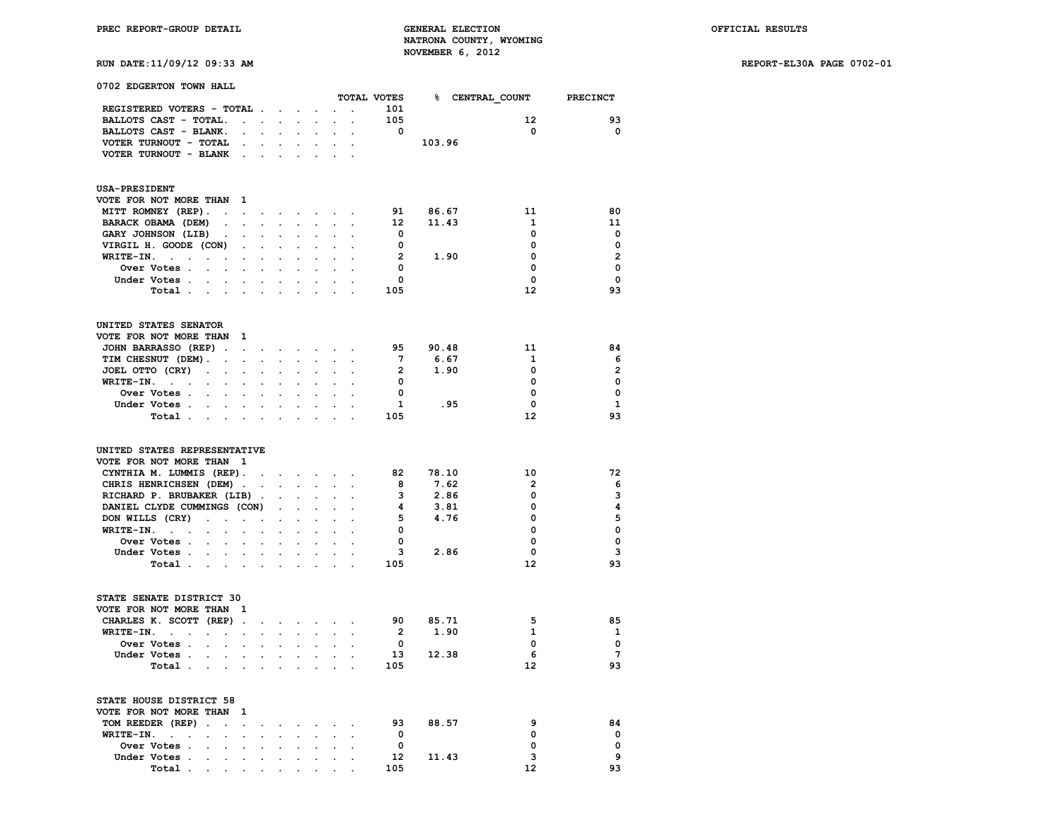PREC REPORT-GROUP DETAIL

GENERAL ELECTION
NATRONA COUNTY, WYOMING
NOVEMBER 6, 2012

OFFICIAL RESULTS

RUN DATE:11/09/12 09:33 AM

REPORT-EL30A PAGE 0702-01

## 0702 EDGERTON TOWN HALL

| | TOTAL VOTES | % | CENTRAL_COUNT | PRECINCT |
|---|---|---|---|---|
| REGISTERED VOTERS - TOTAL | 101 | | | |
| BALLOTS CAST - TOTAL. | 105 | | 12 | 93 |
| BALLOTS CAST - BLANK. | 0 | | 0 | 0 |
| VOTER TURNOUT - TOTAL | | 103.96 | | |
| VOTER TURNOUT - BLANK | | | | |

### USA-PRESIDENT

VOTE FOR NOT MORE THAN 1

| | TOTAL VOTES | % | CENTRAL_COUNT | PRECINCT |
|---|---|---|---|---|
| MITT ROMNEY (REP). | 91 | 86.67 | 11 | 80 |
| BARACK OBAMA (DEM) | 12 | 11.43 | 1 | 11 |
| GARY JOHNSON (LIB) | 0 | | 0 | 0 |
| VIRGIL H. GOODE (CON) | 0 | | 0 | 0 |
| WRITE-IN. | 2 | 1.90 | 0 | 2 |
| Over Votes | 0 | | 0 | 0 |
| Under Votes | 0 | | 0 | 0 |
| Total | 105 | | 12 | 93 |

### UNITED STATES SENATOR

VOTE FOR NOT MORE THAN 1

| | TOTAL VOTES | % | CENTRAL_COUNT | PRECINCT |
|---|---|---|---|---|
| JOHN BARRASSO (REP) | 95 | 90.48 | 11 | 84 |
| TIM CHESNUT (DEM). | 7 | 6.67 | 1 | 6 |
| JOEL OTTO (CRY) | 2 | 1.90 | 0 | 2 |
| WRITE-IN. | 0 | | 0 | 0 |
| Over Votes | 0 | | 0 | 0 |
| Under Votes | 1 | .95 | 0 | 1 |
| Total | 105 | | 12 | 93 |

### UNITED STATES REPRESENTATIVE

VOTE FOR NOT MORE THAN 1

| | TOTAL VOTES | % | CENTRAL_COUNT | PRECINCT |
|---|---|---|---|---|
| CYNTHIA M. LUMMIS (REP). | 82 | 78.10 | 10 | 72 |
| CHRIS HENRICHSEN (DEM) | 8 | 7.62 | 2 | 6 |
| RICHARD P. BRUBAKER (LIB) | 3 | 2.86 | 0 | 3 |
| DANIEL CLYDE CUMMINGS (CON) | 4 | 3.81 | 0 | 4 |
| DON WILLS (CRY) | 5 | 4.76 | 0 | 5 |
| WRITE-IN. | 0 | | 0 | 0 |
| Over Votes | 0 | | 0 | 0 |
| Under Votes | 3 | 2.86 | 0 | 3 |
| Total | 105 | | 12 | 93 |

### STATE SENATE DISTRICT 30

VOTE FOR NOT MORE THAN 1

| | TOTAL VOTES | % | CENTRAL_COUNT | PRECINCT |
|---|---|---|---|---|
| CHARLES K. SCOTT (REP) | 90 | 85.71 | 5 | 85 |
| WRITE-IN. | 2 | 1.90 | 1 | 1 |
| Over Votes | 0 | | 0 | 0 |
| Under Votes | 13 | 12.38 | 6 | 7 |
| Total | 105 | | 12 | 93 |

### STATE HOUSE DISTRICT 58

VOTE FOR NOT MORE THAN 1

| | TOTAL VOTES | % | CENTRAL_COUNT | PRECINCT |
|---|---|---|---|---|
| TOM REEDER (REP) | 93 | 88.57 | 9 | 84 |
| WRITE-IN. | 0 | | 0 | 0 |
| Over Votes | 0 | | 0 | 0 |
| Under Votes | 12 | 11.43 | 3 | 9 |
| Total | 105 | | 12 | 93 |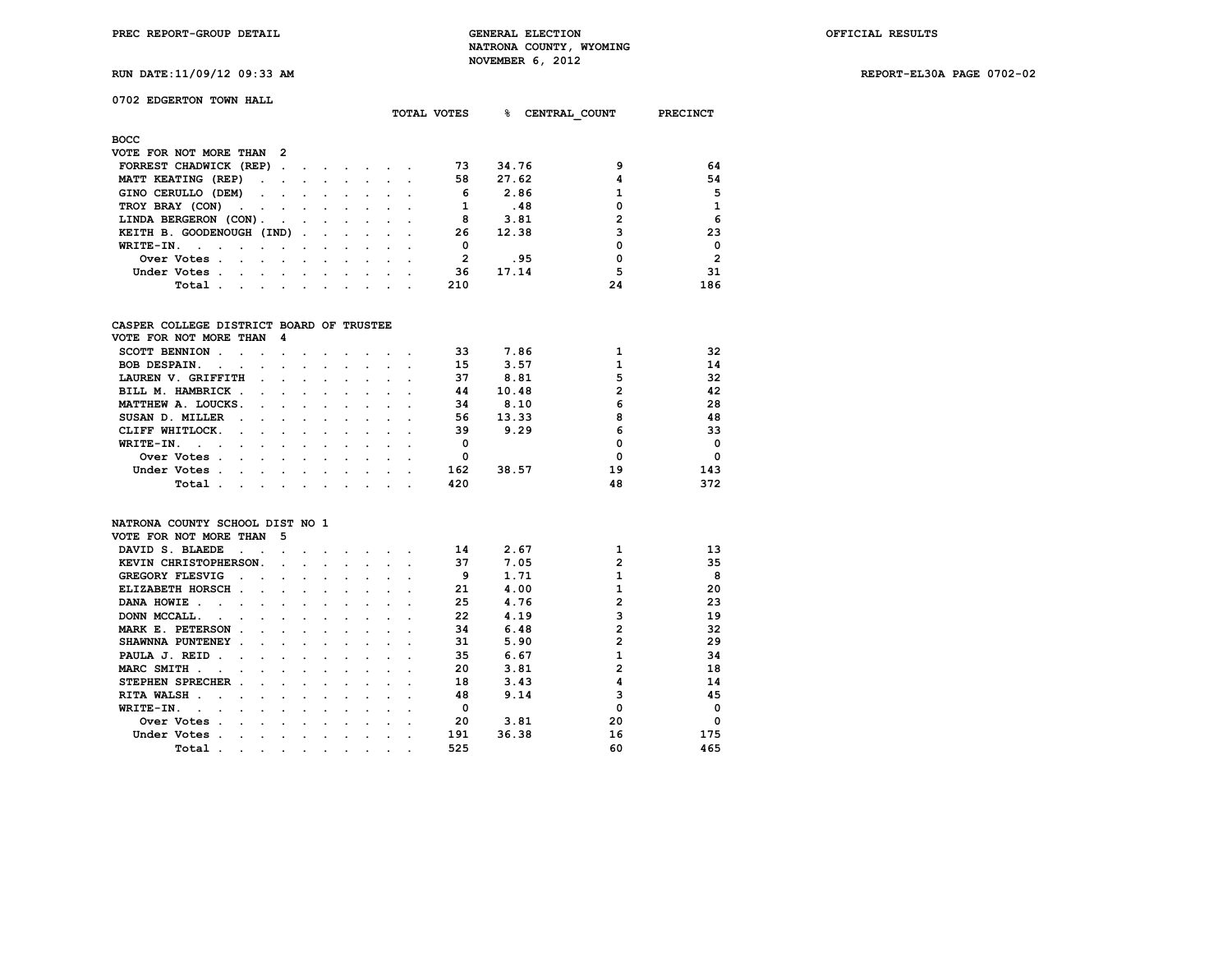PREC REPORT-GROUP DETAIL — GENERAL ELECTION — NATRONA COUNTY, WYOMING — NOVEMBER 6, 2012 — OFFICIAL RESULTS

RUN DATE:11/09/12 09:33 AM — REPORT-EL30A PAGE 0702-02

## 0702 EDGERTON TOWN HALL

### BOCC
VOTE FOR NOT MORE THAN 2

| | TOTAL VOTES | % | CENTRAL_COUNT | PRECINCT |
|---|---|---|---|---|
| FORREST CHADWICK (REP) | 73 | 34.76 | 9 | 64 |
| MATT KEATING (REP) | 58 | 27.62 | 4 | 54 |
| GINO CERULLO (DEM) | 6 | 2.86 | 1 | 5 |
| TROY BRAY (CON) | 1 | .48 | 0 | 1 |
| LINDA BERGERON (CON) | 8 | 3.81 | 2 | 6 |
| KEITH B. GOODENOUGH (IND) | 26 | 12.38 | 3 | 23 |
| WRITE-IN. | 0 | | 0 | 0 |
| Over Votes | 2 | .95 | 0 | 2 |
| Under Votes | 36 | 17.14 | 5 | 31 |
| Total | 210 | | 24 | 186 |

### CASPER COLLEGE DISTRICT BOARD OF TRUSTEE
VOTE FOR NOT MORE THAN 4

| | TOTAL VOTES | % | CENTRAL_COUNT | PRECINCT |
|---|---|---|---|---|
| SCOTT BENNION | 33 | 7.86 | 1 | 32 |
| BOB DESPAIN. | 15 | 3.57 | 1 | 14 |
| LAUREN V. GRIFFITH | 37 | 8.81 | 5 | 32 |
| BILL M. HAMBRICK | 44 | 10.48 | 2 | 42 |
| MATTHEW A. LOUCKS. | 34 | 8.10 | 6 | 28 |
| SUSAN D. MILLER | 56 | 13.33 | 8 | 48 |
| CLIFF WHITLOCK. | 39 | 9.29 | 6 | 33 |
| WRITE-IN. | 0 | | 0 | 0 |
| Over Votes | 0 | | 0 | 0 |
| Under Votes | 162 | 38.57 | 19 | 143 |
| Total | 420 | | 48 | 372 |

### NATRONA COUNTY SCHOOL DIST NO 1
VOTE FOR NOT MORE THAN 5

| | TOTAL VOTES | % | CENTRAL_COUNT | PRECINCT |
|---|---|---|---|---|
| DAVID S. BLAEDE | 14 | 2.67 | 1 | 13 |
| KEVIN CHRISTOPHERSON. | 37 | 7.05 | 2 | 35 |
| GREGORY FLESVIG | 9 | 1.71 | 1 | 8 |
| ELIZABETH HORSCH | 21 | 4.00 | 1 | 20 |
| DANA HOWIE | 25 | 4.76 | 2 | 23 |
| DONN MCCALL. | 22 | 4.19 | 3 | 19 |
| MARK E. PETERSON | 34 | 6.48 | 2 | 32 |
| SHAWNNA PUNTENEY | 31 | 5.90 | 2 | 29 |
| PAULA J. REID | 35 | 6.67 | 1 | 34 |
| MARC SMITH | 20 | 3.81 | 2 | 18 |
| STEPHEN SPRECHER | 18 | 3.43 | 4 | 14 |
| RITA WALSH | 48 | 9.14 | 3 | 45 |
| WRITE-IN. | 0 | | 0 | 0 |
| Over Votes | 20 | 3.81 | 20 | 0 |
| Under Votes | 191 | 36.38 | 16 | 175 |
| Total | 525 | | 60 | 465 |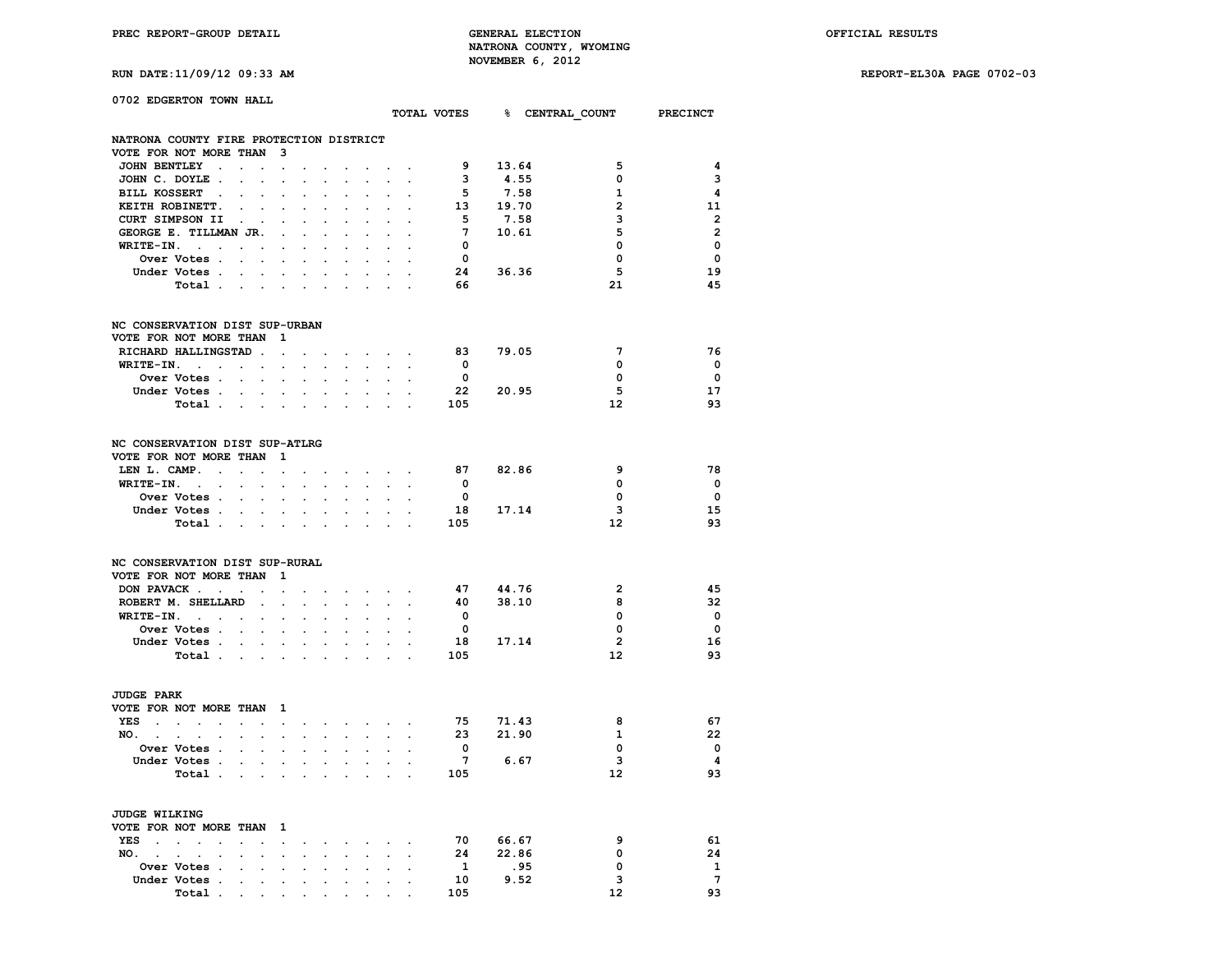PREC REPORT-GROUP DETAIL — GENERAL ELECTION — NATRONA COUNTY, WYOMING — NOVEMBER 6, 2012 — OFFICIAL RESULTS

RUN DATE:11/09/12 09:33 AM — REPORT-EL30A PAGE 0702-03

## 0702 EDGERTON TOWN HALL

### NATRONA COUNTY FIRE PROTECTION DISTRICT
VOTE FOR NOT MORE THAN 3

| | TOTAL VOTES | % | CENTRAL_COUNT | PRECINCT |
|---|---|---|---|---|
| JOHN BENTLEY | 9 | 13.64 | 5 | 4 |
| JOHN C. DOYLE | 3 | 4.55 | 0 | 3 |
| BILL KOSSERT | 5 | 7.58 | 1 | 4 |
| KEITH ROBINETT | 13 | 19.70 | 2 | 11 |
| CURT SIMPSON II | 5 | 7.58 | 3 | 2 |
| GEORGE E. TILLMAN JR. | 7 | 10.61 | 5 | 2 |
| WRITE-IN. | 0 | | 0 | 0 |
| Over Votes | 0 | | 0 | 0 |
| Under Votes | 24 | 36.36 | 5 | 19 |
| Total | 66 | | 21 | 45 |

### NC CONSERVATION DIST SUP-URBAN
VOTE FOR NOT MORE THAN 1

| | TOTAL VOTES | % | CENTRAL_COUNT | PRECINCT |
|---|---|---|---|---|
| RICHARD HALLINGSTAD | 83 | 79.05 | 7 | 76 |
| WRITE-IN. | 0 | | 0 | 0 |
| Over Votes | 0 | | 0 | 0 |
| Under Votes | 22 | 20.95 | 5 | 17 |
| Total | 105 | | 12 | 93 |

### NC CONSERVATION DIST SUP-ATLRG
VOTE FOR NOT MORE THAN 1

| | TOTAL VOTES | % | CENTRAL_COUNT | PRECINCT |
|---|---|---|---|---|
| LEN L. CAMP. | 87 | 82.86 | 9 | 78 |
| WRITE-IN. | 0 | | 0 | 0 |
| Over Votes | 0 | | 0 | 0 |
| Under Votes | 18 | 17.14 | 3 | 15 |
| Total | 105 | | 12 | 93 |

### NC CONSERVATION DIST SUP-RURAL
VOTE FOR NOT MORE THAN 1

| | TOTAL VOTES | % | CENTRAL_COUNT | PRECINCT |
|---|---|---|---|---|
| DON PAVACK | 47 | 44.76 | 2 | 45 |
| ROBERT M. SHELLARD | 40 | 38.10 | 8 | 32 |
| WRITE-IN. | 0 | | 0 | 0 |
| Over Votes | 0 | | 0 | 0 |
| Under Votes | 18 | 17.14 | 2 | 16 |
| Total | 105 | | 12 | 93 |

### JUDGE PARK
VOTE FOR NOT MORE THAN 1

| | TOTAL VOTES | % | CENTRAL_COUNT | PRECINCT |
|---|---|---|---|---|
| YES | 75 | 71.43 | 8 | 67 |
| NO. | 23 | 21.90 | 1 | 22 |
| Over Votes | 0 | | 0 | 0 |
| Under Votes | 7 | 6.67 | 3 | 4 |
| Total | 105 | | 12 | 93 |

### JUDGE WILKING
VOTE FOR NOT MORE THAN 1

| | TOTAL VOTES | % | CENTRAL_COUNT | PRECINCT |
|---|---|---|---|---|
| YES | 70 | 66.67 | 9 | 61 |
| NO. | 24 | 22.86 | 0 | 24 |
| Over Votes | 1 | .95 | 0 | 1 |
| Under Votes | 10 | 9.52 | 3 | 7 |
| Total | 105 | | 12 | 93 |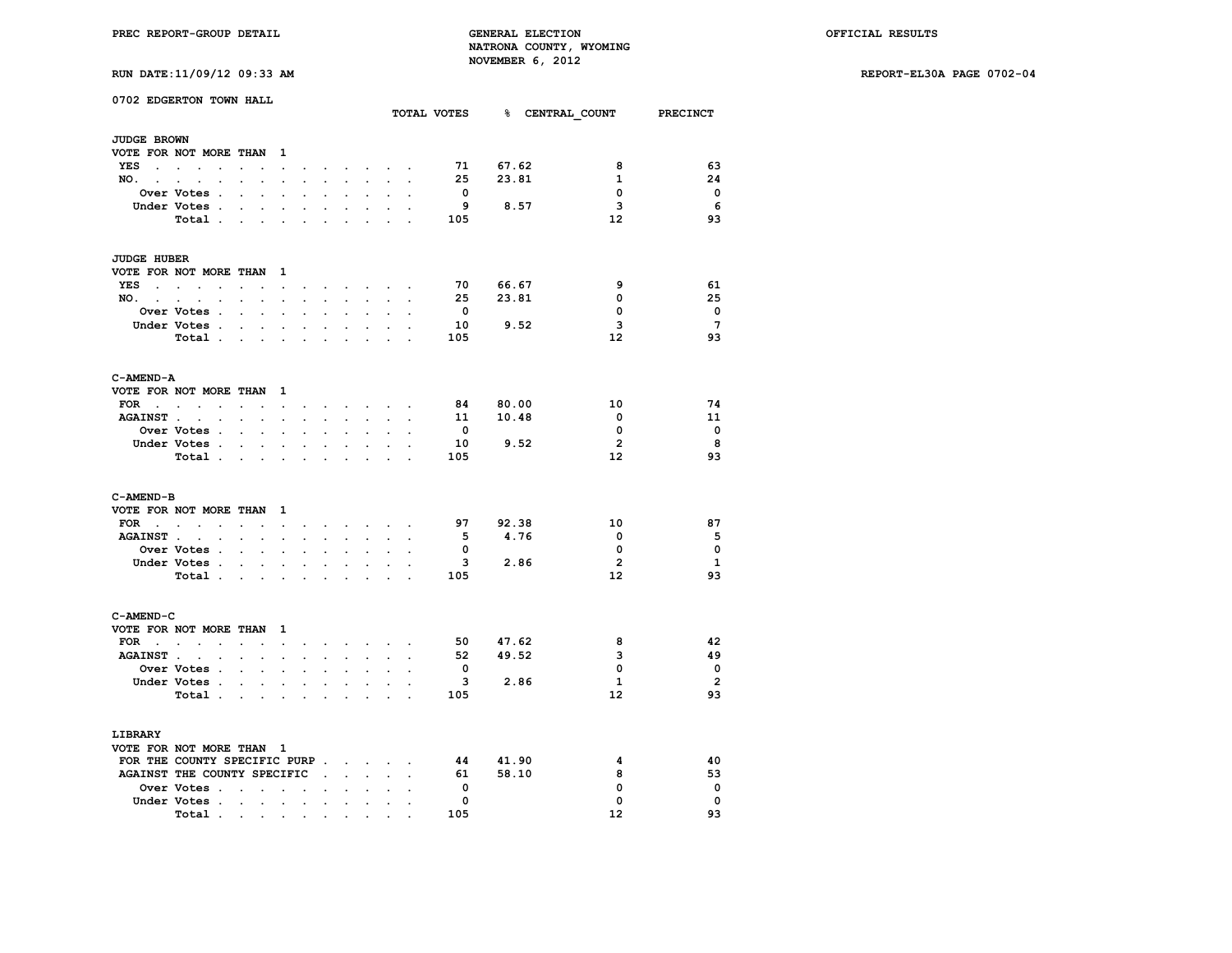PREC REPORT-GROUP DETAIL

GENERAL ELECTION
NATRONA COUNTY, WYOMING
NOVEMBER 6, 2012

OFFICIAL RESULTS

RUN DATE:11/09/12 09:33 AM

REPORT-EL30A PAGE 0702-04

## 0702 EDGERTON TOWN HALL

### JUDGE BROWN
VOTE FOR NOT MORE THAN 1

| | TOTAL VOTES | % | CENTRAL_COUNT | PRECINCT |
|---|---|---|---|---|
| YES | 71 | 67.62 | 8 | 63 |
| NO. | 25 | 23.81 | 1 | 24 |
| Over Votes | 0 | | 0 | 0 |
| Under Votes | 9 | 8.57 | 3 | 6 |
| Total | 105 | | 12 | 93 |

### JUDGE HUBER
VOTE FOR NOT MORE THAN 1

| | TOTAL VOTES | % | CENTRAL_COUNT | PRECINCT |
|---|---|---|---|---|
| YES | 70 | 66.67 | 9 | 61 |
| NO. | 25 | 23.81 | 0 | 25 |
| Over Votes | 0 | | 0 | 0 |
| Under Votes | 10 | 9.52 | 3 | 7 |
| Total | 105 | | 12 | 93 |

### C-AMEND-A
VOTE FOR NOT MORE THAN 1

| | TOTAL VOTES | % | CENTRAL_COUNT | PRECINCT |
|---|---|---|---|---|
| FOR | 84 | 80.00 | 10 | 74 |
| AGAINST | 11 | 10.48 | 0 | 11 |
| Over Votes | 0 | | 0 | 0 |
| Under Votes | 10 | 9.52 | 2 | 8 |
| Total | 105 | | 12 | 93 |

### C-AMEND-B
VOTE FOR NOT MORE THAN 1

| | TOTAL VOTES | % | CENTRAL_COUNT | PRECINCT |
|---|---|---|---|---|
| FOR | 97 | 92.38 | 10 | 87 |
| AGAINST | 5 | 4.76 | 0 | 5 |
| Over Votes | 0 | | 0 | 0 |
| Under Votes | 3 | 2.86 | 2 | 1 |
| Total | 105 | | 12 | 93 |

### C-AMEND-C
VOTE FOR NOT MORE THAN 1

| | TOTAL VOTES | % | CENTRAL_COUNT | PRECINCT |
|---|---|---|---|---|
| FOR | 50 | 47.62 | 8 | 42 |
| AGAINST | 52 | 49.52 | 3 | 49 |
| Over Votes | 0 | | 0 | 0 |
| Under Votes | 3 | 2.86 | 1 | 2 |
| Total | 105 | | 12 | 93 |

### LIBRARY
VOTE FOR NOT MORE THAN 1

| | TOTAL VOTES | % | CENTRAL_COUNT | PRECINCT |
|---|---|---|---|---|
| FOR THE COUNTY SPECIFIC PURP | 44 | 41.90 | 4 | 40 |
| AGAINST THE COUNTY SPECIFIC | 61 | 58.10 | 8 | 53 |
| Over Votes | 0 | | 0 | 0 |
| Under Votes | 0 | | 0 | 0 |
| Total | 105 | | 12 | 93 |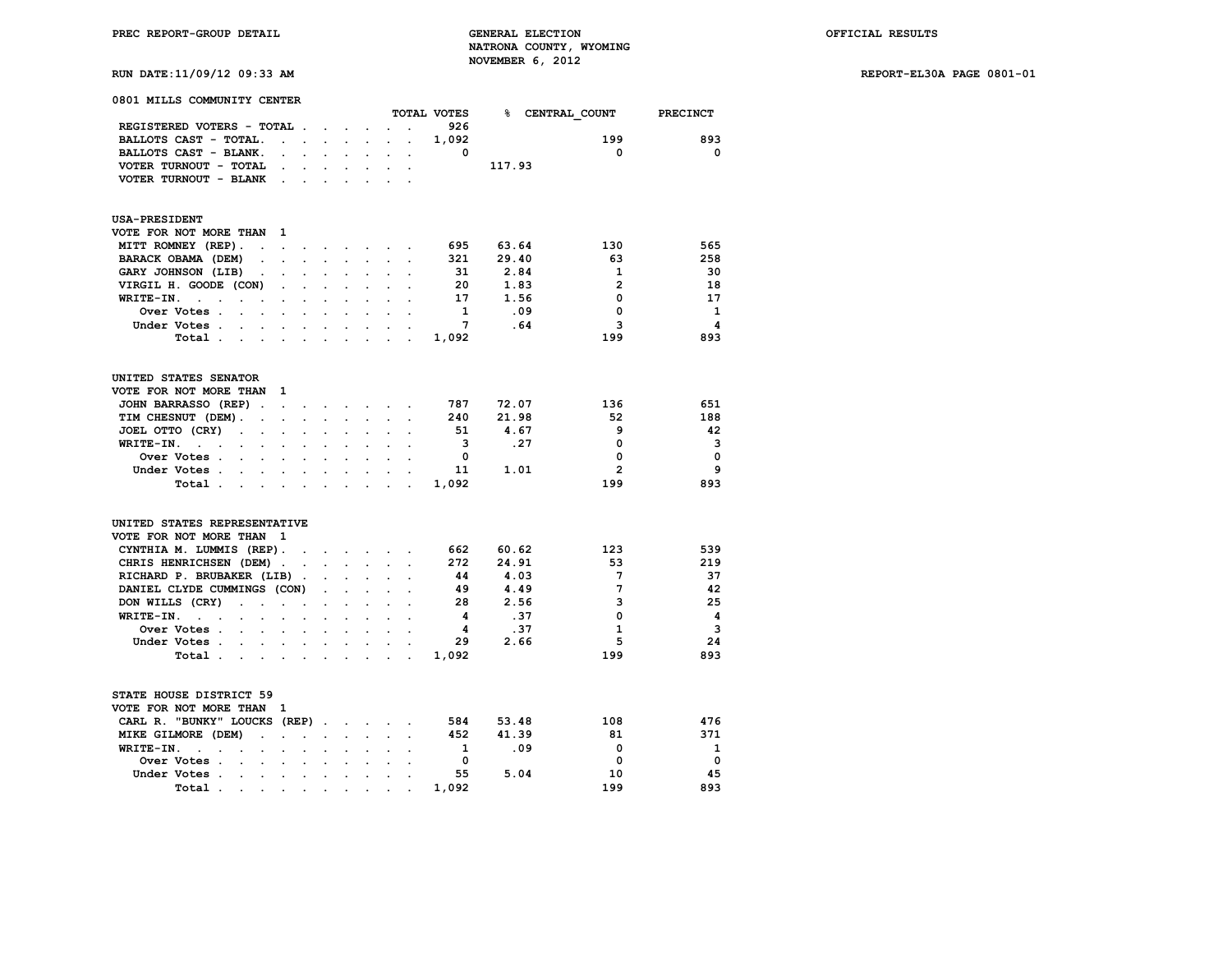# 0801 MILLS COMMUNITY CENTER

| | TOTAL VOTES | % | CENTRAL_COUNT | PRECINCT |
|---|---|---|---|---|
| REGISTERED VOTERS - TOTAL | 926 | | | |
| BALLOTS CAST - TOTAL. | 1,092 | | 199 | 893 |
| BALLOTS CAST - BLANK. | 0 | | 0 | 0 |
| VOTER TURNOUT - TOTAL | | 117.93 | | |
| VOTER TURNOUT - BLANK | | | | |

## USA-PRESIDENT

VOTE FOR NOT MORE THAN 1

| | TOTAL VOTES | % | CENTRAL_COUNT | PRECINCT |
|---|---|---|---|---|
| MITT ROMNEY (REP). | 695 | 63.64 | 130 | 565 |
| BARACK OBAMA (DEM) | 321 | 29.40 | 63 | 258 |
| GARY JOHNSON (LIB) | 31 | 2.84 | 1 | 30 |
| VIRGIL H. GOODE (CON) | 20 | 1.83 | 2 | 18 |
| WRITE-IN. | 17 | 1.56 | 0 | 17 |
| Over Votes | 1 | .09 | 0 | 1 |
| Under Votes | 7 | .64 | 3 | 4 |
| Total | 1,092 | | 199 | 893 |

## UNITED STATES SENATOR

VOTE FOR NOT MORE THAN 1

| | TOTAL VOTES | % | CENTRAL_COUNT | PRECINCT |
|---|---|---|---|---|
| JOHN BARRASSO (REP) | 787 | 72.07 | 136 | 651 |
| TIM CHESNUT (DEM). | 240 | 21.98 | 52 | 188 |
| JOEL OTTO (CRY) | 51 | 4.67 | 9 | 42 |
| WRITE-IN. | 3 | .27 | 0 | 3 |
| Over Votes | 0 | | 0 | 0 |
| Under Votes | 11 | 1.01 | 2 | 9 |
| Total | 1,092 | | 199 | 893 |

## UNITED STATES REPRESENTATIVE

VOTE FOR NOT MORE THAN 1

| | TOTAL VOTES | % | CENTRAL_COUNT | PRECINCT |
|---|---|---|---|---|
| CYNTHIA M. LUMMIS (REP). | 662 | 60.62 | 123 | 539 |
| CHRIS HENRICHSEN (DEM) | 272 | 24.91 | 53 | 219 |
| RICHARD P. BRUBAKER (LIB) | 44 | 4.03 | 7 | 37 |
| DANIEL CLYDE CUMMINGS (CON) | 49 | 4.49 | 7 | 42 |
| DON WILLS (CRY) | 28 | 2.56 | 3 | 25 |
| WRITE-IN. | 4 | .37 | 0 | 4 |
| Over Votes | 4 | .37 | 1 | 3 |
| Under Votes | 29 | 2.66 | 5 | 24 |
| Total | 1,092 | | 199 | 893 |

## STATE HOUSE DISTRICT 59

VOTE FOR NOT MORE THAN 1

| | TOTAL VOTES | % | CENTRAL_COUNT | PRECINCT |
|---|---|---|---|---|
| CARL R. "BUNKY" LOUCKS (REP) | 584 | 53.48 | 108 | 476 |
| MIKE GILMORE (DEM) | 452 | 41.39 | 81 | 371 |
| WRITE-IN. | 1 | .09 | 0 | 1 |
| Over Votes | 0 | | 0 | 0 |
| Under Votes | 55 | 5.04 | 10 | 45 |
| Total | 1,092 | | 199 | 893 |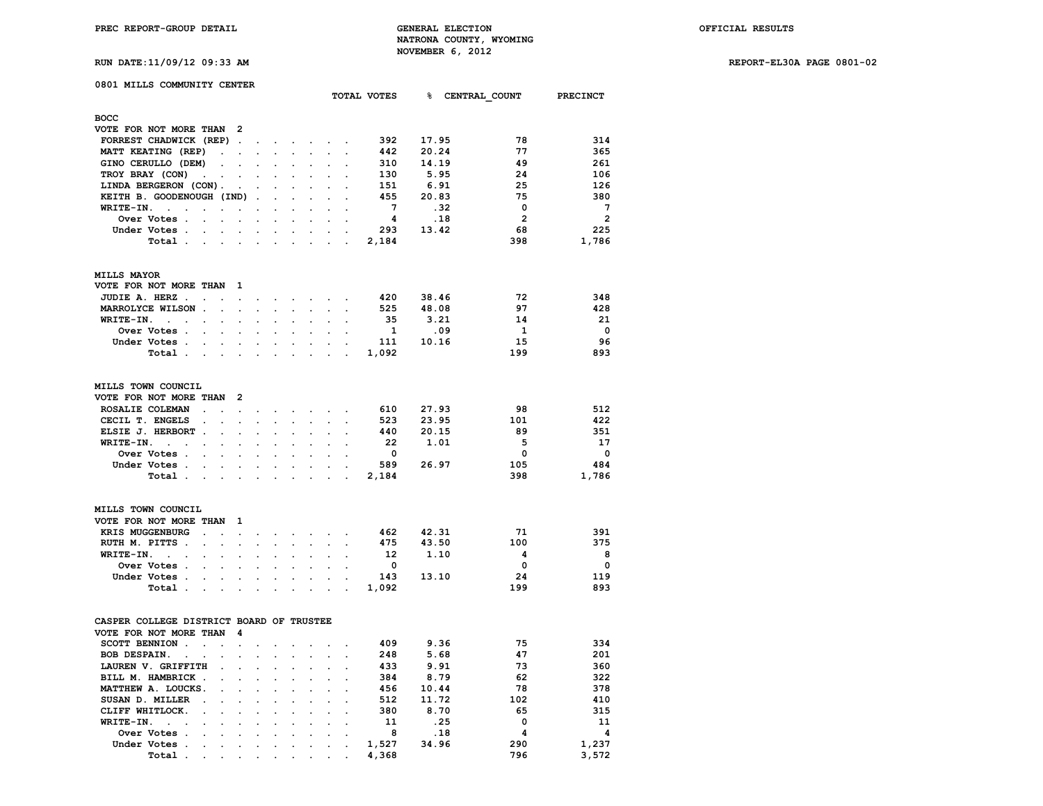PREC REPORT-GROUP DETAIL

GENERAL ELECTION
NATRONA COUNTY, WYOMING
NOVEMBER 6, 2012

OFFICIAL RESULTS

RUN DATE:11/09/12 09:33 AM

REPORT-EL30A PAGE 0801-02

## 0801 MILLS COMMUNITY CENTER

### BOCC
VOTE FOR NOT MORE THAN 2

| | TOTAL VOTES | % | CENTRAL_COUNT | PRECINCT |
|---|---|---|---|---|
| FORREST CHADWICK (REP) | 392 | 17.95 | 78 | 314 |
| MATT KEATING (REP) | 442 | 20.24 | 77 | 365 |
| GINO CERULLO (DEM) | 310 | 14.19 | 49 | 261 |
| TROY BRAY (CON) | 130 | 5.95 | 24 | 106 |
| LINDA BERGERON (CON) | 151 | 6.91 | 25 | 126 |
| KEITH B. GOODENOUGH (IND) | 455 | 20.83 | 75 | 380 |
| WRITE-IN. | 7 | .32 | 0 | 7 |
| Over Votes | 4 | .18 | 2 | 2 |
| Under Votes | 293 | 13.42 | 68 | 225 |
| Total | 2,184 | | 398 | 1,786 |

### MILLS MAYOR
VOTE FOR NOT MORE THAN 1

| | TOTAL VOTES | % | CENTRAL_COUNT | PRECINCT |
|---|---|---|---|---|
| JUDIE A. HERZ | 420 | 38.46 | 72 | 348 |
| MARROLYCE WILSON | 525 | 48.08 | 97 | 428 |
| WRITE-IN. | 35 | 3.21 | 14 | 21 |
| Over Votes | 1 | .09 | 1 | 0 |
| Under Votes | 111 | 10.16 | 15 | 96 |
| Total | 1,092 | | 199 | 893 |

### MILLS TOWN COUNCIL
VOTE FOR NOT MORE THAN 2

| | TOTAL VOTES | % | CENTRAL_COUNT | PRECINCT |
|---|---|---|---|---|
| ROSALIE COLEMAN | 610 | 27.93 | 98 | 512 |
| CECIL T. ENGELS | 523 | 23.95 | 101 | 422 |
| ELSIE J. HERBORT | 440 | 20.15 | 89 | 351 |
| WRITE-IN. | 22 | 1.01 | 5 | 17 |
| Over Votes | 0 | | 0 | 0 |
| Under Votes | 589 | 26.97 | 105 | 484 |
| Total | 2,184 | | 398 | 1,786 |

### MILLS TOWN COUNCIL
VOTE FOR NOT MORE THAN 1

| | TOTAL VOTES | % | CENTRAL_COUNT | PRECINCT |
|---|---|---|---|---|
| KRIS MUGGENBURG | 462 | 42.31 | 71 | 391 |
| RUTH M. PITTS | 475 | 43.50 | 100 | 375 |
| WRITE-IN. | 12 | 1.10 | 4 | 8 |
| Over Votes | 0 | | 0 | 0 |
| Under Votes | 143 | 13.10 | 24 | 119 |
| Total | 1,092 | | 199 | 893 |

### CASPER COLLEGE DISTRICT BOARD OF TRUSTEE
VOTE FOR NOT MORE THAN 4

| | TOTAL VOTES | % | CENTRAL_COUNT | PRECINCT |
|---|---|---|---|---|
| SCOTT BENNION | 409 | 9.36 | 75 | 334 |
| BOB DESPAIN. | 248 | 5.68 | 47 | 201 |
| LAUREN V. GRIFFITH | 433 | 9.91 | 73 | 360 |
| BILL M. HAMBRICK | 384 | 8.79 | 62 | 322 |
| MATTHEW A. LOUCKS. | 456 | 10.44 | 78 | 378 |
| SUSAN D. MILLER | 512 | 11.72 | 102 | 410 |
| CLIFF WHITLOCK. | 380 | 8.70 | 65 | 315 |
| WRITE-IN. | 11 | .25 | 0 | 11 |
| Over Votes | 8 | .18 | 4 | 4 |
| Under Votes | 1,527 | 34.96 | 290 | 1,237 |
| Total | 4,368 | | 796 | 3,572 |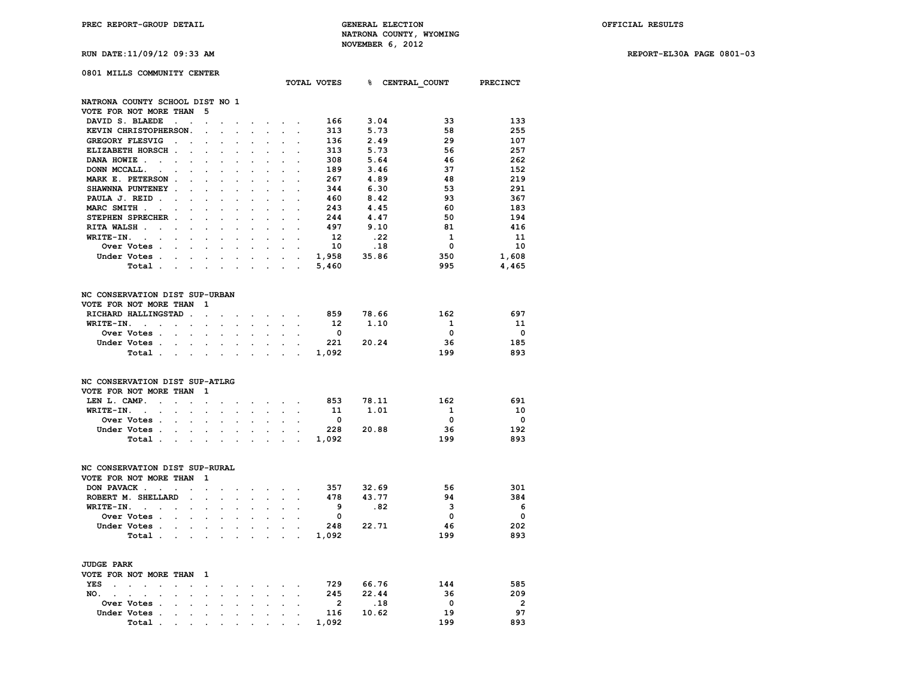PREC REPORT-GROUP DETAIL

GENERAL ELECTION
NATRONA COUNTY, WYOMING
NOVEMBER 6, 2012

OFFICIAL RESULTS

RUN DATE:11/09/12 09:33 AM

REPORT-EL30A PAGE 0801-03

## 0801 MILLS COMMUNITY CENTER

### NATRONA COUNTY SCHOOL DIST NO 1
VOTE FOR NOT MORE THAN 5

| | TOTAL VOTES | % | CENTRAL_COUNT | PRECINCT |
|---|---|---|---|---|
| DAVID S. BLAEDE | 166 | 3.04 | 33 | 133 |
| KEVIN CHRISTOPHERSON | 313 | 5.73 | 58 | 255 |
| GREGORY FLESVIG | 136 | 2.49 | 29 | 107 |
| ELIZABETH HORSCH | 313 | 5.73 | 56 | 257 |
| DANA HOWIE | 308 | 5.64 | 46 | 262 |
| DONN MCCALL | 189 | 3.46 | 37 | 152 |
| MARK E. PETERSON | 267 | 4.89 | 48 | 219 |
| SHAWNNA PUNTENEY | 344 | 6.30 | 53 | 291 |
| PAULA J. REID | 460 | 8.42 | 93 | 367 |
| MARC SMITH | 243 | 4.45 | 60 | 183 |
| STEPHEN SPRECHER | 244 | 4.47 | 50 | 194 |
| RITA WALSH | 497 | 9.10 | 81 | 416 |
| WRITE-IN | 12 | .22 | 1 | 11 |
| Over Votes | 10 | .18 | 0 | 10 |
| Under Votes | 1,958 | 35.86 | 350 | 1,608 |
| Total | 5,460 | | 995 | 4,465 |

### NC CONSERVATION DIST SUP-URBAN
VOTE FOR NOT MORE THAN 1

| | TOTAL VOTES | % | CENTRAL_COUNT | PRECINCT |
|---|---|---|---|---|
| RICHARD HALLINGSTAD | 859 | 78.66 | 162 | 697 |
| WRITE-IN | 12 | 1.10 | 1 | 11 |
| Over Votes | 0 | | 0 | 0 |
| Under Votes | 221 | 20.24 | 36 | 185 |
| Total | 1,092 | | 199 | 893 |

### NC CONSERVATION DIST SUP-ATLRG
VOTE FOR NOT MORE THAN 1

| | TOTAL VOTES | % | CENTRAL_COUNT | PRECINCT |
|---|---|---|---|---|
| LEN L. CAMP | 853 | 78.11 | 162 | 691 |
| WRITE-IN | 11 | 1.01 | 1 | 10 |
| Over Votes | 0 | | 0 | 0 |
| Under Votes | 228 | 20.88 | 36 | 192 |
| Total | 1,092 | | 199 | 893 |

### NC CONSERVATION DIST SUP-RURAL
VOTE FOR NOT MORE THAN 1

| | TOTAL VOTES | % | CENTRAL_COUNT | PRECINCT |
|---|---|---|---|---|
| DON PAVACK | 357 | 32.69 | 56 | 301 |
| ROBERT M. SHELLARD | 478 | 43.77 | 94 | 384 |
| WRITE-IN | 9 | .82 | 3 | 6 |
| Over Votes | 0 | | 0 | 0 |
| Under Votes | 248 | 22.71 | 46 | 202 |
| Total | 1,092 | | 199 | 893 |

### JUDGE PARK
VOTE FOR NOT MORE THAN 1

| | TOTAL VOTES | % | CENTRAL_COUNT | PRECINCT |
|---|---|---|---|---|
| YES | 729 | 66.76 | 144 | 585 |
| NO | 245 | 22.44 | 36 | 209 |
| Over Votes | 2 | .18 | 0 | 2 |
| Under Votes | 116 | 10.62 | 19 | 97 |
| Total | 1,092 | | 199 | 893 |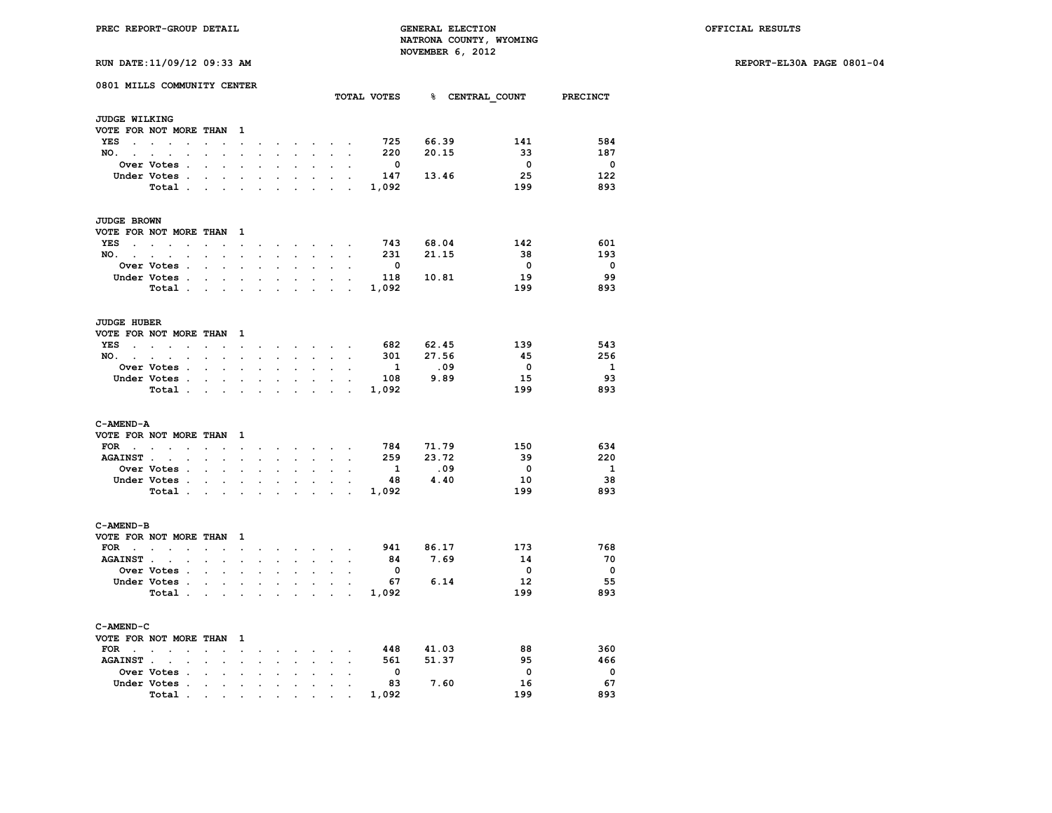PREC REPORT-GROUP DETAIL — GENERAL ELECTION — NATRONA COUNTY, WYOMING — NOVEMBER 6, 2012 — OFFICIAL RESULTS

RUN DATE:11/09/12 09:33 AM — REPORT-EL30A PAGE 0801-04

## 0801 MILLS COMMUNITY CENTER

### JUDGE WILKING
VOTE FOR NOT MORE THAN 1

| | TOTAL VOTES | % | CENTRAL_COUNT | PRECINCT |
|---|---|---|---|---|
| YES | 725 | 66.39 | 141 | 584 |
| NO. | 220 | 20.15 | 33 | 187 |
| Over Votes | 0 | | 0 | 0 |
| Under Votes | 147 | 13.46 | 25 | 122 |
| Total | 1,092 | | 199 | 893 |

### JUDGE BROWN
VOTE FOR NOT MORE THAN 1

| | TOTAL VOTES | % | CENTRAL_COUNT | PRECINCT |
|---|---|---|---|---|
| YES | 743 | 68.04 | 142 | 601 |
| NO. | 231 | 21.15 | 38 | 193 |
| Over Votes | 0 | | 0 | 0 |
| Under Votes | 118 | 10.81 | 19 | 99 |
| Total | 1,092 | | 199 | 893 |

### JUDGE HUBER
VOTE FOR NOT MORE THAN 1

| | TOTAL VOTES | % | CENTRAL_COUNT | PRECINCT |
|---|---|---|---|---|
| YES | 682 | 62.45 | 139 | 543 |
| NO. | 301 | 27.56 | 45 | 256 |
| Over Votes | 1 | .09 | 0 | 1 |
| Under Votes | 108 | 9.89 | 15 | 93 |
| Total | 1,092 | | 199 | 893 |

### C-AMEND-A
VOTE FOR NOT MORE THAN 1

| | TOTAL VOTES | % | CENTRAL_COUNT | PRECINCT |
|---|---|---|---|---|
| FOR | 784 | 71.79 | 150 | 634 |
| AGAINST | 259 | 23.72 | 39 | 220 |
| Over Votes | 1 | .09 | 0 | 1 |
| Under Votes | 48 | 4.40 | 10 | 38 |
| Total | 1,092 | | 199 | 893 |

### C-AMEND-B
VOTE FOR NOT MORE THAN 1

| | TOTAL VOTES | % | CENTRAL_COUNT | PRECINCT |
|---|---|---|---|---|
| FOR | 941 | 86.17 | 173 | 768 |
| AGAINST | 84 | 7.69 | 14 | 70 |
| Over Votes | 0 | | 0 | 0 |
| Under Votes | 67 | 6.14 | 12 | 55 |
| Total | 1,092 | | 199 | 893 |

### C-AMEND-C
VOTE FOR NOT MORE THAN 1

| | TOTAL VOTES | % | CENTRAL_COUNT | PRECINCT |
|---|---|---|---|---|
| FOR | 448 | 41.03 | 88 | 360 |
| AGAINST | 561 | 51.37 | 95 | 466 |
| Over Votes | 0 | | 0 | 0 |
| Under Votes | 83 | 7.60 | 16 | 67 |
| Total | 1,092 | | 199 | 893 |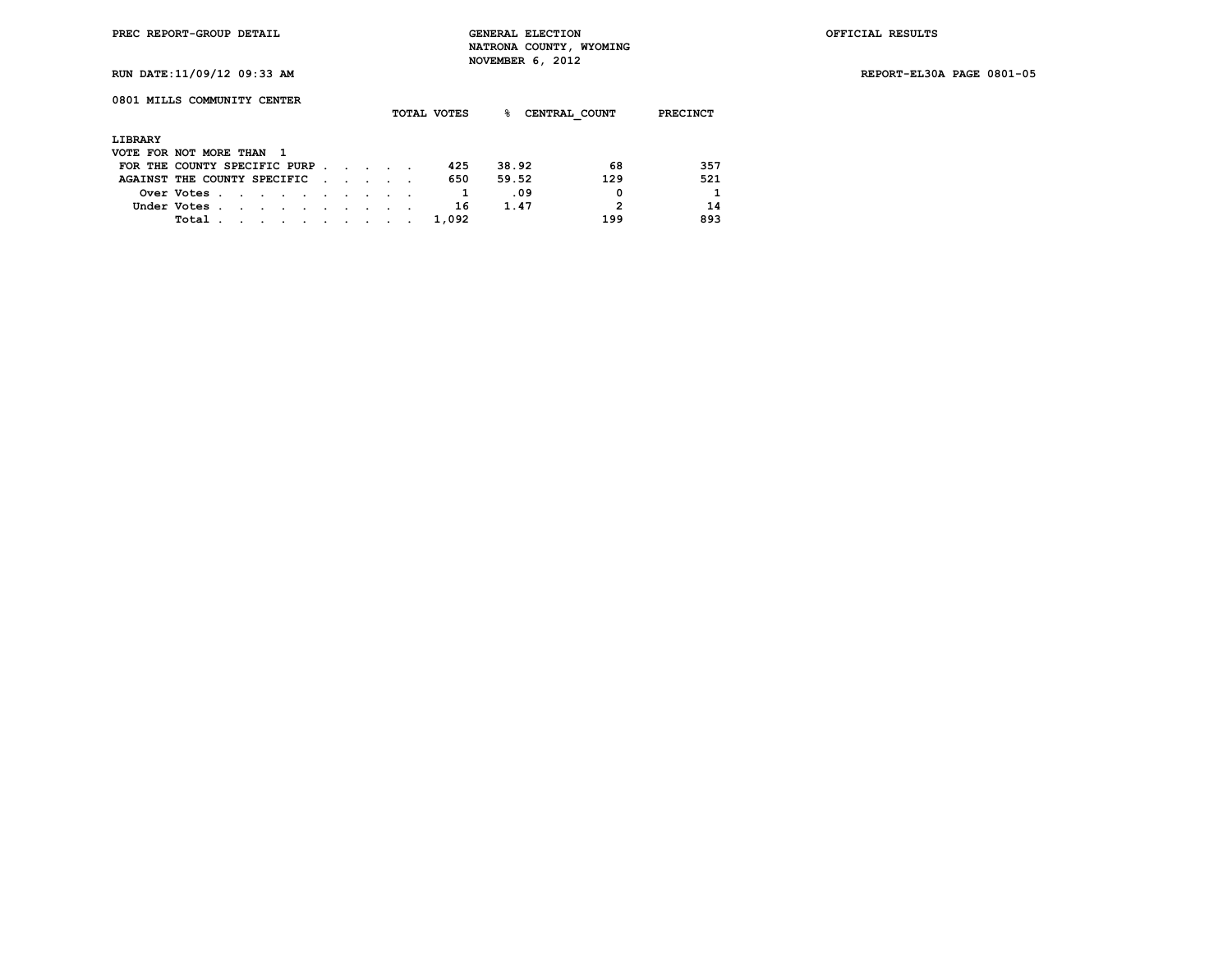PREC REPORT-GROUP DETAIL

GENERAL ELECTION
NATRONA COUNTY, WYOMING
NOVEMBER 6, 2012

OFFICIAL RESULTS

RUN DATE:11/09/12 09:33 AM

REPORT-EL30A PAGE 0801-05

0801 MILLS COMMUNITY CENTER

LIBRARY
VOTE FOR NOT MORE THAN 1

| | TOTAL VOTES | % | CENTRAL_COUNT | PRECINCT |
|---|---|---|---|---|
| FOR THE COUNTY SPECIFIC PURP | 425 | 38.92 | 68 | 357 |
| AGAINST THE COUNTY SPECIFIC | 650 | 59.52 | 129 | 521 |
| Over Votes | 1 | .09 | 0 | 1 |
| Under Votes | 16 | 1.47 | 2 | 14 |
| Total | 1,092 | | 199 | 893 |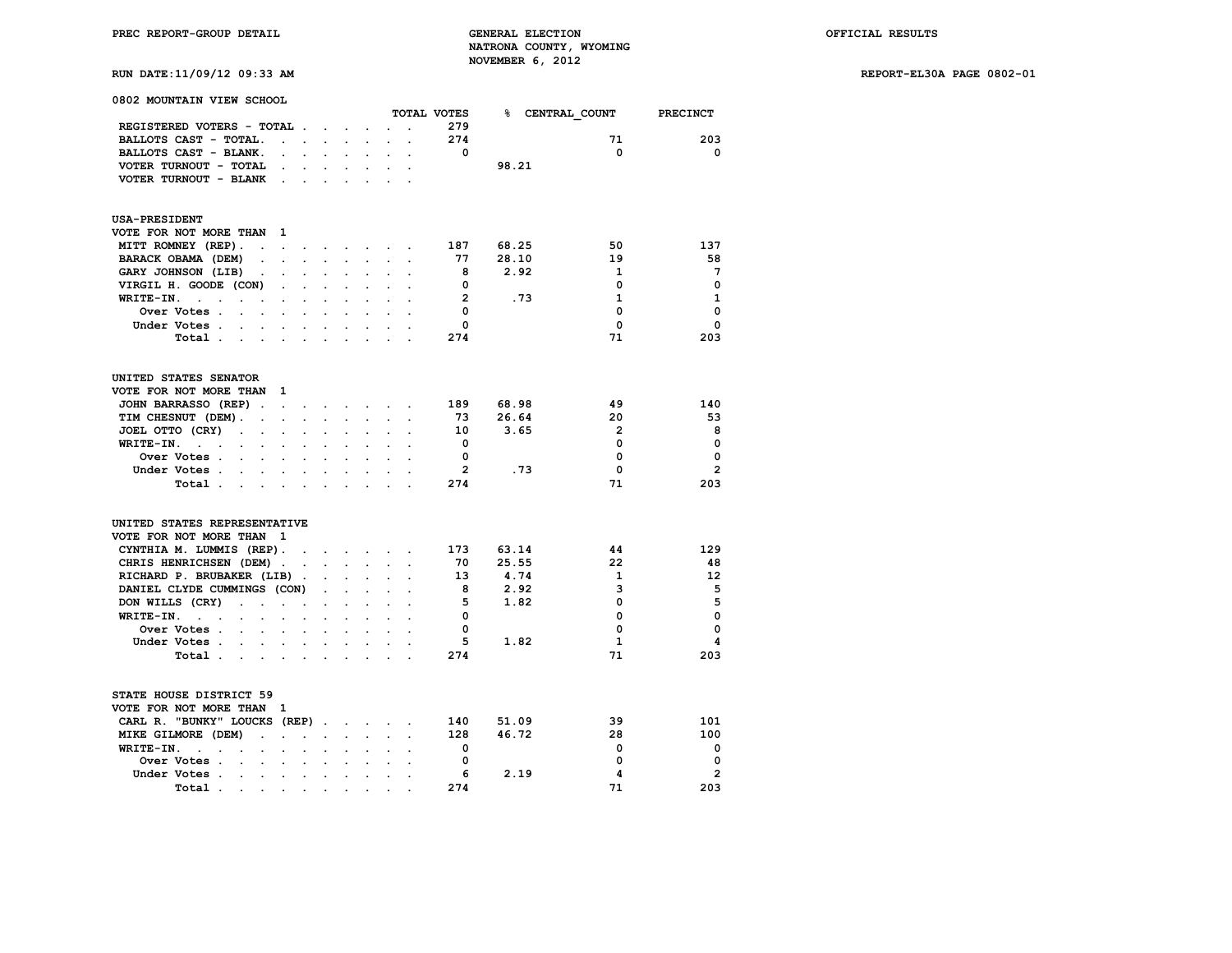# GENERAL ELECTION
## NATRONA COUNTY, WYOMING
## NOVEMBER 6, 2012

PREC REPORT-GROUP DETAIL — OFFICIAL RESULTS

RUN DATE:11/09/12 09:33 AM — REPORT-EL30A PAGE 0802-01

### 0802 MOUNTAIN VIEW SCHOOL

| | TOTAL VOTES | % | CENTRAL_COUNT | PRECINCT |
|---|---|---|---|---|
| REGISTERED VOTERS - TOTAL | 279 | | | |
| BALLOTS CAST - TOTAL. | 274 | | 71 | 203 |
| BALLOTS CAST - BLANK. | 0 | | 0 | 0 |
| VOTER TURNOUT - TOTAL | | 98.21 | | |
| VOTER TURNOUT - BLANK | | | | |

### USA-PRESIDENT
VOTE FOR NOT MORE THAN 1

| | TOTAL VOTES | % | CENTRAL_COUNT | PRECINCT |
|---|---|---|---|---|
| MITT ROMNEY (REP). | 187 | 68.25 | 50 | 137 |
| BARACK OBAMA (DEM) | 77 | 28.10 | 19 | 58 |
| GARY JOHNSON (LIB) | 8 | 2.92 | 1 | 7 |
| VIRGIL H. GOODE (CON) | 0 | | 0 | 0 |
| WRITE-IN. | 2 | .73 | 1 | 1 |
| Over Votes | 0 | | 0 | 0 |
| Under Votes | 0 | | 0 | 0 |
| Total | 274 | | 71 | 203 |

### UNITED STATES SENATOR
VOTE FOR NOT MORE THAN 1

| | TOTAL VOTES | % | CENTRAL_COUNT | PRECINCT |
|---|---|---|---|---|
| JOHN BARRASSO (REP) | 189 | 68.98 | 49 | 140 |
| TIM CHESNUT (DEM). | 73 | 26.64 | 20 | 53 |
| JOEL OTTO (CRY) | 10 | 3.65 | 2 | 8 |
| WRITE-IN. | 0 | | 0 | 0 |
| Over Votes | 0 | | 0 | 0 |
| Under Votes | 2 | .73 | 0 | 2 |
| Total | 274 | | 71 | 203 |

### UNITED STATES REPRESENTATIVE
VOTE FOR NOT MORE THAN 1

| | TOTAL VOTES | % | CENTRAL_COUNT | PRECINCT |
|---|---|---|---|---|
| CYNTHIA M. LUMMIS (REP). | 173 | 63.14 | 44 | 129 |
| CHRIS HENRICHSEN (DEM) | 70 | 25.55 | 22 | 48 |
| RICHARD P. BRUBAKER (LIB) | 13 | 4.74 | 1 | 12 |
| DANIEL CLYDE CUMMINGS (CON) | 8 | 2.92 | 3 | 5 |
| DON WILLS (CRY) | 5 | 1.82 | 0 | 5 |
| WRITE-IN. | 0 | | 0 | 0 |
| Over Votes | 0 | | 0 | 0 |
| Under Votes | 5 | 1.82 | 1 | 4 |
| Total | 274 | | 71 | 203 |

### STATE HOUSE DISTRICT 59
VOTE FOR NOT MORE THAN 1

| | TOTAL VOTES | % | CENTRAL_COUNT | PRECINCT |
|---|---|---|---|---|
| CARL R. "BUNKY" LOUCKS (REP) | 140 | 51.09 | 39 | 101 |
| MIKE GILMORE (DEM) | 128 | 46.72 | 28 | 100 |
| WRITE-IN. | 0 | | 0 | 0 |
| Over Votes | 0 | | 0 | 0 |
| Under Votes | 6 | 2.19 | 4 | 2 |
| Total | 274 | | 71 | 203 |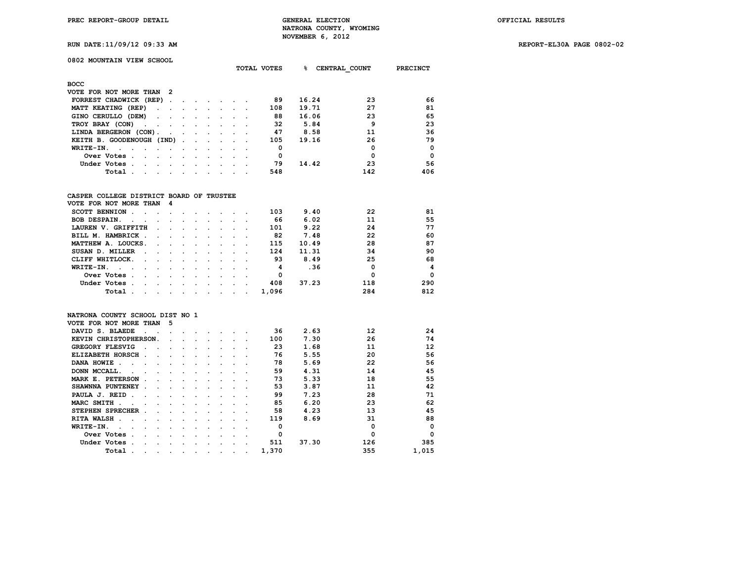PREC REPORT-GROUP DETAIL

GENERAL ELECTION
NATRONA COUNTY, WYOMING
NOVEMBER 6, 2012

OFFICIAL RESULTS

RUN DATE:11/09/12 09:33 AM

REPORT-EL30A PAGE 0802-02

## 0802 MOUNTAIN VIEW SCHOOL

### BOCC
VOTE FOR NOT MORE THAN 2

| | TOTAL VOTES | % | CENTRAL_COUNT | PRECINCT |
|---|---|---|---|---|
| FORREST CHADWICK (REP) | 89 | 16.24 | 23 | 66 |
| MATT KEATING (REP) | 108 | 19.71 | 27 | 81 |
| GINO CERULLO (DEM) | 88 | 16.06 | 23 | 65 |
| TROY BRAY (CON) | 32 | 5.84 | 9 | 23 |
| LINDA BERGERON (CON) | 47 | 8.58 | 11 | 36 |
| KEITH B. GOODENOUGH (IND) | 105 | 19.16 | 26 | 79 |
| WRITE-IN. | 0 | | 0 | 0 |
| Over Votes | 0 | | 0 | 0 |
| Under Votes | 79 | 14.42 | 23 | 56 |
| Total | 548 | | 142 | 406 |

### CASPER COLLEGE DISTRICT BOARD OF TRUSTEE
VOTE FOR NOT MORE THAN 4

| | TOTAL VOTES | % | CENTRAL_COUNT | PRECINCT |
|---|---|---|---|---|
| SCOTT BENNION | 103 | 9.40 | 22 | 81 |
| BOB DESPAIN. | 66 | 6.02 | 11 | 55 |
| LAUREN V. GRIFFITH | 101 | 9.22 | 24 | 77 |
| BILL M. HAMBRICK | 82 | 7.48 | 22 | 60 |
| MATTHEW A. LOUCKS. | 115 | 10.49 | 28 | 87 |
| SUSAN D. MILLER | 124 | 11.31 | 34 | 90 |
| CLIFF WHITLOCK. | 93 | 8.49 | 25 | 68 |
| WRITE-IN. | 4 | .36 | 0 | 4 |
| Over Votes | 0 | | 0 | 0 |
| Under Votes | 408 | 37.23 | 118 | 290 |
| Total | 1,096 | | 284 | 812 |

### NATRONA COUNTY SCHOOL DIST NO 1
VOTE FOR NOT MORE THAN 5

| | TOTAL VOTES | % | CENTRAL_COUNT | PRECINCT |
|---|---|---|---|---|
| DAVID S. BLAEDE | 36 | 2.63 | 12 | 24 |
| KEVIN CHRISTOPHERSON. | 100 | 7.30 | 26 | 74 |
| GREGORY FLESVIG | 23 | 1.68 | 11 | 12 |
| ELIZABETH HORSCH | 76 | 5.55 | 20 | 56 |
| DANA HOWIE | 78 | 5.69 | 22 | 56 |
| DONN MCCALL. | 59 | 4.31 | 14 | 45 |
| MARK E. PETERSON | 73 | 5.33 | 18 | 55 |
| SHAWNNA PUNTENEY | 53 | 3.87 | 11 | 42 |
| PAULA J. REID | 99 | 7.23 | 28 | 71 |
| MARC SMITH | 85 | 6.20 | 23 | 62 |
| STEPHEN SPRECHER | 58 | 4.23 | 13 | 45 |
| RITA WALSH | 119 | 8.69 | 31 | 88 |
| WRITE-IN. | 0 | | 0 | 0 |
| Over Votes | 0 | | 0 | 0 |
| Under Votes | 511 | 37.30 | 126 | 385 |
| Total | 1,370 | | 355 | 1,015 |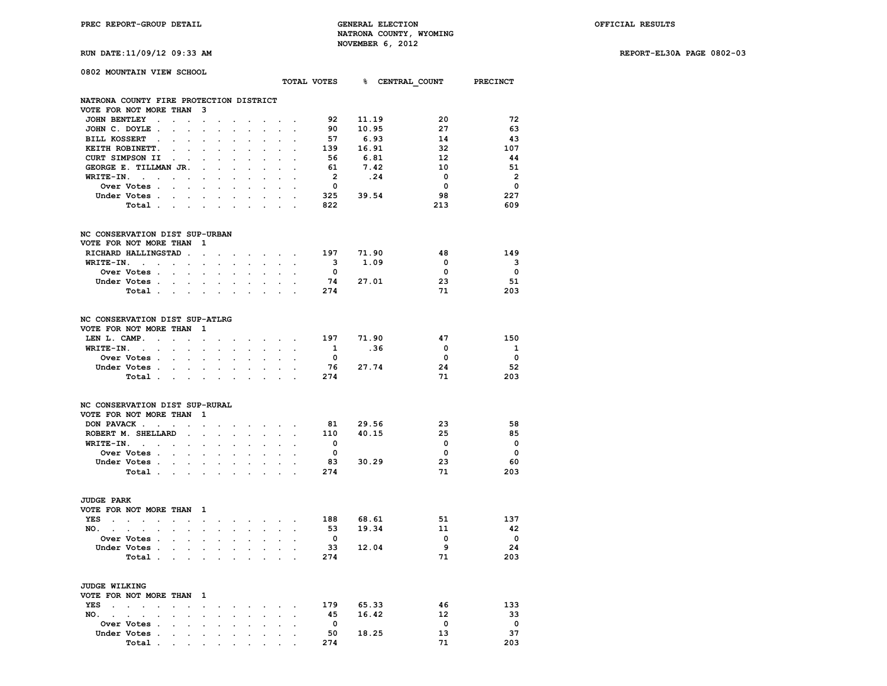## 0802 MOUNTAIN VIEW SCHOOL

### NATRONA COUNTY FIRE PROTECTION DISTRICT
VOTE FOR NOT MORE THAN 3

| | TOTAL VOTES | % | CENTRAL_COUNT | PRECINCT |
|---|---|---|---|---|
| JOHN BENTLEY | 92 | 11.19 | 20 | 72 |
| JOHN C. DOYLE | 90 | 10.95 | 27 | 63 |
| BILL KOSSERT | 57 | 6.93 | 14 | 43 |
| KEITH ROBINETT. | 139 | 16.91 | 32 | 107 |
| CURT SIMPSON II | 56 | 6.81 | 12 | 44 |
| GEORGE E. TILLMAN JR. | 61 | 7.42 | 10 | 51 |
| WRITE-IN. | 2 | .24 | 0 | 2 |
| Over Votes | 0 | | 0 | 0 |
| Under Votes | 325 | 39.54 | 98 | 227 |
| Total | 822 | | 213 | 609 |

### NC CONSERVATION DIST SUP-URBAN
VOTE FOR NOT MORE THAN 1

| | TOTAL VOTES | % | CENTRAL_COUNT | PRECINCT |
|---|---|---|---|---|
| RICHARD HALLINGSTAD | 197 | 71.90 | 48 | 149 |
| WRITE-IN. | 3 | 1.09 | 0 | 3 |
| Over Votes | 0 | | 0 | 0 |
| Under Votes | 74 | 27.01 | 23 | 51 |
| Total | 274 | | 71 | 203 |

### NC CONSERVATION DIST SUP-ATLRG
VOTE FOR NOT MORE THAN 1

| | TOTAL VOTES | % | CENTRAL_COUNT | PRECINCT |
|---|---|---|---|---|
| LEN L. CAMP. | 197 | 71.90 | 47 | 150 |
| WRITE-IN. | 1 | .36 | 0 | 1 |
| Over Votes | 0 | | 0 | 0 |
| Under Votes | 76 | 27.74 | 24 | 52 |
| Total | 274 | | 71 | 203 |

### NC CONSERVATION DIST SUP-RURAL
VOTE FOR NOT MORE THAN 1

| | TOTAL VOTES | % | CENTRAL_COUNT | PRECINCT |
|---|---|---|---|---|
| DON PAVACK | 81 | 29.56 | 23 | 58 |
| ROBERT M. SHELLARD | 110 | 40.15 | 25 | 85 |
| WRITE-IN. | 0 | | 0 | 0 |
| Over Votes | 0 | | 0 | 0 |
| Under Votes | 83 | 30.29 | 23 | 60 |
| Total | 274 | | 71 | 203 |

### JUDGE PARK
VOTE FOR NOT MORE THAN 1

| | TOTAL VOTES | % | CENTRAL_COUNT | PRECINCT |
|---|---|---|---|---|
| YES | 188 | 68.61 | 51 | 137 |
| NO. | 53 | 19.34 | 11 | 42 |
| Over Votes | 0 | | 0 | 0 |
| Under Votes | 33 | 12.04 | 9 | 24 |
| Total | 274 | | 71 | 203 |

### JUDGE WILKING
VOTE FOR NOT MORE THAN 1

| | TOTAL VOTES | % | CENTRAL_COUNT | PRECINCT |
|---|---|---|---|---|
| YES | 179 | 65.33 | 46 | 133 |
| NO. | 45 | 16.42 | 12 | 33 |
| Over Votes | 0 | | 0 | 0 |
| Under Votes | 50 | 18.25 | 13 | 37 |
| Total | 274 | | 71 | 203 |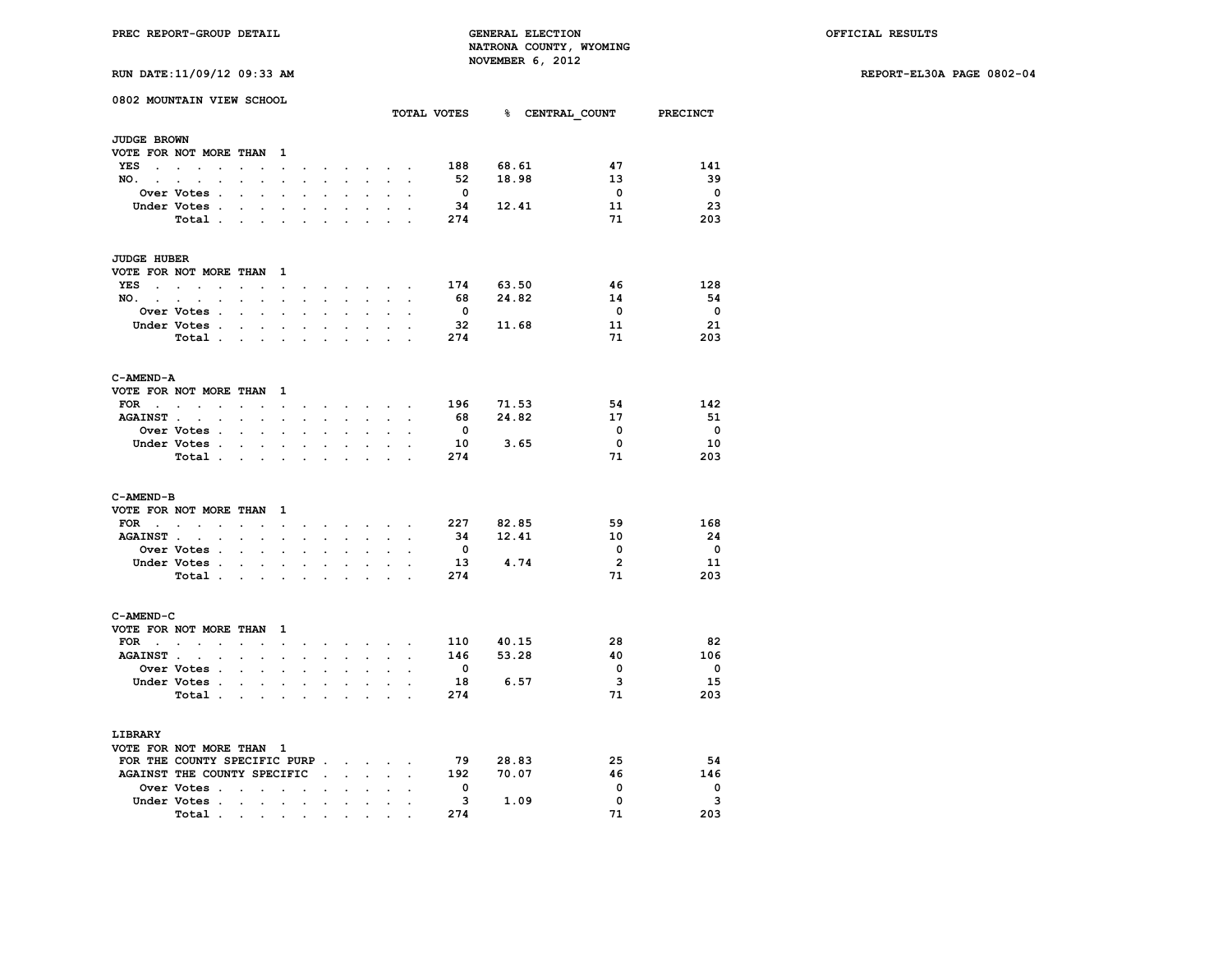PREC REPORT-GROUP DETAIL

GENERAL ELECTION
NATRONA COUNTY, WYOMING
NOVEMBER 6, 2012

OFFICIAL RESULTS

RUN DATE:11/09/12 09:33 AM

REPORT-EL30A PAGE 0802-04

## 0802 MOUNTAIN VIEW SCHOOL

### JUDGE BROWN
VOTE FOR NOT MORE THAN 1

| | TOTAL VOTES | % | CENTRAL_COUNT | PRECINCT |
|---|---|---|---|---|
| YES | 188 | 68.61 | 47 | 141 |
| NO. | 52 | 18.98 | 13 | 39 |
| Over Votes | 0 | | 0 | 0 |
| Under Votes | 34 | 12.41 | 11 | 23 |
| Total | 274 | | 71 | 203 |

### JUDGE HUBER
VOTE FOR NOT MORE THAN 1

| | TOTAL VOTES | % | CENTRAL_COUNT | PRECINCT |
|---|---|---|---|---|
| YES | 174 | 63.50 | 46 | 128 |
| NO. | 68 | 24.82 | 14 | 54 |
| Over Votes | 0 | | 0 | 0 |
| Under Votes | 32 | 11.68 | 11 | 21 |
| Total | 274 | | 71 | 203 |

### C-AMEND-A
VOTE FOR NOT MORE THAN 1

| | TOTAL VOTES | % | CENTRAL_COUNT | PRECINCT |
|---|---|---|---|---|
| FOR | 196 | 71.53 | 54 | 142 |
| AGAINST | 68 | 24.82 | 17 | 51 |
| Over Votes | 0 | | 0 | 0 |
| Under Votes | 10 | 3.65 | 0 | 10 |
| Total | 274 | | 71 | 203 |

### C-AMEND-B
VOTE FOR NOT MORE THAN 1

| | TOTAL VOTES | % | CENTRAL_COUNT | PRECINCT |
|---|---|---|---|---|
| FOR | 227 | 82.85 | 59 | 168 |
| AGAINST | 34 | 12.41 | 10 | 24 |
| Over Votes | 0 | | 0 | 0 |
| Under Votes | 13 | 4.74 | 2 | 11 |
| Total | 274 | | 71 | 203 |

### C-AMEND-C
VOTE FOR NOT MORE THAN 1

| | TOTAL VOTES | % | CENTRAL_COUNT | PRECINCT |
|---|---|---|---|---|
| FOR | 110 | 40.15 | 28 | 82 |
| AGAINST | 146 | 53.28 | 40 | 106 |
| Over Votes | 0 | | 0 | 0 |
| Under Votes | 18 | 6.57 | 3 | 15 |
| Total | 274 | | 71 | 203 |

### LIBRARY
VOTE FOR NOT MORE THAN 1

| | TOTAL VOTES | % | CENTRAL_COUNT | PRECINCT |
|---|---|---|---|---|
| FOR THE COUNTY SPECIFIC PURP | 79 | 28.83 | 25 | 54 |
| AGAINST THE COUNTY SPECIFIC | 192 | 70.07 | 46 | 146 |
| Over Votes | 0 | | 0 | 0 |
| Under Votes | 3 | 1.09 | 0 | 3 |
| Total | 274 | | 71 | 203 |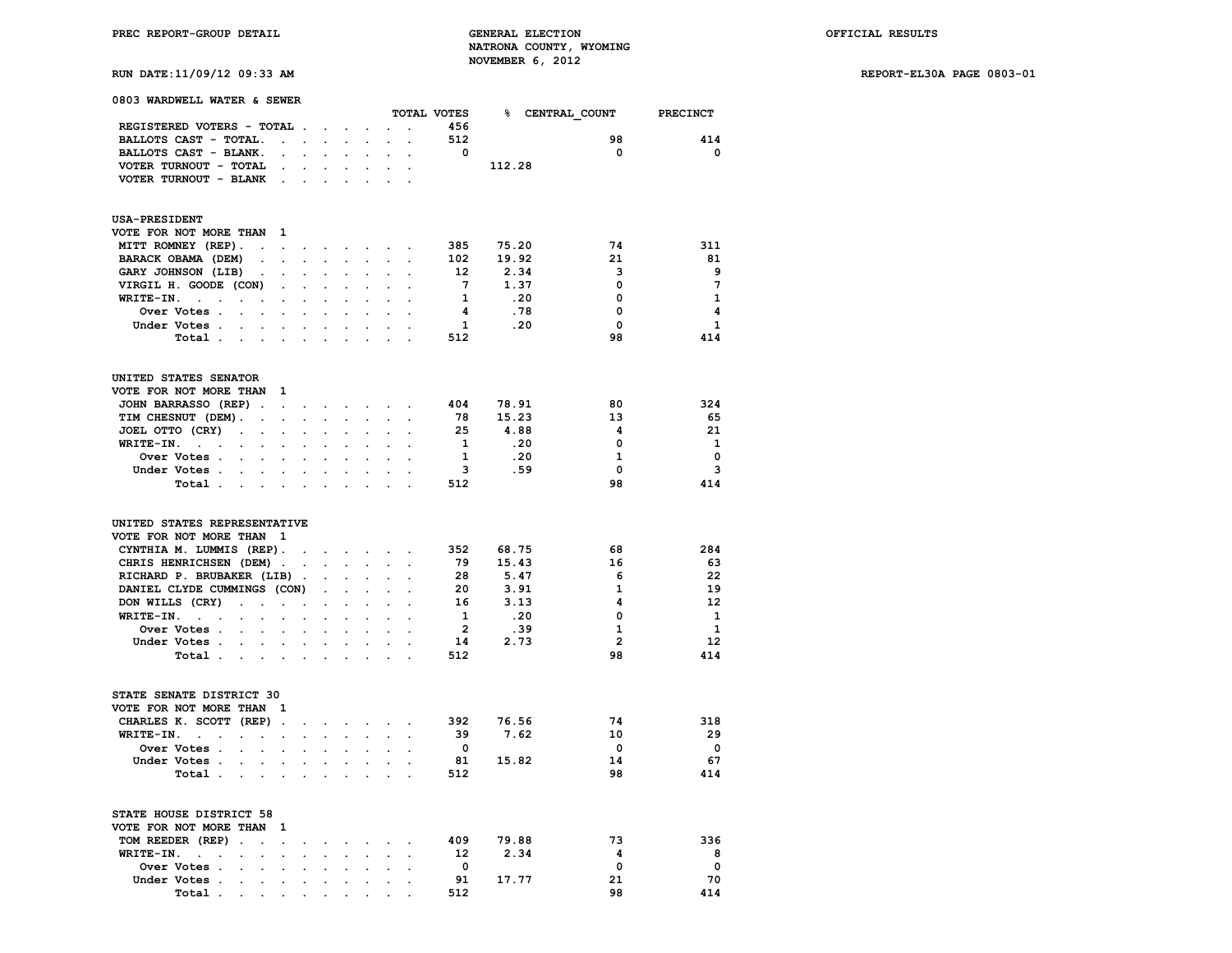PREC REPORT-GROUP DETAIL

GENERAL ELECTION
NATRONA COUNTY, WYOMING
NOVEMBER 6, 2012

OFFICIAL RESULTS

RUN DATE:11/09/12 09:33 AM

REPORT-EL30A PAGE 0803-01

## 0803 WARDWELL WATER & SEWER

| | TOTAL VOTES | % | CENTRAL_COUNT | PRECINCT |
|---|---|---|---|---|
| REGISTERED VOTERS - TOTAL | 456 | | | |
| BALLOTS CAST - TOTAL. | 512 | | 98 | 414 |
| BALLOTS CAST - BLANK. | 0 | | 0 | 0 |
| VOTER TURNOUT - TOTAL | | 112.28 | | |
| VOTER TURNOUT - BLANK | | | | |

### USA-PRESIDENT
VOTE FOR NOT MORE THAN 1

| | TOTAL VOTES | % | CENTRAL_COUNT | PRECINCT |
|---|---|---|---|---|
| MITT ROMNEY (REP) | 385 | 75.20 | 74 | 311 |
| BARACK OBAMA (DEM) | 102 | 19.92 | 21 | 81 |
| GARY JOHNSON (LIB) | 12 | 2.34 | 3 | 9 |
| VIRGIL H. GOODE (CON) | 7 | 1.37 | 0 | 7 |
| WRITE-IN. | 1 | .20 | 0 | 1 |
| Over Votes | 4 | .78 | 0 | 4 |
| Under Votes | 1 | .20 | 0 | 1 |
| Total | 512 | | 98 | 414 |

### UNITED STATES SENATOR
VOTE FOR NOT MORE THAN 1

| | TOTAL VOTES | % | CENTRAL_COUNT | PRECINCT |
|---|---|---|---|---|
| JOHN BARRASSO (REP) | 404 | 78.91 | 80 | 324 |
| TIM CHESNUT (DEM) | 78 | 15.23 | 13 | 65 |
| JOEL OTTO (CRY) | 25 | 4.88 | 4 | 21 |
| WRITE-IN. | 1 | .20 | 0 | 1 |
| Over Votes | 1 | .20 | 1 | 0 |
| Under Votes | 3 | .59 | 0 | 3 |
| Total | 512 | | 98 | 414 |

### UNITED STATES REPRESENTATIVE
VOTE FOR NOT MORE THAN 1

| | TOTAL VOTES | % | CENTRAL_COUNT | PRECINCT |
|---|---|---|---|---|
| CYNTHIA M. LUMMIS (REP) | 352 | 68.75 | 68 | 284 |
| CHRIS HENRICHSEN (DEM) | 79 | 15.43 | 16 | 63 |
| RICHARD P. BRUBAKER (LIB) | 28 | 5.47 | 6 | 22 |
| DANIEL CLYDE CUMMINGS (CON) | 20 | 3.91 | 1 | 19 |
| DON WILLS (CRY) | 16 | 3.13 | 4 | 12 |
| WRITE-IN. | 1 | .20 | 0 | 1 |
| Over Votes | 2 | .39 | 1 | 1 |
| Under Votes | 14 | 2.73 | 2 | 12 |
| Total | 512 | | 98 | 414 |

### STATE SENATE DISTRICT 30
VOTE FOR NOT MORE THAN 1

| | TOTAL VOTES | % | CENTRAL_COUNT | PRECINCT |
|---|---|---|---|---|
| CHARLES K. SCOTT (REP) | 392 | 76.56 | 74 | 318 |
| WRITE-IN. | 39 | 7.62 | 10 | 29 |
| Over Votes | 0 | | 0 | 0 |
| Under Votes | 81 | 15.82 | 14 | 67 |
| Total | 512 | | 98 | 414 |

### STATE HOUSE DISTRICT 58
VOTE FOR NOT MORE THAN 1

| | TOTAL VOTES | % | CENTRAL_COUNT | PRECINCT |
|---|---|---|---|---|
| TOM REEDER (REP) | 409 | 79.88 | 73 | 336 |
| WRITE-IN. | 12 | 2.34 | 4 | 8 |
| Over Votes | 0 | | 0 | 0 |
| Under Votes | 91 | 17.77 | 21 | 70 |
| Total | 512 | | 98 | 414 |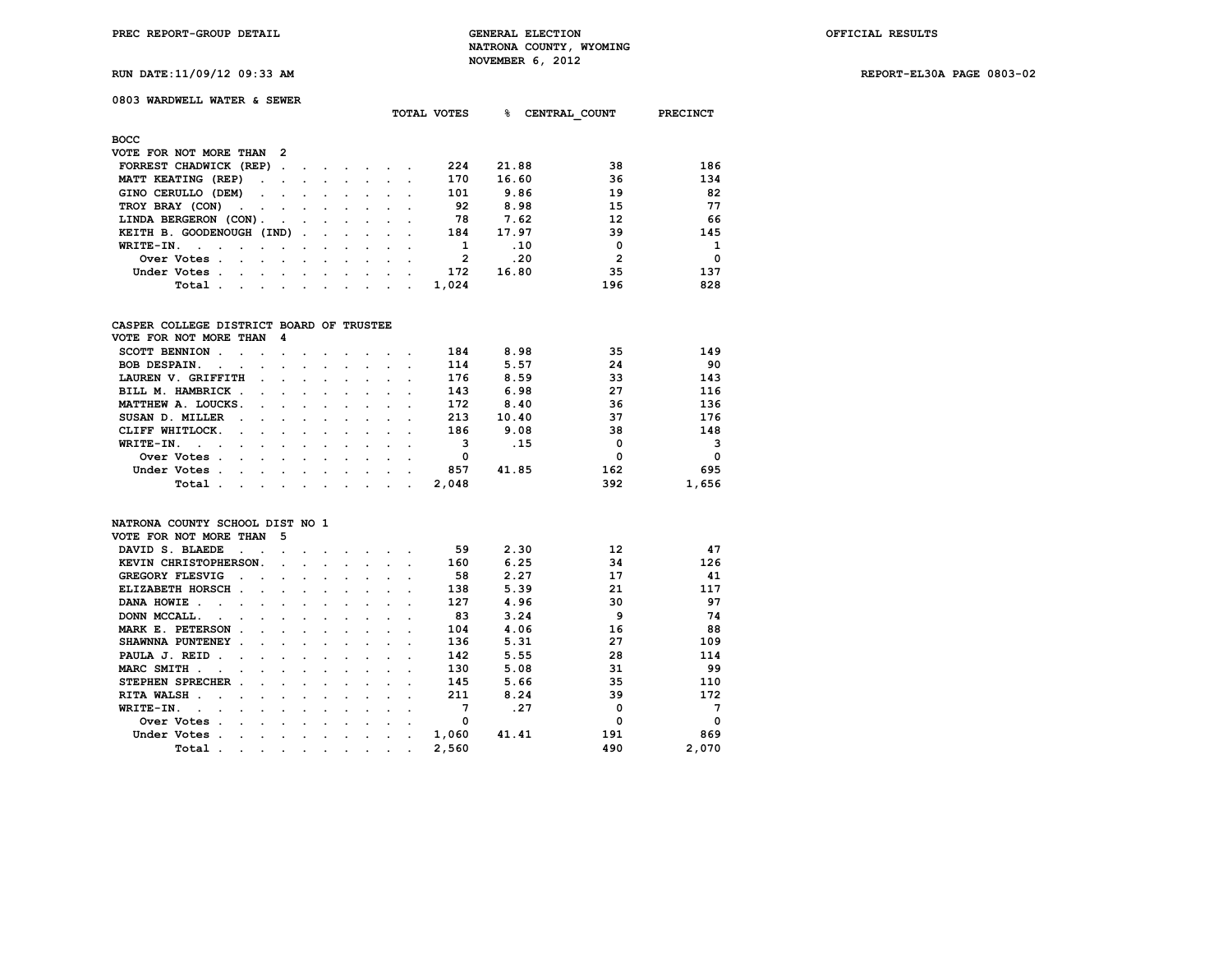PREC REPORT-GROUP DETAIL

GENERAL ELECTION
NATRONA COUNTY, WYOMING
NOVEMBER 6, 2012

OFFICIAL RESULTS

RUN DATE:11/09/12 09:33 AM

REPORT-EL30A PAGE 0803-02

## 0803 WARDWELL WATER & SEWER

### BOCC
VOTE FOR NOT MORE THAN 2

| | TOTAL VOTES | % | CENTRAL_COUNT | PRECINCT |
|---|---|---|---|---|
| FORREST CHADWICK (REP) | 224 | 21.88 | 38 | 186 |
| MATT KEATING (REP) | 170 | 16.60 | 36 | 134 |
| GINO CERULLO (DEM) | 101 | 9.86 | 19 | 82 |
| TROY BRAY (CON) | 92 | 8.98 | 15 | 77 |
| LINDA BERGERON (CON) | 78 | 7.62 | 12 | 66 |
| KEITH B. GOODENOUGH (IND) | 184 | 17.97 | 39 | 145 |
| WRITE-IN. | 1 | .10 | 0 | 1 |
| Over Votes | 2 | .20 | 2 | 0 |
| Under Votes | 172 | 16.80 | 35 | 137 |
| Total | 1,024 | | 196 | 828 |

### CASPER COLLEGE DISTRICT BOARD OF TRUSTEE
VOTE FOR NOT MORE THAN 4

| | TOTAL VOTES | % | CENTRAL_COUNT | PRECINCT |
|---|---|---|---|---|
| SCOTT BENNION | 184 | 8.98 | 35 | 149 |
| BOB DESPAIN. | 114 | 5.57 | 24 | 90 |
| LAUREN V. GRIFFITH | 176 | 8.59 | 33 | 143 |
| BILL M. HAMBRICK | 143 | 6.98 | 27 | 116 |
| MATTHEW A. LOUCKS. | 172 | 8.40 | 36 | 136 |
| SUSAN D. MILLER | 213 | 10.40 | 37 | 176 |
| CLIFF WHITLOCK. | 186 | 9.08 | 38 | 148 |
| WRITE-IN. | 3 | .15 | 0 | 3 |
| Over Votes | 0 | | 0 | 0 |
| Under Votes | 857 | 41.85 | 162 | 695 |
| Total | 2,048 | | 392 | 1,656 |

### NATRONA COUNTY SCHOOL DIST NO 1
VOTE FOR NOT MORE THAN 5

| | TOTAL VOTES | % | CENTRAL_COUNT | PRECINCT |
|---|---|---|---|---|
| DAVID S. BLAEDE | 59 | 2.30 | 12 | 47 |
| KEVIN CHRISTOPHERSON. | 160 | 6.25 | 34 | 126 |
| GREGORY FLESVIG | 58 | 2.27 | 17 | 41 |
| ELIZABETH HORSCH | 138 | 5.39 | 21 | 117 |
| DANA HOWIE | 127 | 4.96 | 30 | 97 |
| DONN MCCALL. | 83 | 3.24 | 9 | 74 |
| MARK E. PETERSON | 104 | 4.06 | 16 | 88 |
| SHAWNNA PUNTENEY | 136 | 5.31 | 27 | 109 |
| PAULA J. REID | 142 | 5.55 | 28 | 114 |
| MARC SMITH | 130 | 5.08 | 31 | 99 |
| STEPHEN SPRECHER | 145 | 5.66 | 35 | 110 |
| RITA WALSH | 211 | 8.24 | 39 | 172 |
| WRITE-IN. | 7 | .27 | 0 | 7 |
| Over Votes | 0 | | 0 | 0 |
| Under Votes | 1,060 | 41.41 | 191 | 869 |
| Total | 2,560 | | 490 | 2,070 |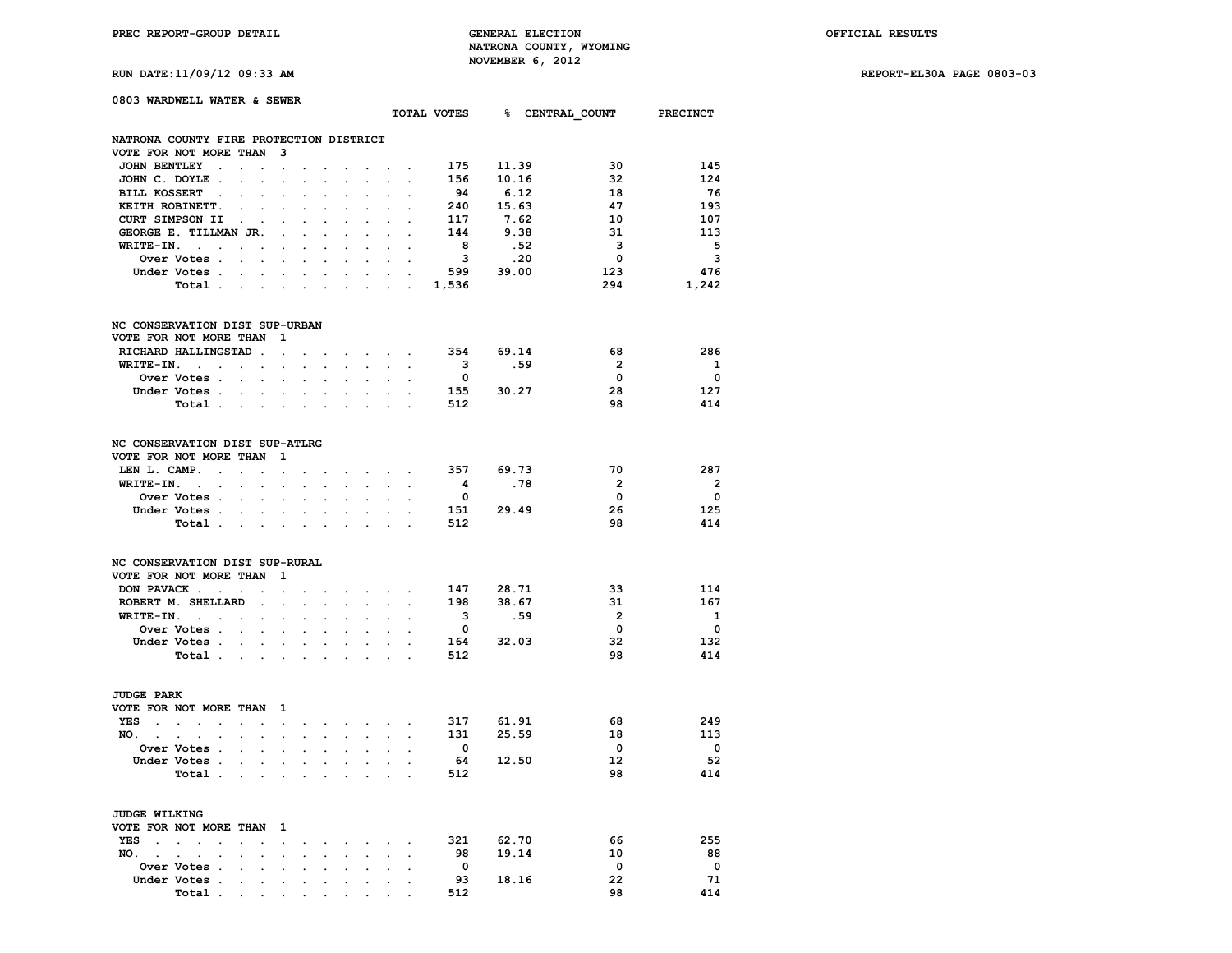PREC REPORT-GROUP DETAIL — GENERAL ELECTION — NATRONA COUNTY, WYOMING — NOVEMBER 6, 2012 — OFFICIAL RESULTS

RUN DATE:11/09/12 09:33 AM — REPORT-EL30A PAGE 0803-03

## 0803 WARDWELL WATER & SEWER

### NATRONA COUNTY FIRE PROTECTION DISTRICT
VOTE FOR NOT MORE THAN 3

| | TOTAL VOTES | % | CENTRAL_COUNT | PRECINCT |
|---|---|---|---|---|
| JOHN BENTLEY | 175 | 11.39 | 30 | 145 |
| JOHN C. DOYLE | 156 | 10.16 | 32 | 124 |
| BILL KOSSERT | 94 | 6.12 | 18 | 76 |
| KEITH ROBINETT. | 240 | 15.63 | 47 | 193 |
| CURT SIMPSON II | 117 | 7.62 | 10 | 107 |
| GEORGE E. TILLMAN JR. | 144 | 9.38 | 31 | 113 |
| WRITE-IN. | 8 | .52 | 3 | 5 |
| Over Votes | 3 | .20 | 0 | 3 |
| Under Votes | 599 | 39.00 | 123 | 476 |
| Total | 1,536 | | 294 | 1,242 |

### NC CONSERVATION DIST SUP-URBAN
VOTE FOR NOT MORE THAN 1

| | TOTAL VOTES | % | CENTRAL_COUNT | PRECINCT |
|---|---|---|---|---|
| RICHARD HALLINGSTAD | 354 | 69.14 | 68 | 286 |
| WRITE-IN. | 3 | .59 | 2 | 1 |
| Over Votes | 0 | | 0 | 0 |
| Under Votes | 155 | 30.27 | 28 | 127 |
| Total | 512 | | 98 | 414 |

### NC CONSERVATION DIST SUP-ATLRG
VOTE FOR NOT MORE THAN 1

| | TOTAL VOTES | % | CENTRAL_COUNT | PRECINCT |
|---|---|---|---|---|
| LEN L. CAMP. | 357 | 69.73 | 70 | 287 |
| WRITE-IN. | 4 | .78 | 2 | 2 |
| Over Votes | 0 | | 0 | 0 |
| Under Votes | 151 | 29.49 | 26 | 125 |
| Total | 512 | | 98 | 414 |

### NC CONSERVATION DIST SUP-RURAL
VOTE FOR NOT MORE THAN 1

| | TOTAL VOTES | % | CENTRAL_COUNT | PRECINCT |
|---|---|---|---|---|
| DON PAVACK | 147 | 28.71 | 33 | 114 |
| ROBERT M. SHELLARD | 198 | 38.67 | 31 | 167 |
| WRITE-IN. | 3 | .59 | 2 | 1 |
| Over Votes | 0 | | 0 | 0 |
| Under Votes | 164 | 32.03 | 32 | 132 |
| Total | 512 | | 98 | 414 |

### JUDGE PARK
VOTE FOR NOT MORE THAN 1

| | TOTAL VOTES | % | CENTRAL_COUNT | PRECINCT |
|---|---|---|---|---|
| YES | 317 | 61.91 | 68 | 249 |
| NO. | 131 | 25.59 | 18 | 113 |
| Over Votes | 0 | | 0 | 0 |
| Under Votes | 64 | 12.50 | 12 | 52 |
| Total | 512 | | 98 | 414 |

### JUDGE WILKING
VOTE FOR NOT MORE THAN 1

| | TOTAL VOTES | % | CENTRAL_COUNT | PRECINCT |
|---|---|---|---|---|
| YES | 321 | 62.70 | 66 | 255 |
| NO. | 98 | 19.14 | 10 | 88 |
| Over Votes | 0 | | 0 | 0 |
| Under Votes | 93 | 18.16 | 22 | 71 |
| Total | 512 | | 98 | 414 |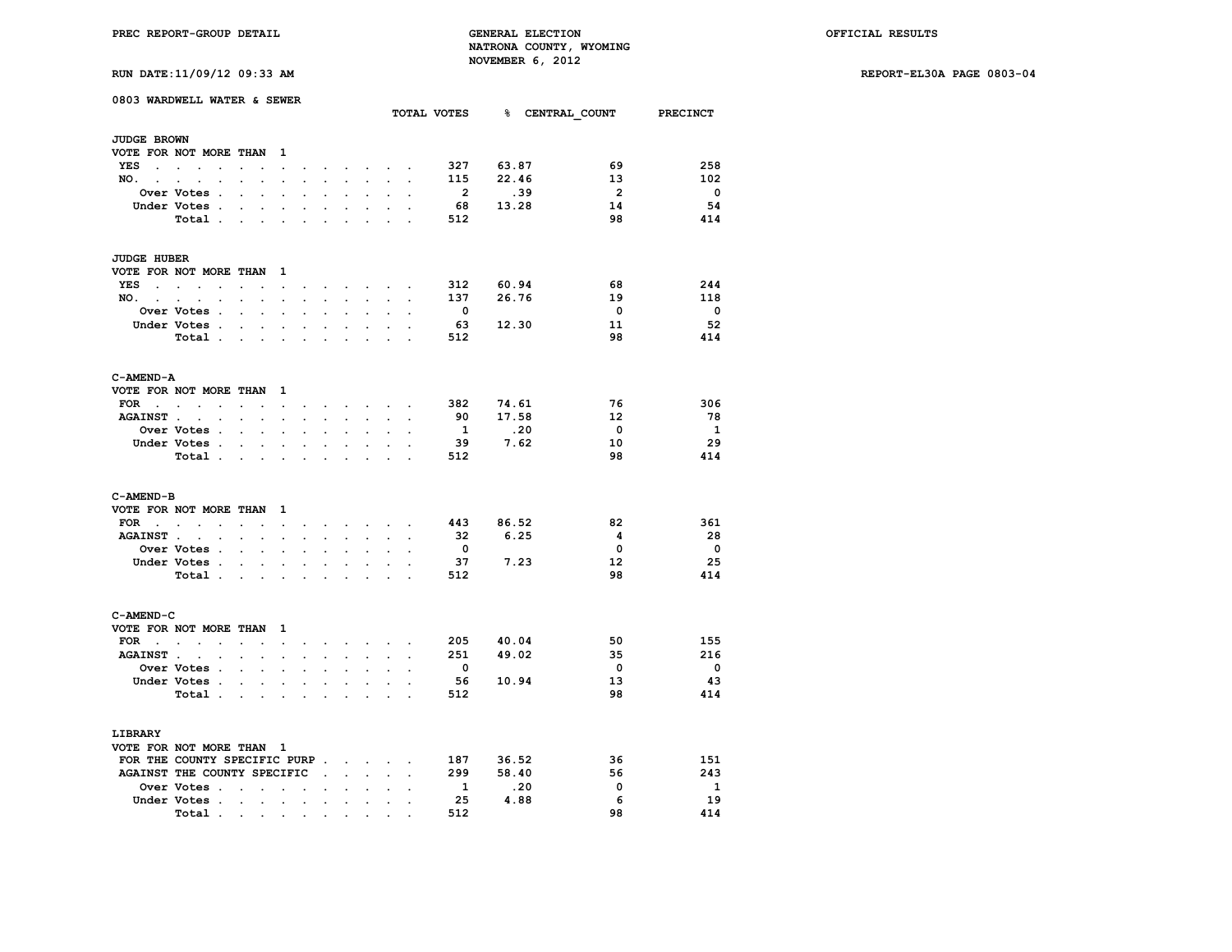PREC REPORT-GROUP DETAIL

GENERAL ELECTION
NATRONA COUNTY, WYOMING
NOVEMBER 6, 2012

OFFICIAL RESULTS

RUN DATE:11/09/12 09:33 AM

REPORT-EL30A PAGE 0803-04

## 0803 WARDWELL WATER & SEWER

### JUDGE BROWN
VOTE FOR NOT MORE THAN 1

| | TOTAL VOTES | % | CENTRAL_COUNT | PRECINCT |
|---|---|---|---|---|
| YES | 327 | 63.87 | 69 | 258 |
| NO. | 115 | 22.46 | 13 | 102 |
| Over Votes | 2 | .39 | 2 | 0 |
| Under Votes | 68 | 13.28 | 14 | 54 |
| Total | 512 | | 98 | 414 |

### JUDGE HUBER
VOTE FOR NOT MORE THAN 1

| | TOTAL VOTES | % | CENTRAL_COUNT | PRECINCT |
|---|---|---|---|---|
| YES | 312 | 60.94 | 68 | 244 |
| NO. | 137 | 26.76 | 19 | 118 |
| Over Votes | 0 | | 0 | 0 |
| Under Votes | 63 | 12.30 | 11 | 52 |
| Total | 512 | | 98 | 414 |

### C-AMEND-A
VOTE FOR NOT MORE THAN 1

| | TOTAL VOTES | % | CENTRAL_COUNT | PRECINCT |
|---|---|---|---|---|
| FOR | 382 | 74.61 | 76 | 306 |
| AGAINST | 90 | 17.58 | 12 | 78 |
| Over Votes | 1 | .20 | 0 | 1 |
| Under Votes | 39 | 7.62 | 10 | 29 |
| Total | 512 | | 98 | 414 |

### C-AMEND-B
VOTE FOR NOT MORE THAN 1

| | TOTAL VOTES | % | CENTRAL_COUNT | PRECINCT |
|---|---|---|---|---|
| FOR | 443 | 86.52 | 82 | 361 |
| AGAINST | 32 | 6.25 | 4 | 28 |
| Over Votes | 0 | | 0 | 0 |
| Under Votes | 37 | 7.23 | 12 | 25 |
| Total | 512 | | 98 | 414 |

### C-AMEND-C
VOTE FOR NOT MORE THAN 1

| | TOTAL VOTES | % | CENTRAL_COUNT | PRECINCT |
|---|---|---|---|---|
| FOR | 205 | 40.04 | 50 | 155 |
| AGAINST | 251 | 49.02 | 35 | 216 |
| Over Votes | 0 | | 0 | 0 |
| Under Votes | 56 | 10.94 | 13 | 43 |
| Total | 512 | | 98 | 414 |

### LIBRARY
VOTE FOR NOT MORE THAN 1

| | TOTAL VOTES | % | CENTRAL_COUNT | PRECINCT |
|---|---|---|---|---|
| FOR THE COUNTY SPECIFIC PURP | 187 | 36.52 | 36 | 151 |
| AGAINST THE COUNTY SPECIFIC | 299 | 58.40 | 56 | 243 |
| Over Votes | 1 | .20 | 0 | 1 |
| Under Votes | 25 | 4.88 | 6 | 19 |
| Total | 512 | | 98 | 414 |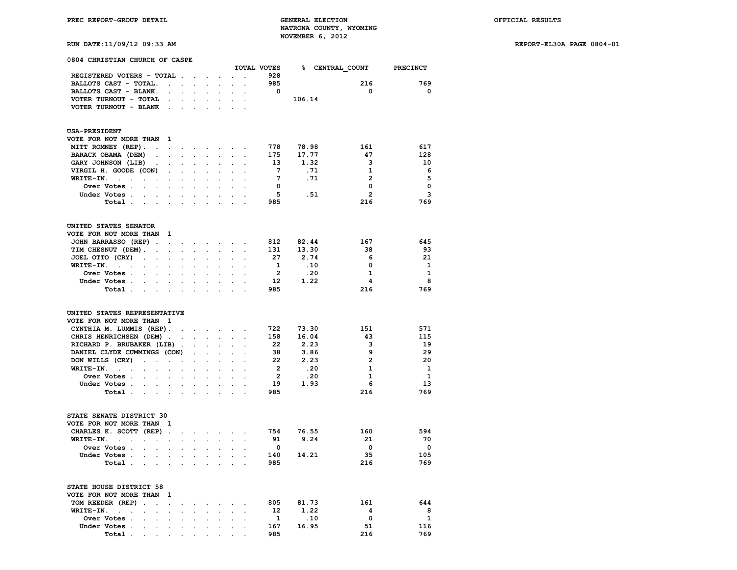PREC REPORT-GROUP DETAIL

GENERAL ELECTION
NATRONA COUNTY, WYOMING
NOVEMBER 6, 2012

OFFICIAL RESULTS

RUN DATE:11/09/12 09:33 AM

REPORT-EL30A PAGE 0804-01

## 0804 CHRISTIAN CHURCH OF CASPE

| | TOTAL VOTES | % | CENTRAL_COUNT | PRECINCT |
|---|---|---|---|---|
| REGISTERED VOTERS - TOTAL | 928 | | | |
| BALLOTS CAST - TOTAL. | 985 | | 216 | 769 |
| BALLOTS CAST - BLANK. | 0 | | 0 | 0 |
| VOTER TURNOUT - TOTAL | | 106.14 | | |
| VOTER TURNOUT - BLANK | | | | |

### USA-PRESIDENT
VOTE FOR NOT MORE THAN 1

| | TOTAL VOTES | % | CENTRAL_COUNT | PRECINCT |
|---|---|---|---|---|
| MITT ROMNEY (REP). | 778 | 78.98 | 161 | 617 |
| BARACK OBAMA (DEM) | 175 | 17.77 | 47 | 128 |
| GARY JOHNSON (LIB) | 13 | 1.32 | 3 | 10 |
| VIRGIL H. GOODE (CON) | 7 | .71 | 1 | 6 |
| WRITE-IN. | 7 | .71 | 2 | 5 |
| Over Votes | 0 | | 0 | 0 |
| Under Votes | 5 | .51 | 2 | 3 |
| Total | 985 | | 216 | 769 |

### UNITED STATES SENATOR
VOTE FOR NOT MORE THAN 1

| | TOTAL VOTES | % | CENTRAL_COUNT | PRECINCT |
|---|---|---|---|---|
| JOHN BARRASSO (REP) | 812 | 82.44 | 167 | 645 |
| TIM CHESNUT (DEM). | 131 | 13.30 | 38 | 93 |
| JOEL OTTO (CRY) | 27 | 2.74 | 6 | 21 |
| WRITE-IN. | 1 | .10 | 0 | 1 |
| Over Votes | 2 | .20 | 1 | 1 |
| Under Votes | 12 | 1.22 | 4 | 8 |
| Total | 985 | | 216 | 769 |

### UNITED STATES REPRESENTATIVE
VOTE FOR NOT MORE THAN 1

| | TOTAL VOTES | % | CENTRAL_COUNT | PRECINCT |
|---|---|---|---|---|
| CYNTHIA M. LUMMIS (REP). | 722 | 73.30 | 151 | 571 |
| CHRIS HENRICHSEN (DEM) | 158 | 16.04 | 43 | 115 |
| RICHARD P. BRUBAKER (LIB) | 22 | 2.23 | 3 | 19 |
| DANIEL CLYDE CUMMINGS (CON) | 38 | 3.86 | 9 | 29 |
| DON WILLS (CRY) | 22 | 2.23 | 2 | 20 |
| WRITE-IN. | 2 | .20 | 1 | 1 |
| Over Votes | 2 | .20 | 1 | 1 |
| Under Votes | 19 | 1.93 | 6 | 13 |
| Total | 985 | | 216 | 769 |

### STATE SENATE DISTRICT 30
VOTE FOR NOT MORE THAN 1

| | TOTAL VOTES | % | CENTRAL_COUNT | PRECINCT |
|---|---|---|---|---|
| CHARLES K. SCOTT (REP) | 754 | 76.55 | 160 | 594 |
| WRITE-IN. | 91 | 9.24 | 21 | 70 |
| Over Votes | 0 | | 0 | 0 |
| Under Votes | 140 | 14.21 | 35 | 105 |
| Total | 985 | | 216 | 769 |

### STATE HOUSE DISTRICT 58
VOTE FOR NOT MORE THAN 1

| | TOTAL VOTES | % | CENTRAL_COUNT | PRECINCT |
|---|---|---|---|---|
| TOM REEDER (REP) | 805 | 81.73 | 161 | 644 |
| WRITE-IN. | 12 | 1.22 | 4 | 8 |
| Over Votes | 1 | .10 | 0 | 1 |
| Under Votes | 167 | 16.95 | 51 | 116 |
| Total | 985 | | 216 | 769 |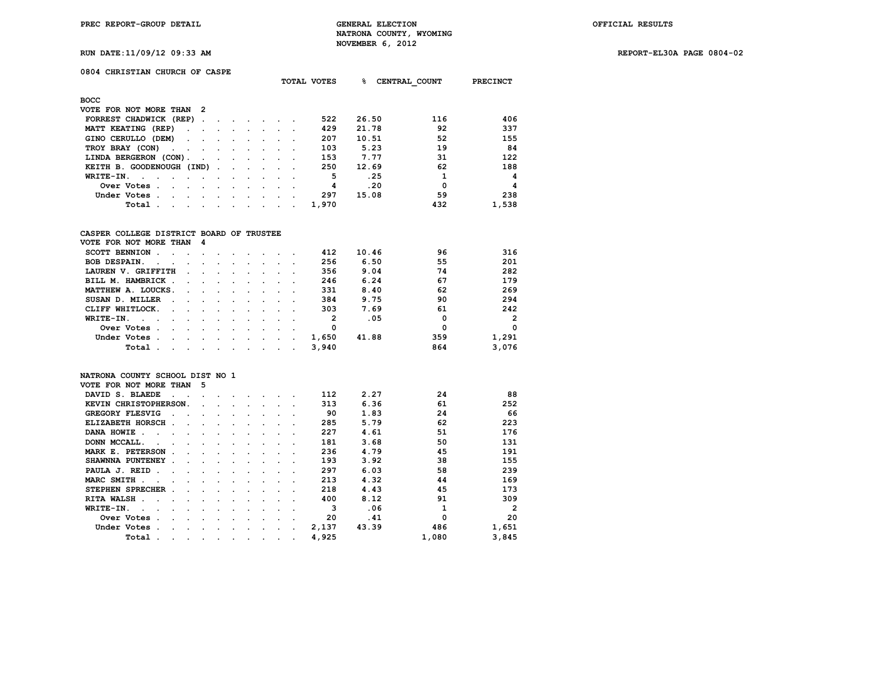PREC REPORT-GROUP DETAIL

GENERAL ELECTION
NATRONA COUNTY, WYOMING
NOVEMBER 6, 2012

OFFICIAL RESULTS

RUN DATE:11/09/12 09:33 AM

REPORT-EL30A PAGE 0804-02

## 0804 CHRISTIAN CHURCH OF CASPE

### BOCC
VOTE FOR NOT MORE THAN 2

| | TOTAL VOTES | % | CENTRAL_COUNT | PRECINCT |
|---|---|---|---|---|
| FORREST CHADWICK (REP) | 522 | 26.50 | 116 | 406 |
| MATT KEATING (REP) | 429 | 21.78 | 92 | 337 |
| GINO CERULLO (DEM) | 207 | 10.51 | 52 | 155 |
| TROY BRAY (CON) | 103 | 5.23 | 19 | 84 |
| LINDA BERGERON (CON) | 153 | 7.77 | 31 | 122 |
| KEITH B. GOODENOUGH (IND) | 250 | 12.69 | 62 | 188 |
| WRITE-IN. | 5 | .25 | 1 | 4 |
| Over Votes | 4 | .20 | 0 | 4 |
| Under Votes | 297 | 15.08 | 59 | 238 |
| Total | 1,970 | | 432 | 1,538 |

### CASPER COLLEGE DISTRICT BOARD OF TRUSTEE
VOTE FOR NOT MORE THAN 4

| | TOTAL VOTES | % | CENTRAL_COUNT | PRECINCT |
|---|---|---|---|---|
| SCOTT BENNION | 412 | 10.46 | 96 | 316 |
| BOB DESPAIN. | 256 | 6.50 | 55 | 201 |
| LAUREN V. GRIFFITH | 356 | 9.04 | 74 | 282 |
| BILL M. HAMBRICK | 246 | 6.24 | 67 | 179 |
| MATTHEW A. LOUCKS. | 331 | 8.40 | 62 | 269 |
| SUSAN D. MILLER | 384 | 9.75 | 90 | 294 |
| CLIFF WHITLOCK. | 303 | 7.69 | 61 | 242 |
| WRITE-IN. | 2 | .05 | 0 | 2 |
| Over Votes | 0 | | 0 | 0 |
| Under Votes | 1,650 | 41.88 | 359 | 1,291 |
| Total | 3,940 | | 864 | 3,076 |

### NATRONA COUNTY SCHOOL DIST NO 1
VOTE FOR NOT MORE THAN 5

| | TOTAL VOTES | % | CENTRAL_COUNT | PRECINCT |
|---|---|---|---|---|
| DAVID S. BLAEDE | 112 | 2.27 | 24 | 88 |
| KEVIN CHRISTOPHERSON. | 313 | 6.36 | 61 | 252 |
| GREGORY FLESVIG | 90 | 1.83 | 24 | 66 |
| ELIZABETH HORSCH | 285 | 5.79 | 62 | 223 |
| DANA HOWIE | 227 | 4.61 | 51 | 176 |
| DONN MCCALL. | 181 | 3.68 | 50 | 131 |
| MARK E. PETERSON | 236 | 4.79 | 45 | 191 |
| SHAWNNA PUNTENEY | 193 | 3.92 | 38 | 155 |
| PAULA J. REID | 297 | 6.03 | 58 | 239 |
| MARC SMITH | 213 | 4.32 | 44 | 169 |
| STEPHEN SPRECHER | 218 | 4.43 | 45 | 173 |
| RITA WALSH | 400 | 8.12 | 91 | 309 |
| WRITE-IN. | 3 | .06 | 1 | 2 |
| Over Votes | 20 | .41 | 0 | 20 |
| Under Votes | 2,137 | 43.39 | 486 | 1,651 |
| Total | 4,925 | | 1,080 | 3,845 |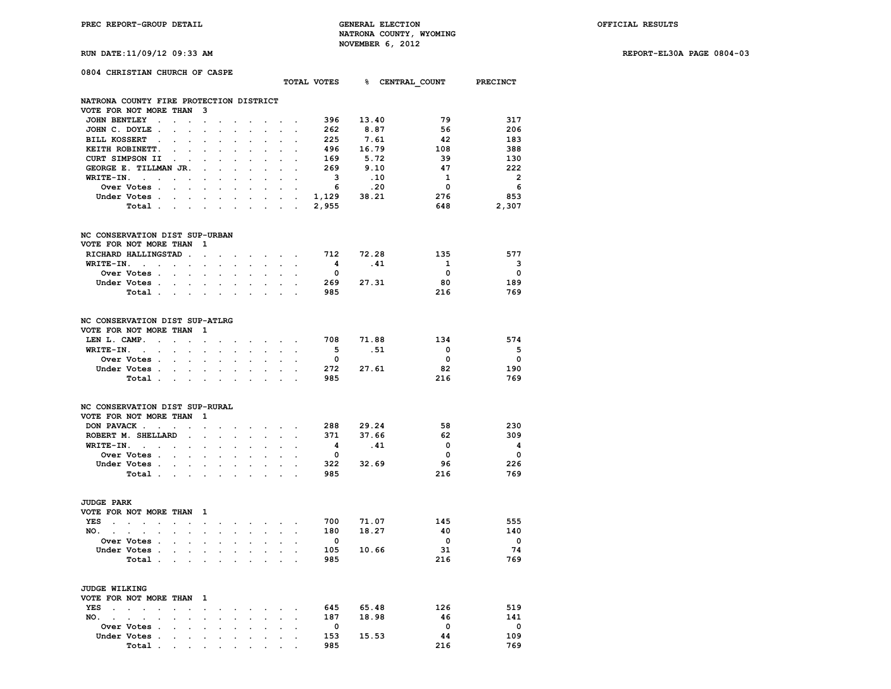**0804 CHRISTIAN CHURCH OF CASPE**

### NATRONA COUNTY FIRE PROTECTION DISTRICT
VOTE FOR NOT MORE THAN 3

| | TOTAL VOTES | % | CENTRAL_COUNT | PRECINCT |
|---|---|---|---|---|
| JOHN BENTLEY | 396 | 13.40 | 79 | 317 |
| JOHN C. DOYLE | 262 | 8.87 | 56 | 206 |
| BILL KOSSERT | 225 | 7.61 | 42 | 183 |
| KEITH ROBINETT. | 496 | 16.79 | 108 | 388 |
| CURT SIMPSON II | 169 | 5.72 | 39 | 130 |
| GEORGE E. TILLMAN JR. | 269 | 9.10 | 47 | 222 |
| WRITE-IN. | 3 | .10 | 1 | 2 |
| Over Votes | 6 | .20 | 0 | 6 |
| Under Votes | 1,129 | 38.21 | 276 | 853 |
| Total | 2,955 | | 648 | 2,307 |

### NC CONSERVATION DIST SUP-URBAN
VOTE FOR NOT MORE THAN 1

| | TOTAL VOTES | % | CENTRAL_COUNT | PRECINCT |
|---|---|---|---|---|
| RICHARD HALLINGSTAD | 712 | 72.28 | 135 | 577 |
| WRITE-IN. | 4 | .41 | 1 | 3 |
| Over Votes | 0 | | 0 | 0 |
| Under Votes | 269 | 27.31 | 80 | 189 |
| Total | 985 | | 216 | 769 |

### NC CONSERVATION DIST SUP-ATLRG
VOTE FOR NOT MORE THAN 1

| | TOTAL VOTES | % | CENTRAL_COUNT | PRECINCT |
|---|---|---|---|---|
| LEN L. CAMP. | 708 | 71.88 | 134 | 574 |
| WRITE-IN. | 5 | .51 | 0 | 5 |
| Over Votes | 0 | | 0 | 0 |
| Under Votes | 272 | 27.61 | 82 | 190 |
| Total | 985 | | 216 | 769 |

### NC CONSERVATION DIST SUP-RURAL
VOTE FOR NOT MORE THAN 1

| | TOTAL VOTES | % | CENTRAL_COUNT | PRECINCT |
|---|---|---|---|---|
| DON PAVACK | 288 | 29.24 | 58 | 230 |
| ROBERT M. SHELLARD | 371 | 37.66 | 62 | 309 |
| WRITE-IN. | 4 | .41 | 0 | 4 |
| Over Votes | 0 | | 0 | 0 |
| Under Votes | 322 | 32.69 | 96 | 226 |
| Total | 985 | | 216 | 769 |

### JUDGE PARK
VOTE FOR NOT MORE THAN 1

| | TOTAL VOTES | % | CENTRAL_COUNT | PRECINCT |
|---|---|---|---|---|
| YES | 700 | 71.07 | 145 | 555 |
| NO. | 180 | 18.27 | 40 | 140 |
| Over Votes | 0 | | 0 | 0 |
| Under Votes | 105 | 10.66 | 31 | 74 |
| Total | 985 | | 216 | 769 |

### JUDGE WILKING
VOTE FOR NOT MORE THAN 1

| | TOTAL VOTES | % | CENTRAL_COUNT | PRECINCT |
|---|---|---|---|---|
| YES | 645 | 65.48 | 126 | 519 |
| NO. | 187 | 18.98 | 46 | 141 |
| Over Votes | 0 | | 0 | 0 |
| Under Votes | 153 | 15.53 | 44 | 109 |
| Total | 985 | | 216 | 769 |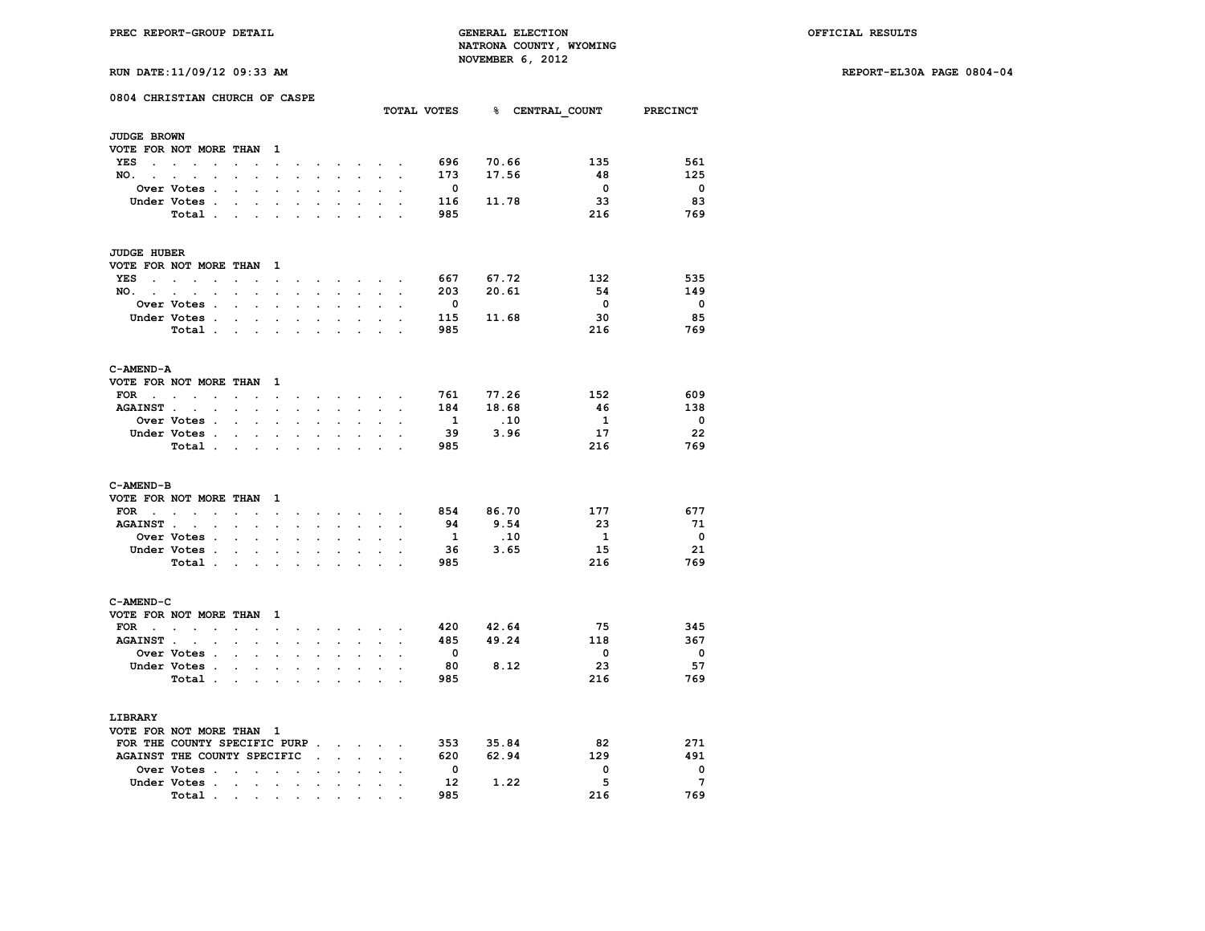PREC REPORT-GROUP DETAIL

GENERAL ELECTION
NATRONA COUNTY, WYOMING
NOVEMBER 6, 2012

OFFICIAL RESULTS

RUN DATE:11/09/12 09:33 AM

REPORT-EL30A PAGE 0804-04

## 0804 CHRISTIAN CHURCH OF CASPE

### JUDGE BROWN

VOTE FOR NOT MORE THAN 1

| | TOTAL VOTES | % | CENTRAL_COUNT | PRECINCT |
|---|---|---|---|---|
| YES | 696 | 70.66 | 135 | 561 |
| NO. | 173 | 17.56 | 48 | 125 |
| Over Votes | 0 | | 0 | 0 |
| Under Votes | 116 | 11.78 | 33 | 83 |
| Total | 985 | | 216 | 769 |

### JUDGE HUBER

VOTE FOR NOT MORE THAN 1

| | TOTAL VOTES | % | CENTRAL_COUNT | PRECINCT |
|---|---|---|---|---|
| YES | 667 | 67.72 | 132 | 535 |
| NO. | 203 | 20.61 | 54 | 149 |
| Over Votes | 0 | | 0 | 0 |
| Under Votes | 115 | 11.68 | 30 | 85 |
| Total | 985 | | 216 | 769 |

### C-AMEND-A

VOTE FOR NOT MORE THAN 1

| | TOTAL VOTES | % | CENTRAL_COUNT | PRECINCT |
|---|---|---|---|---|
| FOR | 761 | 77.26 | 152 | 609 |
| AGAINST | 184 | 18.68 | 46 | 138 |
| Over Votes | 1 | .10 | 1 | 0 |
| Under Votes | 39 | 3.96 | 17 | 22 |
| Total | 985 | | 216 | 769 |

### C-AMEND-B

VOTE FOR NOT MORE THAN 1

| | TOTAL VOTES | % | CENTRAL_COUNT | PRECINCT |
|---|---|---|---|---|
| FOR | 854 | 86.70 | 177 | 677 |
| AGAINST | 94 | 9.54 | 23 | 71 |
| Over Votes | 1 | .10 | 1 | 0 |
| Under Votes | 36 | 3.65 | 15 | 21 |
| Total | 985 | | 216 | 769 |

### C-AMEND-C

VOTE FOR NOT MORE THAN 1

| | TOTAL VOTES | % | CENTRAL_COUNT | PRECINCT |
|---|---|---|---|---|
| FOR | 420 | 42.64 | 75 | 345 |
| AGAINST | 485 | 49.24 | 118 | 367 |
| Over Votes | 0 | | 0 | 0 |
| Under Votes | 80 | 8.12 | 23 | 57 |
| Total | 985 | | 216 | 769 |

### LIBRARY

VOTE FOR NOT MORE THAN 1

| | TOTAL VOTES | % | CENTRAL_COUNT | PRECINCT |
|---|---|---|---|---|
| FOR THE COUNTY SPECIFIC PURP | 353 | 35.84 | 82 | 271 |
| AGAINST THE COUNTY SPECIFIC | 620 | 62.94 | 129 | 491 |
| Over Votes | 0 | | 0 | 0 |
| Under Votes | 12 | 1.22 | 5 | 7 |
| Total | 985 | | 216 | 769 |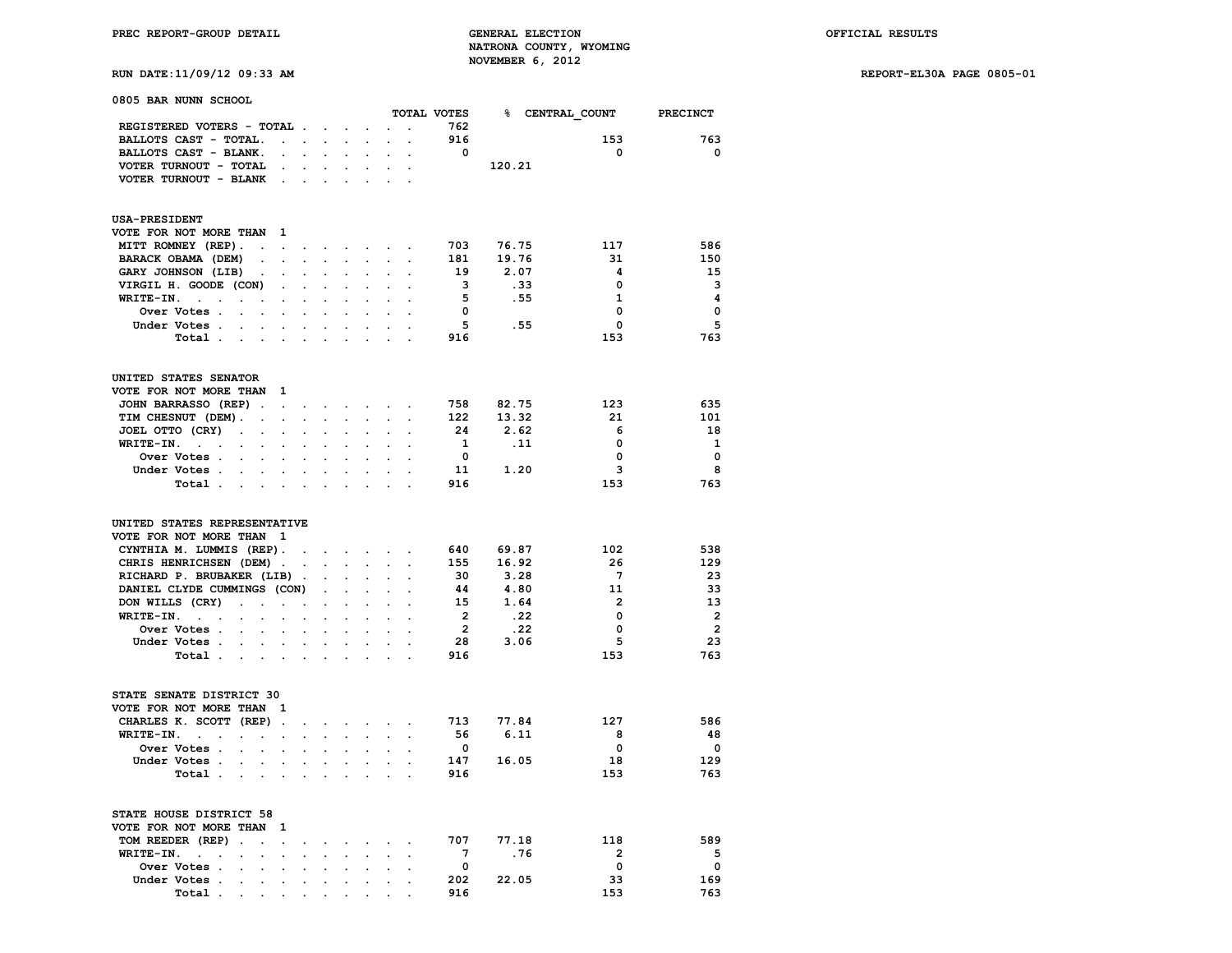PREC REPORT-GROUP DETAIL

GENERAL ELECTION
NATRONA COUNTY, WYOMING
NOVEMBER 6, 2012

OFFICIAL RESULTS

RUN DATE:11/09/12 09:33 AM

REPORT-EL30A PAGE 0805-01

## 0805 BAR NUNN SCHOOL

| | TOTAL VOTES | % | CENTRAL_COUNT | PRECINCT |
|---|---|---|---|---|
| REGISTERED VOTERS - TOTAL | 762 | | | |
| BALLOTS CAST - TOTAL. | 916 | | 153 | 763 |
| BALLOTS CAST - BLANK. | 0 | | 0 | 0 |
| VOTER TURNOUT - TOTAL | | 120.21 | | |
| VOTER TURNOUT - BLANK | | | | |

### USA-PRESIDENT

VOTE FOR NOT MORE THAN 1

| | TOTAL VOTES | % | CENTRAL_COUNT | PRECINCT |
|---|---|---|---|---|
| MITT ROMNEY (REP). | 703 | 76.75 | 117 | 586 |
| BARACK OBAMA (DEM) | 181 | 19.76 | 31 | 150 |
| GARY JOHNSON (LIB) | 19 | 2.07 | 4 | 15 |
| VIRGIL H. GOODE (CON) | 3 | .33 | 0 | 3 |
| WRITE-IN. | 5 | .55 | 1 | 4 |
| Over Votes | 0 | | 0 | 0 |
| Under Votes | 5 | .55 | 0 | 5 |
| Total | 916 | | 153 | 763 |

### UNITED STATES SENATOR

VOTE FOR NOT MORE THAN 1

| | TOTAL VOTES | % | CENTRAL_COUNT | PRECINCT |
|---|---|---|---|---|
| JOHN BARRASSO (REP) | 758 | 82.75 | 123 | 635 |
| TIM CHESNUT (DEM). | 122 | 13.32 | 21 | 101 |
| JOEL OTTO (CRY) | 24 | 2.62 | 6 | 18 |
| WRITE-IN. | 1 | .11 | 0 | 1 |
| Over Votes | 0 | | 0 | 0 |
| Under Votes | 11 | 1.20 | 3 | 8 |
| Total | 916 | | 153 | 763 |

### UNITED STATES REPRESENTATIVE

VOTE FOR NOT MORE THAN 1

| | TOTAL VOTES | % | CENTRAL_COUNT | PRECINCT |
|---|---|---|---|---|
| CYNTHIA M. LUMMIS (REP). | 640 | 69.87 | 102 | 538 |
| CHRIS HENRICHSEN (DEM) | 155 | 16.92 | 26 | 129 |
| RICHARD P. BRUBAKER (LIB) | 30 | 3.28 | 7 | 23 |
| DANIEL CLYDE CUMMINGS (CON) | 44 | 4.80 | 11 | 33 |
| DON WILLS (CRY) | 15 | 1.64 | 2 | 13 |
| WRITE-IN. | 2 | .22 | 0 | 2 |
| Over Votes | 2 | .22 | 0 | 2 |
| Under Votes | 28 | 3.06 | 5 | 23 |
| Total | 916 | | 153 | 763 |

### STATE SENATE DISTRICT 30

VOTE FOR NOT MORE THAN 1

| | TOTAL VOTES | % | CENTRAL_COUNT | PRECINCT |
|---|---|---|---|---|
| CHARLES K. SCOTT (REP) | 713 | 77.84 | 127 | 586 |
| WRITE-IN. | 56 | 6.11 | 8 | 48 |
| Over Votes | 0 | | 0 | 0 |
| Under Votes | 147 | 16.05 | 18 | 129 |
| Total | 916 | | 153 | 763 |

### STATE HOUSE DISTRICT 58

VOTE FOR NOT MORE THAN 1

| | TOTAL VOTES | % | CENTRAL_COUNT | PRECINCT |
|---|---|---|---|---|
| TOM REEDER (REP) | 707 | 77.18 | 118 | 589 |
| WRITE-IN. | 7 | .76 | 2 | 5 |
| Over Votes | 0 | | 0 | 0 |
| Under Votes | 202 | 22.05 | 33 | 169 |
| Total | 916 | | 153 | 763 |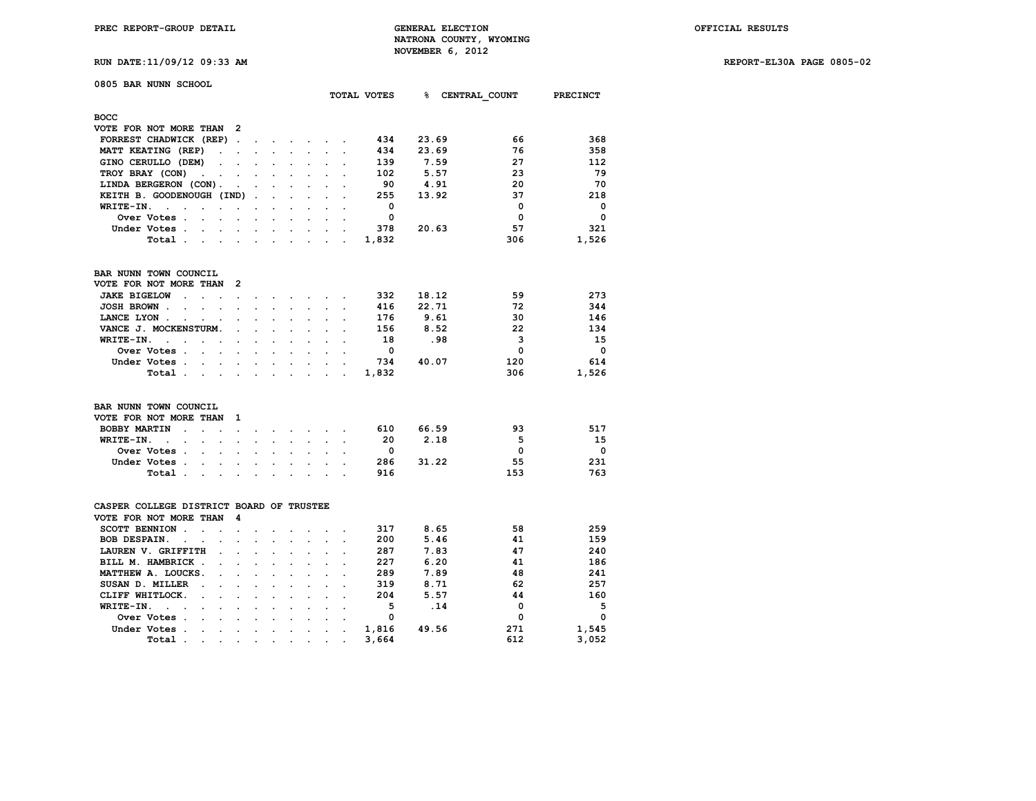PREC REPORT-GROUP DETAIL — GENERAL ELECTION — NATRONA COUNTY, WYOMING — NOVEMBER 6, 2012 — OFFICIAL RESULTS

RUN DATE:11/09/12 09:33 AM — REPORT-EL30A PAGE 0805-02

## 0805 BAR NUNN SCHOOL

### BOCC
VOTE FOR NOT MORE THAN 2

| | TOTAL VOTES | % | CENTRAL_COUNT | PRECINCT |
|---|---|---|---|---|
| FORREST CHADWICK (REP) | 434 | 23.69 | 66 | 368 |
| MATT KEATING (REP) | 434 | 23.69 | 76 | 358 |
| GINO CERULLO (DEM) | 139 | 7.59 | 27 | 112 |
| TROY BRAY (CON) | 102 | 5.57 | 23 | 79 |
| LINDA BERGERON (CON) | 90 | 4.91 | 20 | 70 |
| KEITH B. GOODENOUGH (IND) | 255 | 13.92 | 37 | 218 |
| WRITE-IN | 0 | | 0 | 0 |
| Over Votes | 0 | | 0 | 0 |
| Under Votes | 378 | 20.63 | 57 | 321 |
| Total | 1,832 | | 306 | 1,526 |

### BAR NUNN TOWN COUNCIL
VOTE FOR NOT MORE THAN 2

| | TOTAL VOTES | % | CENTRAL_COUNT | PRECINCT |
|---|---|---|---|---|
| JAKE BIGELOW | 332 | 18.12 | 59 | 273 |
| JOSH BROWN | 416 | 22.71 | 72 | 344 |
| LANCE LYON | 176 | 9.61 | 30 | 146 |
| VANCE J. MOCKENSTURM | 156 | 8.52 | 22 | 134 |
| WRITE-IN | 18 | .98 | 3 | 15 |
| Over Votes | 0 | | 0 | 0 |
| Under Votes | 734 | 40.07 | 120 | 614 |
| Total | 1,832 | | 306 | 1,526 |

### BAR NUNN TOWN COUNCIL
VOTE FOR NOT MORE THAN 1

| | TOTAL VOTES | % | CENTRAL_COUNT | PRECINCT |
|---|---|---|---|---|
| BOBBY MARTIN | 610 | 66.59 | 93 | 517 |
| WRITE-IN | 20 | 2.18 | 5 | 15 |
| Over Votes | 0 | | 0 | 0 |
| Under Votes | 286 | 31.22 | 55 | 231 |
| Total | 916 | | 153 | 763 |

### CASPER COLLEGE DISTRICT BOARD OF TRUSTEE
VOTE FOR NOT MORE THAN 4

| | TOTAL VOTES | % | CENTRAL_COUNT | PRECINCT |
|---|---|---|---|---|
| SCOTT BENNION | 317 | 8.65 | 58 | 259 |
| BOB DESPAIN | 200 | 5.46 | 41 | 159 |
| LAUREN V. GRIFFITH | 287 | 7.83 | 47 | 240 |
| BILL M. HAMBRICK | 227 | 6.20 | 41 | 186 |
| MATTHEW A. LOUCKS | 289 | 7.89 | 48 | 241 |
| SUSAN D. MILLER | 319 | 8.71 | 62 | 257 |
| CLIFF WHITLOCK | 204 | 5.57 | 44 | 160 |
| WRITE-IN | 5 | .14 | 0 | 5 |
| Over Votes | 0 | | 0 | 0 |
| Under Votes | 1,816 | 49.56 | 271 | 1,545 |
| Total | 3,664 | | 612 | 3,052 |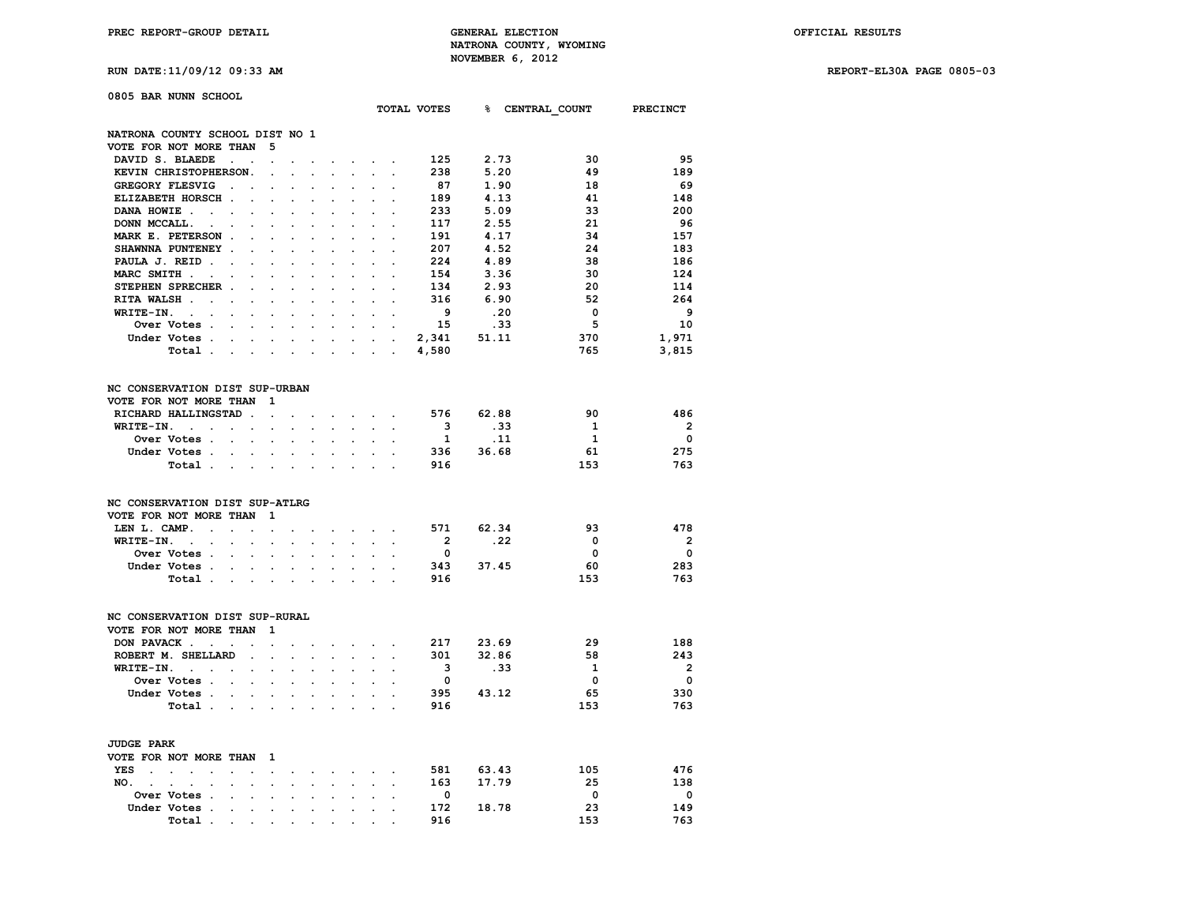PREC REPORT-GROUP DETAIL — GENERAL ELECTION — NATRONA COUNTY, WYOMING — NOVEMBER 6, 2012 — OFFICIAL RESULTS

RUN DATE:11/09/12 09:33 AM — REPORT-EL30A PAGE 0805-03

## 0805 BAR NUNN SCHOOL

### NATRONA COUNTY SCHOOL DIST NO 1
VOTE FOR NOT MORE THAN 5

| | TOTAL VOTES | % | CENTRAL_COUNT | PRECINCT |
|---|---|---|---|---|
| DAVID S. BLAEDE | 125 | 2.73 | 30 | 95 |
| KEVIN CHRISTOPHERSON | 238 | 5.20 | 49 | 189 |
| GREGORY FLESVIG | 87 | 1.90 | 18 | 69 |
| ELIZABETH HORSCH | 189 | 4.13 | 41 | 148 |
| DANA HOWIE | 233 | 5.09 | 33 | 200 |
| DONN MCCALL | 117 | 2.55 | 21 | 96 |
| MARK E. PETERSON | 191 | 4.17 | 34 | 157 |
| SHAWNNA PUNTENEY | 207 | 4.52 | 24 | 183 |
| PAULA J. REID | 224 | 4.89 | 38 | 186 |
| MARC SMITH | 154 | 3.36 | 30 | 124 |
| STEPHEN SPRECHER | 134 | 2.93 | 20 | 114 |
| RITA WALSH | 316 | 6.90 | 52 | 264 |
| WRITE-IN. | 9 | .20 | 0 | 9 |
| Over Votes | 15 | .33 | 5 | 10 |
| Under Votes | 2,341 | 51.11 | 370 | 1,971 |
| Total | 4,580 | | 765 | 3,815 |

### NC CONSERVATION DIST SUP-URBAN
VOTE FOR NOT MORE THAN 1

| | TOTAL VOTES | % | CENTRAL_COUNT | PRECINCT |
|---|---|---|---|---|
| RICHARD HALLINGSTAD | 576 | 62.88 | 90 | 486 |
| WRITE-IN. | 3 | .33 | 1 | 2 |
| Over Votes | 1 | .11 | 1 | 0 |
| Under Votes | 336 | 36.68 | 61 | 275 |
| Total | 916 | | 153 | 763 |

### NC CONSERVATION DIST SUP-ATLRG
VOTE FOR NOT MORE THAN 1

| | TOTAL VOTES | % | CENTRAL_COUNT | PRECINCT |
|---|---|---|---|---|
| LEN L. CAMP. | 571 | 62.34 | 93 | 478 |
| WRITE-IN. | 2 | .22 | 0 | 2 |
| Over Votes | 0 | | 0 | 0 |
| Under Votes | 343 | 37.45 | 60 | 283 |
| Total | 916 | | 153 | 763 |

### NC CONSERVATION DIST SUP-RURAL
VOTE FOR NOT MORE THAN 1

| | TOTAL VOTES | % | CENTRAL_COUNT | PRECINCT |
|---|---|---|---|---|
| DON PAVACK | 217 | 23.69 | 29 | 188 |
| ROBERT M. SHELLARD | 301 | 32.86 | 58 | 243 |
| WRITE-IN. | 3 | .33 | 1 | 2 |
| Over Votes | 0 | | 0 | 0 |
| Under Votes | 395 | 43.12 | 65 | 330 |
| Total | 916 | | 153 | 763 |

### JUDGE PARK
VOTE FOR NOT MORE THAN 1

| | TOTAL VOTES | % | CENTRAL_COUNT | PRECINCT |
|---|---|---|---|---|
| YES | 581 | 63.43 | 105 | 476 |
| NO. | 163 | 17.79 | 25 | 138 |
| Over Votes | 0 | | 0 | 0 |
| Under Votes | 172 | 18.78 | 23 | 149 |
| Total | 916 | | 153 | 763 |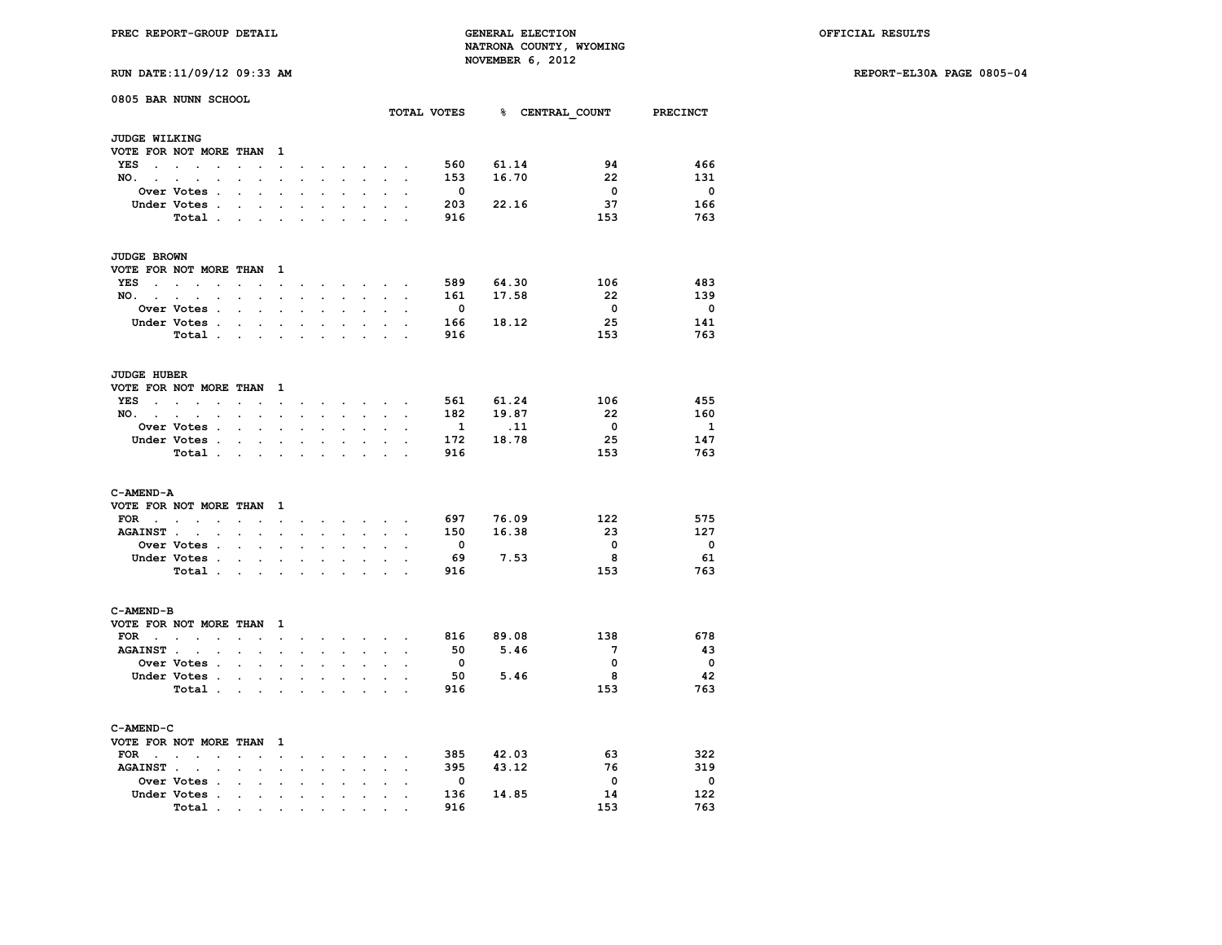PREC REPORT-GROUP DETAIL

GENERAL ELECTION
NATRONA COUNTY, WYOMING
NOVEMBER 6, 2012

OFFICIAL RESULTS

RUN DATE:11/09/12 09:33 AM

REPORT-EL30A PAGE 0805-04

## 0805 BAR NUNN SCHOOL

### JUDGE WILKING
VOTE FOR NOT MORE THAN 1

| | TOTAL VOTES | % | CENTRAL_COUNT | PRECINCT |
|---|---|---|---|---|
| YES | 560 | 61.14 | 94 | 466 |
| NO. | 153 | 16.70 | 22 | 131 |
| Over Votes | 0 | | 0 | 0 |
| Under Votes | 203 | 22.16 | 37 | 166 |
| Total | 916 | | 153 | 763 |

### JUDGE BROWN
VOTE FOR NOT MORE THAN 1

| | TOTAL VOTES | % | CENTRAL_COUNT | PRECINCT |
|---|---|---|---|---|
| YES | 589 | 64.30 | 106 | 483 |
| NO. | 161 | 17.58 | 22 | 139 |
| Over Votes | 0 | | 0 | 0 |
| Under Votes | 166 | 18.12 | 25 | 141 |
| Total | 916 | | 153 | 763 |

### JUDGE HUBER
VOTE FOR NOT MORE THAN 1

| | TOTAL VOTES | % | CENTRAL_COUNT | PRECINCT |
|---|---|---|---|---|
| YES | 561 | 61.24 | 106 | 455 |
| NO. | 182 | 19.87 | 22 | 160 |
| Over Votes | 1 | .11 | 0 | 1 |
| Under Votes | 172 | 18.78 | 25 | 147 |
| Total | 916 | | 153 | 763 |

### C-AMEND-A
VOTE FOR NOT MORE THAN 1

| | TOTAL VOTES | % | CENTRAL_COUNT | PRECINCT |
|---|---|---|---|---|
| FOR | 697 | 76.09 | 122 | 575 |
| AGAINST | 150 | 16.38 | 23 | 127 |
| Over Votes | 0 | | 0 | 0 |
| Under Votes | 69 | 7.53 | 8 | 61 |
| Total | 916 | | 153 | 763 |

### C-AMEND-B
VOTE FOR NOT MORE THAN 1

| | TOTAL VOTES | % | CENTRAL_COUNT | PRECINCT |
|---|---|---|---|---|
| FOR | 816 | 89.08 | 138 | 678 |
| AGAINST | 50 | 5.46 | 7 | 43 |
| Over Votes | 0 | | 0 | 0 |
| Under Votes | 50 | 5.46 | 8 | 42 |
| Total | 916 | | 153 | 763 |

### C-AMEND-C
VOTE FOR NOT MORE THAN 1

| | TOTAL VOTES | % | CENTRAL_COUNT | PRECINCT |
|---|---|---|---|---|
| FOR | 385 | 42.03 | 63 | 322 |
| AGAINST | 395 | 43.12 | 76 | 319 |
| Over Votes | 0 | | 0 | 0 |
| Under Votes | 136 | 14.85 | 14 | 122 |
| Total | 916 | | 153 | 763 |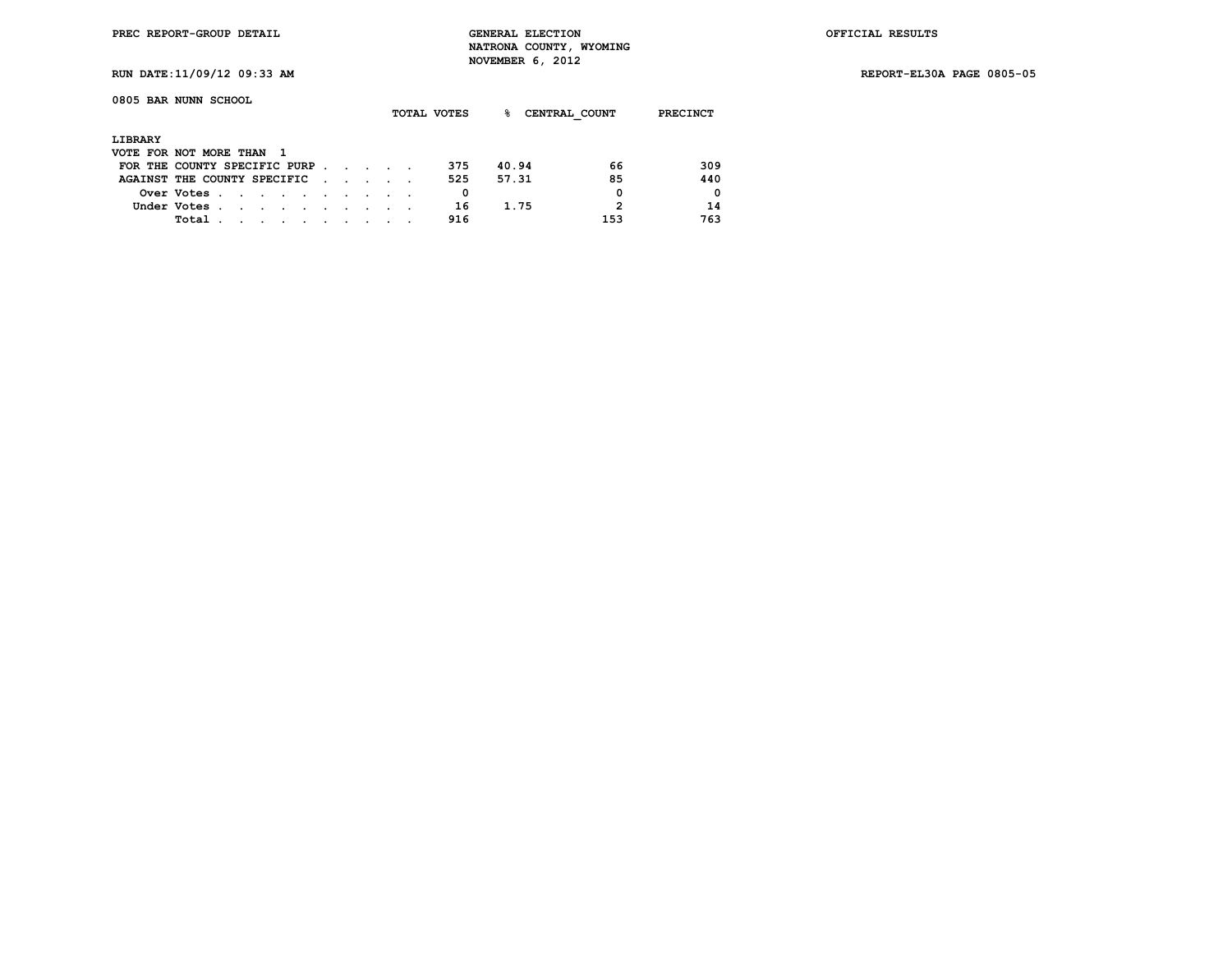PREC REPORT-GROUP DETAIL

GENERAL ELECTION
NATRONA COUNTY, WYOMING
NOVEMBER 6, 2012

OFFICIAL RESULTS

RUN DATE:11/09/12 09:33 AM

REPORT-EL30A PAGE 0805-05

0805 BAR NUNN SCHOOL

LIBRARY
VOTE FOR NOT MORE THAN 1

| | TOTAL VOTES | % | CENTRAL_COUNT | PRECINCT |
|---|---|---|---|---|
| FOR THE COUNTY SPECIFIC PURP | 375 | 40.94 | 66 | 309 |
| AGAINST THE COUNTY SPECIFIC | 525 | 57.31 | 85 | 440 |
| Over Votes | 0 | | 0 | 0 |
| Under Votes | 16 | 1.75 | 2 | 14 |
| Total | 916 | | 153 | 763 |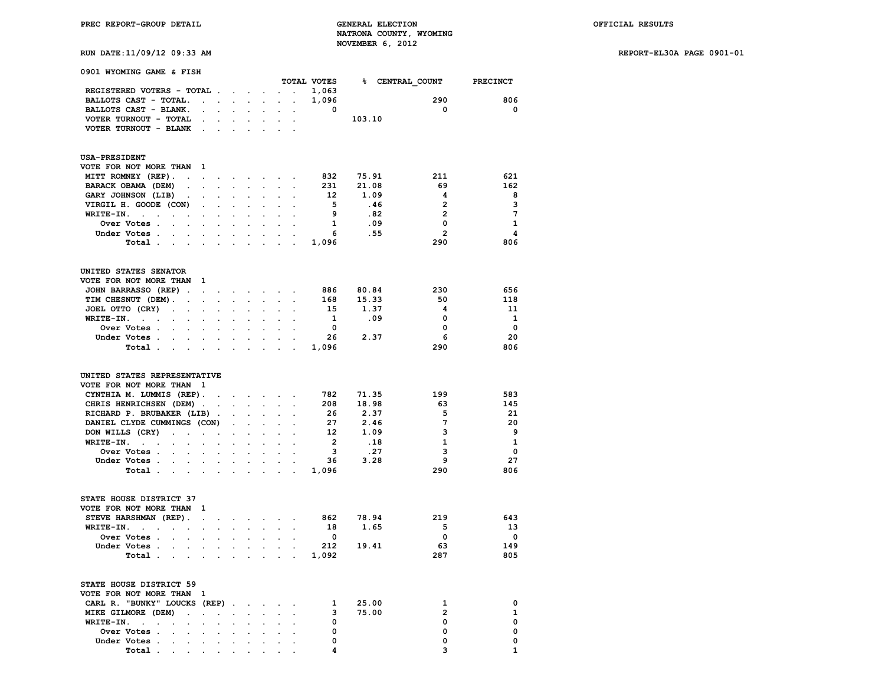PREC REPORT-GROUP DETAIL

GENERAL ELECTION
NATRONA COUNTY, WYOMING
NOVEMBER 6, 2012

OFFICIAL RESULTS

RUN DATE:11/09/12 09:33 AM

REPORT-EL30A PAGE 0901-01

## 0901 WYOMING GAME & FISH

| | TOTAL VOTES | % | CENTRAL_COUNT | PRECINCT |
|---|---|---|---|---|
| REGISTERED VOTERS - TOTAL | 1,063 | | | |
| BALLOTS CAST - TOTAL. | 1,096 | | 290 | 806 |
| BALLOTS CAST - BLANK. | 0 | | 0 | 0 |
| VOTER TURNOUT - TOTAL | | 103.10 | | |
| VOTER TURNOUT - BLANK | | | | |

### USA-PRESIDENT
VOTE FOR NOT MORE THAN 1

| | TOTAL VOTES | % | CENTRAL_COUNT | PRECINCT |
|---|---|---|---|---|
| MITT ROMNEY (REP). | 832 | 75.91 | 211 | 621 |
| BARACK OBAMA (DEM) | 231 | 21.08 | 69 | 162 |
| GARY JOHNSON (LIB) | 12 | 1.09 | 4 | 8 |
| VIRGIL H. GOODE (CON) | 5 | .46 | 2 | 3 |
| WRITE-IN. | 9 | .82 | 2 | 7 |
| Over Votes | 1 | .09 | 0 | 1 |
| Under Votes | 6 | .55 | 2 | 4 |
| Total | 1,096 | | 290 | 806 |

### UNITED STATES SENATOR
VOTE FOR NOT MORE THAN 1

| | TOTAL VOTES | % | CENTRAL_COUNT | PRECINCT |
|---|---|---|---|---|
| JOHN BARRASSO (REP) | 886 | 80.84 | 230 | 656 |
| TIM CHESNUT (DEM). | 168 | 15.33 | 50 | 118 |
| JOEL OTTO (CRY) | 15 | 1.37 | 4 | 11 |
| WRITE-IN. | 1 | .09 | 0 | 1 |
| Over Votes | 0 | | 0 | 0 |
| Under Votes | 26 | 2.37 | 6 | 20 |
| Total | 1,096 | | 290 | 806 |

### UNITED STATES REPRESENTATIVE
VOTE FOR NOT MORE THAN 1

| | TOTAL VOTES | % | CENTRAL_COUNT | PRECINCT |
|---|---|---|---|---|
| CYNTHIA M. LUMMIS (REP). | 782 | 71.35 | 199 | 583 |
| CHRIS HENRICHSEN (DEM) | 208 | 18.98 | 63 | 145 |
| RICHARD P. BRUBAKER (LIB) | 26 | 2.37 | 5 | 21 |
| DANIEL CLYDE CUMMINGS (CON) | 27 | 2.46 | 7 | 20 |
| DON WILLS (CRY) | 12 | 1.09 | 3 | 9 |
| WRITE-IN. | 2 | .18 | 1 | 1 |
| Over Votes | 3 | .27 | 3 | 0 |
| Under Votes | 36 | 3.28 | 9 | 27 |
| Total | 1,096 | | 290 | 806 |

### STATE HOUSE DISTRICT 37
VOTE FOR NOT MORE THAN 1

| | TOTAL VOTES | % | CENTRAL_COUNT | PRECINCT |
|---|---|---|---|---|
| STEVE HARSHMAN (REP). | 862 | 78.94 | 219 | 643 |
| WRITE-IN. | 18 | 1.65 | 5 | 13 |
| Over Votes | 0 | | 0 | 0 |
| Under Votes | 212 | 19.41 | 63 | 149 |
| Total | 1,092 | | 287 | 805 |

### STATE HOUSE DISTRICT 59
VOTE FOR NOT MORE THAN 1

| | TOTAL VOTES | % | CENTRAL_COUNT | PRECINCT |
|---|---|---|---|---|
| CARL R. "BUNKY" LOUCKS (REP) | 1 | 25.00 | 1 | 0 |
| MIKE GILMORE (DEM) | 3 | 75.00 | 2 | 1 |
| WRITE-IN. | 0 | | 0 | 0 |
| Over Votes | 0 | | 0 | 0 |
| Under Votes | 0 | | 0 | 0 |
| Total | 4 | | 3 | 1 |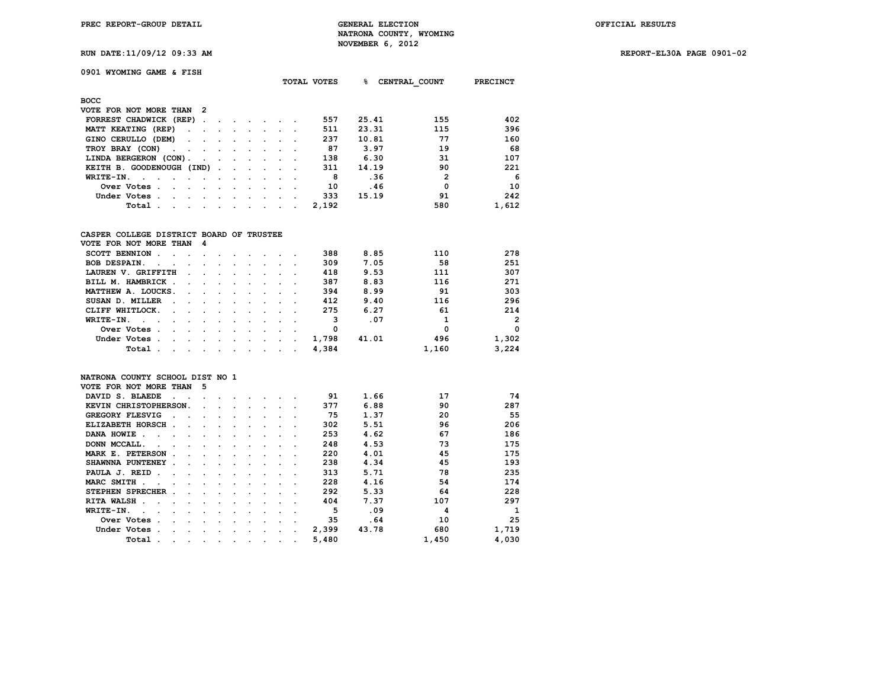PREC REPORT-GROUP DETAIL

GENERAL ELECTION
NATRONA COUNTY, WYOMING
NOVEMBER 6, 2012

OFFICIAL RESULTS

RUN DATE:11/09/12 09:33 AM

REPORT-EL30A PAGE 0901-02

## 0901 WYOMING GAME & FISH

### BOCC
VOTE FOR NOT MORE THAN 2

| | TOTAL VOTES | % | CENTRAL_COUNT | PRECINCT |
|---|---|---|---|---|
| FORREST CHADWICK (REP) | 557 | 25.41 | 155 | 402 |
| MATT KEATING (REP) | 511 | 23.31 | 115 | 396 |
| GINO CERULLO (DEM) | 237 | 10.81 | 77 | 160 |
| TROY BRAY (CON) | 87 | 3.97 | 19 | 68 |
| LINDA BERGERON (CON) | 138 | 6.30 | 31 | 107 |
| KEITH B. GOODENOUGH (IND) | 311 | 14.19 | 90 | 221 |
| WRITE-IN. | 8 | .36 | 2 | 6 |
| Over Votes | 10 | .46 | 0 | 10 |
| Under Votes | 333 | 15.19 | 91 | 242 |
| Total | 2,192 | | 580 | 1,612 |

### CASPER COLLEGE DISTRICT BOARD OF TRUSTEE
VOTE FOR NOT MORE THAN 4

| | TOTAL VOTES | % | CENTRAL_COUNT | PRECINCT |
|---|---|---|---|---|
| SCOTT BENNION | 388 | 8.85 | 110 | 278 |
| BOB DESPAIN. | 309 | 7.05 | 58 | 251 |
| LAUREN V. GRIFFITH | 418 | 9.53 | 111 | 307 |
| BILL M. HAMBRICK | 387 | 8.83 | 116 | 271 |
| MATTHEW A. LOUCKS. | 394 | 8.99 | 91 | 303 |
| SUSAN D. MILLER | 412 | 9.40 | 116 | 296 |
| CLIFF WHITLOCK. | 275 | 6.27 | 61 | 214 |
| WRITE-IN. | 3 | .07 | 1 | 2 |
| Over Votes | 0 | | 0 | 0 |
| Under Votes | 1,798 | 41.01 | 496 | 1,302 |
| Total | 4,384 | | 1,160 | 3,224 |

### NATRONA COUNTY SCHOOL DIST NO 1
VOTE FOR NOT MORE THAN 5

| | TOTAL VOTES | % | CENTRAL_COUNT | PRECINCT |
|---|---|---|---|---|
| DAVID S. BLAEDE | 91 | 1.66 | 17 | 74 |
| KEVIN CHRISTOPHERSON. | 377 | 6.88 | 90 | 287 |
| GREGORY FLESVIG | 75 | 1.37 | 20 | 55 |
| ELIZABETH HORSCH | 302 | 5.51 | 96 | 206 |
| DANA HOWIE | 253 | 4.62 | 67 | 186 |
| DONN MCCALL. | 248 | 4.53 | 73 | 175 |
| MARK E. PETERSON | 220 | 4.01 | 45 | 175 |
| SHAWNNA PUNTENEY | 238 | 4.34 | 45 | 193 |
| PAULA J. REID | 313 | 5.71 | 78 | 235 |
| MARC SMITH | 228 | 4.16 | 54 | 174 |
| STEPHEN SPRECHER | 292 | 5.33 | 64 | 228 |
| RITA WALSH | 404 | 7.37 | 107 | 297 |
| WRITE-IN. | 5 | .09 | 4 | 1 |
| Over Votes | 35 | .64 | 10 | 25 |
| Under Votes | 2,399 | 43.78 | 680 | 1,719 |
| Total | 5,480 | | 1,450 | 4,030 |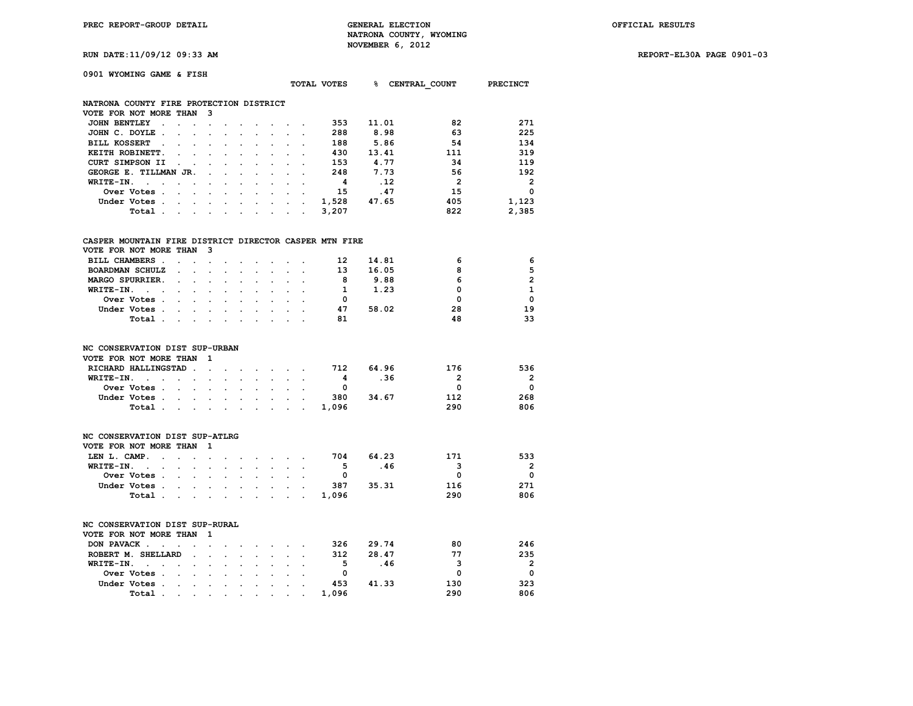PREC REPORT-GROUP DETAIL

GENERAL ELECTION
NATRONA COUNTY, WYOMING
NOVEMBER 6, 2012

OFFICIAL RESULTS

RUN DATE:11/09/12 09:33 AM

REPORT-EL30A PAGE 0901-03

0901 WYOMING GAME & FISH

## NATRONA COUNTY FIRE PROTECTION DISTRICT

VOTE FOR NOT MORE THAN 3

| | TOTAL VOTES | % | CENTRAL_COUNT | PRECINCT |
|---|---|---|---|---|
| JOHN BENTLEY | 353 | 11.01 | 82 | 271 |
| JOHN C. DOYLE | 288 | 8.98 | 63 | 225 |
| BILL KOSSERT | 188 | 5.86 | 54 | 134 |
| KEITH ROBINETT. | 430 | 13.41 | 111 | 319 |
| CURT SIMPSON II | 153 | 4.77 | 34 | 119 |
| GEORGE E. TILLMAN JR. | 248 | 7.73 | 56 | 192 |
| WRITE-IN. | 4 | .12 | 2 | 2 |
| Over Votes | 15 | .47 | 15 | 0 |
| Under Votes | 1,528 | 47.65 | 405 | 1,123 |
| Total | 3,207 | | 822 | 2,385 |

## CASPER MOUNTAIN FIRE DISTRICT DIRECTOR CASPER MTN FIRE

VOTE FOR NOT MORE THAN 3

| | TOTAL VOTES | % | CENTRAL_COUNT | PRECINCT |
|---|---|---|---|---|
| BILL CHAMBERS | 12 | 14.81 | 6 | 6 |
| BOARDMAN SCHULZ | 13 | 16.05 | 8 | 5 |
| MARGO SPURRIER. | 8 | 9.88 | 6 | 2 |
| WRITE-IN. | 1 | 1.23 | 0 | 1 |
| Over Votes | 0 | | 0 | 0 |
| Under Votes | 47 | 58.02 | 28 | 19 |
| Total | 81 | | 48 | 33 |

## NC CONSERVATION DIST SUP-URBAN

VOTE FOR NOT MORE THAN 1

| | TOTAL VOTES | % | CENTRAL_COUNT | PRECINCT |
|---|---|---|---|---|
| RICHARD HALLINGSTAD | 712 | 64.96 | 176 | 536 |
| WRITE-IN. | 4 | .36 | 2 | 2 |
| Over Votes | 0 | | 0 | 0 |
| Under Votes | 380 | 34.67 | 112 | 268 |
| Total | 1,096 | | 290 | 806 |

## NC CONSERVATION DIST SUP-ATLRG

VOTE FOR NOT MORE THAN 1

| | TOTAL VOTES | % | CENTRAL_COUNT | PRECINCT |
|---|---|---|---|---|
| LEN L. CAMP. | 704 | 64.23 | 171 | 533 |
| WRITE-IN. | 5 | .46 | 3 | 2 |
| Over Votes | 0 | | 0 | 0 |
| Under Votes | 387 | 35.31 | 116 | 271 |
| Total | 1,096 | | 290 | 806 |

## NC CONSERVATION DIST SUP-RURAL

VOTE FOR NOT MORE THAN 1

| | TOTAL VOTES | % | CENTRAL_COUNT | PRECINCT |
|---|---|---|---|---|
| DON PAVACK | 326 | 29.74 | 80 | 246 |
| ROBERT M. SHELLARD | 312 | 28.47 | 77 | 235 |
| WRITE-IN. | 5 | .46 | 3 | 2 |
| Over Votes | 0 | | 0 | 0 |
| Under Votes | 453 | 41.33 | 130 | 323 |
| Total | 1,096 | | 290 | 806 |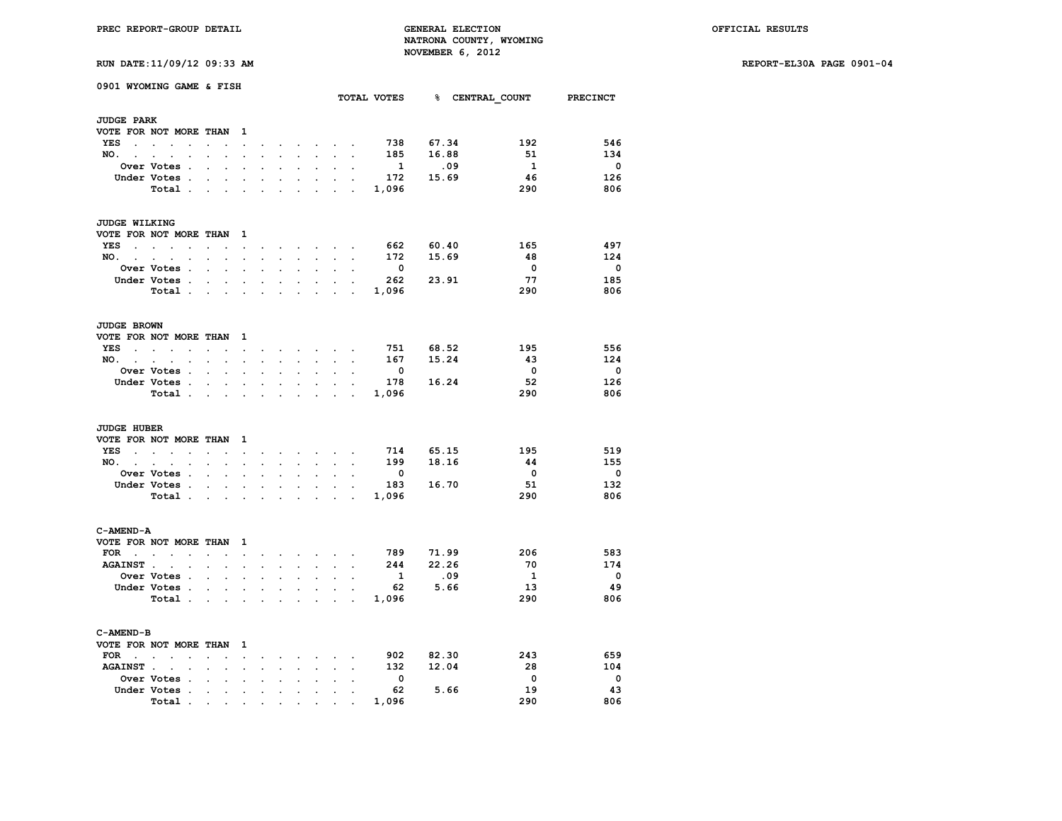PREC REPORT-GROUP DETAIL

GENERAL ELECTION
NATRONA COUNTY, WYOMING
NOVEMBER 6, 2012

OFFICIAL RESULTS

RUN DATE:11/09/12 09:33 AM

REPORT-EL30A PAGE 0901-04

## 0901 WYOMING GAME & FISH

### JUDGE PARK

VOTE FOR NOT MORE THAN 1

| | TOTAL VOTES | % | CENTRAL_COUNT | PRECINCT |
|---|---|---|---|---|
| YES | 738 | 67.34 | 192 | 546 |
| NO. | 185 | 16.88 | 51 | 134 |
| Over Votes | 1 | .09 | 1 | 0 |
| Under Votes | 172 | 15.69 | 46 | 126 |
| Total | 1,096 | | 290 | 806 |

### JUDGE WILKING

VOTE FOR NOT MORE THAN 1

| | TOTAL VOTES | % | CENTRAL_COUNT | PRECINCT |
|---|---|---|---|---|
| YES | 662 | 60.40 | 165 | 497 |
| NO. | 172 | 15.69 | 48 | 124 |
| Over Votes | 0 | | 0 | 0 |
| Under Votes | 262 | 23.91 | 77 | 185 |
| Total | 1,096 | | 290 | 806 |

### JUDGE BROWN

VOTE FOR NOT MORE THAN 1

| | TOTAL VOTES | % | CENTRAL_COUNT | PRECINCT |
|---|---|---|---|---|
| YES | 751 | 68.52 | 195 | 556 |
| NO. | 167 | 15.24 | 43 | 124 |
| Over Votes | 0 | | 0 | 0 |
| Under Votes | 178 | 16.24 | 52 | 126 |
| Total | 1,096 | | 290 | 806 |

### JUDGE HUBER

VOTE FOR NOT MORE THAN 1

| | TOTAL VOTES | % | CENTRAL_COUNT | PRECINCT |
|---|---|---|---|---|
| YES | 714 | 65.15 | 195 | 519 |
| NO. | 199 | 18.16 | 44 | 155 |
| Over Votes | 0 | | 0 | 0 |
| Under Votes | 183 | 16.70 | 51 | 132 |
| Total | 1,096 | | 290 | 806 |

### C-AMEND-A

VOTE FOR NOT MORE THAN 1

| | TOTAL VOTES | % | CENTRAL_COUNT | PRECINCT |
|---|---|---|---|---|
| FOR | 789 | 71.99 | 206 | 583 |
| AGAINST | 244 | 22.26 | 70 | 174 |
| Over Votes | 1 | .09 | 1 | 0 |
| Under Votes | 62 | 5.66 | 13 | 49 |
| Total | 1,096 | | 290 | 806 |

### C-AMEND-B

VOTE FOR NOT MORE THAN 1

| | TOTAL VOTES | % | CENTRAL_COUNT | PRECINCT |
|---|---|---|---|---|
| FOR | 902 | 82.30 | 243 | 659 |
| AGAINST | 132 | 12.04 | 28 | 104 |
| Over Votes | 0 | | 0 | 0 |
| Under Votes | 62 | 5.66 | 19 | 43 |
| Total | 1,096 | | 290 | 806 |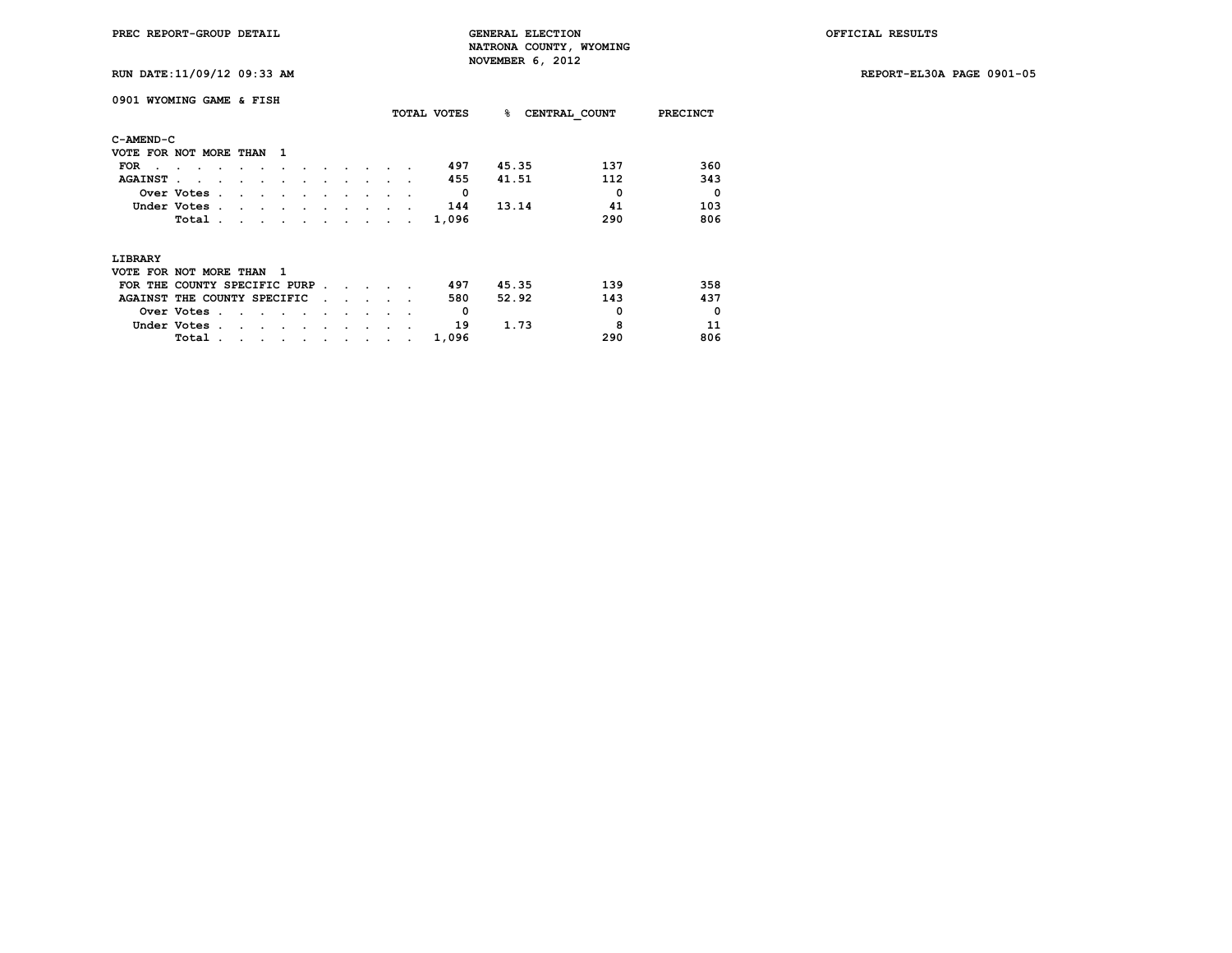PREC REPORT-GROUP DETAIL

GENERAL ELECTION
NATRONA COUNTY, WYOMING
NOVEMBER 6, 2012

OFFICIAL RESULTS

RUN DATE:11/09/12 09:33 AM

REPORT-EL30A PAGE 0901-05

## 0901 WYOMING GAME & FISH

### C-AMEND-C

VOTE FOR NOT MORE THAN 1

| | TOTAL VOTES | % | CENTRAL_COUNT | PRECINCT |
|---|---|---|---|---|
| FOR | 497 | 45.35 | 137 | 360 |
| AGAINST | 455 | 41.51 | 112 | 343 |
| Over Votes | 0 | | 0 | 0 |
| Under Votes | 144 | 13.14 | 41 | 103 |
| Total | 1,096 | | 290 | 806 |

### LIBRARY

VOTE FOR NOT MORE THAN 1

| | TOTAL VOTES | % | CENTRAL_COUNT | PRECINCT |
|---|---|---|---|---|
| FOR THE COUNTY SPECIFIC PURP | 497 | 45.35 | 139 | 358 |
| AGAINST THE COUNTY SPECIFIC | 580 | 52.92 | 143 | 437 |
| Over Votes | 0 | | 0 | 0 |
| Under Votes | 19 | 1.73 | 8 | 11 |
| Total | 1,096 | | 290 | 806 |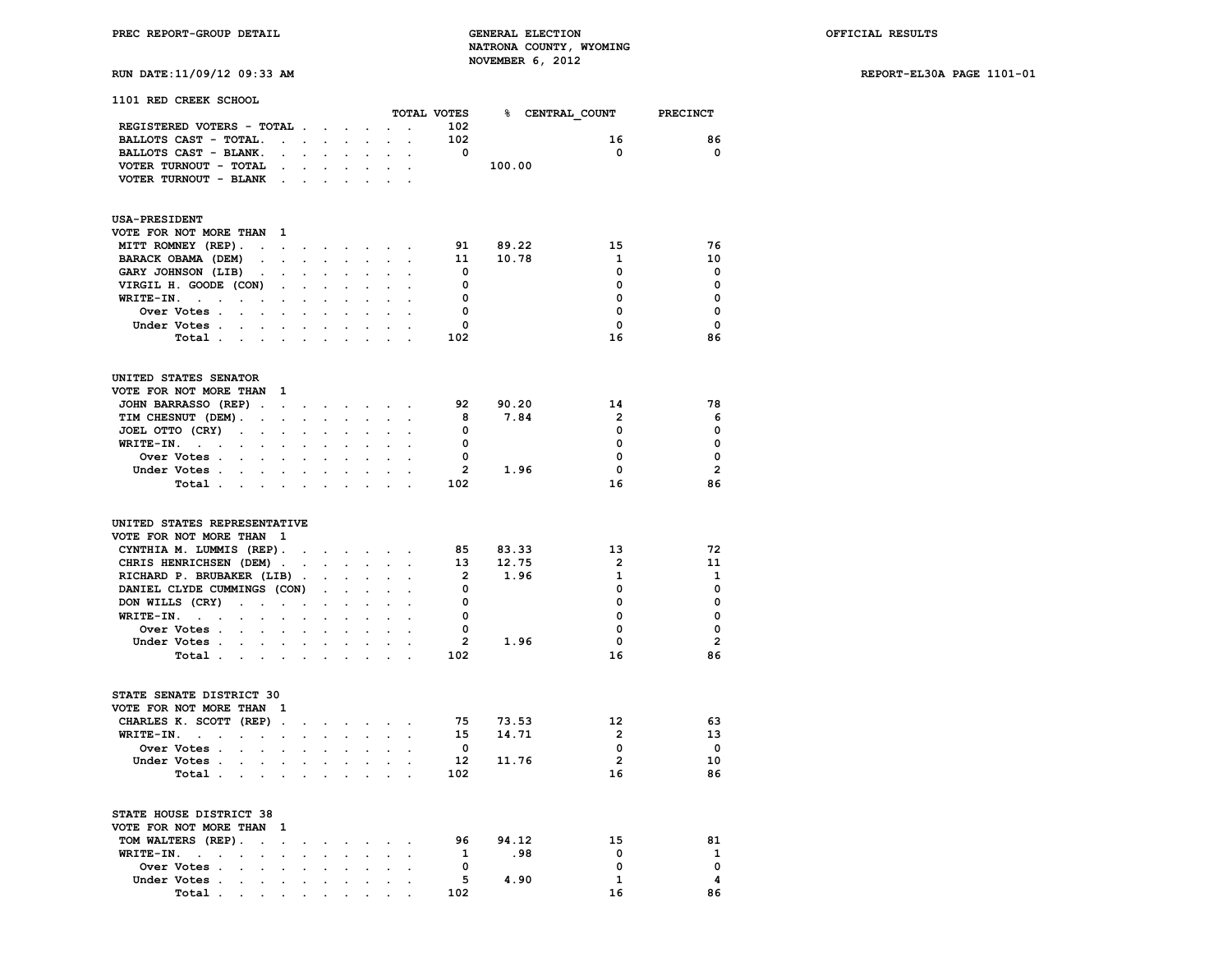PREC REPORT-GROUP DETAIL

GENERAL ELECTION
NATRONA COUNTY, WYOMING
NOVEMBER 6, 2012

OFFICIAL RESULTS

RUN DATE:11/09/12 09:33 AM

REPORT-EL30A PAGE 1101-01

## 1101 RED CREEK SCHOOL

| | TOTAL VOTES | % | CENTRAL_COUNT | PRECINCT |
|---|---|---|---|---|
| REGISTERED VOTERS - TOTAL | 102 | | | |
| BALLOTS CAST - TOTAL | 102 | | 16 | 86 |
| BALLOTS CAST - BLANK | 0 | | 0 | 0 |
| VOTER TURNOUT - TOTAL | | 100.00 | | |
| VOTER TURNOUT - BLANK | | | | |

### USA-PRESIDENT

VOTE FOR NOT MORE THAN 1

| | TOTAL VOTES | % | CENTRAL_COUNT | PRECINCT |
|---|---|---|---|---|
| MITT ROMNEY (REP) | 91 | 89.22 | 15 | 76 |
| BARACK OBAMA (DEM) | 11 | 10.78 | 1 | 10 |
| GARY JOHNSON (LIB) | 0 | | 0 | 0 |
| VIRGIL H. GOODE (CON) | 0 | | 0 | 0 |
| WRITE-IN. | 0 | | 0 | 0 |
| Over Votes | 0 | | 0 | 0 |
| Under Votes | 0 | | 0 | 0 |
| Total | 102 | | 16 | 86 |

### UNITED STATES SENATOR

VOTE FOR NOT MORE THAN 1

| | TOTAL VOTES | % | CENTRAL_COUNT | PRECINCT |
|---|---|---|---|---|
| JOHN BARRASSO (REP) | 92 | 90.20 | 14 | 78 |
| TIM CHESNUT (DEM) | 8 | 7.84 | 2 | 6 |
| JOEL OTTO (CRY) | 0 | | 0 | 0 |
| WRITE-IN. | 0 | | 0 | 0 |
| Over Votes | 0 | | 0 | 0 |
| Under Votes | 2 | 1.96 | 0 | 2 |
| Total | 102 | | 16 | 86 |

### UNITED STATES REPRESENTATIVE

VOTE FOR NOT MORE THAN 1

| | TOTAL VOTES | % | CENTRAL_COUNT | PRECINCT |
|---|---|---|---|---|
| CYNTHIA M. LUMMIS (REP) | 85 | 83.33 | 13 | 72 |
| CHRIS HENRICHSEN (DEM) | 13 | 12.75 | 2 | 11 |
| RICHARD P. BRUBAKER (LIB) | 2 | 1.96 | 1 | 1 |
| DANIEL CLYDE CUMMINGS (CON) | 0 | | 0 | 0 |
| DON WILLS (CRY) | 0 | | 0 | 0 |
| WRITE-IN. | 0 | | 0 | 0 |
| Over Votes | 0 | | 0 | 0 |
| Under Votes | 2 | 1.96 | 0 | 2 |
| Total | 102 | | 16 | 86 |

### STATE SENATE DISTRICT 30

VOTE FOR NOT MORE THAN 1

| | TOTAL VOTES | % | CENTRAL_COUNT | PRECINCT |
|---|---|---|---|---|
| CHARLES K. SCOTT (REP) | 75 | 73.53 | 12 | 63 |
| WRITE-IN. | 15 | 14.71 | 2 | 13 |
| Over Votes | 0 | | 0 | 0 |
| Under Votes | 12 | 11.76 | 2 | 10 |
| Total | 102 | | 16 | 86 |

### STATE HOUSE DISTRICT 38

VOTE FOR NOT MORE THAN 1

| | TOTAL VOTES | % | CENTRAL_COUNT | PRECINCT |
|---|---|---|---|---|
| TOM WALTERS (REP) | 96 | 94.12 | 15 | 81 |
| WRITE-IN. | 1 | .98 | 0 | 1 |
| Over Votes | 0 | | 0 | 0 |
| Under Votes | 5 | 4.90 | 1 | 4 |
| Total | 102 | | 16 | 86 |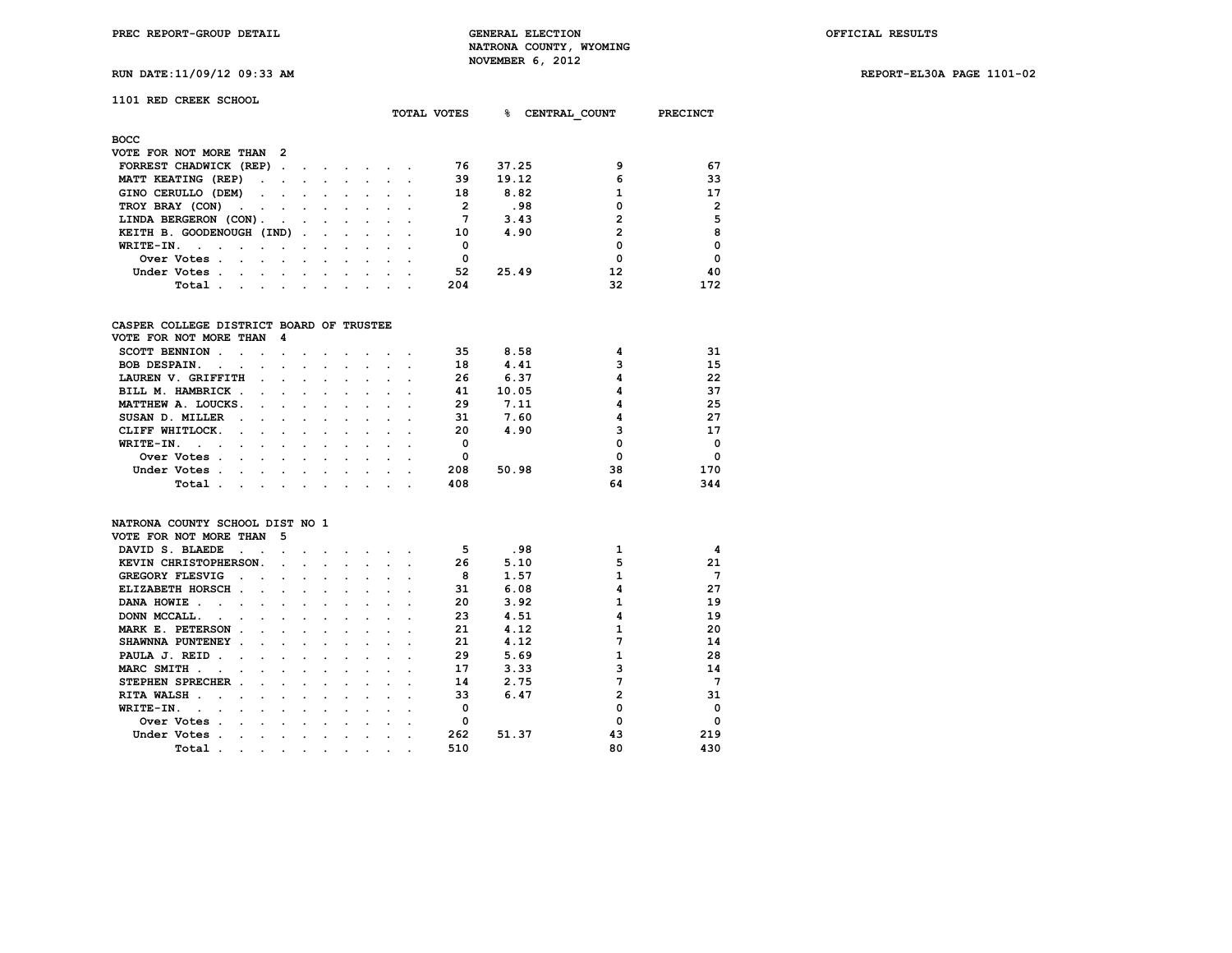PREC REPORT-GROUP DETAIL

GENERAL ELECTION
NATRONA COUNTY, WYOMING
NOVEMBER 6, 2012

OFFICIAL RESULTS

RUN DATE:11/09/12 09:33 AM

REPORT-EL30A PAGE 1101-02

## 1101 RED CREEK SCHOOL

### BOCC
VOTE FOR NOT MORE THAN 2

| | TOTAL VOTES | % | CENTRAL_COUNT | PRECINCT |
|---|---|---|---|---|
| FORREST CHADWICK (REP) | 76 | 37.25 | 9 | 67 |
| MATT KEATING (REP) | 39 | 19.12 | 6 | 33 |
| GINO CERULLO (DEM) | 18 | 8.82 | 1 | 17 |
| TROY BRAY (CON) | 2 | .98 | 0 | 2 |
| LINDA BERGERON (CON) | 7 | 3.43 | 2 | 5 |
| KEITH B. GOODENOUGH (IND) | 10 | 4.90 | 2 | 8 |
| WRITE-IN. | 0 | | 0 | 0 |
| Over Votes | 0 | | 0 | 0 |
| Under Votes | 52 | 25.49 | 12 | 40 |
| Total | 204 | | 32 | 172 |

### CASPER COLLEGE DISTRICT BOARD OF TRUSTEE
VOTE FOR NOT MORE THAN 4

| | TOTAL VOTES | % | CENTRAL_COUNT | PRECINCT |
|---|---|---|---|---|
| SCOTT BENNION | 35 | 8.58 | 4 | 31 |
| BOB DESPAIN. | 18 | 4.41 | 3 | 15 |
| LAUREN V. GRIFFITH | 26 | 6.37 | 4 | 22 |
| BILL M. HAMBRICK | 41 | 10.05 | 4 | 37 |
| MATTHEW A. LOUCKS. | 29 | 7.11 | 4 | 25 |
| SUSAN D. MILLER | 31 | 7.60 | 4 | 27 |
| CLIFF WHITLOCK. | 20 | 4.90 | 3 | 17 |
| WRITE-IN. | 0 | | 0 | 0 |
| Over Votes | 0 | | 0 | 0 |
| Under Votes | 208 | 50.98 | 38 | 170 |
| Total | 408 | | 64 | 344 |

### NATRONA COUNTY SCHOOL DIST NO 1
VOTE FOR NOT MORE THAN 5

| | TOTAL VOTES | % | CENTRAL_COUNT | PRECINCT |
|---|---|---|---|---|
| DAVID S. BLAEDE | 5 | .98 | 1 | 4 |
| KEVIN CHRISTOPHERSON. | 26 | 5.10 | 5 | 21 |
| GREGORY FLESVIG | 8 | 1.57 | 1 | 7 |
| ELIZABETH HORSCH | 31 | 6.08 | 4 | 27 |
| DANA HOWIE | 20 | 3.92 | 1 | 19 |
| DONN MCCALL. | 23 | 4.51 | 4 | 19 |
| MARK E. PETERSON | 21 | 4.12 | 1 | 20 |
| SHAWNNA PUNTENEY | 21 | 4.12 | 7 | 14 |
| PAULA J. REID | 29 | 5.69 | 1 | 28 |
| MARC SMITH | 17 | 3.33 | 3 | 14 |
| STEPHEN SPRECHER | 14 | 2.75 | 7 | 7 |
| RITA WALSH | 33 | 6.47 | 2 | 31 |
| WRITE-IN. | 0 | | 0 | 0 |
| Over Votes | 0 | | 0 | 0 |
| Under Votes | 262 | 51.37 | 43 | 219 |
| Total | 510 | | 80 | 430 |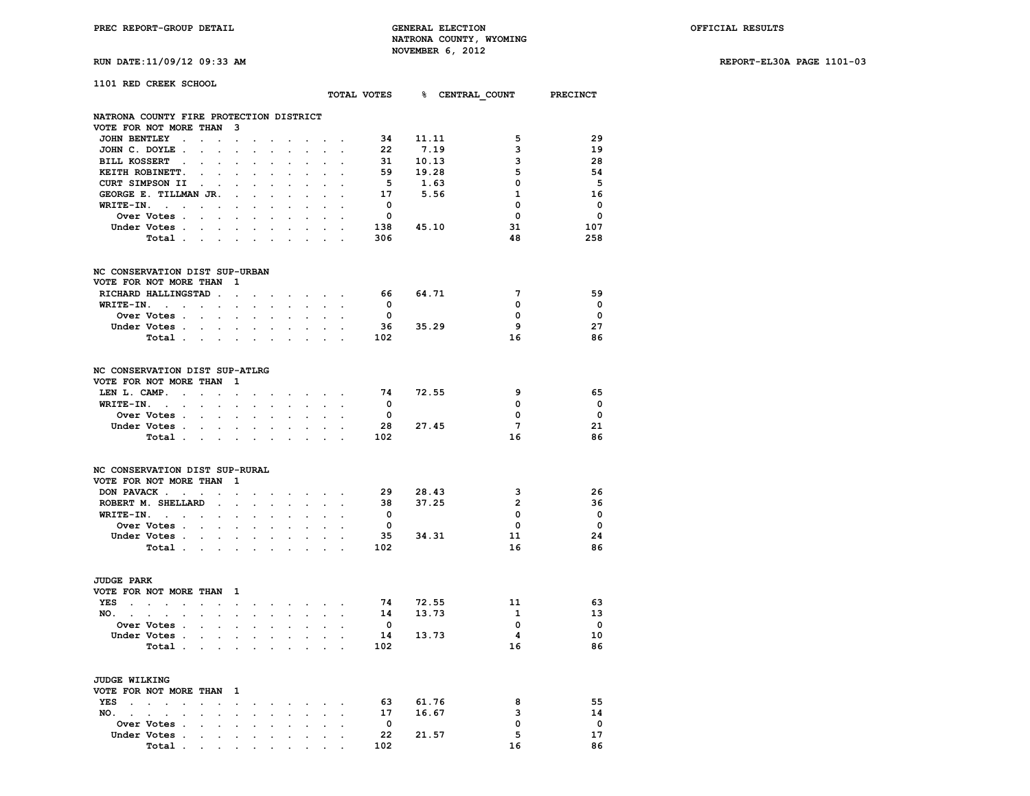PREC REPORT-GROUP DETAIL

GENERAL ELECTION
NATRONA COUNTY, WYOMING
NOVEMBER 6, 2012

OFFICIAL RESULTS

RUN DATE:11/09/12 09:33 AM

REPORT-EL30A PAGE 1101-03

## 1101 RED CREEK SCHOOL

### NATRONA COUNTY FIRE PROTECTION DISTRICT
VOTE FOR NOT MORE THAN 3

| | TOTAL VOTES | % | CENTRAL_COUNT | PRECINCT |
|---|---|---|---|---|
| JOHN BENTLEY | 34 | 11.11 | 5 | 29 |
| JOHN C. DOYLE | 22 | 7.19 | 3 | 19 |
| BILL KOSSERT | 31 | 10.13 | 3 | 28 |
| KEITH ROBINETT. | 59 | 19.28 | 5 | 54 |
| CURT SIMPSON II | 5 | 1.63 | 0 | 5 |
| GEORGE E. TILLMAN JR. | 17 | 5.56 | 1 | 16 |
| WRITE-IN. | 0 | | 0 | 0 |
| Over Votes | 0 | | 0 | 0 |
| Under Votes | 138 | 45.10 | 31 | 107 |
| Total | 306 | | 48 | 258 |

### NC CONSERVATION DIST SUP-URBAN
VOTE FOR NOT MORE THAN 1

| | TOTAL VOTES | % | CENTRAL_COUNT | PRECINCT |
|---|---|---|---|---|
| RICHARD HALLINGSTAD | 66 | 64.71 | 7 | 59 |
| WRITE-IN. | 0 | | 0 | 0 |
| Over Votes | 0 | | 0 | 0 |
| Under Votes | 36 | 35.29 | 9 | 27 |
| Total | 102 | | 16 | 86 |

### NC CONSERVATION DIST SUP-ATLRG
VOTE FOR NOT MORE THAN 1

| | TOTAL VOTES | % | CENTRAL_COUNT | PRECINCT |
|---|---|---|---|---|
| LEN L. CAMP. | 74 | 72.55 | 9 | 65 |
| WRITE-IN. | 0 | | 0 | 0 |
| Over Votes | 0 | | 0 | 0 |
| Under Votes | 28 | 27.45 | 7 | 21 |
| Total | 102 | | 16 | 86 |

### NC CONSERVATION DIST SUP-RURAL
VOTE FOR NOT MORE THAN 1

| | TOTAL VOTES | % | CENTRAL_COUNT | PRECINCT |
|---|---|---|---|---|
| DON PAVACK | 29 | 28.43 | 3 | 26 |
| ROBERT M. SHELLARD | 38 | 37.25 | 2 | 36 |
| WRITE-IN. | 0 | | 0 | 0 |
| Over Votes | 0 | | 0 | 0 |
| Under Votes | 35 | 34.31 | 11 | 24 |
| Total | 102 | | 16 | 86 |

### JUDGE PARK
VOTE FOR NOT MORE THAN 1

| | TOTAL VOTES | % | CENTRAL_COUNT | PRECINCT |
|---|---|---|---|---|
| YES | 74 | 72.55 | 11 | 63 |
| NO. | 14 | 13.73 | 1 | 13 |
| Over Votes | 0 | | 0 | 0 |
| Under Votes | 14 | 13.73 | 4 | 10 |
| Total | 102 | | 16 | 86 |

### JUDGE WILKING
VOTE FOR NOT MORE THAN 1

| | TOTAL VOTES | % | CENTRAL_COUNT | PRECINCT |
|---|---|---|---|---|
| YES | 63 | 61.76 | 8 | 55 |
| NO. | 17 | 16.67 | 3 | 14 |
| Over Votes | 0 | | 0 | 0 |
| Under Votes | 22 | 21.57 | 5 | 17 |
| Total | 102 | | 16 | 86 |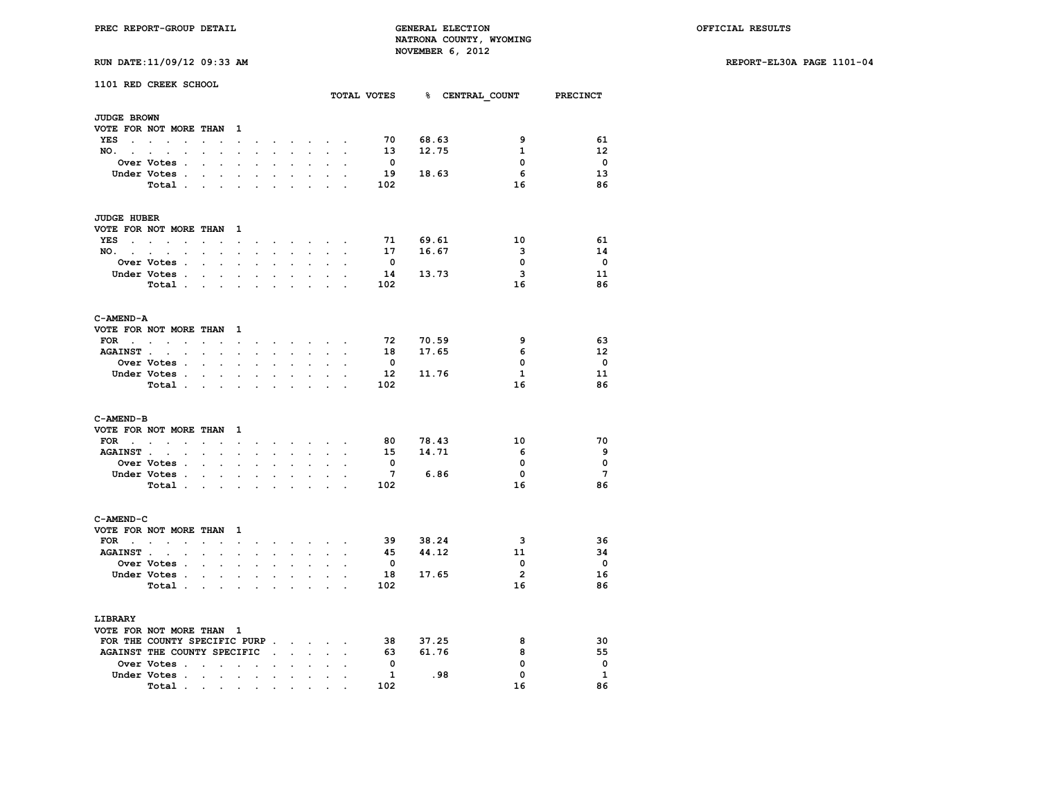PREC REPORT-GROUP DETAIL

GENERAL ELECTION
NATRONA COUNTY, WYOMING
NOVEMBER 6, 2012

OFFICIAL RESULTS

RUN DATE:11/09/12 09:33 AM

REPORT-EL30A PAGE 1101-04

## 1101 RED CREEK SCHOOL

### JUDGE BROWN
VOTE FOR NOT MORE THAN 1

| | TOTAL VOTES | % | CENTRAL_COUNT | PRECINCT |
|---|---|---|---|---|
| YES | 70 | 68.63 | 9 | 61 |
| NO. | 13 | 12.75 | 1 | 12 |
| Over Votes | 0 | | 0 | 0 |
| Under Votes | 19 | 18.63 | 6 | 13 |
| Total | 102 | | 16 | 86 |

### JUDGE HUBER
VOTE FOR NOT MORE THAN 1

| | TOTAL VOTES | % | CENTRAL_COUNT | PRECINCT |
|---|---|---|---|---|
| YES | 71 | 69.61 | 10 | 61 |
| NO. | 17 | 16.67 | 3 | 14 |
| Over Votes | 0 | | 0 | 0 |
| Under Votes | 14 | 13.73 | 3 | 11 |
| Total | 102 | | 16 | 86 |

### C-AMEND-A
VOTE FOR NOT MORE THAN 1

| | TOTAL VOTES | % | CENTRAL_COUNT | PRECINCT |
|---|---|---|---|---|
| FOR | 72 | 70.59 | 9 | 63 |
| AGAINST | 18 | 17.65 | 6 | 12 |
| Over Votes | 0 | | 0 | 0 |
| Under Votes | 12 | 11.76 | 1 | 11 |
| Total | 102 | | 16 | 86 |

### C-AMEND-B
VOTE FOR NOT MORE THAN 1

| | TOTAL VOTES | % | CENTRAL_COUNT | PRECINCT |
|---|---|---|---|---|
| FOR | 80 | 78.43 | 10 | 70 |
| AGAINST | 15 | 14.71 | 6 | 9 |
| Over Votes | 0 | | 0 | 0 |
| Under Votes | 7 | 6.86 | 0 | 7 |
| Total | 102 | | 16 | 86 |

### C-AMEND-C
VOTE FOR NOT MORE THAN 1

| | TOTAL VOTES | % | CENTRAL_COUNT | PRECINCT |
|---|---|---|---|---|
| FOR | 39 | 38.24 | 3 | 36 |
| AGAINST | 45 | 44.12 | 11 | 34 |
| Over Votes | 0 | | 0 | 0 |
| Under Votes | 18 | 17.65 | 2 | 16 |
| Total | 102 | | 16 | 86 |

### LIBRARY
VOTE FOR NOT MORE THAN 1

| | TOTAL VOTES | % | CENTRAL_COUNT | PRECINCT |
|---|---|---|---|---|
| FOR THE COUNTY SPECIFIC PURP | 38 | 37.25 | 8 | 30 |
| AGAINST THE COUNTY SPECIFIC | 63 | 61.76 | 8 | 55 |
| Over Votes | 0 | | 0 | 0 |
| Under Votes | 1 | .98 | 0 | 1 |
| Total | 102 | | 16 | 86 |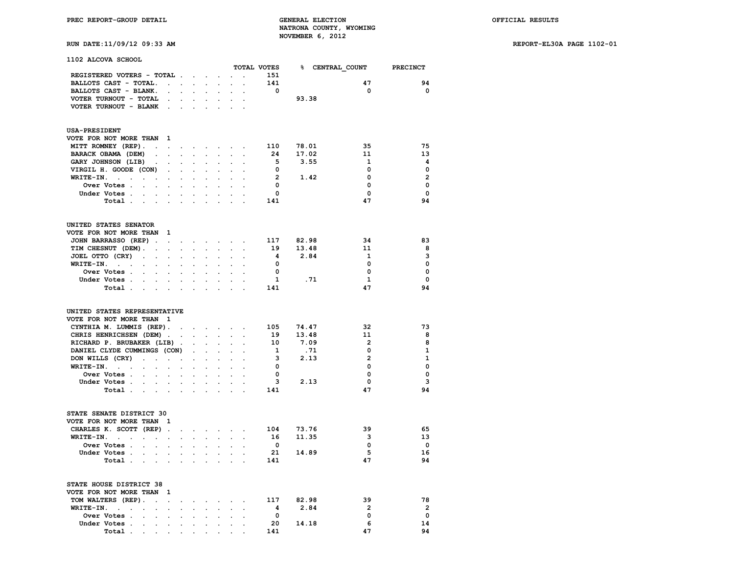PREC REPORT-GROUP DETAIL

GENERAL ELECTION
NATRONA COUNTY, WYOMING
NOVEMBER 6, 2012

OFFICIAL RESULTS

RUN DATE:11/09/12 09:33 AM

REPORT-EL30A PAGE 1102-01

## 1102 ALCOVA SCHOOL

| | TOTAL VOTES | % | CENTRAL_COUNT | PRECINCT |
|---|---|---|---|---|
| REGISTERED VOTERS - TOTAL | 151 | | | |
| BALLOTS CAST - TOTAL. | 141 | | 47 | 94 |
| BALLOTS CAST - BLANK. | 0 | | 0 | 0 |
| VOTER TURNOUT - TOTAL | | 93.38 | | |
| VOTER TURNOUT - BLANK | | | | |

### USA-PRESIDENT

VOTE FOR NOT MORE THAN 1

| | TOTAL VOTES | % | CENTRAL_COUNT | PRECINCT |
|---|---|---|---|---|
| MITT ROMNEY (REP) | 110 | 78.01 | 35 | 75 |
| BARACK OBAMA (DEM) | 24 | 17.02 | 11 | 13 |
| GARY JOHNSON (LIB) | 5 | 3.55 | 1 | 4 |
| VIRGIL H. GOODE (CON) | 0 | | 0 | 0 |
| WRITE-IN. | 2 | 1.42 | 0 | 2 |
| Over Votes | 0 | | 0 | 0 |
| Under Votes | 0 | | 0 | 0 |
| Total | 141 | | 47 | 94 |

### UNITED STATES SENATOR

VOTE FOR NOT MORE THAN 1

| | TOTAL VOTES | % | CENTRAL_COUNT | PRECINCT |
|---|---|---|---|---|
| JOHN BARRASSO (REP) | 117 | 82.98 | 34 | 83 |
| TIM CHESNUT (DEM) | 19 | 13.48 | 11 | 8 |
| JOEL OTTO (CRY) | 4 | 2.84 | 1 | 3 |
| WRITE-IN. | 0 | | 0 | 0 |
| Over Votes | 0 | | 0 | 0 |
| Under Votes | 1 | .71 | 1 | 0 |
| Total | 141 | | 47 | 94 |

### UNITED STATES REPRESENTATIVE

VOTE FOR NOT MORE THAN 1

| | TOTAL VOTES | % | CENTRAL_COUNT | PRECINCT |
|---|---|---|---|---|
| CYNTHIA M. LUMMIS (REP) | 105 | 74.47 | 32 | 73 |
| CHRIS HENRICHSEN (DEM) | 19 | 13.48 | 11 | 8 |
| RICHARD P. BRUBAKER (LIB) | 10 | 7.09 | 2 | 8 |
| DANIEL CLYDE CUMMINGS (CON) | 1 | .71 | 0 | 1 |
| DON WILLS (CRY) | 3 | 2.13 | 2 | 1 |
| WRITE-IN. | 0 | | 0 | 0 |
| Over Votes | 0 | | 0 | 0 |
| Under Votes | 3 | 2.13 | 0 | 3 |
| Total | 141 | | 47 | 94 |

### STATE SENATE DISTRICT 30

VOTE FOR NOT MORE THAN 1

| | TOTAL VOTES | % | CENTRAL_COUNT | PRECINCT |
|---|---|---|---|---|
| CHARLES K. SCOTT (REP) | 104 | 73.76 | 39 | 65 |
| WRITE-IN. | 16 | 11.35 | 3 | 13 |
| Over Votes | 0 | | 0 | 0 |
| Under Votes | 21 | 14.89 | 5 | 16 |
| Total | 141 | | 47 | 94 |

### STATE HOUSE DISTRICT 38

VOTE FOR NOT MORE THAN 1

| | TOTAL VOTES | % | CENTRAL_COUNT | PRECINCT |
|---|---|---|---|---|
| TOM WALTERS (REP) | 117 | 82.98 | 39 | 78 |
| WRITE-IN. | 4 | 2.84 | 2 | 2 |
| Over Votes | 0 | | 0 | 0 |
| Under Votes | 20 | 14.18 | 6 | 14 |
| Total | 141 | | 47 | 94 |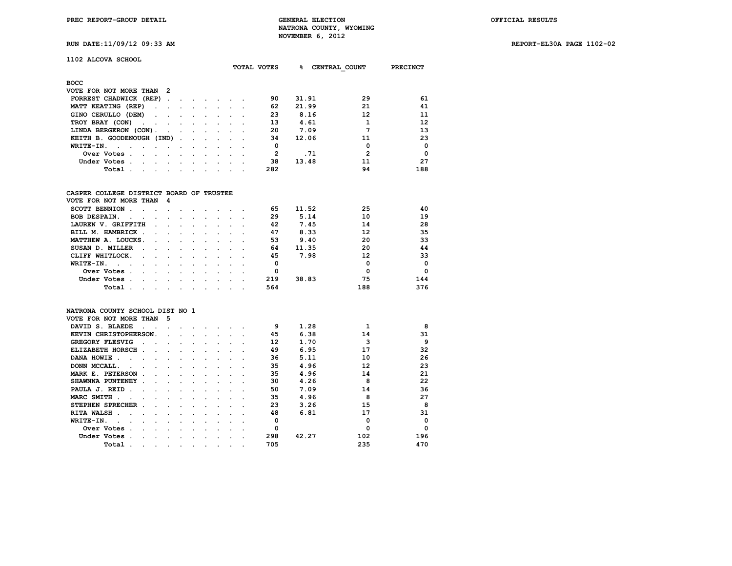PREC REPORT-GROUP DETAIL

GENERAL ELECTION
NATRONA COUNTY, WYOMING
NOVEMBER 6, 2012

OFFICIAL RESULTS

RUN DATE:11/09/12 09:33 AM

REPORT-EL30A PAGE 1102-02

## 1102 ALCOVA SCHOOL

### BOCC
VOTE FOR NOT MORE THAN 2

| | TOTAL VOTES | % | CENTRAL_COUNT | PRECINCT |
|---|---|---|---|---|
| FORREST CHADWICK (REP) | 90 | 31.91 | 29 | 61 |
| MATT KEATING (REP) | 62 | 21.99 | 21 | 41 |
| GINO CERULLO (DEM) | 23 | 8.16 | 12 | 11 |
| TROY BRAY (CON) | 13 | 4.61 | 1 | 12 |
| LINDA BERGERON (CON) | 20 | 7.09 | 7 | 13 |
| KEITH B. GOODENOUGH (IND) | 34 | 12.06 | 11 | 23 |
| WRITE-IN. | 0 | | 0 | 0 |
| Over Votes | 2 | .71 | 2 | 0 |
| Under Votes | 38 | 13.48 | 11 | 27 |
| Total | 282 | | 94 | 188 |

### CASPER COLLEGE DISTRICT BOARD OF TRUSTEE
VOTE FOR NOT MORE THAN 4

| | TOTAL VOTES | % | CENTRAL_COUNT | PRECINCT |
|---|---|---|---|---|
| SCOTT BENNION | 65 | 11.52 | 25 | 40 |
| BOB DESPAIN. | 29 | 5.14 | 10 | 19 |
| LAUREN V. GRIFFITH | 42 | 7.45 | 14 | 28 |
| BILL M. HAMBRICK | 47 | 8.33 | 12 | 35 |
| MATTHEW A. LOUCKS. | 53 | 9.40 | 20 | 33 |
| SUSAN D. MILLER | 64 | 11.35 | 20 | 44 |
| CLIFF WHITLOCK. | 45 | 7.98 | 12 | 33 |
| WRITE-IN. | 0 | | 0 | 0 |
| Over Votes | 0 | | 0 | 0 |
| Under Votes | 219 | 38.83 | 75 | 144 |
| Total | 564 | | 188 | 376 |

### NATRONA COUNTY SCHOOL DIST NO 1
VOTE FOR NOT MORE THAN 5

| | TOTAL VOTES | % | CENTRAL_COUNT | PRECINCT |
|---|---|---|---|---|
| DAVID S. BLAEDE | 9 | 1.28 | 1 | 8 |
| KEVIN CHRISTOPHERSON. | 45 | 6.38 | 14 | 31 |
| GREGORY FLESVIG | 12 | 1.70 | 3 | 9 |
| ELIZABETH HORSCH | 49 | 6.95 | 17 | 32 |
| DANA HOWIE | 36 | 5.11 | 10 | 26 |
| DONN MCCALL. | 35 | 4.96 | 12 | 23 |
| MARK E. PETERSON | 35 | 4.96 | 14 | 21 |
| SHAWNNA PUNTENEY | 30 | 4.26 | 8 | 22 |
| PAULA J. REID | 50 | 7.09 | 14 | 36 |
| MARC SMITH | 35 | 4.96 | 8 | 27 |
| STEPHEN SPRECHER | 23 | 3.26 | 15 | 8 |
| RITA WALSH | 48 | 6.81 | 17 | 31 |
| WRITE-IN. | 0 | | 0 | 0 |
| Over Votes | 0 | | 0 | 0 |
| Under Votes | 298 | 42.27 | 102 | 196 |
| Total | 705 | | 235 | 470 |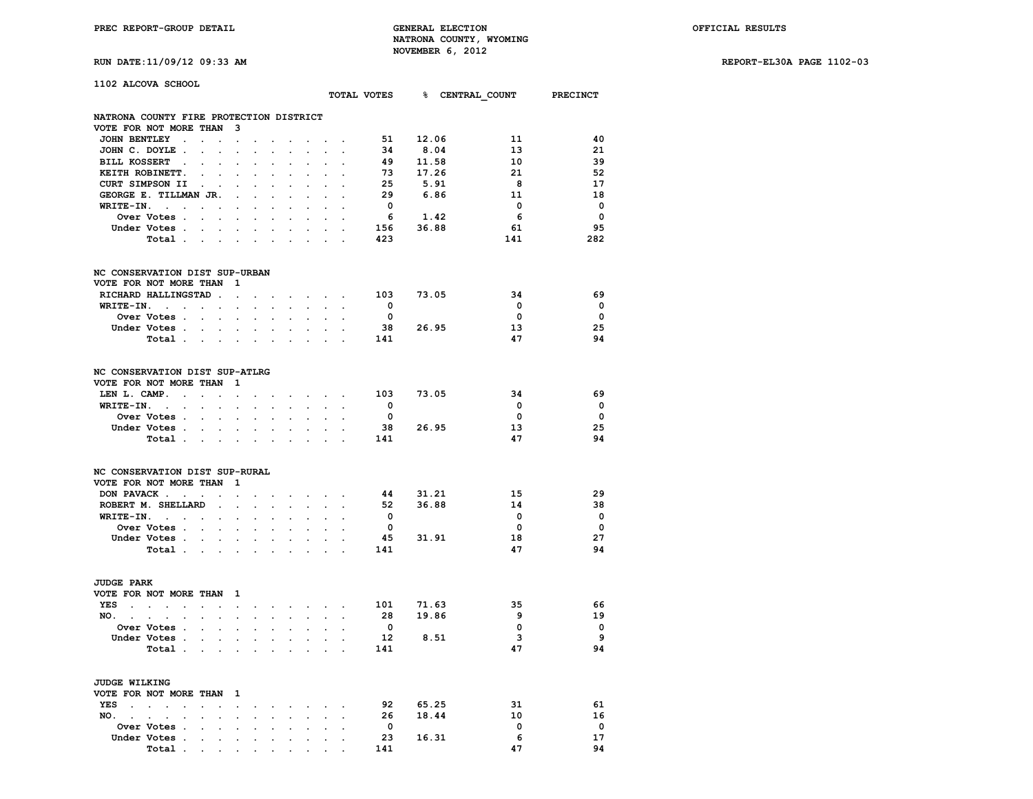PREC REPORT-GROUP DETAIL

GENERAL ELECTION
NATRONA COUNTY, WYOMING
NOVEMBER 6, 2012

OFFICIAL RESULTS

RUN DATE:11/09/12 09:33 AM

REPORT-EL30A PAGE 1102-03

## 1102 ALCOVA SCHOOL

### NATRONA COUNTY FIRE PROTECTION DISTRICT
VOTE FOR NOT MORE THAN 3

| | TOTAL VOTES | % | CENTRAL_COUNT | PRECINCT |
|---|---|---|---|---|
| JOHN BENTLEY | 51 | 12.06 | 11 | 40 |
| JOHN C. DOYLE | 34 | 8.04 | 13 | 21 |
| BILL KOSSERT | 49 | 11.58 | 10 | 39 |
| KEITH ROBINETT. | 73 | 17.26 | 21 | 52 |
| CURT SIMPSON II | 25 | 5.91 | 8 | 17 |
| GEORGE E. TILLMAN JR. | 29 | 6.86 | 11 | 18 |
| WRITE-IN. | 0 | | 0 | 0 |
| Over Votes | 6 | 1.42 | 6 | 0 |
| Under Votes | 156 | 36.88 | 61 | 95 |
| Total | 423 | | 141 | 282 |

### NC CONSERVATION DIST SUP-URBAN
VOTE FOR NOT MORE THAN 1

| | TOTAL VOTES | % | CENTRAL_COUNT | PRECINCT |
|---|---|---|---|---|
| RICHARD HALLINGSTAD | 103 | 73.05 | 34 | 69 |
| WRITE-IN. | 0 | | 0 | 0 |
| Over Votes | 0 | | 0 | 0 |
| Under Votes | 38 | 26.95 | 13 | 25 |
| Total | 141 | | 47 | 94 |

### NC CONSERVATION DIST SUP-ATLRG
VOTE FOR NOT MORE THAN 1

| | TOTAL VOTES | % | CENTRAL_COUNT | PRECINCT |
|---|---|---|---|---|
| LEN L. CAMP. | 103 | 73.05 | 34 | 69 |
| WRITE-IN. | 0 | | 0 | 0 |
| Over Votes | 0 | | 0 | 0 |
| Under Votes | 38 | 26.95 | 13 | 25 |
| Total | 141 | | 47 | 94 |

### NC CONSERVATION DIST SUP-RURAL
VOTE FOR NOT MORE THAN 1

| | TOTAL VOTES | % | CENTRAL_COUNT | PRECINCT |
|---|---|---|---|---|
| DON PAVACK | 44 | 31.21 | 15 | 29 |
| ROBERT M. SHELLARD | 52 | 36.88 | 14 | 38 |
| WRITE-IN. | 0 | | 0 | 0 |
| Over Votes | 0 | | 0 | 0 |
| Under Votes | 45 | 31.91 | 18 | 27 |
| Total | 141 | | 47 | 94 |

### JUDGE PARK
VOTE FOR NOT MORE THAN 1

| | TOTAL VOTES | % | CENTRAL_COUNT | PRECINCT |
|---|---|---|---|---|
| YES | 101 | 71.63 | 35 | 66 |
| NO. | 28 | 19.86 | 9 | 19 |
| Over Votes | 0 | | 0 | 0 |
| Under Votes | 12 | 8.51 | 3 | 9 |
| Total | 141 | | 47 | 94 |

### JUDGE WILKING
VOTE FOR NOT MORE THAN 1

| | TOTAL VOTES | % | CENTRAL_COUNT | PRECINCT |
|---|---|---|---|---|
| YES | 92 | 65.25 | 31 | 61 |
| NO. | 26 | 18.44 | 10 | 16 |
| Over Votes | 0 | | 0 | 0 |
| Under Votes | 23 | 16.31 | 6 | 17 |
| Total | 141 | | 47 | 94 |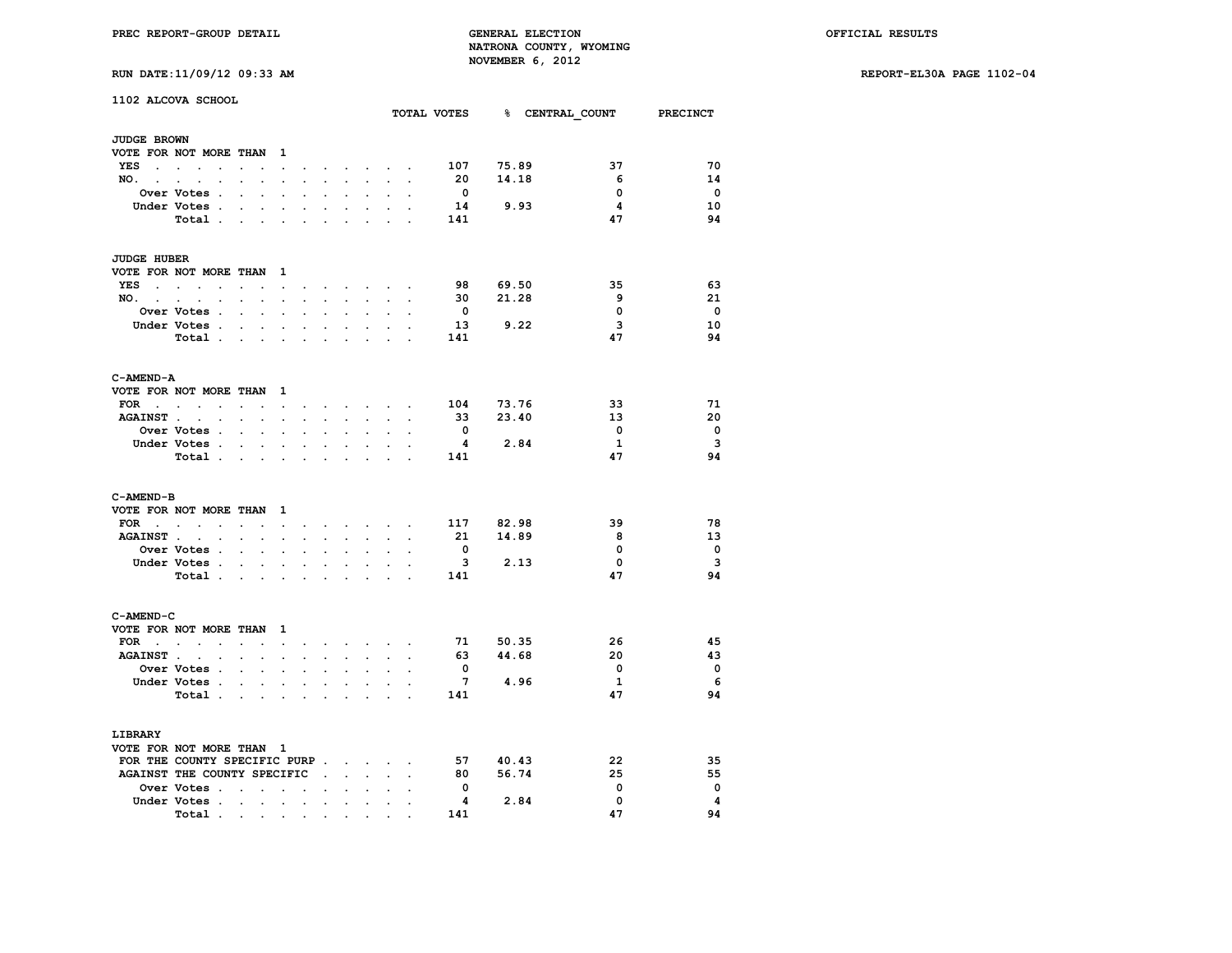PREC REPORT-GROUP DETAIL

GENERAL ELECTION
NATRONA COUNTY, WYOMING
NOVEMBER 6, 2012

OFFICIAL RESULTS

RUN DATE:11/09/12 09:33 AM

REPORT-EL30A PAGE 1102-04

## 1102 ALCOVA SCHOOL

### JUDGE BROWN
VOTE FOR NOT MORE THAN 1

| | TOTAL VOTES | % | CENTRAL_COUNT | PRECINCT |
|---|---|---|---|---|
| YES | 107 | 75.89 | 37 | 70 |
| NO. | 20 | 14.18 | 6 | 14 |
| Over Votes | 0 | | 0 | 0 |
| Under Votes | 14 | 9.93 | 4 | 10 |
| Total | 141 | | 47 | 94 |

### JUDGE HUBER
VOTE FOR NOT MORE THAN 1

| | TOTAL VOTES | % | CENTRAL_COUNT | PRECINCT |
|---|---|---|---|---|
| YES | 98 | 69.50 | 35 | 63 |
| NO. | 30 | 21.28 | 9 | 21 |
| Over Votes | 0 | | 0 | 0 |
| Under Votes | 13 | 9.22 | 3 | 10 |
| Total | 141 | | 47 | 94 |

### C-AMEND-A
VOTE FOR NOT MORE THAN 1

| | TOTAL VOTES | % | CENTRAL_COUNT | PRECINCT |
|---|---|---|---|---|
| FOR | 104 | 73.76 | 33 | 71 |
| AGAINST | 33 | 23.40 | 13 | 20 |
| Over Votes | 0 | | 0 | 0 |
| Under Votes | 4 | 2.84 | 1 | 3 |
| Total | 141 | | 47 | 94 |

### C-AMEND-B
VOTE FOR NOT MORE THAN 1

| | TOTAL VOTES | % | CENTRAL_COUNT | PRECINCT |
|---|---|---|---|---|
| FOR | 117 | 82.98 | 39 | 78 |
| AGAINST | 21 | 14.89 | 8 | 13 |
| Over Votes | 0 | | 0 | 0 |
| Under Votes | 3 | 2.13 | 0 | 3 |
| Total | 141 | | 47 | 94 |

### C-AMEND-C
VOTE FOR NOT MORE THAN 1

| | TOTAL VOTES | % | CENTRAL_COUNT | PRECINCT |
|---|---|---|---|---|
| FOR | 71 | 50.35 | 26 | 45 |
| AGAINST | 63 | 44.68 | 20 | 43 |
| Over Votes | 0 | | 0 | 0 |
| Under Votes | 7 | 4.96 | 1 | 6 |
| Total | 141 | | 47 | 94 |

### LIBRARY
VOTE FOR NOT MORE THAN 1

| | TOTAL VOTES | % | CENTRAL_COUNT | PRECINCT |
|---|---|---|---|---|
| FOR THE COUNTY SPECIFIC PURP | 57 | 40.43 | 22 | 35 |
| AGAINST THE COUNTY SPECIFIC | 80 | 56.74 | 25 | 55 |
| Over Votes | 0 | | 0 | 0 |
| Under Votes | 4 | 2.84 | 0 | 4 |
| Total | 141 | | 47 | 94 |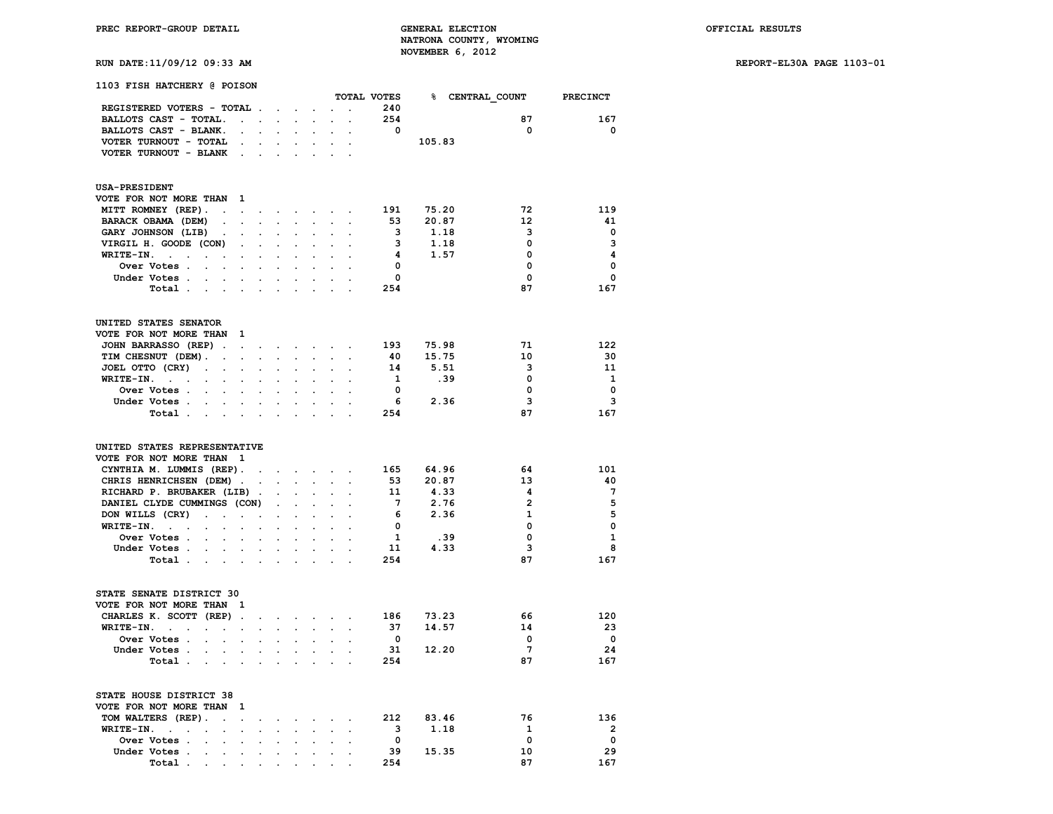PREC REPORT-GROUP DETAIL

GENERAL ELECTION
NATRONA COUNTY, WYOMING
NOVEMBER 6, 2012

OFFICIAL RESULTS

RUN DATE:11/09/12 09:33 AM

REPORT-EL30A PAGE 1103-01

## 1103 FISH HATCHERY @ POISON

| | TOTAL VOTES | % | CENTRAL_COUNT | PRECINCT |
|---|---|---|---|---|
| REGISTERED VOTERS - TOTAL | 240 | | | |
| BALLOTS CAST - TOTAL | 254 | | 87 | 167 |
| BALLOTS CAST - BLANK | 0 | | 0 | 0 |
| VOTER TURNOUT - TOTAL | | 105.83 | | |
| VOTER TURNOUT - BLANK | | | | |

### USA-PRESIDENT

VOTE FOR NOT MORE THAN 1

| | TOTAL VOTES | % | CENTRAL_COUNT | PRECINCT |
|---|---|---|---|---|
| MITT ROMNEY (REP) | 191 | 75.20 | 72 | 119 |
| BARACK OBAMA (DEM) | 53 | 20.87 | 12 | 41 |
| GARY JOHNSON (LIB) | 3 | 1.18 | 3 | 0 |
| VIRGIL H. GOODE (CON) | 3 | 1.18 | 0 | 3 |
| WRITE-IN. | 4 | 1.57 | 0 | 4 |
| Over Votes | 0 | | 0 | 0 |
| Under Votes | 0 | | 0 | 0 |
| Total | 254 | | 87 | 167 |

### UNITED STATES SENATOR

VOTE FOR NOT MORE THAN 1

| | TOTAL VOTES | % | CENTRAL_COUNT | PRECINCT |
|---|---|---|---|---|
| JOHN BARRASSO (REP) | 193 | 75.98 | 71 | 122 |
| TIM CHESNUT (DEM) | 40 | 15.75 | 10 | 30 |
| JOEL OTTO (CRY) | 14 | 5.51 | 3 | 11 |
| WRITE-IN. | 1 | .39 | 0 | 1 |
| Over Votes | 0 | | 0 | 0 |
| Under Votes | 6 | 2.36 | 3 | 3 |
| Total | 254 | | 87 | 167 |

### UNITED STATES REPRESENTATIVE

VOTE FOR NOT MORE THAN 1

| | TOTAL VOTES | % | CENTRAL_COUNT | PRECINCT |
|---|---|---|---|---|
| CYNTHIA M. LUMMIS (REP) | 165 | 64.96 | 64 | 101 |
| CHRIS HENRICHSEN (DEM) | 53 | 20.87 | 13 | 40 |
| RICHARD P. BRUBAKER (LIB) | 11 | 4.33 | 4 | 7 |
| DANIEL CLYDE CUMMINGS (CON) | 7 | 2.76 | 2 | 5 |
| DON WILLS (CRY) | 6 | 2.36 | 1 | 5 |
| WRITE-IN. | 0 | | 0 | 0 |
| Over Votes | 1 | .39 | 0 | 1 |
| Under Votes | 11 | 4.33 | 3 | 8 |
| Total | 254 | | 87 | 167 |

### STATE SENATE DISTRICT 30

VOTE FOR NOT MORE THAN 1

| | TOTAL VOTES | % | CENTRAL_COUNT | PRECINCT |
|---|---|---|---|---|
| CHARLES K. SCOTT (REP) | 186 | 73.23 | 66 | 120 |
| WRITE-IN. | 37 | 14.57 | 14 | 23 |
| Over Votes | 0 | | 0 | 0 |
| Under Votes | 31 | 12.20 | 7 | 24 |
| Total | 254 | | 87 | 167 |

### STATE HOUSE DISTRICT 38

VOTE FOR NOT MORE THAN 1

| | TOTAL VOTES | % | CENTRAL_COUNT | PRECINCT |
|---|---|---|---|---|
| TOM WALTERS (REP) | 212 | 83.46 | 76 | 136 |
| WRITE-IN. | 3 | 1.18 | 1 | 2 |
| Over Votes | 0 | | 0 | 0 |
| Under Votes | 39 | 15.35 | 10 | 29 |
| Total | 254 | | 87 | 167 |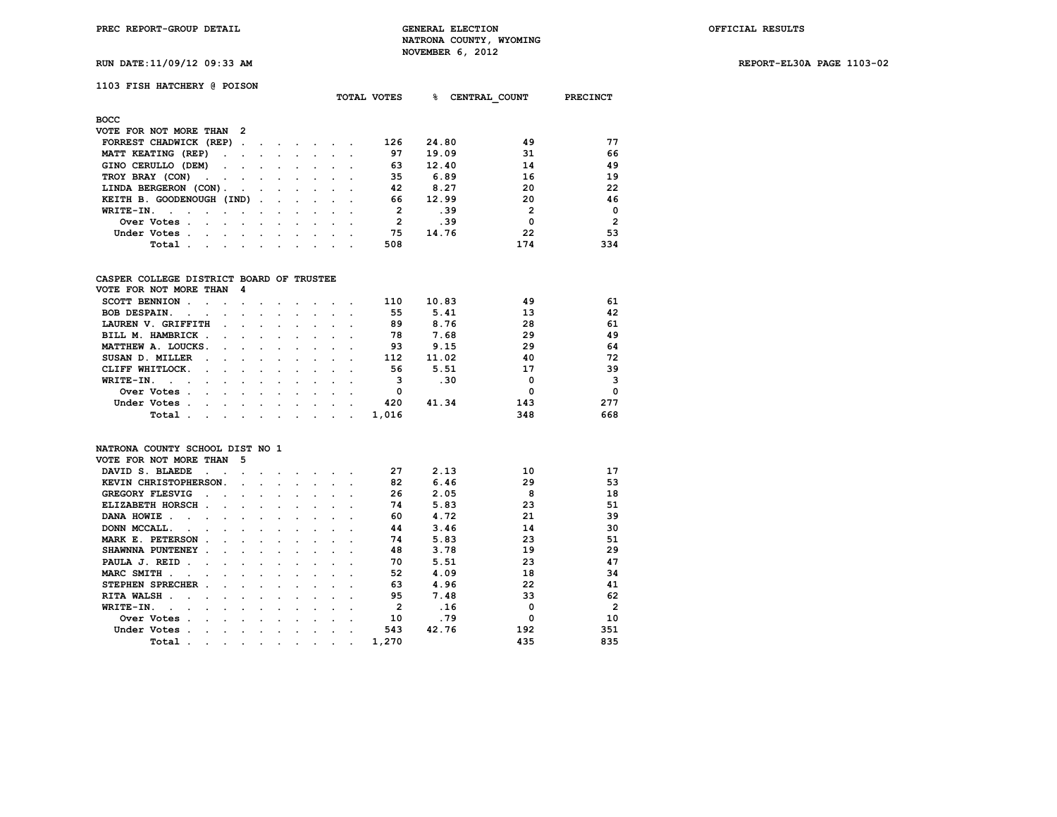PREC REPORT-GROUP DETAIL

GENERAL ELECTION
NATRONA COUNTY, WYOMING
NOVEMBER 6, 2012

OFFICIAL RESULTS

RUN DATE:11/09/12 09:33 AM

REPORT-EL30A PAGE 1103-02

## 1103 FISH HATCHERY @ POISON

### BOCC

VOTE FOR NOT MORE THAN 2

| | TOTAL VOTES | % | CENTRAL_COUNT | PRECINCT |
|---|---|---|---|---|
| FORREST CHADWICK (REP) | 126 | 24.80 | 49 | 77 |
| MATT KEATING (REP) | 97 | 19.09 | 31 | 66 |
| GINO CERULLO (DEM) | 63 | 12.40 | 14 | 49 |
| TROY BRAY (CON) | 35 | 6.89 | 16 | 19 |
| LINDA BERGERON (CON) | 42 | 8.27 | 20 | 22 |
| KEITH B. GOODENOUGH (IND) | 66 | 12.99 | 20 | 46 |
| WRITE-IN. | 2 | .39 | 2 | 0 |
| Over Votes | 2 | .39 | 0 | 2 |
| Under Votes | 75 | 14.76 | 22 | 53 |
| Total | 508 | | 174 | 334 |

### CASPER COLLEGE DISTRICT BOARD OF TRUSTEE

VOTE FOR NOT MORE THAN 4

| | TOTAL VOTES | % | CENTRAL_COUNT | PRECINCT |
|---|---|---|---|---|
| SCOTT BENNION | 110 | 10.83 | 49 | 61 |
| BOB DESPAIN. | 55 | 5.41 | 13 | 42 |
| LAUREN V. GRIFFITH | 89 | 8.76 | 28 | 61 |
| BILL M. HAMBRICK | 78 | 7.68 | 29 | 49 |
| MATTHEW A. LOUCKS. | 93 | 9.15 | 29 | 64 |
| SUSAN D. MILLER | 112 | 11.02 | 40 | 72 |
| CLIFF WHITLOCK. | 56 | 5.51 | 17 | 39 |
| WRITE-IN. | 3 | .30 | 0 | 3 |
| Over Votes | 0 | | 0 | 0 |
| Under Votes | 420 | 41.34 | 143 | 277 |
| Total | 1,016 | | 348 | 668 |

### NATRONA COUNTY SCHOOL DIST NO 1

VOTE FOR NOT MORE THAN 5

| | TOTAL VOTES | % | CENTRAL_COUNT | PRECINCT |
|---|---|---|---|---|
| DAVID S. BLAEDE | 27 | 2.13 | 10 | 17 |
| KEVIN CHRISTOPHERSON. | 82 | 6.46 | 29 | 53 |
| GREGORY FLESVIG | 26 | 2.05 | 8 | 18 |
| ELIZABETH HORSCH | 74 | 5.83 | 23 | 51 |
| DANA HOWIE | 60 | 4.72 | 21 | 39 |
| DONN MCCALL. | 44 | 3.46 | 14 | 30 |
| MARK E. PETERSON | 74 | 5.83 | 23 | 51 |
| SHAWNNA PUNTENEY | 48 | 3.78 | 19 | 29 |
| PAULA J. REID | 70 | 5.51 | 23 | 47 |
| MARC SMITH | 52 | 4.09 | 18 | 34 |
| STEPHEN SPRECHER | 63 | 4.96 | 22 | 41 |
| RITA WALSH | 95 | 7.48 | 33 | 62 |
| WRITE-IN. | 2 | .16 | 0 | 2 |
| Over Votes | 10 | .79 | 0 | 10 |
| Under Votes | 543 | 42.76 | 192 | 351 |
| Total | 1,270 | | 435 | 835 |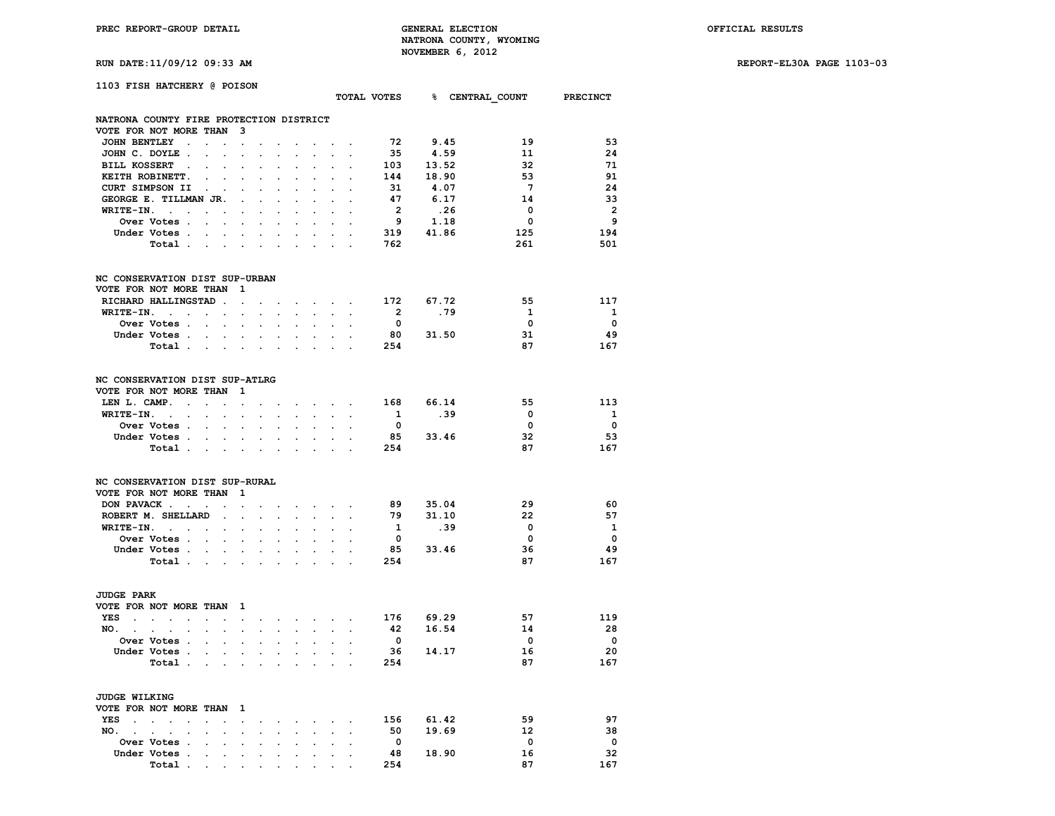PREC REPORT-GROUP DETAIL — GENERAL ELECTION — NATRONA COUNTY, WYOMING — NOVEMBER 6, 2012 — OFFICIAL RESULTS

RUN DATE:11/09/12 09:33 AM — REPORT-EL30A PAGE 1103-03

## 1103 FISH HATCHERY @ POISON

### NATRONA COUNTY FIRE PROTECTION DISTRICT
VOTE FOR NOT MORE THAN 3

| | TOTAL VOTES | % | CENTRAL_COUNT | PRECINCT |
|---|---|---|---|---|
| JOHN BENTLEY | 72 | 9.45 | 19 | 53 |
| JOHN C. DOYLE | 35 | 4.59 | 11 | 24 |
| BILL KOSSERT | 103 | 13.52 | 32 | 71 |
| KEITH ROBINETT | 144 | 18.90 | 53 | 91 |
| CURT SIMPSON II | 31 | 4.07 | 7 | 24 |
| GEORGE E. TILLMAN JR. | 47 | 6.17 | 14 | 33 |
| WRITE-IN. | 2 | .26 | 0 | 2 |
| Over Votes | 9 | 1.18 | 0 | 9 |
| Under Votes | 319 | 41.86 | 125 | 194 |
| Total | 762 | | 261 | 501 |

### NC CONSERVATION DIST SUP-URBAN
VOTE FOR NOT MORE THAN 1

| | TOTAL VOTES | % | CENTRAL_COUNT | PRECINCT |
|---|---|---|---|---|
| RICHARD HALLINGSTAD | 172 | 67.72 | 55 | 117 |
| WRITE-IN. | 2 | .79 | 1 | 1 |
| Over Votes | 0 | | 0 | 0 |
| Under Votes | 80 | 31.50 | 31 | 49 |
| Total | 254 | | 87 | 167 |

### NC CONSERVATION DIST SUP-ATLRG
VOTE FOR NOT MORE THAN 1

| | TOTAL VOTES | % | CENTRAL_COUNT | PRECINCT |
|---|---|---|---|---|
| LEN L. CAMP. | 168 | 66.14 | 55 | 113 |
| WRITE-IN. | 1 | .39 | 0 | 1 |
| Over Votes | 0 | | 0 | 0 |
| Under Votes | 85 | 33.46 | 32 | 53 |
| Total | 254 | | 87 | 167 |

### NC CONSERVATION DIST SUP-RURAL
VOTE FOR NOT MORE THAN 1

| | TOTAL VOTES | % | CENTRAL_COUNT | PRECINCT |
|---|---|---|---|---|
| DON PAVACK | 89 | 35.04 | 29 | 60 |
| ROBERT M. SHELLARD | 79 | 31.10 | 22 | 57 |
| WRITE-IN. | 1 | .39 | 0 | 1 |
| Over Votes | 0 | | 0 | 0 |
| Under Votes | 85 | 33.46 | 36 | 49 |
| Total | 254 | | 87 | 167 |

### JUDGE PARK
VOTE FOR NOT MORE THAN 1

| | TOTAL VOTES | % | CENTRAL_COUNT | PRECINCT |
|---|---|---|---|---|
| YES | 176 | 69.29 | 57 | 119 |
| NO. | 42 | 16.54 | 14 | 28 |
| Over Votes | 0 | | 0 | 0 |
| Under Votes | 36 | 14.17 | 16 | 20 |
| Total | 254 | | 87 | 167 |

### JUDGE WILKING
VOTE FOR NOT MORE THAN 1

| | TOTAL VOTES | % | CENTRAL_COUNT | PRECINCT |
|---|---|---|---|---|
| YES | 156 | 61.42 | 59 | 97 |
| NO. | 50 | 19.69 | 12 | 38 |
| Over Votes | 0 | | 0 | 0 |
| Under Votes | 48 | 18.90 | 16 | 32 |
| Total | 254 | | 87 | 167 |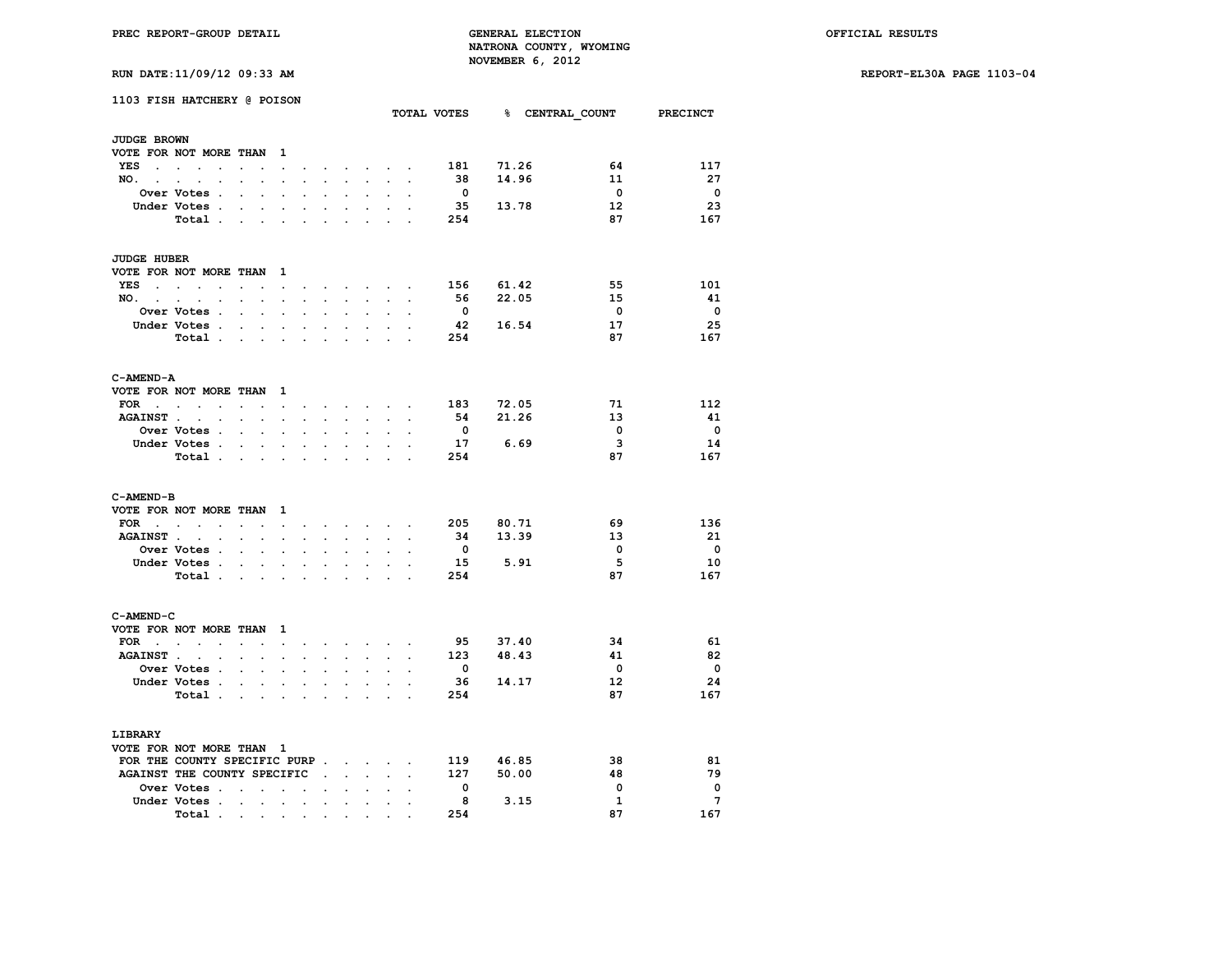PREC REPORT-GROUP DETAIL — GENERAL ELECTION — NATRONA COUNTY, WYOMING — NOVEMBER 6, 2012 — OFFICIAL RESULTS

RUN DATE:11/09/12 09:33 AM — REPORT-EL30A PAGE 1103-04

## 1103 FISH HATCHERY @ POISON

### JUDGE BROWN

VOTE FOR NOT MORE THAN 1

| | TOTAL VOTES | % | CENTRAL_COUNT | PRECINCT |
|---|---|---|---|---|
| YES | 181 | 71.26 | 64 | 117 |
| NO. | 38 | 14.96 | 11 | 27 |
| Over Votes | 0 | | 0 | 0 |
| Under Votes | 35 | 13.78 | 12 | 23 |
| Total | 254 | | 87 | 167 |

### JUDGE HUBER

VOTE FOR NOT MORE THAN 1

| | TOTAL VOTES | % | CENTRAL_COUNT | PRECINCT |
|---|---|---|---|---|
| YES | 156 | 61.42 | 55 | 101 |
| NO. | 56 | 22.05 | 15 | 41 |
| Over Votes | 0 | | 0 | 0 |
| Under Votes | 42 | 16.54 | 17 | 25 |
| Total | 254 | | 87 | 167 |

### C-AMEND-A

VOTE FOR NOT MORE THAN 1

| | TOTAL VOTES | % | CENTRAL_COUNT | PRECINCT |
|---|---|---|---|---|
| FOR | 183 | 72.05 | 71 | 112 |
| AGAINST | 54 | 21.26 | 13 | 41 |
| Over Votes | 0 | | 0 | 0 |
| Under Votes | 17 | 6.69 | 3 | 14 |
| Total | 254 | | 87 | 167 |

### C-AMEND-B

VOTE FOR NOT MORE THAN 1

| | TOTAL VOTES | % | CENTRAL_COUNT | PRECINCT |
|---|---|---|---|---|
| FOR | 205 | 80.71 | 69 | 136 |
| AGAINST | 34 | 13.39 | 13 | 21 |
| Over Votes | 0 | | 0 | 0 |
| Under Votes | 15 | 5.91 | 5 | 10 |
| Total | 254 | | 87 | 167 |

### C-AMEND-C

VOTE FOR NOT MORE THAN 1

| | TOTAL VOTES | % | CENTRAL_COUNT | PRECINCT |
|---|---|---|---|---|
| FOR | 95 | 37.40 | 34 | 61 |
| AGAINST | 123 | 48.43 | 41 | 82 |
| Over Votes | 0 | | 0 | 0 |
| Under Votes | 36 | 14.17 | 12 | 24 |
| Total | 254 | | 87 | 167 |

### LIBRARY

VOTE FOR NOT MORE THAN 1

| | TOTAL VOTES | % | CENTRAL_COUNT | PRECINCT |
|---|---|---|---|---|
| FOR THE COUNTY SPECIFIC PURP | 119 | 46.85 | 38 | 81 |
| AGAINST THE COUNTY SPECIFIC | 127 | 50.00 | 48 | 79 |
| Over Votes | 0 | | 0 | 0 |
| Under Votes | 8 | 3.15 | 1 | 7 |
| Total | 254 | | 87 | 167 |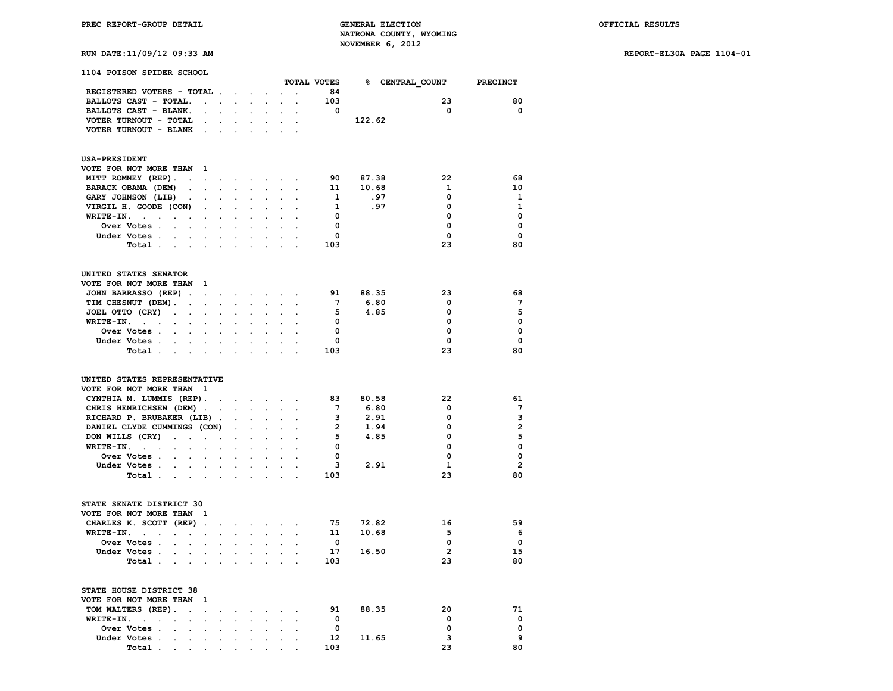PREC REPORT-GROUP DETAIL

GENERAL ELECTION
NATRONA COUNTY, WYOMING
NOVEMBER 6, 2012

OFFICIAL RESULTS

RUN DATE:11/09/12 09:33 AM

REPORT-EL30A PAGE 1104-01

## 1104 POISON SPIDER SCHOOL

| | TOTAL VOTES | % | CENTRAL_COUNT | PRECINCT |
|---|---|---|---|---|
| REGISTERED VOTERS - TOTAL | 84 | | | |
| BALLOTS CAST - TOTAL | 103 | | 23 | 80 |
| BALLOTS CAST - BLANK | 0 | | 0 | 0 |
| VOTER TURNOUT - TOTAL | | 122.62 | | |
| VOTER TURNOUT - BLANK | | | | |

### USA-PRESIDENT

VOTE FOR NOT MORE THAN 1

| | TOTAL VOTES | % | CENTRAL_COUNT | PRECINCT |
|---|---|---|---|---|
| MITT ROMNEY (REP) | 90 | 87.38 | 22 | 68 |
| BARACK OBAMA (DEM) | 11 | 10.68 | 1 | 10 |
| GARY JOHNSON (LIB) | 1 | .97 | 0 | 1 |
| VIRGIL H. GOODE (CON) | 1 | .97 | 0 | 1 |
| WRITE-IN. | 0 | | 0 | 0 |
| Over Votes | 0 | | 0 | 0 |
| Under Votes | 0 | | 0 | 0 |
| Total | 103 | | 23 | 80 |

### UNITED STATES SENATOR

VOTE FOR NOT MORE THAN 1

| | TOTAL VOTES | % | CENTRAL_COUNT | PRECINCT |
|---|---|---|---|---|
| JOHN BARRASSO (REP) | 91 | 88.35 | 23 | 68 |
| TIM CHESNUT (DEM) | 7 | 6.80 | 0 | 7 |
| JOEL OTTO (CRY) | 5 | 4.85 | 0 | 5 |
| WRITE-IN. | 0 | | 0 | 0 |
| Over Votes | 0 | | 0 | 0 |
| Under Votes | 0 | | 0 | 0 |
| Total | 103 | | 23 | 80 |

### UNITED STATES REPRESENTATIVE

VOTE FOR NOT MORE THAN 1

| | TOTAL VOTES | % | CENTRAL_COUNT | PRECINCT |
|---|---|---|---|---|
| CYNTHIA M. LUMMIS (REP) | 83 | 80.58 | 22 | 61 |
| CHRIS HENRICHSEN (DEM) | 7 | 6.80 | 0 | 7 |
| RICHARD P. BRUBAKER (LIB) | 3 | 2.91 | 0 | 3 |
| DANIEL CLYDE CUMMINGS (CON) | 2 | 1.94 | 0 | 2 |
| DON WILLS (CRY) | 5 | 4.85 | 0 | 5 |
| WRITE-IN. | 0 | | 0 | 0 |
| Over Votes | 0 | | 0 | 0 |
| Under Votes | 3 | 2.91 | 1 | 2 |
| Total | 103 | | 23 | 80 |

### STATE SENATE DISTRICT 30

VOTE FOR NOT MORE THAN 1

| | TOTAL VOTES | % | CENTRAL_COUNT | PRECINCT |
|---|---|---|---|---|
| CHARLES K. SCOTT (REP) | 75 | 72.82 | 16 | 59 |
| WRITE-IN. | 11 | 10.68 | 5 | 6 |
| Over Votes | 0 | | 0 | 0 |
| Under Votes | 17 | 16.50 | 2 | 15 |
| Total | 103 | | 23 | 80 |

### STATE HOUSE DISTRICT 38

VOTE FOR NOT MORE THAN 1

| | TOTAL VOTES | % | CENTRAL_COUNT | PRECINCT |
|---|---|---|---|---|
| TOM WALTERS (REP) | 91 | 88.35 | 20 | 71 |
| WRITE-IN. | 0 | | 0 | 0 |
| Over Votes | 0 | | 0 | 0 |
| Under Votes | 12 | 11.65 | 3 | 9 |
| Total | 103 | | 23 | 80 |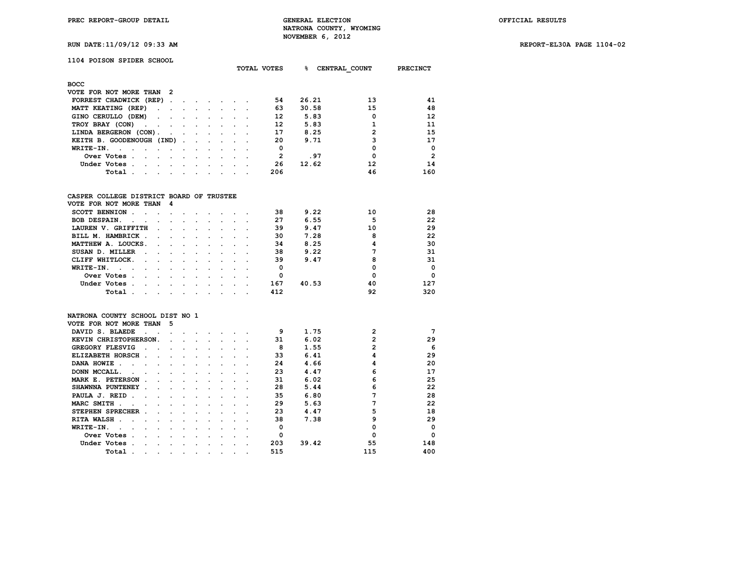PREC REPORT-GROUP DETAIL

GENERAL ELECTION
NATRONA COUNTY, WYOMING
NOVEMBER 6, 2012

OFFICIAL RESULTS

RUN DATE:11/09/12 09:33 AM

REPORT-EL30A PAGE 1104-02

## 1104 POISON SPIDER SCHOOL

### BOCC
VOTE FOR NOT MORE THAN 2

| | TOTAL VOTES | % | CENTRAL_COUNT | PRECINCT |
|---|---|---|---|---|
| FORREST CHADWICK (REP) | 54 | 26.21 | 13 | 41 |
| MATT KEATING (REP) | 63 | 30.58 | 15 | 48 |
| GINO CERULLO (DEM) | 12 | 5.83 | 0 | 12 |
| TROY BRAY (CON) | 12 | 5.83 | 1 | 11 |
| LINDA BERGERON (CON) | 17 | 8.25 | 2 | 15 |
| KEITH B. GOODENOUGH (IND) | 20 | 9.71 | 3 | 17 |
| WRITE-IN. | 0 | | 0 | 0 |
| Over Votes | 2 | .97 | 0 | 2 |
| Under Votes | 26 | 12.62 | 12 | 14 |
| Total | 206 | | 46 | 160 |

### CASPER COLLEGE DISTRICT BOARD OF TRUSTEE
VOTE FOR NOT MORE THAN 4

| | TOTAL VOTES | % | CENTRAL_COUNT | PRECINCT |
|---|---|---|---|---|
| SCOTT BENNION | 38 | 9.22 | 10 | 28 |
| BOB DESPAIN. | 27 | 6.55 | 5 | 22 |
| LAUREN V. GRIFFITH | 39 | 9.47 | 10 | 29 |
| BILL M. HAMBRICK | 30 | 7.28 | 8 | 22 |
| MATTHEW A. LOUCKS. | 34 | 8.25 | 4 | 30 |
| SUSAN D. MILLER | 38 | 9.22 | 7 | 31 |
| CLIFF WHITLOCK. | 39 | 9.47 | 8 | 31 |
| WRITE-IN. | 0 | | 0 | 0 |
| Over Votes | 0 | | 0 | 0 |
| Under Votes | 167 | 40.53 | 40 | 127 |
| Total | 412 | | 92 | 320 |

### NATRONA COUNTY SCHOOL DIST NO 1
VOTE FOR NOT MORE THAN 5

| | TOTAL VOTES | % | CENTRAL_COUNT | PRECINCT |
|---|---|---|---|---|
| DAVID S. BLAEDE | 9 | 1.75 | 2 | 7 |
| KEVIN CHRISTOPHERSON. | 31 | 6.02 | 2 | 29 |
| GREGORY FLESVIG | 8 | 1.55 | 2 | 6 |
| ELIZABETH HORSCH | 33 | 6.41 | 4 | 29 |
| DANA HOWIE | 24 | 4.66 | 4 | 20 |
| DONN MCCALL. | 23 | 4.47 | 6 | 17 |
| MARK E. PETERSON | 31 | 6.02 | 6 | 25 |
| SHAWNNA PUNTENEY | 28 | 5.44 | 6 | 22 |
| PAULA J. REID | 35 | 6.80 | 7 | 28 |
| MARC SMITH | 29 | 5.63 | 7 | 22 |
| STEPHEN SPRECHER | 23 | 4.47 | 5 | 18 |
| RITA WALSH | 38 | 7.38 | 9 | 29 |
| WRITE-IN. | 0 | | 0 | 0 |
| Over Votes | 0 | | 0 | 0 |
| Under Votes | 203 | 39.42 | 55 | 148 |
| Total | 515 | | 115 | 400 |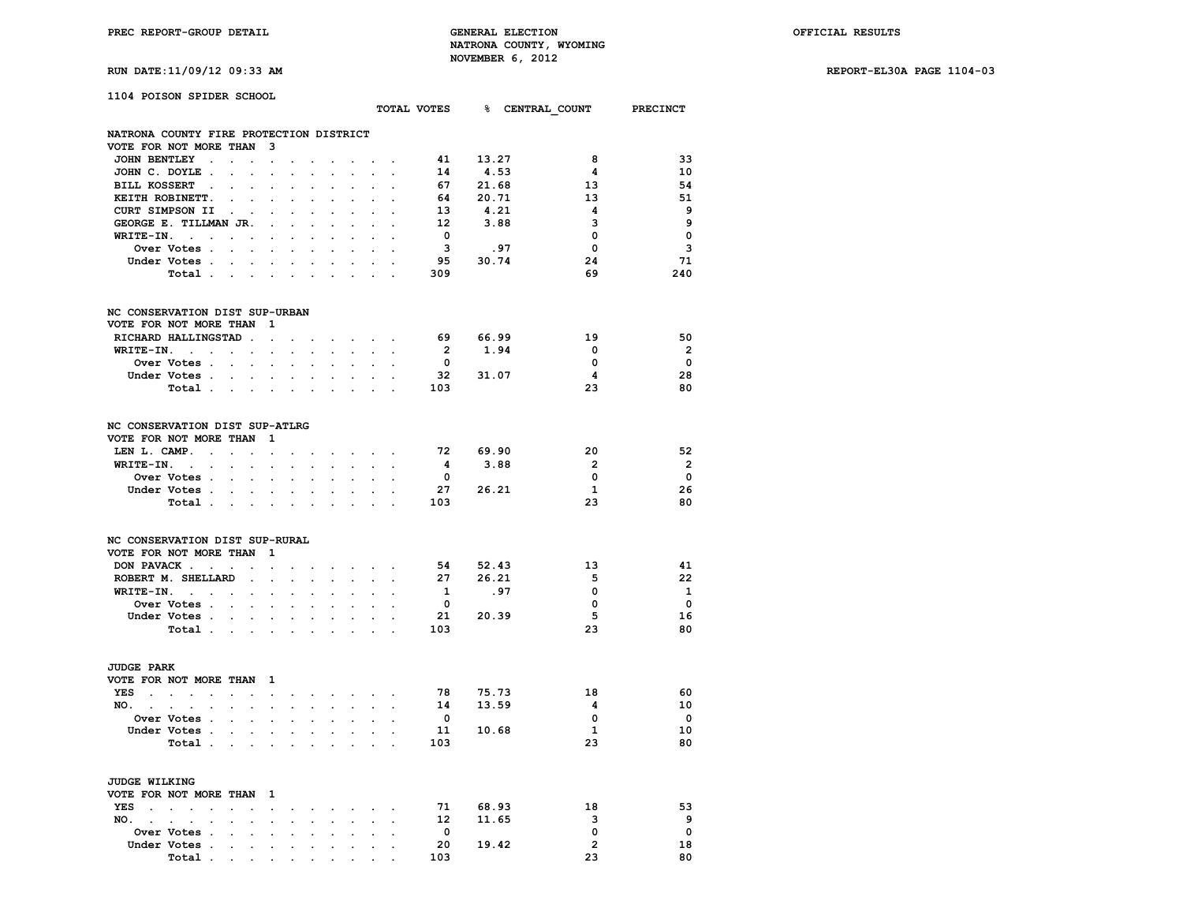PREC REPORT-GROUP DETAIL

GENERAL ELECTION
NATRONA COUNTY, WYOMING
NOVEMBER 6, 2012

OFFICIAL RESULTS

RUN DATE:11/09/12 09:33 AM

REPORT-EL30A PAGE 1104-03

## 1104 POISON SPIDER SCHOOL

### NATRONA COUNTY FIRE PROTECTION DISTRICT
VOTE FOR NOT MORE THAN 3

| | TOTAL VOTES | % | CENTRAL_COUNT | PRECINCT |
|---|---|---|---|---|
| JOHN BENTLEY | 41 | 13.27 | 8 | 33 |
| JOHN C. DOYLE | 14 | 4.53 | 4 | 10 |
| BILL KOSSERT | 67 | 21.68 | 13 | 54 |
| KEITH ROBINETT. | 64 | 20.71 | 13 | 51 |
| CURT SIMPSON II | 13 | 4.21 | 4 | 9 |
| GEORGE E. TILLMAN JR. | 12 | 3.88 | 3 | 9 |
| WRITE-IN. | 0 | | 0 | 0 |
| Over Votes | 3 | .97 | 0 | 3 |
| Under Votes | 95 | 30.74 | 24 | 71 |
| Total | 309 | | 69 | 240 |

### NC CONSERVATION DIST SUP-URBAN
VOTE FOR NOT MORE THAN 1

| | TOTAL VOTES | % | CENTRAL_COUNT | PRECINCT |
|---|---|---|---|---|
| RICHARD HALLINGSTAD | 69 | 66.99 | 19 | 50 |
| WRITE-IN. | 2 | 1.94 | 0 | 2 |
| Over Votes | 0 | | 0 | 0 |
| Under Votes | 32 | 31.07 | 4 | 28 |
| Total | 103 | | 23 | 80 |

### NC CONSERVATION DIST SUP-ATLRG
VOTE FOR NOT MORE THAN 1

| | TOTAL VOTES | % | CENTRAL_COUNT | PRECINCT |
|---|---|---|---|---|
| LEN L. CAMP. | 72 | 69.90 | 20 | 52 |
| WRITE-IN. | 4 | 3.88 | 2 | 2 |
| Over Votes | 0 | | 0 | 0 |
| Under Votes | 27 | 26.21 | 1 | 26 |
| Total | 103 | | 23 | 80 |

### NC CONSERVATION DIST SUP-RURAL
VOTE FOR NOT MORE THAN 1

| | TOTAL VOTES | % | CENTRAL_COUNT | PRECINCT |
|---|---|---|---|---|
| DON PAVACK | 54 | 52.43 | 13 | 41 |
| ROBERT M. SHELLARD | 27 | 26.21 | 5 | 22 |
| WRITE-IN. | 1 | .97 | 0 | 1 |
| Over Votes | 0 | | 0 | 0 |
| Under Votes | 21 | 20.39 | 5 | 16 |
| Total | 103 | | 23 | 80 |

### JUDGE PARK
VOTE FOR NOT MORE THAN 1

| | TOTAL VOTES | % | CENTRAL_COUNT | PRECINCT |
|---|---|---|---|---|
| YES | 78 | 75.73 | 18 | 60 |
| NO. | 14 | 13.59 | 4 | 10 |
| Over Votes | 0 | | 0 | 0 |
| Under Votes | 11 | 10.68 | 1 | 10 |
| Total | 103 | | 23 | 80 |

### JUDGE WILKING
VOTE FOR NOT MORE THAN 1

| | TOTAL VOTES | % | CENTRAL_COUNT | PRECINCT |
|---|---|---|---|---|
| YES | 71 | 68.93 | 18 | 53 |
| NO. | 12 | 11.65 | 3 | 9 |
| Over Votes | 0 | | 0 | 0 |
| Under Votes | 20 | 19.42 | 2 | 18 |
| Total | 103 | | 23 | 80 |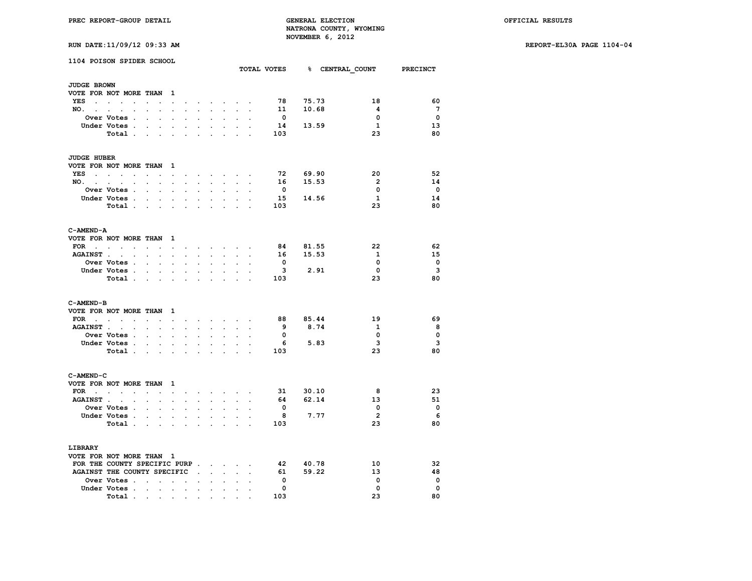PREC REPORT-GROUP DETAIL

GENERAL ELECTION
NATRONA COUNTY, WYOMING
NOVEMBER 6, 2012

OFFICIAL RESULTS

RUN DATE:11/09/12 09:33 AM

REPORT-EL30A PAGE 1104-04

## 1104 POISON SPIDER SCHOOL

### JUDGE BROWN
VOTE FOR NOT MORE THAN 1

| | TOTAL VOTES | % | CENTRAL_COUNT | PRECINCT |
|---|---|---|---|---|
| YES | 78 | 75.73 | 18 | 60 |
| NO. | 11 | 10.68 | 4 | 7 |
| Over Votes | 0 | | 0 | 0 |
| Under Votes | 14 | 13.59 | 1 | 13 |
| Total | 103 | | 23 | 80 |

### JUDGE HUBER
VOTE FOR NOT MORE THAN 1

| | TOTAL VOTES | % | CENTRAL_COUNT | PRECINCT |
|---|---|---|---|---|
| YES | 72 | 69.90 | 20 | 52 |
| NO. | 16 | 15.53 | 2 | 14 |
| Over Votes | 0 | | 0 | 0 |
| Under Votes | 15 | 14.56 | 1 | 14 |
| Total | 103 | | 23 | 80 |

### C-AMEND-A
VOTE FOR NOT MORE THAN 1

| | TOTAL VOTES | % | CENTRAL_COUNT | PRECINCT |
|---|---|---|---|---|
| FOR | 84 | 81.55 | 22 | 62 |
| AGAINST | 16 | 15.53 | 1 | 15 |
| Over Votes | 0 | | 0 | 0 |
| Under Votes | 3 | 2.91 | 0 | 3 |
| Total | 103 | | 23 | 80 |

### C-AMEND-B
VOTE FOR NOT MORE THAN 1

| | TOTAL VOTES | % | CENTRAL_COUNT | PRECINCT |
|---|---|---|---|---|
| FOR | 88 | 85.44 | 19 | 69 |
| AGAINST | 9 | 8.74 | 1 | 8 |
| Over Votes | 0 | | 0 | 0 |
| Under Votes | 6 | 5.83 | 3 | 3 |
| Total | 103 | | 23 | 80 |

### C-AMEND-C
VOTE FOR NOT MORE THAN 1

| | TOTAL VOTES | % | CENTRAL_COUNT | PRECINCT |
|---|---|---|---|---|
| FOR | 31 | 30.10 | 8 | 23 |
| AGAINST | 64 | 62.14 | 13 | 51 |
| Over Votes | 0 | | 0 | 0 |
| Under Votes | 8 | 7.77 | 2 | 6 |
| Total | 103 | | 23 | 80 |

### LIBRARY
VOTE FOR NOT MORE THAN 1

| | TOTAL VOTES | % | CENTRAL_COUNT | PRECINCT |
|---|---|---|---|---|
| FOR THE COUNTY SPECIFIC PURP | 42 | 40.78 | 10 | 32 |
| AGAINST THE COUNTY SPECIFIC | 61 | 59.22 | 13 | 48 |
| Over Votes | 0 | | 0 | 0 |
| Under Votes | 0 | | 0 | 0 |
| Total | 103 | | 23 | 80 |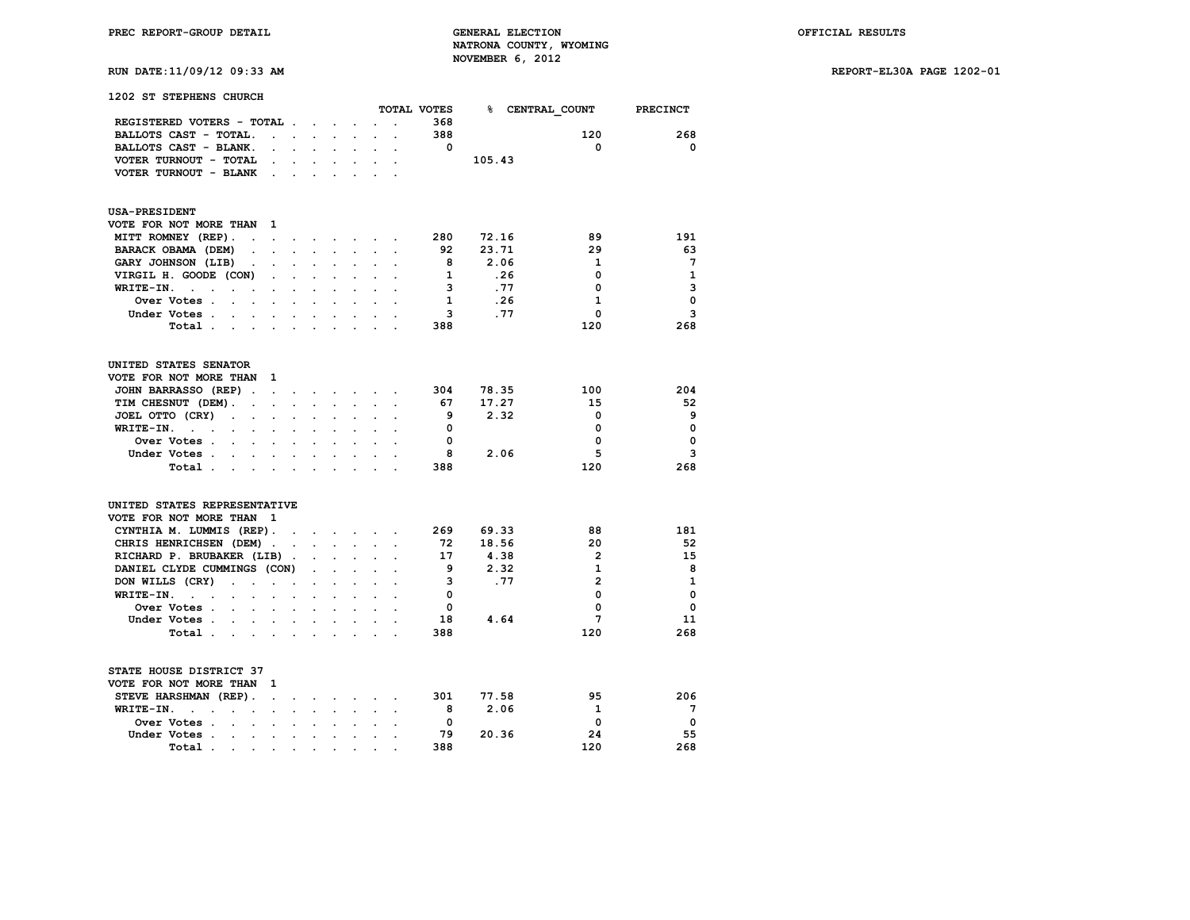PREC REPORT-GROUP DETAIL

GENERAL ELECTION
NATRONA COUNTY, WYOMING
NOVEMBER 6, 2012

OFFICIAL RESULTS

RUN DATE:11/09/12 09:33 AM

REPORT-EL30A PAGE 1202-01

## 1202 ST STEPHENS CHURCH

| | TOTAL VOTES | % | CENTRAL_COUNT | PRECINCT |
|---|---|---|---|---|
| REGISTERED VOTERS - TOTAL | 368 | | | |
| BALLOTS CAST - TOTAL | 388 | | 120 | 268 |
| BALLOTS CAST - BLANK | 0 | | 0 | 0 |
| VOTER TURNOUT - TOTAL | | 105.43 | | |
| VOTER TURNOUT - BLANK | | | | |

### USA-PRESIDENT

VOTE FOR NOT MORE THAN 1

| | TOTAL VOTES | % | CENTRAL_COUNT | PRECINCT |
|---|---|---|---|---|
| MITT ROMNEY (REP) | 280 | 72.16 | 89 | 191 |
| BARACK OBAMA (DEM) | 92 | 23.71 | 29 | 63 |
| GARY JOHNSON (LIB) | 8 | 2.06 | 1 | 7 |
| VIRGIL H. GOODE (CON) | 1 | .26 | 0 | 1 |
| WRITE-IN. | 3 | .77 | 0 | 3 |
| Over Votes | 1 | .26 | 1 | 0 |
| Under Votes | 3 | .77 | 0 | 3 |
| Total | 388 | | 120 | 268 |

### UNITED STATES SENATOR

VOTE FOR NOT MORE THAN 1

| | TOTAL VOTES | % | CENTRAL_COUNT | PRECINCT |
|---|---|---|---|---|
| JOHN BARRASSO (REP) | 304 | 78.35 | 100 | 204 |
| TIM CHESNUT (DEM) | 67 | 17.27 | 15 | 52 |
| JOEL OTTO (CRY) | 9 | 2.32 | 0 | 9 |
| WRITE-IN. | 0 | | 0 | 0 |
| Over Votes | 0 | | 0 | 0 |
| Under Votes | 8 | 2.06 | 5 | 3 |
| Total | 388 | | 120 | 268 |

### UNITED STATES REPRESENTATIVE

VOTE FOR NOT MORE THAN 1

| | TOTAL VOTES | % | CENTRAL_COUNT | PRECINCT |
|---|---|---|---|---|
| CYNTHIA M. LUMMIS (REP) | 269 | 69.33 | 88 | 181 |
| CHRIS HENRICHSEN (DEM) | 72 | 18.56 | 20 | 52 |
| RICHARD P. BRUBAKER (LIB) | 17 | 4.38 | 2 | 15 |
| DANIEL CLYDE CUMMINGS (CON) | 9 | 2.32 | 1 | 8 |
| DON WILLS (CRY) | 3 | .77 | 2 | 1 |
| WRITE-IN. | 0 | | 0 | 0 |
| Over Votes | 0 | | 0 | 0 |
| Under Votes | 18 | 4.64 | 7 | 11 |
| Total | 388 | | 120 | 268 |

### STATE HOUSE DISTRICT 37

VOTE FOR NOT MORE THAN 1

| | TOTAL VOTES | % | CENTRAL_COUNT | PRECINCT |
|---|---|---|---|---|
| STEVE HARSHMAN (REP) | 301 | 77.58 | 95 | 206 |
| WRITE-IN. | 8 | 2.06 | 1 | 7 |
| Over Votes | 0 | | 0 | 0 |
| Under Votes | 79 | 20.36 | 24 | 55 |
| Total | 388 | | 120 | 268 |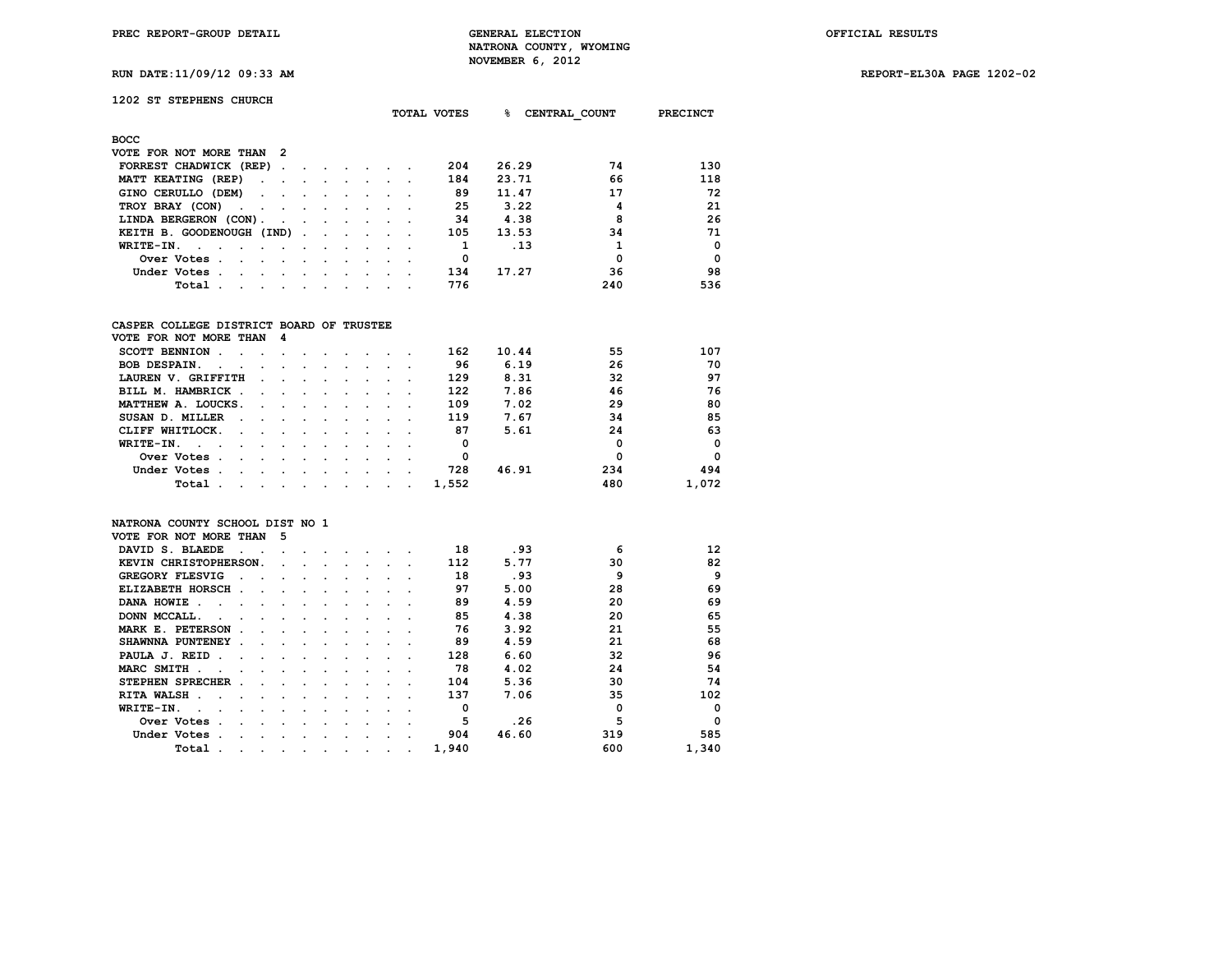PREC REPORT-GROUP DETAIL

GENERAL ELECTION
NATRONA COUNTY, WYOMING
NOVEMBER 6, 2012

OFFICIAL RESULTS

RUN DATE:11/09/12 09:33 AM

REPORT-EL30A PAGE 1202-02

## 1202 ST STEPHENS CHURCH

### BOCC

VOTE FOR NOT MORE THAN 2

| | TOTAL VOTES | % | CENTRAL_COUNT | PRECINCT |
|---|---|---|---|---|
| FORREST CHADWICK (REP) | 204 | 26.29 | 74 | 130 |
| MATT KEATING (REP) | 184 | 23.71 | 66 | 118 |
| GINO CERULLO (DEM) | 89 | 11.47 | 17 | 72 |
| TROY BRAY (CON) | 25 | 3.22 | 4 | 21 |
| LINDA BERGERON (CON) | 34 | 4.38 | 8 | 26 |
| KEITH B. GOODENOUGH (IND) | 105 | 13.53 | 34 | 71 |
| WRITE-IN. | 1 | .13 | 1 | 0 |
| Over Votes | 0 | | 0 | 0 |
| Under Votes | 134 | 17.27 | 36 | 98 |
| Total | 776 | | 240 | 536 |

### CASPER COLLEGE DISTRICT BOARD OF TRUSTEE

VOTE FOR NOT MORE THAN 4

| | TOTAL VOTES | % | CENTRAL_COUNT | PRECINCT |
|---|---|---|---|---|
| SCOTT BENNION | 162 | 10.44 | 55 | 107 |
| BOB DESPAIN. | 96 | 6.19 | 26 | 70 |
| LAUREN V. GRIFFITH | 129 | 8.31 | 32 | 97 |
| BILL M. HAMBRICK | 122 | 7.86 | 46 | 76 |
| MATTHEW A. LOUCKS. | 109 | 7.02 | 29 | 80 |
| SUSAN D. MILLER | 119 | 7.67 | 34 | 85 |
| CLIFF WHITLOCK. | 87 | 5.61 | 24 | 63 |
| WRITE-IN. | 0 | | 0 | 0 |
| Over Votes | 0 | | 0 | 0 |
| Under Votes | 728 | 46.91 | 234 | 494 |
| Total | 1,552 | | 480 | 1,072 |

### NATRONA COUNTY SCHOOL DIST NO 1

VOTE FOR NOT MORE THAN 5

| | TOTAL VOTES | % | CENTRAL_COUNT | PRECINCT |
|---|---|---|---|---|
| DAVID S. BLAEDE | 18 | .93 | 6 | 12 |
| KEVIN CHRISTOPHERSON. | 112 | 5.77 | 30 | 82 |
| GREGORY FLESVIG | 18 | .93 | 9 | 9 |
| ELIZABETH HORSCH | 97 | 5.00 | 28 | 69 |
| DANA HOWIE | 89 | 4.59 | 20 | 69 |
| DONN MCCALL. | 85 | 4.38 | 20 | 65 |
| MARK E. PETERSON | 76 | 3.92 | 21 | 55 |
| SHAWNNA PUNTENEY | 89 | 4.59 | 21 | 68 |
| PAULA J. REID | 128 | 6.60 | 32 | 96 |
| MARC SMITH | 78 | 4.02 | 24 | 54 |
| STEPHEN SPRECHER | 104 | 5.36 | 30 | 74 |
| RITA WALSH | 137 | 7.06 | 35 | 102 |
| WRITE-IN. | 0 | | 0 | 0 |
| Over Votes | 5 | .26 | 5 | 0 |
| Under Votes | 904 | 46.60 | 319 | 585 |
| Total | 1,940 | | 600 | 1,340 |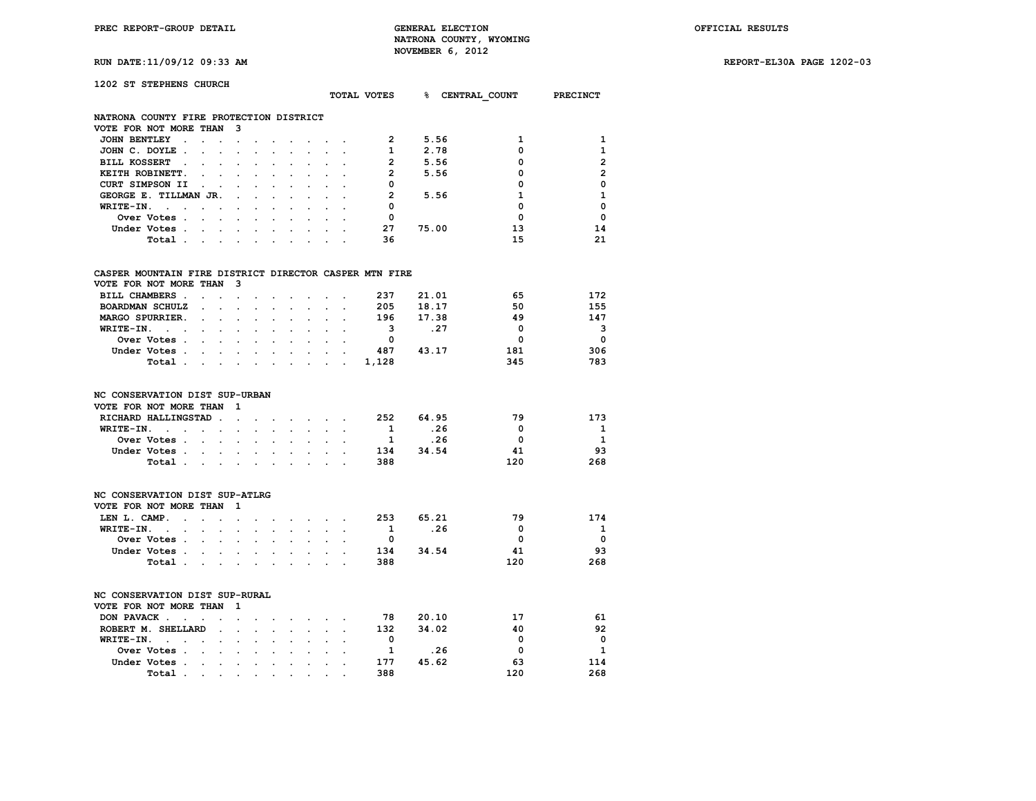PREC REPORT-GROUP DETAIL

GENERAL ELECTION
NATRONA COUNTY, WYOMING
NOVEMBER 6, 2012

OFFICIAL RESULTS

RUN DATE:11/09/12 09:33 AM

REPORT-EL30A PAGE 1202-03

**1202 ST STEPHENS CHURCH**

**NATRONA COUNTY FIRE PROTECTION DISTRICT**
VOTE FOR NOT MORE THAN 3

| | TOTAL VOTES | % | CENTRAL_COUNT | PRECINCT |
|---|---|---|---|---|
| JOHN BENTLEY | 2 | 5.56 | 1 | 1 |
| JOHN C. DOYLE | 1 | 2.78 | 0 | 1 |
| BILL KOSSERT | 2 | 5.56 | 0 | 2 |
| KEITH ROBINETT | 2 | 5.56 | 0 | 2 |
| CURT SIMPSON II | 0 | | 0 | 0 |
| GEORGE E. TILLMAN JR. | 2 | 5.56 | 1 | 1 |
| WRITE-IN. | 0 | | 0 | 0 |
| Over Votes | 0 | | 0 | 0 |
| Under Votes | 27 | 75.00 | 13 | 14 |
| Total | 36 | | 15 | 21 |

**CASPER MOUNTAIN FIRE DISTRICT DIRECTOR CASPER MTN FIRE**
VOTE FOR NOT MORE THAN 3

| | TOTAL VOTES | % | CENTRAL_COUNT | PRECINCT |
|---|---|---|---|---|
| BILL CHAMBERS | 237 | 21.01 | 65 | 172 |
| BOARDMAN SCHULZ | 205 | 18.17 | 50 | 155 |
| MARGO SPURRIER | 196 | 17.38 | 49 | 147 |
| WRITE-IN. | 3 | .27 | 0 | 3 |
| Over Votes | 0 | | 0 | 0 |
| Under Votes | 487 | 43.17 | 181 | 306 |
| Total | 1,128 | | 345 | 783 |

**NC CONSERVATION DIST SUP-URBAN**
VOTE FOR NOT MORE THAN 1

| | TOTAL VOTES | % | CENTRAL_COUNT | PRECINCT |
|---|---|---|---|---|
| RICHARD HALLINGSTAD | 252 | 64.95 | 79 | 173 |
| WRITE-IN. | 1 | .26 | 0 | 1 |
| Over Votes | 1 | .26 | 0 | 1 |
| Under Votes | 134 | 34.54 | 41 | 93 |
| Total | 388 | | 120 | 268 |

**NC CONSERVATION DIST SUP-ATLRG**
VOTE FOR NOT MORE THAN 1

| | TOTAL VOTES | % | CENTRAL_COUNT | PRECINCT |
|---|---|---|---|---|
| LEN L. CAMP. | 253 | 65.21 | 79 | 174 |
| WRITE-IN. | 1 | .26 | 0 | 1 |
| Over Votes | 0 | | 0 | 0 |
| Under Votes | 134 | 34.54 | 41 | 93 |
| Total | 388 | | 120 | 268 |

**NC CONSERVATION DIST SUP-RURAL**
VOTE FOR NOT MORE THAN 1

| | TOTAL VOTES | % | CENTRAL_COUNT | PRECINCT |
|---|---|---|---|---|
| DON PAVACK | 78 | 20.10 | 17 | 61 |
| ROBERT M. SHELLARD | 132 | 34.02 | 40 | 92 |
| WRITE-IN. | 0 | | 0 | 0 |
| Over Votes | 1 | .26 | 0 | 1 |
| Under Votes | 177 | 45.62 | 63 | 114 |
| Total | 388 | | 120 | 268 |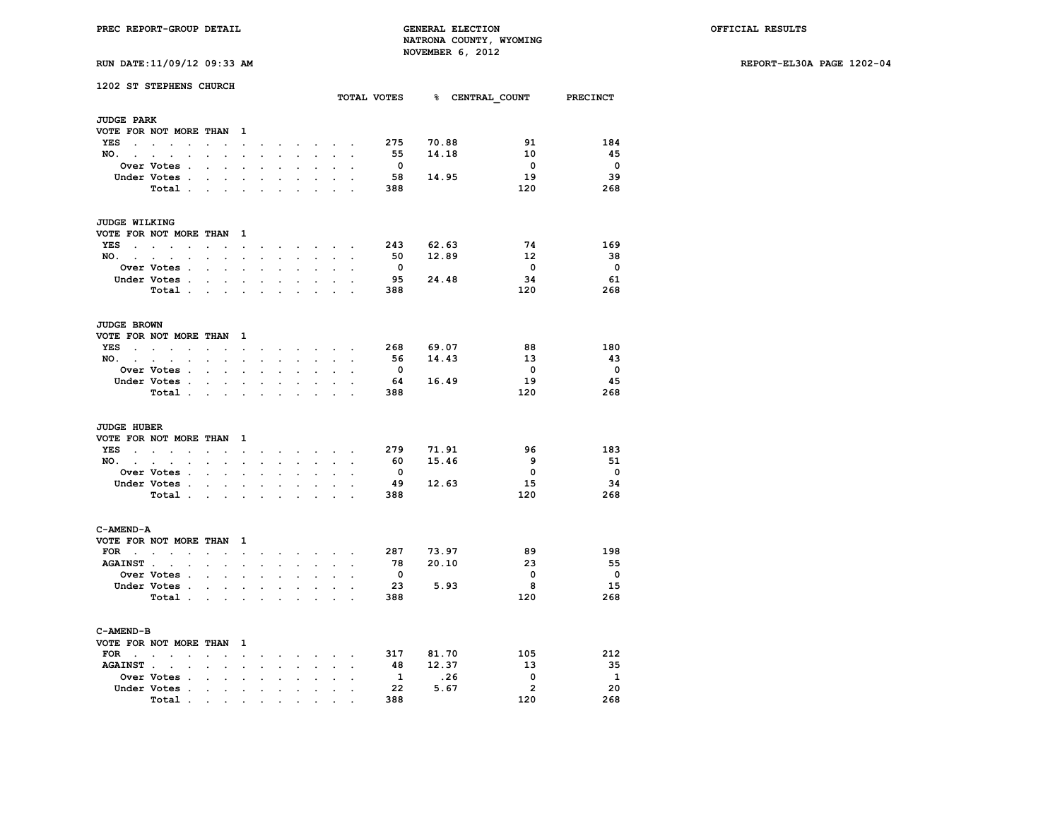PREC REPORT-GROUP DETAIL

GENERAL ELECTION
NATRONA COUNTY, WYOMING
NOVEMBER 6, 2012

OFFICIAL RESULTS

RUN DATE:11/09/12 09:33 AM

REPORT-EL30A PAGE 1202-04

## 1202 ST STEPHENS CHURCH

### JUDGE PARK
VOTE FOR NOT MORE THAN 1

| | TOTAL VOTES | % | CENTRAL_COUNT | PRECINCT |
|---|---|---|---|---|
| YES | 275 | 70.88 | 91 | 184 |
| NO. | 55 | 14.18 | 10 | 45 |
| Over Votes | 0 | | 0 | 0 |
| Under Votes | 58 | 14.95 | 19 | 39 |
| Total | 388 | | 120 | 268 |

### JUDGE WILKING
VOTE FOR NOT MORE THAN 1

| | TOTAL VOTES | % | CENTRAL_COUNT | PRECINCT |
|---|---|---|---|---|
| YES | 243 | 62.63 | 74 | 169 |
| NO. | 50 | 12.89 | 12 | 38 |
| Over Votes | 0 | | 0 | 0 |
| Under Votes | 95 | 24.48 | 34 | 61 |
| Total | 388 | | 120 | 268 |

### JUDGE BROWN
VOTE FOR NOT MORE THAN 1

| | TOTAL VOTES | % | CENTRAL_COUNT | PRECINCT |
|---|---|---|---|---|
| YES | 268 | 69.07 | 88 | 180 |
| NO. | 56 | 14.43 | 13 | 43 |
| Over Votes | 0 | | 0 | 0 |
| Under Votes | 64 | 16.49 | 19 | 45 |
| Total | 388 | | 120 | 268 |

### JUDGE HUBER
VOTE FOR NOT MORE THAN 1

| | TOTAL VOTES | % | CENTRAL_COUNT | PRECINCT |
|---|---|---|---|---|
| YES | 279 | 71.91 | 96 | 183 |
| NO. | 60 | 15.46 | 9 | 51 |
| Over Votes | 0 | | 0 | 0 |
| Under Votes | 49 | 12.63 | 15 | 34 |
| Total | 388 | | 120 | 268 |

### C-AMEND-A
VOTE FOR NOT MORE THAN 1

| | TOTAL VOTES | % | CENTRAL_COUNT | PRECINCT |
|---|---|---|---|---|
| FOR | 287 | 73.97 | 89 | 198 |
| AGAINST | 78 | 20.10 | 23 | 55 |
| Over Votes | 0 | | 0 | 0 |
| Under Votes | 23 | 5.93 | 8 | 15 |
| Total | 388 | | 120 | 268 |

### C-AMEND-B
VOTE FOR NOT MORE THAN 1

| | TOTAL VOTES | % | CENTRAL_COUNT | PRECINCT |
|---|---|---|---|---|
| FOR | 317 | 81.70 | 105 | 212 |
| AGAINST | 48 | 12.37 | 13 | 35 |
| Over Votes | 1 | .26 | 0 | 1 |
| Under Votes | 22 | 5.67 | 2 | 20 |
| Total | 388 | | 120 | 268 |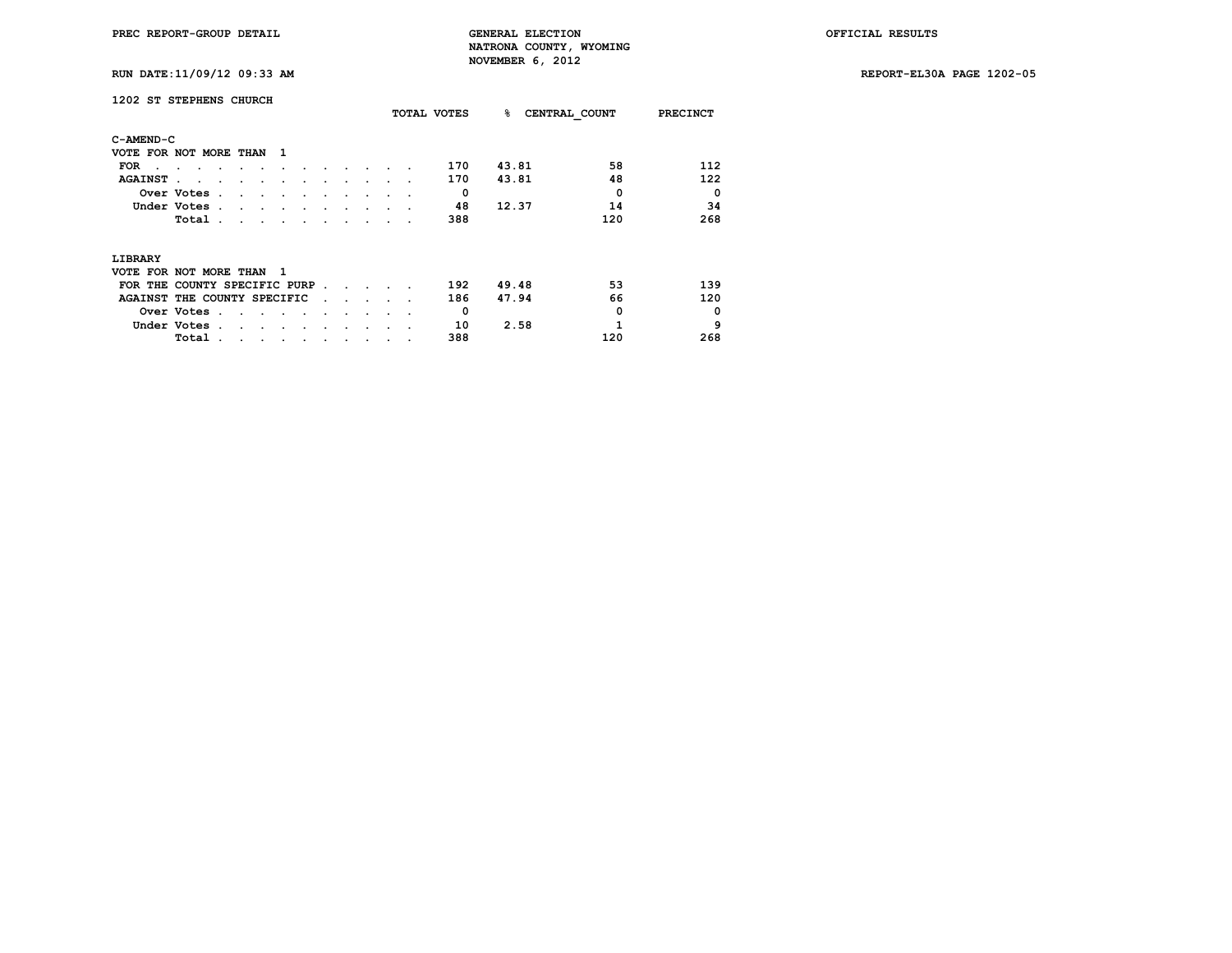PREC REPORT-GROUP DETAIL — GENERAL ELECTION — NATRONA COUNTY, WYOMING — NOVEMBER 6, 2012 — OFFICIAL RESULTS

RUN DATE:11/09/12 09:33 AM — REPORT-EL30A PAGE 1202-05

## 1202 ST STEPHENS CHURCH

### C-AMEND-C

VOTE FOR NOT MORE THAN 1

| | TOTAL VOTES | % | CENTRAL_COUNT | PRECINCT |
|---|---|---|---|---|
| FOR | 170 | 43.81 | 58 | 112 |
| AGAINST | 170 | 43.81 | 48 | 122 |
| Over Votes | 0 | | 0 | 0 |
| Under Votes | 48 | 12.37 | 14 | 34 |
| Total | 388 | | 120 | 268 |

### LIBRARY

VOTE FOR NOT MORE THAN 1

| | TOTAL VOTES | % | CENTRAL_COUNT | PRECINCT |
|---|---|---|---|---|
| FOR THE COUNTY SPECIFIC PURP | 192 | 49.48 | 53 | 139 |
| AGAINST THE COUNTY SPECIFIC | 186 | 47.94 | 66 | 120 |
| Over Votes | 0 | | 0 | 0 |
| Under Votes | 10 | 2.58 | 1 | 9 |
| Total | 388 | | 120 | 268 |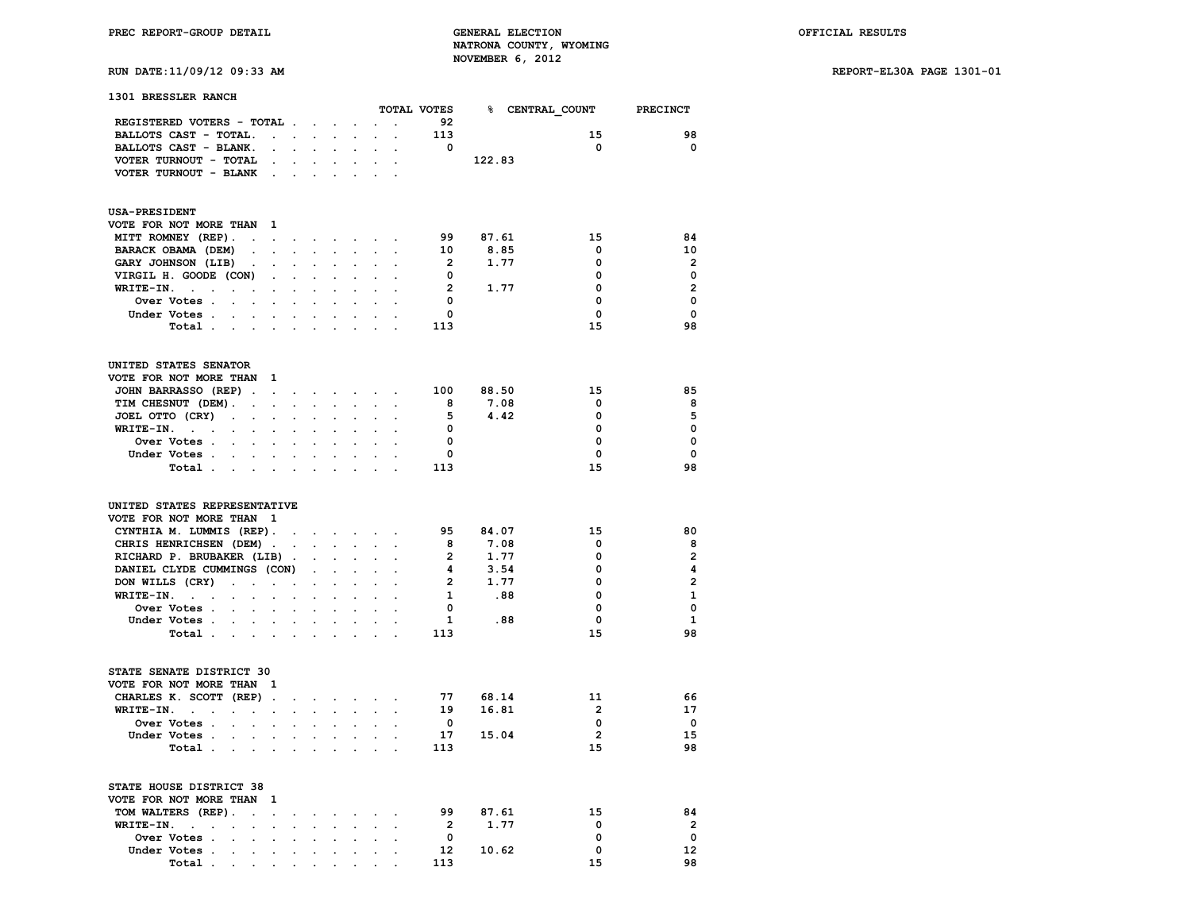PREC REPORT-GROUP DETAIL

GENERAL ELECTION
NATRONA COUNTY, WYOMING
NOVEMBER 6, 2012

OFFICIAL RESULTS

RUN DATE:11/09/12 09:33 AM

REPORT-EL30A PAGE 1301-01

## 1301 BRESSLER RANCH

| | TOTAL VOTES | % | CENTRAL_COUNT | PRECINCT |
|---|---|---|---|---|
| REGISTERED VOTERS - TOTAL | 92 | | | |
| BALLOTS CAST - TOTAL. | 113 | | 15 | 98 |
| BALLOTS CAST - BLANK. | 0 | | 0 | 0 |
| VOTER TURNOUT - TOTAL | | 122.83 | | |
| VOTER TURNOUT - BLANK | | | | |

### USA-PRESIDENT
VOTE FOR NOT MORE THAN 1

| | TOTAL VOTES | % | CENTRAL_COUNT | PRECINCT |
|---|---|---|---|---|
| MITT ROMNEY (REP). | 99 | 87.61 | 15 | 84 |
| BARACK OBAMA (DEM) | 10 | 8.85 | 0 | 10 |
| GARY JOHNSON (LIB) | 2 | 1.77 | 0 | 2 |
| VIRGIL H. GOODE (CON) | 0 | | 0 | 0 |
| WRITE-IN. | 2 | 1.77 | 0 | 2 |
| Over Votes | 0 | | 0 | 0 |
| Under Votes | 0 | | 0 | 0 |
| Total | 113 | | 15 | 98 |

### UNITED STATES SENATOR
VOTE FOR NOT MORE THAN 1

| | TOTAL VOTES | % | CENTRAL_COUNT | PRECINCT |
|---|---|---|---|---|
| JOHN BARRASSO (REP) | 100 | 88.50 | 15 | 85 |
| TIM CHESNUT (DEM). | 8 | 7.08 | 0 | 8 |
| JOEL OTTO (CRY) | 5 | 4.42 | 0 | 5 |
| WRITE-IN. | 0 | | 0 | 0 |
| Over Votes | 0 | | 0 | 0 |
| Under Votes | 0 | | 0 | 0 |
| Total | 113 | | 15 | 98 |

### UNITED STATES REPRESENTATIVE
VOTE FOR NOT MORE THAN 1

| | TOTAL VOTES | % | CENTRAL_COUNT | PRECINCT |
|---|---|---|---|---|
| CYNTHIA M. LUMMIS (REP). | 95 | 84.07 | 15 | 80 |
| CHRIS HENRICHSEN (DEM) | 8 | 7.08 | 0 | 8 |
| RICHARD P. BRUBAKER (LIB) | 2 | 1.77 | 0 | 2 |
| DANIEL CLYDE CUMMINGS (CON) | 4 | 3.54 | 0 | 4 |
| DON WILLS (CRY) | 2 | 1.77 | 0 | 2 |
| WRITE-IN. | 1 | .88 | 0 | 1 |
| Over Votes | 0 | | 0 | 0 |
| Under Votes | 1 | .88 | 0 | 1 |
| Total | 113 | | 15 | 98 |

### STATE SENATE DISTRICT 30
VOTE FOR NOT MORE THAN 1

| | TOTAL VOTES | % | CENTRAL_COUNT | PRECINCT |
|---|---|---|---|---|
| CHARLES K. SCOTT (REP) | 77 | 68.14 | 11 | 66 |
| WRITE-IN. | 19 | 16.81 | 2 | 17 |
| Over Votes | 0 | | 0 | 0 |
| Under Votes | 17 | 15.04 | 2 | 15 |
| Total | 113 | | 15 | 98 |

### STATE HOUSE DISTRICT 38
VOTE FOR NOT MORE THAN 1

| | TOTAL VOTES | % | CENTRAL_COUNT | PRECINCT |
|---|---|---|---|---|
| TOM WALTERS (REP). | 99 | 87.61 | 15 | 84 |
| WRITE-IN. | 2 | 1.77 | 0 | 2 |
| Over Votes | 0 | | 0 | 0 |
| Under Votes | 12 | 10.62 | 0 | 12 |
| Total | 113 | | 15 | 98 |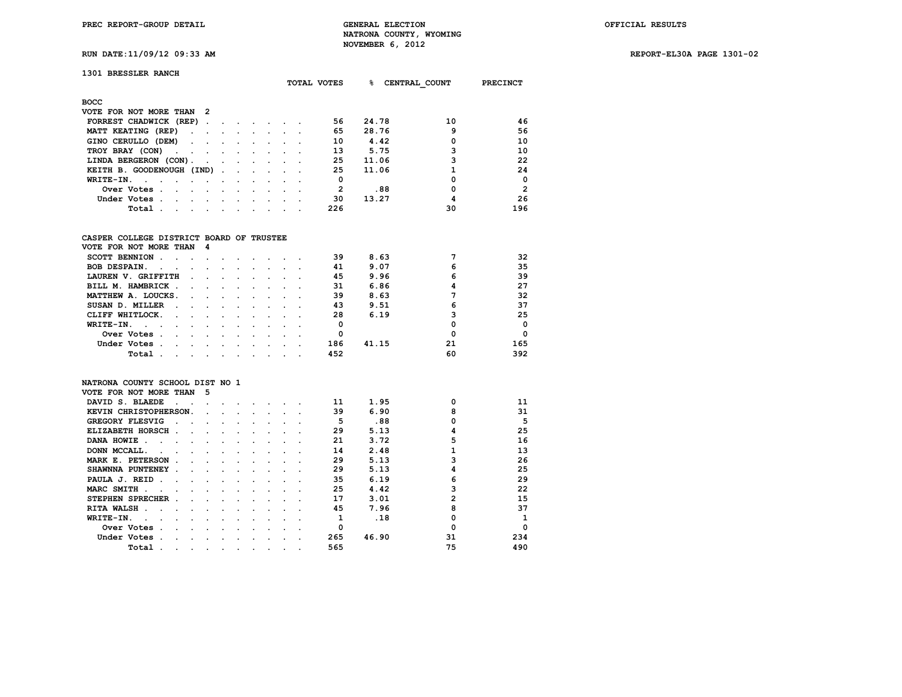PREC REPORT-GROUP DETAIL — GENERAL ELECTION — NATRONA COUNTY, WYOMING — NOVEMBER 6, 2012 — OFFICIAL RESULTS

RUN DATE:11/09/12 09:33 AM — REPORT-EL30A PAGE 1301-02

## 1301 BRESSLER RANCH

### BOCC
VOTE FOR NOT MORE THAN 2

| | TOTAL VOTES | % | CENTRAL_COUNT | PRECINCT |
|---|---|---|---|---|
| FORREST CHADWICK (REP) | 56 | 24.78 | 10 | 46 |
| MATT KEATING (REP) | 65 | 28.76 | 9 | 56 |
| GINO CERULLO (DEM) | 10 | 4.42 | 0 | 10 |
| TROY BRAY (CON) | 13 | 5.75 | 3 | 10 |
| LINDA BERGERON (CON). | 25 | 11.06 | 3 | 22 |
| KEITH B. GOODENOUGH (IND) | 25 | 11.06 | 1 | 24 |
| WRITE-IN. | 0 | | 0 | 0 |
| Over Votes | 2 | .88 | 0 | 2 |
| Under Votes | 30 | 13.27 | 4 | 26 |
| Total | 226 | | 30 | 196 |

### CASPER COLLEGE DISTRICT BOARD OF TRUSTEE
VOTE FOR NOT MORE THAN 4

| | TOTAL VOTES | % | CENTRAL_COUNT | PRECINCT |
|---|---|---|---|---|
| SCOTT BENNION | 39 | 8.63 | 7 | 32 |
| BOB DESPAIN. | 41 | 9.07 | 6 | 35 |
| LAUREN V. GRIFFITH | 45 | 9.96 | 6 | 39 |
| BILL M. HAMBRICK | 31 | 6.86 | 4 | 27 |
| MATTHEW A. LOUCKS. | 39 | 8.63 | 7 | 32 |
| SUSAN D. MILLER | 43 | 9.51 | 6 | 37 |
| CLIFF WHITLOCK. | 28 | 6.19 | 3 | 25 |
| WRITE-IN. | 0 | | 0 | 0 |
| Over Votes | 0 | | 0 | 0 |
| Under Votes | 186 | 41.15 | 21 | 165 |
| Total | 452 | | 60 | 392 |

### NATRONA COUNTY SCHOOL DIST NO 1
VOTE FOR NOT MORE THAN 5

| | TOTAL VOTES | % | CENTRAL_COUNT | PRECINCT |
|---|---|---|---|---|
| DAVID S. BLAEDE | 11 | 1.95 | 0 | 11 |
| KEVIN CHRISTOPHERSON. | 39 | 6.90 | 8 | 31 |
| GREGORY FLESVIG | 5 | .88 | 0 | 5 |
| ELIZABETH HORSCH | 29 | 5.13 | 4 | 25 |
| DANA HOWIE | 21 | 3.72 | 5 | 16 |
| DONN MCCALL. | 14 | 2.48 | 1 | 13 |
| MARK E. PETERSON | 29 | 5.13 | 3 | 26 |
| SHAWNNA PUNTENEY | 29 | 5.13 | 4 | 25 |
| PAULA J. REID | 35 | 6.19 | 6 | 29 |
| MARC SMITH | 25 | 4.42 | 3 | 22 |
| STEPHEN SPRECHER | 17 | 3.01 | 2 | 15 |
| RITA WALSH | 45 | 7.96 | 8 | 37 |
| WRITE-IN. | 1 | .18 | 0 | 1 |
| Over Votes | 0 | | 0 | 0 |
| Under Votes | 265 | 46.90 | 31 | 234 |
| Total | 565 | | 75 | 490 |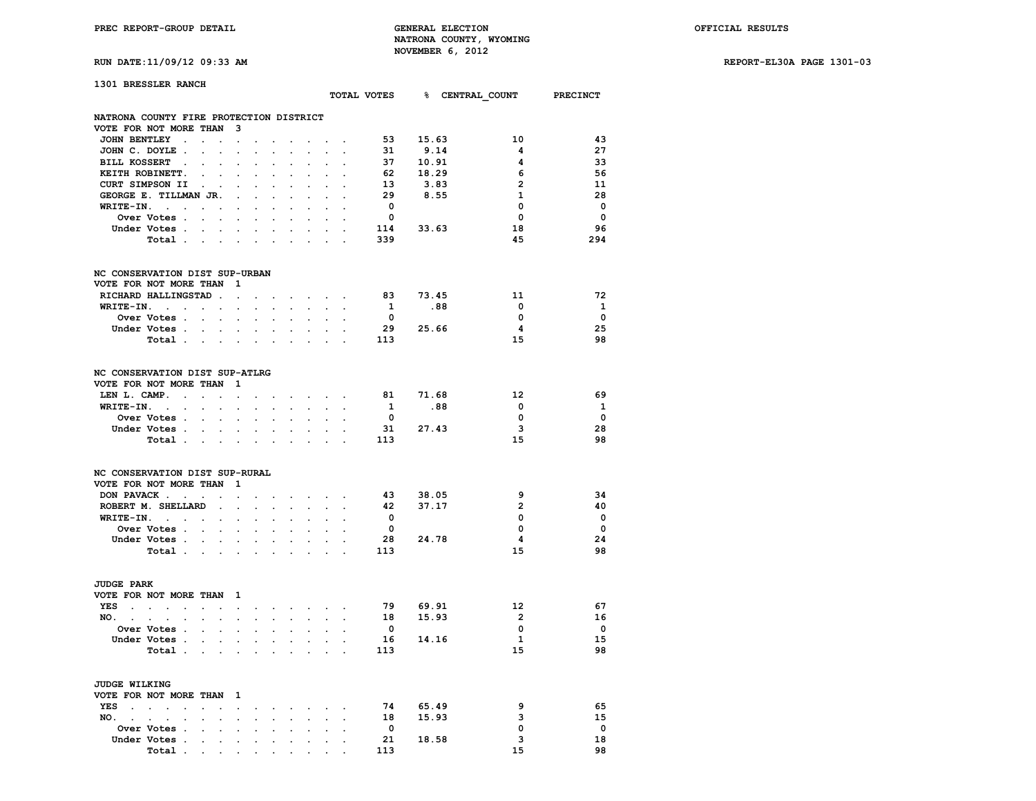PREC REPORT-GROUP DETAIL

GENERAL ELECTION
NATRONA COUNTY, WYOMING
NOVEMBER 6, 2012

OFFICIAL RESULTS

RUN DATE:11/09/12 09:33 AM

REPORT-EL30A PAGE 1301-03

## 1301 BRESSLER RANCH

### NATRONA COUNTY FIRE PROTECTION DISTRICT
VOTE FOR NOT MORE THAN 3

| | TOTAL VOTES | % | CENTRAL_COUNT | PRECINCT |
|---|---|---|---|---|
| JOHN BENTLEY | 53 | 15.63 | 10 | 43 |
| JOHN C. DOYLE | 31 | 9.14 | 4 | 27 |
| BILL KOSSERT | 37 | 10.91 | 4 | 33 |
| KEITH ROBINETT. | 62 | 18.29 | 6 | 56 |
| CURT SIMPSON II | 13 | 3.83 | 2 | 11 |
| GEORGE E. TILLMAN JR. | 29 | 8.55 | 1 | 28 |
| WRITE-IN. | 0 | | 0 | 0 |
| Over Votes | 0 | | 0 | 0 |
| Under Votes | 114 | 33.63 | 18 | 96 |
| Total | 339 | | 45 | 294 |

### NC CONSERVATION DIST SUP-URBAN
VOTE FOR NOT MORE THAN 1

| | TOTAL VOTES | % | CENTRAL_COUNT | PRECINCT |
|---|---|---|---|---|
| RICHARD HALLINGSTAD | 83 | 73.45 | 11 | 72 |
| WRITE-IN. | 1 | .88 | 0 | 1 |
| Over Votes | 0 | | 0 | 0 |
| Under Votes | 29 | 25.66 | 4 | 25 |
| Total | 113 | | 15 | 98 |

### NC CONSERVATION DIST SUP-ATLRG
VOTE FOR NOT MORE THAN 1

| | TOTAL VOTES | % | CENTRAL_COUNT | PRECINCT |
|---|---|---|---|---|
| LEN L. CAMP. | 81 | 71.68 | 12 | 69 |
| WRITE-IN. | 1 | .88 | 0 | 1 |
| Over Votes | 0 | | 0 | 0 |
| Under Votes | 31 | 27.43 | 3 | 28 |
| Total | 113 | | 15 | 98 |

### NC CONSERVATION DIST SUP-RURAL
VOTE FOR NOT MORE THAN 1

| | TOTAL VOTES | % | CENTRAL_COUNT | PRECINCT |
|---|---|---|---|---|
| DON PAVACK | 43 | 38.05 | 9 | 34 |
| ROBERT M. SHELLARD | 42 | 37.17 | 2 | 40 |
| WRITE-IN. | 0 | | 0 | 0 |
| Over Votes | 0 | | 0 | 0 |
| Under Votes | 28 | 24.78 | 4 | 24 |
| Total | 113 | | 15 | 98 |

### JUDGE PARK
VOTE FOR NOT MORE THAN 1

| | TOTAL VOTES | % | CENTRAL_COUNT | PRECINCT |
|---|---|---|---|---|
| YES | 79 | 69.91 | 12 | 67 |
| NO. | 18 | 15.93 | 2 | 16 |
| Over Votes | 0 | | 0 | 0 |
| Under Votes | 16 | 14.16 | 1 | 15 |
| Total | 113 | | 15 | 98 |

### JUDGE WILKING
VOTE FOR NOT MORE THAN 1

| | TOTAL VOTES | % | CENTRAL_COUNT | PRECINCT |
|---|---|---|---|---|
| YES | 74 | 65.49 | 9 | 65 |
| NO. | 18 | 15.93 | 3 | 15 |
| Over Votes | 0 | | 0 | 0 |
| Under Votes | 21 | 18.58 | 3 | 18 |
| Total | 113 | | 15 | 98 |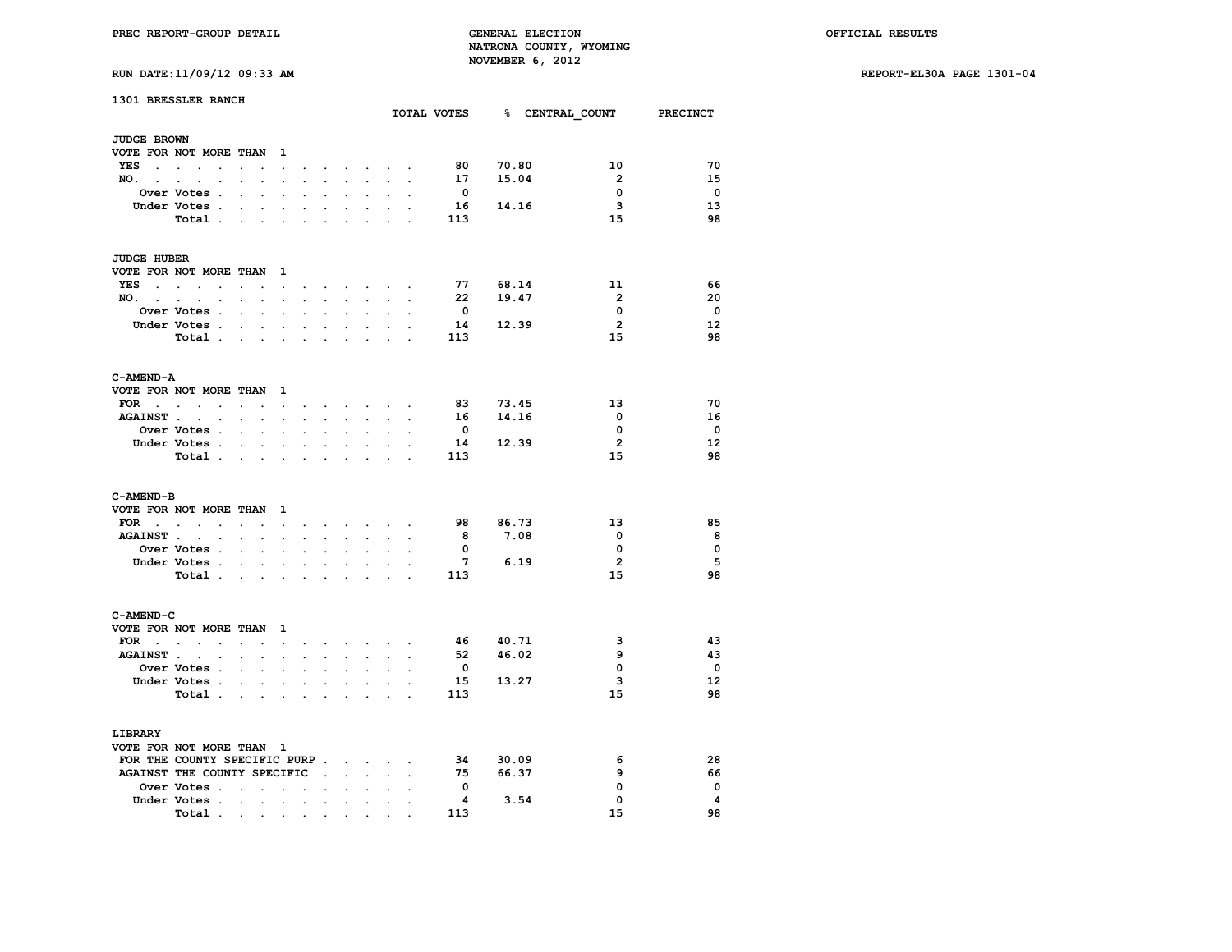## 1301 BRESSLER RANCH

### JUDGE BROWN

VOTE FOR NOT MORE THAN 1

| | TOTAL VOTES | % | CENTRAL_COUNT | PRECINCT |
|---|---|---|---|---|
| YES | 80 | 70.80 | 10 | 70 |
| NO. | 17 | 15.04 | 2 | 15 |
| Over Votes | 0 | | 0 | 0 |
| Under Votes | 16 | 14.16 | 3 | 13 |
| Total | 113 | | 15 | 98 |

### JUDGE HUBER

VOTE FOR NOT MORE THAN 1

| | TOTAL VOTES | % | CENTRAL_COUNT | PRECINCT |
|---|---|---|---|---|
| YES | 77 | 68.14 | 11 | 66 |
| NO. | 22 | 19.47 | 2 | 20 |
| Over Votes | 0 | | 0 | 0 |
| Under Votes | 14 | 12.39 | 2 | 12 |
| Total | 113 | | 15 | 98 |

### C-AMEND-A

VOTE FOR NOT MORE THAN 1

| | TOTAL VOTES | % | CENTRAL_COUNT | PRECINCT |
|---|---|---|---|---|
| FOR | 83 | 73.45 | 13 | 70 |
| AGAINST | 16 | 14.16 | 0 | 16 |
| Over Votes | 0 | | 0 | 0 |
| Under Votes | 14 | 12.39 | 2 | 12 |
| Total | 113 | | 15 | 98 |

### C-AMEND-B

VOTE FOR NOT MORE THAN 1

| | TOTAL VOTES | % | CENTRAL_COUNT | PRECINCT |
|---|---|---|---|---|
| FOR | 98 | 86.73 | 13 | 85 |
| AGAINST | 8 | 7.08 | 0 | 8 |
| Over Votes | 0 | | 0 | 0 |
| Under Votes | 7 | 6.19 | 2 | 5 |
| Total | 113 | | 15 | 98 |

### C-AMEND-C

VOTE FOR NOT MORE THAN 1

| | TOTAL VOTES | % | CENTRAL_COUNT | PRECINCT |
|---|---|---|---|---|
| FOR | 46 | 40.71 | 3 | 43 |
| AGAINST | 52 | 46.02 | 9 | 43 |
| Over Votes | 0 | | 0 | 0 |
| Under Votes | 15 | 13.27 | 3 | 12 |
| Total | 113 | | 15 | 98 |

### LIBRARY

VOTE FOR NOT MORE THAN 1

| | TOTAL VOTES | % | CENTRAL_COUNT | PRECINCT |
|---|---|---|---|---|
| FOR THE COUNTY SPECIFIC PURP | 34 | 30.09 | 6 | 28 |
| AGAINST THE COUNTY SPECIFIC | 75 | 66.37 | 9 | 66 |
| Over Votes | 0 | | 0 | 0 |
| Under Votes | 4 | 3.54 | 0 | 4 |
| Total | 113 | | 15 | 98 |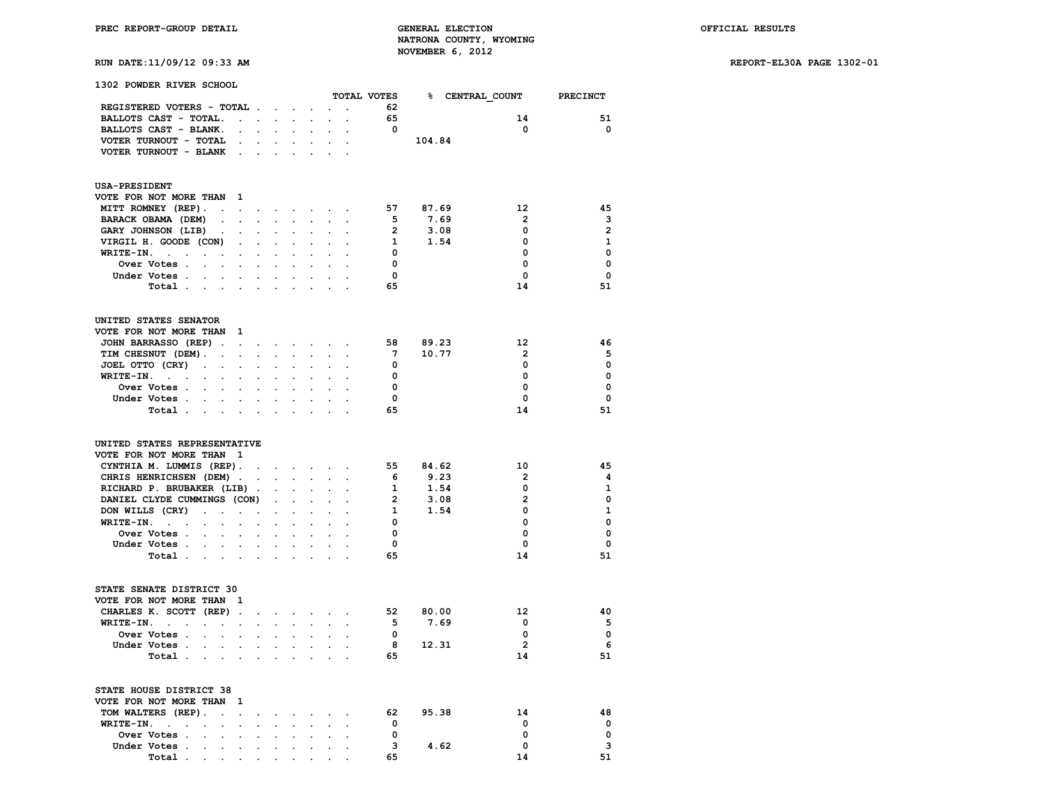PREC REPORT-GROUP DETAIL

GENERAL ELECTION
NATRONA COUNTY, WYOMING
NOVEMBER 6, 2012

OFFICIAL RESULTS

RUN DATE:11/09/12 09:33 AM

REPORT-EL30A PAGE 1302-01

## 1302 POWDER RIVER SCHOOL

| | TOTAL VOTES | % | CENTRAL_COUNT | PRECINCT |
|---|---|---|---|---|
| REGISTERED VOTERS - TOTAL | 62 | | | |
| BALLOTS CAST - TOTAL. | 65 | | 14 | 51 |
| BALLOTS CAST - BLANK. | 0 | | 0 | 0 |
| VOTER TURNOUT - TOTAL | | 104.84 | | |
| VOTER TURNOUT - BLANK | | | | |

### USA-PRESIDENT
VOTE FOR NOT MORE THAN 1

| | TOTAL VOTES | % | CENTRAL_COUNT | PRECINCT |
|---|---|---|---|---|
| MITT ROMNEY (REP). | 57 | 87.69 | 12 | 45 |
| BARACK OBAMA (DEM) | 5 | 7.69 | 2 | 3 |
| GARY JOHNSON (LIB) | 2 | 3.08 | 0 | 2 |
| VIRGIL H. GOODE (CON) | 1 | 1.54 | 0 | 1 |
| WRITE-IN. | 0 | | 0 | 0 |
| Over Votes | 0 | | 0 | 0 |
| Under Votes | 0 | | 0 | 0 |
| Total | 65 | | 14 | 51 |

### UNITED STATES SENATOR
VOTE FOR NOT MORE THAN 1

| | TOTAL VOTES | % | CENTRAL_COUNT | PRECINCT |
|---|---|---|---|---|
| JOHN BARRASSO (REP) | 58 | 89.23 | 12 | 46 |
| TIM CHESNUT (DEM). | 7 | 10.77 | 2 | 5 |
| JOEL OTTO (CRY) | 0 | | 0 | 0 |
| WRITE-IN. | 0 | | 0 | 0 |
| Over Votes | 0 | | 0 | 0 |
| Under Votes | 0 | | 0 | 0 |
| Total | 65 | | 14 | 51 |

### UNITED STATES REPRESENTATIVE
VOTE FOR NOT MORE THAN 1

| | TOTAL VOTES | % | CENTRAL_COUNT | PRECINCT |
|---|---|---|---|---|
| CYNTHIA M. LUMMIS (REP). | 55 | 84.62 | 10 | 45 |
| CHRIS HENRICHSEN (DEM) | 6 | 9.23 | 2 | 4 |
| RICHARD P. BRUBAKER (LIB) | 1 | 1.54 | 0 | 1 |
| DANIEL CLYDE CUMMINGS (CON) | 2 | 3.08 | 2 | 0 |
| DON WILLS (CRY) | 1 | 1.54 | 0 | 1 |
| WRITE-IN. | 0 | | 0 | 0 |
| Over Votes | 0 | | 0 | 0 |
| Under Votes | 0 | | 0 | 0 |
| Total | 65 | | 14 | 51 |

### STATE SENATE DISTRICT 30
VOTE FOR NOT MORE THAN 1

| | TOTAL VOTES | % | CENTRAL_COUNT | PRECINCT |
|---|---|---|---|---|
| CHARLES K. SCOTT (REP) | 52 | 80.00 | 12 | 40 |
| WRITE-IN. | 5 | 7.69 | 0 | 5 |
| Over Votes | 0 | | 0 | 0 |
| Under Votes | 8 | 12.31 | 2 | 6 |
| Total | 65 | | 14 | 51 |

### STATE HOUSE DISTRICT 38
VOTE FOR NOT MORE THAN 1

| | TOTAL VOTES | % | CENTRAL_COUNT | PRECINCT |
|---|---|---|---|---|
| TOM WALTERS (REP). | 62 | 95.38 | 14 | 48 |
| WRITE-IN. | 0 | | 0 | 0 |
| Over Votes | 0 | | 0 | 0 |
| Under Votes | 3 | 4.62 | 0 | 3 |
| Total | 65 | | 14 | 51 |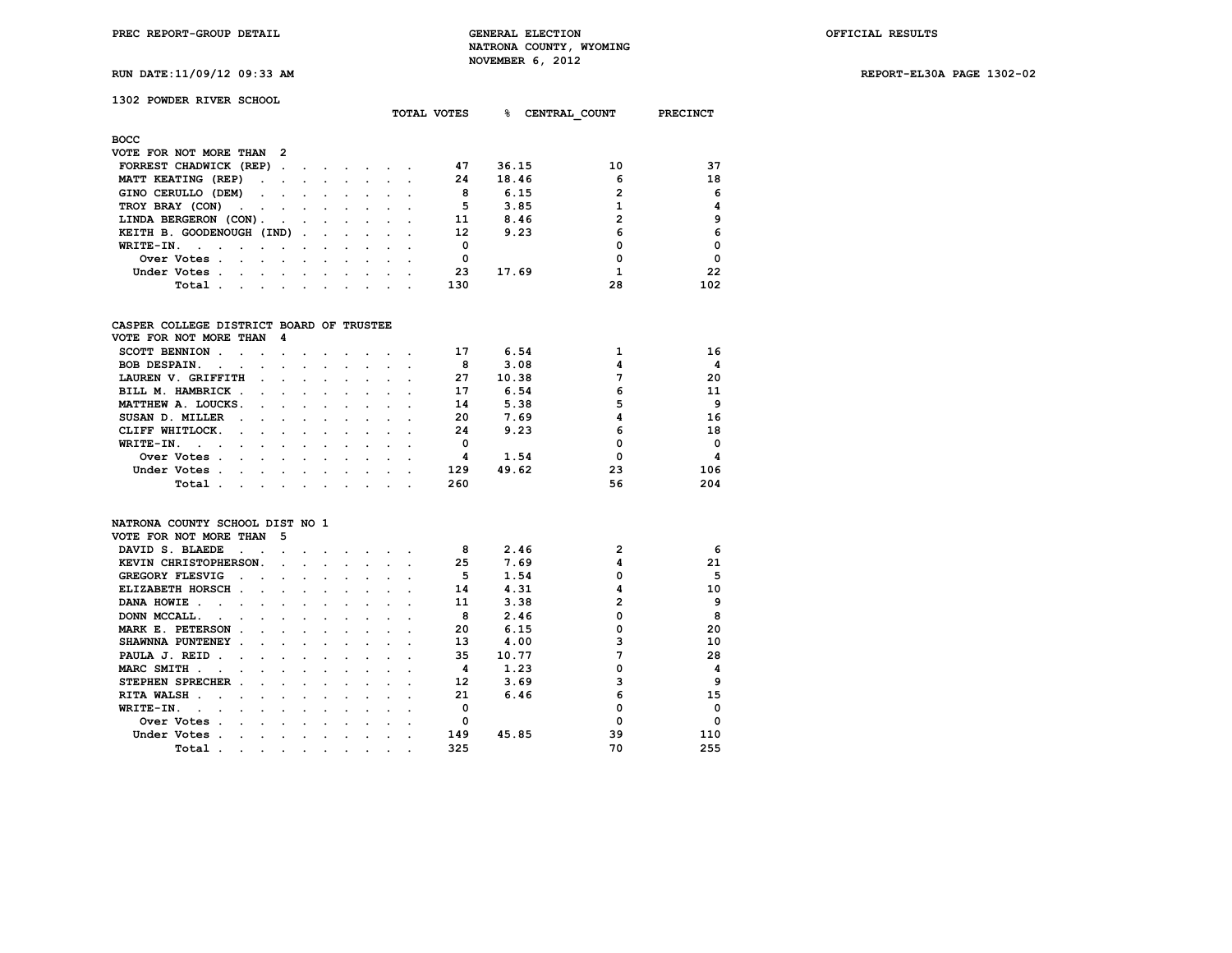PREC REPORT-GROUP DETAIL

GENERAL ELECTION
NATRONA COUNTY, WYOMING
NOVEMBER 6, 2012

OFFICIAL RESULTS

RUN DATE:11/09/12 09:33 AM

REPORT-EL30A PAGE 1302-02

## 1302 POWDER RIVER SCHOOL

### BOCC
VOTE FOR NOT MORE THAN 2

| | TOTAL VOTES | % | CENTRAL_COUNT | PRECINCT |
|---|---|---|---|---|
| FORREST CHADWICK (REP) | 47 | 36.15 | 10 | 37 |
| MATT KEATING (REP) | 24 | 18.46 | 6 | 18 |
| GINO CERULLO (DEM) | 8 | 6.15 | 2 | 6 |
| TROY BRAY (CON) | 5 | 3.85 | 1 | 4 |
| LINDA BERGERON (CON) | 11 | 8.46 | 2 | 9 |
| KEITH B. GOODENOUGH (IND) | 12 | 9.23 | 6 | 6 |
| WRITE-IN. | 0 | | 0 | 0 |
| Over Votes | 0 | | 0 | 0 |
| Under Votes | 23 | 17.69 | 1 | 22 |
| Total | 130 | | 28 | 102 |

### CASPER COLLEGE DISTRICT BOARD OF TRUSTEE
VOTE FOR NOT MORE THAN 4

| | TOTAL VOTES | % | CENTRAL_COUNT | PRECINCT |
|---|---|---|---|---|
| SCOTT BENNION | 17 | 6.54 | 1 | 16 |
| BOB DESPAIN. | 8 | 3.08 | 4 | 4 |
| LAUREN V. GRIFFITH | 27 | 10.38 | 7 | 20 |
| BILL M. HAMBRICK | 17 | 6.54 | 6 | 11 |
| MATTHEW A. LOUCKS. | 14 | 5.38 | 5 | 9 |
| SUSAN D. MILLER | 20 | 7.69 | 4 | 16 |
| CLIFF WHITLOCK. | 24 | 9.23 | 6 | 18 |
| WRITE-IN. | 0 | | 0 | 0 |
| Over Votes | 4 | 1.54 | 0 | 4 |
| Under Votes | 129 | 49.62 | 23 | 106 |
| Total | 260 | | 56 | 204 |

### NATRONA COUNTY SCHOOL DIST NO 1
VOTE FOR NOT MORE THAN 5

| | TOTAL VOTES | % | CENTRAL_COUNT | PRECINCT |
|---|---|---|---|---|
| DAVID S. BLAEDE | 8 | 2.46 | 2 | 6 |
| KEVIN CHRISTOPHERSON. | 25 | 7.69 | 4 | 21 |
| GREGORY FLESVIG | 5 | 1.54 | 0 | 5 |
| ELIZABETH HORSCH | 14 | 4.31 | 4 | 10 |
| DANA HOWIE | 11 | 3.38 | 2 | 9 |
| DONN MCCALL. | 8 | 2.46 | 0 | 8 |
| MARK E. PETERSON | 20 | 6.15 | 0 | 20 |
| SHAWNNA PUNTENEY | 13 | 4.00 | 3 | 10 |
| PAULA J. REID | 35 | 10.77 | 7 | 28 |
| MARC SMITH | 4 | 1.23 | 0 | 4 |
| STEPHEN SPRECHER | 12 | 3.69 | 3 | 9 |
| RITA WALSH | 21 | 6.46 | 6 | 15 |
| WRITE-IN. | 0 | | 0 | 0 |
| Over Votes | 0 | | 0 | 0 |
| Under Votes | 149 | 45.85 | 39 | 110 |
| Total | 325 | | 70 | 255 |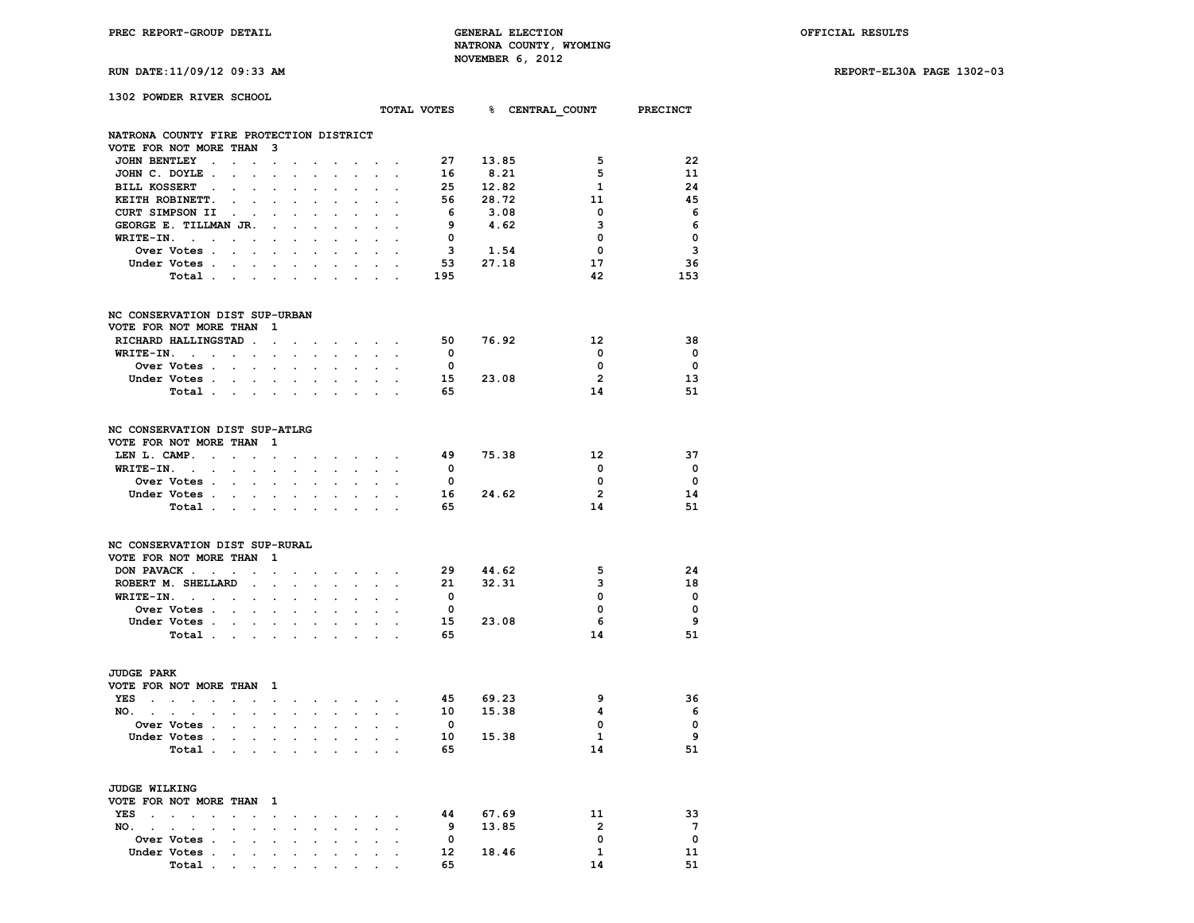PREC REPORT-GROUP DETAIL

GENERAL ELECTION
NATRONA COUNTY, WYOMING
NOVEMBER 6, 2012

OFFICIAL RESULTS

RUN DATE:11/09/12 09:33 AM

REPORT-EL30A PAGE 1302-03

## 1302 POWDER RIVER SCHOOL

### NATRONA COUNTY FIRE PROTECTION DISTRICT
VOTE FOR NOT MORE THAN 3

| | TOTAL VOTES | % | CENTRAL_COUNT | PRECINCT |
|---|---|---|---|---|
| JOHN BENTLEY | 27 | 13.85 | 5 | 22 |
| JOHN C. DOYLE | 16 | 8.21 | 5 | 11 |
| BILL KOSSERT | 25 | 12.82 | 1 | 24 |
| KEITH ROBINETT. | 56 | 28.72 | 11 | 45 |
| CURT SIMPSON II | 6 | 3.08 | 0 | 6 |
| GEORGE E. TILLMAN JR. | 9 | 4.62 | 3 | 6 |
| WRITE-IN. | 0 | | 0 | 0 |
| Over Votes | 3 | 1.54 | 0 | 3 |
| Under Votes | 53 | 27.18 | 17 | 36 |
| Total | 195 | | 42 | 153 |

### NC CONSERVATION DIST SUP-URBAN
VOTE FOR NOT MORE THAN 1

| | TOTAL VOTES | % | CENTRAL_COUNT | PRECINCT |
|---|---|---|---|---|
| RICHARD HALLINGSTAD | 50 | 76.92 | 12 | 38 |
| WRITE-IN. | 0 | | 0 | 0 |
| Over Votes | 0 | | 0 | 0 |
| Under Votes | 15 | 23.08 | 2 | 13 |
| Total | 65 | | 14 | 51 |

### NC CONSERVATION DIST SUP-ATLRG
VOTE FOR NOT MORE THAN 1

| | TOTAL VOTES | % | CENTRAL_COUNT | PRECINCT |
|---|---|---|---|---|
| LEN L. CAMP. | 49 | 75.38 | 12 | 37 |
| WRITE-IN. | 0 | | 0 | 0 |
| Over Votes | 0 | | 0 | 0 |
| Under Votes | 16 | 24.62 | 2 | 14 |
| Total | 65 | | 14 | 51 |

### NC CONSERVATION DIST SUP-RURAL
VOTE FOR NOT MORE THAN 1

| | TOTAL VOTES | % | CENTRAL_COUNT | PRECINCT |
|---|---|---|---|---|
| DON PAVACK | 29 | 44.62 | 5 | 24 |
| ROBERT M. SHELLARD | 21 | 32.31 | 3 | 18 |
| WRITE-IN. | 0 | | 0 | 0 |
| Over Votes | 0 | | 0 | 0 |
| Under Votes | 15 | 23.08 | 6 | 9 |
| Total | 65 | | 14 | 51 |

### JUDGE PARK
VOTE FOR NOT MORE THAN 1

| | TOTAL VOTES | % | CENTRAL_COUNT | PRECINCT |
|---|---|---|---|---|
| YES | 45 | 69.23 | 9 | 36 |
| NO. | 10 | 15.38 | 4 | 6 |
| Over Votes | 0 | | 0 | 0 |
| Under Votes | 10 | 15.38 | 1 | 9 |
| Total | 65 | | 14 | 51 |

### JUDGE WILKING
VOTE FOR NOT MORE THAN 1

| | TOTAL VOTES | % | CENTRAL_COUNT | PRECINCT |
|---|---|---|---|---|
| YES | 44 | 67.69 | 11 | 33 |
| NO. | 9 | 13.85 | 2 | 7 |
| Over Votes | 0 | | 0 | 0 |
| Under Votes | 12 | 18.46 | 1 | 11 |
| Total | 65 | | 14 | 51 |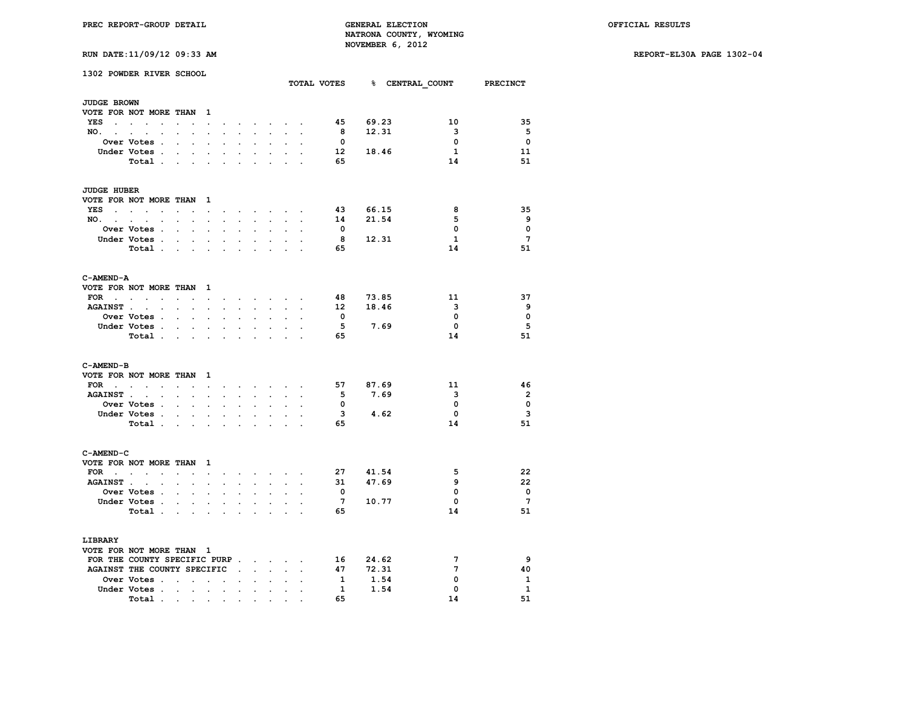PREC REPORT-GROUP DETAIL

GENERAL ELECTION
NATRONA COUNTY, WYOMING
NOVEMBER 6, 2012

OFFICIAL RESULTS

RUN DATE:11/09/12 09:33 AM

REPORT-EL30A PAGE 1302-04

## 1302 POWDER RIVER SCHOOL

### JUDGE BROWN
VOTE FOR NOT MORE THAN 1

| | TOTAL VOTES | % | CENTRAL_COUNT | PRECINCT |
|---|---|---|---|---|
| YES | 45 | 69.23 | 10 | 35 |
| NO. | 8 | 12.31 | 3 | 5 |
| Over Votes | 0 | | 0 | 0 |
| Under Votes | 12 | 18.46 | 1 | 11 |
| Total | 65 | | 14 | 51 |

### JUDGE HUBER
VOTE FOR NOT MORE THAN 1

| | TOTAL VOTES | % | CENTRAL_COUNT | PRECINCT |
|---|---|---|---|---|
| YES | 43 | 66.15 | 8 | 35 |
| NO. | 14 | 21.54 | 5 | 9 |
| Over Votes | 0 | | 0 | 0 |
| Under Votes | 8 | 12.31 | 1 | 7 |
| Total | 65 | | 14 | 51 |

### C-AMEND-A
VOTE FOR NOT MORE THAN 1

| | TOTAL VOTES | % | CENTRAL_COUNT | PRECINCT |
|---|---|---|---|---|
| FOR | 48 | 73.85 | 11 | 37 |
| AGAINST | 12 | 18.46 | 3 | 9 |
| Over Votes | 0 | | 0 | 0 |
| Under Votes | 5 | 7.69 | 0 | 5 |
| Total | 65 | | 14 | 51 |

### C-AMEND-B
VOTE FOR NOT MORE THAN 1

| | TOTAL VOTES | % | CENTRAL_COUNT | PRECINCT |
|---|---|---|---|---|
| FOR | 57 | 87.69 | 11 | 46 |
| AGAINST | 5 | 7.69 | 3 | 2 |
| Over Votes | 0 | | 0 | 0 |
| Under Votes | 3 | 4.62 | 0 | 3 |
| Total | 65 | | 14 | 51 |

### C-AMEND-C
VOTE FOR NOT MORE THAN 1

| | TOTAL VOTES | % | CENTRAL_COUNT | PRECINCT |
|---|---|---|---|---|
| FOR | 27 | 41.54 | 5 | 22 |
| AGAINST | 31 | 47.69 | 9 | 22 |
| Over Votes | 0 | | 0 | 0 |
| Under Votes | 7 | 10.77 | 0 | 7 |
| Total | 65 | | 14 | 51 |

### LIBRARY
VOTE FOR NOT MORE THAN 1

| | TOTAL VOTES | % | CENTRAL_COUNT | PRECINCT |
|---|---|---|---|---|
| FOR THE COUNTY SPECIFIC PURP | 16 | 24.62 | 7 | 9 |
| AGAINST THE COUNTY SPECIFIC | 47 | 72.31 | 7 | 40 |
| Over Votes | 1 | 1.54 | 0 | 1 |
| Under Votes | 1 | 1.54 | 0 | 1 |
| Total | 65 | | 14 | 51 |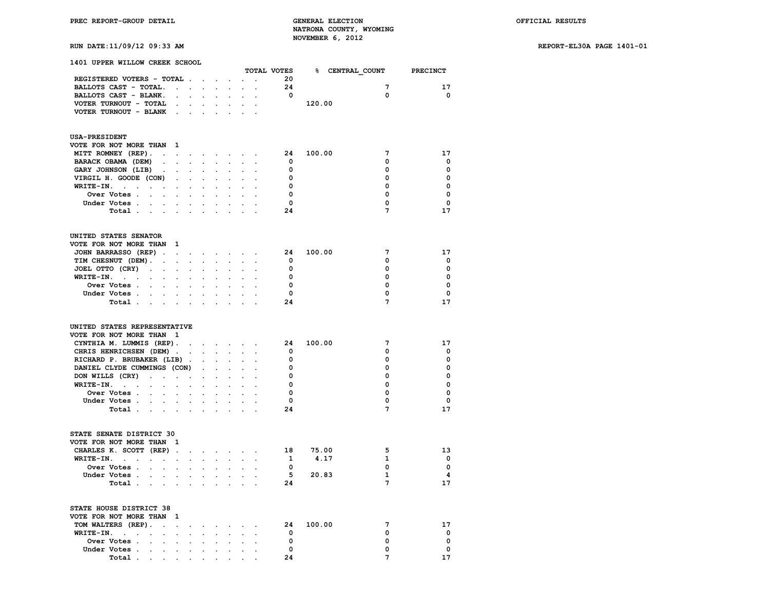PREC REPORT-GROUP DETAIL — GENERAL ELECTION — NATRONA COUNTY, WYOMING — NOVEMBER 6, 2012 — OFFICIAL RESULTS

RUN DATE:11/09/12 09:33 AM — REPORT-EL30A PAGE 1401-01

## 1401 UPPER WILLOW CREEK SCHOOL

| | TOTAL VOTES | % | CENTRAL_COUNT | PRECINCT |
|---|---|---|---|---|
| REGISTERED VOTERS - TOTAL | 20 | | | |
| BALLOTS CAST - TOTAL. | 24 | | 7 | 17 |
| BALLOTS CAST - BLANK. | 0 | | 0 | 0 |
| VOTER TURNOUT - TOTAL | | 120.00 | | |
| VOTER TURNOUT - BLANK | | | | |

### USA-PRESIDENT
VOTE FOR NOT MORE THAN 1

| | TOTAL VOTES | % | CENTRAL_COUNT | PRECINCT |
|---|---|---|---|---|
| MITT ROMNEY (REP). | 24 | 100.00 | 7 | 17 |
| BARACK OBAMA (DEM) | 0 | | 0 | 0 |
| GARY JOHNSON (LIB) | 0 | | 0 | 0 |
| VIRGIL H. GOODE (CON) | 0 | | 0 | 0 |
| WRITE-IN. | 0 | | 0 | 0 |
| Over Votes | 0 | | 0 | 0 |
| Under Votes | 0 | | 0 | 0 |
| Total | 24 | | 7 | 17 |

### UNITED STATES SENATOR
VOTE FOR NOT MORE THAN 1

| | TOTAL VOTES | % | CENTRAL_COUNT | PRECINCT |
|---|---|---|---|---|
| JOHN BARRASSO (REP) | 24 | 100.00 | 7 | 17 |
| TIM CHESNUT (DEM). | 0 | | 0 | 0 |
| JOEL OTTO (CRY) | 0 | | 0 | 0 |
| WRITE-IN. | 0 | | 0 | 0 |
| Over Votes | 0 | | 0 | 0 |
| Under Votes | 0 | | 0 | 0 |
| Total | 24 | | 7 | 17 |

### UNITED STATES REPRESENTATIVE
VOTE FOR NOT MORE THAN 1

| | TOTAL VOTES | % | CENTRAL_COUNT | PRECINCT |
|---|---|---|---|---|
| CYNTHIA M. LUMMIS (REP). | 24 | 100.00 | 7 | 17 |
| CHRIS HENRICHSEN (DEM) | 0 | | 0 | 0 |
| RICHARD P. BRUBAKER (LIB) | 0 | | 0 | 0 |
| DANIEL CLYDE CUMMINGS (CON) | 0 | | 0 | 0 |
| DON WILLS (CRY) | 0 | | 0 | 0 |
| WRITE-IN. | 0 | | 0 | 0 |
| Over Votes | 0 | | 0 | 0 |
| Under Votes | 0 | | 0 | 0 |
| Total | 24 | | 7 | 17 |

### STATE SENATE DISTRICT 30
VOTE FOR NOT MORE THAN 1

| | TOTAL VOTES | % | CENTRAL_COUNT | PRECINCT |
|---|---|---|---|---|
| CHARLES K. SCOTT (REP) | 18 | 75.00 | 5 | 13 |
| WRITE-IN. | 1 | 4.17 | 1 | 0 |
| Over Votes | 0 | | 0 | 0 |
| Under Votes | 5 | 20.83 | 1 | 4 |
| Total | 24 | | 7 | 17 |

### STATE HOUSE DISTRICT 38
VOTE FOR NOT MORE THAN 1

| | TOTAL VOTES | % | CENTRAL_COUNT | PRECINCT |
|---|---|---|---|---|
| TOM WALTERS (REP). | 24 | 100.00 | 7 | 17 |
| WRITE-IN. | 0 | | 0 | 0 |
| Over Votes | 0 | | 0 | 0 |
| Under Votes | 0 | | 0 | 0 |
| Total | 24 | | 7 | 17 |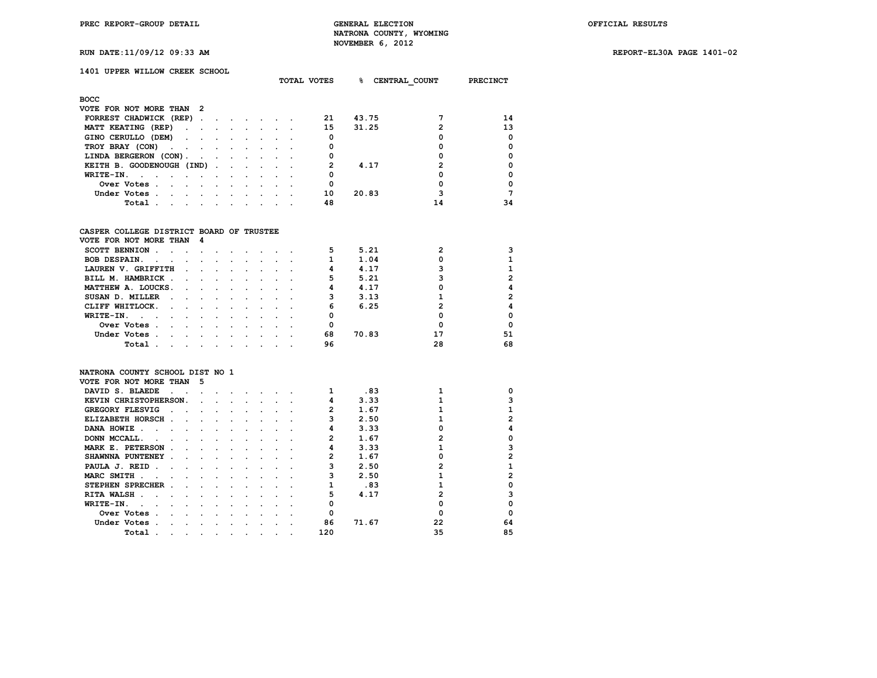PREC REPORT-GROUP DETAIL — GENERAL ELECTION — NATRONA COUNTY, WYOMING — NOVEMBER 6, 2012 — OFFICIAL RESULTS

RUN DATE:11/09/12 09:33 AM — REPORT-EL30A PAGE 1401-02

## 1401 UPPER WILLOW CREEK SCHOOL

### BOCC
VOTE FOR NOT MORE THAN 2

| | TOTAL VOTES | % | CENTRAL_COUNT | PRECINCT |
|---|---|---|---|---|
| FORREST CHADWICK (REP) | 21 | 43.75 | 7 | 14 |
| MATT KEATING (REP) | 15 | 31.25 | 2 | 13 |
| GINO CERULLO (DEM) | 0 | | 0 | 0 |
| TROY BRAY (CON) | 0 | | 0 | 0 |
| LINDA BERGERON (CON) | 0 | | 0 | 0 |
| KEITH B. GOODENOUGH (IND) | 2 | 4.17 | 2 | 0 |
| WRITE-IN. | 0 | | 0 | 0 |
| Over Votes | 0 | | 0 | 0 |
| Under Votes | 10 | 20.83 | 3 | 7 |
| Total | 48 | | 14 | 34 |

### CASPER COLLEGE DISTRICT BOARD OF TRUSTEE
VOTE FOR NOT MORE THAN 4

| | TOTAL VOTES | % | CENTRAL_COUNT | PRECINCT |
|---|---|---|---|---|
| SCOTT BENNION | 5 | 5.21 | 2 | 3 |
| BOB DESPAIN. | 1 | 1.04 | 0 | 1 |
| LAUREN V. GRIFFITH | 4 | 4.17 | 3 | 1 |
| BILL M. HAMBRICK | 5 | 5.21 | 3 | 2 |
| MATTHEW A. LOUCKS. | 4 | 4.17 | 0 | 4 |
| SUSAN D. MILLER | 3 | 3.13 | 1 | 2 |
| CLIFF WHITLOCK. | 6 | 6.25 | 2 | 4 |
| WRITE-IN. | 0 | | 0 | 0 |
| Over Votes | 0 | | 0 | 0 |
| Under Votes | 68 | 70.83 | 17 | 51 |
| Total | 96 | | 28 | 68 |

### NATRONA COUNTY SCHOOL DIST NO 1
VOTE FOR NOT MORE THAN 5

| | TOTAL VOTES | % | CENTRAL_COUNT | PRECINCT |
|---|---|---|---|---|
| DAVID S. BLAEDE | 1 | .83 | 1 | 0 |
| KEVIN CHRISTOPHERSON. | 4 | 3.33 | 1 | 3 |
| GREGORY FLESVIG | 2 | 1.67 | 1 | 1 |
| ELIZABETH HORSCH | 3 | 2.50 | 1 | 2 |
| DANA HOWIE | 4 | 3.33 | 0 | 4 |
| DONN MCCALL. | 2 | 1.67 | 2 | 0 |
| MARK E. PETERSON | 4 | 3.33 | 1 | 3 |
| SHAWNNA PUNTENEY | 2 | 1.67 | 0 | 2 |
| PAULA J. REID | 3 | 2.50 | 2 | 1 |
| MARC SMITH | 3 | 2.50 | 1 | 2 |
| STEPHEN SPRECHER | 1 | .83 | 1 | 0 |
| RITA WALSH | 5 | 4.17 | 2 | 3 |
| WRITE-IN. | 0 | | 0 | 0 |
| Over Votes | 0 | | 0 | 0 |
| Under Votes | 86 | 71.67 | 22 | 64 |
| Total | 120 | | 35 | 85 |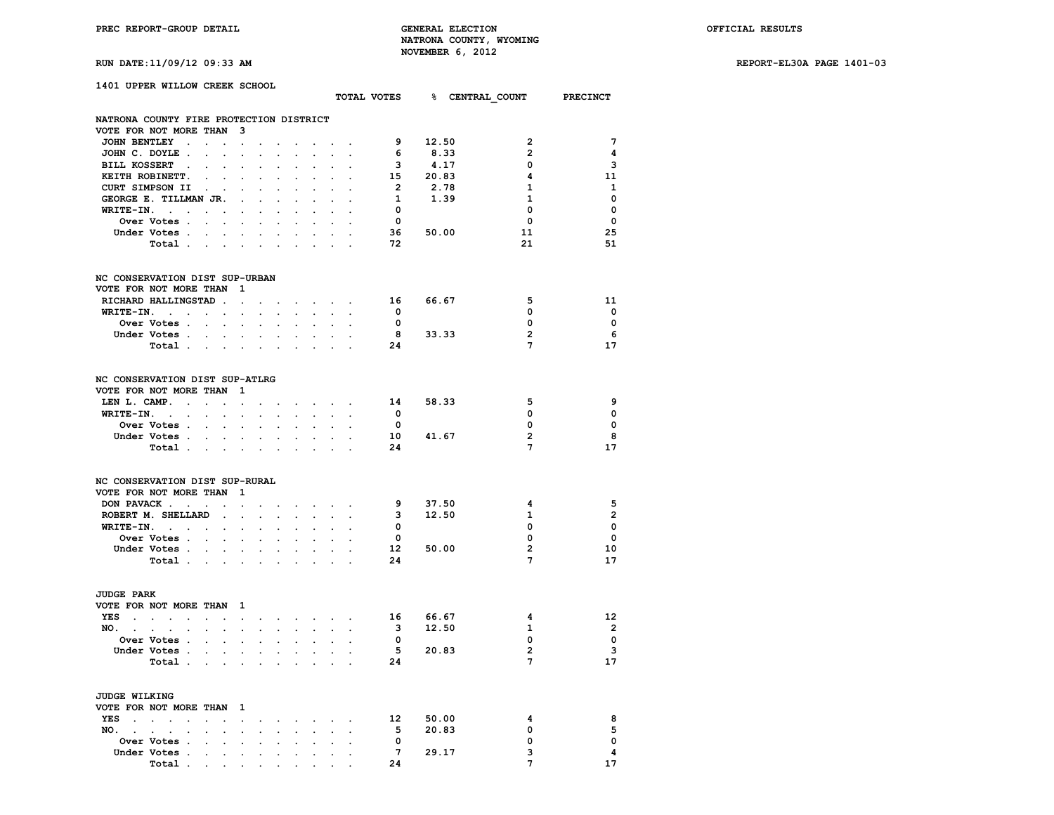PREC REPORT-GROUP DETAIL — GENERAL ELECTION — NATRONA COUNTY, WYOMING — NOVEMBER 6, 2012 — OFFICIAL RESULTS

RUN DATE:11/09/12 09:33 AM — REPORT-EL30A PAGE 1401-03

## 1401 UPPER WILLOW CREEK SCHOOL

### NATRONA COUNTY FIRE PROTECTION DISTRICT
VOTE FOR NOT MORE THAN 3

| | TOTAL VOTES | % | CENTRAL_COUNT | PRECINCT |
|---|---|---|---|---|
| JOHN BENTLEY | 9 | 12.50 | 2 | 7 |
| JOHN C. DOYLE | 6 | 8.33 | 2 | 4 |
| BILL KOSSERT | 3 | 4.17 | 0 | 3 |
| KEITH ROBINETT | 15 | 20.83 | 4 | 11 |
| CURT SIMPSON II | 2 | 2.78 | 1 | 1 |
| GEORGE E. TILLMAN JR. | 1 | 1.39 | 1 | 0 |
| WRITE-IN | 0 | | 0 | 0 |
| Over Votes | 0 | | 0 | 0 |
| Under Votes | 36 | 50.00 | 11 | 25 |
| Total | 72 | | 21 | 51 |

### NC CONSERVATION DIST SUP-URBAN
VOTE FOR NOT MORE THAN 1

| | TOTAL VOTES | % | CENTRAL_COUNT | PRECINCT |
|---|---|---|---|---|
| RICHARD HALLINGSTAD | 16 | 66.67 | 5 | 11 |
| WRITE-IN | 0 | | 0 | 0 |
| Over Votes | 0 | | 0 | 0 |
| Under Votes | 8 | 33.33 | 2 | 6 |
| Total | 24 | | 7 | 17 |

### NC CONSERVATION DIST SUP-ATLRG
VOTE FOR NOT MORE THAN 1

| | TOTAL VOTES | % | CENTRAL_COUNT | PRECINCT |
|---|---|---|---|---|
| LEN L. CAMP | 14 | 58.33 | 5 | 9 |
| WRITE-IN | 0 | | 0 | 0 |
| Over Votes | 0 | | 0 | 0 |
| Under Votes | 10 | 41.67 | 2 | 8 |
| Total | 24 | | 7 | 17 |

### NC CONSERVATION DIST SUP-RURAL
VOTE FOR NOT MORE THAN 1

| | TOTAL VOTES | % | CENTRAL_COUNT | PRECINCT |
|---|---|---|---|---|
| DON PAVACK | 9 | 37.50 | 4 | 5 |
| ROBERT M. SHELLARD | 3 | 12.50 | 1 | 2 |
| WRITE-IN | 0 | | 0 | 0 |
| Over Votes | 0 | | 0 | 0 |
| Under Votes | 12 | 50.00 | 2 | 10 |
| Total | 24 | | 7 | 17 |

### JUDGE PARK
VOTE FOR NOT MORE THAN 1

| | TOTAL VOTES | % | CENTRAL_COUNT | PRECINCT |
|---|---|---|---|---|
| YES | 16 | 66.67 | 4 | 12 |
| NO | 3 | 12.50 | 1 | 2 |
| Over Votes | 0 | | 0 | 0 |
| Under Votes | 5 | 20.83 | 2 | 3 |
| Total | 24 | | 7 | 17 |

### JUDGE WILKING
VOTE FOR NOT MORE THAN 1

| | TOTAL VOTES | % | CENTRAL_COUNT | PRECINCT |
|---|---|---|---|---|
| YES | 12 | 50.00 | 4 | 8 |
| NO | 5 | 20.83 | 0 | 5 |
| Over Votes | 0 | | 0 | 0 |
| Under Votes | 7 | 29.17 | 3 | 4 |
| Total | 24 | | 7 | 17 |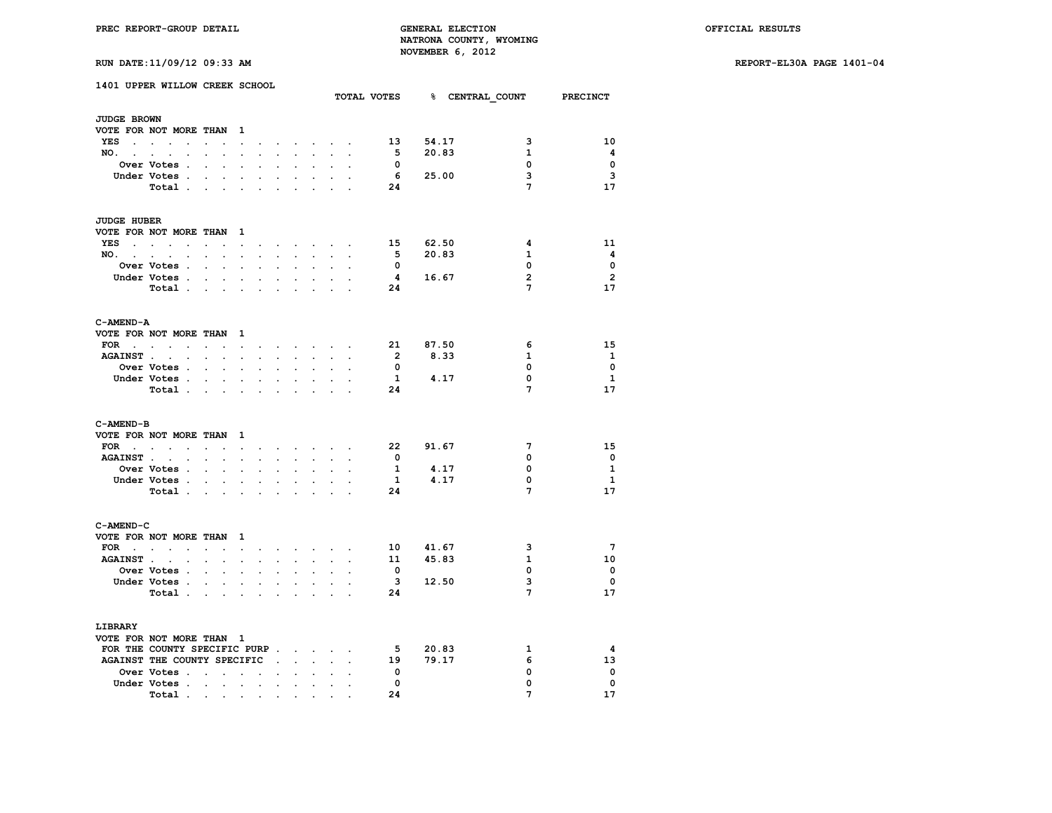PREC REPORT-GROUP DETAIL

GENERAL ELECTION
NATRONA COUNTY, WYOMING
NOVEMBER 6, 2012

OFFICIAL RESULTS

RUN DATE:11/09/12 09:33 AM

REPORT-EL30A PAGE 1401-04

## 1401 UPPER WILLOW CREEK SCHOOL

### JUDGE BROWN
VOTE FOR NOT MORE THAN 1

| | TOTAL VOTES | % | CENTRAL_COUNT | PRECINCT |
|---|---|---|---|---|
| YES | 13 | 54.17 | 3 | 10 |
| NO. | 5 | 20.83 | 1 | 4 |
| Over Votes | 0 | | 0 | 0 |
| Under Votes | 6 | 25.00 | 3 | 3 |
| Total | 24 | | 7 | 17 |

### JUDGE HUBER
VOTE FOR NOT MORE THAN 1

| | TOTAL VOTES | % | CENTRAL_COUNT | PRECINCT |
|---|---|---|---|---|
| YES | 15 | 62.50 | 4 | 11 |
| NO. | 5 | 20.83 | 1 | 4 |
| Over Votes | 0 | | 0 | 0 |
| Under Votes | 4 | 16.67 | 2 | 2 |
| Total | 24 | | 7 | 17 |

### C-AMEND-A
VOTE FOR NOT MORE THAN 1

| | TOTAL VOTES | % | CENTRAL_COUNT | PRECINCT |
|---|---|---|---|---|
| FOR | 21 | 87.50 | 6 | 15 |
| AGAINST | 2 | 8.33 | 1 | 1 |
| Over Votes | 0 | | 0 | 0 |
| Under Votes | 1 | 4.17 | 0 | 1 |
| Total | 24 | | 7 | 17 |

### C-AMEND-B
VOTE FOR NOT MORE THAN 1

| | TOTAL VOTES | % | CENTRAL_COUNT | PRECINCT |
|---|---|---|---|---|
| FOR | 22 | 91.67 | 7 | 15 |
| AGAINST | 0 | | 0 | 0 |
| Over Votes | 1 | 4.17 | 0 | 1 |
| Under Votes | 1 | 4.17 | 0 | 1 |
| Total | 24 | | 7 | 17 |

### C-AMEND-C
VOTE FOR NOT MORE THAN 1

| | TOTAL VOTES | % | CENTRAL_COUNT | PRECINCT |
|---|---|---|---|---|
| FOR | 10 | 41.67 | 3 | 7 |
| AGAINST | 11 | 45.83 | 1 | 10 |
| Over Votes | 0 | | 0 | 0 |
| Under Votes | 3 | 12.50 | 3 | 0 |
| Total | 24 | | 7 | 17 |

### LIBRARY
VOTE FOR NOT MORE THAN 1

| | TOTAL VOTES | % | CENTRAL_COUNT | PRECINCT |
|---|---|---|---|---|
| FOR THE COUNTY SPECIFIC PURP | 5 | 20.83 | 1 | 4 |
| AGAINST THE COUNTY SPECIFIC | 19 | 79.17 | 6 | 13 |
| Over Votes | 0 | | 0 | 0 |
| Under Votes | 0 | | 0 | 0 |
| Total | 24 | | 7 | 17 |